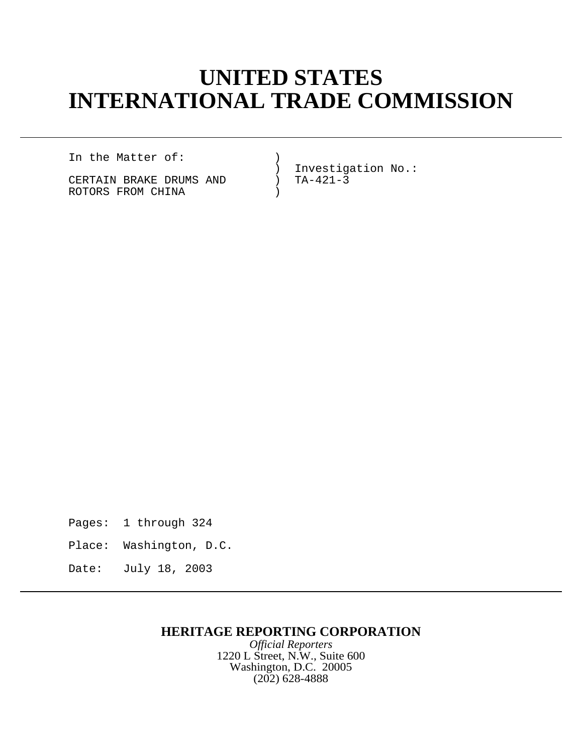# UNITED STATES INTERNATIONAL TRADE COMMISSION

---

```
In the Matter of:              )
                               )  Investigation No.:
CERTAIN BRAKE DRUMS AND        )  TA-421-3
ROTORS FROM CHINA              )
```

Pages: 1 through 324

Place: Washington, D.C.

Date: July 18, 2003

---

**HERITAGE REPORTING CORPORATION**

*Official Reporters*

1220 L Street, N.W., Suite 600

Washington, D.C. 20005

(202) 628-4888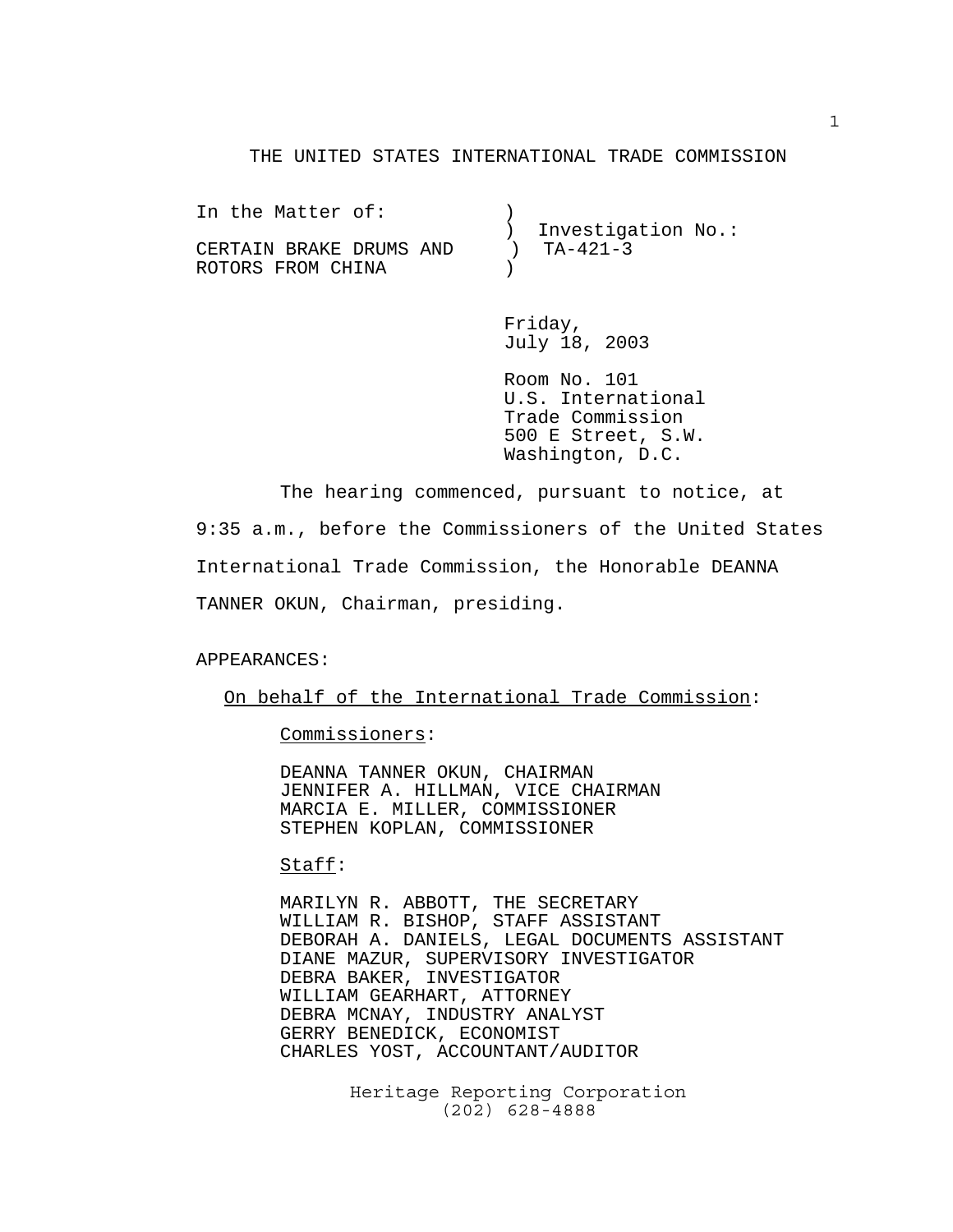THE UNITED STATES INTERNATIONAL TRADE COMMISSION

```
In the Matter of:             )
                              )  Investigation No.:
CERTAIN BRAKE DRUMS AND       )  TA-421-3
ROTORS FROM CHINA             )
```

Friday,
July 18, 2003

Room No. 101
U.S. International
Trade Commission
500 E Street, S.W.
Washington, D.C.

The hearing commenced, pursuant to notice, at 9:35 a.m., before the Commissioners of the United States International Trade Commission, the Honorable DEANNA TANNER OKUN, Chairman, presiding.

APPEARANCES:

On behalf of the International Trade Commission:

Commissioners:

DEANNA TANNER OKUN, CHAIRMAN
JENNIFER A. HILLMAN, VICE CHAIRMAN
MARCIA E. MILLER, COMMISSIONER
STEPHEN KOPLAN, COMMISSIONER

Staff:

MARILYN R. ABBOTT, THE SECRETARY
WILLIAM R. BISHOP, STAFF ASSISTANT
DEBORAH A. DANIELS, LEGAL DOCUMENTS ASSISTANT
DIANE MAZUR, SUPERVISORY INVESTIGATOR
DEBRA BAKER, INVESTIGATOR
WILLIAM GEARHART, ATTORNEY
DEBRA MCNAY, INDUSTRY ANALYST
GERRY BENEDICK, ECONOMIST
CHARLES YOST, ACCOUNTANT/AUDITOR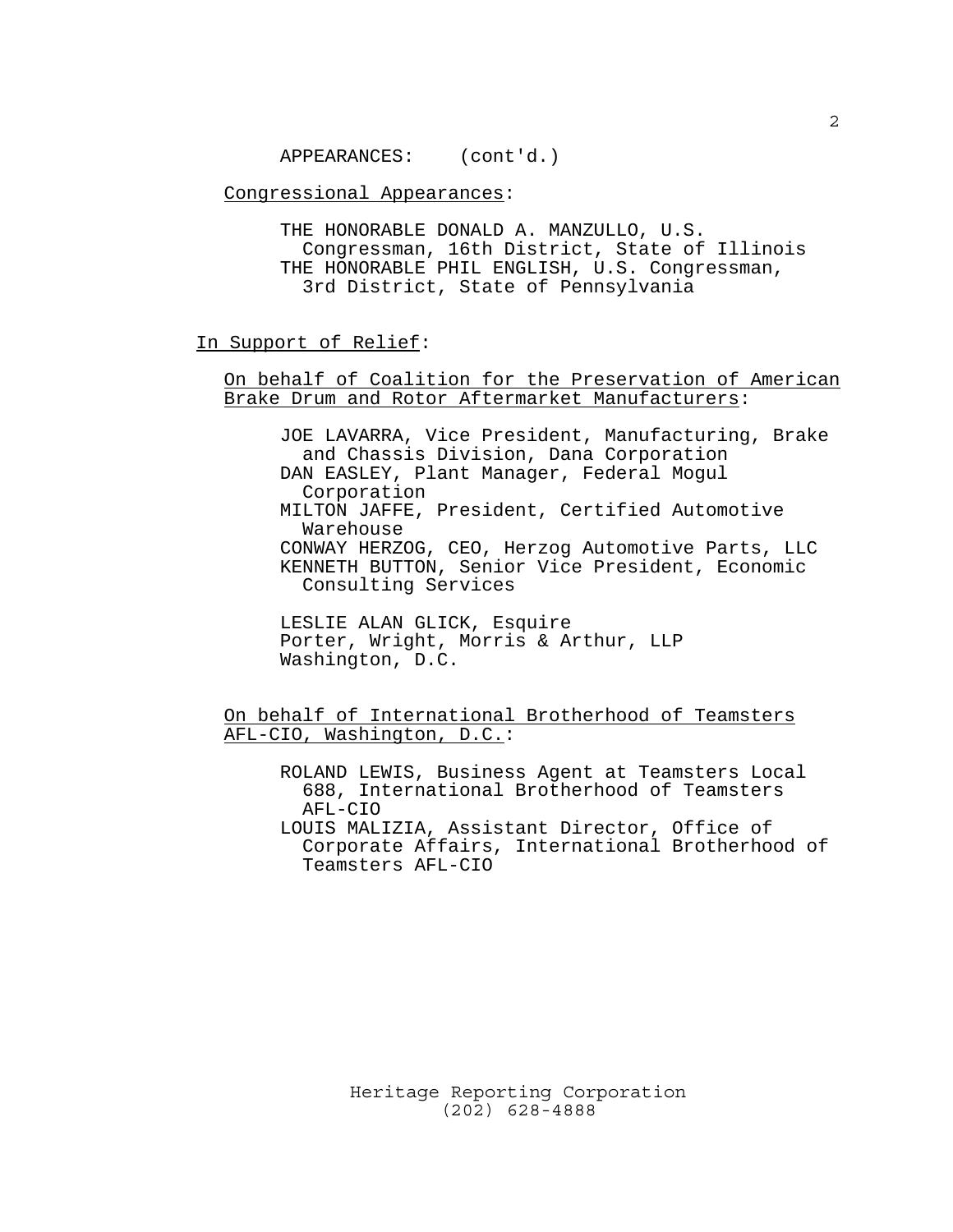APPEARANCES: (cont'd.)

Congressional Appearances:

THE HONORABLE DONALD A. MANZULLO, U.S. Congressman, 16th District, State of Illinois
THE HONORABLE PHIL ENGLISH, U.S. Congressman, 3rd District, State of Pennsylvania

In Support of Relief:

On behalf of Coalition for the Preservation of American Brake Drum and Rotor Aftermarket Manufacturers:

JOE LAVARRA, Vice President, Manufacturing, Brake and Chassis Division, Dana Corporation
DAN EASLEY, Plant Manager, Federal Mogul Corporation
MILTON JAFFE, President, Certified Automotive Warehouse
CONWAY HERZOG, CEO, Herzog Automotive Parts, LLC
KENNETH BUTTON, Senior Vice President, Economic Consulting Services

LESLIE ALAN GLICK, Esquire
Porter, Wright, Morris & Arthur, LLP
Washington, D.C.

On behalf of International Brotherhood of Teamsters AFL-CIO, Washington, D.C.:

ROLAND LEWIS, Business Agent at Teamsters Local 688, International Brotherhood of Teamsters AFL-CIO
LOUIS MALIZIA, Assistant Director, Office of Corporate Affairs, International Brotherhood of Teamsters AFL-CIO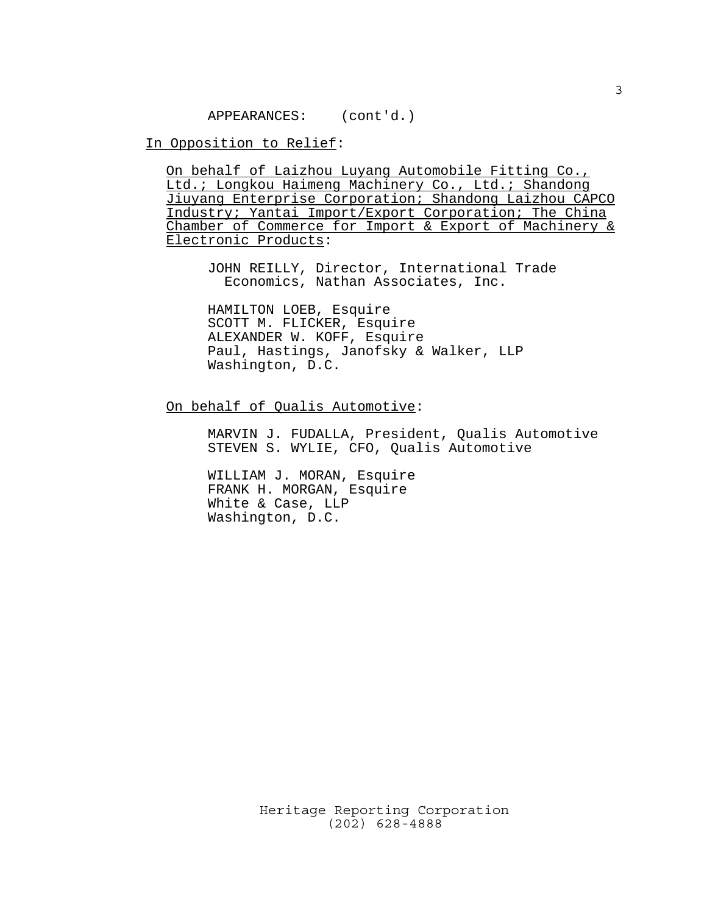APPEARANCES: (cont'd.)

In Opposition to Relief:

On behalf of Laizhou Luyang Automobile Fitting Co., Ltd.; Longkou Haimeng Machinery Co., Ltd.; Shandong Jiuyang Enterprise Corporation; Shandong Laizhou CAPCO Industry; Yantai Import/Export Corporation; The China Chamber of Commerce for Import & Export of Machinery & Electronic Products:

JOHN REILLY, Director, International Trade Economics, Nathan Associates, Inc.

HAMILTON LOEB, Esquire
SCOTT M. FLICKER, Esquire
ALEXANDER W. KOFF, Esquire
Paul, Hastings, Janofsky & Walker, LLP
Washington, D.C.

On behalf of Qualis Automotive:

MARVIN J. FUDALLA, President, Qualis Automotive
STEVEN S. WYLIE, CFO, Qualis Automotive

WILLIAM J. MORAN, Esquire
FRANK H. MORGAN, Esquire
White & Case, LLP
Washington, D.C.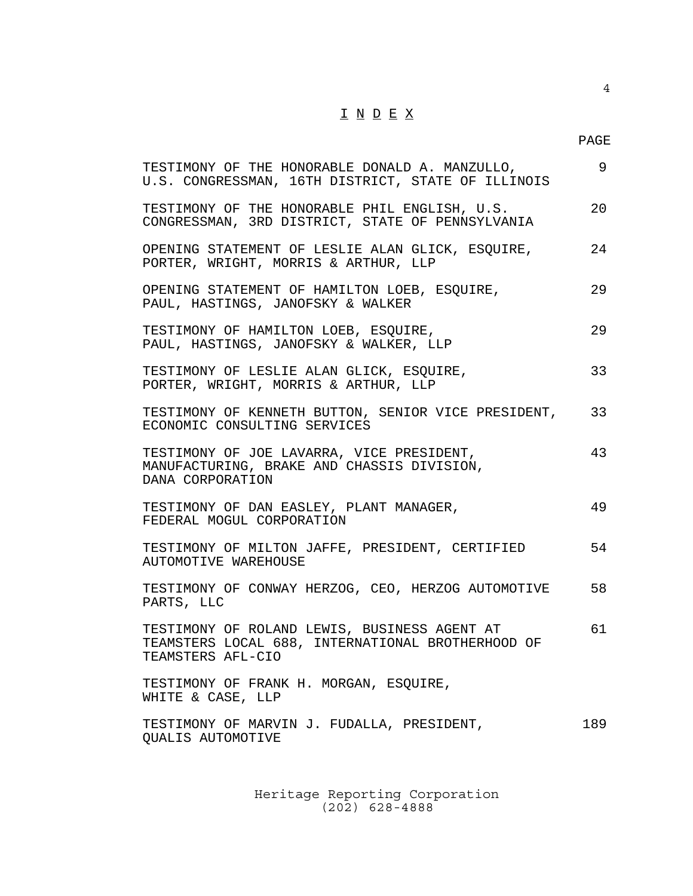# I N D E X

| | PAGE |
|---|---|
| TESTIMONY OF THE HONORABLE DONALD A. MANZULLO, U.S. CONGRESSMAN, 16TH DISTRICT, STATE OF ILLINOIS | 9 |
| TESTIMONY OF THE HONORABLE PHIL ENGLISH, U.S. CONGRESSMAN, 3RD DISTRICT, STATE OF PENNSYLVANIA | 20 |
| OPENING STATEMENT OF LESLIE ALAN GLICK, ESQUIRE, PORTER, WRIGHT, MORRIS & ARTHUR, LLP | 24 |
| OPENING STATEMENT OF HAMILTON LOEB, ESQUIRE, PAUL, HASTINGS, JANOFSKY & WALKER | 29 |
| TESTIMONY OF HAMILTON LOEB, ESQUIRE, PAUL, HASTINGS, JANOFSKY & WALKER, LLP | 29 |
| TESTIMONY OF LESLIE ALAN GLICK, ESQUIRE, PORTER, WRIGHT, MORRIS & ARTHUR, LLP | 33 |
| TESTIMONY OF KENNETH BUTTON, SENIOR VICE PRESIDENT, ECONOMIC CONSULTING SERVICES | 33 |
| TESTIMONY OF JOE LAVARRA, VICE PRESIDENT, MANUFACTURING, BRAKE AND CHASSIS DIVISION, DANA CORPORATION | 43 |
| TESTIMONY OF DAN EASLEY, PLANT MANAGER, FEDERAL MOGUL CORPORATION | 49 |
| TESTIMONY OF MILTON JAFFE, PRESIDENT, CERTIFIED AUTOMOTIVE WAREHOUSE | 54 |
| TESTIMONY OF CONWAY HERZOG, CEO, HERZOG AUTOMOTIVE PARTS, LLC | 58 |
| TESTIMONY OF ROLAND LEWIS, BUSINESS AGENT AT TEAMSTERS LOCAL 688, INTERNATIONAL BROTHERHOOD OF TEAMSTERS AFL-CIO | 61 |
| TESTIMONY OF FRANK H. MORGAN, ESQUIRE, WHITE & CASE, LLP | |
| TESTIMONY OF MARVIN J. FUDALLA, PRESIDENT, QUALIS AUTOMOTIVE | 189 |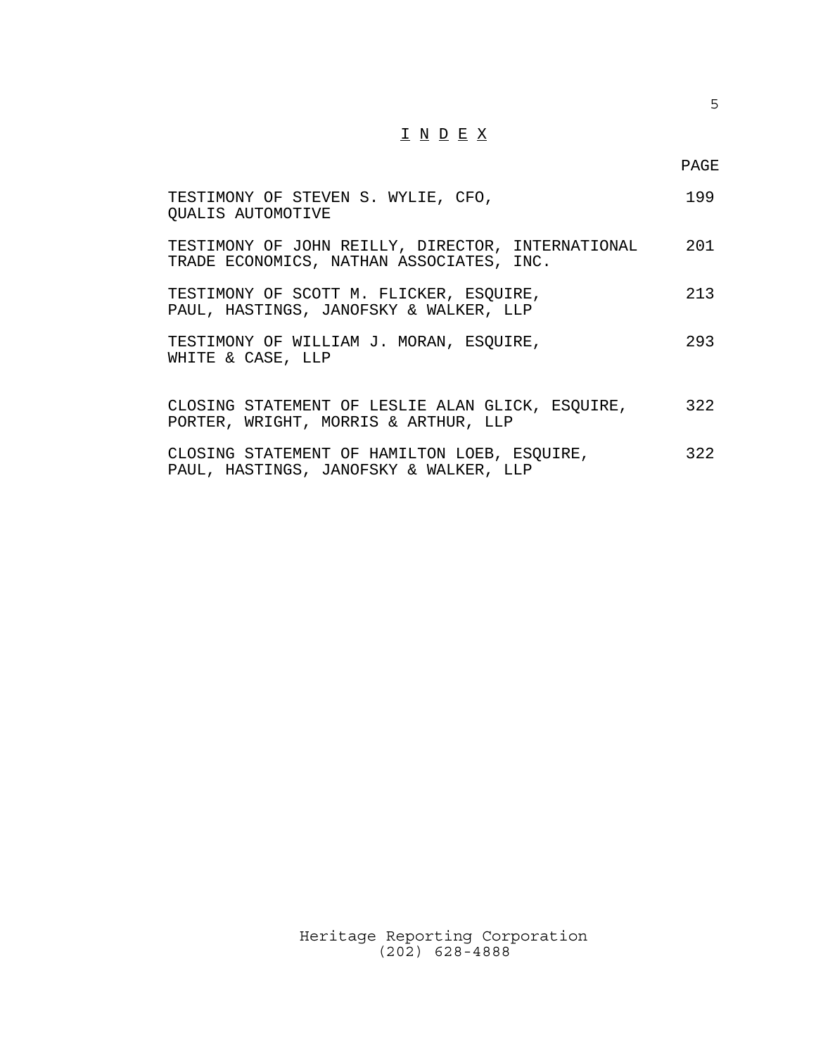# I N D E X

| | PAGE |
|---|---|
| TESTIMONY OF STEVEN S. WYLIE, CFO, QUALIS AUTOMOTIVE | 199 |
| TESTIMONY OF JOHN REILLY, DIRECTOR, INTERNATIONAL TRADE ECONOMICS, NATHAN ASSOCIATES, INC. | 201 |
| TESTIMONY OF SCOTT M. FLICKER, ESQUIRE, PAUL, HASTINGS, JANOFSKY & WALKER, LLP | 213 |
| TESTIMONY OF WILLIAM J. MORAN, ESQUIRE, WHITE & CASE, LLP | 293 |
| CLOSING STATEMENT OF LESLIE ALAN GLICK, ESQUIRE, PORTER, WRIGHT, MORRIS & ARTHUR, LLP | 322 |
| CLOSING STATEMENT OF HAMILTON LOEB, ESQUIRE, PAUL, HASTINGS, JANOFSKY & WALKER, LLP | 322 |

Heritage Reporting Corporation
(202) 628-4888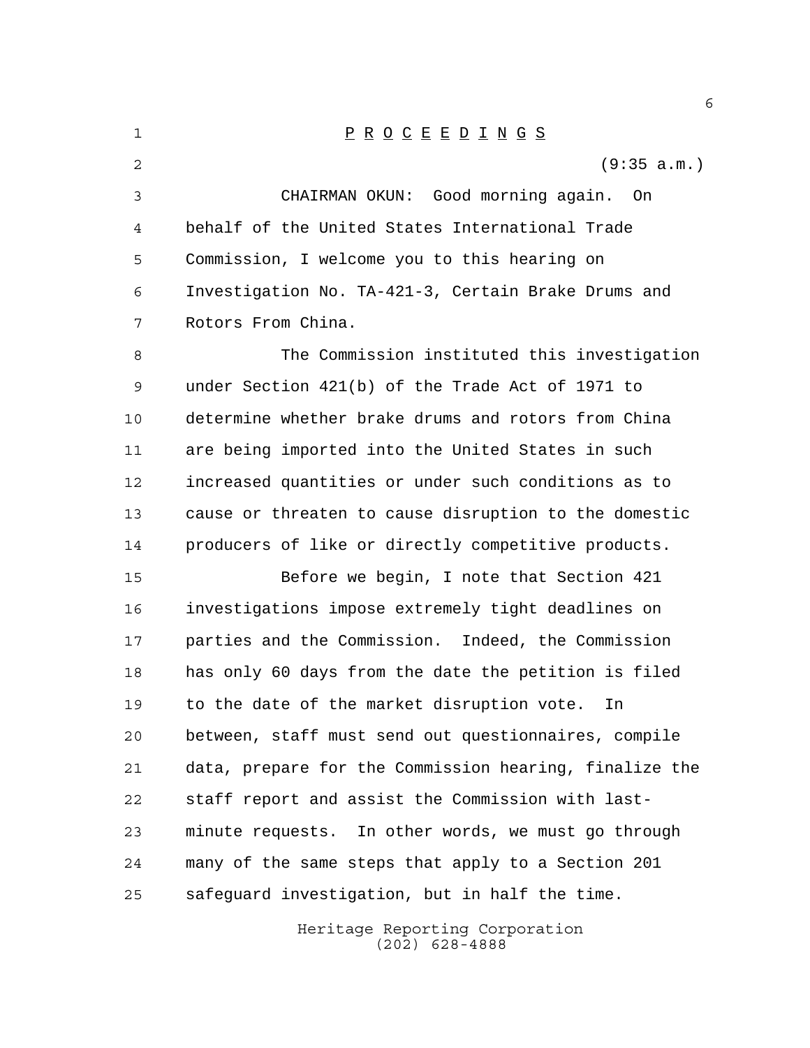# P R O C E E D I N G S

(9:35 a.m.)

CHAIRMAN OKUN: Good morning again. On behalf of the United States International Trade Commission, I welcome you to this hearing on Investigation No. TA-421-3, Certain Brake Drums and Rotors From China.

The Commission instituted this investigation under Section 421(b) of the Trade Act of 1971 to determine whether brake drums and rotors from China are being imported into the United States in such increased quantities or under such conditions as to cause or threaten to cause disruption to the domestic producers of like or directly competitive products.

Before we begin, I note that Section 421 investigations impose extremely tight deadlines on parties and the Commission. Indeed, the Commission has only 60 days from the date the petition is filed to the date of the market disruption vote. In between, staff must send out questionnaires, compile data, prepare for the Commission hearing, finalize the staff report and assist the Commission with last-minute requests. In other words, we must go through many of the same steps that apply to a Section 201 safeguard investigation, but in half the time.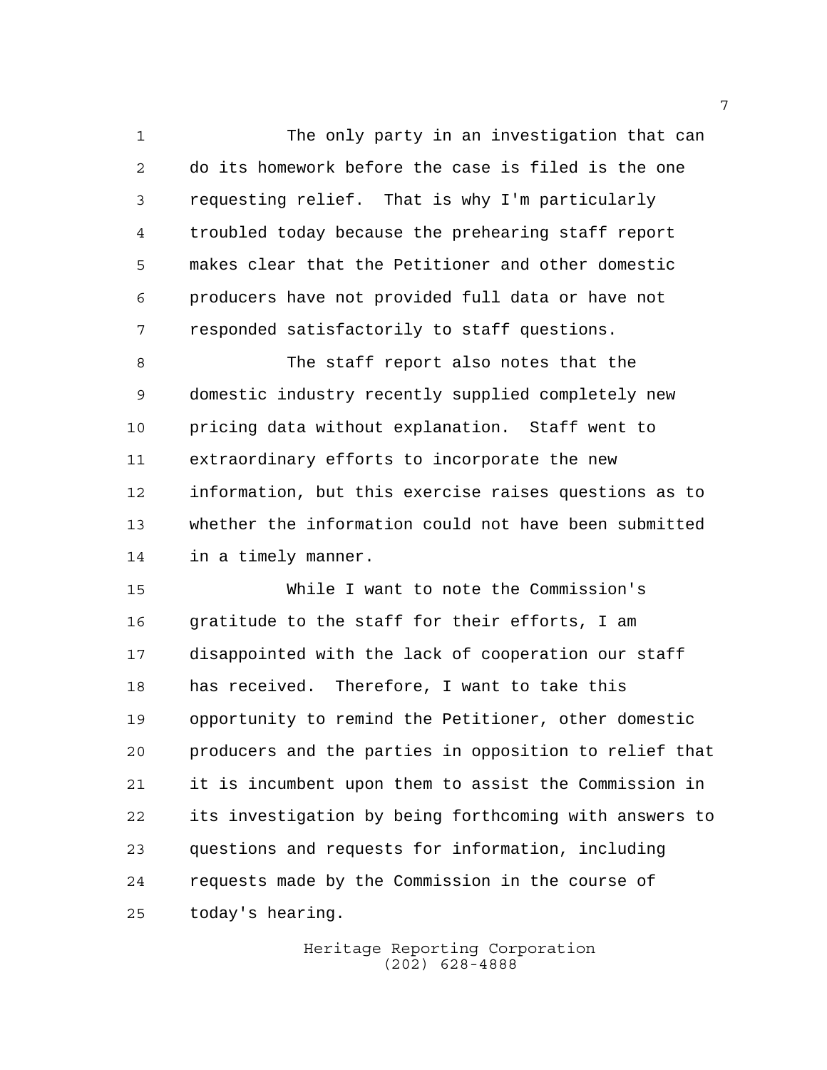The only party in an investigation that can do its homework before the case is filed is the one requesting relief. That is why I'm particularly troubled today because the prehearing staff report makes clear that the Petitioner and other domestic producers have not provided full data or have not responded satisfactorily to staff questions.

The staff report also notes that the domestic industry recently supplied completely new pricing data without explanation. Staff went to extraordinary efforts to incorporate the new information, but this exercise raises questions as to whether the information could not have been submitted in a timely manner.

While I want to note the Commission's gratitude to the staff for their efforts, I am disappointed with the lack of cooperation our staff has received. Therefore, I want to take this opportunity to remind the Petitioner, other domestic producers and the parties in opposition to relief that it is incumbent upon them to assist the Commission in its investigation by being forthcoming with answers to questions and requests for information, including requests made by the Commission in the course of today's hearing.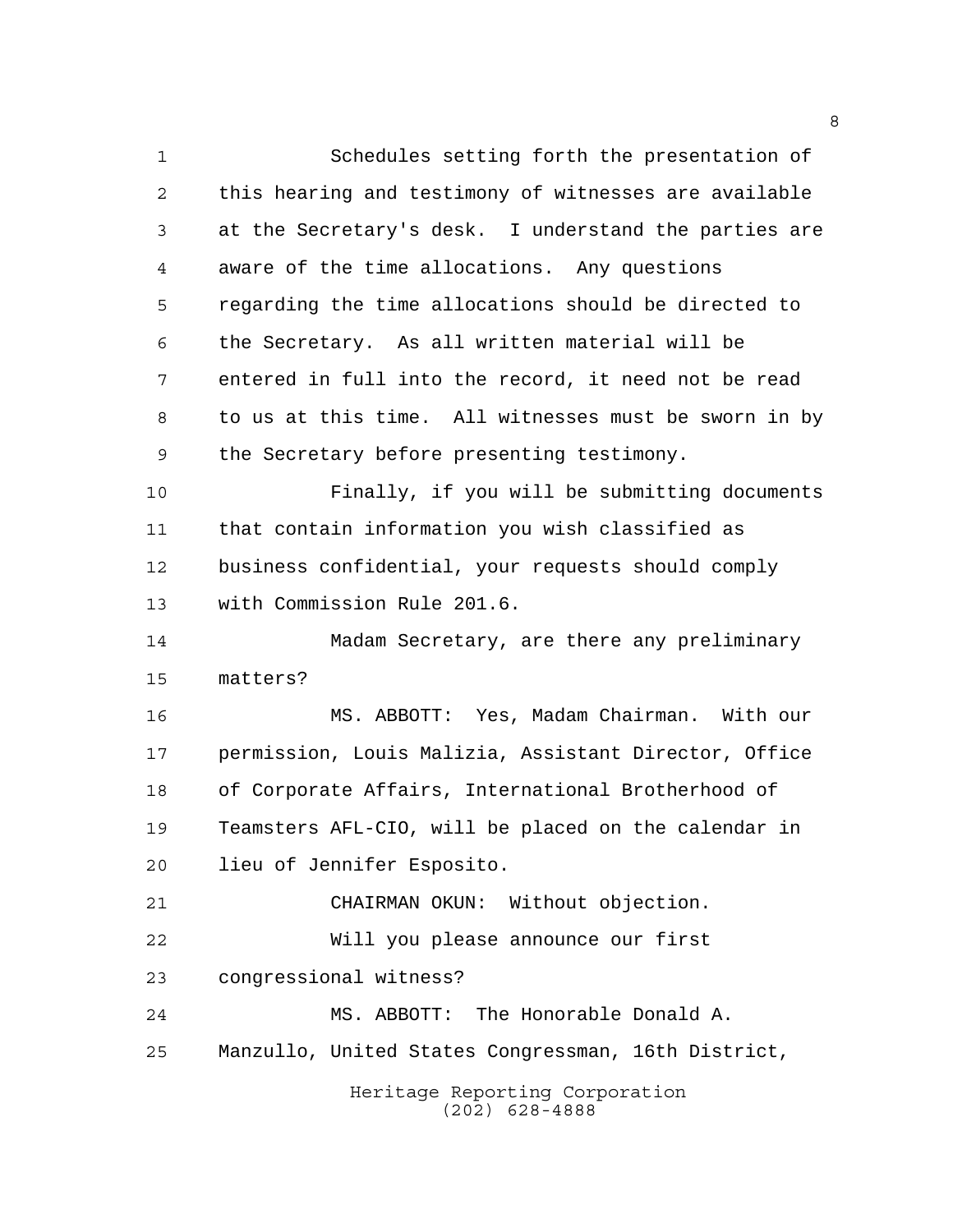Schedules setting forth the presentation of this hearing and testimony of witnesses are available at the Secretary's desk. I understand the parties are aware of the time allocations. Any questions regarding the time allocations should be directed to the Secretary. As all written material will be entered in full into the record, it need not be read to us at this time. All witnesses must be sworn in by the Secretary before presenting testimony.

Finally, if you will be submitting documents that contain information you wish classified as business confidential, your requests should comply with Commission Rule 201.6.

Madam Secretary, are there any preliminary matters?

MS. ABBOTT: Yes, Madam Chairman. With our permission, Louis Malizia, Assistant Director, Office of Corporate Affairs, International Brotherhood of Teamsters AFL-CIO, will be placed on the calendar in lieu of Jennifer Esposito.

CHAIRMAN OKUN: Without objection.

Will you please announce our first congressional witness?

MS. ABBOTT: The Honorable Donald A. Manzullo, United States Congressman, 16th District,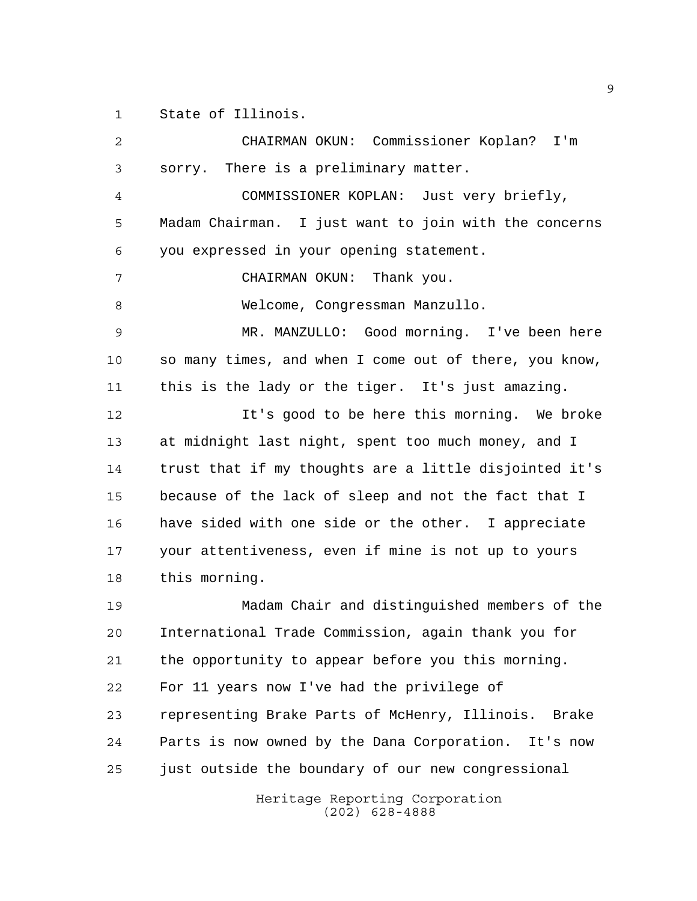State of Illinois.

CHAIRMAN OKUN: Commissioner Koplan? I'm sorry. There is a preliminary matter.

COMMISSIONER KOPLAN: Just very briefly, Madam Chairman. I just want to join with the concerns you expressed in your opening statement.

CHAIRMAN OKUN: Thank you.

Welcome, Congressman Manzullo.

MR. MANZULLO: Good morning. I've been here so many times, and when I come out of there, you know, this is the lady or the tiger. It's just amazing.

It's good to be here this morning. We broke at midnight last night, spent too much money, and I trust that if my thoughts are a little disjointed it's because of the lack of sleep and not the fact that I have sided with one side or the other. I appreciate your attentiveness, even if mine is not up to yours this morning.

Madam Chair and distinguished members of the International Trade Commission, again thank you for the opportunity to appear before you this morning. For 11 years now I've had the privilege of representing Brake Parts of McHenry, Illinois. Brake Parts is now owned by the Dana Corporation. It's now just outside the boundary of our new congressional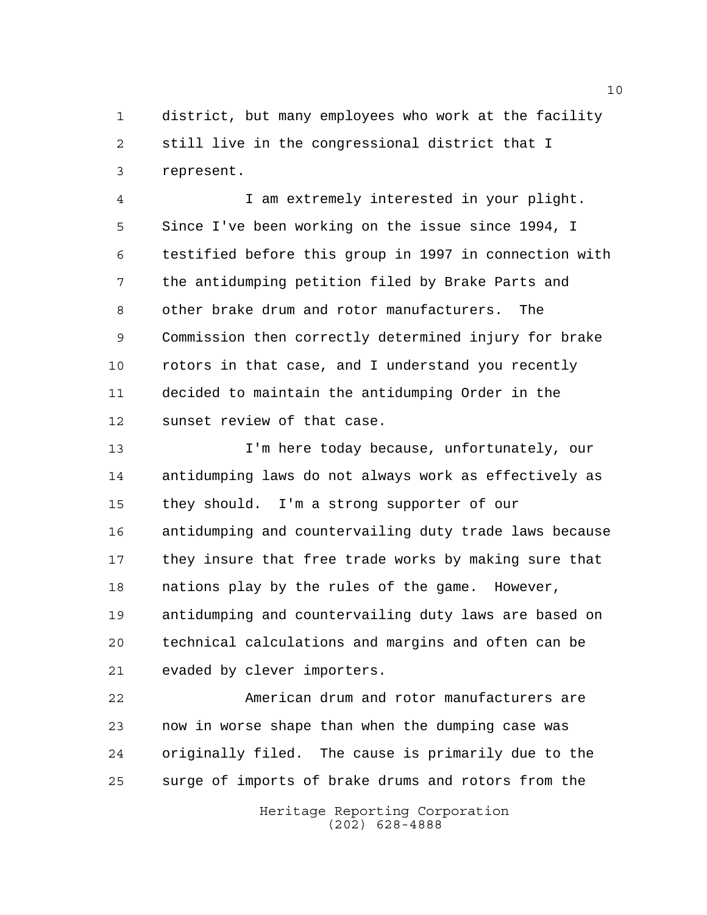district, but many employees who work at the facility still live in the congressional district that I represent.

I am extremely interested in your plight. Since I've been working on the issue since 1994, I testified before this group in 1997 in connection with the antidumping petition filed by Brake Parts and other brake drum and rotor manufacturers. The Commission then correctly determined injury for brake rotors in that case, and I understand you recently decided to maintain the antidumping Order in the sunset review of that case.

I'm here today because, unfortunately, our antidumping laws do not always work as effectively as they should. I'm a strong supporter of our antidumping and countervailing duty trade laws because they insure that free trade works by making sure that nations play by the rules of the game. However, antidumping and countervailing duty laws are based on technical calculations and margins and often can be evaded by clever importers.

American drum and rotor manufacturers are now in worse shape than when the dumping case was originally filed. The cause is primarily due to the surge of imports of brake drums and rotors from the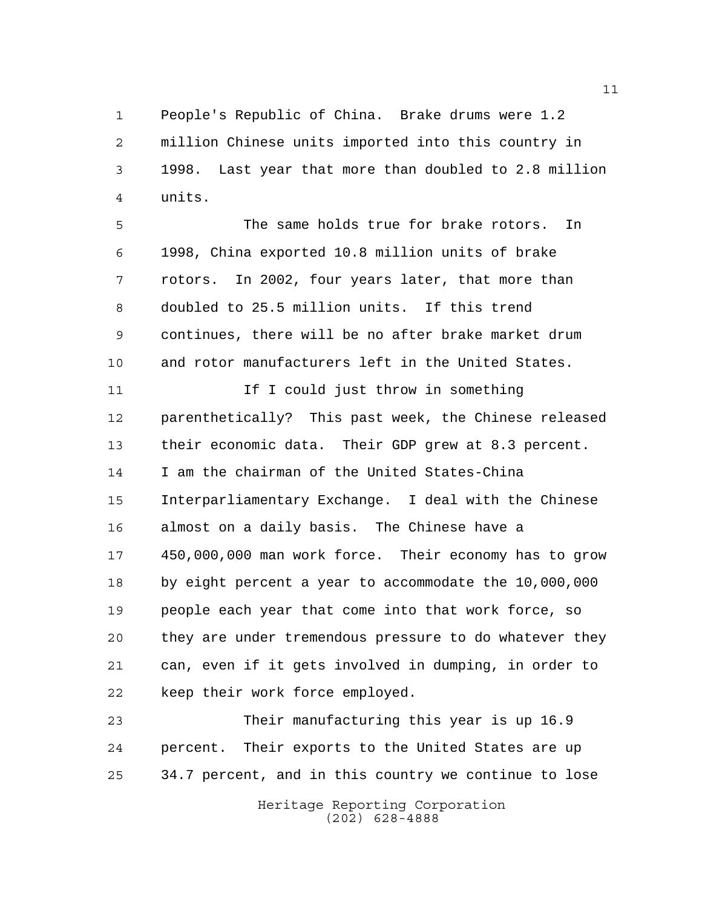People's Republic of China. Brake drums were 1.2 million Chinese units imported into this country in 1998. Last year that more than doubled to 2.8 million units.

The same holds true for brake rotors. In 1998, China exported 10.8 million units of brake rotors. In 2002, four years later, that more than doubled to 25.5 million units. If this trend continues, there will be no after brake market drum and rotor manufacturers left in the United States.

If I could just throw in something parenthetically? This past week, the Chinese released their economic data. Their GDP grew at 8.3 percent. I am the chairman of the United States-China Interparliamentary Exchange. I deal with the Chinese almost on a daily basis. The Chinese have a 450,000,000 man work force. Their economy has to grow by eight percent a year to accommodate the 10,000,000 people each year that come into that work force, so they are under tremendous pressure to do whatever they can, even if it gets involved in dumping, in order to keep their work force employed.

Their manufacturing this year is up 16.9 percent. Their exports to the United States are up 34.7 percent, and in this country we continue to lose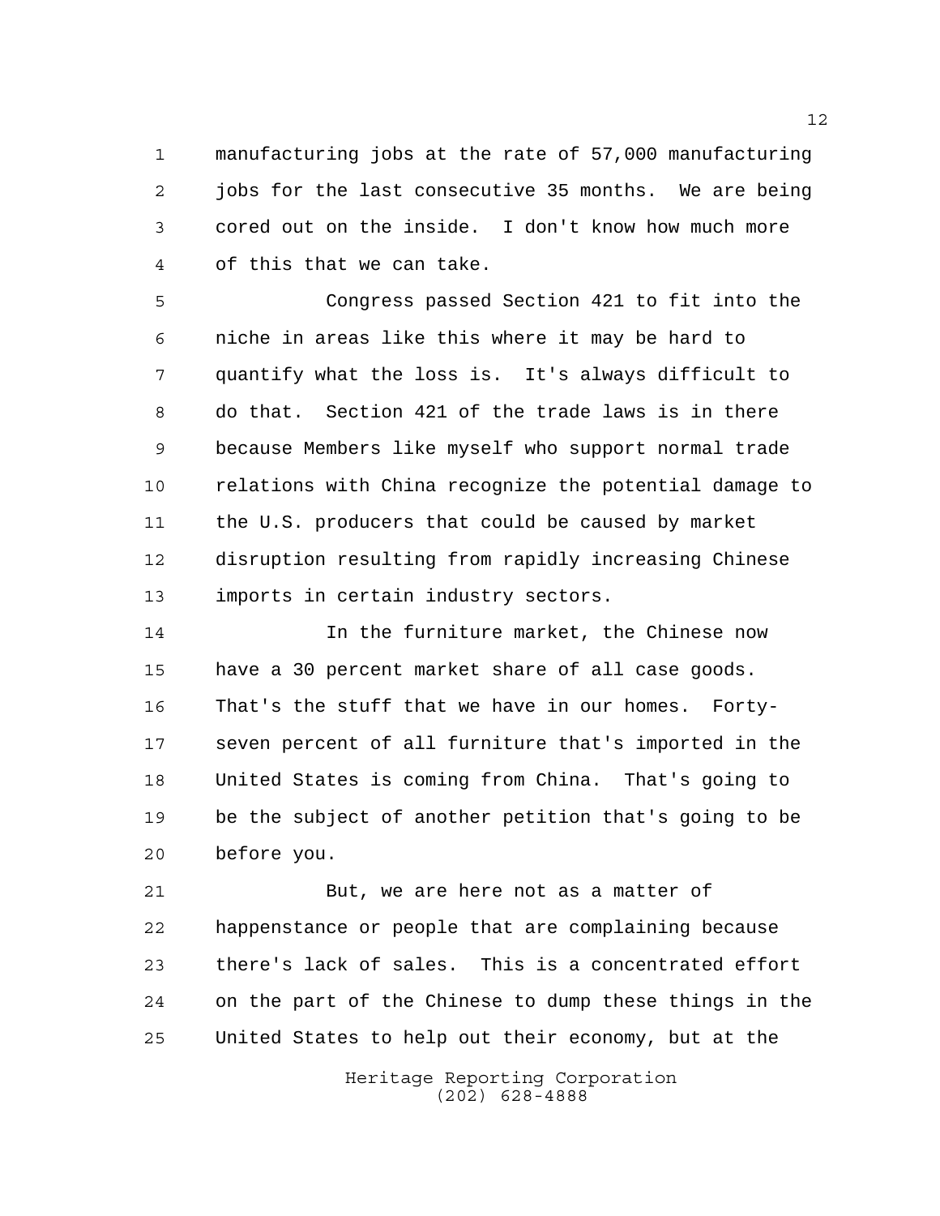manufacturing jobs at the rate of 57,000 manufacturing jobs for the last consecutive 35 months. We are being cored out on the inside. I don't know how much more of this that we can take.

Congress passed Section 421 to fit into the niche in areas like this where it may be hard to quantify what the loss is. It's always difficult to do that. Section 421 of the trade laws is in there because Members like myself who support normal trade relations with China recognize the potential damage to the U.S. producers that could be caused by market disruption resulting from rapidly increasing Chinese imports in certain industry sectors.

In the furniture market, the Chinese now have a 30 percent market share of all case goods. That's the stuff that we have in our homes. Forty-seven percent of all furniture that's imported in the United States is coming from China. That's going to be the subject of another petition that's going to be before you.

But, we are here not as a matter of happenstance or people that are complaining because there's lack of sales. This is a concentrated effort on the part of the Chinese to dump these things in the United States to help out their economy, but at the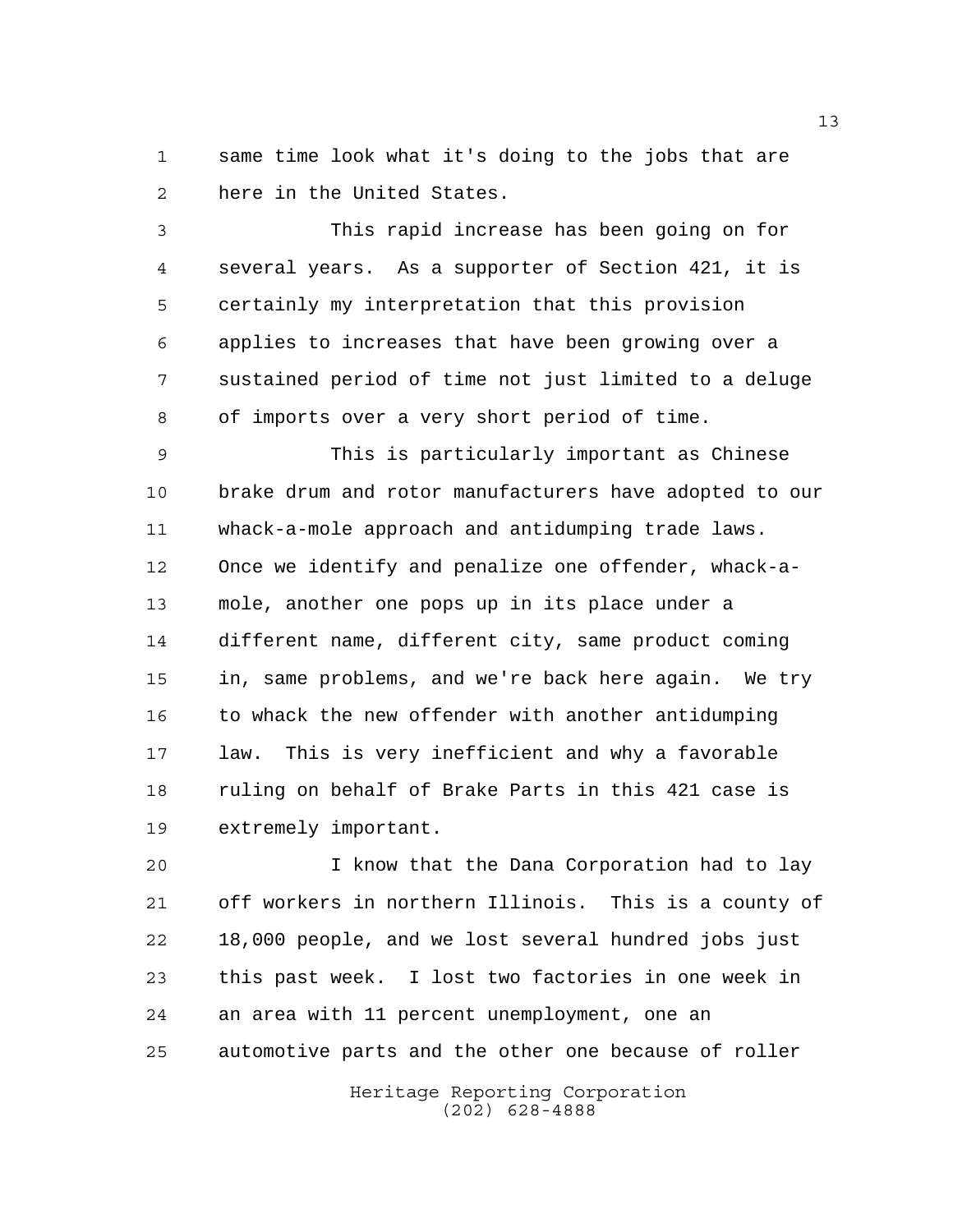same time look what it's doing to the jobs that are here in the United States.

This rapid increase has been going on for several years. As a supporter of Section 421, it is certainly my interpretation that this provision applies to increases that have been growing over a sustained period of time not just limited to a deluge of imports over a very short period of time.

This is particularly important as Chinese brake drum and rotor manufacturers have adopted to our whack-a-mole approach and antidumping trade laws. Once we identify and penalize one offender, whack-a-mole, another one pops up in its place under a different name, different city, same product coming in, same problems, and we're back here again. We try to whack the new offender with another antidumping law. This is very inefficient and why a favorable ruling on behalf of Brake Parts in this 421 case is extremely important.

I know that the Dana Corporation had to lay off workers in northern Illinois. This is a county of 18,000 people, and we lost several hundred jobs just this past week. I lost two factories in one week in an area with 11 percent unemployment, one an automotive parts and the other one because of roller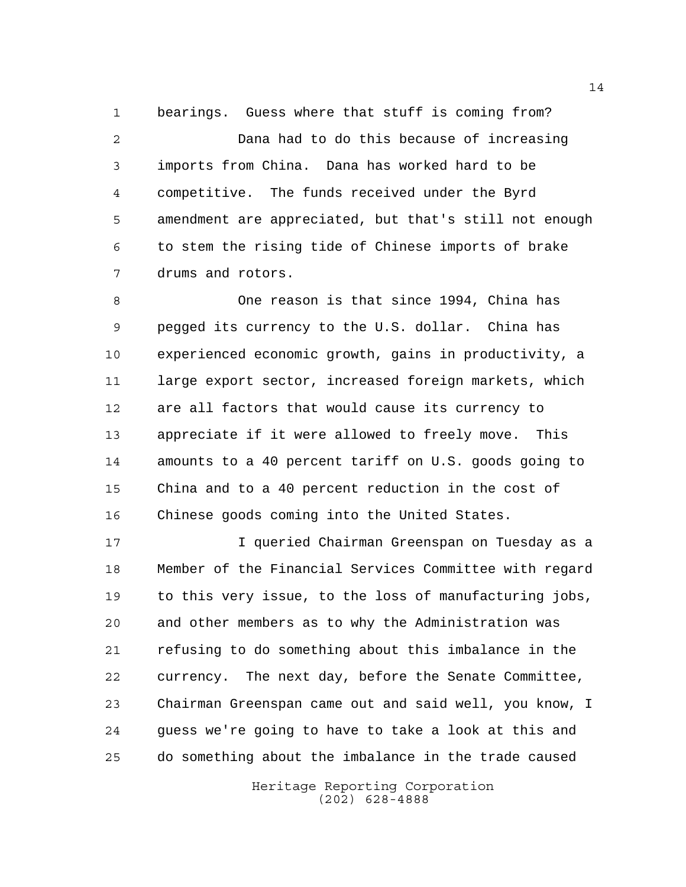bearings. Guess where that stuff is coming from?

Dana had to do this because of increasing imports from China. Dana has worked hard to be competitive. The funds received under the Byrd amendment are appreciated, but that's still not enough to stem the rising tide of Chinese imports of brake drums and rotors.

One reason is that since 1994, China has pegged its currency to the U.S. dollar. China has experienced economic growth, gains in productivity, a large export sector, increased foreign markets, which are all factors that would cause its currency to appreciate if it were allowed to freely move. This amounts to a 40 percent tariff on U.S. goods going to China and to a 40 percent reduction in the cost of Chinese goods coming into the United States.

I queried Chairman Greenspan on Tuesday as a Member of the Financial Services Committee with regard to this very issue, to the loss of manufacturing jobs, and other members as to why the Administration was refusing to do something about this imbalance in the currency. The next day, before the Senate Committee, Chairman Greenspan came out and said well, you know, I guess we're going to have to take a look at this and do something about the imbalance in the trade caused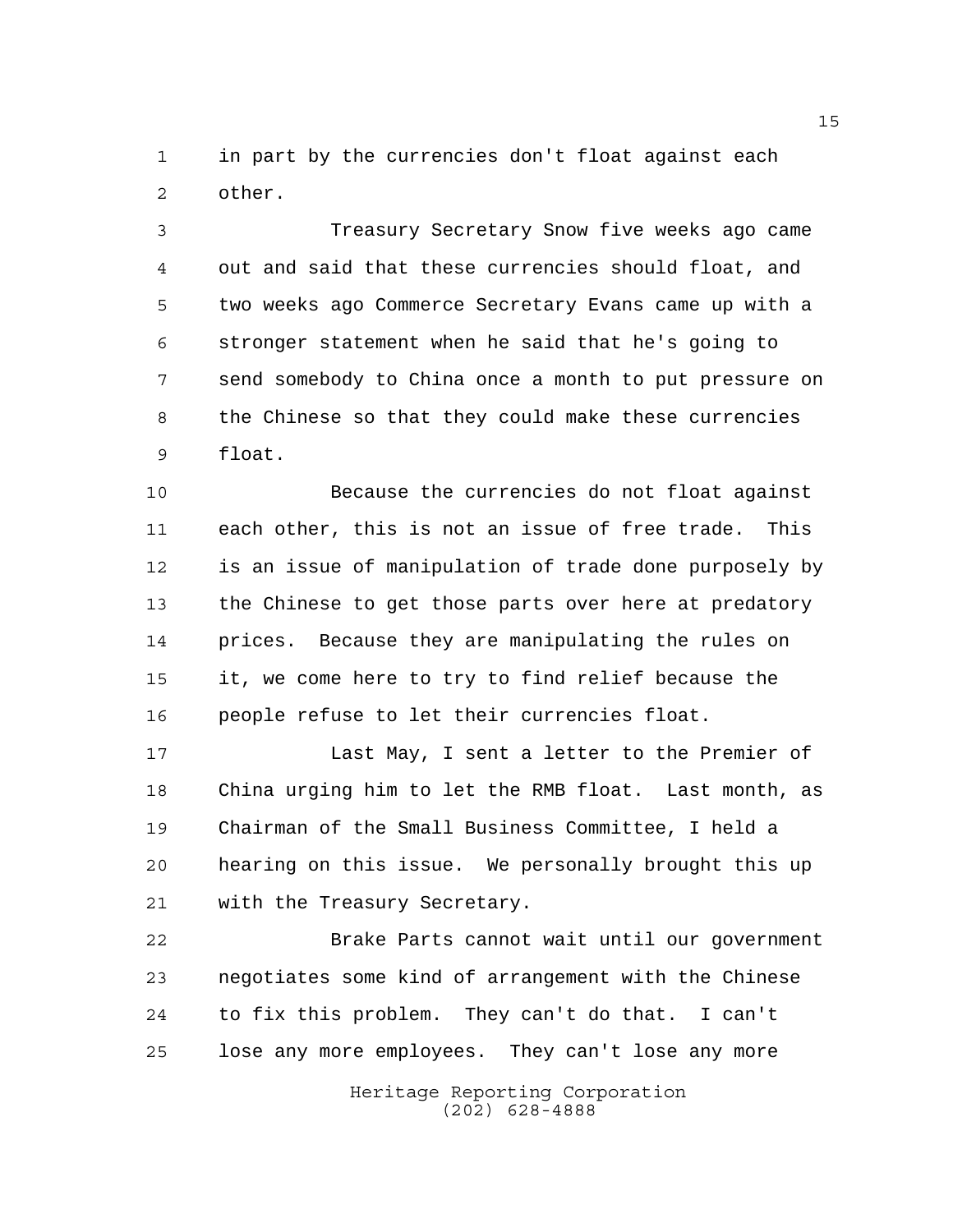in part by the currencies don't float against each other.

Treasury Secretary Snow five weeks ago came out and said that these currencies should float, and two weeks ago Commerce Secretary Evans came up with a stronger statement when he said that he's going to send somebody to China once a month to put pressure on the Chinese so that they could make these currencies float.

Because the currencies do not float against each other, this is not an issue of free trade. This is an issue of manipulation of trade done purposely by the Chinese to get those parts over here at predatory prices. Because they are manipulating the rules on it, we come here to try to find relief because the people refuse to let their currencies float.

Last May, I sent a letter to the Premier of China urging him to let the RMB float. Last month, as Chairman of the Small Business Committee, I held a hearing on this issue. We personally brought this up with the Treasury Secretary.

Brake Parts cannot wait until our government negotiates some kind of arrangement with the Chinese to fix this problem. They can't do that. I can't lose any more employees. They can't lose any more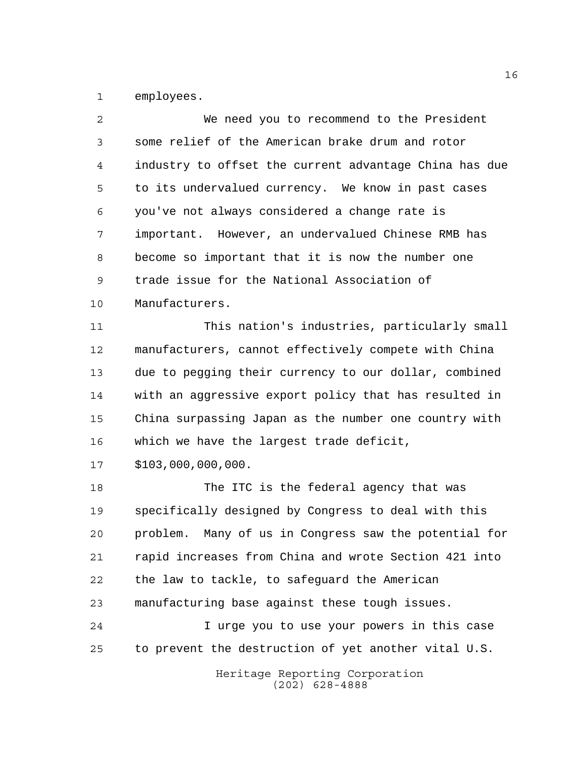employees.

We need you to recommend to the President some relief of the American brake drum and rotor industry to offset the current advantage China has due to its undervalued currency. We know in past cases you've not always considered a change rate is important. However, an undervalued Chinese RMB has become so important that it is now the number one trade issue for the National Association of Manufacturers.

This nation's industries, particularly small manufacturers, cannot effectively compete with China due to pegging their currency to our dollar, combined with an aggressive export policy that has resulted in China surpassing Japan as the number one country with which we have the largest trade deficit, $103,000,000,000.

The ITC is the federal agency that was specifically designed by Congress to deal with this problem. Many of us in Congress saw the potential for rapid increases from China and wrote Section 421 into the law to tackle, to safeguard the American manufacturing base against these tough issues.

I urge you to use your powers in this case to prevent the destruction of yet another vital U.S.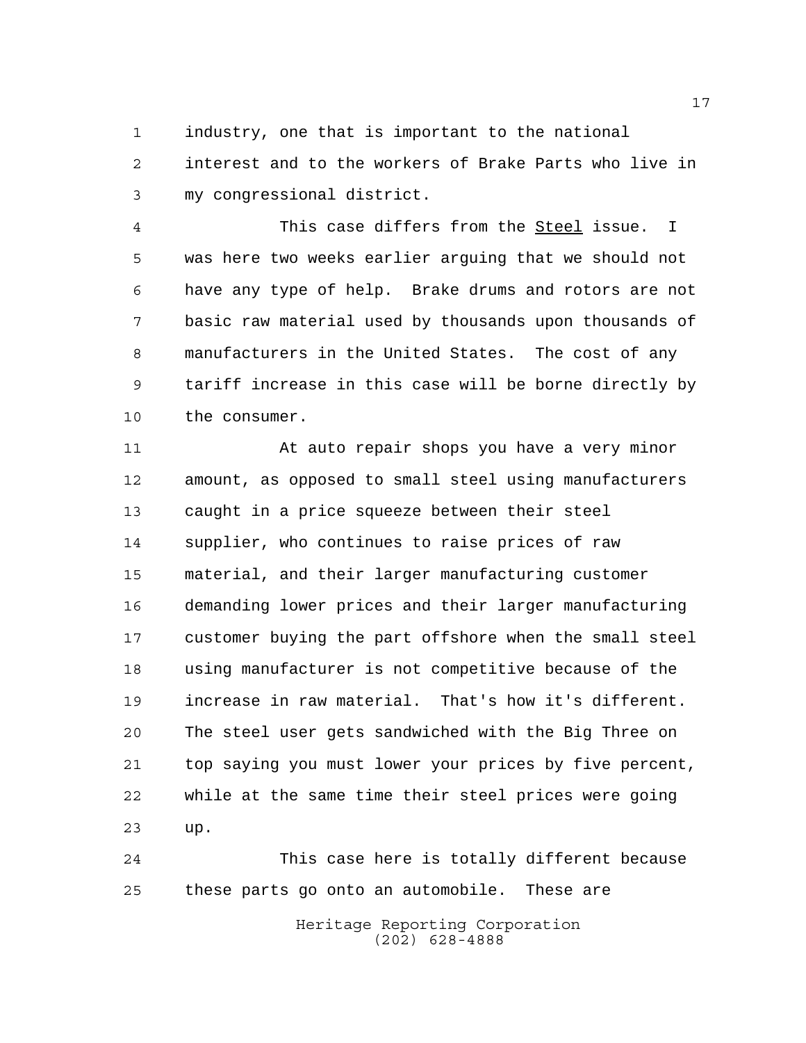industry, one that is important to the national interest and to the workers of Brake Parts who live in my congressional district.

This case differs from the Steel issue. I was here two weeks earlier arguing that we should not have any type of help. Brake drums and rotors are not basic raw material used by thousands upon thousands of manufacturers in the United States. The cost of any tariff increase in this case will be borne directly by the consumer.

At auto repair shops you have a very minor amount, as opposed to small steel using manufacturers caught in a price squeeze between their steel supplier, who continues to raise prices of raw material, and their larger manufacturing customer demanding lower prices and their larger manufacturing customer buying the part offshore when the small steel using manufacturer is not competitive because of the increase in raw material. That's how it's different. The steel user gets sandwiched with the Big Three on top saying you must lower your prices by five percent, while at the same time their steel prices were going up.

This case here is totally different because these parts go onto an automobile. These are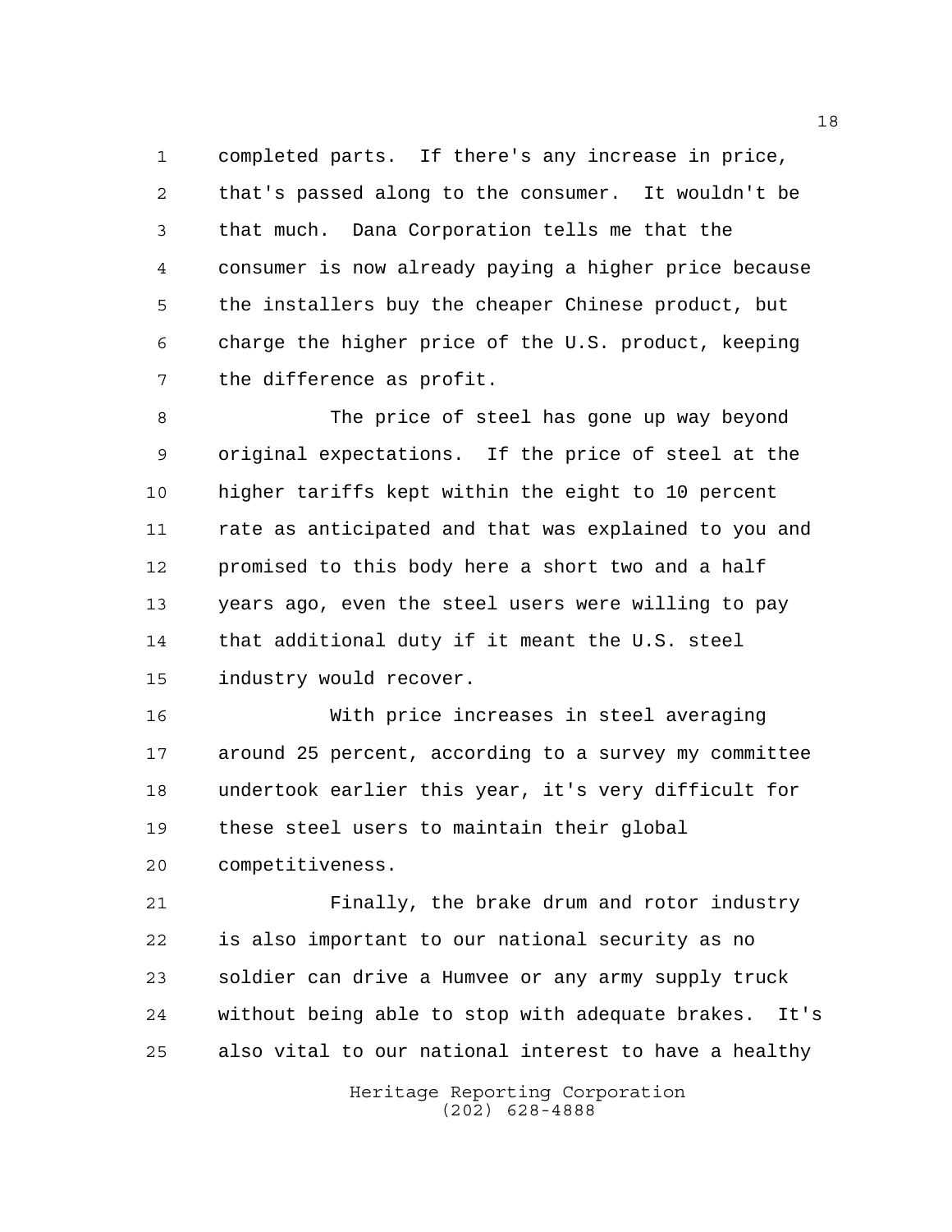completed parts. If there's any increase in price, that's passed along to the consumer. It wouldn't be that much. Dana Corporation tells me that the consumer is now already paying a higher price because the installers buy the cheaper Chinese product, but charge the higher price of the U.S. product, keeping the difference as profit.

The price of steel has gone up way beyond original expectations. If the price of steel at the higher tariffs kept within the eight to 10 percent rate as anticipated and that was explained to you and promised to this body here a short two and a half years ago, even the steel users were willing to pay that additional duty if it meant the U.S. steel industry would recover.

With price increases in steel averaging around 25 percent, according to a survey my committee undertook earlier this year, it's very difficult for these steel users to maintain their global competitiveness.

Finally, the brake drum and rotor industry is also important to our national security as no soldier can drive a Humvee or any army supply truck without being able to stop with adequate brakes. It's also vital to our national interest to have a healthy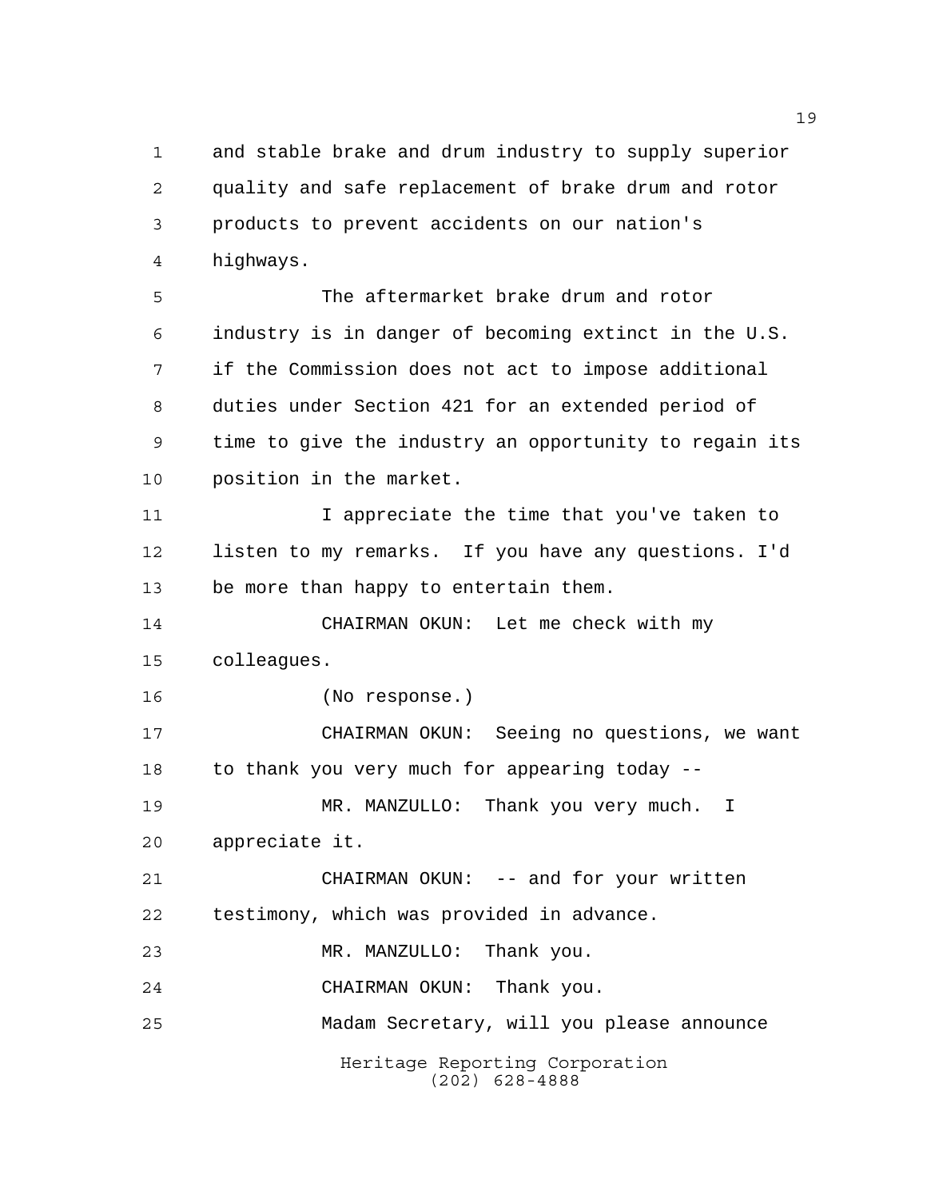and stable brake and drum industry to supply superior quality and safe replacement of brake drum and rotor products to prevent accidents on our nation's highways.

The aftermarket brake drum and rotor industry is in danger of becoming extinct in the U.S. if the Commission does not act to impose additional duties under Section 421 for an extended period of time to give the industry an opportunity to regain its position in the market.

I appreciate the time that you've taken to listen to my remarks. If you have any questions. I'd be more than happy to entertain them.

CHAIRMAN OKUN: Let me check with my colleagues.

(No response.)

CHAIRMAN OKUN: Seeing no questions, we want to thank you very much for appearing today --

MR. MANZULLO: Thank you very much. I appreciate it.

CHAIRMAN OKUN: -- and for your written testimony, which was provided in advance.

MR. MANZULLO: Thank you.

CHAIRMAN OKUN: Thank you.

Madam Secretary, will you please announce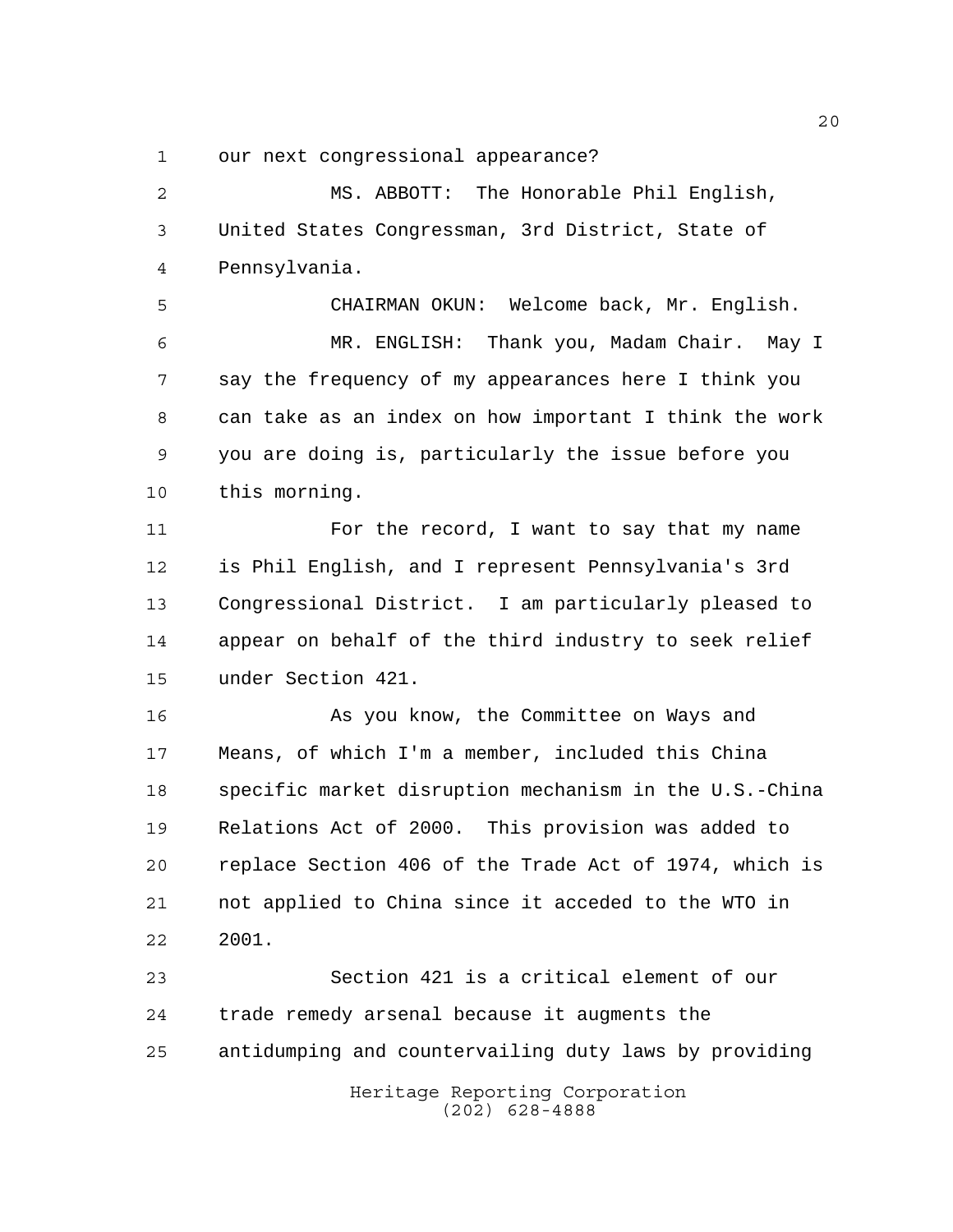our next congressional appearance?

MS. ABBOTT: The Honorable Phil English, United States Congressman, 3rd District, State of Pennsylvania.

CHAIRMAN OKUN: Welcome back, Mr. English.

MR. ENGLISH: Thank you, Madam Chair. May I say the frequency of my appearances here I think you can take as an index on how important I think the work you are doing is, particularly the issue before you this morning.

For the record, I want to say that my name is Phil English, and I represent Pennsylvania's 3rd Congressional District. I am particularly pleased to appear on behalf of the third industry to seek relief under Section 421.

As you know, the Committee on Ways and Means, of which I'm a member, included this China specific market disruption mechanism in the U.S.-China Relations Act of 2000. This provision was added to replace Section 406 of the Trade Act of 1974, which is not applied to China since it acceded to the WTO in 2001.

Section 421 is a critical element of our trade remedy arsenal because it augments the antidumping and countervailing duty laws by providing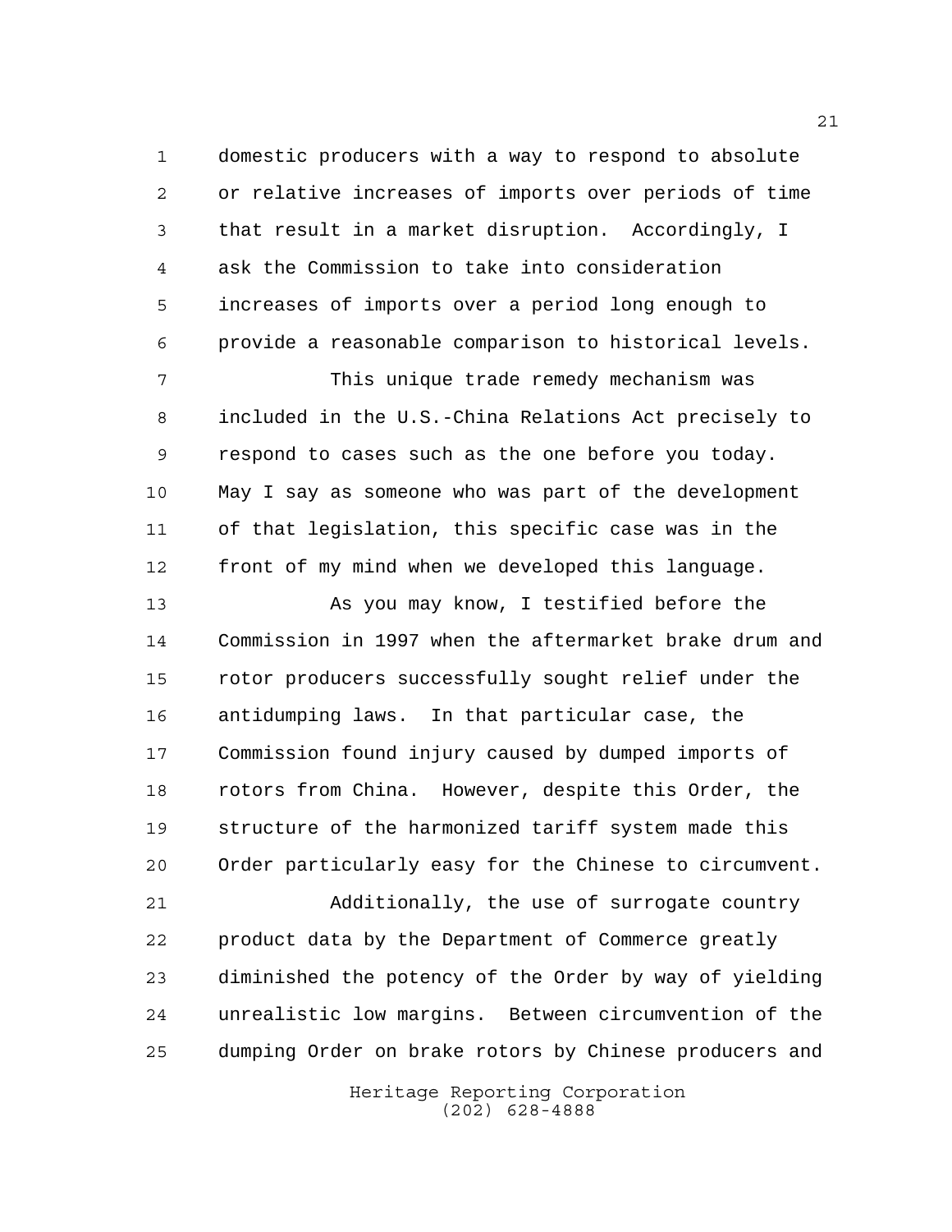domestic producers with a way to respond to absolute or relative increases of imports over periods of time that result in a market disruption. Accordingly, I ask the Commission to take into consideration increases of imports over a period long enough to provide a reasonable comparison to historical levels.

This unique trade remedy mechanism was included in the U.S.-China Relations Act precisely to respond to cases such as the one before you today. May I say as someone who was part of the development of that legislation, this specific case was in the front of my mind when we developed this language.

As you may know, I testified before the Commission in 1997 when the aftermarket brake drum and rotor producers successfully sought relief under the antidumping laws. In that particular case, the Commission found injury caused by dumped imports of rotors from China. However, despite this Order, the structure of the harmonized tariff system made this Order particularly easy for the Chinese to circumvent.

Additionally, the use of surrogate country product data by the Department of Commerce greatly diminished the potency of the Order by way of yielding unrealistic low margins. Between circumvention of the dumping Order on brake rotors by Chinese producers and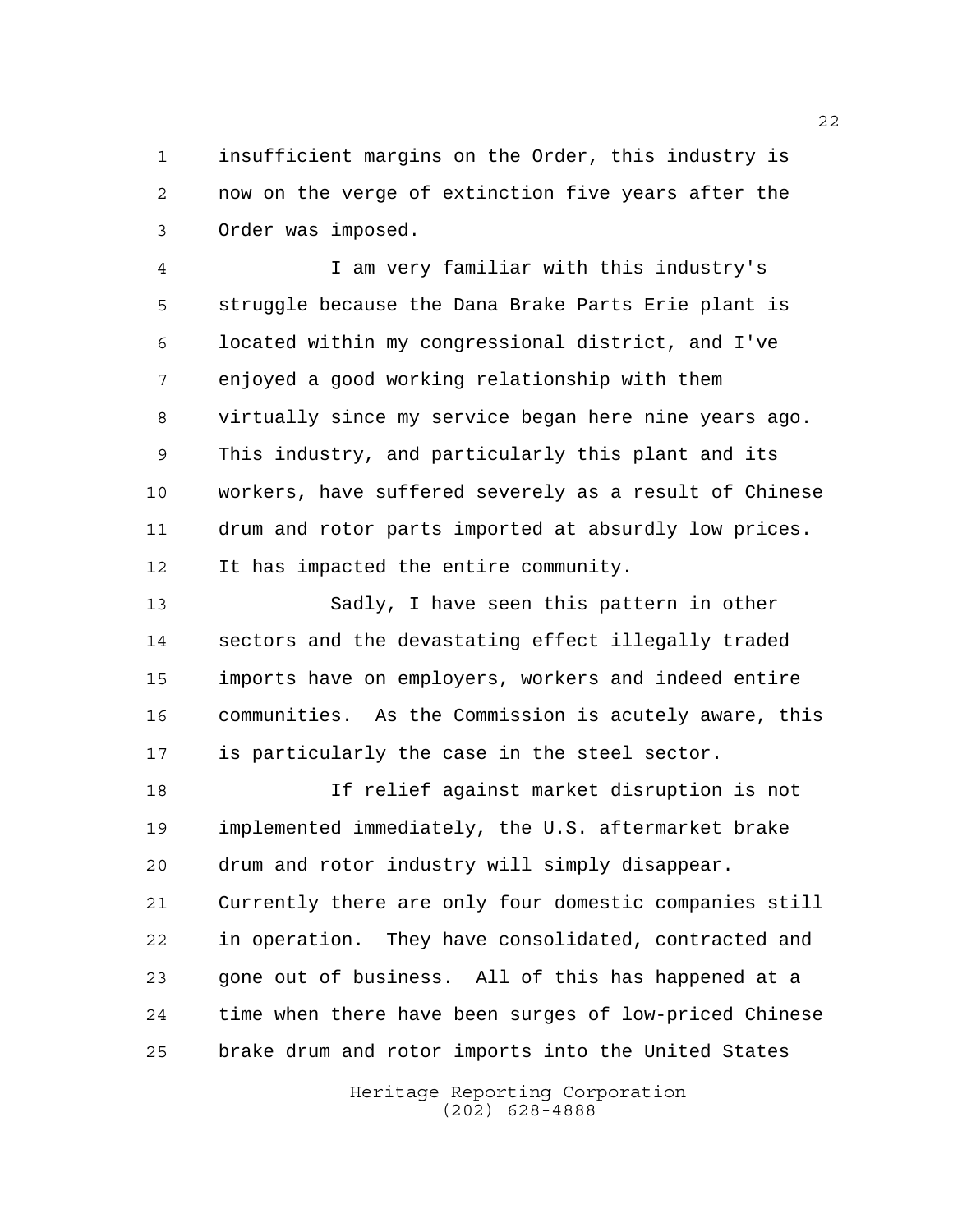insufficient margins on the Order, this industry is now on the verge of extinction five years after the Order was imposed.

I am very familiar with this industry's struggle because the Dana Brake Parts Erie plant is located within my congressional district, and I've enjoyed a good working relationship with them virtually since my service began here nine years ago. This industry, and particularly this plant and its workers, have suffered severely as a result of Chinese drum and rotor parts imported at absurdly low prices. It has impacted the entire community.

Sadly, I have seen this pattern in other sectors and the devastating effect illegally traded imports have on employers, workers and indeed entire communities. As the Commission is acutely aware, this is particularly the case in the steel sector.

If relief against market disruption is not implemented immediately, the U.S. aftermarket brake drum and rotor industry will simply disappear. Currently there are only four domestic companies still in operation. They have consolidated, contracted and gone out of business. All of this has happened at a time when there have been surges of low-priced Chinese brake drum and rotor imports into the United States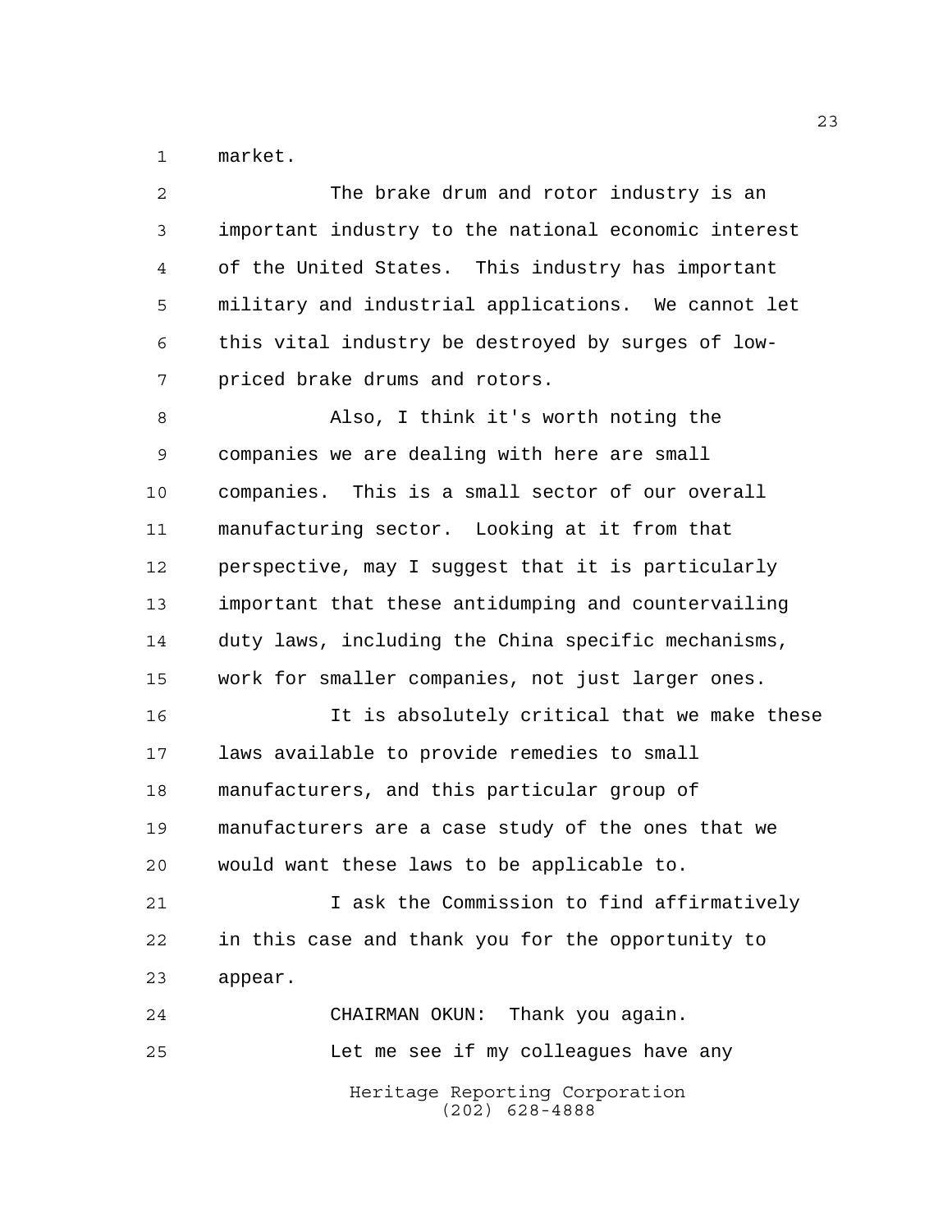market.

The brake drum and rotor industry is an important industry to the national economic interest of the United States. This industry has important military and industrial applications. We cannot let this vital industry be destroyed by surges of low-priced brake drums and rotors.

Also, I think it's worth noting the companies we are dealing with here are small companies. This is a small sector of our overall manufacturing sector. Looking at it from that perspective, may I suggest that it is particularly important that these antidumping and countervailing duty laws, including the China specific mechanisms, work for smaller companies, not just larger ones.

It is absolutely critical that we make these laws available to provide remedies to small manufacturers, and this particular group of manufacturers are a case study of the ones that we would want these laws to be applicable to.

I ask the Commission to find affirmatively in this case and thank you for the opportunity to appear.

CHAIRMAN OKUN: Thank you again.

Let me see if my colleagues have any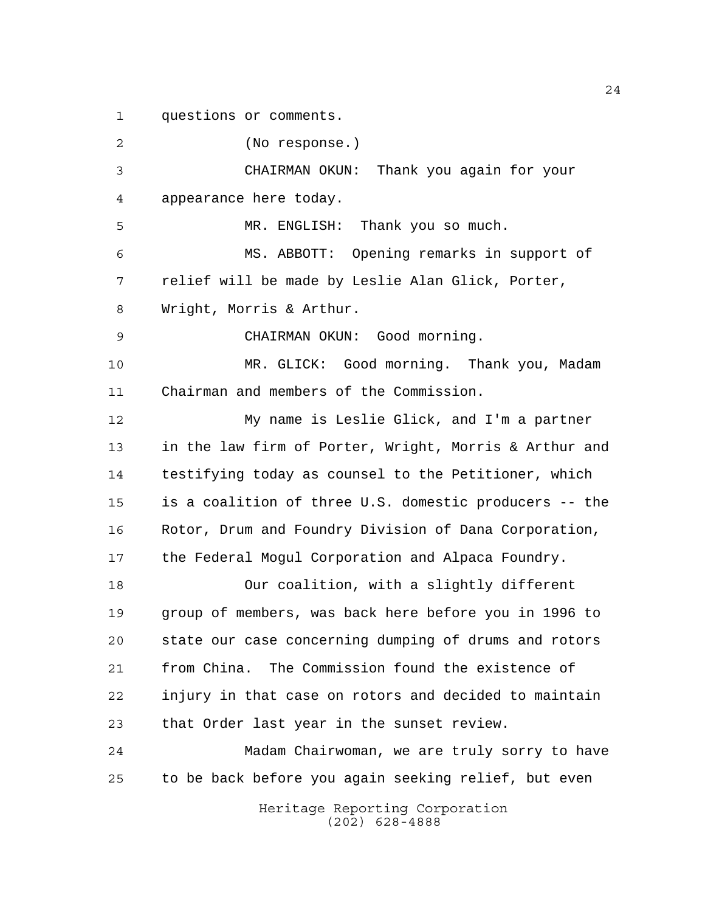questions or comments.

(No response.)

CHAIRMAN OKUN: Thank you again for your appearance here today.

MR. ENGLISH: Thank you so much.

MS. ABBOTT: Opening remarks in support of relief will be made by Leslie Alan Glick, Porter, Wright, Morris & Arthur.

CHAIRMAN OKUN: Good morning.

MR. GLICK: Good morning. Thank you, Madam Chairman and members of the Commission.

My name is Leslie Glick, and I'm a partner in the law firm of Porter, Wright, Morris & Arthur and testifying today as counsel to the Petitioner, which is a coalition of three U.S. domestic producers -- the Rotor, Drum and Foundry Division of Dana Corporation, the Federal Mogul Corporation and Alpaca Foundry.

Our coalition, with a slightly different group of members, was back here before you in 1996 to state our case concerning dumping of drums and rotors from China. The Commission found the existence of injury in that case on rotors and decided to maintain that Order last year in the sunset review.

Madam Chairwoman, we are truly sorry to have to be back before you again seeking relief, but even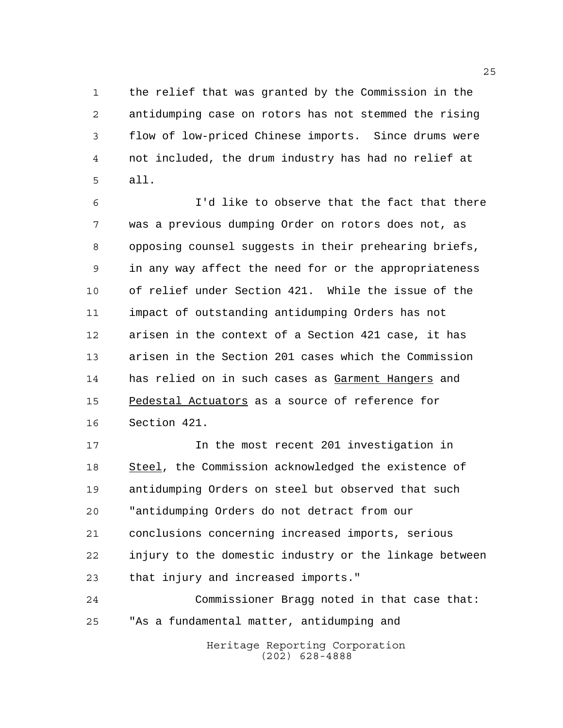the relief that was granted by the Commission in the antidumping case on rotors has not stemmed the rising flow of low-priced Chinese imports. Since drums were not included, the drum industry has had no relief at all.

I'd like to observe that the fact that there was a previous dumping Order on rotors does not, as opposing counsel suggests in their prehearing briefs, in any way affect the need for or the appropriateness of relief under Section 421. While the issue of the impact of outstanding antidumping Orders has not arisen in the context of a Section 421 case, it has arisen in the Section 201 cases which the Commission has relied on in such cases as _Garment Hangers_ and _Pedestal Actuators_ as a source of reference for Section 421.

In the most recent 201 investigation in _Steel_, the Commission acknowledged the existence of antidumping Orders on steel but observed that such "antidumping Orders do not detract from our conclusions concerning increased imports, serious injury to the domestic industry or the linkage between that injury and increased imports."

Commissioner Bragg noted in that case that: "As a fundamental matter, antidumping and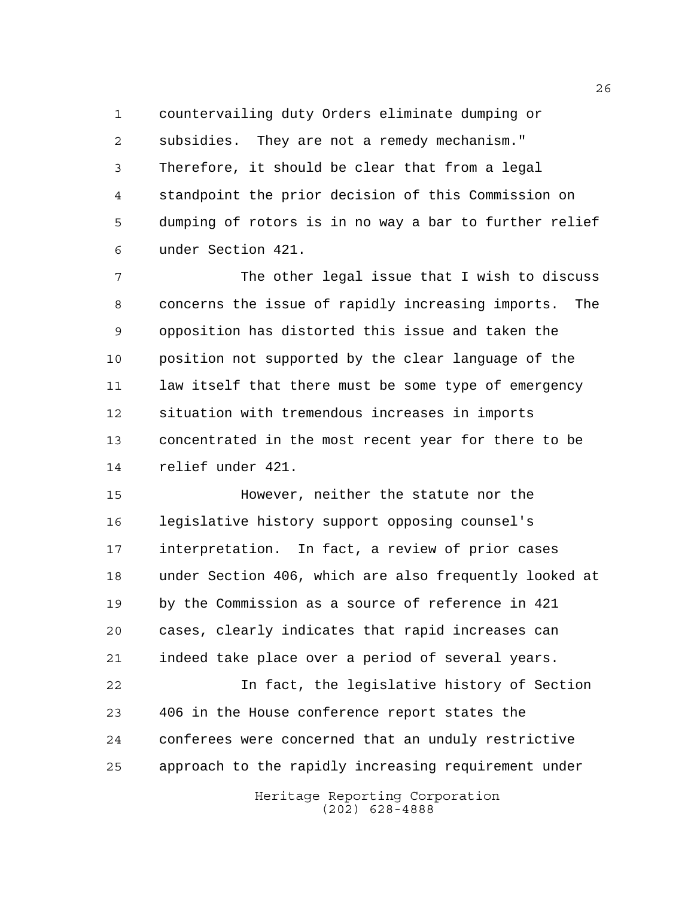countervailing duty Orders eliminate dumping or subsidies. They are not a remedy mechanism." Therefore, it should be clear that from a legal standpoint the prior decision of this Commission on dumping of rotors is in no way a bar to further relief under Section 421.

The other legal issue that I wish to discuss concerns the issue of rapidly increasing imports. The opposition has distorted this issue and taken the position not supported by the clear language of the law itself that there must be some type of emergency situation with tremendous increases in imports concentrated in the most recent year for there to be relief under 421.

However, neither the statute nor the legislative history support opposing counsel's interpretation. In fact, a review of prior cases under Section 406, which are also frequently looked at by the Commission as a source of reference in 421 cases, clearly indicates that rapid increases can indeed take place over a period of several years.

In fact, the legislative history of Section 406 in the House conference report states the conferees were concerned that an unduly restrictive approach to the rapidly increasing requirement under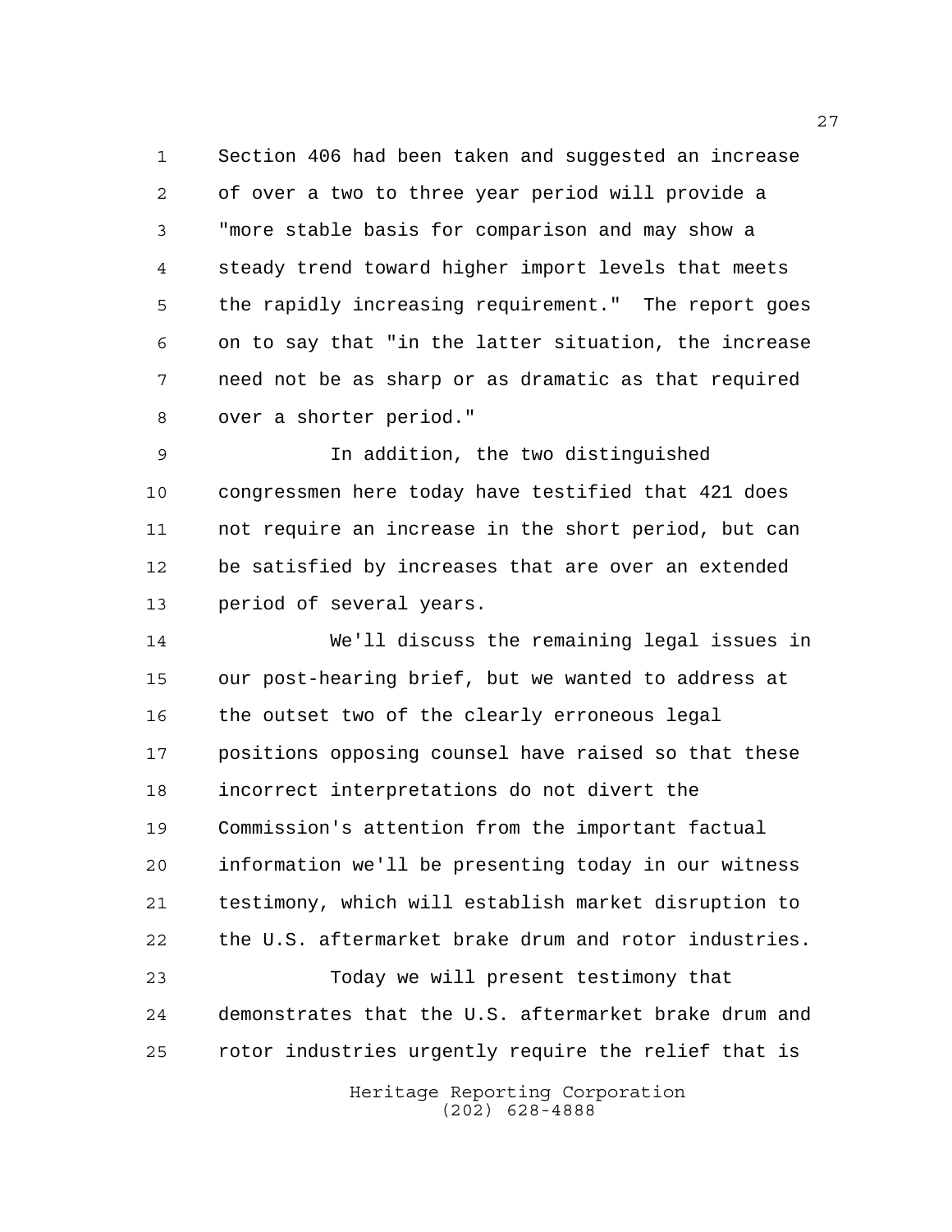Section 406 had been taken and suggested an increase of over a two to three year period will provide a "more stable basis for comparison and may show a steady trend toward higher import levels that meets the rapidly increasing requirement." The report goes on to say that "in the latter situation, the increase need not be as sharp or as dramatic as that required over a shorter period."

In addition, the two distinguished congressmen here today have testified that 421 does not require an increase in the short period, but can be satisfied by increases that are over an extended period of several years.

We'll discuss the remaining legal issues in our post-hearing brief, but we wanted to address at the outset two of the clearly erroneous legal positions opposing counsel have raised so that these incorrect interpretations do not divert the Commission's attention from the important factual information we'll be presenting today in our witness testimony, which will establish market disruption to the U.S. aftermarket brake drum and rotor industries.

Today we will present testimony that demonstrates that the U.S. aftermarket brake drum and rotor industries urgently require the relief that is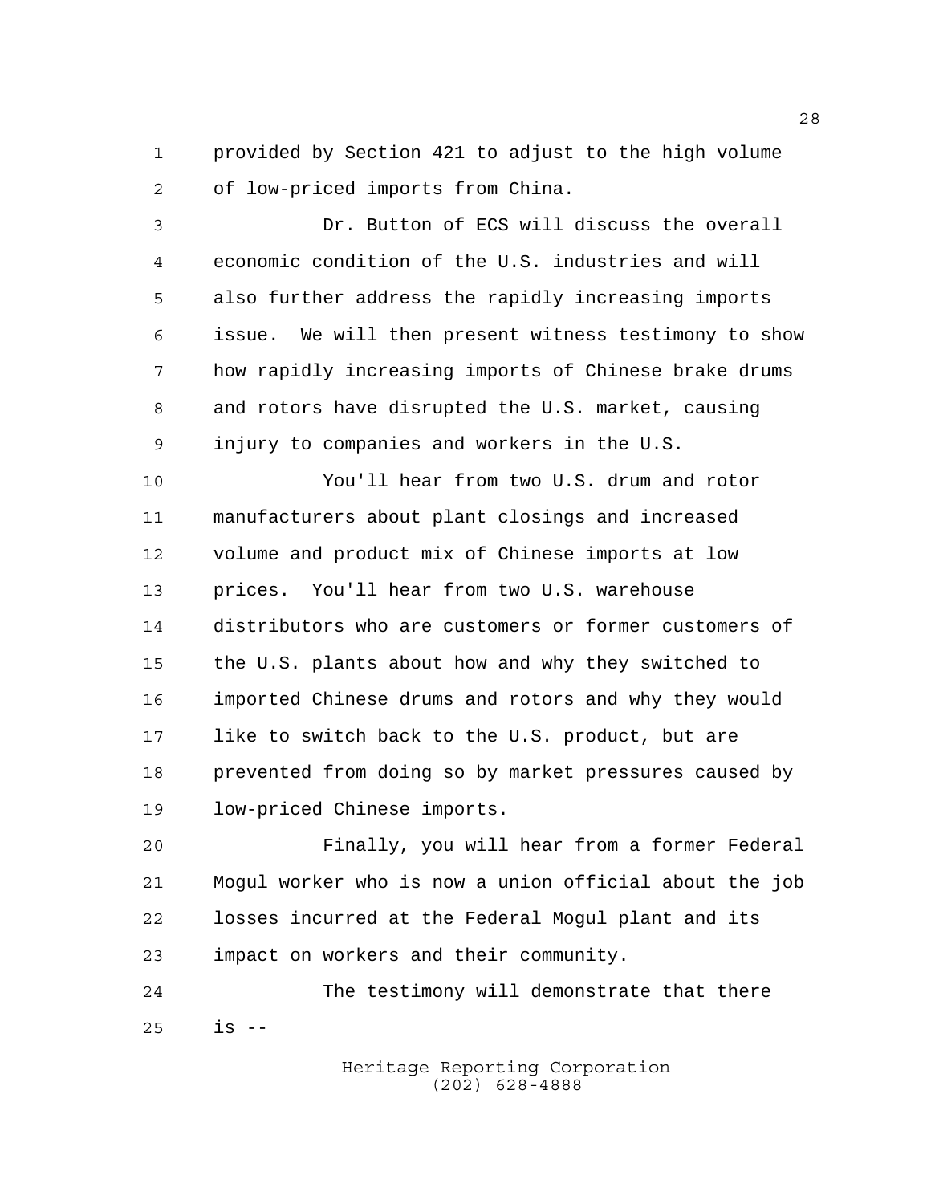provided by Section 421 to adjust to the high volume of low-priced imports from China.

Dr. Button of ECS will discuss the overall economic condition of the U.S. industries and will also further address the rapidly increasing imports issue. We will then present witness testimony to show how rapidly increasing imports of Chinese brake drums and rotors have disrupted the U.S. market, causing injury to companies and workers in the U.S.

You'll hear from two U.S. drum and rotor manufacturers about plant closings and increased volume and product mix of Chinese imports at low prices. You'll hear from two U.S. warehouse distributors who are customers or former customers of the U.S. plants about how and why they switched to imported Chinese drums and rotors and why they would like to switch back to the U.S. product, but are prevented from doing so by market pressures caused by low-priced Chinese imports.

Finally, you will hear from a former Federal Mogul worker who is now a union official about the job losses incurred at the Federal Mogul plant and its impact on workers and their community.

The testimony will demonstrate that there is --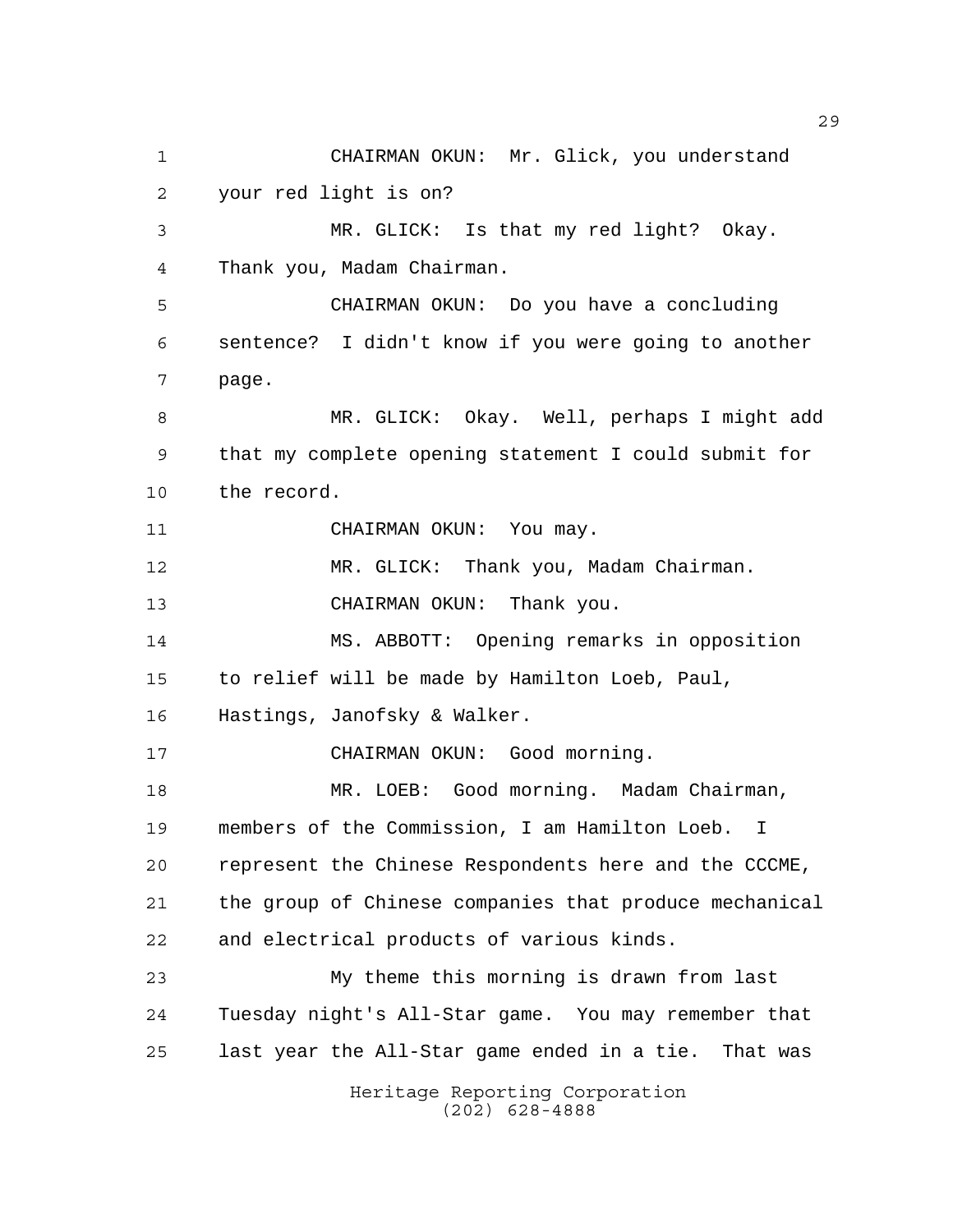CHAIRMAN OKUN: Mr. Glick, you understand your red light is on?

MR. GLICK: Is that my red light? Okay. Thank you, Madam Chairman.

CHAIRMAN OKUN: Do you have a concluding sentence? I didn't know if you were going to another page.

MR. GLICK: Okay. Well, perhaps I might add that my complete opening statement I could submit for the record.

CHAIRMAN OKUN: You may.

MR. GLICK: Thank you, Madam Chairman.

CHAIRMAN OKUN: Thank you.

MS. ABBOTT: Opening remarks in opposition to relief will be made by Hamilton Loeb, Paul, Hastings, Janofsky & Walker.

CHAIRMAN OKUN: Good morning.

MR. LOEB: Good morning. Madam Chairman, members of the Commission, I am Hamilton Loeb. I represent the Chinese Respondents here and the CCCME, the group of Chinese companies that produce mechanical and electrical products of various kinds.

My theme this morning is drawn from last Tuesday night's All-Star game. You may remember that last year the All-Star game ended in a tie. That was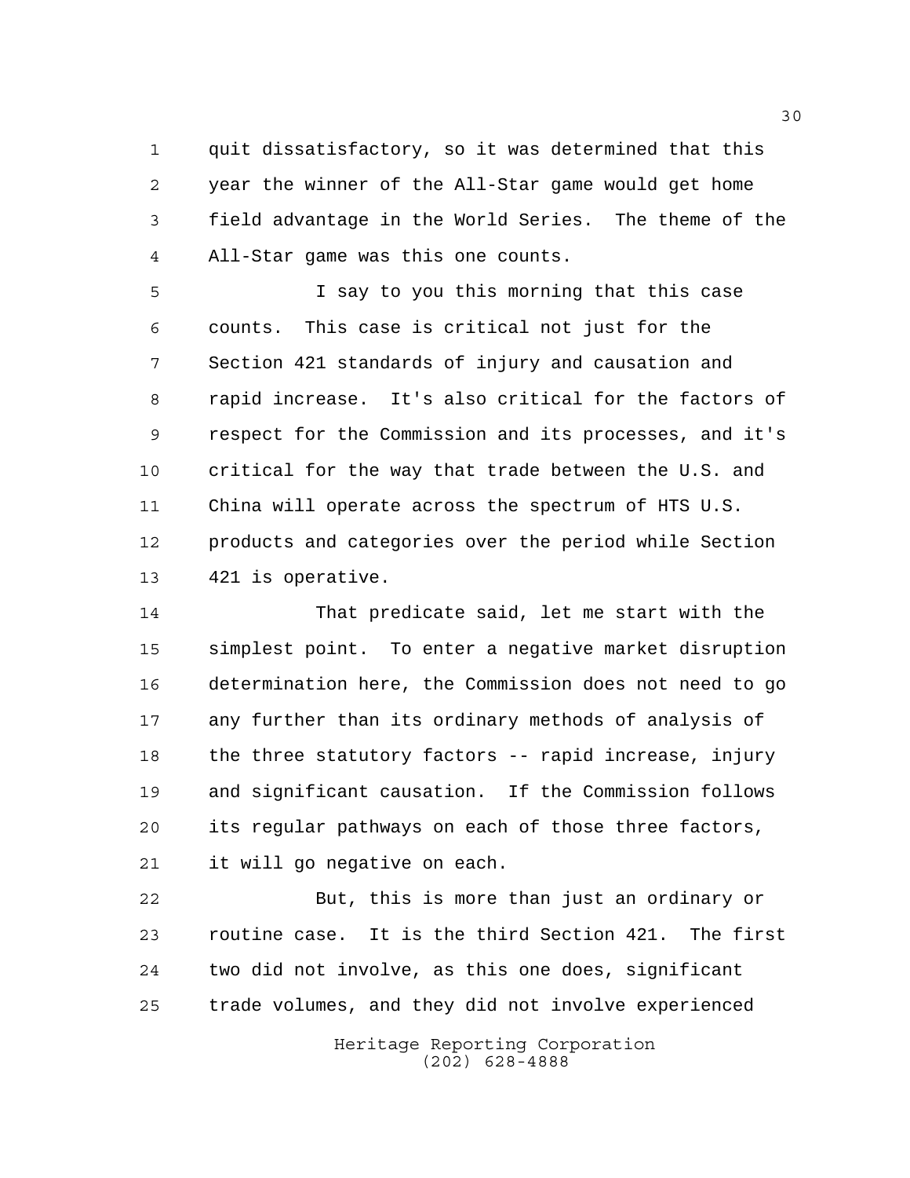quit dissatisfactory, so it was determined that this year the winner of the All-Star game would get home field advantage in the World Series. The theme of the All-Star game was this one counts.

I say to you this morning that this case counts. This case is critical not just for the Section 421 standards of injury and causation and rapid increase. It's also critical for the factors of respect for the Commission and its processes, and it's critical for the way that trade between the U.S. and China will operate across the spectrum of HTS U.S. products and categories over the period while Section 421 is operative.

That predicate said, let me start with the simplest point. To enter a negative market disruption determination here, the Commission does not need to go any further than its ordinary methods of analysis of the three statutory factors -- rapid increase, injury and significant causation. If the Commission follows its regular pathways on each of those three factors, it will go negative on each.

But, this is more than just an ordinary or routine case. It is the third Section 421. The first two did not involve, as this one does, significant trade volumes, and they did not involve experienced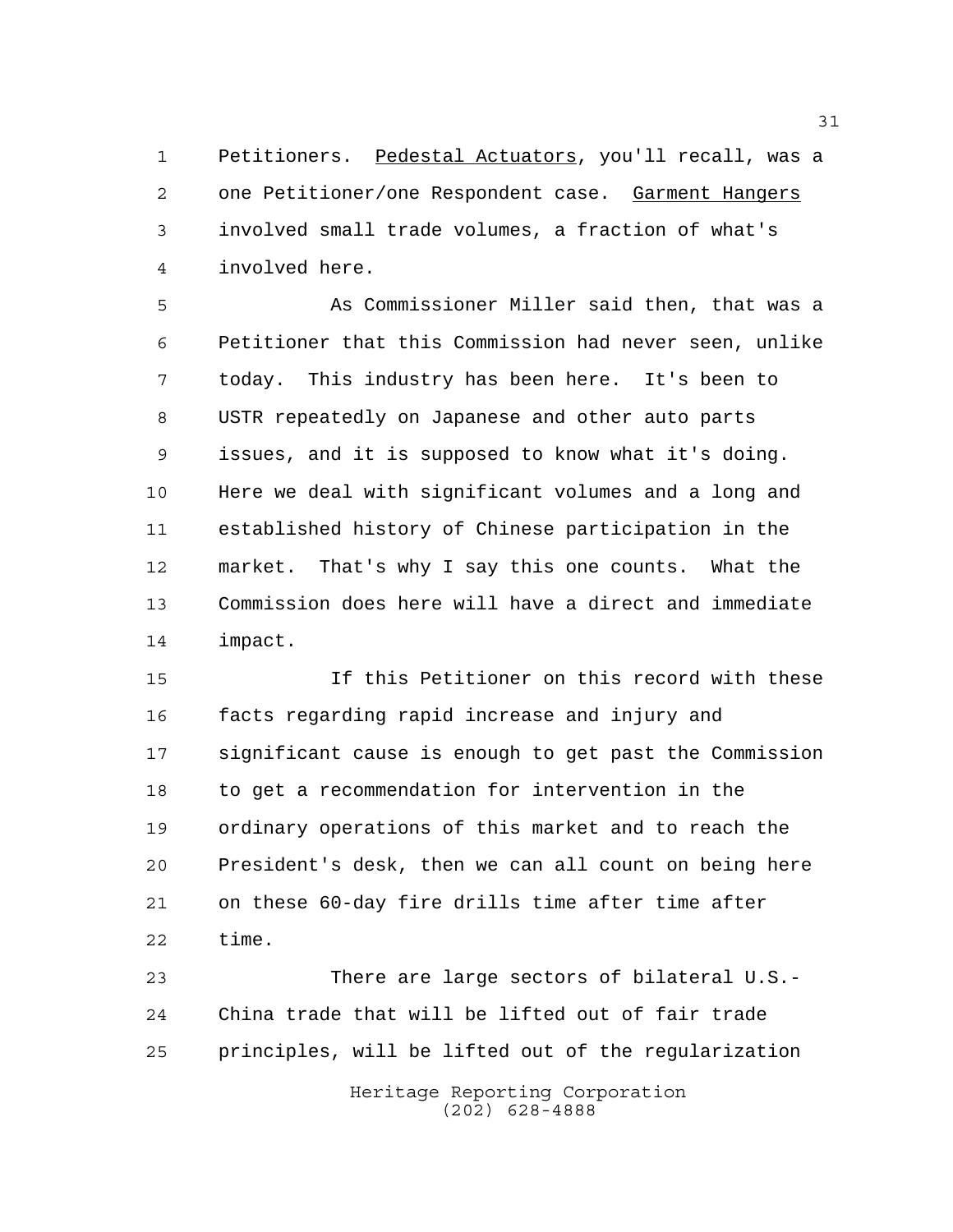Petitioners. _Pedestal Actuators_, you'll recall, was a one Petitioner/one Respondent case. _Garment Hangers_ involved small trade volumes, a fraction of what's involved here.

As Commissioner Miller said then, that was a Petitioner that this Commission had never seen, unlike today. This industry has been here. It's been to USTR repeatedly on Japanese and other auto parts issues, and it is supposed to know what it's doing. Here we deal with significant volumes and a long and established history of Chinese participation in the market. That's why I say this one counts. What the Commission does here will have a direct and immediate impact.

If this Petitioner on this record with these facts regarding rapid increase and injury and significant cause is enough to get past the Commission to get a recommendation for intervention in the ordinary operations of this market and to reach the President's desk, then we can all count on being here on these 60-day fire drills time after time after time.

There are large sectors of bilateral U.S.-China trade that will be lifted out of fair trade principles, will be lifted out of the regularization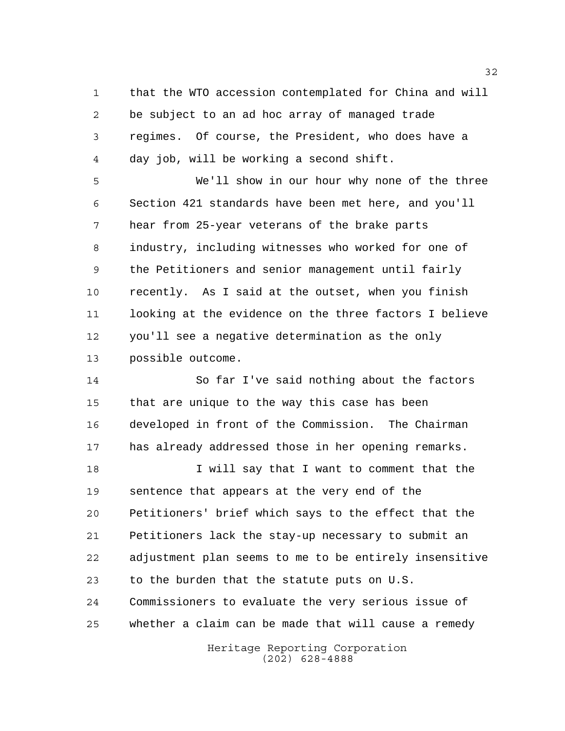that the WTO accession contemplated for China and will be subject to an ad hoc array of managed trade regimes. Of course, the President, who does have a day job, will be working a second shift.

We'll show in our hour why none of the three Section 421 standards have been met here, and you'll hear from 25-year veterans of the brake parts industry, including witnesses who worked for one of the Petitioners and senior management until fairly recently. As I said at the outset, when you finish looking at the evidence on the three factors I believe you'll see a negative determination as the only possible outcome.

So far I've said nothing about the factors that are unique to the way this case has been developed in front of the Commission. The Chairman has already addressed those in her opening remarks.

I will say that I want to comment that the sentence that appears at the very end of the Petitioners' brief which says to the effect that the Petitioners lack the stay-up necessary to submit an adjustment plan seems to me to be entirely insensitive to the burden that the statute puts on U.S. Commissioners to evaluate the very serious issue of whether a claim can be made that will cause a remedy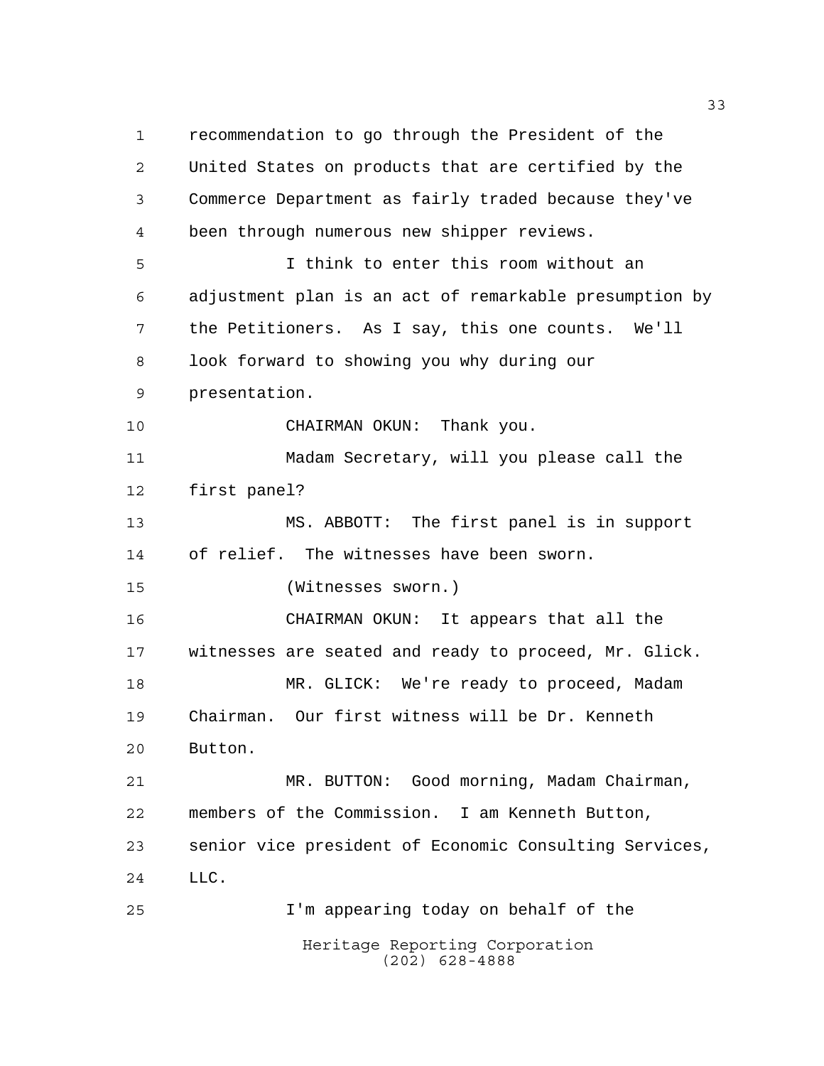recommendation to go through the President of the United States on products that are certified by the Commerce Department as fairly traded because they've been through numerous new shipper reviews.

I think to enter this room without an adjustment plan is an act of remarkable presumption by the Petitioners. As I say, this one counts. We'll look forward to showing you why during our presentation.

CHAIRMAN OKUN: Thank you.

Madam Secretary, will you please call the first panel?

MS. ABBOTT: The first panel is in support of relief. The witnesses have been sworn.

(Witnesses sworn.)

CHAIRMAN OKUN: It appears that all the witnesses are seated and ready to proceed, Mr. Glick.

MR. GLICK: We're ready to proceed, Madam Chairman. Our first witness will be Dr. Kenneth Button.

MR. BUTTON: Good morning, Madam Chairman, members of the Commission. I am Kenneth Button, senior vice president of Economic Consulting Services, LLC.

I'm appearing today on behalf of the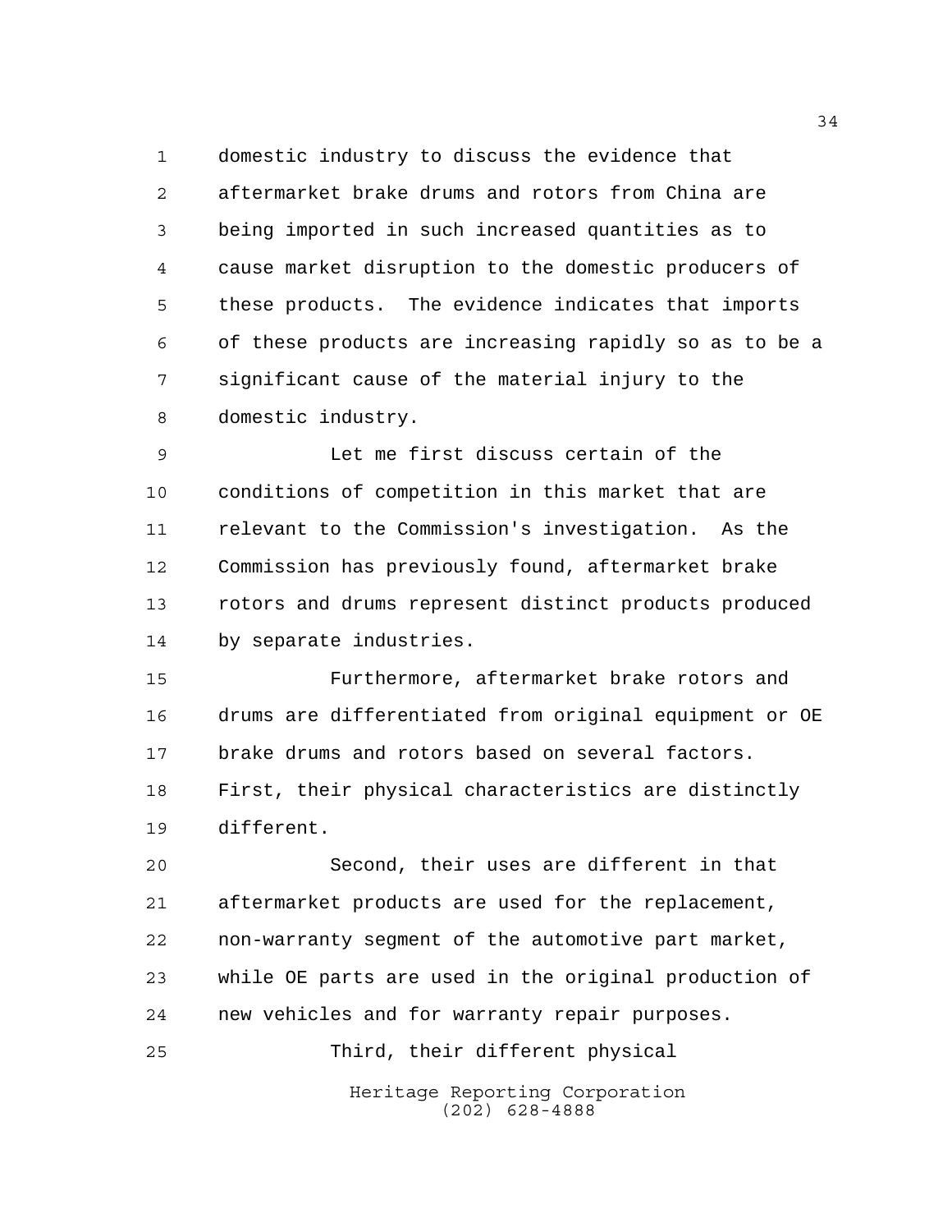domestic industry to discuss the evidence that aftermarket brake drums and rotors from China are being imported in such increased quantities as to cause market disruption to the domestic producers of these products. The evidence indicates that imports of these products are increasing rapidly so as to be a significant cause of the material injury to the domestic industry.

Let me first discuss certain of the conditions of competition in this market that are relevant to the Commission's investigation. As the Commission has previously found, aftermarket brake rotors and drums represent distinct products produced by separate industries.

Furthermore, aftermarket brake rotors and drums are differentiated from original equipment or OE brake drums and rotors based on several factors. First, their physical characteristics are distinctly different.

Second, their uses are different in that aftermarket products are used for the replacement, non-warranty segment of the automotive part market, while OE parts are used in the original production of new vehicles and for warranty repair purposes.

Third, their different physical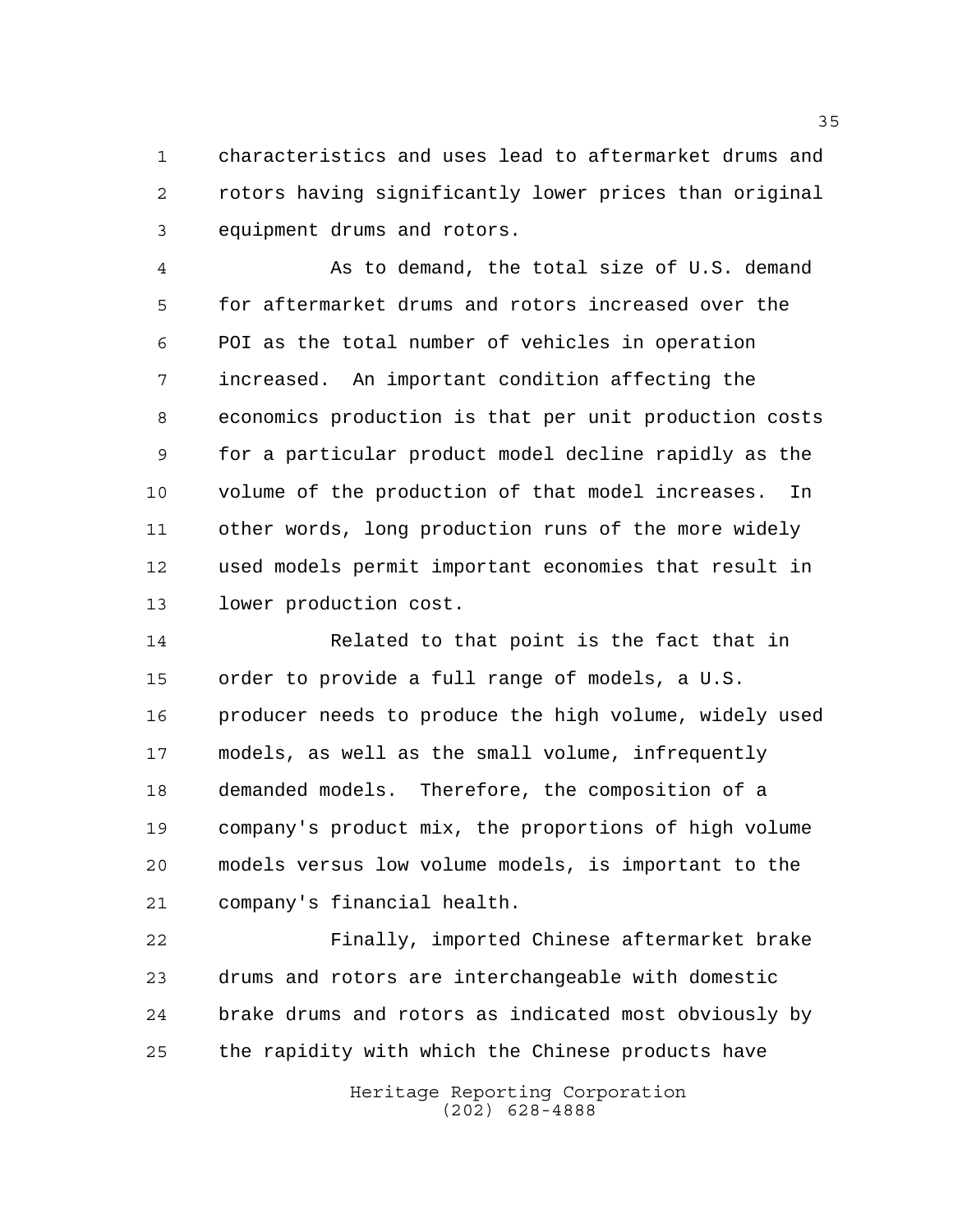characteristics and uses lead to aftermarket drums and rotors having significantly lower prices than original equipment drums and rotors.

As to demand, the total size of U.S. demand for aftermarket drums and rotors increased over the POI as the total number of vehicles in operation increased. An important condition affecting the economics production is that per unit production costs for a particular product model decline rapidly as the volume of the production of that model increases. In other words, long production runs of the more widely used models permit important economies that result in lower production cost.

Related to that point is the fact that in order to provide a full range of models, a U.S. producer needs to produce the high volume, widely used models, as well as the small volume, infrequently demanded models. Therefore, the composition of a company's product mix, the proportions of high volume models versus low volume models, is important to the company's financial health.

Finally, imported Chinese aftermarket brake drums and rotors are interchangeable with domestic brake drums and rotors as indicated most obviously by the rapidity with which the Chinese products have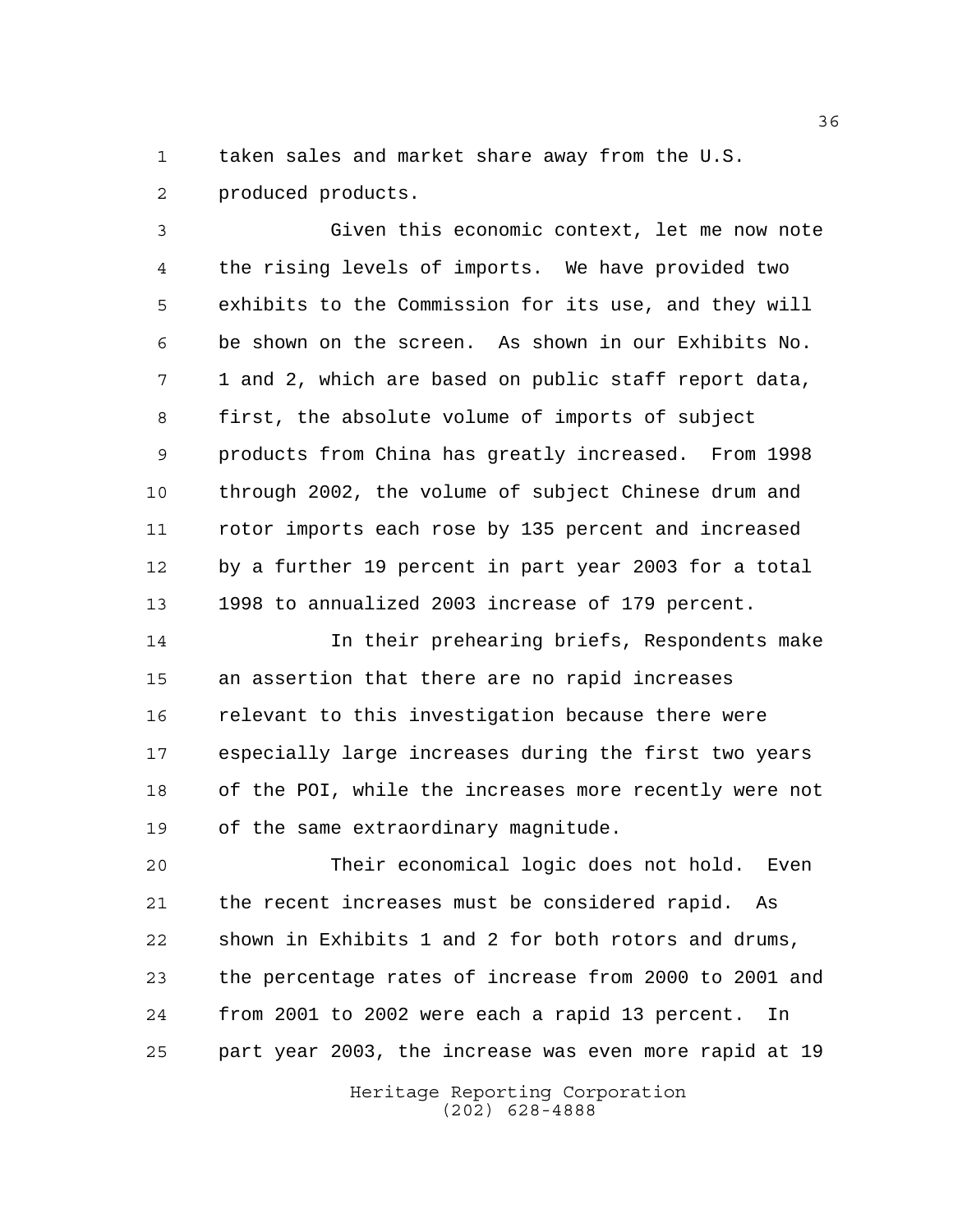taken sales and market share away from the U.S. produced products.

Given this economic context, let me now note the rising levels of imports. We have provided two exhibits to the Commission for its use, and they will be shown on the screen. As shown in our Exhibits No. 1 and 2, which are based on public staff report data, first, the absolute volume of imports of subject products from China has greatly increased. From 1998 through 2002, the volume of subject Chinese drum and rotor imports each rose by 135 percent and increased by a further 19 percent in part year 2003 for a total 1998 to annualized 2003 increase of 179 percent.

In their prehearing briefs, Respondents make an assertion that there are no rapid increases relevant to this investigation because there were especially large increases during the first two years of the POI, while the increases more recently were not of the same extraordinary magnitude.

Their economical logic does not hold. Even the recent increases must be considered rapid. As shown in Exhibits 1 and 2 for both rotors and drums, the percentage rates of increase from 2000 to 2001 and from 2001 to 2002 were each a rapid 13 percent. In part year 2003, the increase was even more rapid at 19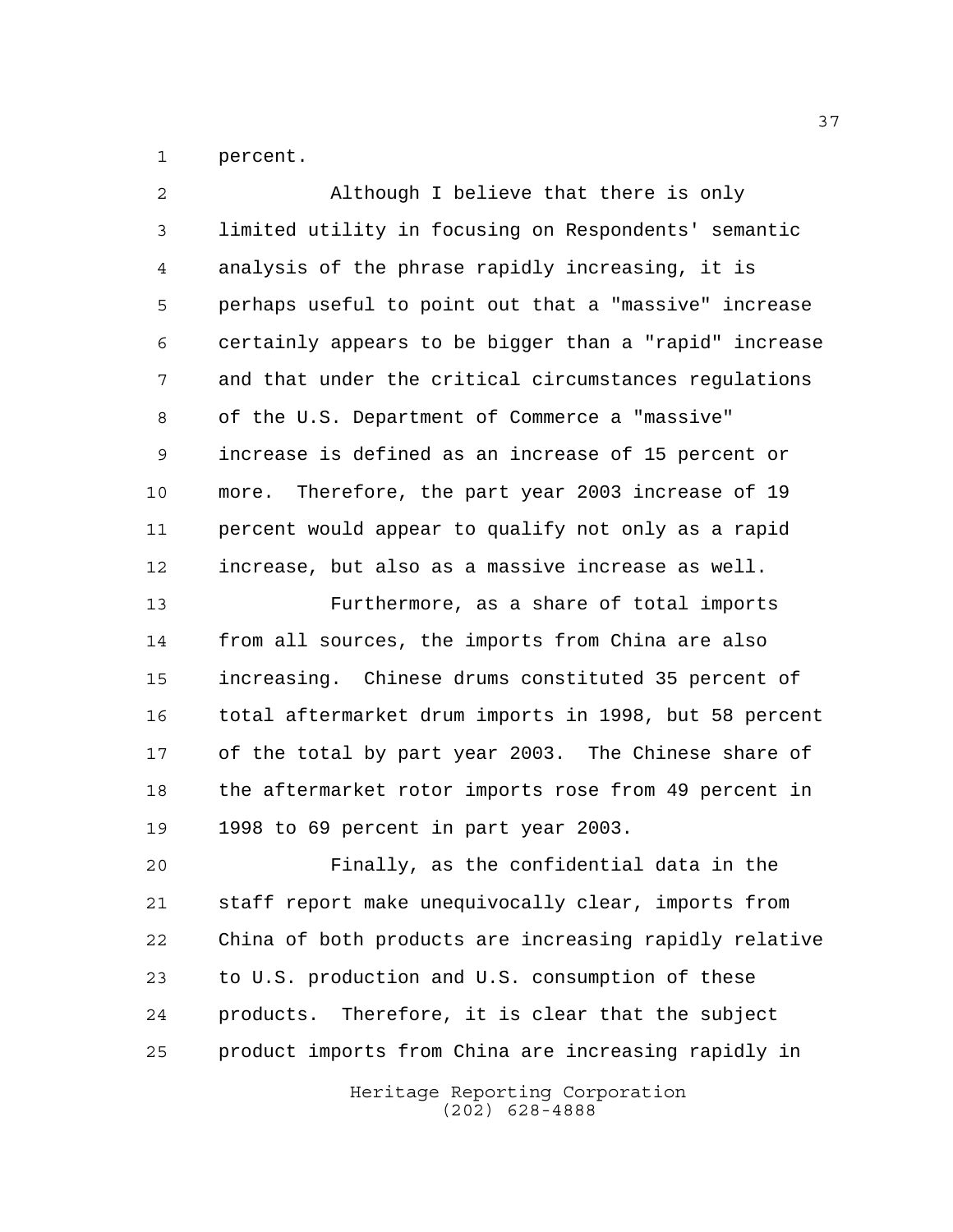percent.

Although I believe that there is only limited utility in focusing on Respondents' semantic analysis of the phrase rapidly increasing, it is perhaps useful to point out that a "massive" increase certainly appears to be bigger than a "rapid" increase and that under the critical circumstances regulations of the U.S. Department of Commerce a "massive" increase is defined as an increase of 15 percent or more. Therefore, the part year 2003 increase of 19 percent would appear to qualify not only as a rapid increase, but also as a massive increase as well.

Furthermore, as a share of total imports from all sources, the imports from China are also increasing. Chinese drums constituted 35 percent of total aftermarket drum imports in 1998, but 58 percent of the total by part year 2003. The Chinese share of the aftermarket rotor imports rose from 49 percent in 1998 to 69 percent in part year 2003.

Finally, as the confidential data in the staff report make unequivocally clear, imports from China of both products are increasing rapidly relative to U.S. production and U.S. consumption of these products. Therefore, it is clear that the subject product imports from China are increasing rapidly in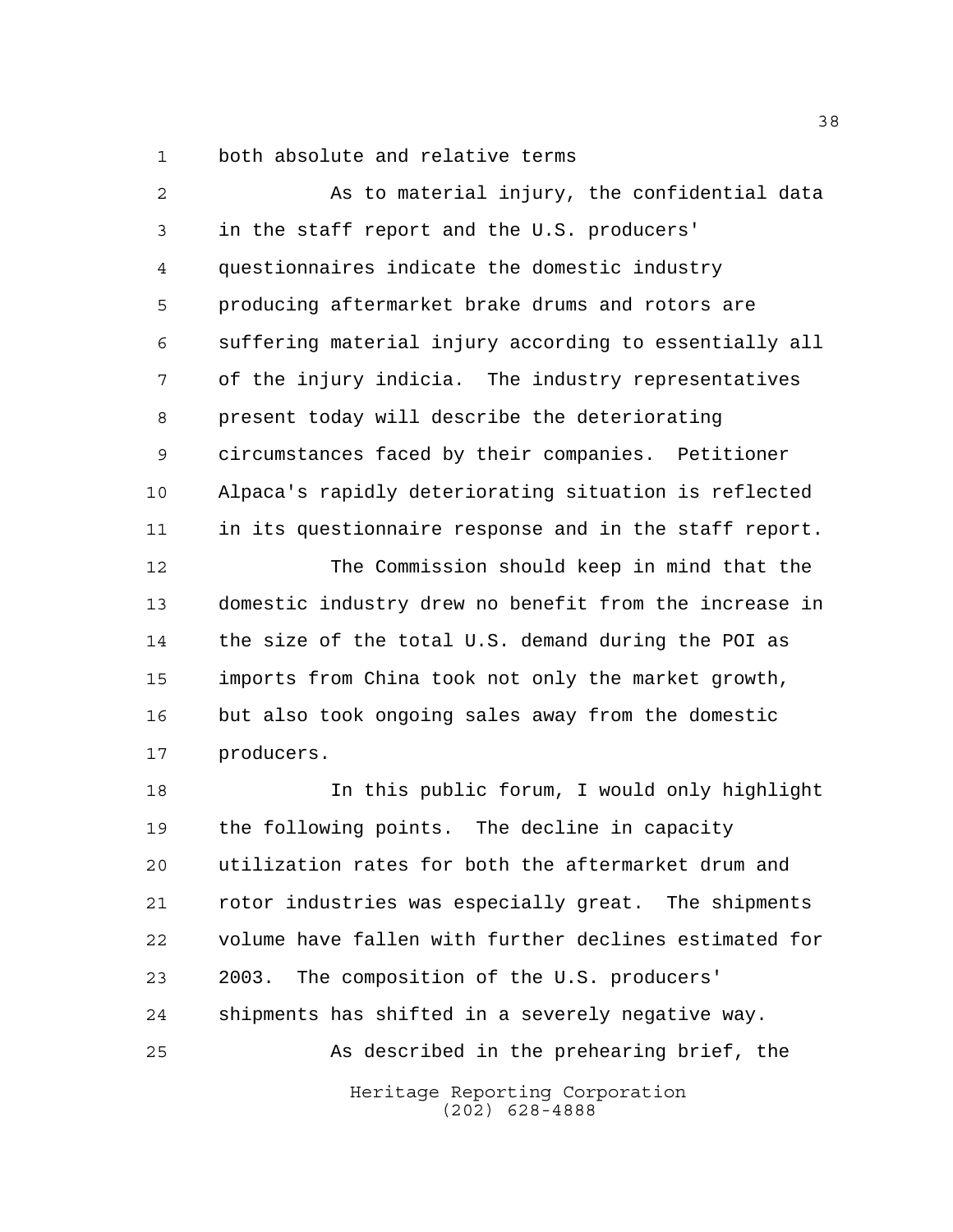both absolute and relative terms

As to material injury, the confidential data in the staff report and the U.S. producers' questionnaires indicate the domestic industry producing aftermarket brake drums and rotors are suffering material injury according to essentially all of the injury indicia. The industry representatives present today will describe the deteriorating circumstances faced by their companies. Petitioner Alpaca's rapidly deteriorating situation is reflected in its questionnaire response and in the staff report.

The Commission should keep in mind that the domestic industry drew no benefit from the increase in the size of the total U.S. demand during the POI as imports from China took not only the market growth, but also took ongoing sales away from the domestic producers.

In this public forum, I would only highlight the following points. The decline in capacity utilization rates for both the aftermarket drum and rotor industries was especially great. The shipments volume have fallen with further declines estimated for 2003. The composition of the U.S. producers' shipments has shifted in a severely negative way.

As described in the prehearing brief, the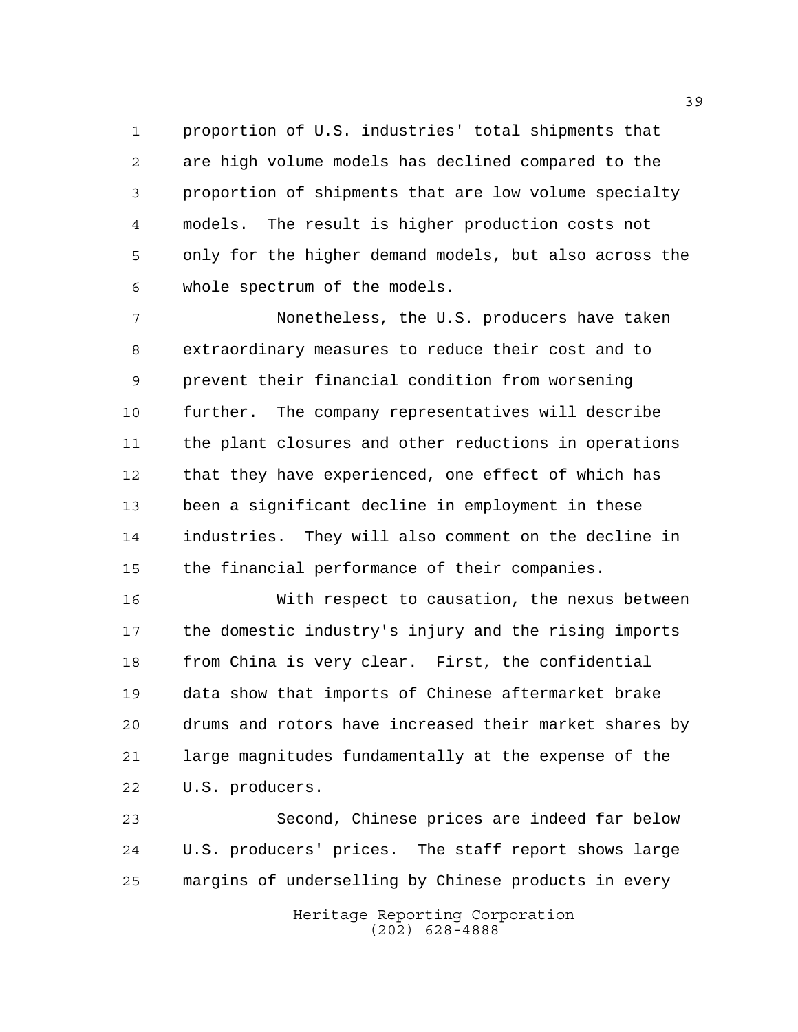proportion of U.S. industries' total shipments that are high volume models has declined compared to the proportion of shipments that are low volume specialty models. The result is higher production costs not only for the higher demand models, but also across the whole spectrum of the models.

Nonetheless, the U.S. producers have taken extraordinary measures to reduce their cost and to prevent their financial condition from worsening further. The company representatives will describe the plant closures and other reductions in operations that they have experienced, one effect of which has been a significant decline in employment in these industries. They will also comment on the decline in the financial performance of their companies.

With respect to causation, the nexus between the domestic industry's injury and the rising imports from China is very clear. First, the confidential data show that imports of Chinese aftermarket brake drums and rotors have increased their market shares by large magnitudes fundamentally at the expense of the U.S. producers.

Second, Chinese prices are indeed far below U.S. producers' prices. The staff report shows large margins of underselling by Chinese products in every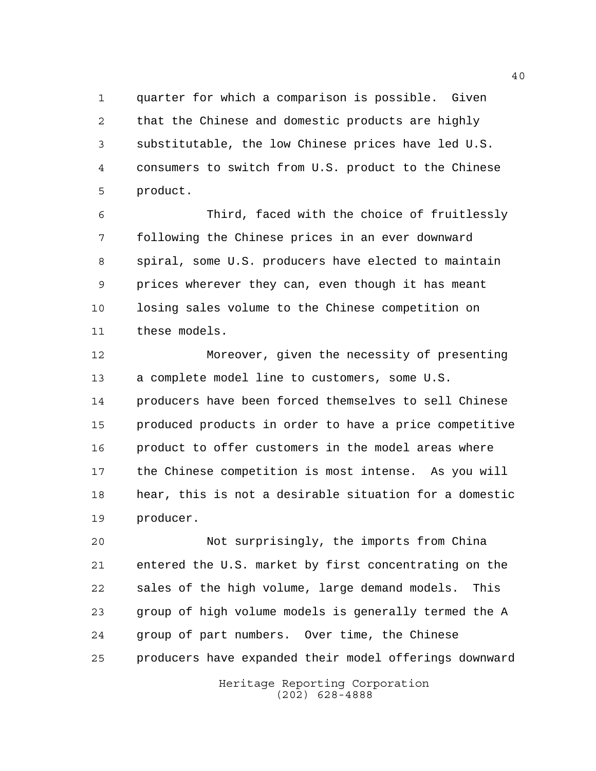quarter for which a comparison is possible. Given that the Chinese and domestic products are highly substitutable, the low Chinese prices have led U.S. consumers to switch from U.S. product to the Chinese product.

Third, faced with the choice of fruitlessly following the Chinese prices in an ever downward spiral, some U.S. producers have elected to maintain prices wherever they can, even though it has meant losing sales volume to the Chinese competition on these models.

Moreover, given the necessity of presenting a complete model line to customers, some U.S. producers have been forced themselves to sell Chinese produced products in order to have a price competitive product to offer customers in the model areas where the Chinese competition is most intense. As you will hear, this is not a desirable situation for a domestic producer.

Not surprisingly, the imports from China entered the U.S. market by first concentrating on the sales of the high volume, large demand models. This group of high volume models is generally termed the A group of part numbers. Over time, the Chinese producers have expanded their model offerings downward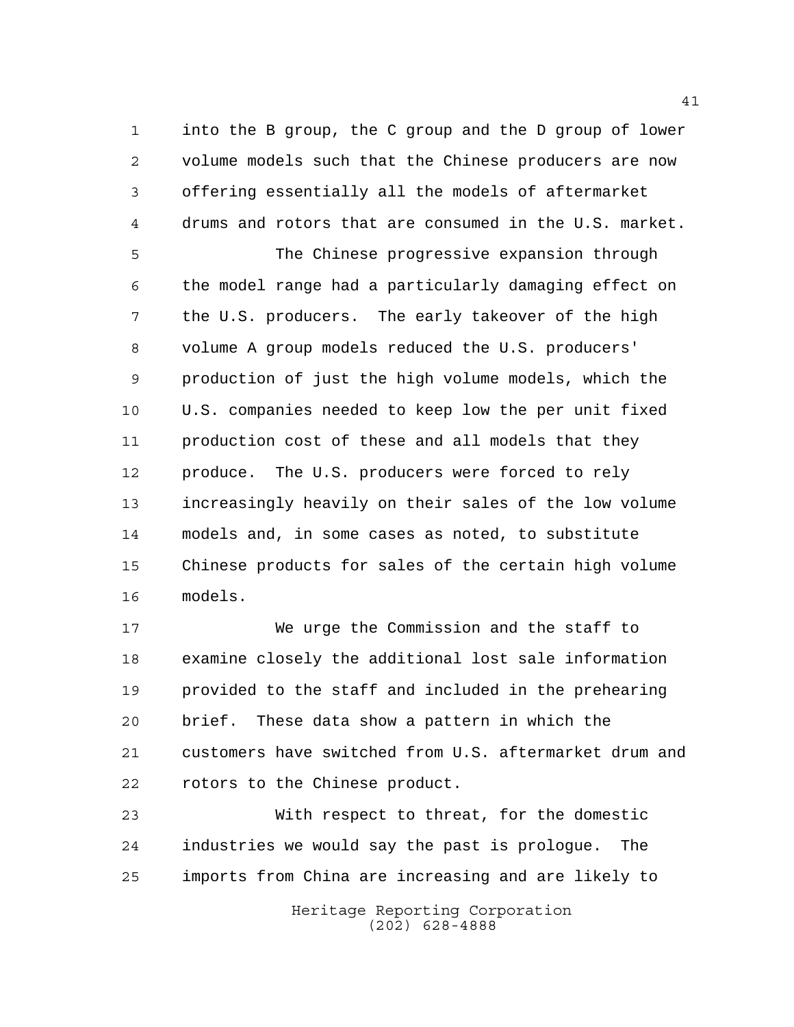into the B group, the C group and the D group of lower volume models such that the Chinese producers are now offering essentially all the models of aftermarket drums and rotors that are consumed in the U.S. market.

The Chinese progressive expansion through the model range had a particularly damaging effect on the U.S. producers. The early takeover of the high volume A group models reduced the U.S. producers' production of just the high volume models, which the U.S. companies needed to keep low the per unit fixed production cost of these and all models that they produce. The U.S. producers were forced to rely increasingly heavily on their sales of the low volume models and, in some cases as noted, to substitute Chinese products for sales of the certain high volume models.

We urge the Commission and the staff to examine closely the additional lost sale information provided to the staff and included in the prehearing brief. These data show a pattern in which the customers have switched from U.S. aftermarket drum and rotors to the Chinese product.

With respect to threat, for the domestic industries we would say the past is prologue. The imports from China are increasing and are likely to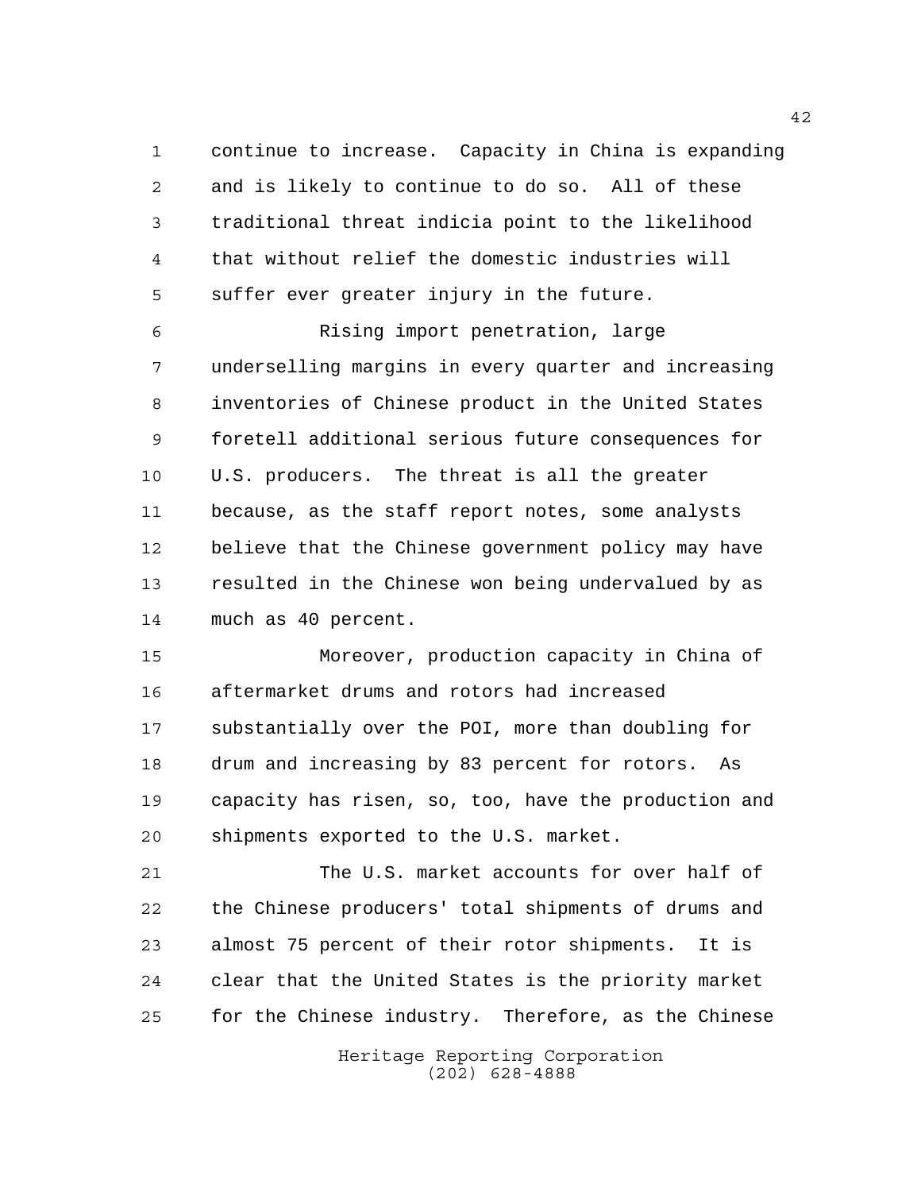continue to increase. Capacity in China is expanding and is likely to continue to do so. All of these traditional threat indicia point to the likelihood that without relief the domestic industries will suffer ever greater injury in the future.

Rising import penetration, large underselling margins in every quarter and increasing inventories of Chinese product in the United States foretell additional serious future consequences for U.S. producers. The threat is all the greater because, as the staff report notes, some analysts believe that the Chinese government policy may have resulted in the Chinese won being undervalued by as much as 40 percent.

Moreover, production capacity in China of aftermarket drums and rotors had increased substantially over the POI, more than doubling for drum and increasing by 83 percent for rotors. As capacity has risen, so, too, have the production and shipments exported to the U.S. market.

The U.S. market accounts for over half of the Chinese producers' total shipments of drums and almost 75 percent of their rotor shipments. It is clear that the United States is the priority market for the Chinese industry. Therefore, as the Chinese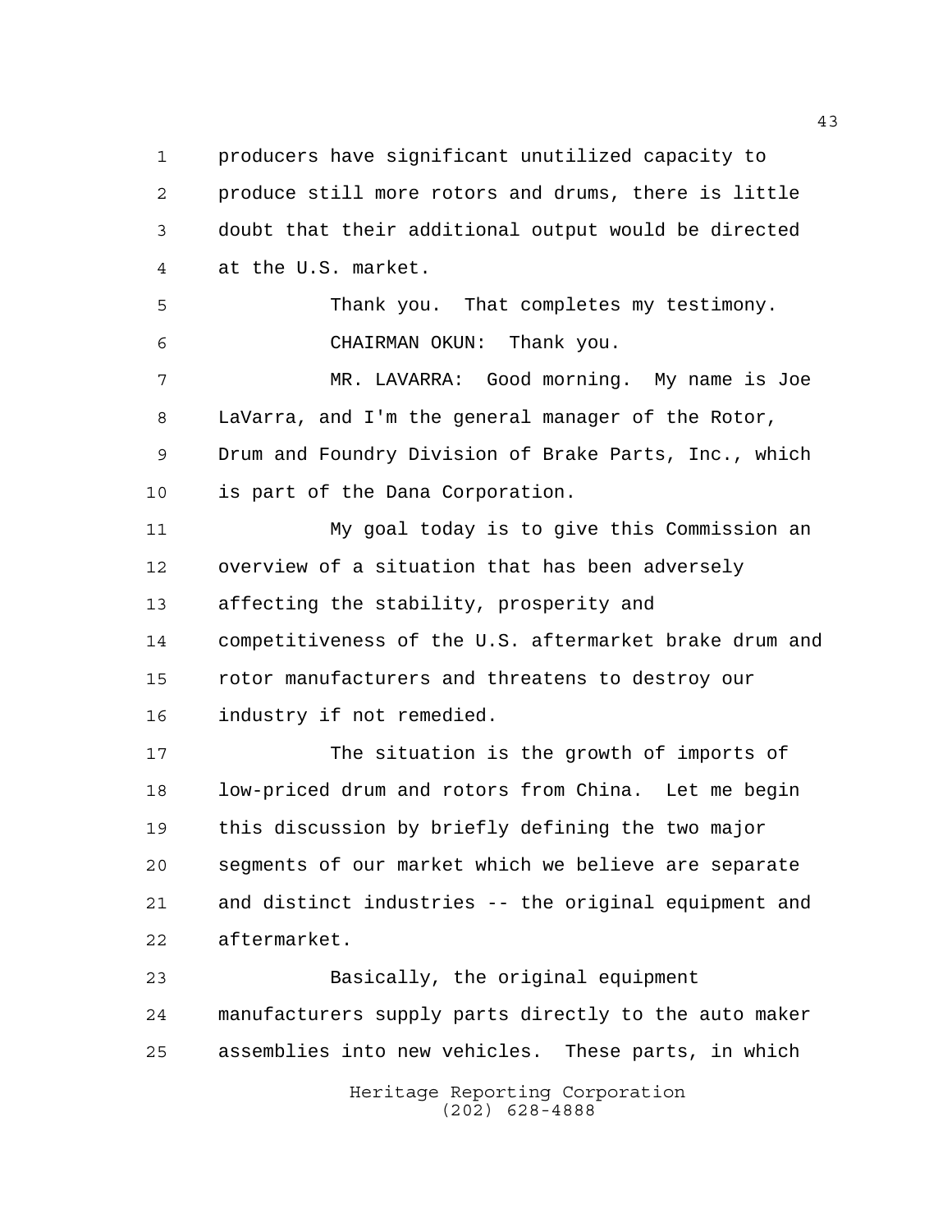producers have significant unutilized capacity to produce still more rotors and drums, there is little doubt that their additional output would be directed at the U.S. market.

Thank you. That completes my testimony.

CHAIRMAN OKUN: Thank you.

MR. LAVARRA: Good morning. My name is Joe LaVarra, and I'm the general manager of the Rotor, Drum and Foundry Division of Brake Parts, Inc., which is part of the Dana Corporation.

My goal today is to give this Commission an overview of a situation that has been adversely affecting the stability, prosperity and competitiveness of the U.S. aftermarket brake drum and rotor manufacturers and threatens to destroy our industry if not remedied.

The situation is the growth of imports of low-priced drum and rotors from China. Let me begin this discussion by briefly defining the two major segments of our market which we believe are separate and distinct industries -- the original equipment and aftermarket.

Basically, the original equipment manufacturers supply parts directly to the auto maker assemblies into new vehicles. These parts, in which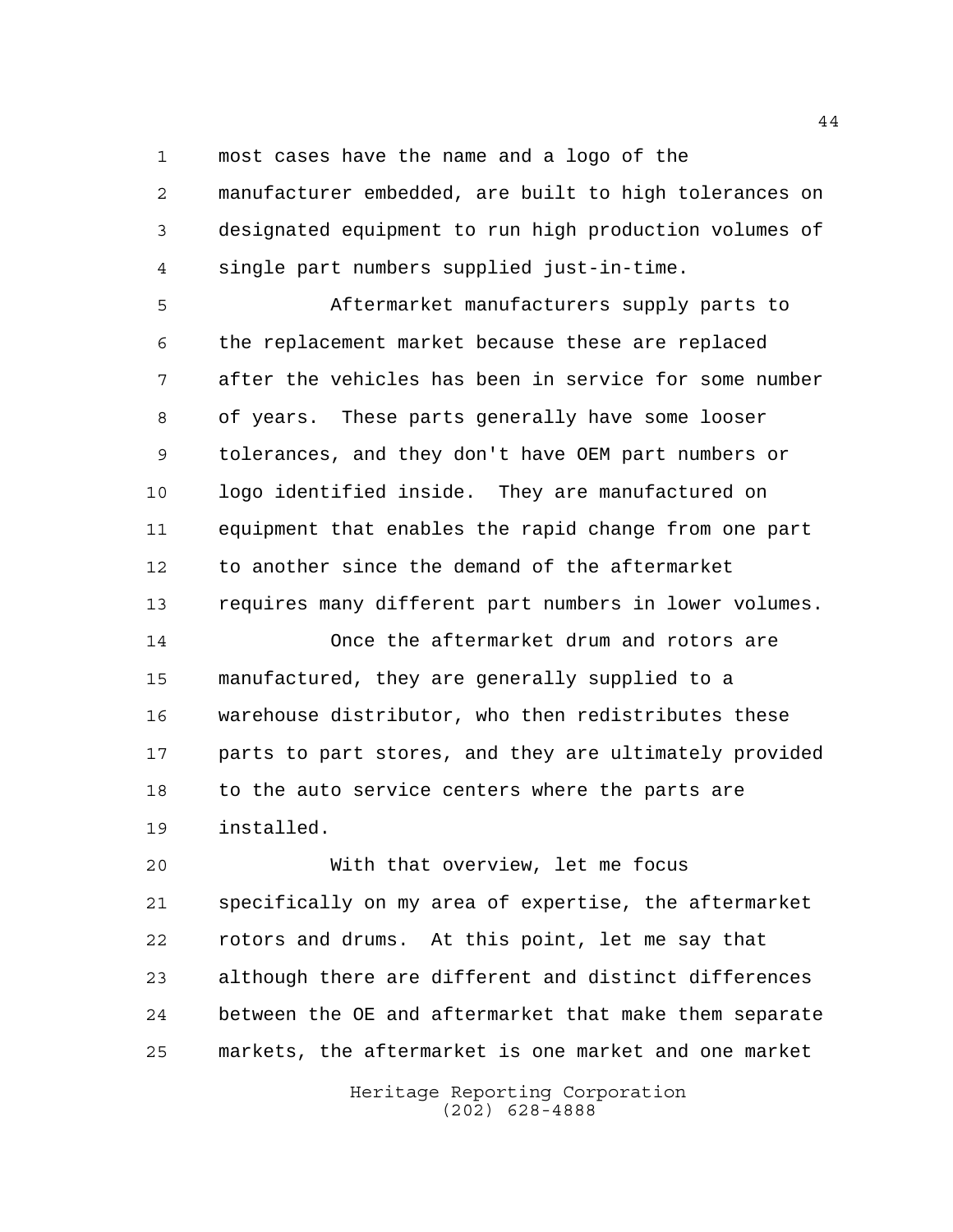most cases have the name and a logo of the manufacturer embedded, are built to high tolerances on designated equipment to run high production volumes of single part numbers supplied just-in-time.

Aftermarket manufacturers supply parts to the replacement market because these are replaced after the vehicles has been in service for some number of years. These parts generally have some looser tolerances, and they don't have OEM part numbers or logo identified inside. They are manufactured on equipment that enables the rapid change from one part to another since the demand of the aftermarket requires many different part numbers in lower volumes.

Once the aftermarket drum and rotors are manufactured, they are generally supplied to a warehouse distributor, who then redistributes these parts to part stores, and they are ultimately provided to the auto service centers where the parts are installed.

With that overview, let me focus specifically on my area of expertise, the aftermarket rotors and drums. At this point, let me say that although there are different and distinct differences between the OE and aftermarket that make them separate markets, the aftermarket is one market and one market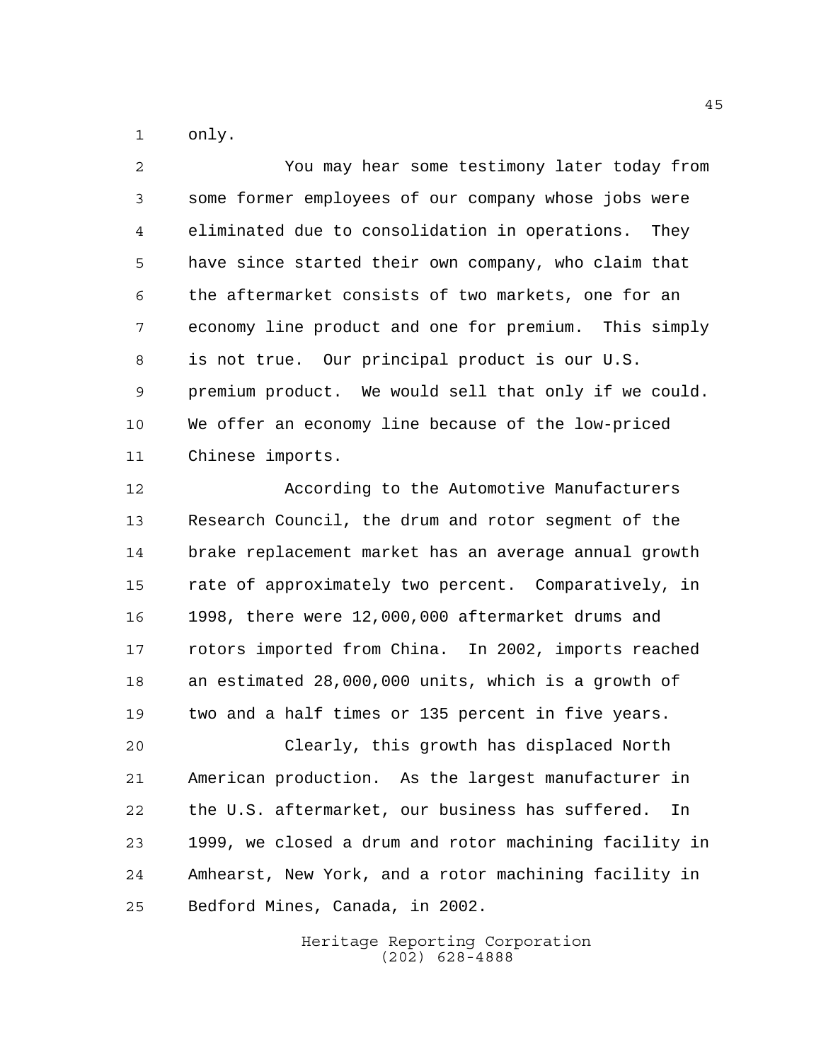only.

You may hear some testimony later today from some former employees of our company whose jobs were eliminated due to consolidation in operations. They have since started their own company, who claim that the aftermarket consists of two markets, one for an economy line product and one for premium. This simply is not true. Our principal product is our U.S. premium product. We would sell that only if we could. We offer an economy line because of the low-priced Chinese imports.

According to the Automotive Manufacturers Research Council, the drum and rotor segment of the brake replacement market has an average annual growth rate of approximately two percent. Comparatively, in 1998, there were 12,000,000 aftermarket drums and rotors imported from China. In 2002, imports reached an estimated 28,000,000 units, which is a growth of two and a half times or 135 percent in five years.

Clearly, this growth has displaced North American production. As the largest manufacturer in the U.S. aftermarket, our business has suffered. In 1999, we closed a drum and rotor machining facility in Amhearst, New York, and a rotor machining facility in Bedford Mines, Canada, in 2002.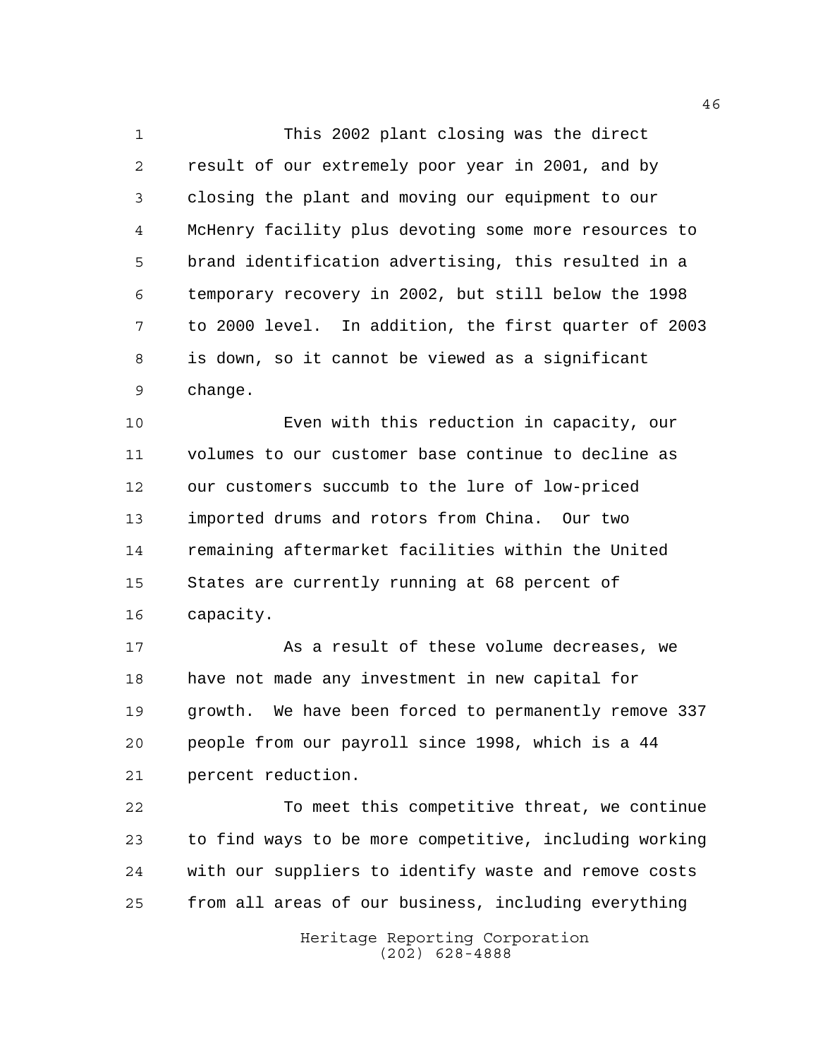This 2002 plant closing was the direct result of our extremely poor year in 2001, and by closing the plant and moving our equipment to our McHenry facility plus devoting some more resources to brand identification advertising, this resulted in a temporary recovery in 2002, but still below the 1998 to 2000 level. In addition, the first quarter of 2003 is down, so it cannot be viewed as a significant change.

Even with this reduction in capacity, our volumes to our customer base continue to decline as our customers succumb to the lure of low-priced imported drums and rotors from China. Our two remaining aftermarket facilities within the United States are currently running at 68 percent of capacity.

As a result of these volume decreases, we have not made any investment in new capital for growth. We have been forced to permanently remove 337 people from our payroll since 1998, which is a 44 percent reduction.

To meet this competitive threat, we continue to find ways to be more competitive, including working with our suppliers to identify waste and remove costs from all areas of our business, including everything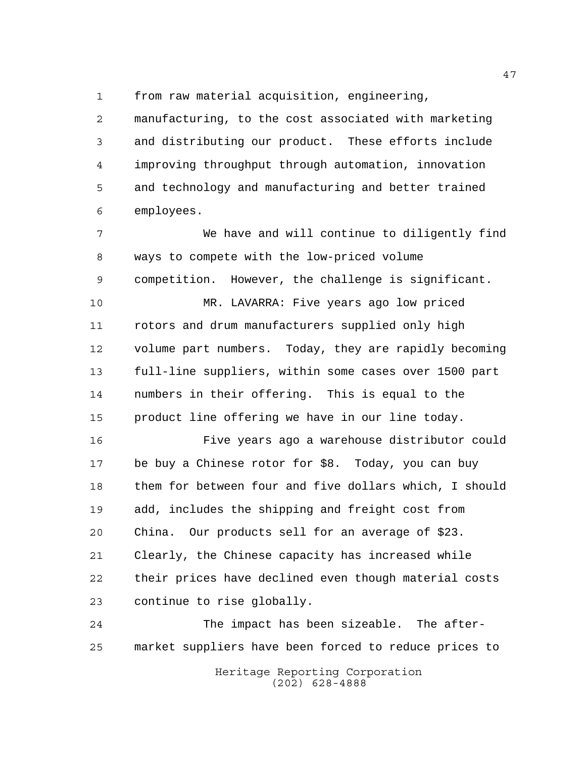from raw material acquisition, engineering, manufacturing, to the cost associated with marketing and distributing our product. These efforts include improving throughput through automation, innovation and technology and manufacturing and better trained employees.

We have and will continue to diligently find ways to compete with the low-priced volume competition. However, the challenge is significant.

MR. LAVARRA: Five years ago low priced rotors and drum manufacturers supplied only high volume part numbers. Today, they are rapidly becoming full-line suppliers, within some cases over 1500 part numbers in their offering. This is equal to the product line offering we have in our line today.

Five years ago a warehouse distributor could be buy a Chinese rotor for $8. Today, you can buy them for between four and five dollars which, I should add, includes the shipping and freight cost from China. Our products sell for an average of $23. Clearly, the Chinese capacity has increased while their prices have declined even though material costs continue to rise globally.

The impact has been sizeable. The after-market suppliers have been forced to reduce prices to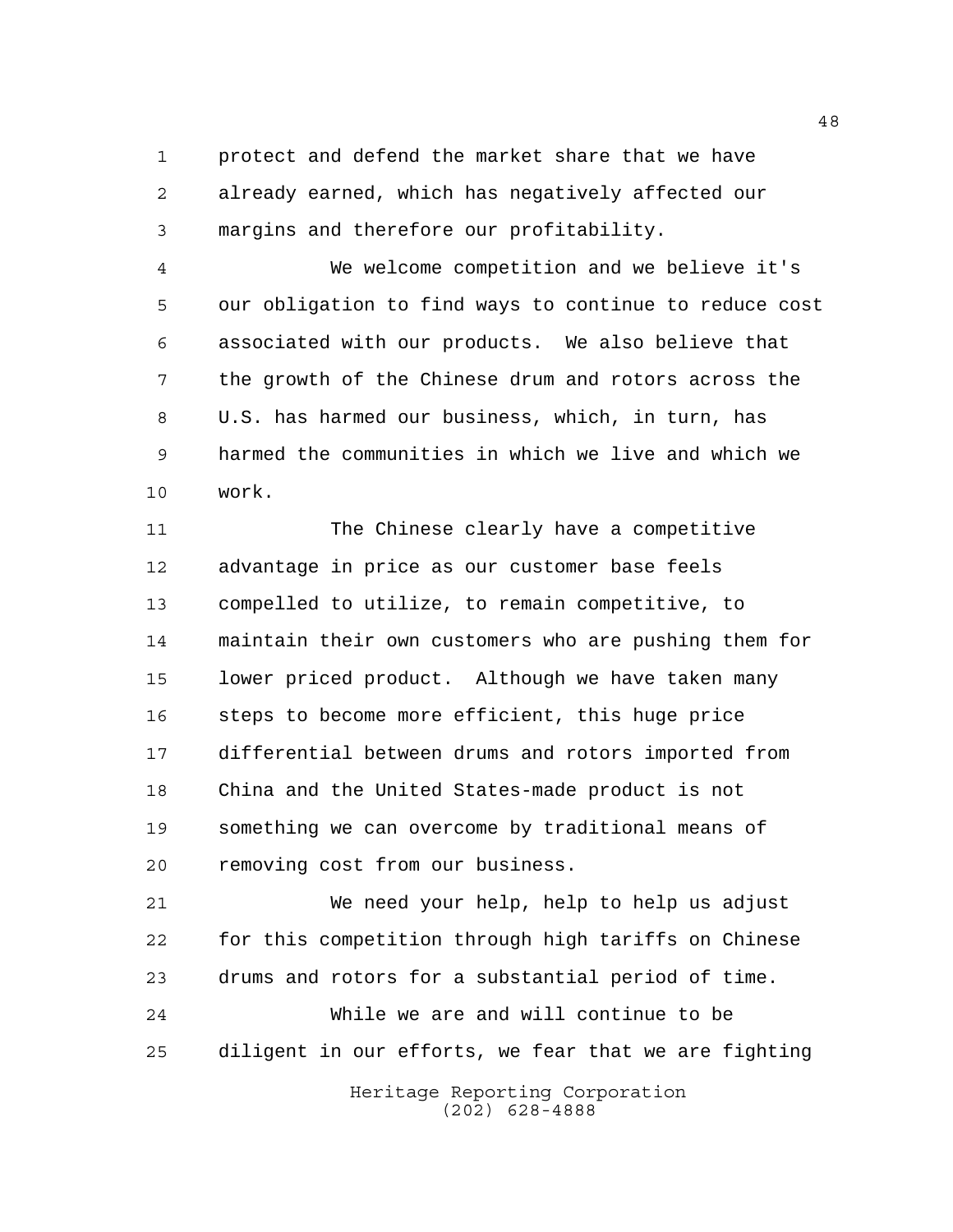protect and defend the market share that we have already earned, which has negatively affected our margins and therefore our profitability.

We welcome competition and we believe it's our obligation to find ways to continue to reduce cost associated with our products. We also believe that the growth of the Chinese drum and rotors across the U.S. has harmed our business, which, in turn, has harmed the communities in which we live and which we work.

The Chinese clearly have a competitive advantage in price as our customer base feels compelled to utilize, to remain competitive, to maintain their own customers who are pushing them for lower priced product. Although we have taken many steps to become more efficient, this huge price differential between drums and rotors imported from China and the United States-made product is not something we can overcome by traditional means of removing cost from our business.

We need your help, help to help us adjust for this competition through high tariffs on Chinese drums and rotors for a substantial period of time.

While we are and will continue to be diligent in our efforts, we fear that we are fighting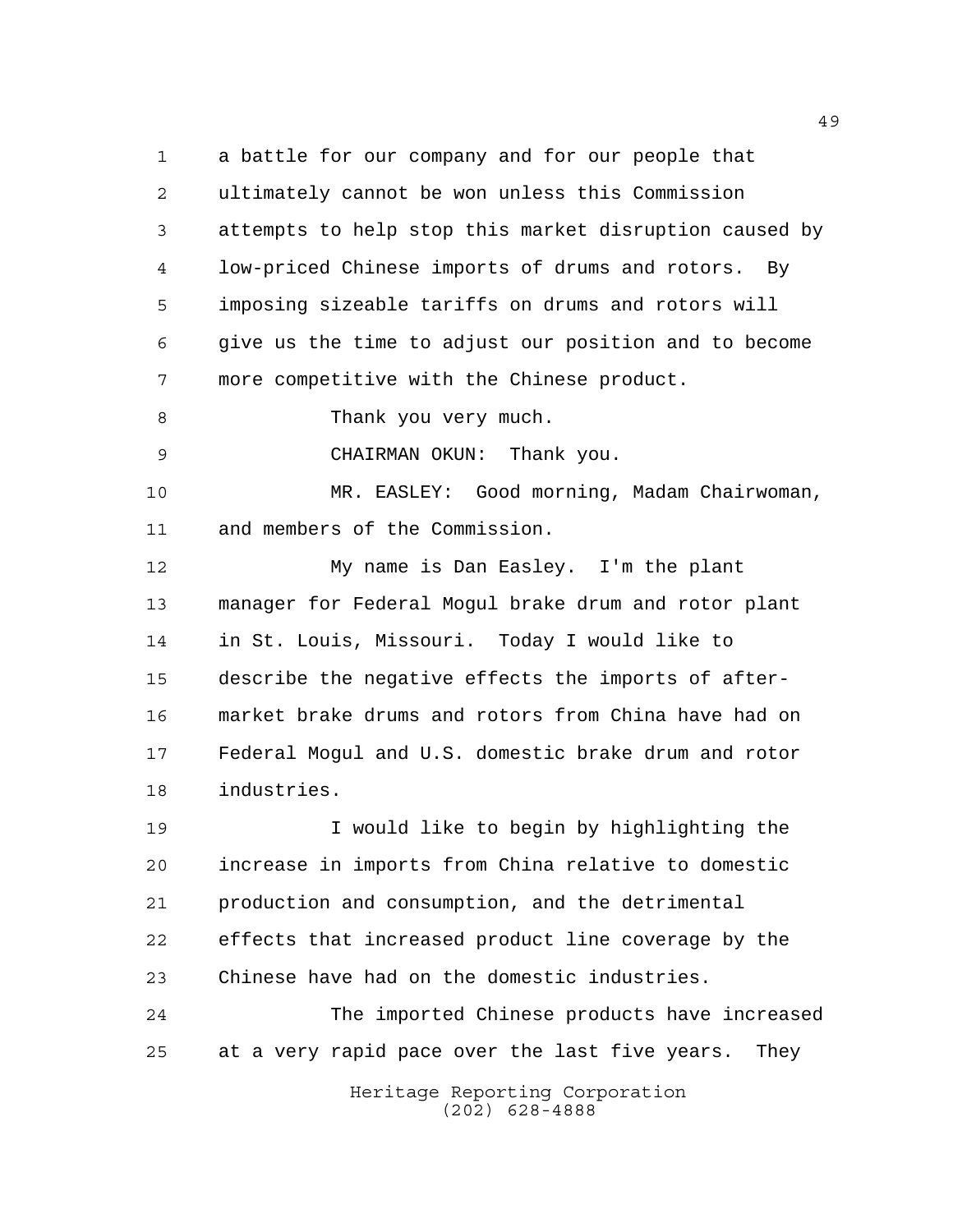a battle for our company and for our people that ultimately cannot be won unless this Commission attempts to help stop this market disruption caused by low-priced Chinese imports of drums and rotors. By imposing sizeable tariffs on drums and rotors will give us the time to adjust our position and to become more competitive with the Chinese product.

Thank you very much.

CHAIRMAN OKUN: Thank you.

MR. EASLEY: Good morning, Madam Chairwoman, and members of the Commission.

My name is Dan Easley. I'm the plant manager for Federal Mogul brake drum and rotor plant in St. Louis, Missouri. Today I would like to describe the negative effects the imports of after-market brake drums and rotors from China have had on Federal Mogul and U.S. domestic brake drum and rotor industries.

I would like to begin by highlighting the increase in imports from China relative to domestic production and consumption, and the detrimental effects that increased product line coverage by the Chinese have had on the domestic industries.

The imported Chinese products have increased at a very rapid pace over the last five years. They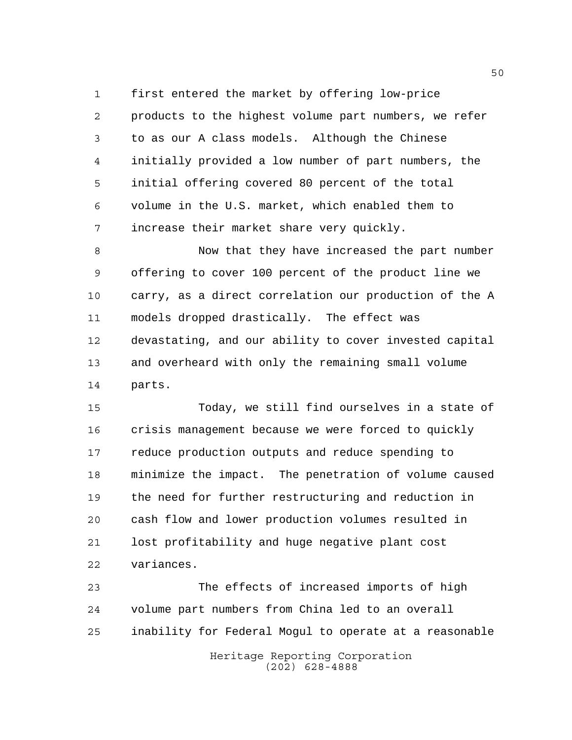first entered the market by offering low-price products to the highest volume part numbers, we refer to as our A class models. Although the Chinese initially provided a low number of part numbers, the initial offering covered 80 percent of the total volume in the U.S. market, which enabled them to increase their market share very quickly.

Now that they have increased the part number offering to cover 100 percent of the product line we carry, as a direct correlation our production of the A models dropped drastically. The effect was devastating, and our ability to cover invested capital and overheard with only the remaining small volume parts.

Today, we still find ourselves in a state of crisis management because we were forced to quickly reduce production outputs and reduce spending to minimize the impact. The penetration of volume caused the need for further restructuring and reduction in cash flow and lower production volumes resulted in lost profitability and huge negative plant cost variances.

The effects of increased imports of high volume part numbers from China led to an overall inability for Federal Mogul to operate at a reasonable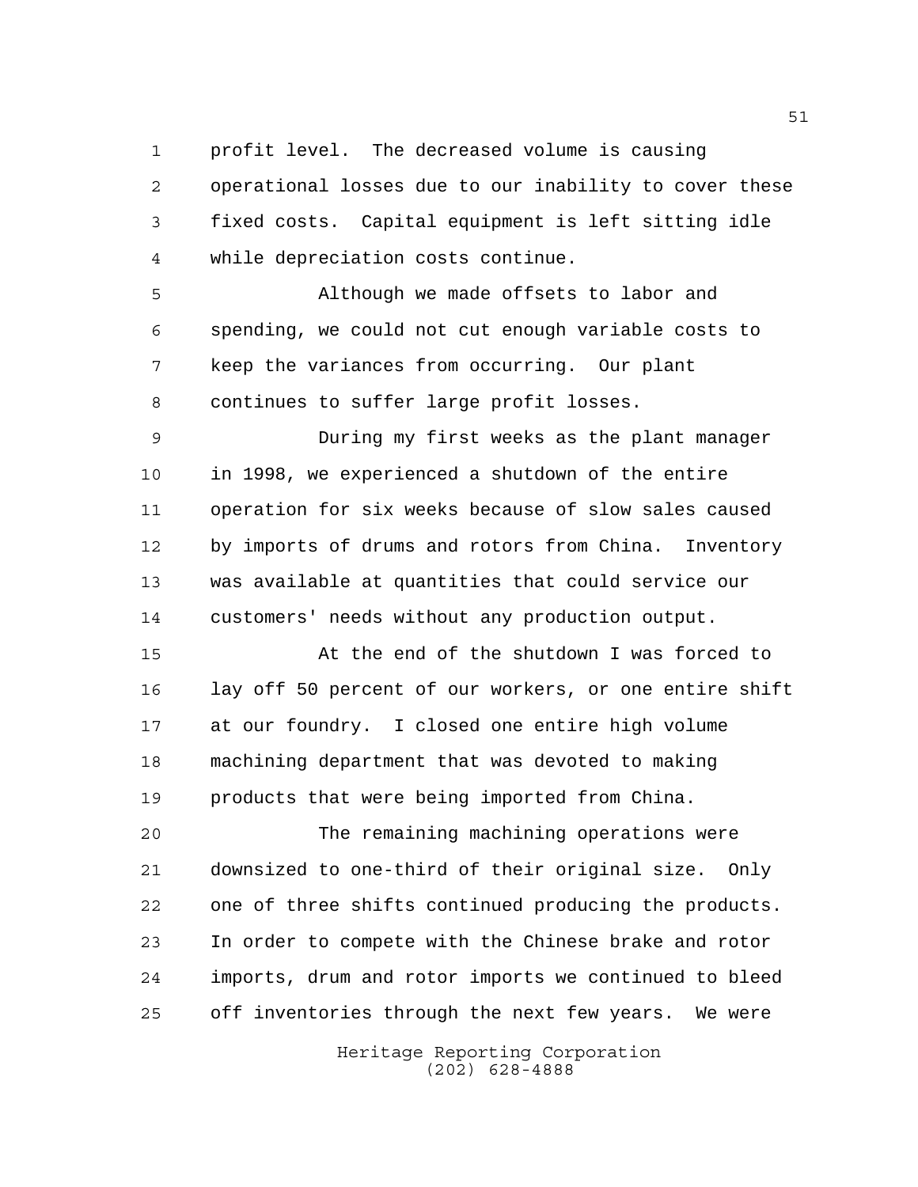profit level. The decreased volume is causing operational losses due to our inability to cover these fixed costs. Capital equipment is left sitting idle while depreciation costs continue.

Although we made offsets to labor and spending, we could not cut enough variable costs to keep the variances from occurring. Our plant continues to suffer large profit losses.

During my first weeks as the plant manager in 1998, we experienced a shutdown of the entire operation for six weeks because of slow sales caused by imports of drums and rotors from China. Inventory was available at quantities that could service our customers' needs without any production output.

At the end of the shutdown I was forced to lay off 50 percent of our workers, or one entire shift at our foundry. I closed one entire high volume machining department that was devoted to making products that were being imported from China.

The remaining machining operations were downsized to one-third of their original size. Only one of three shifts continued producing the products. In order to compete with the Chinese brake and rotor imports, drum and rotor imports we continued to bleed off inventories through the next few years. We were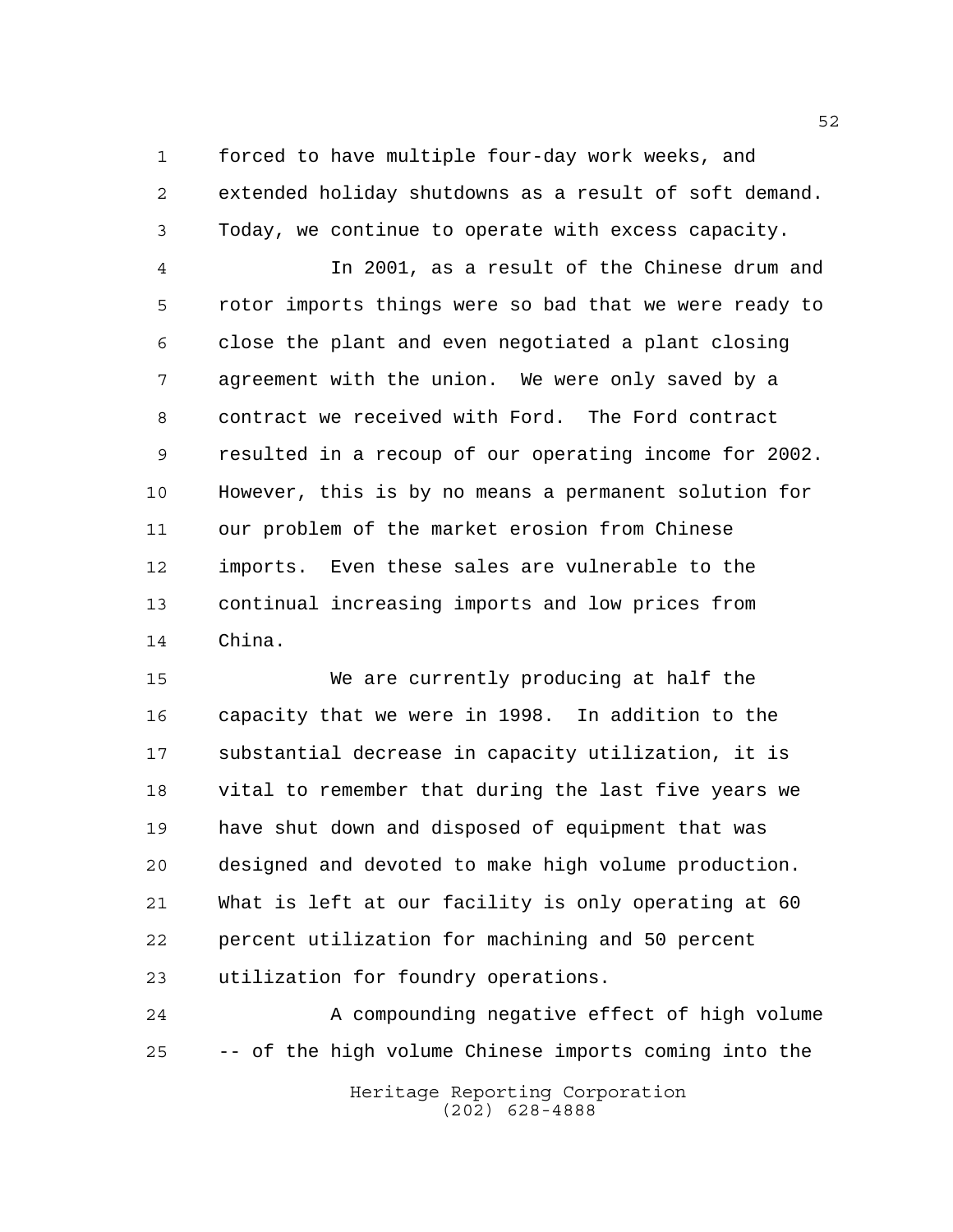forced to have multiple four-day work weeks, and extended holiday shutdowns as a result of soft demand. Today, we continue to operate with excess capacity.

In 2001, as a result of the Chinese drum and rotor imports things were so bad that we were ready to close the plant and even negotiated a plant closing agreement with the union. We were only saved by a contract we received with Ford. The Ford contract resulted in a recoup of our operating income for 2002. However, this is by no means a permanent solution for our problem of the market erosion from Chinese imports. Even these sales are vulnerable to the continual increasing imports and low prices from China.

We are currently producing at half the capacity that we were in 1998. In addition to the substantial decrease in capacity utilization, it is vital to remember that during the last five years we have shut down and disposed of equipment that was designed and devoted to make high volume production. What is left at our facility is only operating at 60 percent utilization for machining and 50 percent utilization for foundry operations.

A compounding negative effect of high volume -- of the high volume Chinese imports coming into the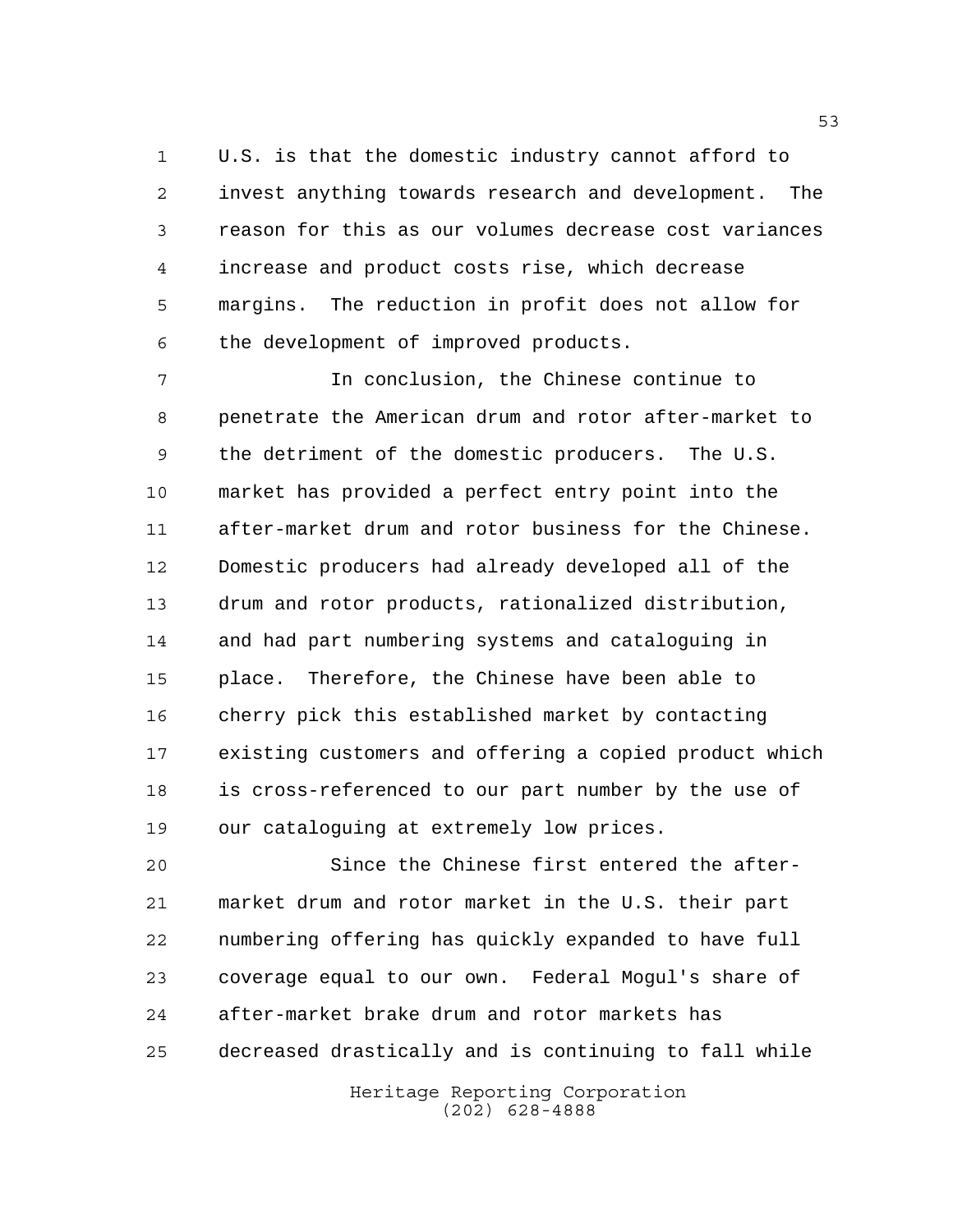U.S. is that the domestic industry cannot afford to invest anything towards research and development. The reason for this as our volumes decrease cost variances increase and product costs rise, which decrease margins. The reduction in profit does not allow for the development of improved products.

In conclusion, the Chinese continue to penetrate the American drum and rotor after-market to the detriment of the domestic producers. The U.S. market has provided a perfect entry point into the after-market drum and rotor business for the Chinese. Domestic producers had already developed all of the drum and rotor products, rationalized distribution, and had part numbering systems and cataloguing in place. Therefore, the Chinese have been able to cherry pick this established market by contacting existing customers and offering a copied product which is cross-referenced to our part number by the use of our cataloguing at extremely low prices.

Since the Chinese first entered the after-market drum and rotor market in the U.S. their part numbering offering has quickly expanded to have full coverage equal to our own. Federal Mogul's share of after-market brake drum and rotor markets has decreased drastically and is continuing to fall while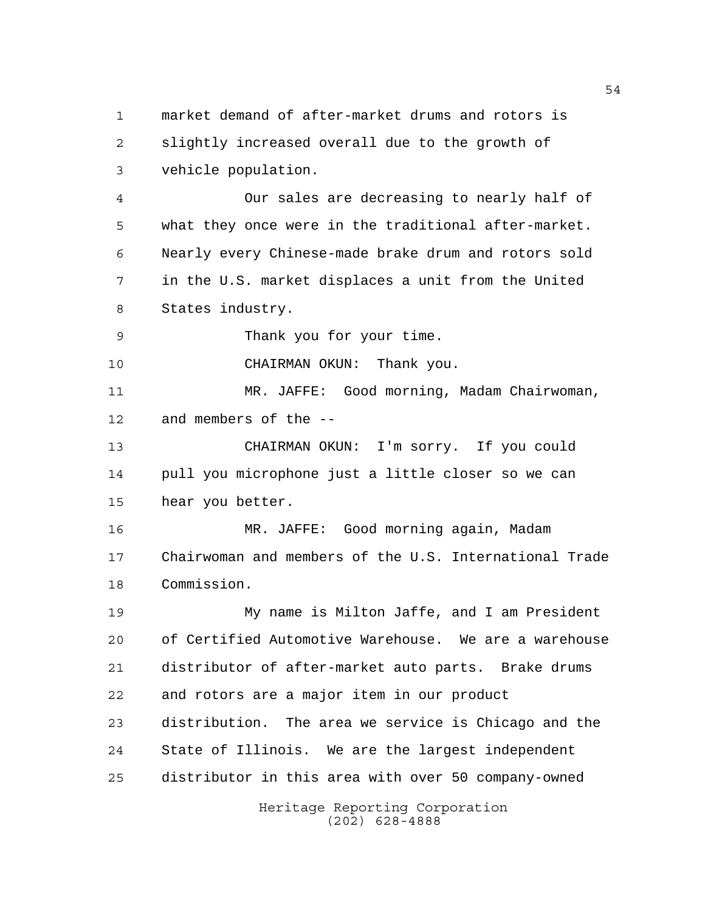market demand of after-market drums and rotors is slightly increased overall due to the growth of vehicle population.

Our sales are decreasing to nearly half of what they once were in the traditional after-market. Nearly every Chinese-made brake drum and rotors sold in the U.S. market displaces a unit from the United States industry.

Thank you for your time.

CHAIRMAN OKUN: Thank you.

MR. JAFFE: Good morning, Madam Chairwoman, and members of the --

CHAIRMAN OKUN: I'm sorry. If you could pull you microphone just a little closer so we can hear you better.

MR. JAFFE: Good morning again, Madam Chairwoman and members of the U.S. International Trade Commission.

My name is Milton Jaffe, and I am President of Certified Automotive Warehouse. We are a warehouse distributor of after-market auto parts. Brake drums and rotors are a major item in our product distribution. The area we service is Chicago and the State of Illinois. We are the largest independent distributor in this area with over 50 company-owned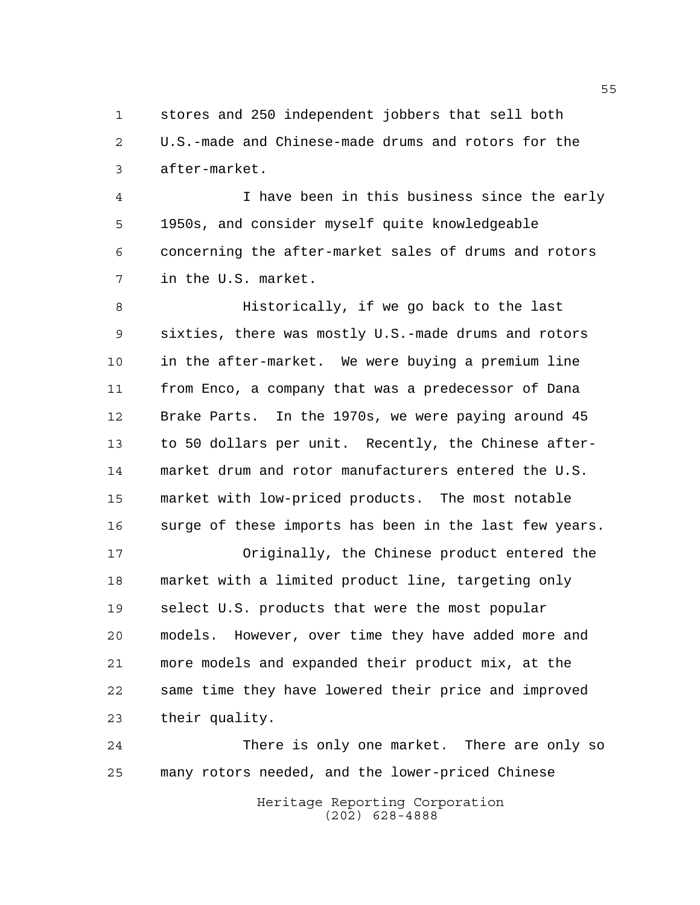stores and 250 independent jobbers that sell both U.S.-made and Chinese-made drums and rotors for the after-market.

I have been in this business since the early 1950s, and consider myself quite knowledgeable concerning the after-market sales of drums and rotors in the U.S. market.

Historically, if we go back to the last sixties, there was mostly U.S.-made drums and rotors in the after-market. We were buying a premium line from Enco, a company that was a predecessor of Dana Brake Parts. In the 1970s, we were paying around 45 to 50 dollars per unit. Recently, the Chinese after-market drum and rotor manufacturers entered the U.S. market with low-priced products. The most notable surge of these imports has been in the last few years.

Originally, the Chinese product entered the market with a limited product line, targeting only select U.S. products that were the most popular models. However, over time they have added more and more models and expanded their product mix, at the same time they have lowered their price and improved their quality.

There is only one market. There are only so many rotors needed, and the lower-priced Chinese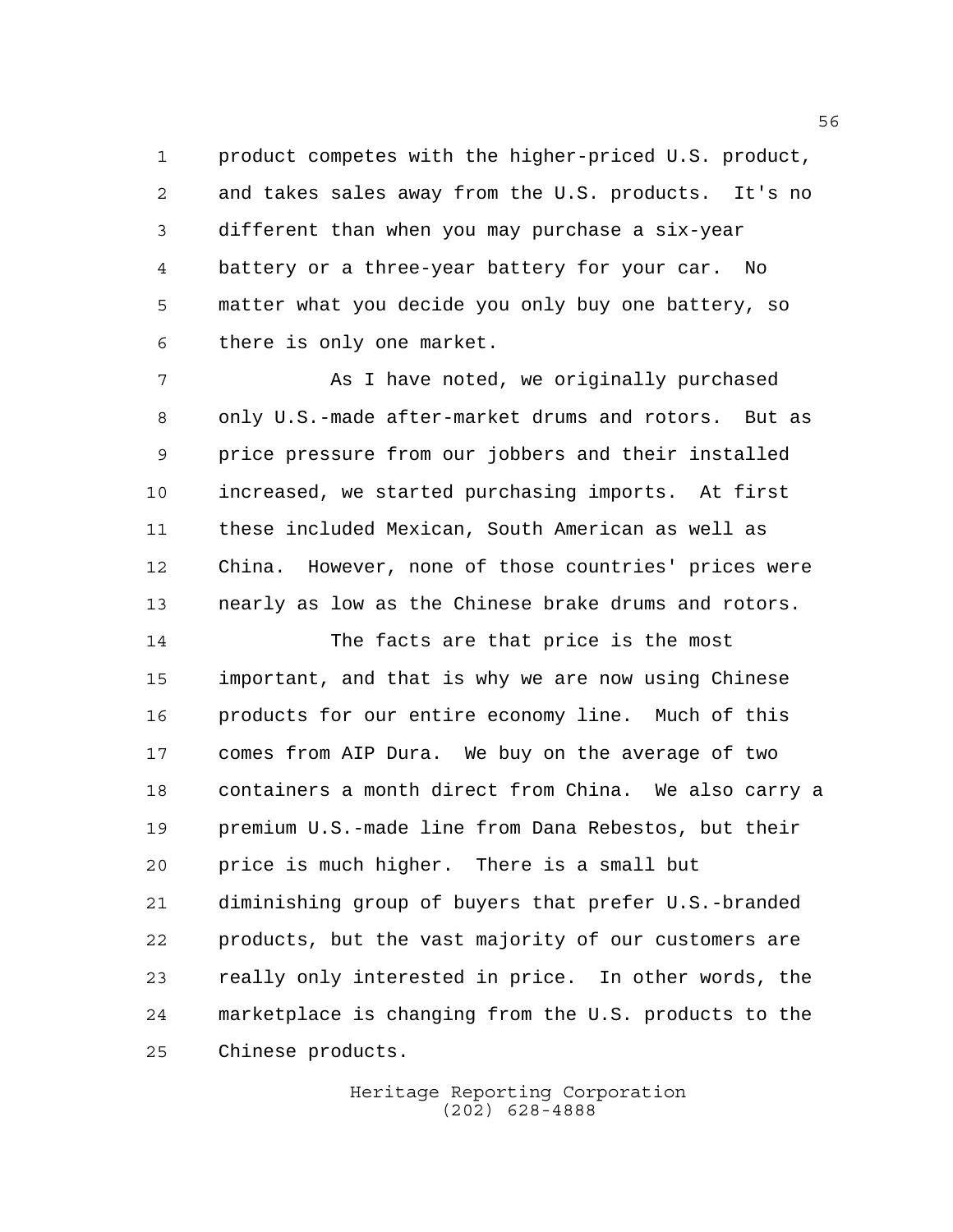product competes with the higher-priced U.S. product, and takes sales away from the U.S. products. It's no different than when you may purchase a six-year battery or a three-year battery for your car. No matter what you decide you only buy one battery, so there is only one market.

As I have noted, we originally purchased only U.S.-made after-market drums and rotors. But as price pressure from our jobbers and their installed increased, we started purchasing imports. At first these included Mexican, South American as well as China. However, none of those countries' prices were nearly as low as the Chinese brake drums and rotors.

The facts are that price is the most important, and that is why we are now using Chinese products for our entire economy line. Much of this comes from AIP Dura. We buy on the average of two containers a month direct from China. We also carry a premium U.S.-made line from Dana Rebestos, but their price is much higher. There is a small but diminishing group of buyers that prefer U.S.-branded products, but the vast majority of our customers are really only interested in price. In other words, the marketplace is changing from the U.S. products to the Chinese products.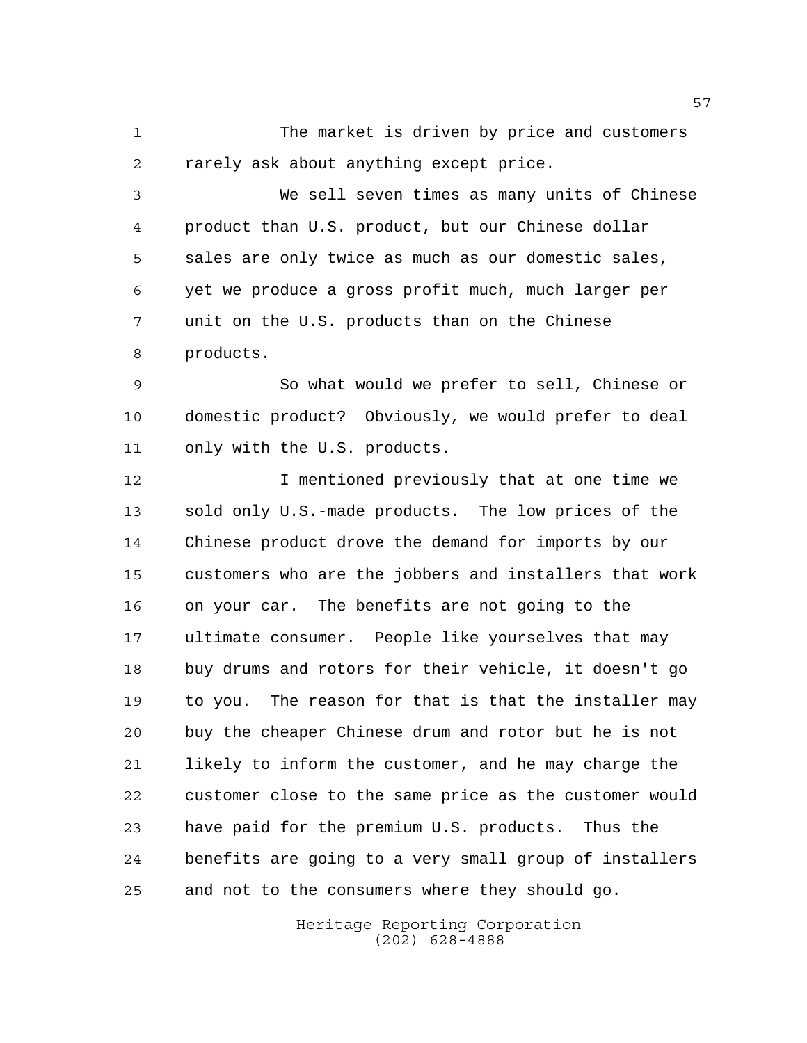The market is driven by price and customers rarely ask about anything except price.

We sell seven times as many units of Chinese product than U.S. product, but our Chinese dollar sales are only twice as much as our domestic sales, yet we produce a gross profit much, much larger per unit on the U.S. products than on the Chinese products.

So what would we prefer to sell, Chinese or domestic product? Obviously, we would prefer to deal only with the U.S. products.

I mentioned previously that at one time we sold only U.S.-made products. The low prices of the Chinese product drove the demand for imports by our customers who are the jobbers and installers that work on your car. The benefits are not going to the ultimate consumer. People like yourselves that may buy drums and rotors for their vehicle, it doesn't go to you. The reason for that is that the installer may buy the cheaper Chinese drum and rotor but he is not likely to inform the customer, and he may charge the customer close to the same price as the customer would have paid for the premium U.S. products. Thus the benefits are going to a very small group of installers and not to the consumers where they should go.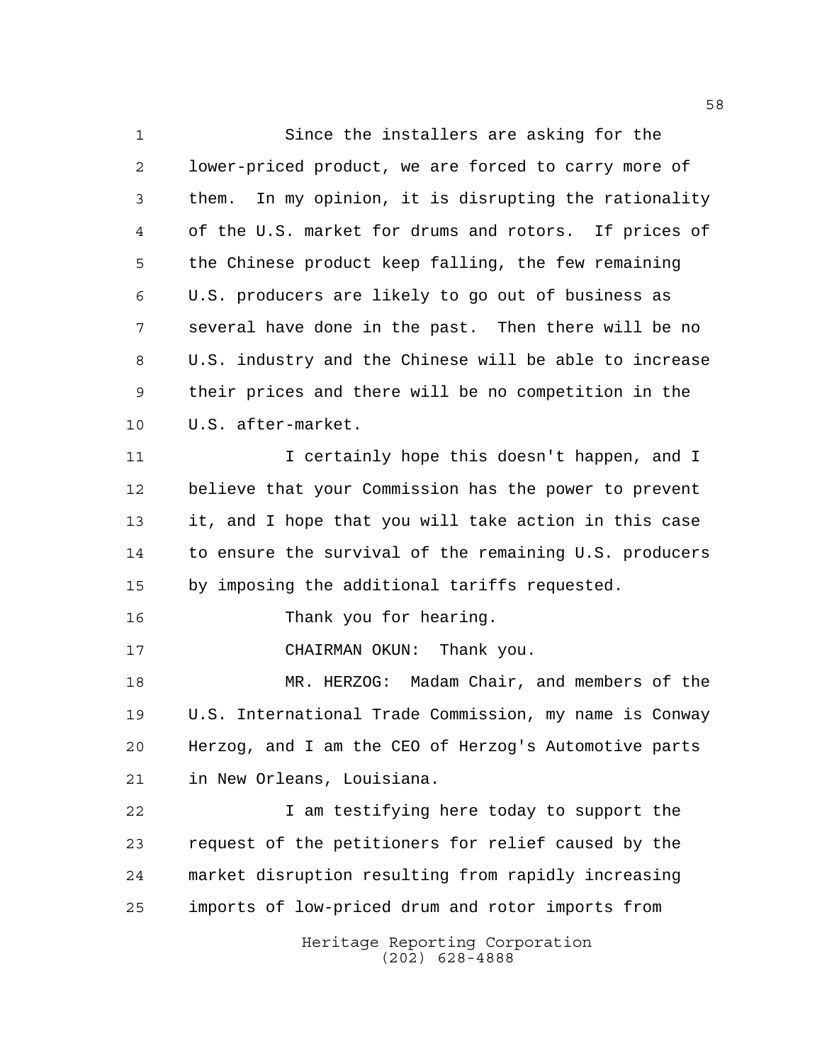Since the installers are asking for the lower-priced product, we are forced to carry more of them. In my opinion, it is disrupting the rationality of the U.S. market for drums and rotors. If prices of the Chinese product keep falling, the few remaining U.S. producers are likely to go out of business as several have done in the past. Then there will be no U.S. industry and the Chinese will be able to increase their prices and there will be no competition in the U.S. after-market.

I certainly hope this doesn't happen, and I believe that your Commission has the power to prevent it, and I hope that you will take action in this case to ensure the survival of the remaining U.S. producers by imposing the additional tariffs requested.

Thank you for hearing.

CHAIRMAN OKUN: Thank you.

MR. HERZOG: Madam Chair, and members of the U.S. International Trade Commission, my name is Conway Herzog, and I am the CEO of Herzog's Automotive parts in New Orleans, Louisiana.

I am testifying here today to support the request of the petitioners for relief caused by the market disruption resulting from rapidly increasing imports of low-priced drum and rotor imports from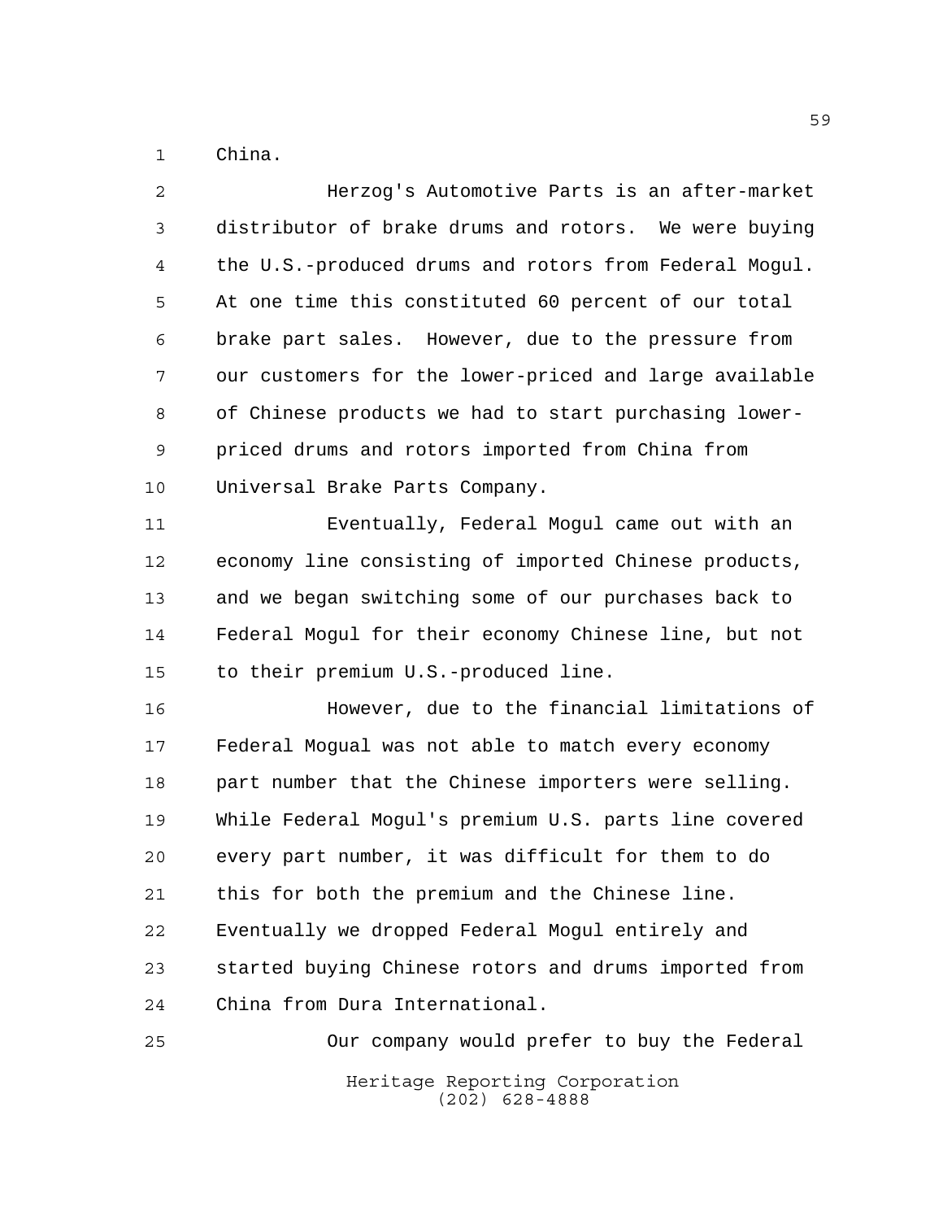China.

Herzog's Automotive Parts is an after-market distributor of brake drums and rotors. We were buying the U.S.-produced drums and rotors from Federal Mogul. At one time this constituted 60 percent of our total brake part sales. However, due to the pressure from our customers for the lower-priced and large available of Chinese products we had to start purchasing lower-priced drums and rotors imported from China from Universal Brake Parts Company.

Eventually, Federal Mogul came out with an economy line consisting of imported Chinese products, and we began switching some of our purchases back to Federal Mogul for their economy Chinese line, but not to their premium U.S.-produced line.

However, due to the financial limitations of Federal Mogual was not able to match every economy part number that the Chinese importers were selling. While Federal Mogul's premium U.S. parts line covered every part number, it was difficult for them to do this for both the premium and the Chinese line. Eventually we dropped Federal Mogul entirely and started buying Chinese rotors and drums imported from China from Dura International.

Our company would prefer to buy the Federal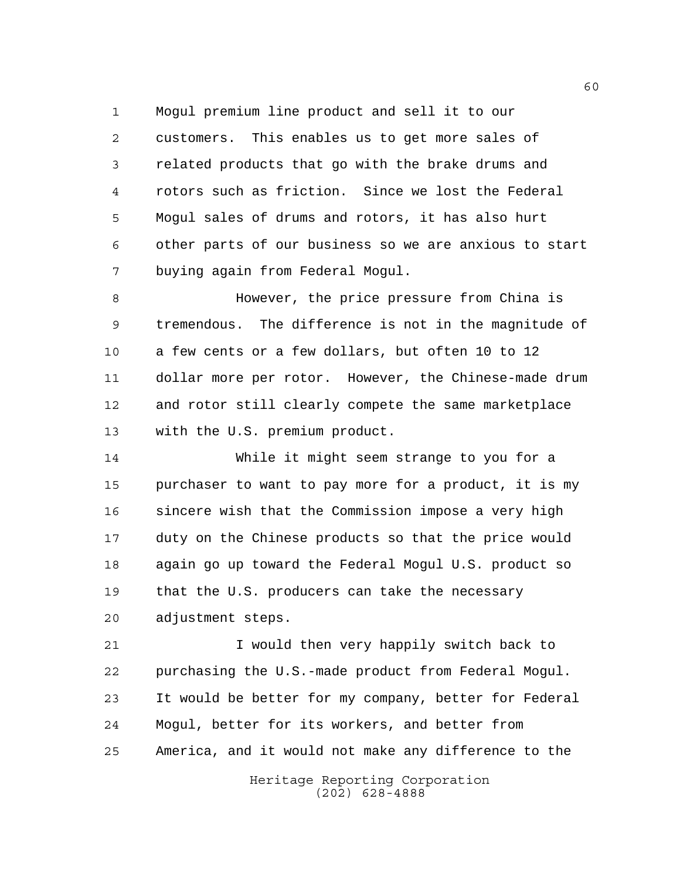Mogul premium line product and sell it to our customers. This enables us to get more sales of related products that go with the brake drums and rotors such as friction. Since we lost the Federal Mogul sales of drums and rotors, it has also hurt other parts of our business so we are anxious to start buying again from Federal Mogul.

However, the price pressure from China is tremendous. The difference is not in the magnitude of a few cents or a few dollars, but often 10 to 12 dollar more per rotor. However, the Chinese-made drum and rotor still clearly compete the same marketplace with the U.S. premium product.

While it might seem strange to you for a purchaser to want to pay more for a product, it is my sincere wish that the Commission impose a very high duty on the Chinese products so that the price would again go up toward the Federal Mogul U.S. product so that the U.S. producers can take the necessary adjustment steps.

I would then very happily switch back to purchasing the U.S.-made product from Federal Mogul. It would be better for my company, better for Federal Mogul, better for its workers, and better from America, and it would not make any difference to the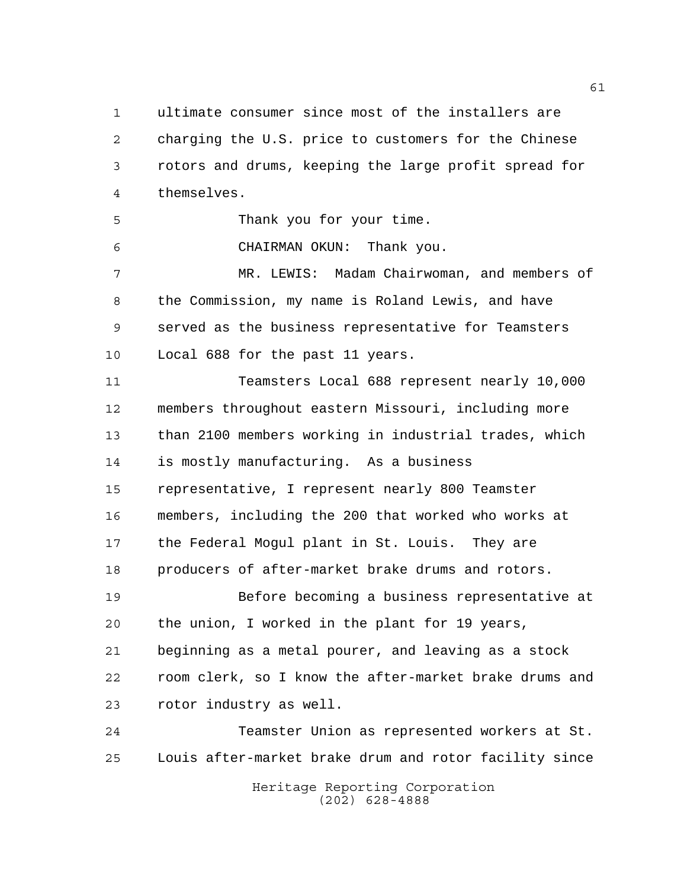ultimate consumer since most of the installers are charging the U.S. price to customers for the Chinese rotors and drums, keeping the large profit spread for themselves.

Thank you for your time.

CHAIRMAN OKUN: Thank you.

MR. LEWIS: Madam Chairwoman, and members of the Commission, my name is Roland Lewis, and have served as the business representative for Teamsters Local 688 for the past 11 years.

Teamsters Local 688 represent nearly 10,000 members throughout eastern Missouri, including more than 2100 members working in industrial trades, which is mostly manufacturing. As a business representative, I represent nearly 800 Teamster members, including the 200 that worked who works at the Federal Mogul plant in St. Louis. They are producers of after-market brake drums and rotors.

Before becoming a business representative at the union, I worked in the plant for 19 years, beginning as a metal pourer, and leaving as a stock room clerk, so I know the after-market brake drums and rotor industry as well.

Teamster Union as represented workers at St. Louis after-market brake drum and rotor facility since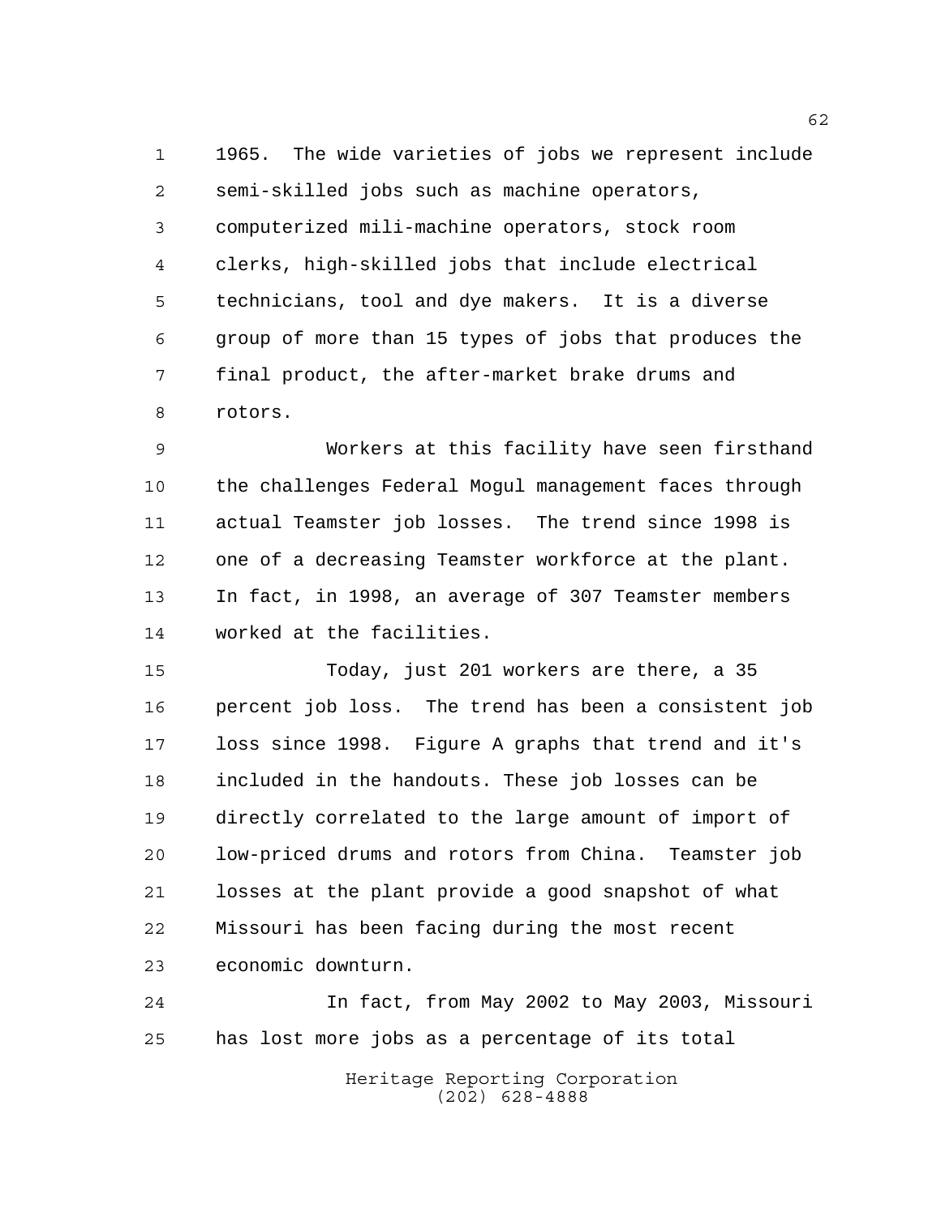1965. The wide varieties of jobs we represent include semi-skilled jobs such as machine operators, computerized mili-machine operators, stock room clerks, high-skilled jobs that include electrical technicians, tool and dye makers. It is a diverse group of more than 15 types of jobs that produces the final product, the after-market brake drums and rotors.

Workers at this facility have seen firsthand the challenges Federal Mogul management faces through actual Teamster job losses. The trend since 1998 is one of a decreasing Teamster workforce at the plant. In fact, in 1998, an average of 307 Teamster members worked at the facilities.

Today, just 201 workers are there, a 35 percent job loss. The trend has been a consistent job loss since 1998. Figure A graphs that trend and it's included in the handouts. These job losses can be directly correlated to the large amount of import of low-priced drums and rotors from China. Teamster job losses at the plant provide a good snapshot of what Missouri has been facing during the most recent economic downturn.

In fact, from May 2002 to May 2003, Missouri has lost more jobs as a percentage of its total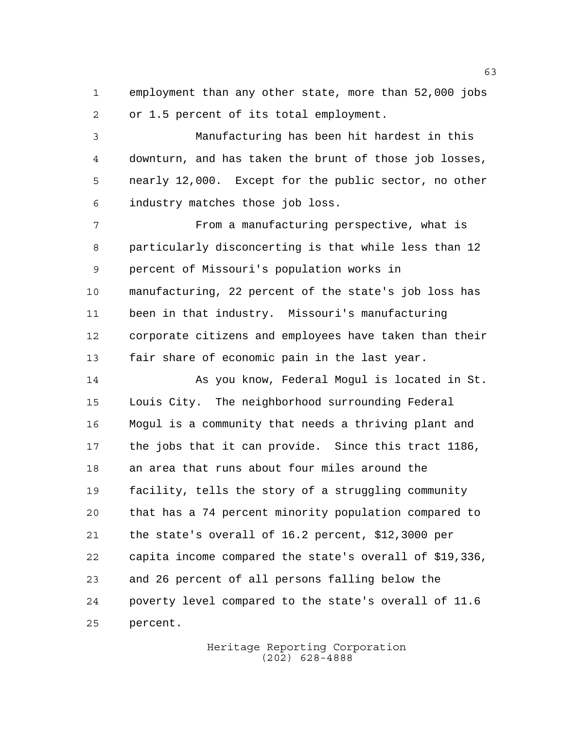employment than any other state, more than 52,000 jobs or 1.5 percent of its total employment.

Manufacturing has been hit hardest in this downturn, and has taken the brunt of those job losses, nearly 12,000. Except for the public sector, no other industry matches those job loss.

From a manufacturing perspective, what is particularly disconcerting is that while less than 12 percent of Missouri's population works in manufacturing, 22 percent of the state's job loss has been in that industry. Missouri's manufacturing corporate citizens and employees have taken than their fair share of economic pain in the last year.

As you know, Federal Mogul is located in St. Louis City. The neighborhood surrounding Federal Mogul is a community that needs a thriving plant and the jobs that it can provide. Since this tract 1186, an area that runs about four miles around the facility, tells the story of a struggling community that has a 74 percent minority population compared to the state's overall of 16.2 percent, $12,3000 per capita income compared the state's overall of $19,336, and 26 percent of all persons falling below the poverty level compared to the state's overall of 11.6 percent.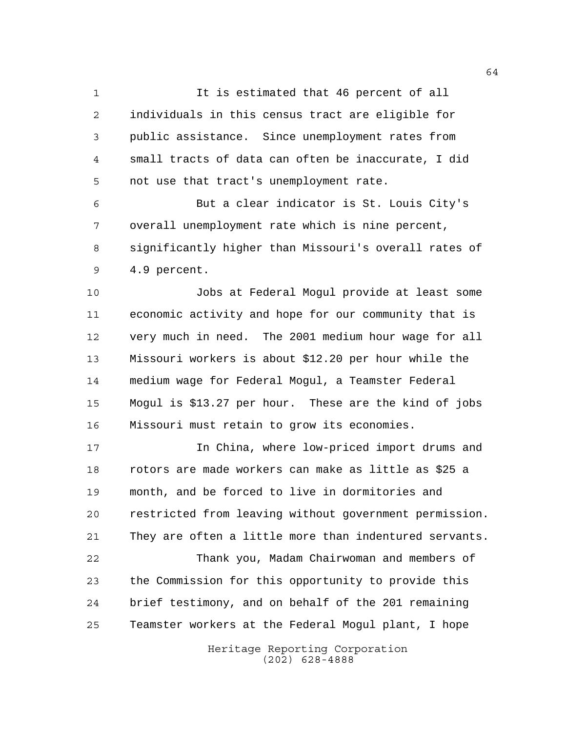It is estimated that 46 percent of all individuals in this census tract are eligible for public assistance. Since unemployment rates from small tracts of data can often be inaccurate, I did not use that tract's unemployment rate.

But a clear indicator is St. Louis City's overall unemployment rate which is nine percent, significantly higher than Missouri's overall rates of 4.9 percent.

Jobs at Federal Mogul provide at least some economic activity and hope for our community that is very much in need. The 2001 medium hour wage for all Missouri workers is about $12.20 per hour while the medium wage for Federal Mogul, a Teamster Federal Mogul is $13.27 per hour. These are the kind of jobs Missouri must retain to grow its economies.

In China, where low-priced import drums and rotors are made workers can make as little as $25 a month, and be forced to live in dormitories and restricted from leaving without government permission. They are often a little more than indentured servants.

Thank you, Madam Chairwoman and members of the Commission for this opportunity to provide this brief testimony, and on behalf of the 201 remaining Teamster workers at the Federal Mogul plant, I hope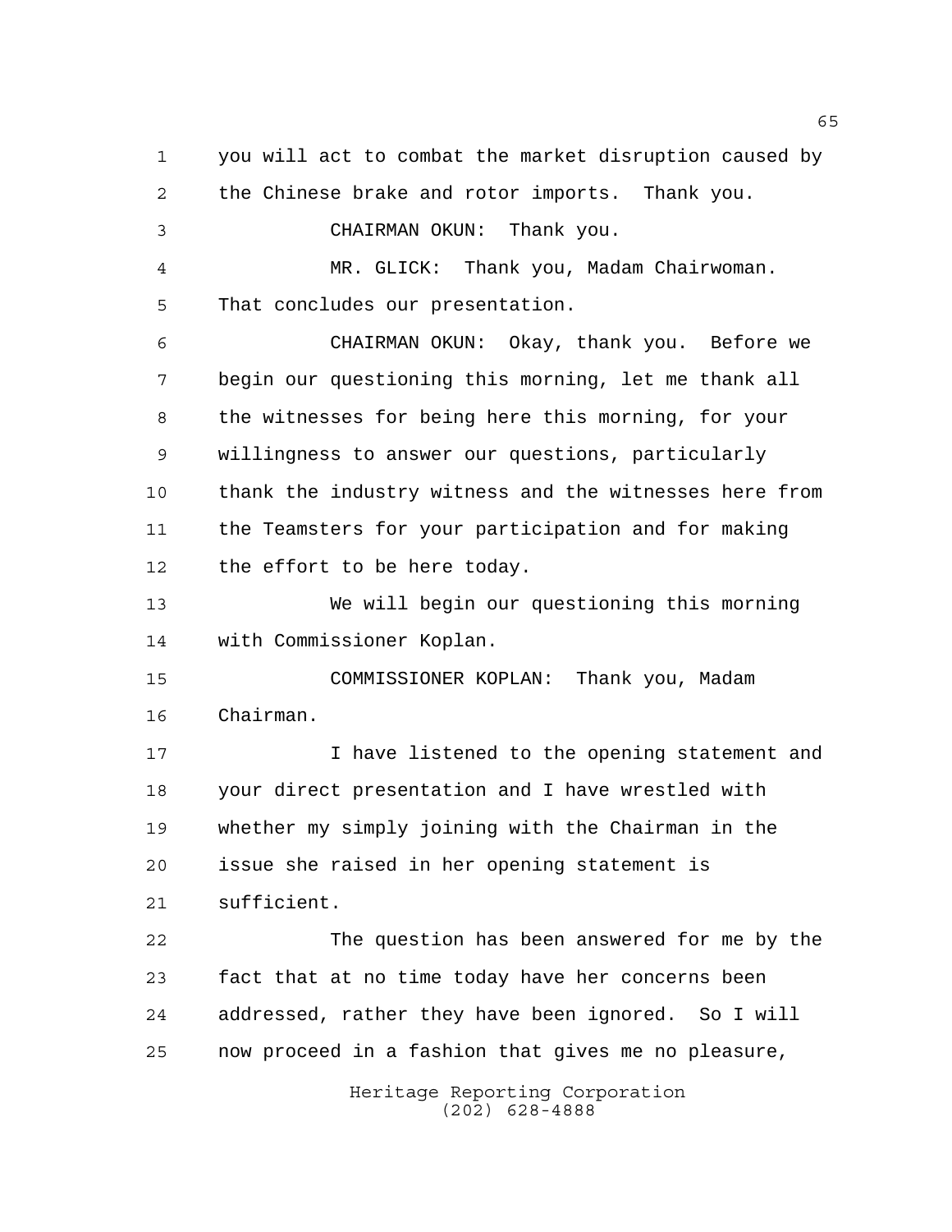you will act to combat the market disruption caused by the Chinese brake and rotor imports. Thank you.

CHAIRMAN OKUN: Thank you.

MR. GLICK: Thank you, Madam Chairwoman. That concludes our presentation.

CHAIRMAN OKUN: Okay, thank you. Before we begin our questioning this morning, let me thank all the witnesses for being here this morning, for your willingness to answer our questions, particularly thank the industry witness and the witnesses here from the Teamsters for your participation and for making the effort to be here today.

We will begin our questioning this morning with Commissioner Koplan.

COMMISSIONER KOPLAN: Thank you, Madam Chairman.

I have listened to the opening statement and your direct presentation and I have wrestled with whether my simply joining with the Chairman in the issue she raised in her opening statement is sufficient.

The question has been answered for me by the fact that at no time today have her concerns been addressed, rather they have been ignored. So I will now proceed in a fashion that gives me no pleasure,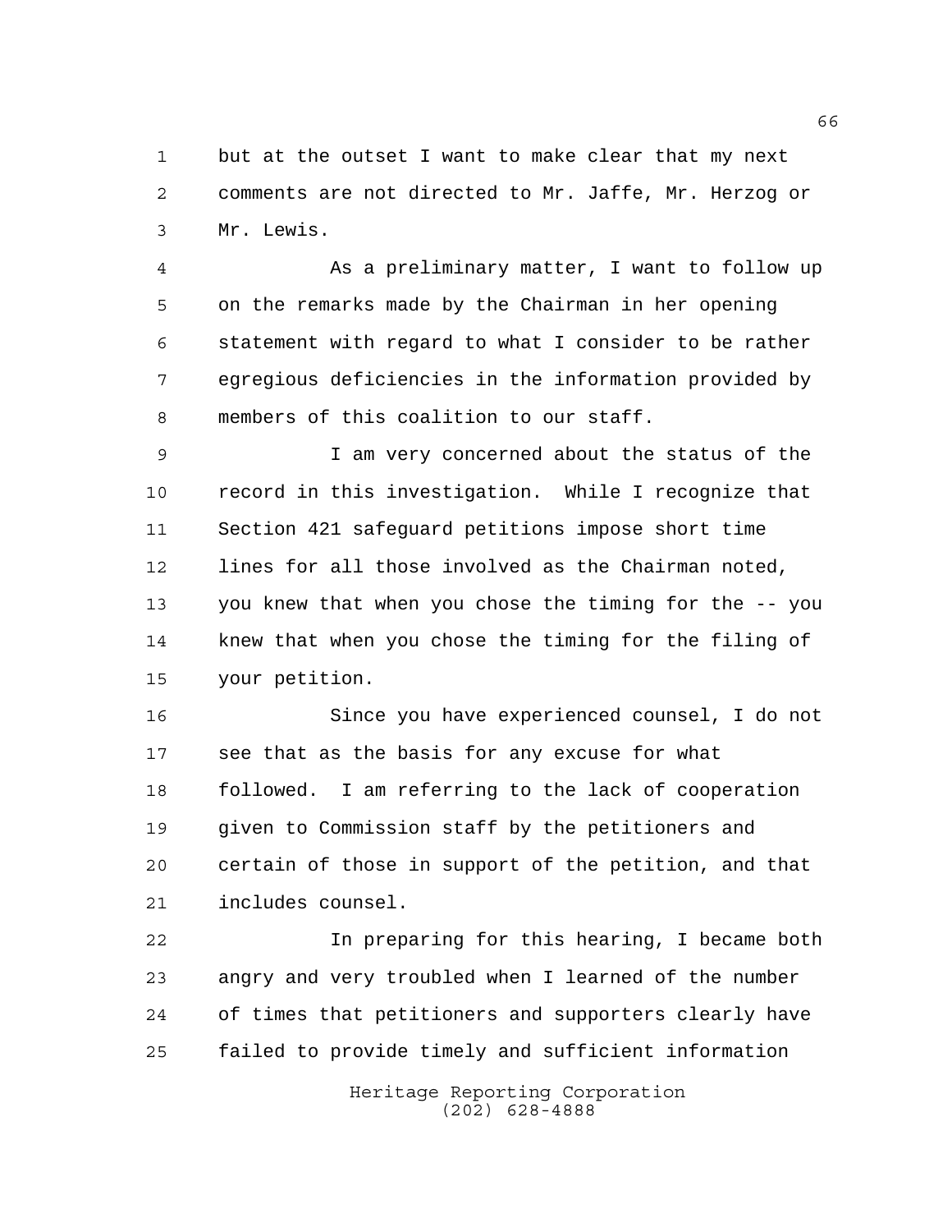but at the outset I want to make clear that my next comments are not directed to Mr. Jaffe, Mr. Herzog or Mr. Lewis.

As a preliminary matter, I want to follow up on the remarks made by the Chairman in her opening statement with regard to what I consider to be rather egregious deficiencies in the information provided by members of this coalition to our staff.

I am very concerned about the status of the record in this investigation. While I recognize that Section 421 safeguard petitions impose short time lines for all those involved as the Chairman noted, you knew that when you chose the timing for the -- you knew that when you chose the timing for the filing of your petition.

Since you have experienced counsel, I do not see that as the basis for any excuse for what followed. I am referring to the lack of cooperation given to Commission staff by the petitioners and certain of those in support of the petition, and that includes counsel.

In preparing for this hearing, I became both angry and very troubled when I learned of the number of times that petitioners and supporters clearly have failed to provide timely and sufficient information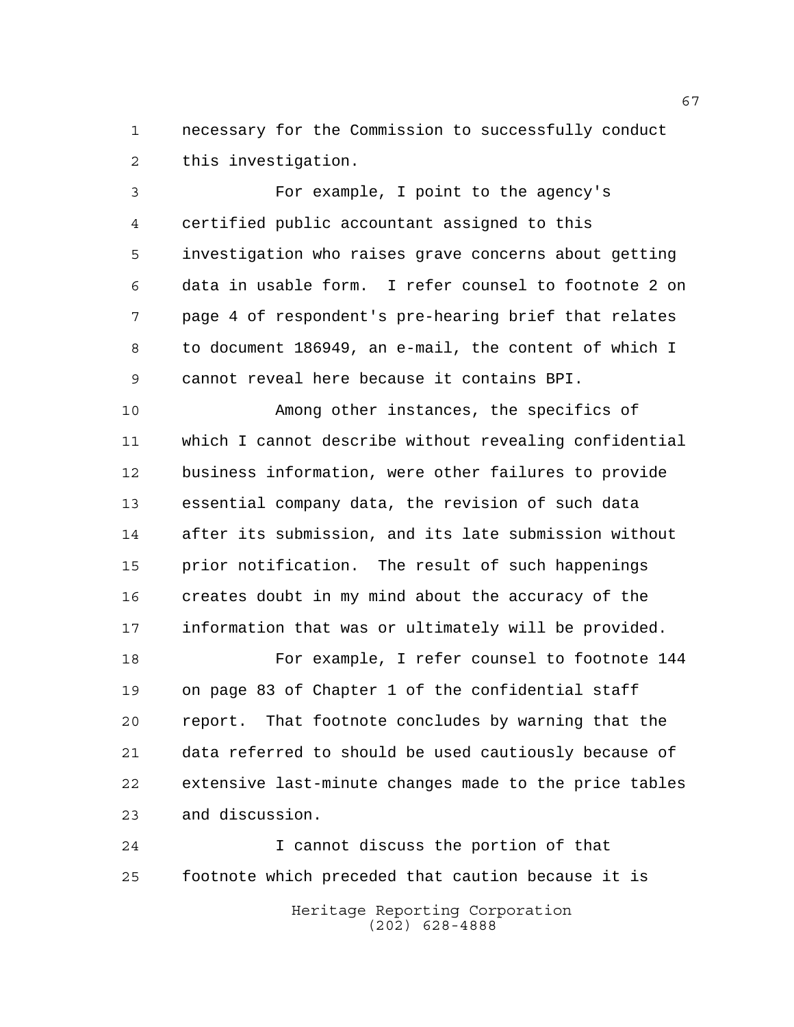necessary for the Commission to successfully conduct this investigation.

For example, I point to the agency's certified public accountant assigned to this investigation who raises grave concerns about getting data in usable form. I refer counsel to footnote 2 on page 4 of respondent's pre-hearing brief that relates to document 186949, an e-mail, the content of which I cannot reveal here because it contains BPI.

Among other instances, the specifics of which I cannot describe without revealing confidential business information, were other failures to provide essential company data, the revision of such data after its submission, and its late submission without prior notification. The result of such happenings creates doubt in my mind about the accuracy of the information that was or ultimately will be provided.

For example, I refer counsel to footnote 144 on page 83 of Chapter 1 of the confidential staff report. That footnote concludes by warning that the data referred to should be used cautiously because of extensive last-minute changes made to the price tables and discussion.

I cannot discuss the portion of that footnote which preceded that caution because it is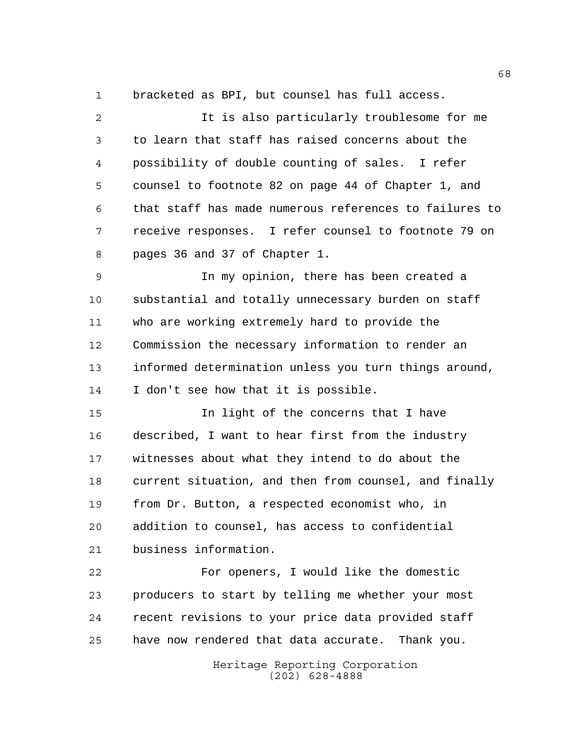bracketed as BPI, but counsel has full access.

It is also particularly troublesome for me to learn that staff has raised concerns about the possibility of double counting of sales. I refer counsel to footnote 82 on page 44 of Chapter 1, and that staff has made numerous references to failures to receive responses. I refer counsel to footnote 79 on pages 36 and 37 of Chapter 1.

In my opinion, there has been created a substantial and totally unnecessary burden on staff who are working extremely hard to provide the Commission the necessary information to render an informed determination unless you turn things around, I don't see how that it is possible.

In light of the concerns that I have described, I want to hear first from the industry witnesses about what they intend to do about the current situation, and then from counsel, and finally from Dr. Button, a respected economist who, in addition to counsel, has access to confidential business information.

For openers, I would like the domestic producers to start by telling me whether your most recent revisions to your price data provided staff have now rendered that data accurate. Thank you.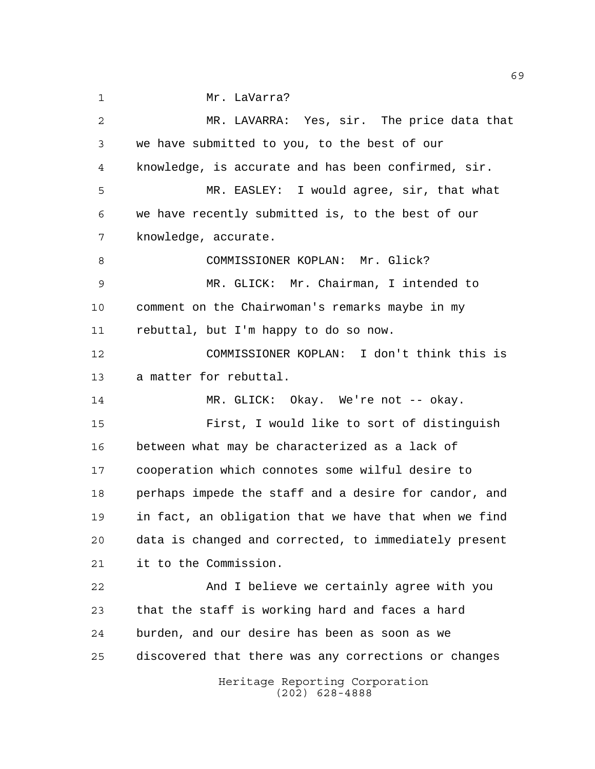Mr. LaVarra?

MR. LAVARRA: Yes, sir. The price data that we have submitted to you, to the best of our knowledge, is accurate and has been confirmed, sir.

MR. EASLEY: I would agree, sir, that what we have recently submitted is, to the best of our knowledge, accurate.

COMMISSIONER KOPLAN: Mr. Glick?

MR. GLICK: Mr. Chairman, I intended to comment on the Chairwoman's remarks maybe in my rebuttal, but I'm happy to do so now.

COMMISSIONER KOPLAN: I don't think this is a matter for rebuttal.

MR. GLICK: Okay. We're not -- okay.

First, I would like to sort of distinguish between what may be characterized as a lack of cooperation which connotes some wilful desire to perhaps impede the staff and a desire for candor, and in fact, an obligation that we have that when we find data is changed and corrected, to immediately present it to the Commission.

And I believe we certainly agree with you that the staff is working hard and faces a hard burden, and our desire has been as soon as we discovered that there was any corrections or changes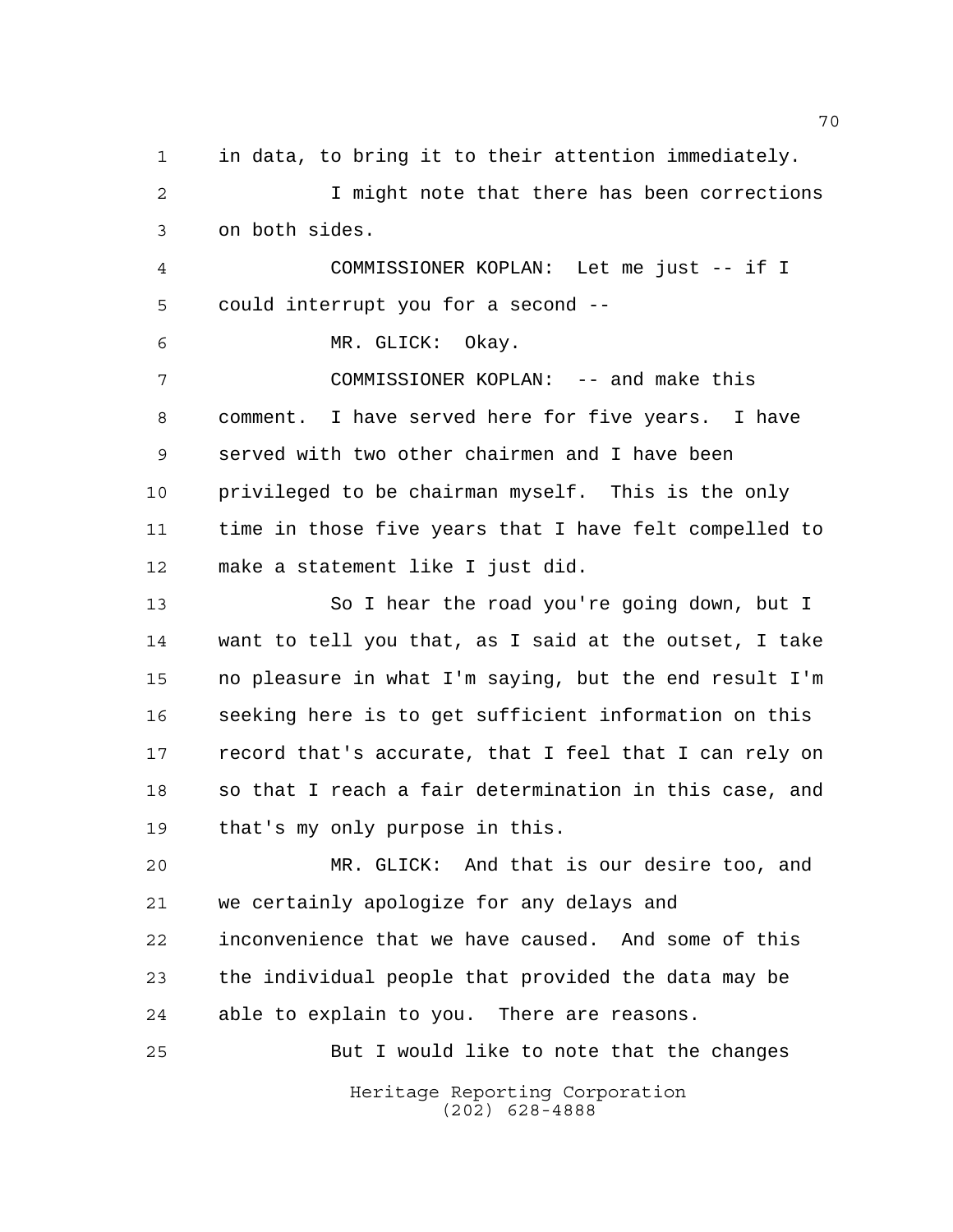in data, to bring it to their attention immediately.

I might note that there has been corrections on both sides.

COMMISSIONER KOPLAN: Let me just -- if I could interrupt you for a second --

MR. GLICK: Okay.

COMMISSIONER KOPLAN: -- and make this comment. I have served here for five years. I have served with two other chairmen and I have been privileged to be chairman myself. This is the only time in those five years that I have felt compelled to make a statement like I just did.

So I hear the road you're going down, but I want to tell you that, as I said at the outset, I take no pleasure in what I'm saying, but the end result I'm seeking here is to get sufficient information on this record that's accurate, that I feel that I can rely on so that I reach a fair determination in this case, and that's my only purpose in this.

MR. GLICK: And that is our desire too, and we certainly apologize for any delays and inconvenience that we have caused. And some of this the individual people that provided the data may be able to explain to you. There are reasons.

But I would like to note that the changes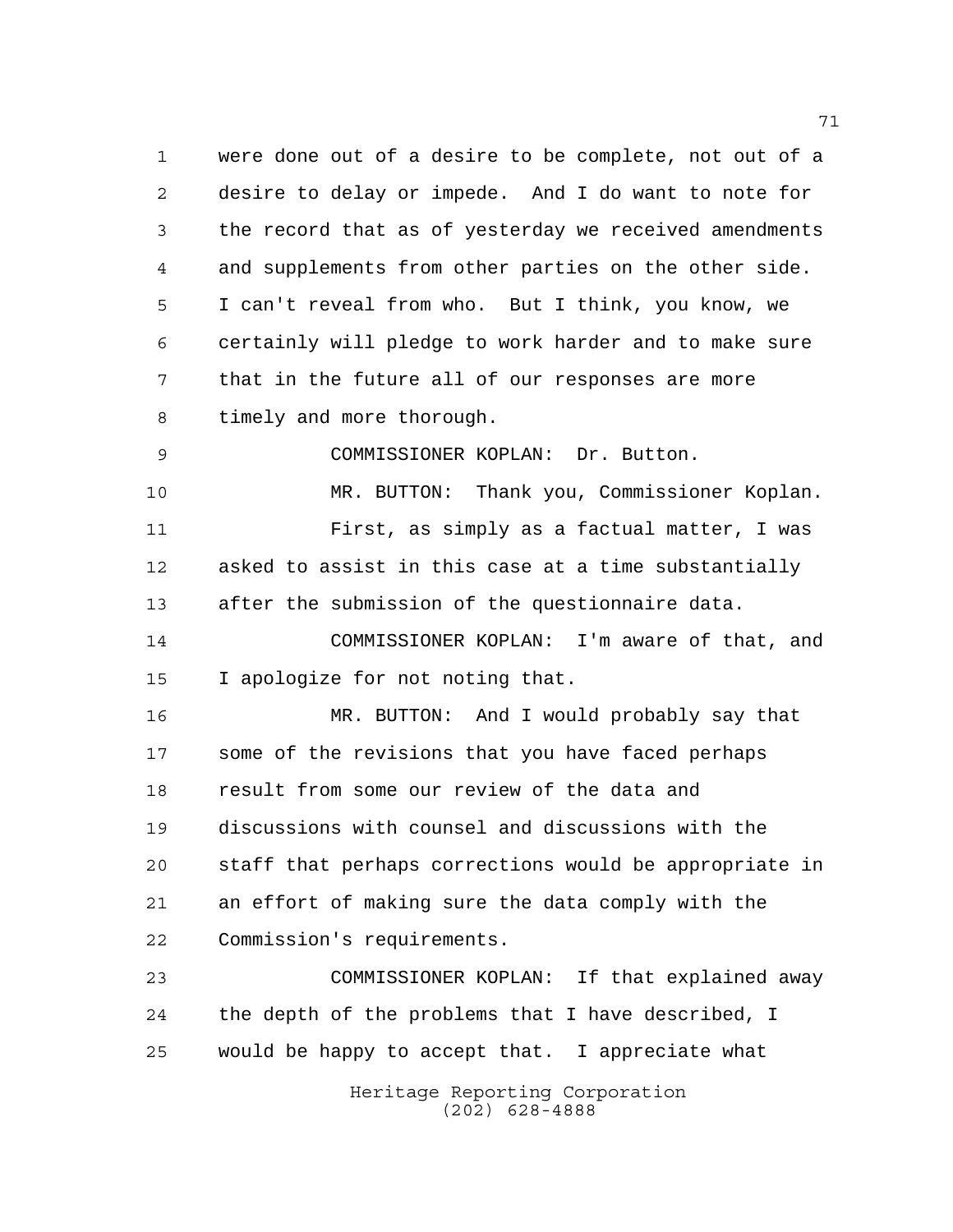were done out of a desire to be complete, not out of a desire to delay or impede. And I do want to note for the record that as of yesterday we received amendments and supplements from other parties on the other side. I can't reveal from who. But I think, you know, we certainly will pledge to work harder and to make sure that in the future all of our responses are more timely and more thorough.

COMMISSIONER KOPLAN: Dr. Button.

MR. BUTTON: Thank you, Commissioner Koplan.

First, as simply as a factual matter, I was asked to assist in this case at a time substantially after the submission of the questionnaire data.

COMMISSIONER KOPLAN: I'm aware of that, and I apologize for not noting that.

MR. BUTTON: And I would probably say that some of the revisions that you have faced perhaps result from some our review of the data and discussions with counsel and discussions with the staff that perhaps corrections would be appropriate in an effort of making sure the data comply with the Commission's requirements.

COMMISSIONER KOPLAN: If that explained away the depth of the problems that I have described, I would be happy to accept that. I appreciate what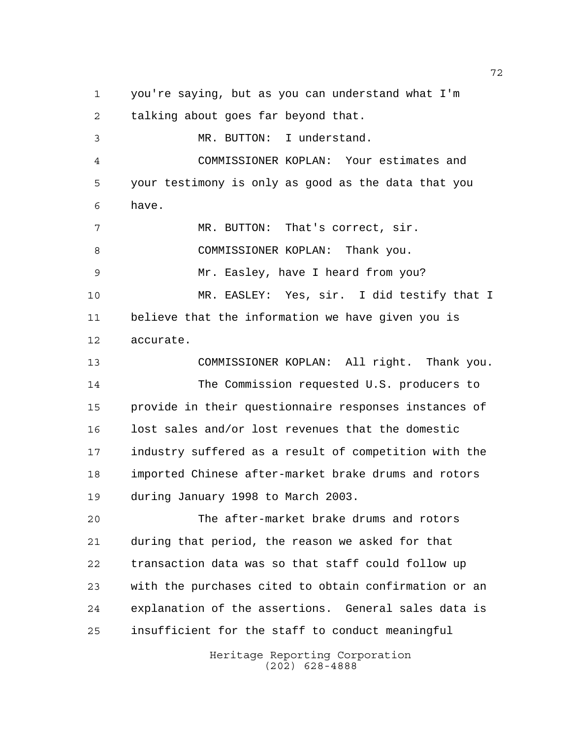you're saying, but as you can understand what I'm talking about goes far beyond that.

MR. BUTTON: I understand.

COMMISSIONER KOPLAN: Your estimates and your testimony is only as good as the data that you have.

MR. BUTTON: That's correct, sir.

COMMISSIONER KOPLAN: Thank you.

Mr. Easley, have I heard from you?

MR. EASLEY: Yes, sir. I did testify that I believe that the information we have given you is accurate.

COMMISSIONER KOPLAN: All right. Thank you.

The Commission requested U.S. producers to provide in their questionnaire responses instances of lost sales and/or lost revenues that the domestic industry suffered as a result of competition with the imported Chinese after-market brake drums and rotors during January 1998 to March 2003.

The after-market brake drums and rotors during that period, the reason we asked for that transaction data was so that staff could follow up with the purchases cited to obtain confirmation or an explanation of the assertions. General sales data is insufficient for the staff to conduct meaningful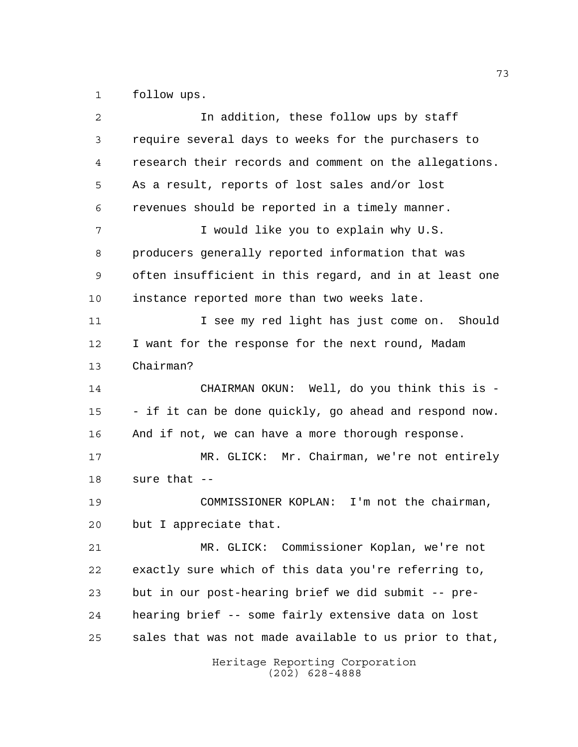follow ups.

In addition, these follow ups by staff require several days to weeks for the purchasers to research their records and comment on the allegations. As a result, reports of lost sales and/or lost revenues should be reported in a timely manner.

I would like you to explain why U.S. producers generally reported information that was often insufficient in this regard, and in at least one instance reported more than two weeks late.

I see my red light has just come on. Should I want for the response for the next round, Madam Chairman?

CHAIRMAN OKUN: Well, do you think this is -- if it can be done quickly, go ahead and respond now. And if not, we can have a more thorough response.

MR. GLICK: Mr. Chairman, we're not entirely sure that --

COMMISSIONER KOPLAN: I'm not the chairman, but I appreciate that.

MR. GLICK: Commissioner Koplan, we're not exactly sure which of this data you're referring to, but in our post-hearing brief we did submit -- pre-hearing brief -- some fairly extensive data on lost sales that was not made available to us prior to that,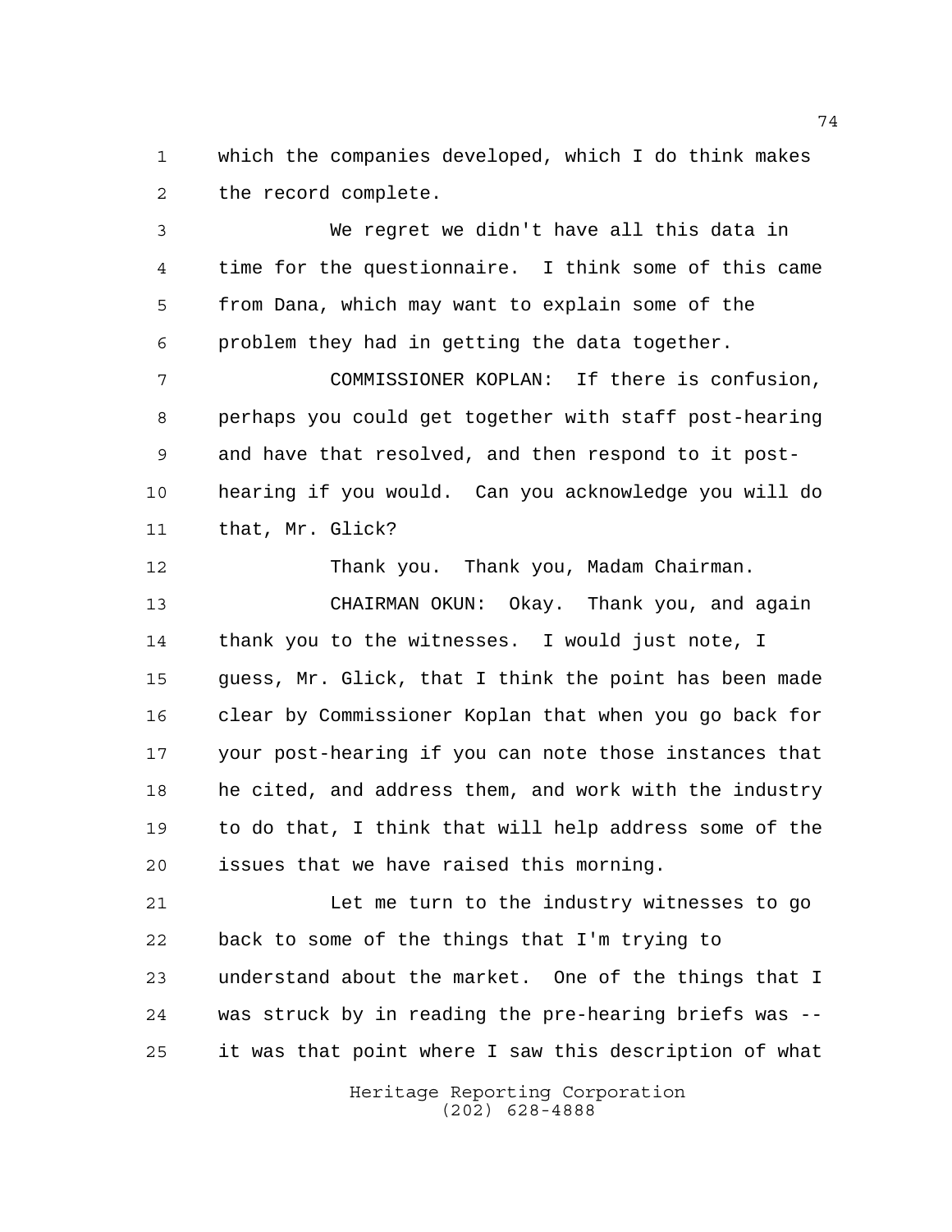which the companies developed, which I do think makes the record complete.

We regret we didn't have all this data in time for the questionnaire. I think some of this came from Dana, which may want to explain some of the problem they had in getting the data together.

COMMISSIONER KOPLAN: If there is confusion, perhaps you could get together with staff post-hearing and have that resolved, and then respond to it post-hearing if you would. Can you acknowledge you will do that, Mr. Glick?

Thank you. Thank you, Madam Chairman.

CHAIRMAN OKUN: Okay. Thank you, and again thank you to the witnesses. I would just note, I guess, Mr. Glick, that I think the point has been made clear by Commissioner Koplan that when you go back for your post-hearing if you can note those instances that he cited, and address them, and work with the industry to do that, I think that will help address some of the issues that we have raised this morning.

Let me turn to the industry witnesses to go back to some of the things that I'm trying to understand about the market. One of the things that I was struck by in reading the pre-hearing briefs was -- it was that point where I saw this description of what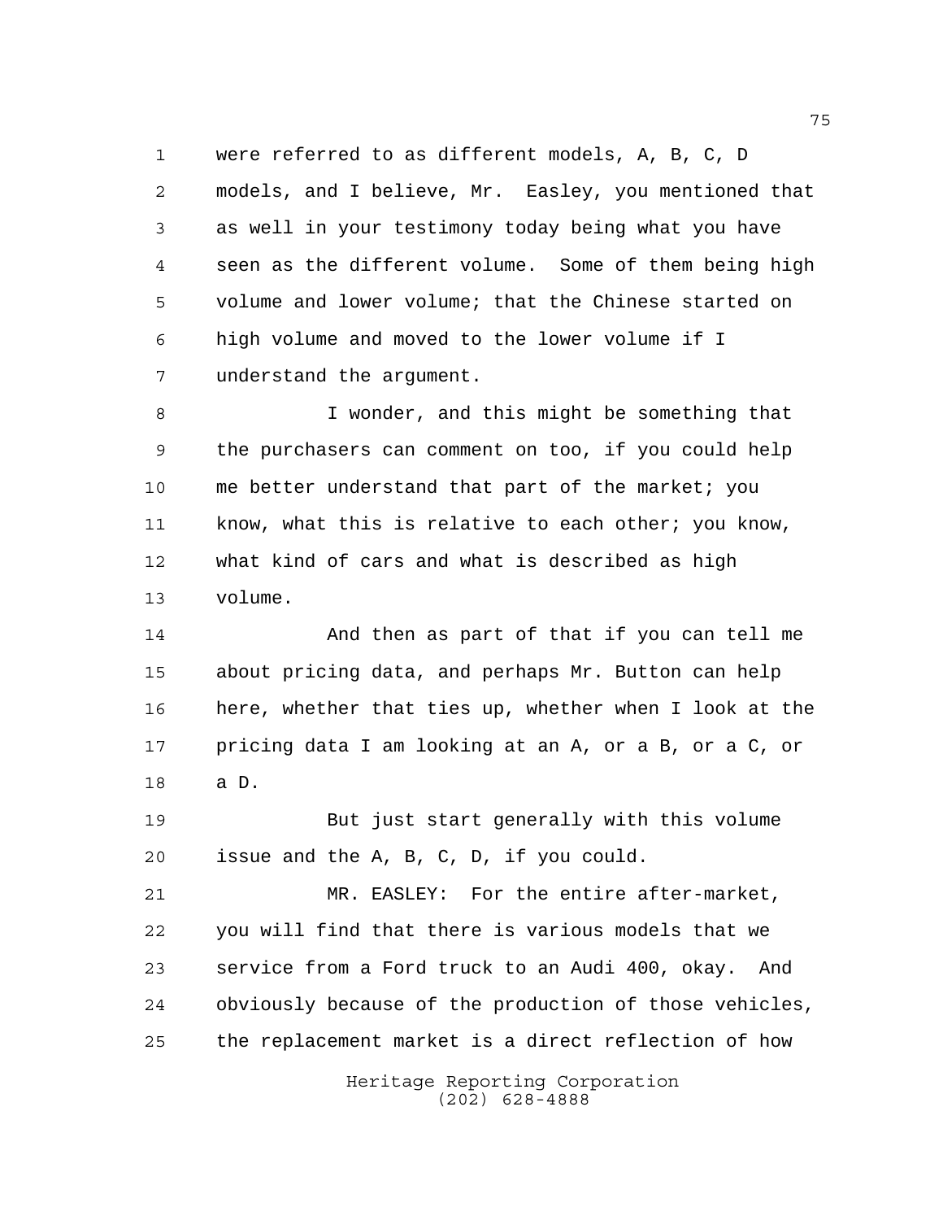were referred to as different models, A, B, C, D models, and I believe, Mr. Easley, you mentioned that as well in your testimony today being what you have seen as the different volume. Some of them being high volume and lower volume; that the Chinese started on high volume and moved to the lower volume if I understand the argument.

I wonder, and this might be something that the purchasers can comment on too, if you could help me better understand that part of the market; you know, what this is relative to each other; you know, what kind of cars and what is described as high volume.

And then as part of that if you can tell me about pricing data, and perhaps Mr. Button can help here, whether that ties up, whether when I look at the pricing data I am looking at an A, or a B, or a C, or a D.

But just start generally with this volume issue and the A, B, C, D, if you could.

MR. EASLEY: For the entire after-market, you will find that there is various models that we service from a Ford truck to an Audi 400, okay. And obviously because of the production of those vehicles, the replacement market is a direct reflection of how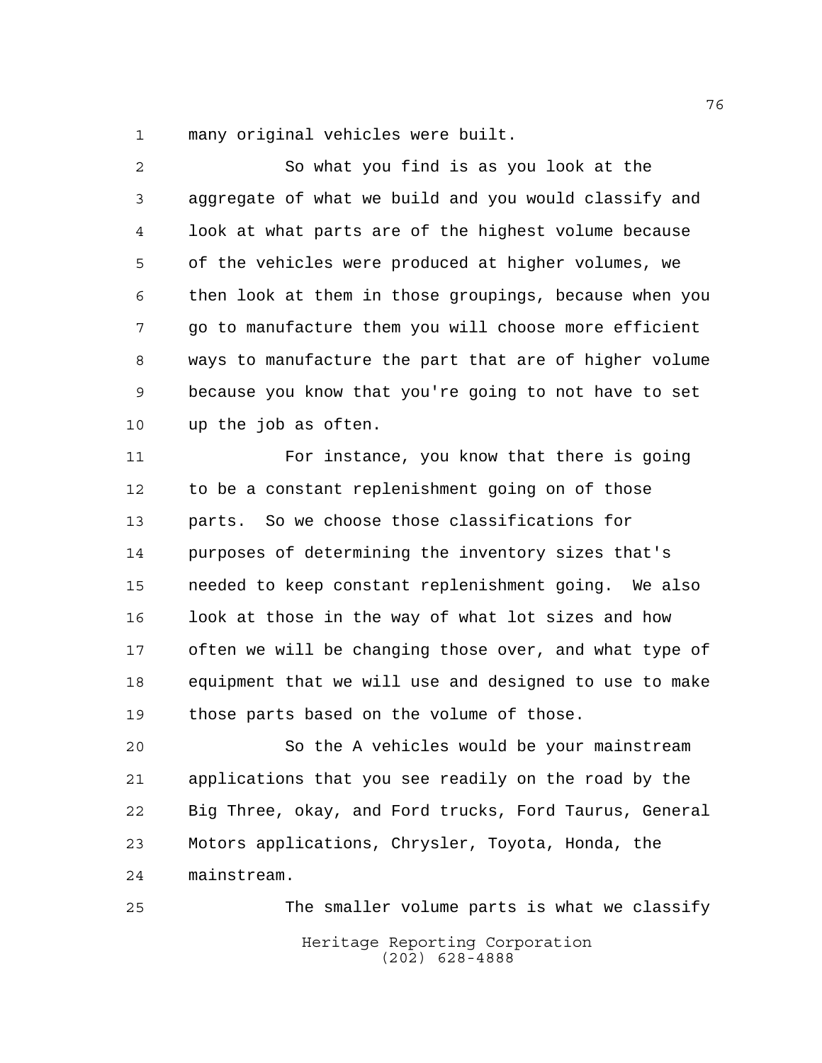many original vehicles were built.

So what you find is as you look at the aggregate of what we build and you would classify and look at what parts are of the highest volume because of the vehicles were produced at higher volumes, we then look at them in those groupings, because when you go to manufacture them you will choose more efficient ways to manufacture the part that are of higher volume because you know that you're going to not have to set up the job as often.

For instance, you know that there is going to be a constant replenishment going on of those parts. So we choose those classifications for purposes of determining the inventory sizes that's needed to keep constant replenishment going. We also look at those in the way of what lot sizes and how often we will be changing those over, and what type of equipment that we will use and designed to use to make those parts based on the volume of those.

So the A vehicles would be your mainstream applications that you see readily on the road by the Big Three, okay, and Ford trucks, Ford Taurus, General Motors applications, Chrysler, Toyota, Honda, the mainstream.

The smaller volume parts is what we classify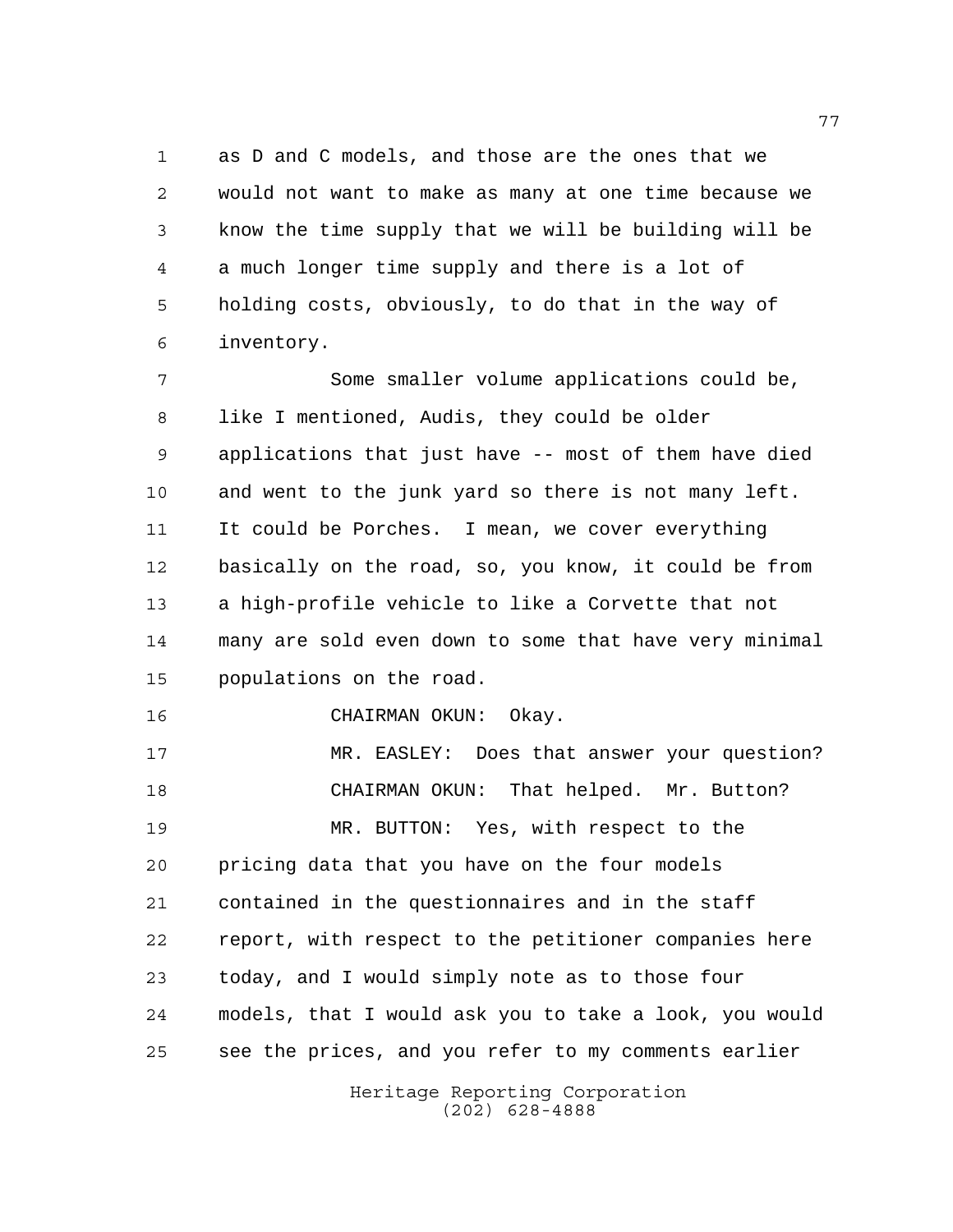as D and C models, and those are the ones that we would not want to make as many at one time because we know the time supply that we will be building will be a much longer time supply and there is a lot of holding costs, obviously, to do that in the way of inventory.

Some smaller volume applications could be, like I mentioned, Audis, they could be older applications that just have -- most of them have died and went to the junk yard so there is not many left. It could be Porches. I mean, we cover everything basically on the road, so, you know, it could be from a high-profile vehicle to like a Corvette that not many are sold even down to some that have very minimal populations on the road.

CHAIRMAN OKUN: Okay.

MR. EASLEY: Does that answer your question?

CHAIRMAN OKUN: That helped. Mr. Button?

MR. BUTTON: Yes, with respect to the pricing data that you have on the four models contained in the questionnaires and in the staff report, with respect to the petitioner companies here today, and I would simply note as to those four models, that I would ask you to take a look, you would see the prices, and you refer to my comments earlier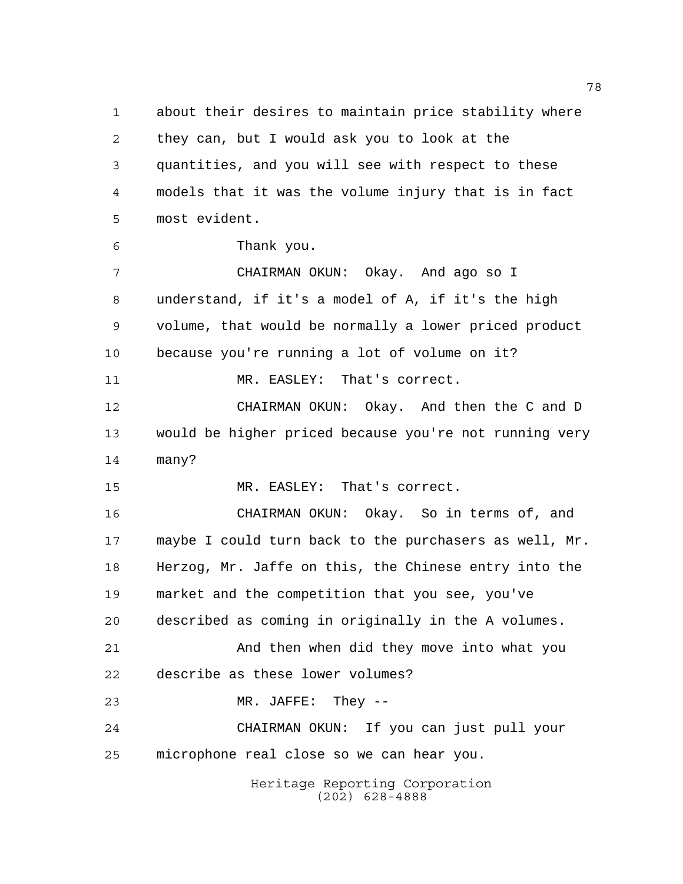about their desires to maintain price stability where they can, but I would ask you to look at the quantities, and you will see with respect to these models that it was the volume injury that is in fact most evident.

Thank you.

CHAIRMAN OKUN: Okay. And ago so I understand, if it's a model of A, if it's the high volume, that would be normally a lower priced product because you're running a lot of volume on it?

MR. EASLEY: That's correct.

CHAIRMAN OKUN: Okay. And then the C and D would be higher priced because you're not running very many?

MR. EASLEY: That's correct.

CHAIRMAN OKUN: Okay. So in terms of, and maybe I could turn back to the purchasers as well, Mr. Herzog, Mr. Jaffe on this, the Chinese entry into the market and the competition that you see, you've described as coming in originally in the A volumes.

And then when did they move into what you describe as these lower volumes?

MR. JAFFE: They --

CHAIRMAN OKUN: If you can just pull your microphone real close so we can hear you.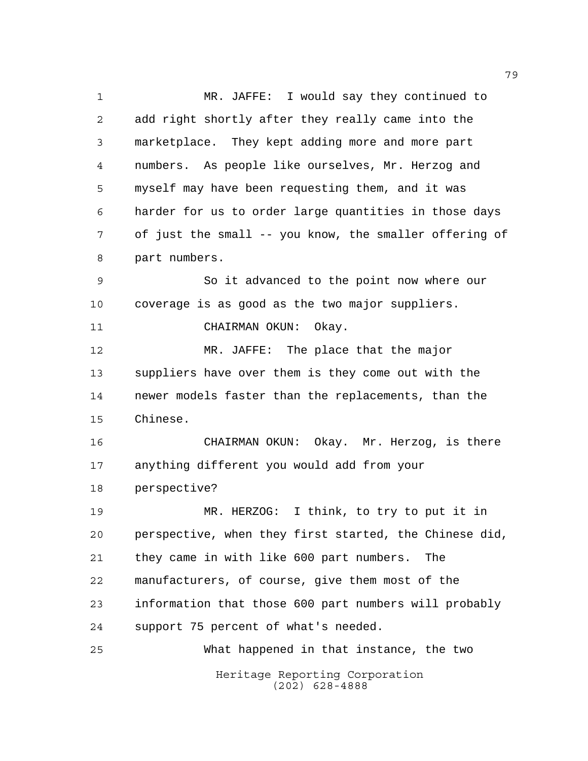MR. JAFFE: I would say they continued to add right shortly after they really came into the marketplace. They kept adding more and more part numbers. As people like ourselves, Mr. Herzog and myself may have been requesting them, and it was harder for us to order large quantities in those days of just the small -- you know, the smaller offering of part numbers.

So it advanced to the point now where our coverage is as good as the two major suppliers.

CHAIRMAN OKUN: Okay.

MR. JAFFE: The place that the major suppliers have over them is they come out with the newer models faster than the replacements, than the Chinese.

CHAIRMAN OKUN: Okay. Mr. Herzog, is there anything different you would add from your perspective?

MR. HERZOG: I think, to try to put it in perspective, when they first started, the Chinese did, they came in with like 600 part numbers. The manufacturers, of course, give them most of the information that those 600 part numbers will probably support 75 percent of what's needed.

What happened in that instance, the two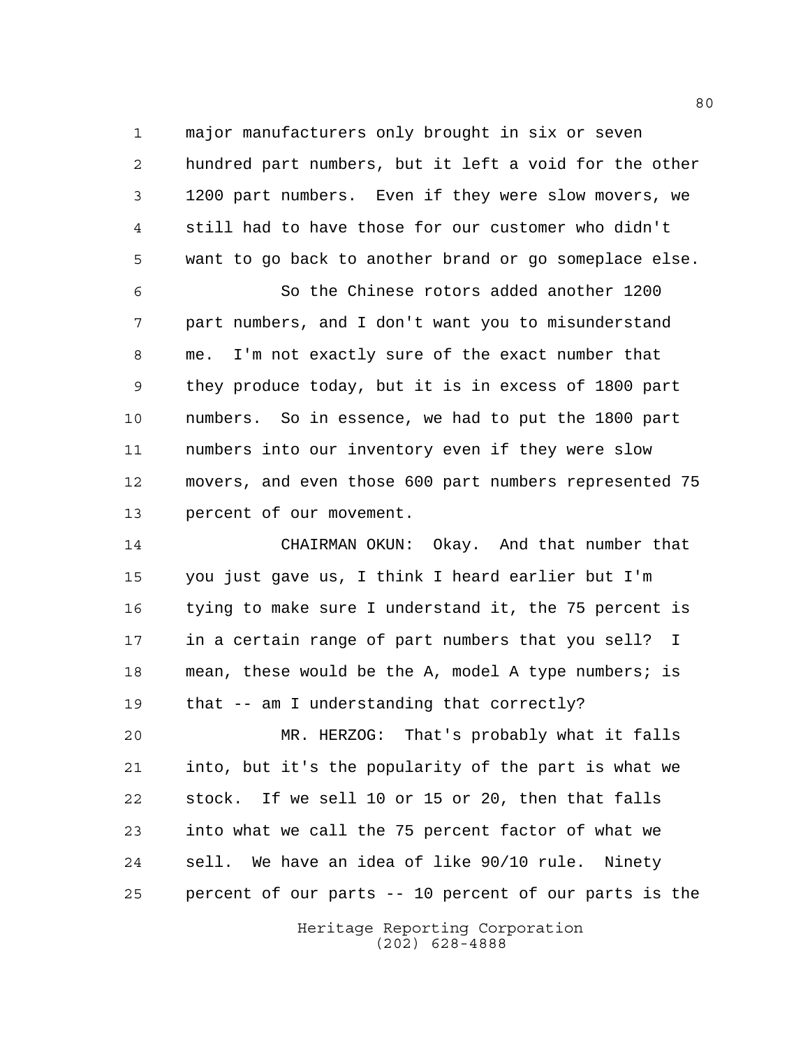major manufacturers only brought in six or seven hundred part numbers, but it left a void for the other 1200 part numbers. Even if they were slow movers, we still had to have those for our customer who didn't want to go back to another brand or go someplace else.

So the Chinese rotors added another 1200 part numbers, and I don't want you to misunderstand me. I'm not exactly sure of the exact number that they produce today, but it is in excess of 1800 part numbers. So in essence, we had to put the 1800 part numbers into our inventory even if they were slow movers, and even those 600 part numbers represented 75 percent of our movement.

CHAIRMAN OKUN: Okay. And that number that you just gave us, I think I heard earlier but I'm tying to make sure I understand it, the 75 percent is in a certain range of part numbers that you sell? I mean, these would be the A, model A type numbers; is that -- am I understanding that correctly?

MR. HERZOG: That's probably what it falls into, but it's the popularity of the part is what we stock. If we sell 10 or 15 or 20, then that falls into what we call the 75 percent factor of what we sell. We have an idea of like 90/10 rule. Ninety percent of our parts -- 10 percent of our parts is the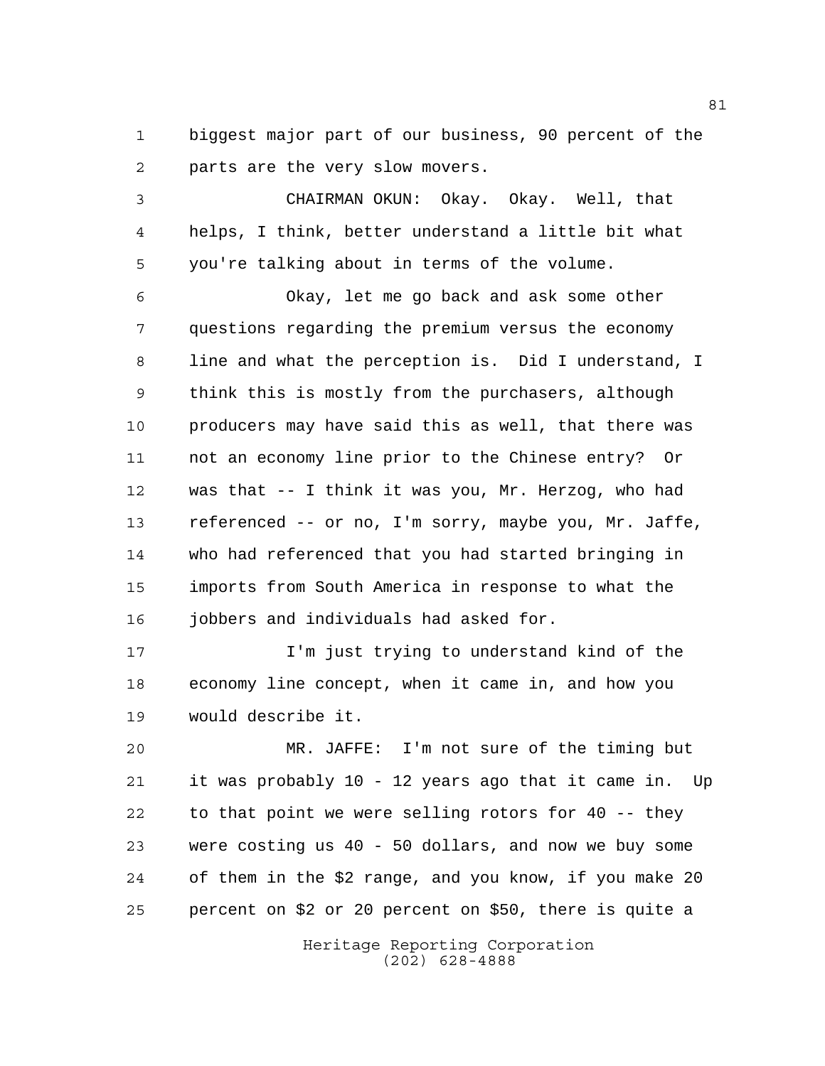biggest major part of our business, 90 percent of the parts are the very slow movers.

CHAIRMAN OKUN: Okay. Okay. Well, that helps, I think, better understand a little bit what you're talking about in terms of the volume.

Okay, let me go back and ask some other questions regarding the premium versus the economy line and what the perception is. Did I understand, I think this is mostly from the purchasers, although producers may have said this as well, that there was not an economy line prior to the Chinese entry? Or was that -- I think it was you, Mr. Herzog, who had referenced -- or no, I'm sorry, maybe you, Mr. Jaffe, who had referenced that you had started bringing in imports from South America in response to what the jobbers and individuals had asked for.

I'm just trying to understand kind of the economy line concept, when it came in, and how you would describe it.

MR. JAFFE: I'm not sure of the timing but it was probably 10 - 12 years ago that it came in. Up to that point we were selling rotors for 40 -- they were costing us 40 - 50 dollars, and now we buy some of them in the $2 range, and you know, if you make 20 percent on $2 or 20 percent on $50, there is quite a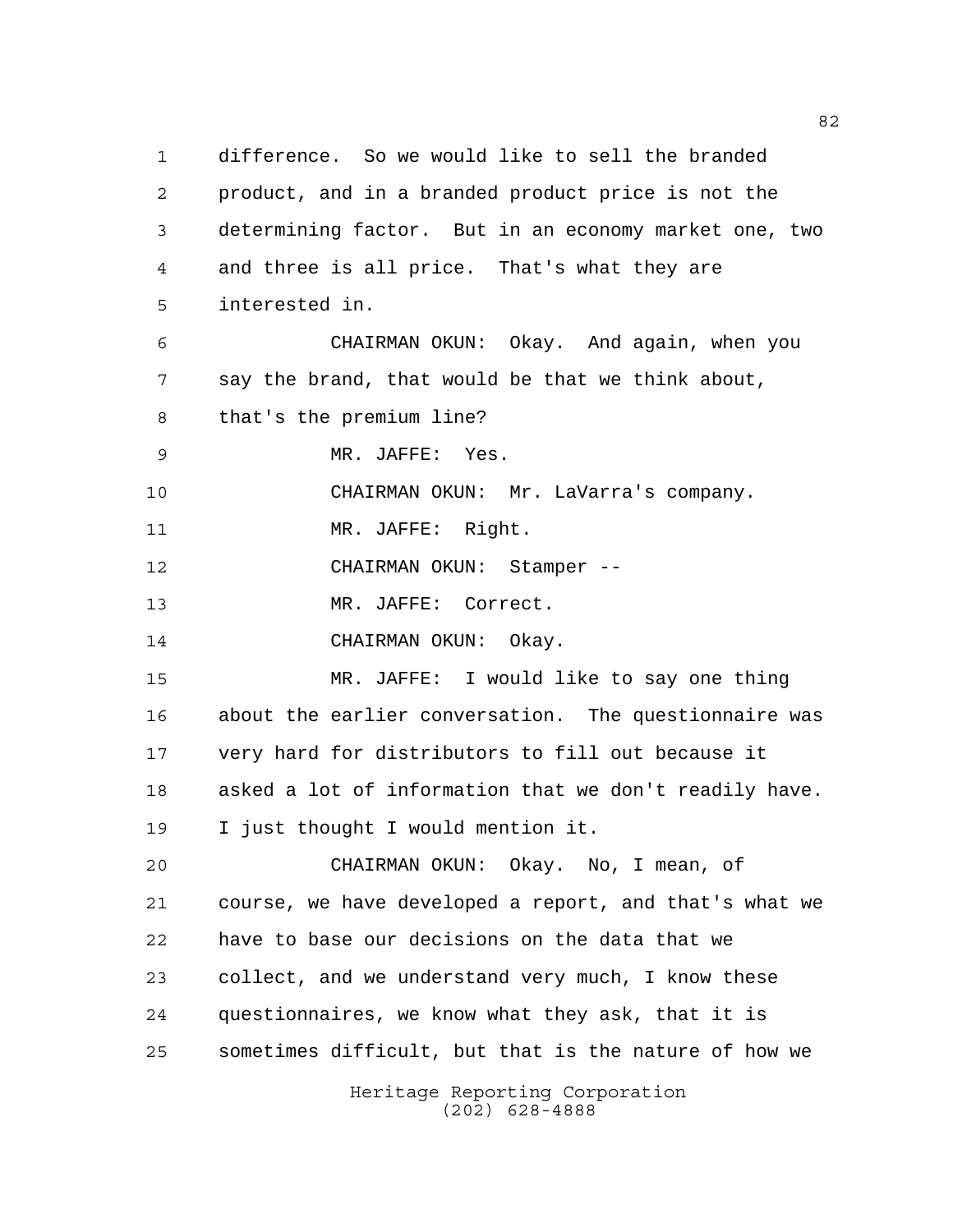difference. So we would like to sell the branded product, and in a branded product price is not the determining factor. But in an economy market one, two and three is all price. That's what they are interested in.

CHAIRMAN OKUN: Okay. And again, when you say the brand, that would be that we think about, that's the premium line?

MR. JAFFE: Yes.

CHAIRMAN OKUN: Mr. LaVarra's company.

MR. JAFFE: Right.

CHAIRMAN OKUN: Stamper --

MR. JAFFE: Correct.

CHAIRMAN OKUN: Okay.

MR. JAFFE: I would like to say one thing about the earlier conversation. The questionnaire was very hard for distributors to fill out because it asked a lot of information that we don't readily have. I just thought I would mention it.

CHAIRMAN OKUN: Okay. No, I mean, of course, we have developed a report, and that's what we have to base our decisions on the data that we collect, and we understand very much, I know these questionnaires, we know what they ask, that it is sometimes difficult, but that is the nature of how we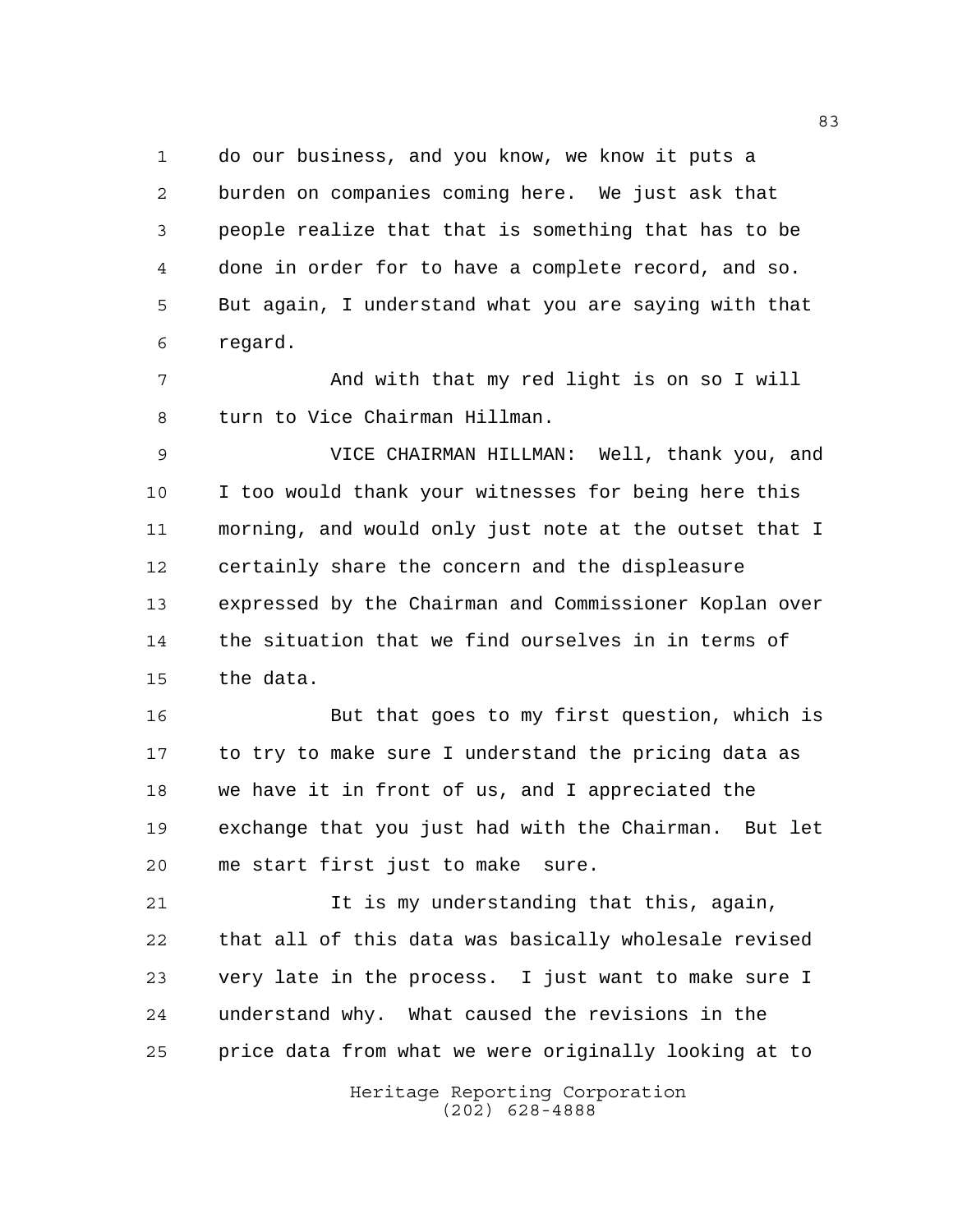do our business, and you know, we know it puts a burden on companies coming here. We just ask that people realize that that is something that has to be done in order for to have a complete record, and so. But again, I understand what you are saying with that regard.

And with that my red light is on so I will turn to Vice Chairman Hillman.

VICE CHAIRMAN HILLMAN: Well, thank you, and I too would thank your witnesses for being here this morning, and would only just note at the outset that I certainly share the concern and the displeasure expressed by the Chairman and Commissioner Koplan over the situation that we find ourselves in in terms of the data.

But that goes to my first question, which is to try to make sure I understand the pricing data as we have it in front of us, and I appreciated the exchange that you just had with the Chairman. But let me start first just to make sure.

It is my understanding that this, again, that all of this data was basically wholesale revised very late in the process. I just want to make sure I understand why. What caused the revisions in the price data from what we were originally looking at to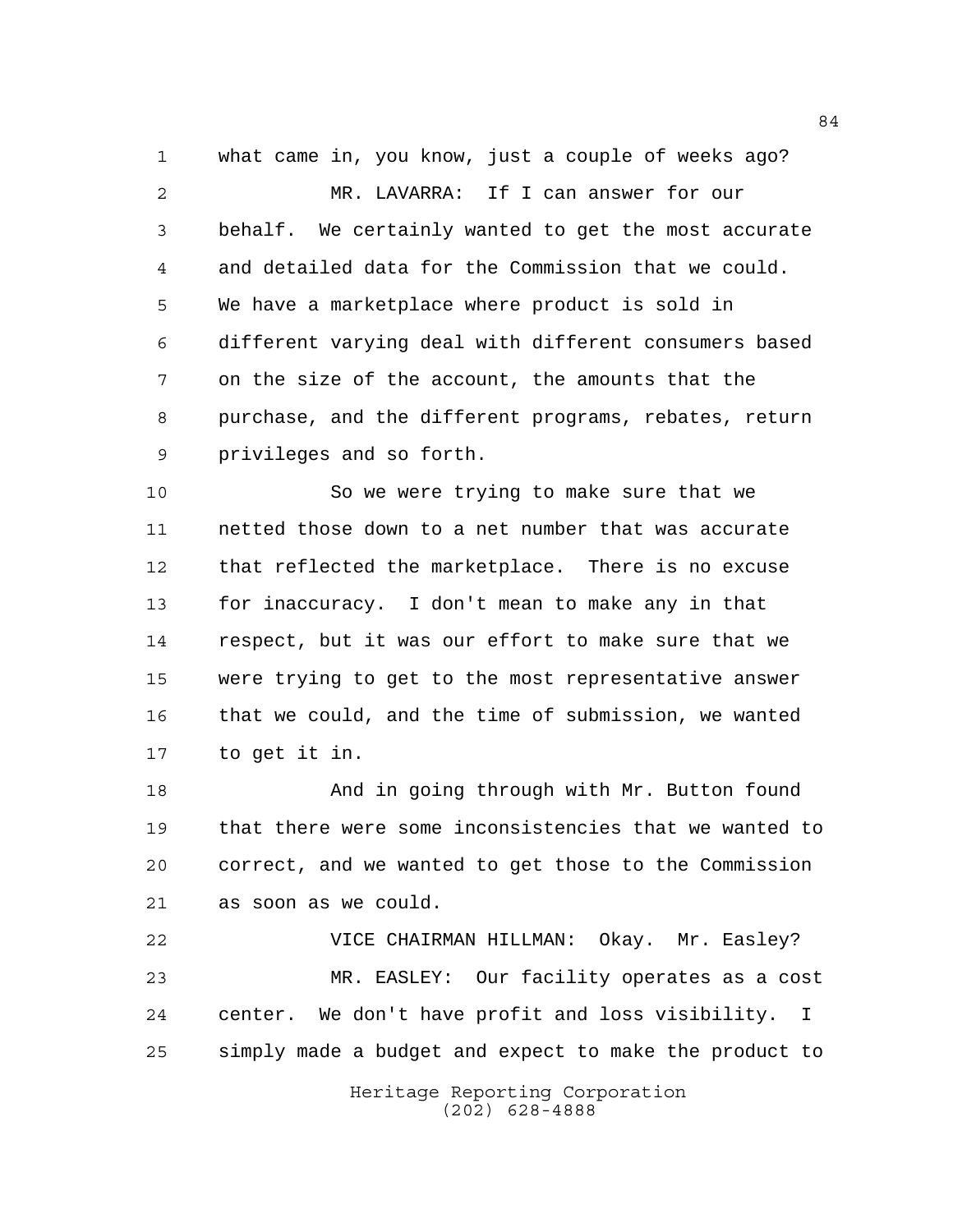what came in, you know, just a couple of weeks ago?

MR. LAVARRA: If I can answer for our behalf. We certainly wanted to get the most accurate and detailed data for the Commission that we could. We have a marketplace where product is sold in different varying deal with different consumers based on the size of the account, the amounts that the purchase, and the different programs, rebates, return privileges and so forth.

So we were trying to make sure that we netted those down to a net number that was accurate that reflected the marketplace. There is no excuse for inaccuracy. I don't mean to make any in that respect, but it was our effort to make sure that we were trying to get to the most representative answer that we could, and the time of submission, we wanted to get it in.

And in going through with Mr. Button found that there were some inconsistencies that we wanted to correct, and we wanted to get those to the Commission as soon as we could.

VICE CHAIRMAN HILLMAN: Okay. Mr. Easley?

MR. EASLEY: Our facility operates as a cost center. We don't have profit and loss visibility. I simply made a budget and expect to make the product to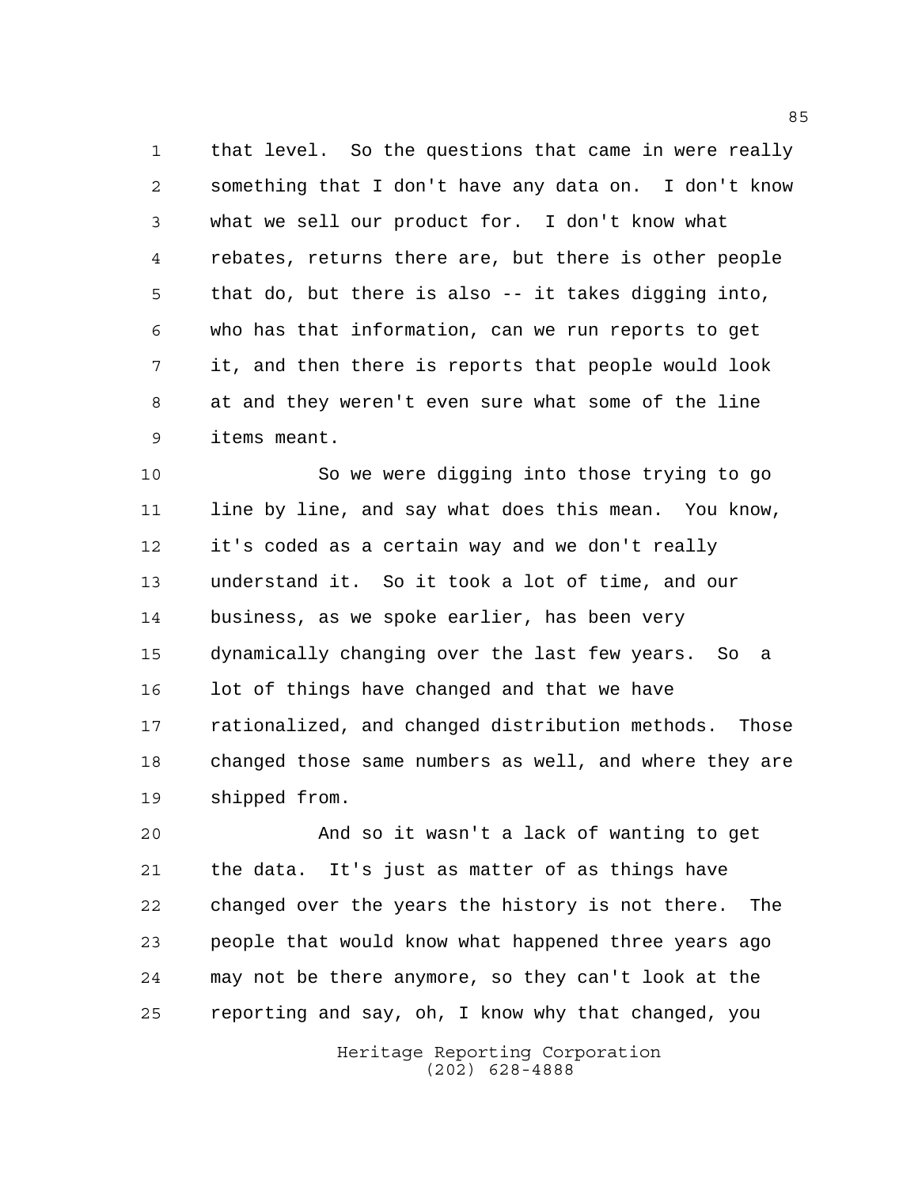that level. So the questions that came in were really something that I don't have any data on. I don't know what we sell our product for. I don't know what rebates, returns there are, but there is other people that do, but there is also -- it takes digging into, who has that information, can we run reports to get it, and then there is reports that people would look at and they weren't even sure what some of the line items meant.

So we were digging into those trying to go line by line, and say what does this mean. You know, it's coded as a certain way and we don't really understand it. So it took a lot of time, and our business, as we spoke earlier, has been very dynamically changing over the last few years. So a lot of things have changed and that we have rationalized, and changed distribution methods. Those changed those same numbers as well, and where they are shipped from.

And so it wasn't a lack of wanting to get the data. It's just as matter of as things have changed over the years the history is not there. The people that would know what happened three years ago may not be there anymore, so they can't look at the reporting and say, oh, I know why that changed, you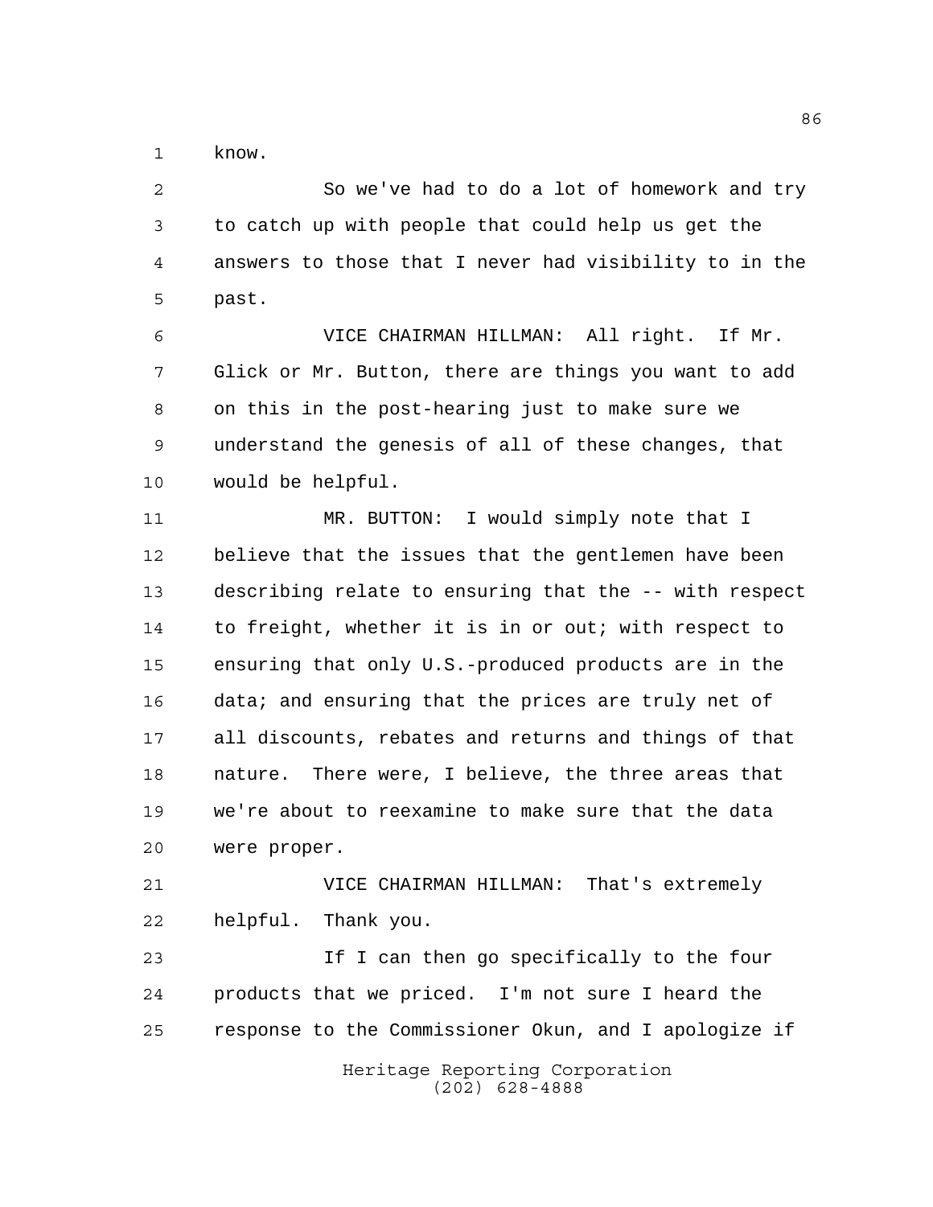know.

So we've had to do a lot of homework and try to catch up with people that could help us get the answers to those that I never had visibility to in the past.

VICE CHAIRMAN HILLMAN: All right. If Mr. Glick or Mr. Button, there are things you want to add on this in the post-hearing just to make sure we understand the genesis of all of these changes, that would be helpful.

MR. BUTTON: I would simply note that I believe that the issues that the gentlemen have been describing relate to ensuring that the -- with respect to freight, whether it is in or out; with respect to ensuring that only U.S.-produced products are in the data; and ensuring that the prices are truly net of all discounts, rebates and returns and things of that nature. There were, I believe, the three areas that we're about to reexamine to make sure that the data were proper.

VICE CHAIRMAN HILLMAN: That's extremely helpful. Thank you.

If I can then go specifically to the four products that we priced. I'm not sure I heard the response to the Commissioner Okun, and I apologize if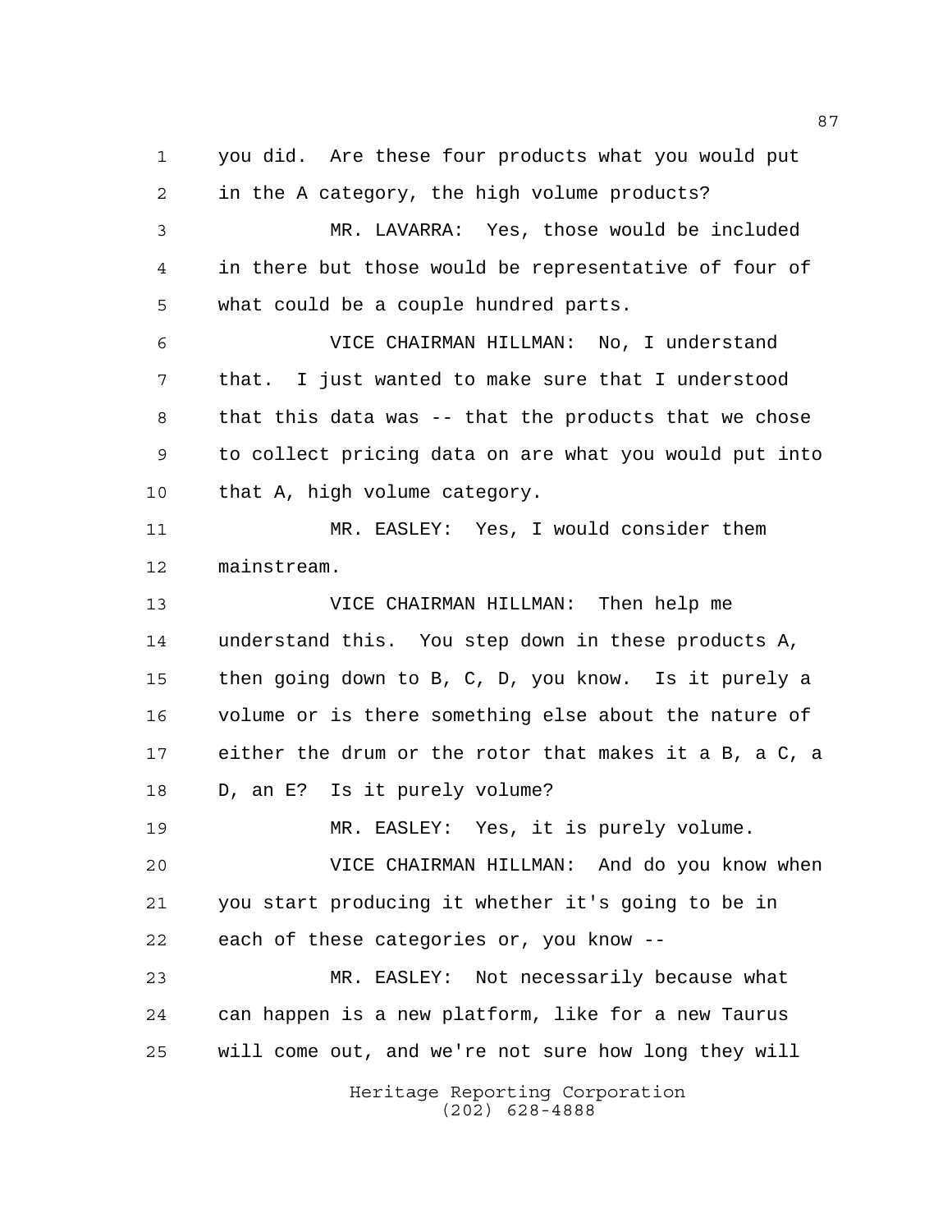you did. Are these four products what you would put in the A category, the high volume products?

MR. LAVARRA: Yes, those would be included in there but those would be representative of four of what could be a couple hundred parts.

VICE CHAIRMAN HILLMAN: No, I understand that. I just wanted to make sure that I understood that this data was -- that the products that we chose to collect pricing data on are what you would put into that A, high volume category.

MR. EASLEY: Yes, I would consider them mainstream.

VICE CHAIRMAN HILLMAN: Then help me understand this. You step down in these products A, then going down to B, C, D, you know. Is it purely a volume or is there something else about the nature of either the drum or the rotor that makes it a B, a C, a D, an E? Is it purely volume?

MR. EASLEY: Yes, it is purely volume.

VICE CHAIRMAN HILLMAN: And do you know when you start producing it whether it's going to be in each of these categories or, you know --

MR. EASLEY: Not necessarily because what can happen is a new platform, like for a new Taurus will come out, and we're not sure how long they will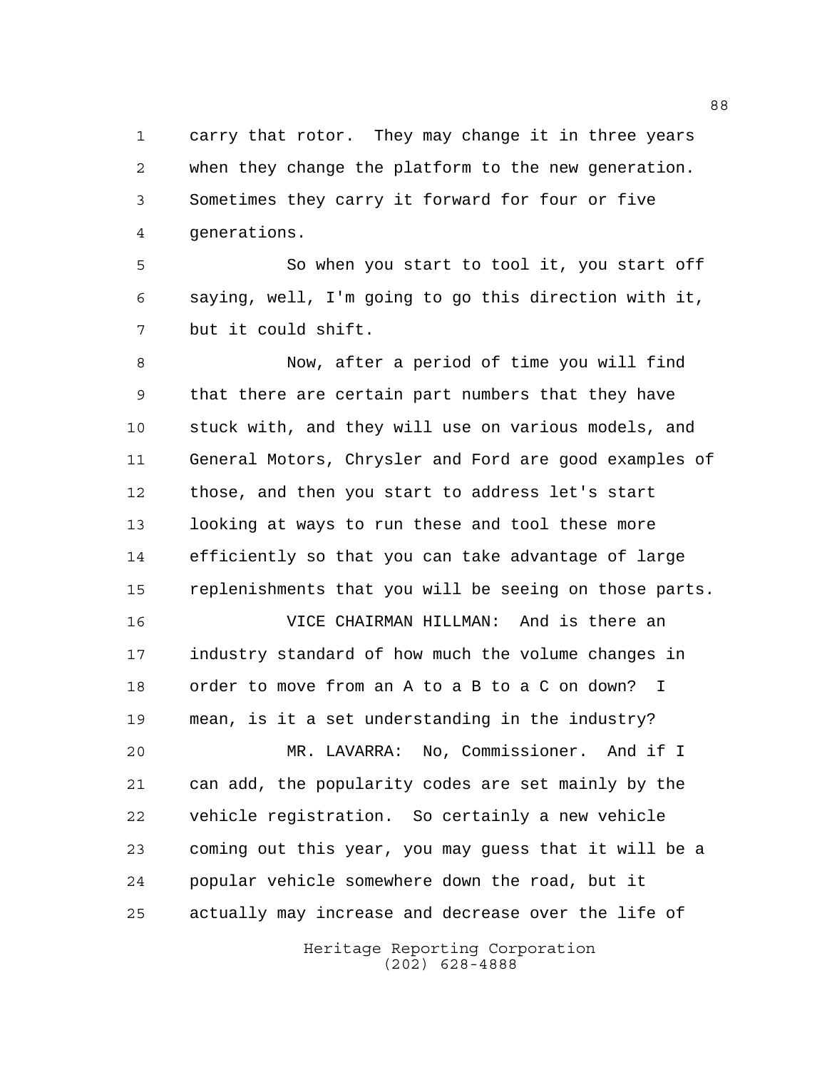carry that rotor. They may change it in three years when they change the platform to the new generation. Sometimes they carry it forward for four or five generations.

So when you start to tool it, you start off saying, well, I'm going to go this direction with it, but it could shift.

Now, after a period of time you will find that there are certain part numbers that they have stuck with, and they will use on various models, and General Motors, Chrysler and Ford are good examples of those, and then you start to address let's start looking at ways to run these and tool these more efficiently so that you can take advantage of large replenishments that you will be seeing on those parts.

VICE CHAIRMAN HILLMAN: And is there an industry standard of how much the volume changes in order to move from an A to a B to a C on down? I mean, is it a set understanding in the industry?

MR. LAVARRA: No, Commissioner. And if I can add, the popularity codes are set mainly by the vehicle registration. So certainly a new vehicle coming out this year, you may guess that it will be a popular vehicle somewhere down the road, but it actually may increase and decrease over the life of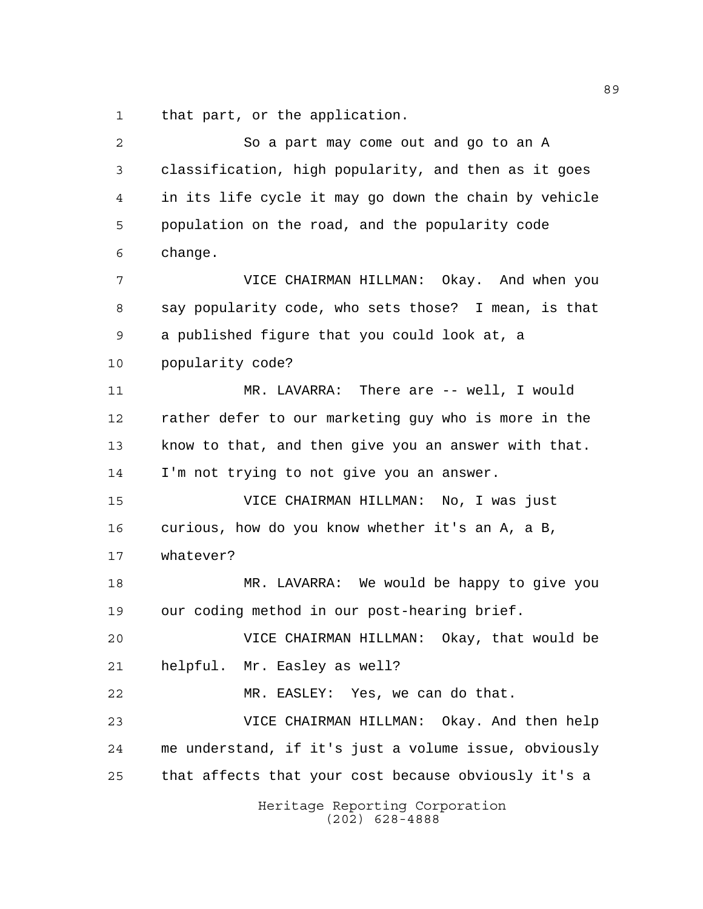that part, or the application.

So a part may come out and go to an A classification, high popularity, and then as it goes in its life cycle it may go down the chain by vehicle population on the road, and the popularity code change.

VICE CHAIRMAN HILLMAN: Okay. And when you say popularity code, who sets those? I mean, is that a published figure that you could look at, a popularity code?

MR. LAVARRA: There are -- well, I would rather defer to our marketing guy who is more in the know to that, and then give you an answer with that. I'm not trying to not give you an answer.

VICE CHAIRMAN HILLMAN: No, I was just curious, how do you know whether it's an A, a B, whatever?

MR. LAVARRA: We would be happy to give you our coding method in our post-hearing brief.

VICE CHAIRMAN HILLMAN: Okay, that would be helpful. Mr. Easley as well?

MR. EASLEY: Yes, we can do that.

VICE CHAIRMAN HILLMAN: Okay. And then help me understand, if it's just a volume issue, obviously that affects that your cost because obviously it's a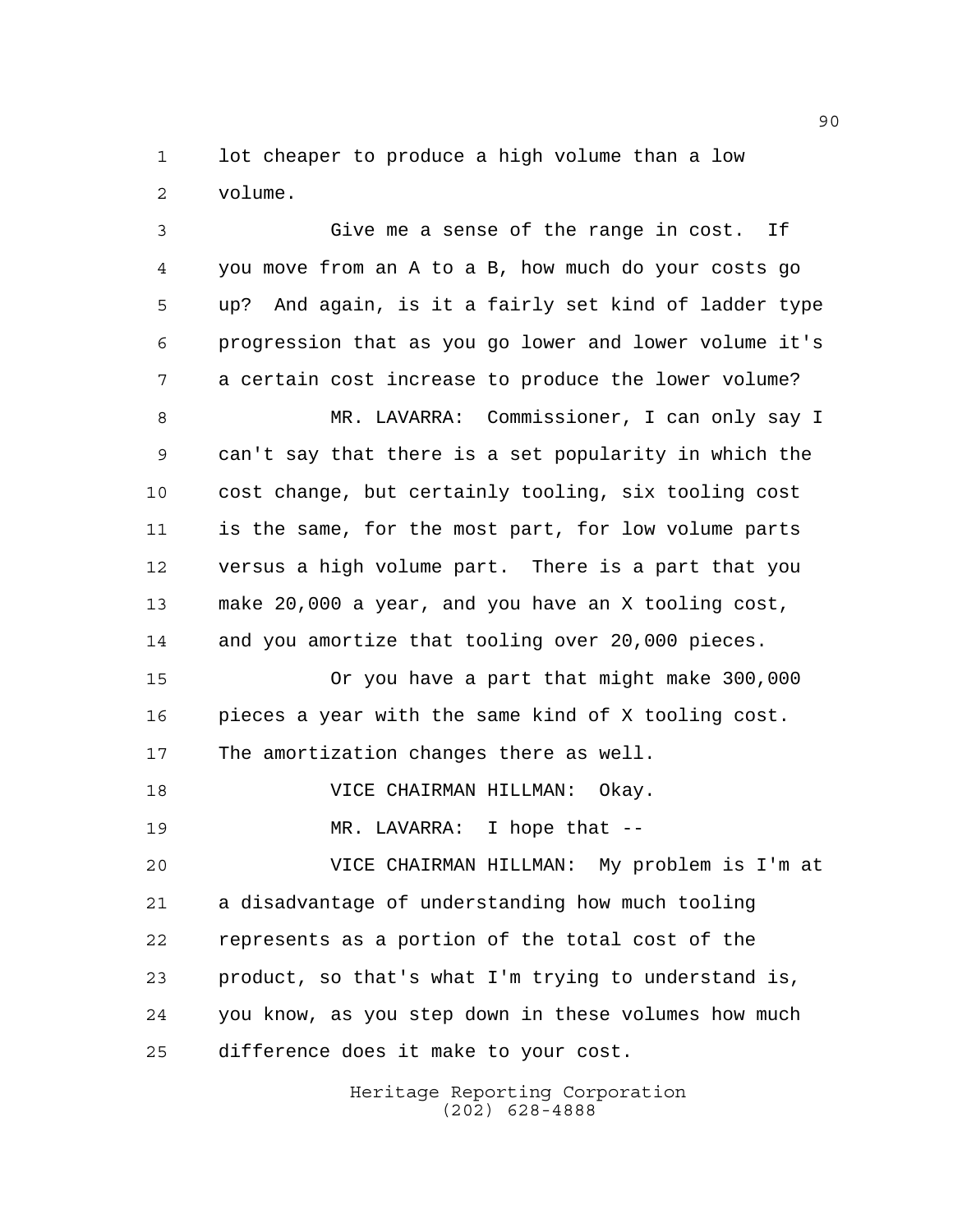lot cheaper to produce a high volume than a low volume.

Give me a sense of the range in cost. If you move from an A to a B, how much do your costs go up? And again, is it a fairly set kind of ladder type progression that as you go lower and lower volume it's a certain cost increase to produce the lower volume?

MR. LAVARRA: Commissioner, I can only say I can't say that there is a set popularity in which the cost change, but certainly tooling, six tooling cost is the same, for the most part, for low volume parts versus a high volume part. There is a part that you make 20,000 a year, and you have an X tooling cost, and you amortize that tooling over 20,000 pieces.

Or you have a part that might make 300,000 pieces a year with the same kind of X tooling cost. The amortization changes there as well.

VICE CHAIRMAN HILLMAN: Okay.

MR. LAVARRA: I hope that --

VICE CHAIRMAN HILLMAN: My problem is I'm at a disadvantage of understanding how much tooling represents as a portion of the total cost of the product, so that's what I'm trying to understand is, you know, as you step down in these volumes how much difference does it make to your cost.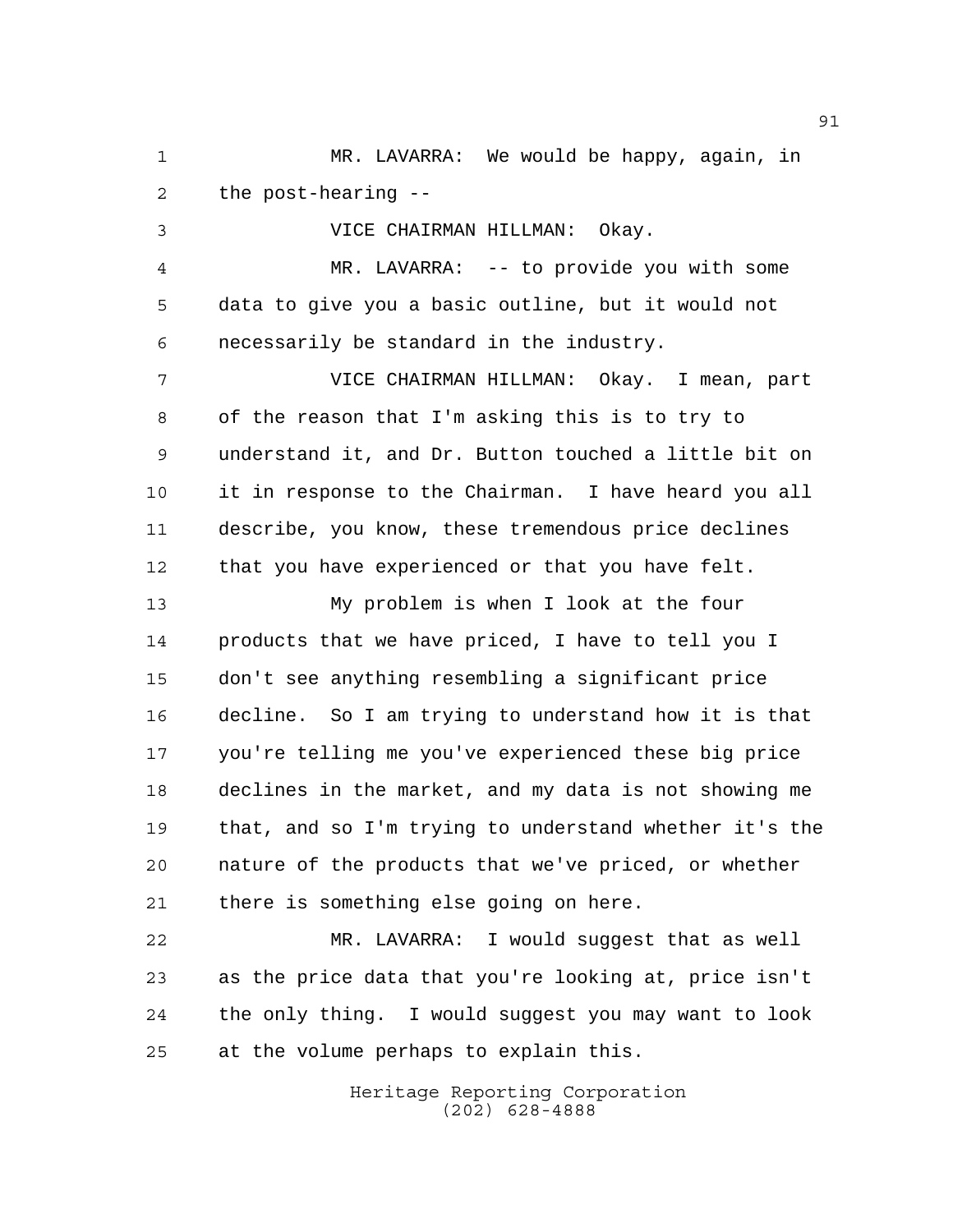MR. LAVARRA: We would be happy, again, in the post-hearing --

VICE CHAIRMAN HILLMAN: Okay.

MR. LAVARRA: -- to provide you with some data to give you a basic outline, but it would not necessarily be standard in the industry.

VICE CHAIRMAN HILLMAN: Okay. I mean, part of the reason that I'm asking this is to try to understand it, and Dr. Button touched a little bit on it in response to the Chairman. I have heard you all describe, you know, these tremendous price declines that you have experienced or that you have felt.

My problem is when I look at the four products that we have priced, I have to tell you I don't see anything resembling a significant price decline. So I am trying to understand how it is that you're telling me you've experienced these big price declines in the market, and my data is not showing me that, and so I'm trying to understand whether it's the nature of the products that we've priced, or whether there is something else going on here.

MR. LAVARRA: I would suggest that as well as the price data that you're looking at, price isn't the only thing. I would suggest you may want to look at the volume perhaps to explain this.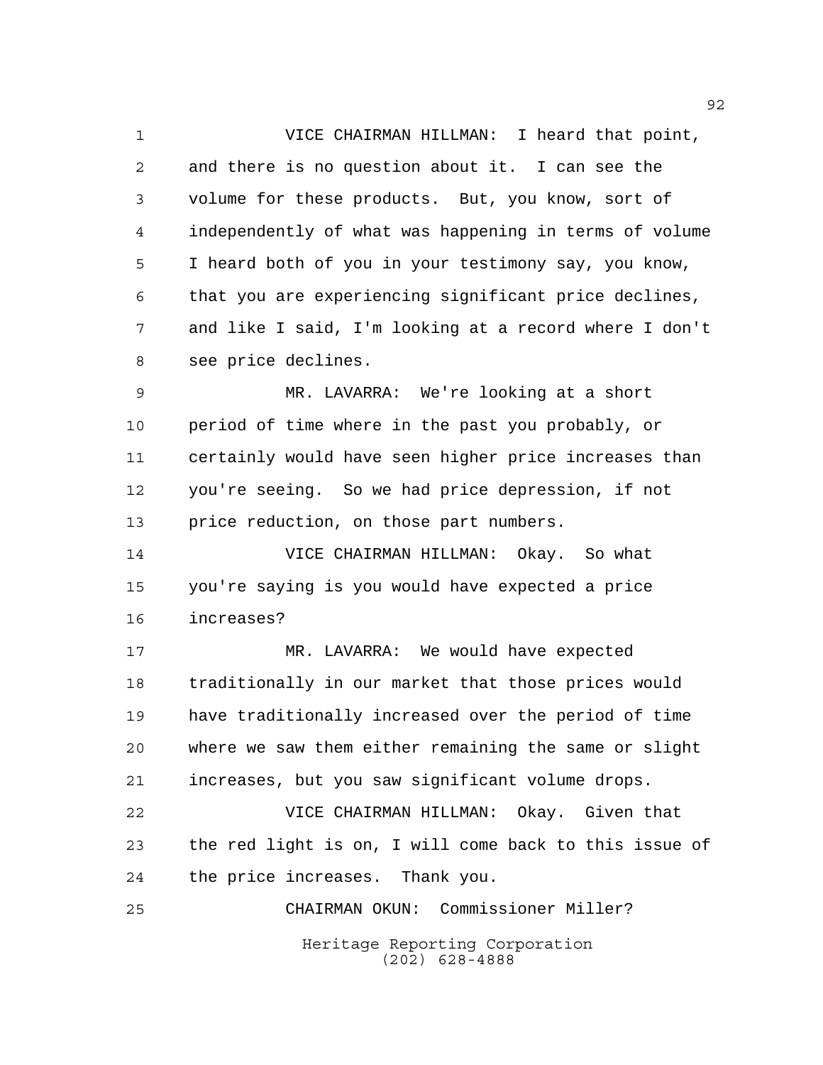VICE CHAIRMAN HILLMAN: I heard that point, and there is no question about it. I can see the volume for these products. But, you know, sort of independently of what was happening in terms of volume I heard both of you in your testimony say, you know, that you are experiencing significant price declines, and like I said, I'm looking at a record where I don't see price declines.

MR. LAVARRA: We're looking at a short period of time where in the past you probably, or certainly would have seen higher price increases than you're seeing. So we had price depression, if not price reduction, on those part numbers.

VICE CHAIRMAN HILLMAN: Okay. So what you're saying is you would have expected a price increases?

MR. LAVARRA: We would have expected traditionally in our market that those prices would have traditionally increased over the period of time where we saw them either remaining the same or slight increases, but you saw significant volume drops.

VICE CHAIRMAN HILLMAN: Okay. Given that the red light is on, I will come back to this issue of the price increases. Thank you.

CHAIRMAN OKUN: Commissioner Miller?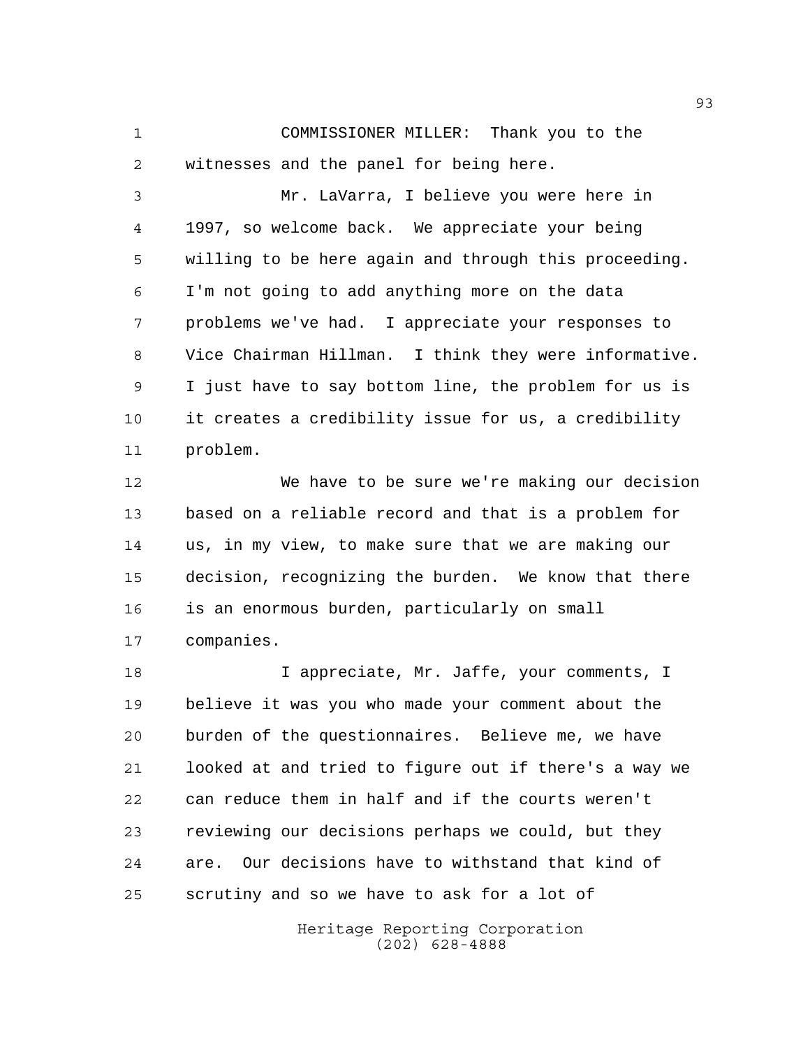COMMISSIONER MILLER: Thank you to the witnesses and the panel for being here.

Mr. LaVarra, I believe you were here in 1997, so welcome back. We appreciate your being willing to be here again and through this proceeding. I'm not going to add anything more on the data problems we've had. I appreciate your responses to Vice Chairman Hillman. I think they were informative. I just have to say bottom line, the problem for us is it creates a credibility issue for us, a credibility problem.

We have to be sure we're making our decision based on a reliable record and that is a problem for us, in my view, to make sure that we are making our decision, recognizing the burden. We know that there is an enormous burden, particularly on small companies.

I appreciate, Mr. Jaffe, your comments, I believe it was you who made your comment about the burden of the questionnaires. Believe me, we have looked at and tried to figure out if there's a way we can reduce them in half and if the courts weren't reviewing our decisions perhaps we could, but they are. Our decisions have to withstand that kind of scrutiny and so we have to ask for a lot of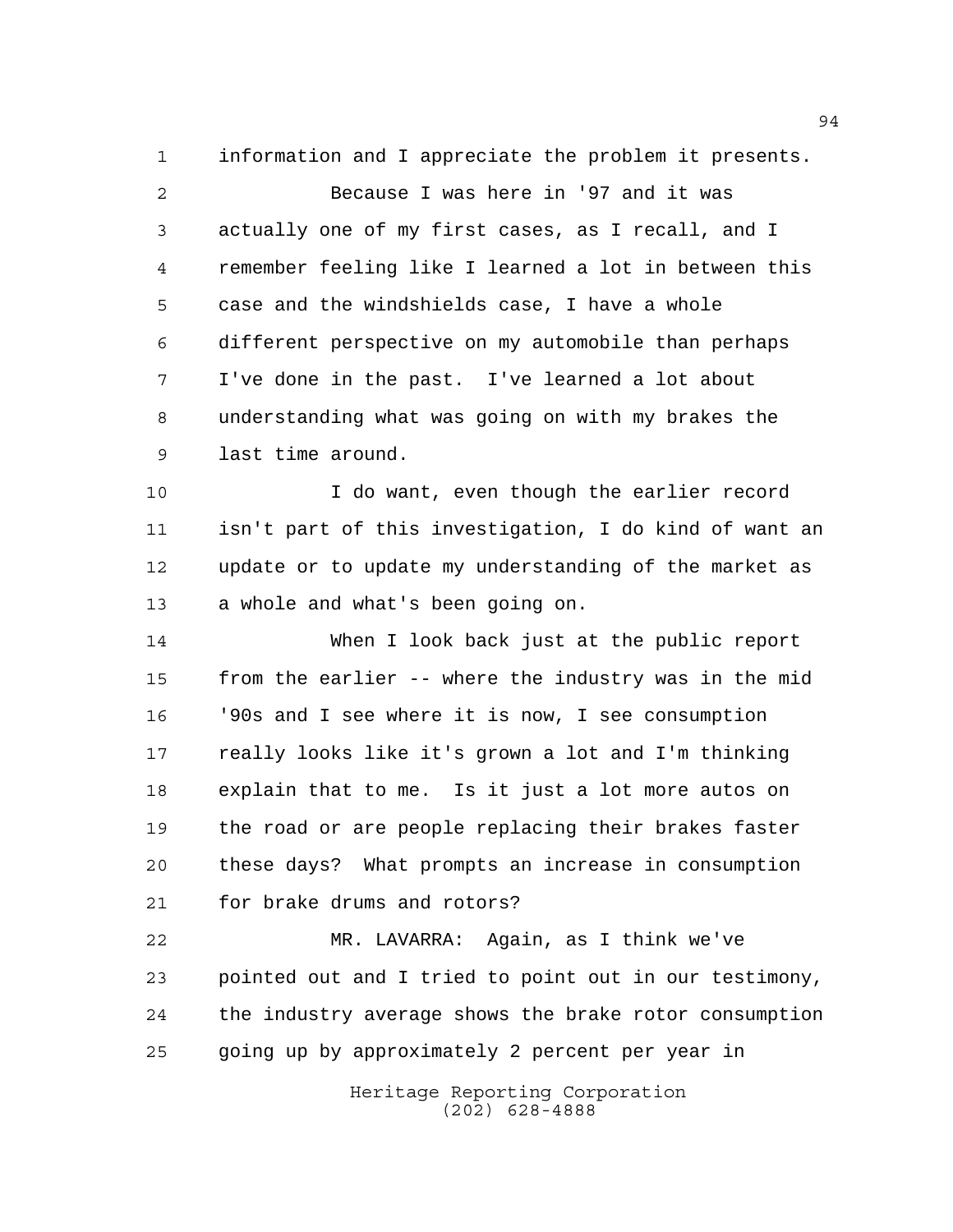information and I appreciate the problem it presents.

Because I was here in '97 and it was actually one of my first cases, as I recall, and I remember feeling like I learned a lot in between this case and the windshields case, I have a whole different perspective on my automobile than perhaps I've done in the past. I've learned a lot about understanding what was going on with my brakes the last time around.

I do want, even though the earlier record isn't part of this investigation, I do kind of want an update or to update my understanding of the market as a whole and what's been going on.

When I look back just at the public report from the earlier -- where the industry was in the mid '90s and I see where it is now, I see consumption really looks like it's grown a lot and I'm thinking explain that to me. Is it just a lot more autos on the road or are people replacing their brakes faster these days? What prompts an increase in consumption for brake drums and rotors?

MR. LAVARRA: Again, as I think we've pointed out and I tried to point out in our testimony, the industry average shows the brake rotor consumption going up by approximately 2 percent per year in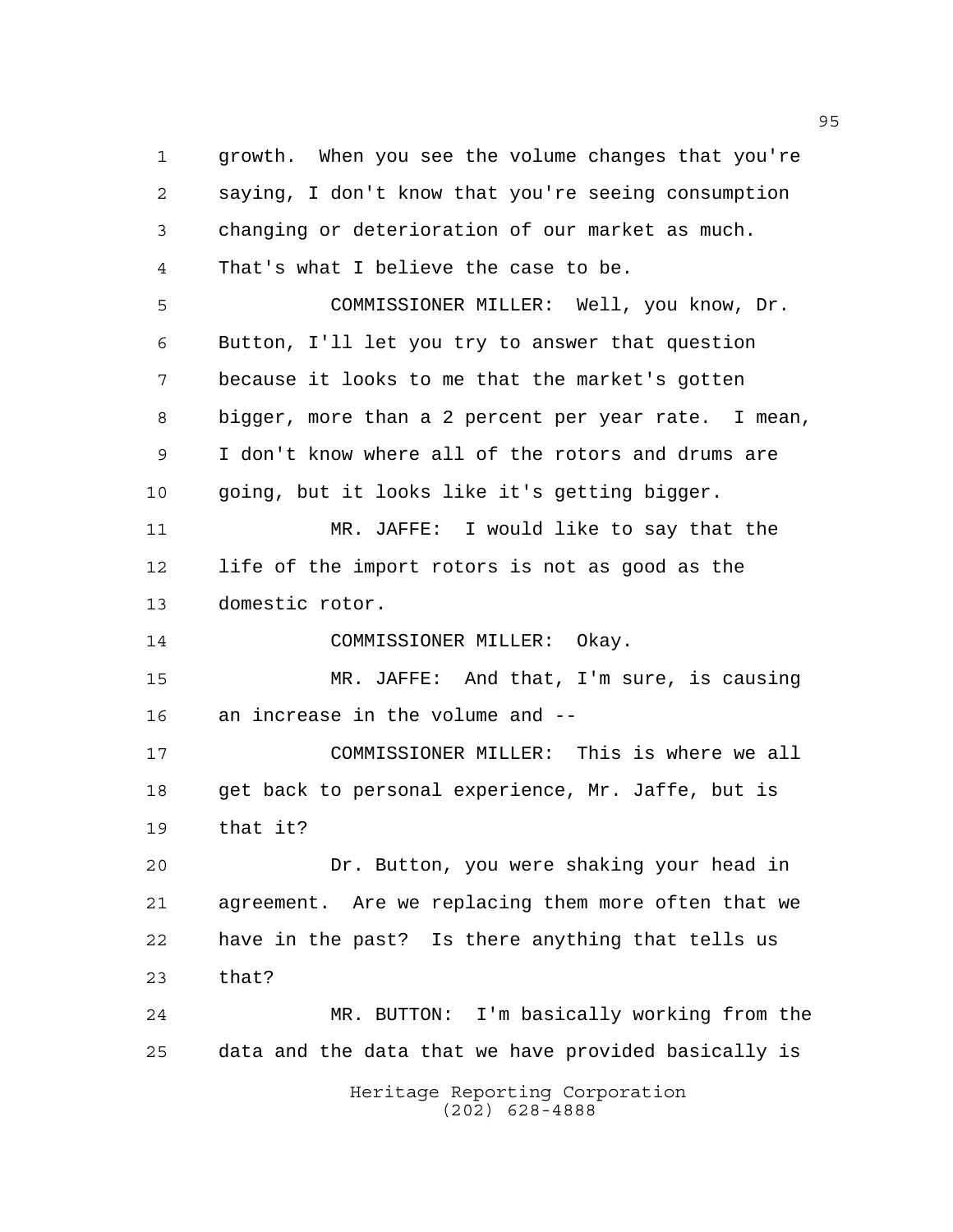growth. When you see the volume changes that you're saying, I don't know that you're seeing consumption changing or deterioration of our market as much. That's what I believe the case to be.

COMMISSIONER MILLER: Well, you know, Dr. Button, I'll let you try to answer that question because it looks to me that the market's gotten bigger, more than a 2 percent per year rate. I mean, I don't know where all of the rotors and drums are going, but it looks like it's getting bigger.

MR. JAFFE: I would like to say that the life of the import rotors is not as good as the domestic rotor.

COMMISSIONER MILLER: Okay.

MR. JAFFE: And that, I'm sure, is causing an increase in the volume and --

COMMISSIONER MILLER: This is where we all get back to personal experience, Mr. Jaffe, but is that it?

Dr. Button, you were shaking your head in agreement. Are we replacing them more often that we have in the past? Is there anything that tells us that?

MR. BUTTON: I'm basically working from the data and the data that we have provided basically is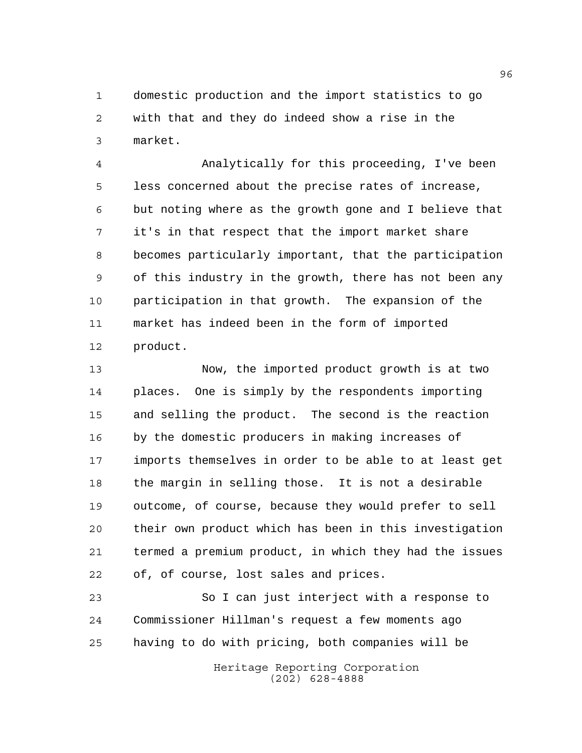domestic production and the import statistics to go with that and they do indeed show a rise in the market.

Analytically for this proceeding, I've been less concerned about the precise rates of increase, but noting where as the growth gone and I believe that it's in that respect that the import market share becomes particularly important, that the participation of this industry in the growth, there has not been any participation in that growth. The expansion of the market has indeed been in the form of imported product.

Now, the imported product growth is at two places. One is simply by the respondents importing and selling the product. The second is the reaction by the domestic producers in making increases of imports themselves in order to be able to at least get the margin in selling those. It is not a desirable outcome, of course, because they would prefer to sell their own product which has been in this investigation termed a premium product, in which they had the issues of, of course, lost sales and prices.

So I can just interject with a response to Commissioner Hillman's request a few moments ago having to do with pricing, both companies will be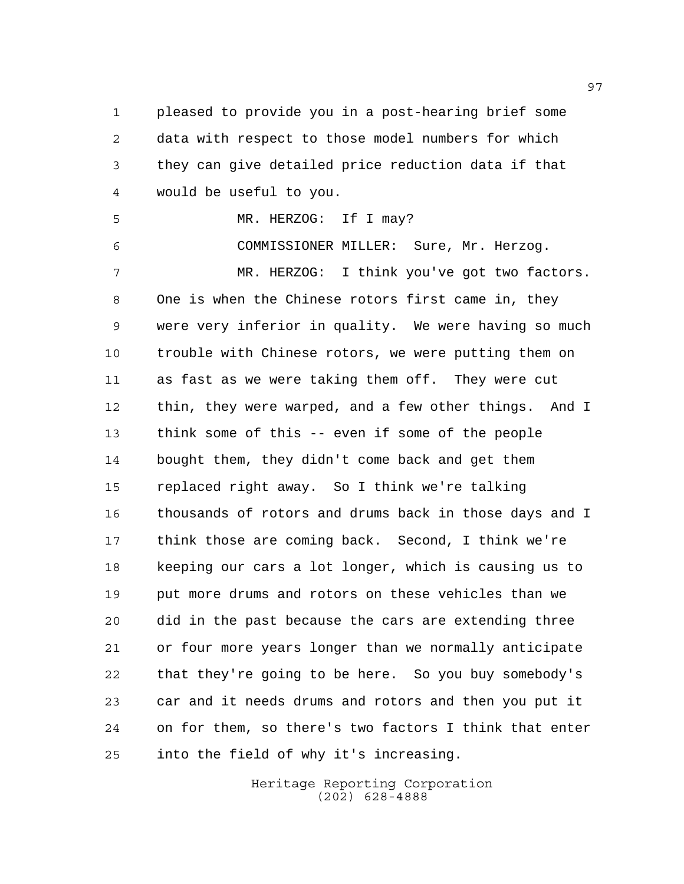pleased to provide you in a post-hearing brief some data with respect to those model numbers for which they can give detailed price reduction data if that would be useful to you.

MR. HERZOG: If I may?

COMMISSIONER MILLER: Sure, Mr. Herzog.

MR. HERZOG: I think you've got two factors. One is when the Chinese rotors first came in, they were very inferior in quality. We were having so much trouble with Chinese rotors, we were putting them on as fast as we were taking them off. They were cut thin, they were warped, and a few other things. And I think some of this -- even if some of the people bought them, they didn't come back and get them replaced right away. So I think we're talking thousands of rotors and drums back in those days and I think those are coming back. Second, I think we're keeping our cars a lot longer, which is causing us to put more drums and rotors on these vehicles than we did in the past because the cars are extending three or four more years longer than we normally anticipate that they're going to be here. So you buy somebody's car and it needs drums and rotors and then you put it on for them, so there's two factors I think that enter into the field of why it's increasing.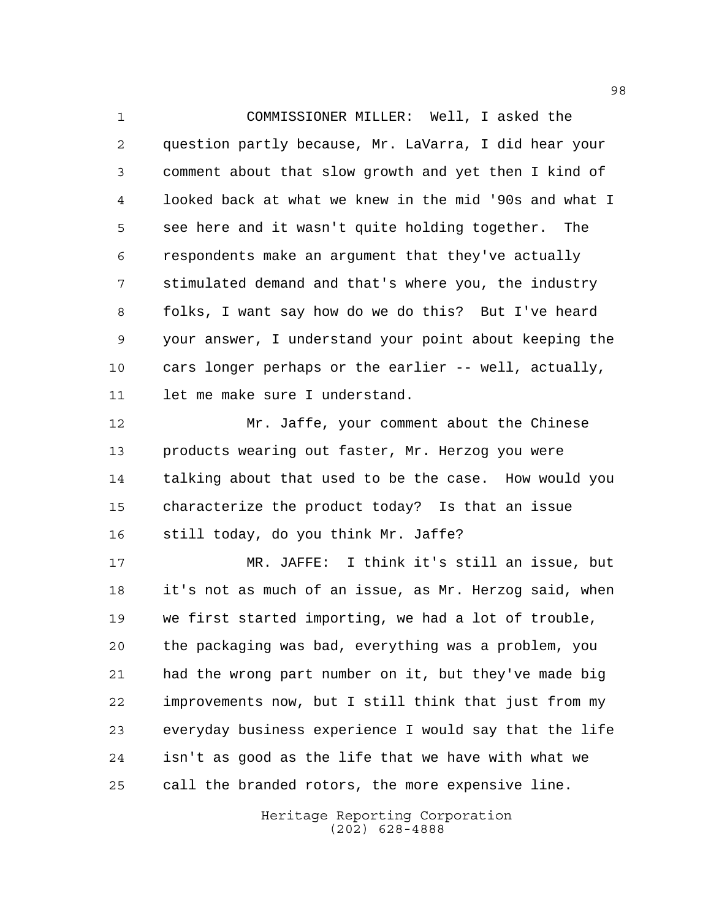COMMISSIONER MILLER: Well, I asked the question partly because, Mr. LaVarra, I did hear your comment about that slow growth and yet then I kind of looked back at what we knew in the mid '90s and what I see here and it wasn't quite holding together. The respondents make an argument that they've actually stimulated demand and that's where you, the industry folks, I want say how do we do this? But I've heard your answer, I understand your point about keeping the cars longer perhaps or the earlier -- well, actually, let me make sure I understand.

Mr. Jaffe, your comment about the Chinese products wearing out faster, Mr. Herzog you were talking about that used to be the case. How would you characterize the product today? Is that an issue still today, do you think Mr. Jaffe?

MR. JAFFE: I think it's still an issue, but it's not as much of an issue, as Mr. Herzog said, when we first started importing, we had a lot of trouble, the packaging was bad, everything was a problem, you had the wrong part number on it, but they've made big improvements now, but I still think that just from my everyday business experience I would say that the life isn't as good as the life that we have with what we call the branded rotors, the more expensive line.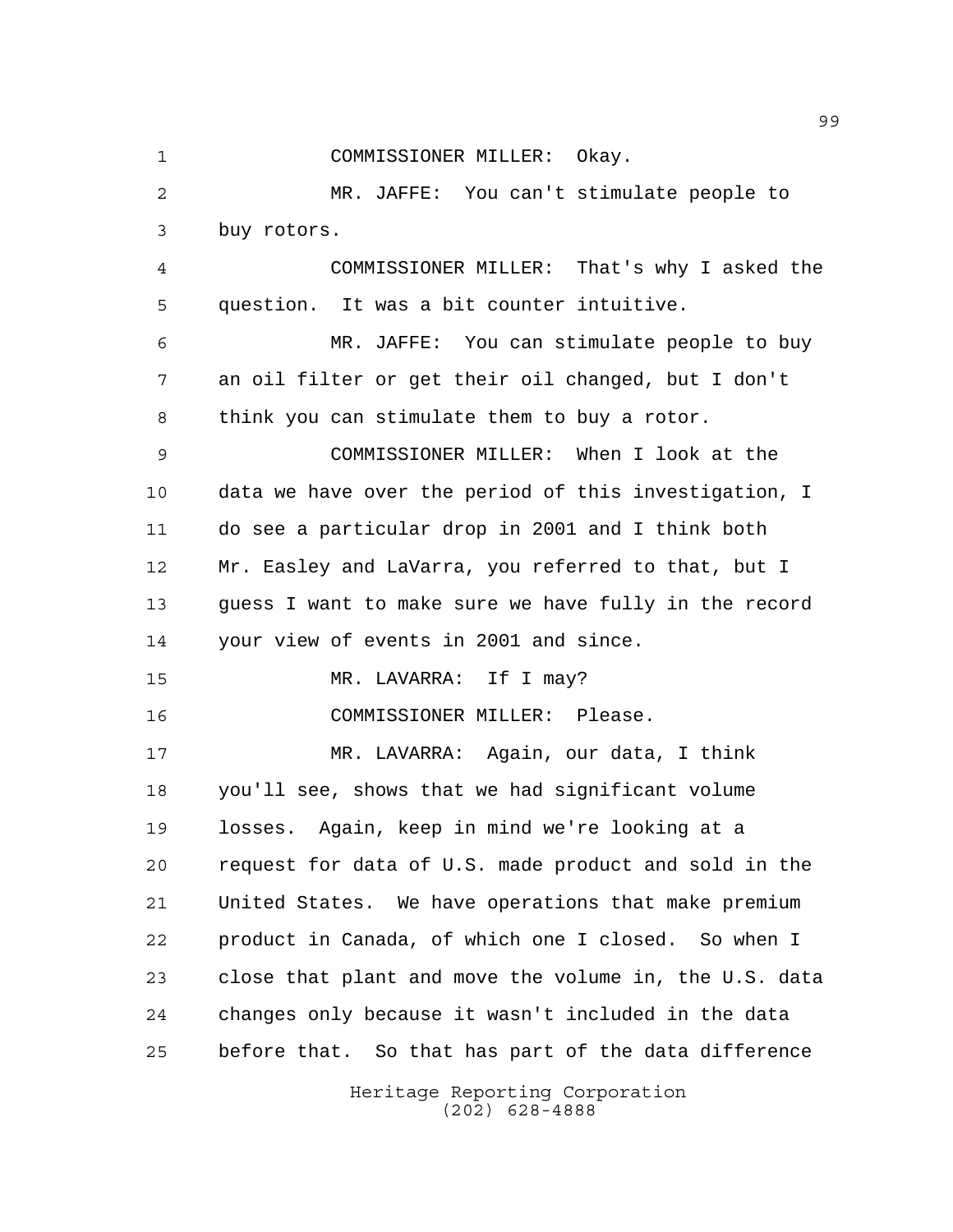COMMISSIONER MILLER: Okay.

MR. JAFFE: You can't stimulate people to buy rotors.

COMMISSIONER MILLER: That's why I asked the question. It was a bit counter intuitive.

MR. JAFFE: You can stimulate people to buy an oil filter or get their oil changed, but I don't think you can stimulate them to buy a rotor.

COMMISSIONER MILLER: When I look at the data we have over the period of this investigation, I do see a particular drop in 2001 and I think both Mr. Easley and LaVarra, you referred to that, but I guess I want to make sure we have fully in the record your view of events in 2001 and since.

MR. LAVARRA: If I may?

COMMISSIONER MILLER: Please.

MR. LAVARRA: Again, our data, I think you'll see, shows that we had significant volume losses. Again, keep in mind we're looking at a request for data of U.S. made product and sold in the United States. We have operations that make premium product in Canada, of which one I closed. So when I close that plant and move the volume in, the U.S. data changes only because it wasn't included in the data before that. So that has part of the data difference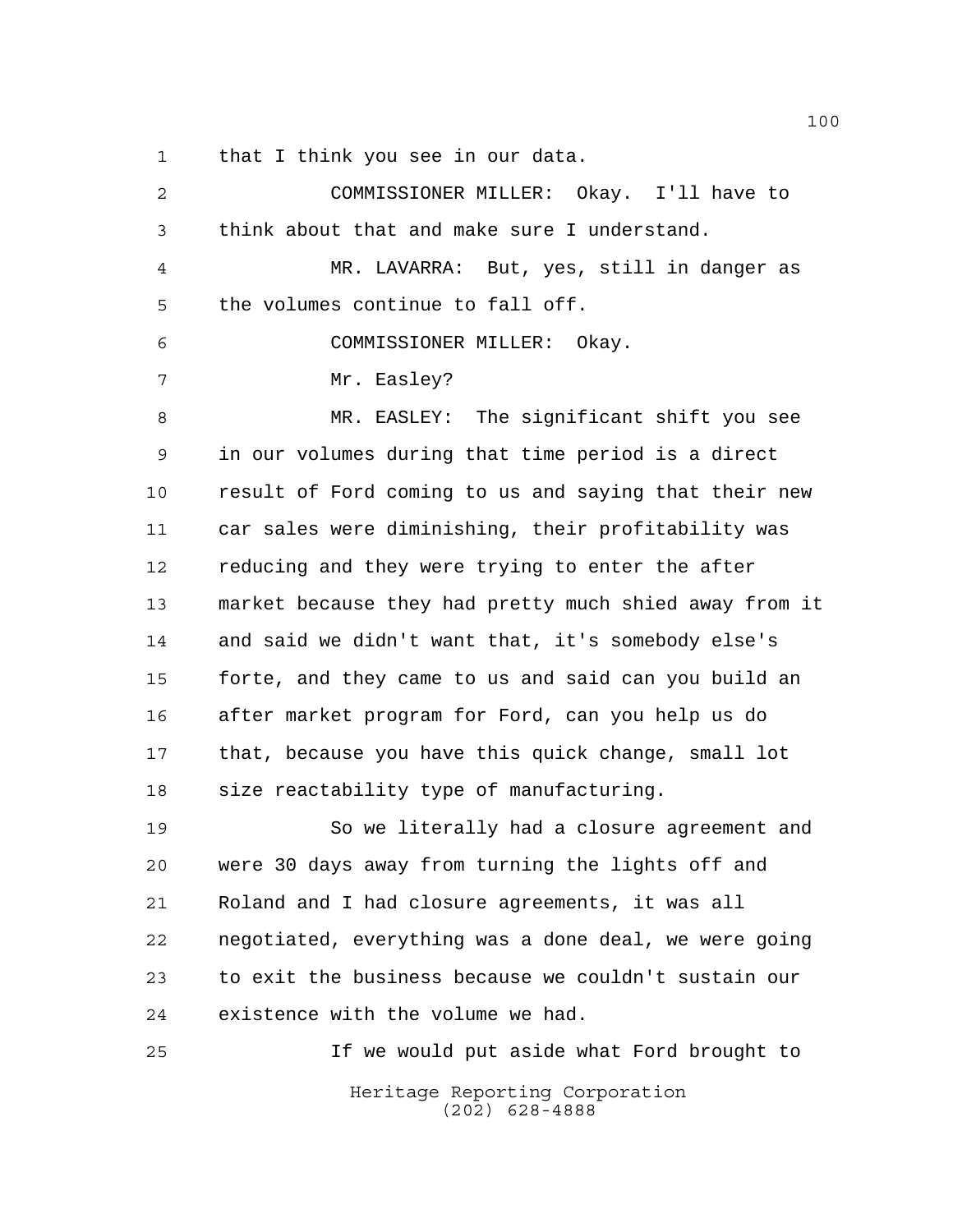that I think you see in our data.

COMMISSIONER MILLER: Okay. I'll have to think about that and make sure I understand.

MR. LAVARRA: But, yes, still in danger as the volumes continue to fall off.

COMMISSIONER MILLER: Okay.

Mr. Easley?

MR. EASLEY: The significant shift you see in our volumes during that time period is a direct result of Ford coming to us and saying that their new car sales were diminishing, their profitability was reducing and they were trying to enter the after market because they had pretty much shied away from it and said we didn't want that, it's somebody else's forte, and they came to us and said can you build an after market program for Ford, can you help us do that, because you have this quick change, small lot size reactability type of manufacturing.

So we literally had a closure agreement and were 30 days away from turning the lights off and Roland and I had closure agreements, it was all negotiated, everything was a done deal, we were going to exit the business because we couldn't sustain our existence with the volume we had.

If we would put aside what Ford brought to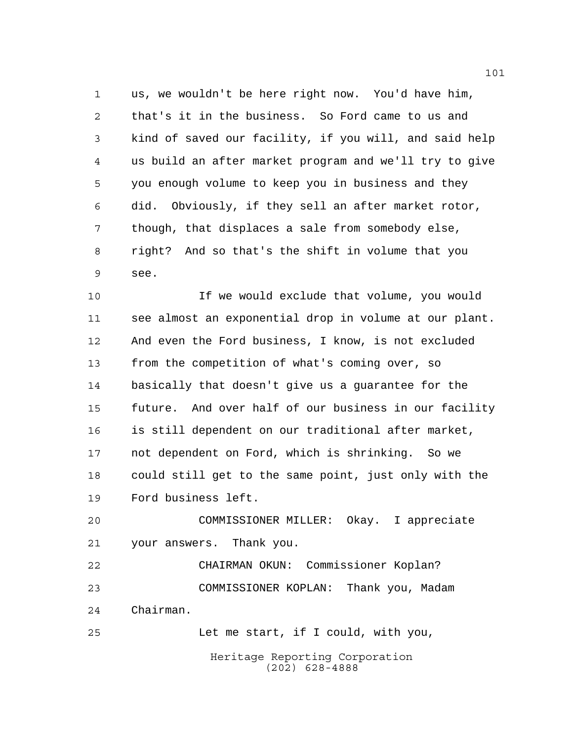us, we wouldn't be here right now. You'd have him, that's it in the business. So Ford came to us and kind of saved our facility, if you will, and said help us build an after market program and we'll try to give you enough volume to keep you in business and they did. Obviously, if they sell an after market rotor, though, that displaces a sale from somebody else, right? And so that's the shift in volume that you see.

If we would exclude that volume, you would see almost an exponential drop in volume at our plant. And even the Ford business, I know, is not excluded from the competition of what's coming over, so basically that doesn't give us a guarantee for the future. And over half of our business in our facility is still dependent on our traditional after market, not dependent on Ford, which is shrinking. So we could still get to the same point, just only with the Ford business left.

COMMISSIONER MILLER: Okay. I appreciate your answers. Thank you.

CHAIRMAN OKUN: Commissioner Koplan?

COMMISSIONER KOPLAN: Thank you, Madam Chairman.

Let me start, if I could, with you,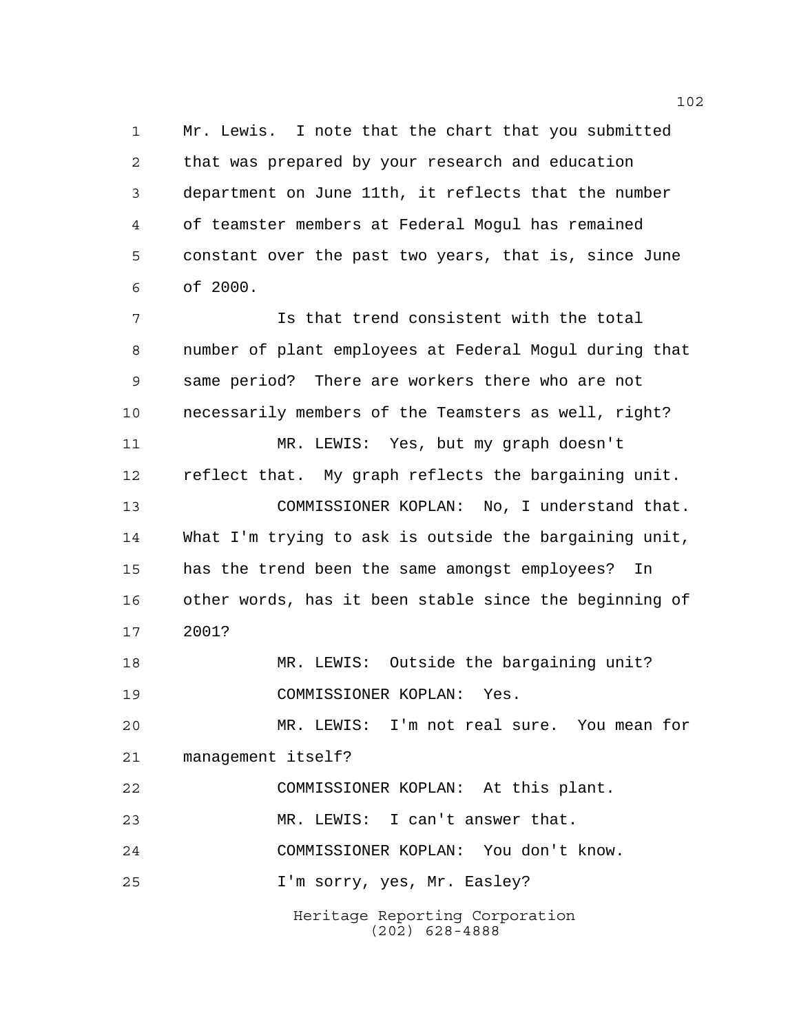Mr. Lewis. I note that the chart that you submitted that was prepared by your research and education department on June 11th, it reflects that the number of teamster members at Federal Mogul has remained constant over the past two years, that is, since June of 2000.

Is that trend consistent with the total number of plant employees at Federal Mogul during that same period? There are workers there who are not necessarily members of the Teamsters as well, right?

MR. LEWIS: Yes, but my graph doesn't reflect that. My graph reflects the bargaining unit.

COMMISSIONER KOPLAN: No, I understand that. What I'm trying to ask is outside the bargaining unit, has the trend been the same amongst employees? In other words, has it been stable since the beginning of 2001?

MR. LEWIS: Outside the bargaining unit?

COMMISSIONER KOPLAN: Yes.

MR. LEWIS: I'm not real sure. You mean for management itself?

COMMISSIONER KOPLAN: At this plant.

MR. LEWIS: I can't answer that.

COMMISSIONER KOPLAN: You don't know.

I'm sorry, yes, Mr. Easley?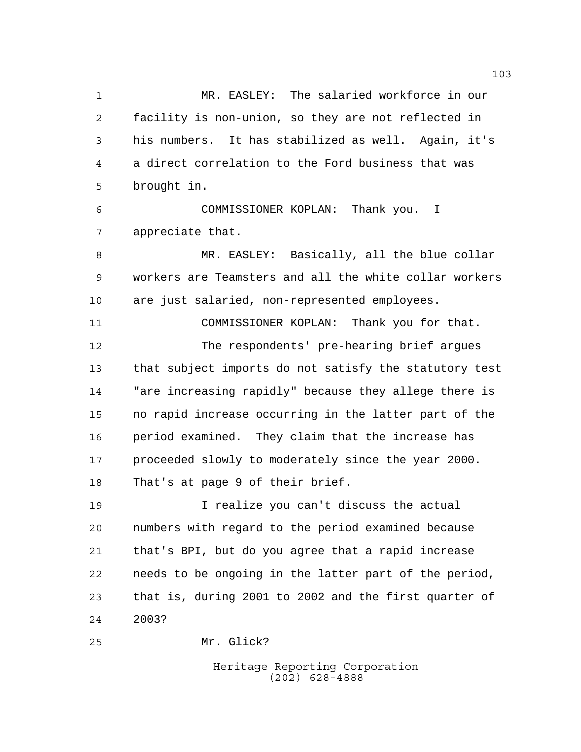MR. EASLEY: The salaried workforce in our facility is non-union, so they are not reflected in his numbers. It has stabilized as well. Again, it's a direct correlation to the Ford business that was brought in.

COMMISSIONER KOPLAN: Thank you. I appreciate that.

MR. EASLEY: Basically, all the blue collar workers are Teamsters and all the white collar workers are just salaried, non-represented employees.

COMMISSIONER KOPLAN: Thank you for that.

The respondents' pre-hearing brief argues that subject imports do not satisfy the statutory test "are increasing rapidly" because they allege there is no rapid increase occurring in the latter part of the period examined. They claim that the increase has proceeded slowly to moderately since the year 2000. That's at page 9 of their brief.

I realize you can't discuss the actual numbers with regard to the period examined because that's BPI, but do you agree that a rapid increase needs to be ongoing in the latter part of the period, that is, during 2001 to 2002 and the first quarter of 2003?

Mr. Glick?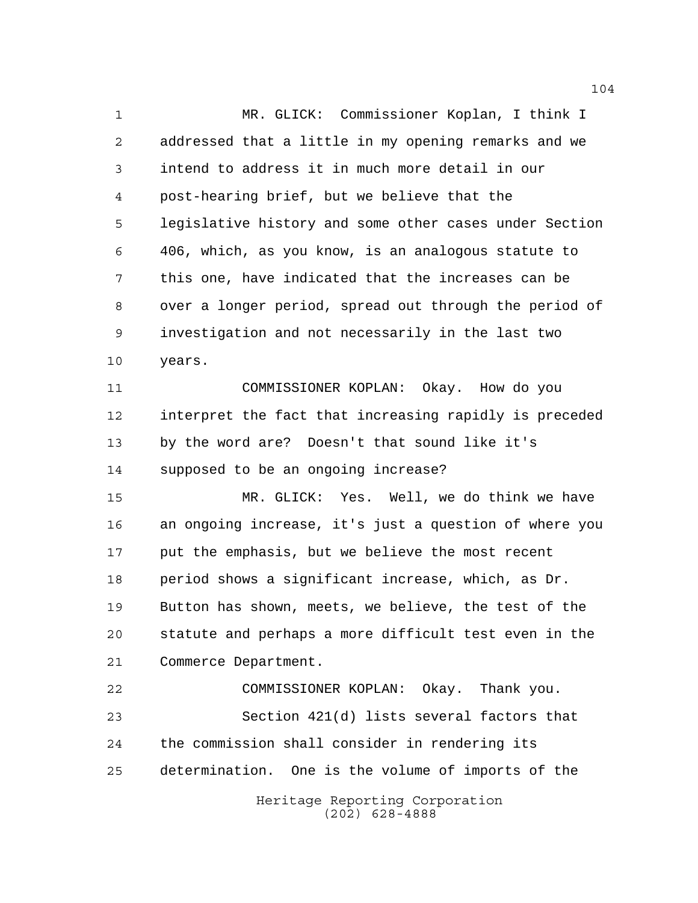MR. GLICK: Commissioner Koplan, I think I addressed that a little in my opening remarks and we intend to address it in much more detail in our post-hearing brief, but we believe that the legislative history and some other cases under Section 406, which, as you know, is an analogous statute to this one, have indicated that the increases can be over a longer period, spread out through the period of investigation and not necessarily in the last two years.

COMMISSIONER KOPLAN: Okay. How do you interpret the fact that increasing rapidly is preceded by the word are? Doesn't that sound like it's supposed to be an ongoing increase?

MR. GLICK: Yes. Well, we do think we have an ongoing increase, it's just a question of where you put the emphasis, but we believe the most recent period shows a significant increase, which, as Dr. Button has shown, meets, we believe, the test of the statute and perhaps a more difficult test even in the Commerce Department.

COMMISSIONER KOPLAN: Okay. Thank you.

Section 421(d) lists several factors that the commission shall consider in rendering its determination. One is the volume of imports of the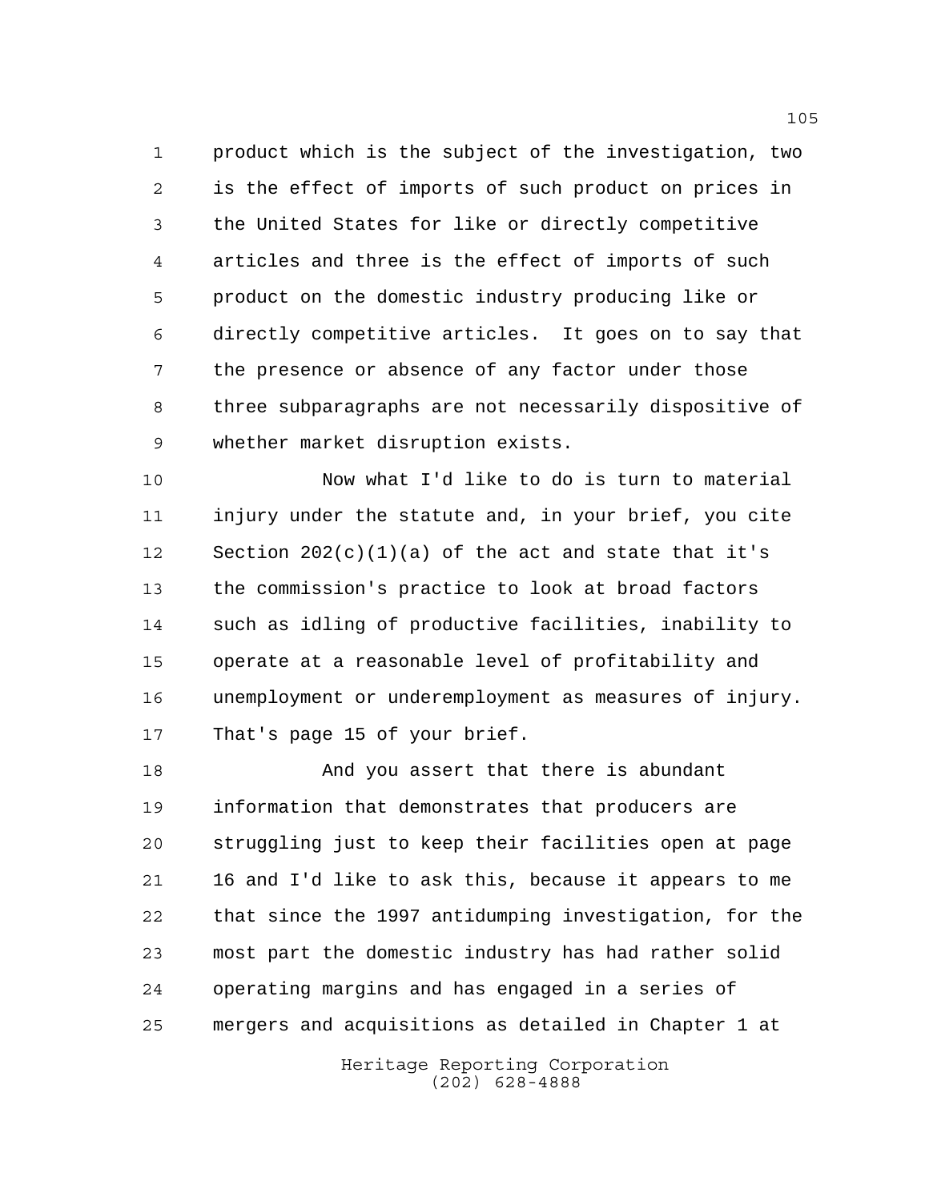product which is the subject of the investigation, two is the effect of imports of such product on prices in the United States for like or directly competitive articles and three is the effect of imports of such product on the domestic industry producing like or directly competitive articles. It goes on to say that the presence or absence of any factor under those three subparagraphs are not necessarily dispositive of whether market disruption exists.

Now what I'd like to do is turn to material injury under the statute and, in your brief, you cite Section 202(c)(1)(a) of the act and state that it's the commission's practice to look at broad factors such as idling of productive facilities, inability to operate at a reasonable level of profitability and unemployment or underemployment as measures of injury. That's page 15 of your brief.

And you assert that there is abundant information that demonstrates that producers are struggling just to keep their facilities open at page 16 and I'd like to ask this, because it appears to me that since the 1997 antidumping investigation, for the most part the domestic industry has had rather solid operating margins and has engaged in a series of mergers and acquisitions as detailed in Chapter 1 at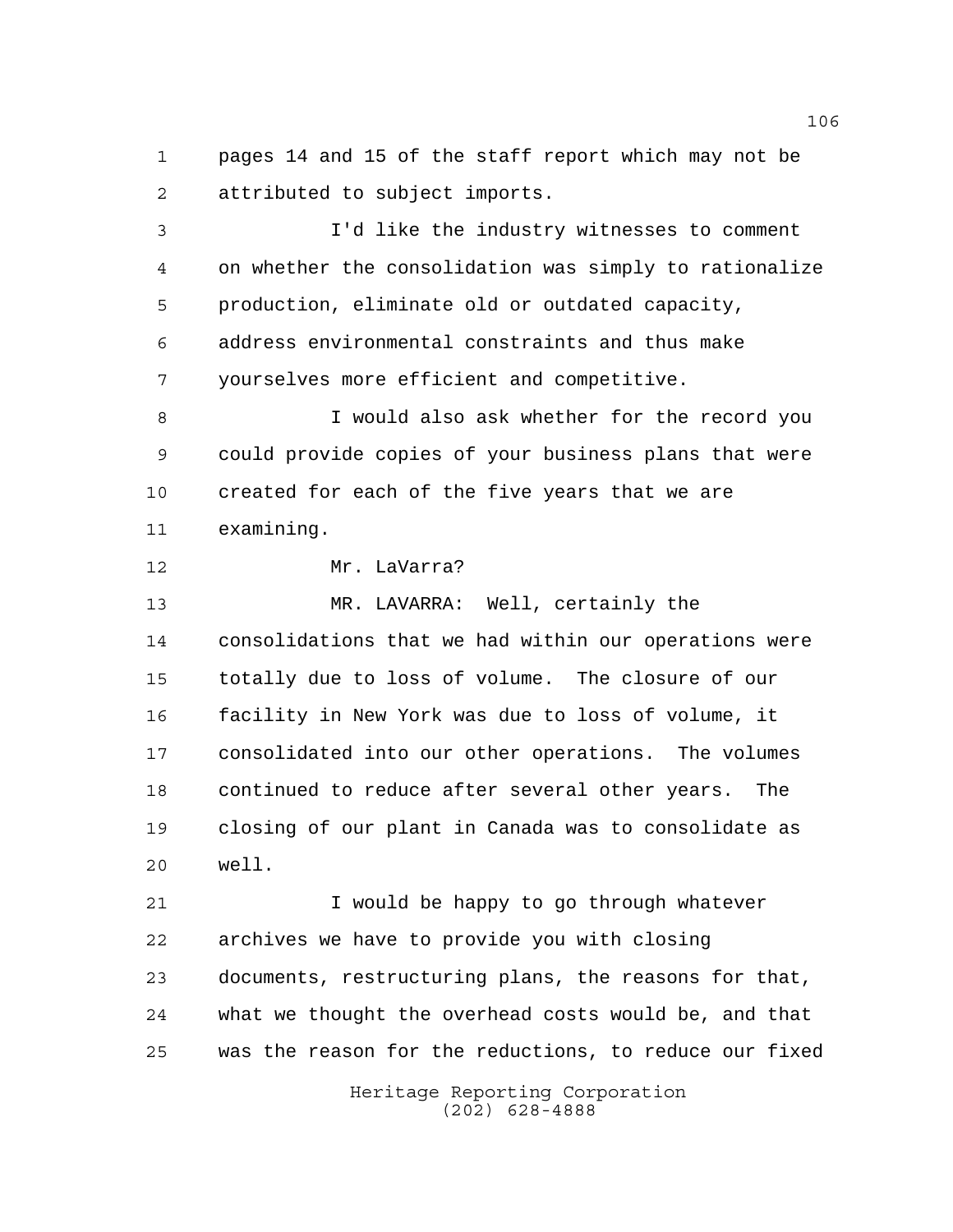pages 14 and 15 of the staff report which may not be attributed to subject imports.

I'd like the industry witnesses to comment on whether the consolidation was simply to rationalize production, eliminate old or outdated capacity, address environmental constraints and thus make yourselves more efficient and competitive.

I would also ask whether for the record you could provide copies of your business plans that were created for each of the five years that we are examining.

Mr. LaVarra?

MR. LAVARRA: Well, certainly the consolidations that we had within our operations were totally due to loss of volume. The closure of our facility in New York was due to loss of volume, it consolidated into our other operations. The volumes continued to reduce after several other years. The closing of our plant in Canada was to consolidate as well.

I would be happy to go through whatever archives we have to provide you with closing documents, restructuring plans, the reasons for that, what we thought the overhead costs would be, and that was the reason for the reductions, to reduce our fixed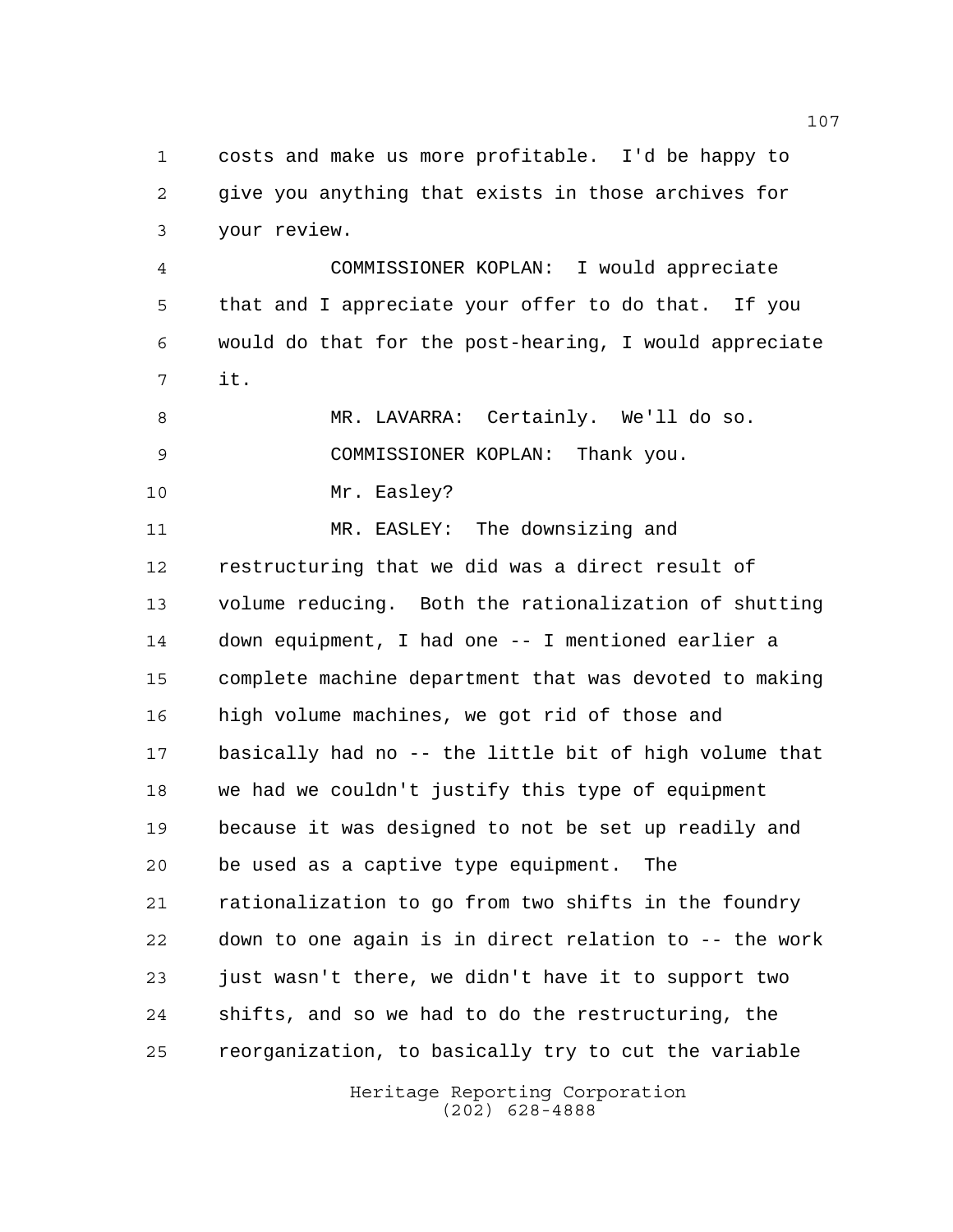costs and make us more profitable. I'd be happy to give you anything that exists in those archives for your review.

COMMISSIONER KOPLAN: I would appreciate that and I appreciate your offer to do that. If you would do that for the post-hearing, I would appreciate it.

MR. LAVARRA: Certainly. We'll do so.

COMMISSIONER KOPLAN: Thank you.

Mr. Easley?

MR. EASLEY: The downsizing and restructuring that we did was a direct result of volume reducing. Both the rationalization of shutting down equipment, I had one -- I mentioned earlier a complete machine department that was devoted to making high volume machines, we got rid of those and basically had no -- the little bit of high volume that we had we couldn't justify this type of equipment because it was designed to not be set up readily and be used as a captive type equipment. The rationalization to go from two shifts in the foundry down to one again is in direct relation to -- the work just wasn't there, we didn't have it to support two shifts, and so we had to do the restructuring, the reorganization, to basically try to cut the variable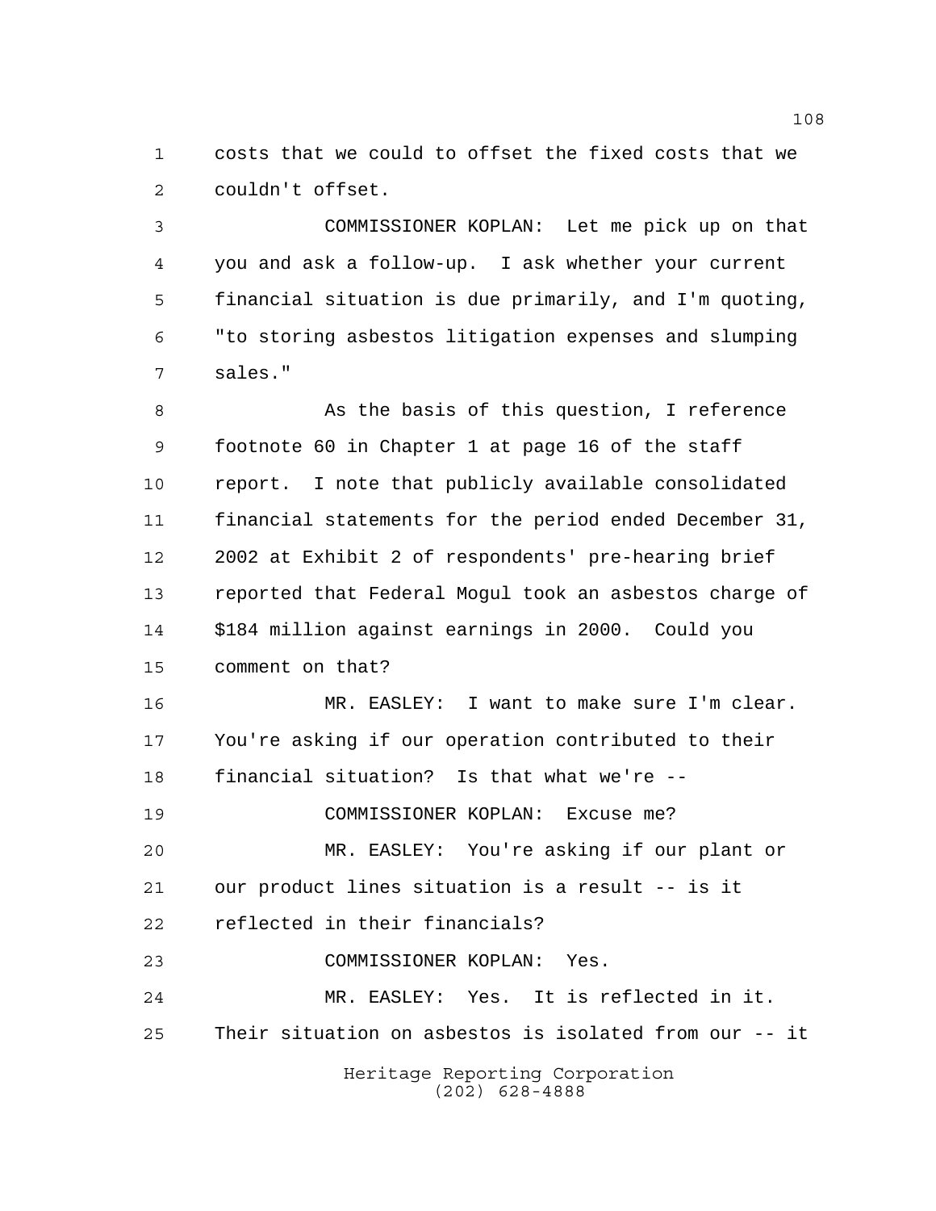costs that we could to offset the fixed costs that we couldn't offset.

COMMISSIONER KOPLAN: Let me pick up on that you and ask a follow-up. I ask whether your current financial situation is due primarily, and I'm quoting, "to storing asbestos litigation expenses and slumping sales."

As the basis of this question, I reference footnote 60 in Chapter 1 at page 16 of the staff report. I note that publicly available consolidated financial statements for the period ended December 31, 2002 at Exhibit 2 of respondents' pre-hearing brief reported that Federal Mogul took an asbestos charge of $184 million against earnings in 2000. Could you comment on that?

MR. EASLEY: I want to make sure I'm clear. You're asking if our operation contributed to their financial situation? Is that what we're --

COMMISSIONER KOPLAN: Excuse me?

MR. EASLEY: You're asking if our plant or our product lines situation is a result -- is it reflected in their financials?

COMMISSIONER KOPLAN: Yes.

MR. EASLEY: Yes. It is reflected in it. Their situation on asbestos is isolated from our -- it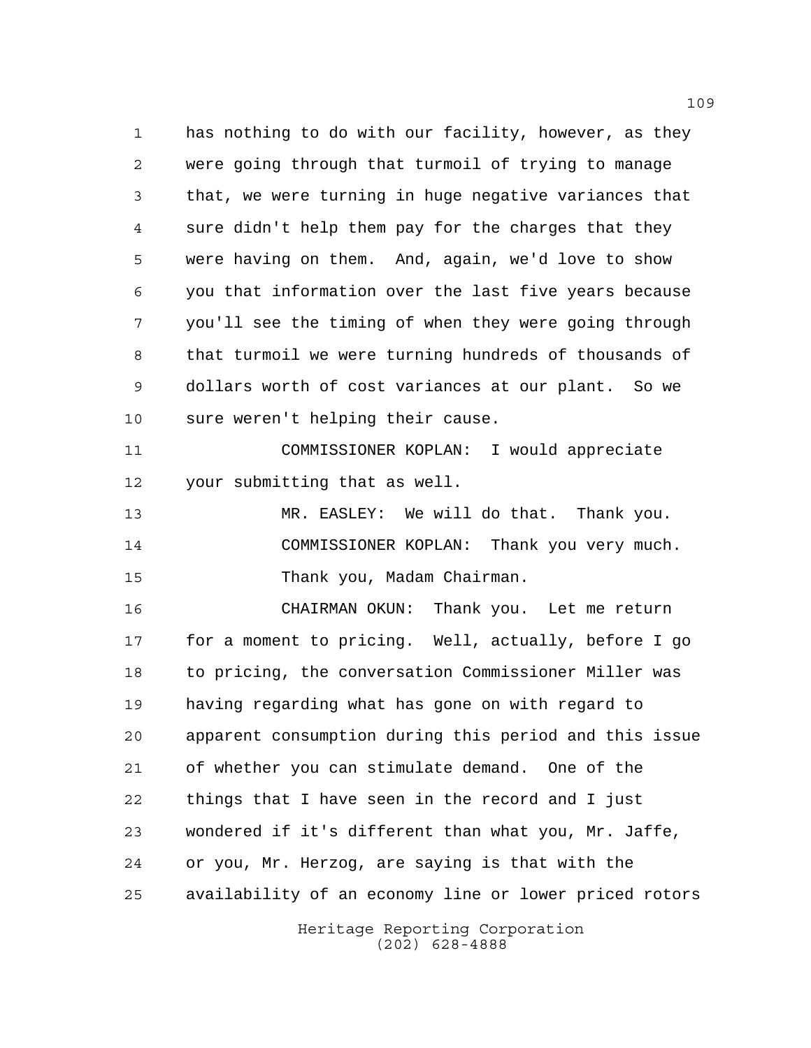has nothing to do with our facility, however, as they were going through that turmoil of trying to manage that, we were turning in huge negative variances that sure didn't help them pay for the charges that they were having on them. And, again, we'd love to show you that information over the last five years because you'll see the timing of when they were going through that turmoil we were turning hundreds of thousands of dollars worth of cost variances at our plant. So we sure weren't helping their cause.

COMMISSIONER KOPLAN: I would appreciate your submitting that as well.

MR. EASLEY: We will do that. Thank you.

COMMISSIONER KOPLAN: Thank you very much.

Thank you, Madam Chairman.

CHAIRMAN OKUN: Thank you. Let me return for a moment to pricing. Well, actually, before I go to pricing, the conversation Commissioner Miller was having regarding what has gone on with regard to apparent consumption during this period and this issue of whether you can stimulate demand. One of the things that I have seen in the record and I just wondered if it's different than what you, Mr. Jaffe, or you, Mr. Herzog, are saying is that with the availability of an economy line or lower priced rotors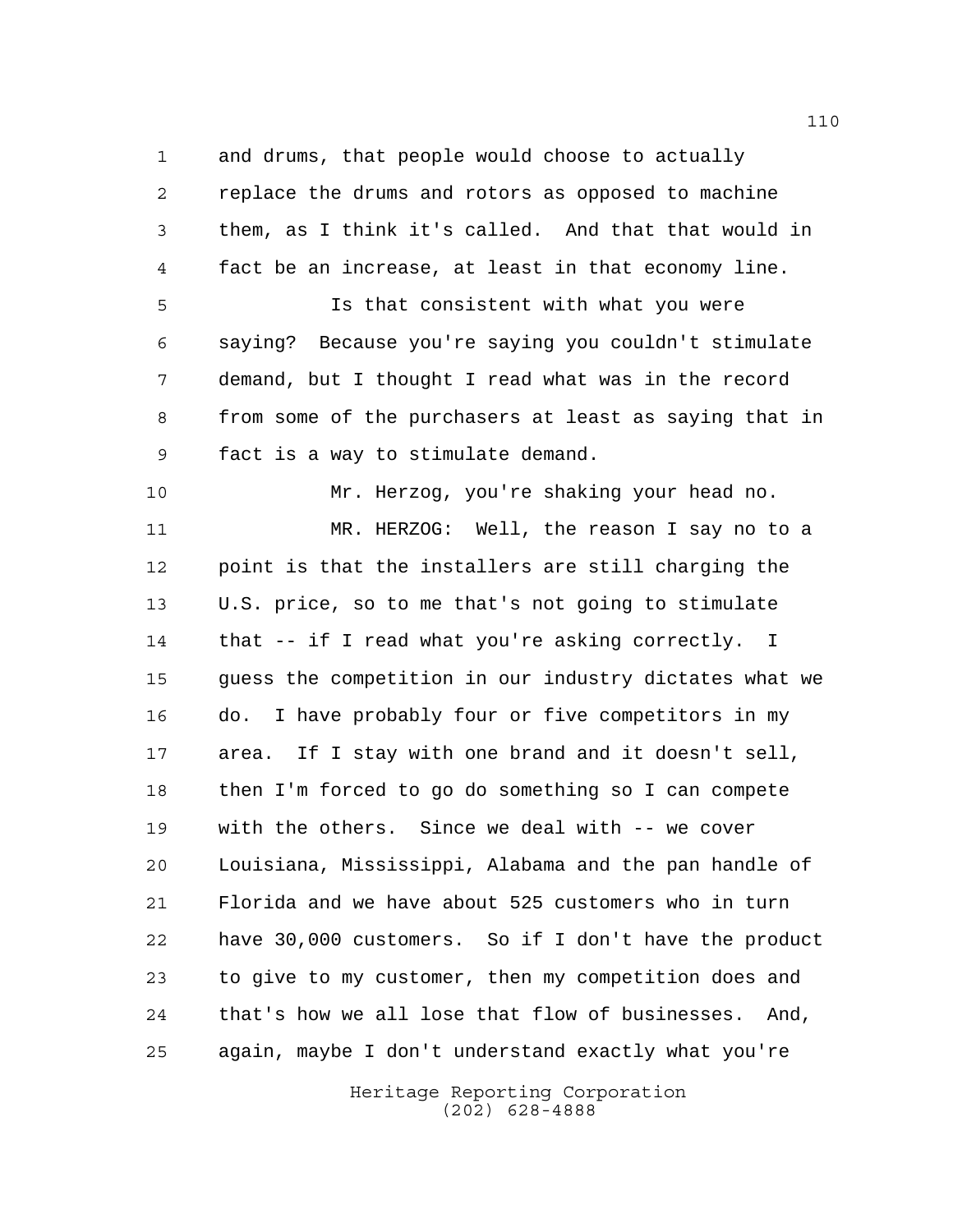and drums, that people would choose to actually replace the drums and rotors as opposed to machine them, as I think it's called. And that that would in fact be an increase, at least in that economy line.

Is that consistent with what you were saying? Because you're saying you couldn't stimulate demand, but I thought I read what was in the record from some of the purchasers at least as saying that in fact is a way to stimulate demand.

Mr. Herzog, you're shaking your head no.

MR. HERZOG: Well, the reason I say no to a point is that the installers are still charging the U.S. price, so to me that's not going to stimulate that -- if I read what you're asking correctly. I guess the competition in our industry dictates what we do. I have probably four or five competitors in my area. If I stay with one brand and it doesn't sell, then I'm forced to go do something so I can compete with the others. Since we deal with -- we cover Louisiana, Mississippi, Alabama and the pan handle of Florida and we have about 525 customers who in turn have 30,000 customers. So if I don't have the product to give to my customer, then my competition does and that's how we all lose that flow of businesses. And, again, maybe I don't understand exactly what you're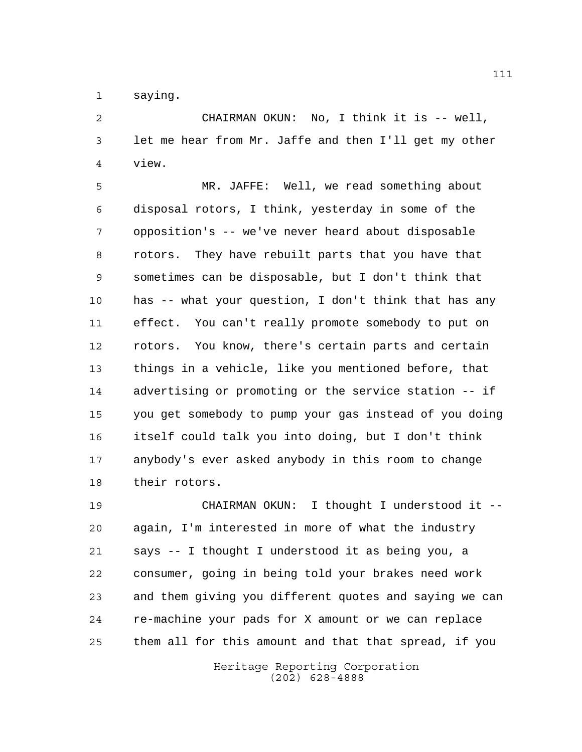saying.

CHAIRMAN OKUN: No, I think it is -- well, let me hear from Mr. Jaffe and then I'll get my other view.

MR. JAFFE: Well, we read something about disposal rotors, I think, yesterday in some of the opposition's -- we've never heard about disposable rotors. They have rebuilt parts that you have that sometimes can be disposable, but I don't think that has -- what your question, I don't think that has any effect. You can't really promote somebody to put on rotors. You know, there's certain parts and certain things in a vehicle, like you mentioned before, that advertising or promoting or the service station -- if you get somebody to pump your gas instead of you doing itself could talk you into doing, but I don't think anybody's ever asked anybody in this room to change their rotors.

CHAIRMAN OKUN: I thought I understood it -- again, I'm interested in more of what the industry says -- I thought I understood it as being you, a consumer, going in being told your brakes need work and them giving you different quotes and saying we can re-machine your pads for X amount or we can replace them all for this amount and that that spread, if you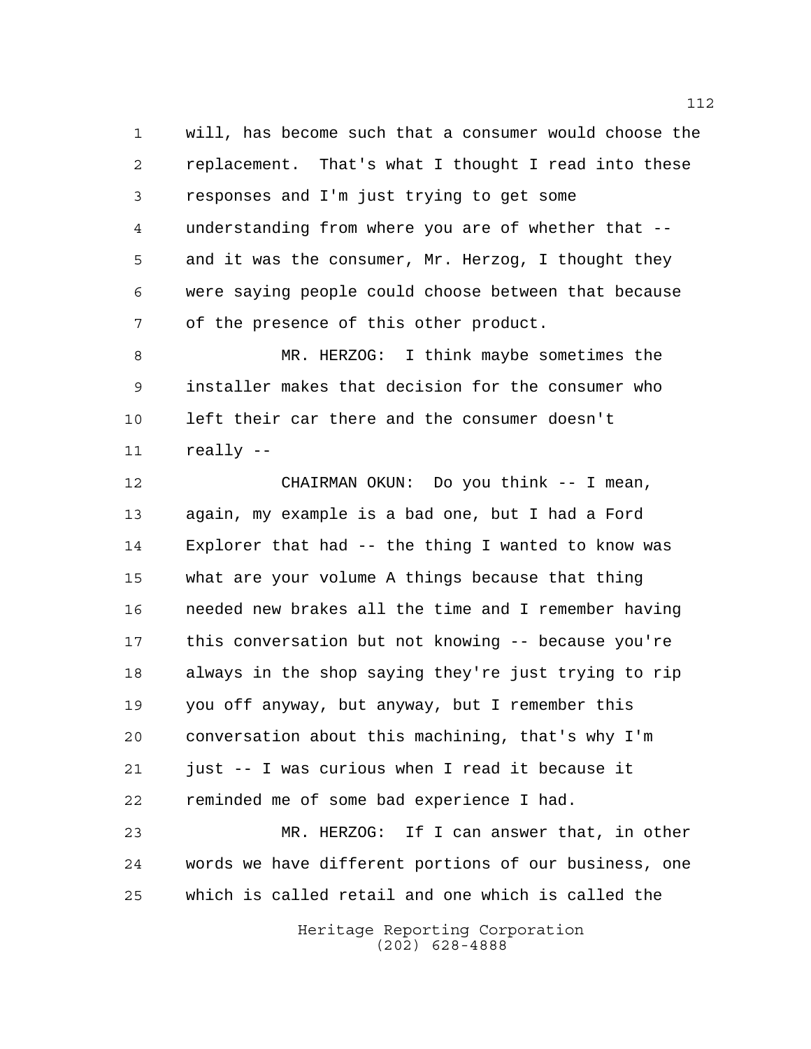will, has become such that a consumer would choose the replacement. That's what I thought I read into these responses and I'm just trying to get some understanding from where you are of whether that -- and it was the consumer, Mr. Herzog, I thought they were saying people could choose between that because of the presence of this other product.

MR. HERZOG: I think maybe sometimes the installer makes that decision for the consumer who left their car there and the consumer doesn't really --

CHAIRMAN OKUN: Do you think -- I mean, again, my example is a bad one, but I had a Ford Explorer that had -- the thing I wanted to know was what are your volume A things because that thing needed new brakes all the time and I remember having this conversation but not knowing -- because you're always in the shop saying they're just trying to rip you off anyway, but anyway, but I remember this conversation about this machining, that's why I'm just -- I was curious when I read it because it reminded me of some bad experience I had.

MR. HERZOG: If I can answer that, in other words we have different portions of our business, one which is called retail and one which is called the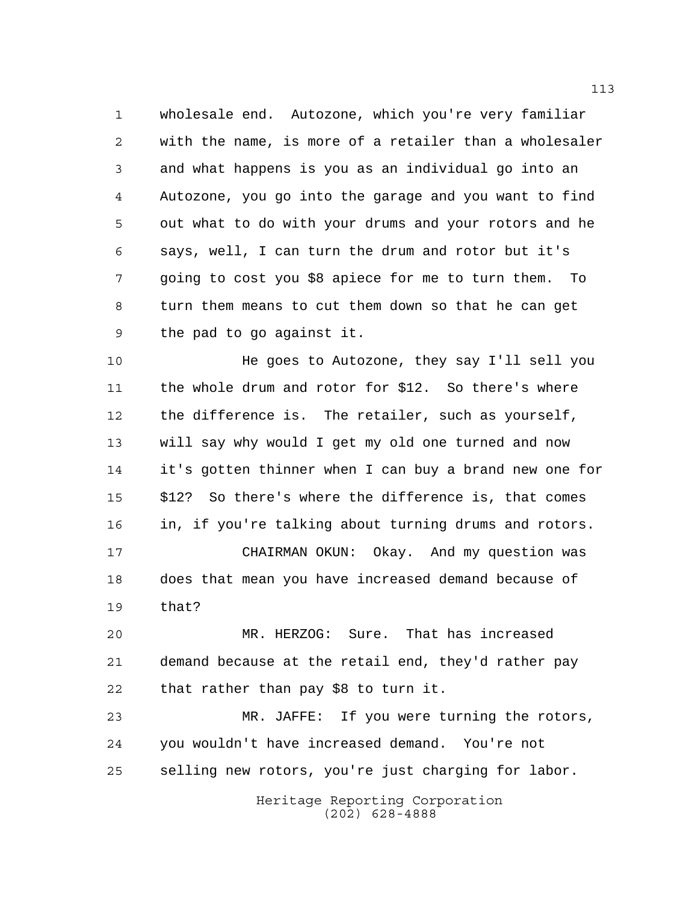wholesale end. Autozone, which you're very familiar with the name, is more of a retailer than a wholesaler and what happens is you as an individual go into an Autozone, you go into the garage and you want to find out what to do with your drums and your rotors and he says, well, I can turn the drum and rotor but it's going to cost you $8 apiece for me to turn them. To turn them means to cut them down so that he can get the pad to go against it.

He goes to Autozone, they say I'll sell you the whole drum and rotor for $12. So there's where the difference is. The retailer, such as yourself, will say why would I get my old one turned and now it's gotten thinner when I can buy a brand new one for $12? So there's where the difference is, that comes in, if you're talking about turning drums and rotors.

CHAIRMAN OKUN: Okay. And my question was does that mean you have increased demand because of that?

MR. HERZOG: Sure. That has increased demand because at the retail end, they'd rather pay that rather than pay $8 to turn it.

MR. JAFFE: If you were turning the rotors, you wouldn't have increased demand. You're not selling new rotors, you're just charging for labor.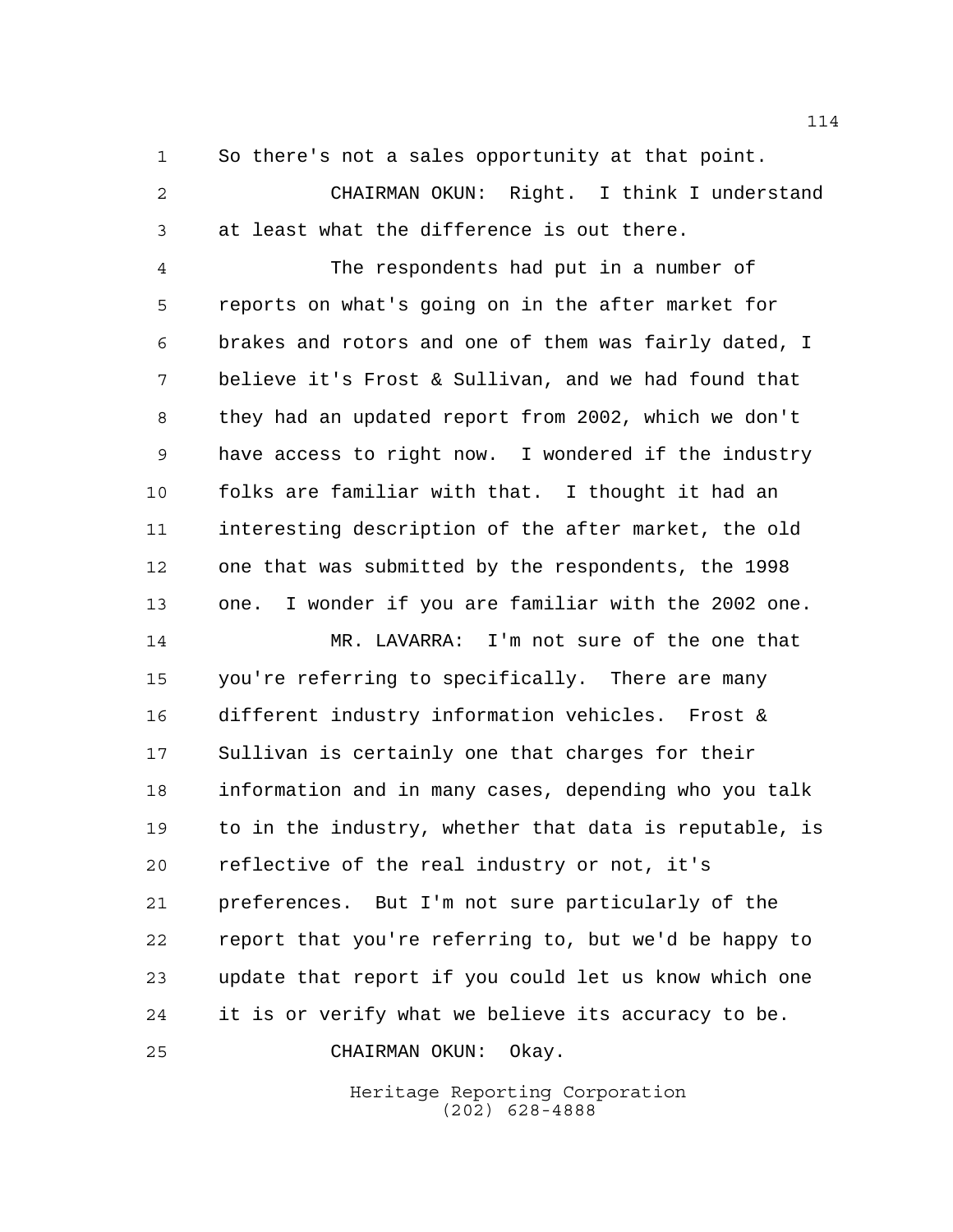So there's not a sales opportunity at that point.

CHAIRMAN OKUN: Right. I think I understand at least what the difference is out there.

The respondents had put in a number of reports on what's going on in the after market for brakes and rotors and one of them was fairly dated, I believe it's Frost & Sullivan, and we had found that they had an updated report from 2002, which we don't have access to right now. I wondered if the industry folks are familiar with that. I thought it had an interesting description of the after market, the old one that was submitted by the respondents, the 1998 one. I wonder if you are familiar with the 2002 one.

MR. LAVARRA: I'm not sure of the one that you're referring to specifically. There are many different industry information vehicles. Frost & Sullivan is certainly one that charges for their information and in many cases, depending who you talk to in the industry, whether that data is reputable, is reflective of the real industry or not, it's preferences. But I'm not sure particularly of the report that you're referring to, but we'd be happy to update that report if you could let us know which one it is or verify what we believe its accuracy to be.

CHAIRMAN OKUN: Okay.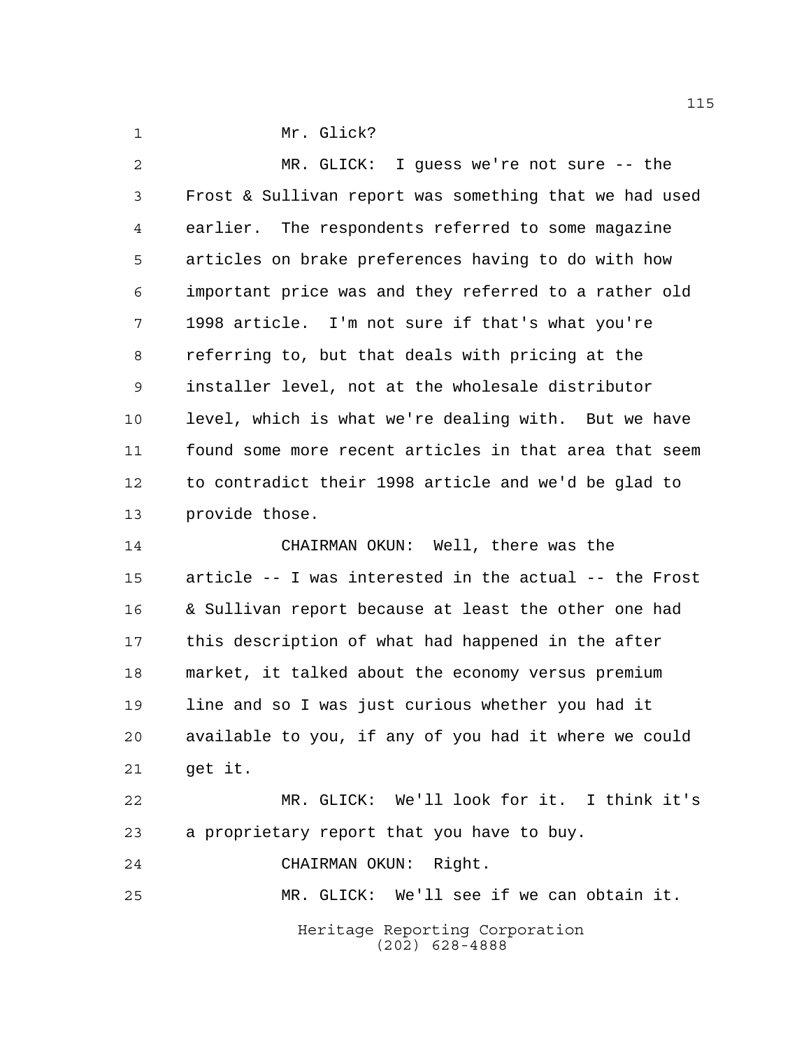Mr. Glick?

MR. GLICK: I guess we're not sure -- the Frost & Sullivan report was something that we had used earlier. The respondents referred to some magazine articles on brake preferences having to do with how important price was and they referred to a rather old 1998 article. I'm not sure if that's what you're referring to, but that deals with pricing at the installer level, not at the wholesale distributor level, which is what we're dealing with. But we have found some more recent articles in that area that seem to contradict their 1998 article and we'd be glad to provide those.

CHAIRMAN OKUN: Well, there was the article -- I was interested in the actual -- the Frost & Sullivan report because at least the other one had this description of what had happened in the after market, it talked about the economy versus premium line and so I was just curious whether you had it available to you, if any of you had it where we could get it.

MR. GLICK: We'll look for it. I think it's a proprietary report that you have to buy.

CHAIRMAN OKUN: Right.

MR. GLICK: We'll see if we can obtain it.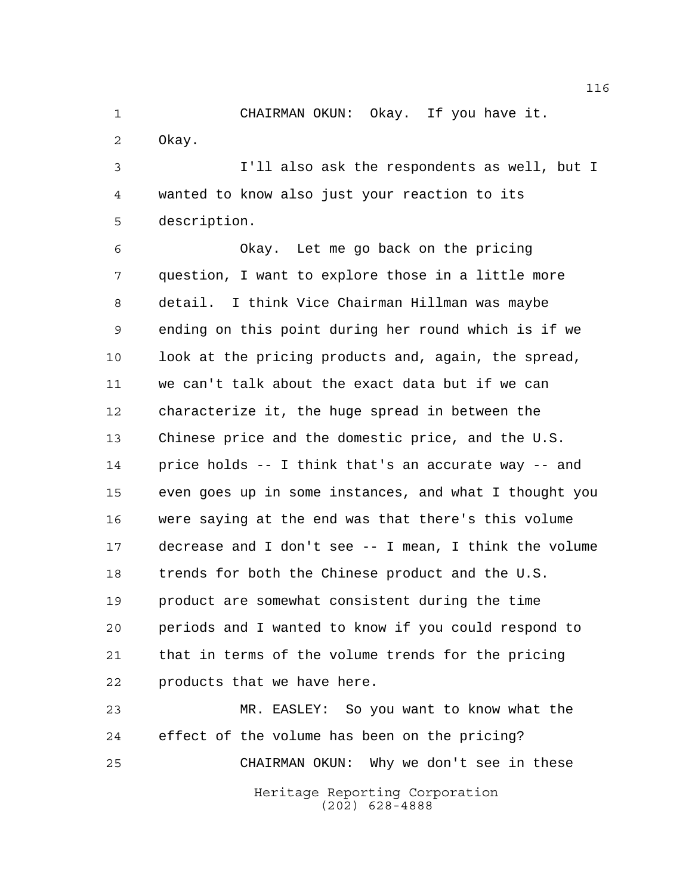CHAIRMAN OKUN: Okay. If you have it. Okay.

I'll also ask the respondents as well, but I wanted to know also just your reaction to its description.

Okay. Let me go back on the pricing question, I want to explore those in a little more detail. I think Vice Chairman Hillman was maybe ending on this point during her round which is if we look at the pricing products and, again, the spread, we can't talk about the exact data but if we can characterize it, the huge spread in between the Chinese price and the domestic price, and the U.S. price holds -- I think that's an accurate way -- and even goes up in some instances, and what I thought you were saying at the end was that there's this volume decrease and I don't see -- I mean, I think the volume trends for both the Chinese product and the U.S. product are somewhat consistent during the time periods and I wanted to know if you could respond to that in terms of the volume trends for the pricing products that we have here.

MR. EASLEY: So you want to know what the effect of the volume has been on the pricing?

CHAIRMAN OKUN: Why we don't see in these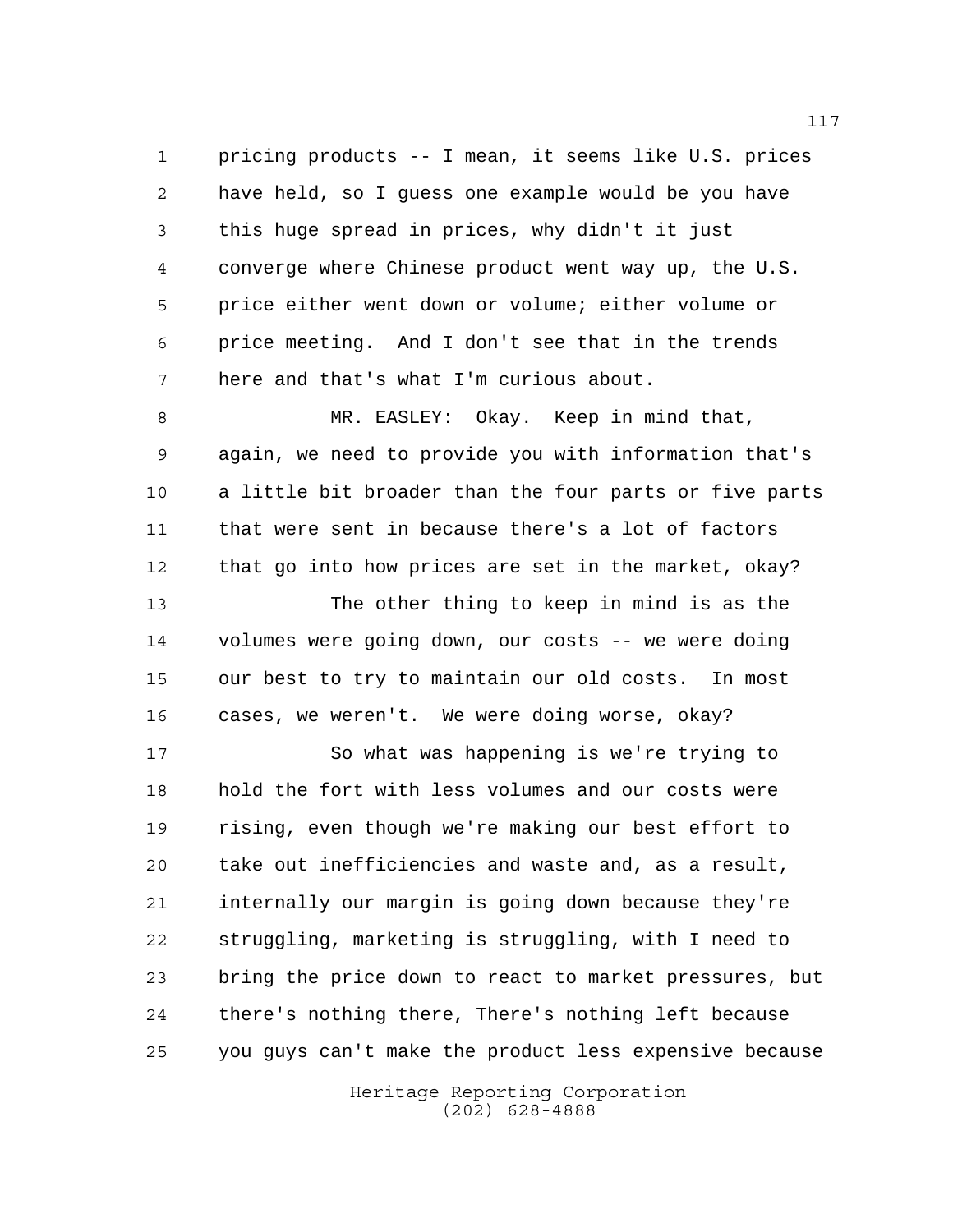pricing products -- I mean, it seems like U.S. prices have held, so I guess one example would be you have this huge spread in prices, why didn't it just converge where Chinese product went way up, the U.S. price either went down or volume; either volume or price meeting. And I don't see that in the trends here and that's what I'm curious about.

MR. EASLEY: Okay. Keep in mind that, again, we need to provide you with information that's a little bit broader than the four parts or five parts that were sent in because there's a lot of factors that go into how prices are set in the market, okay?

The other thing to keep in mind is as the volumes were going down, our costs -- we were doing our best to try to maintain our old costs. In most cases, we weren't. We were doing worse, okay?

So what was happening is we're trying to hold the fort with less volumes and our costs were rising, even though we're making our best effort to take out inefficiencies and waste and, as a result, internally our margin is going down because they're struggling, marketing is struggling, with I need to bring the price down to react to market pressures, but there's nothing there, There's nothing left because you guys can't make the product less expensive because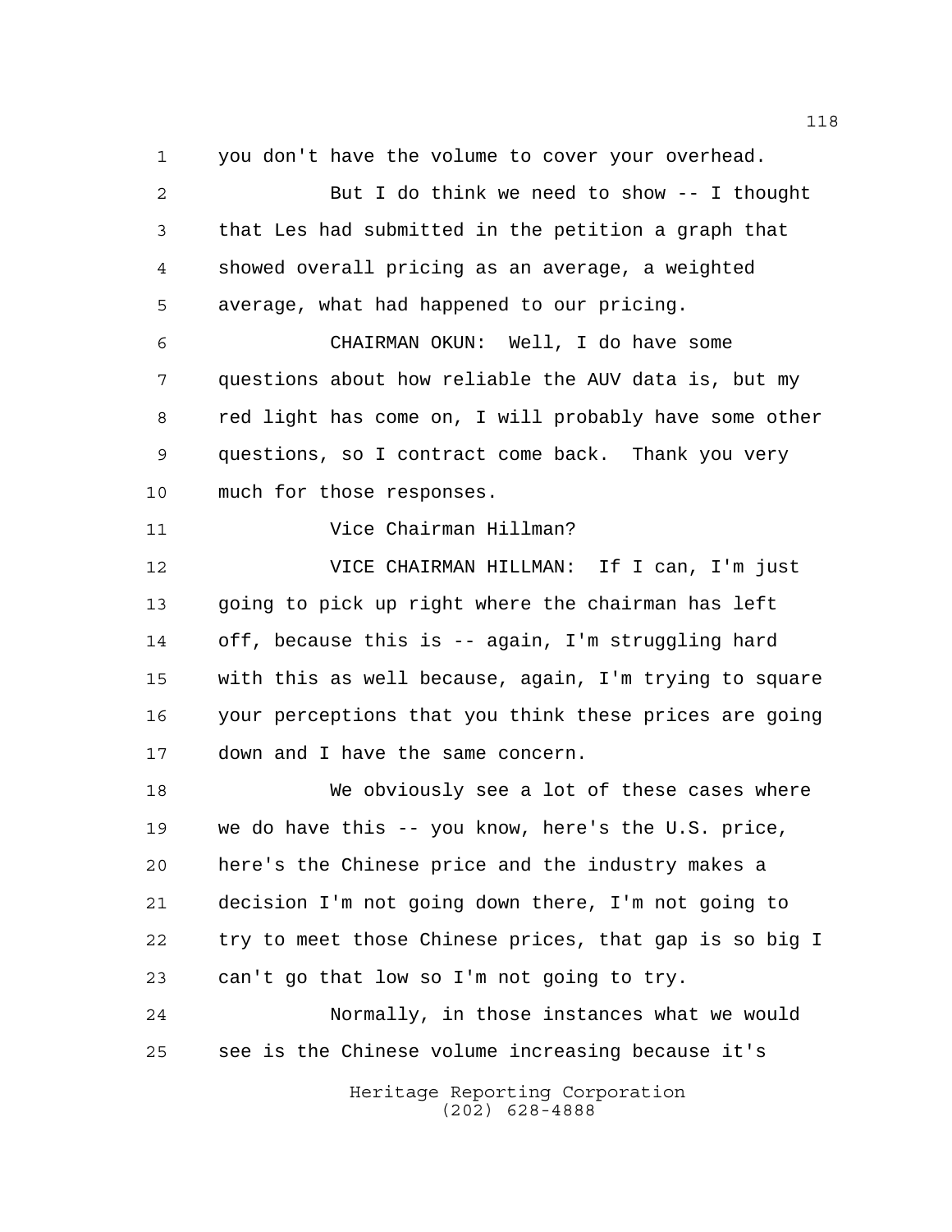you don't have the volume to cover your overhead.

But I do think we need to show -- I thought that Les had submitted in the petition a graph that showed overall pricing as an average, a weighted average, what had happened to our pricing.

CHAIRMAN OKUN: Well, I do have some questions about how reliable the AUV data is, but my red light has come on, I will probably have some other questions, so I contract come back. Thank you very much for those responses.

Vice Chairman Hillman?

VICE CHAIRMAN HILLMAN: If I can, I'm just going to pick up right where the chairman has left off, because this is -- again, I'm struggling hard with this as well because, again, I'm trying to square your perceptions that you think these prices are going down and I have the same concern.

We obviously see a lot of these cases where we do have this -- you know, here's the U.S. price, here's the Chinese price and the industry makes a decision I'm not going down there, I'm not going to try to meet those Chinese prices, that gap is so big I can't go that low so I'm not going to try.

Normally, in those instances what we would see is the Chinese volume increasing because it's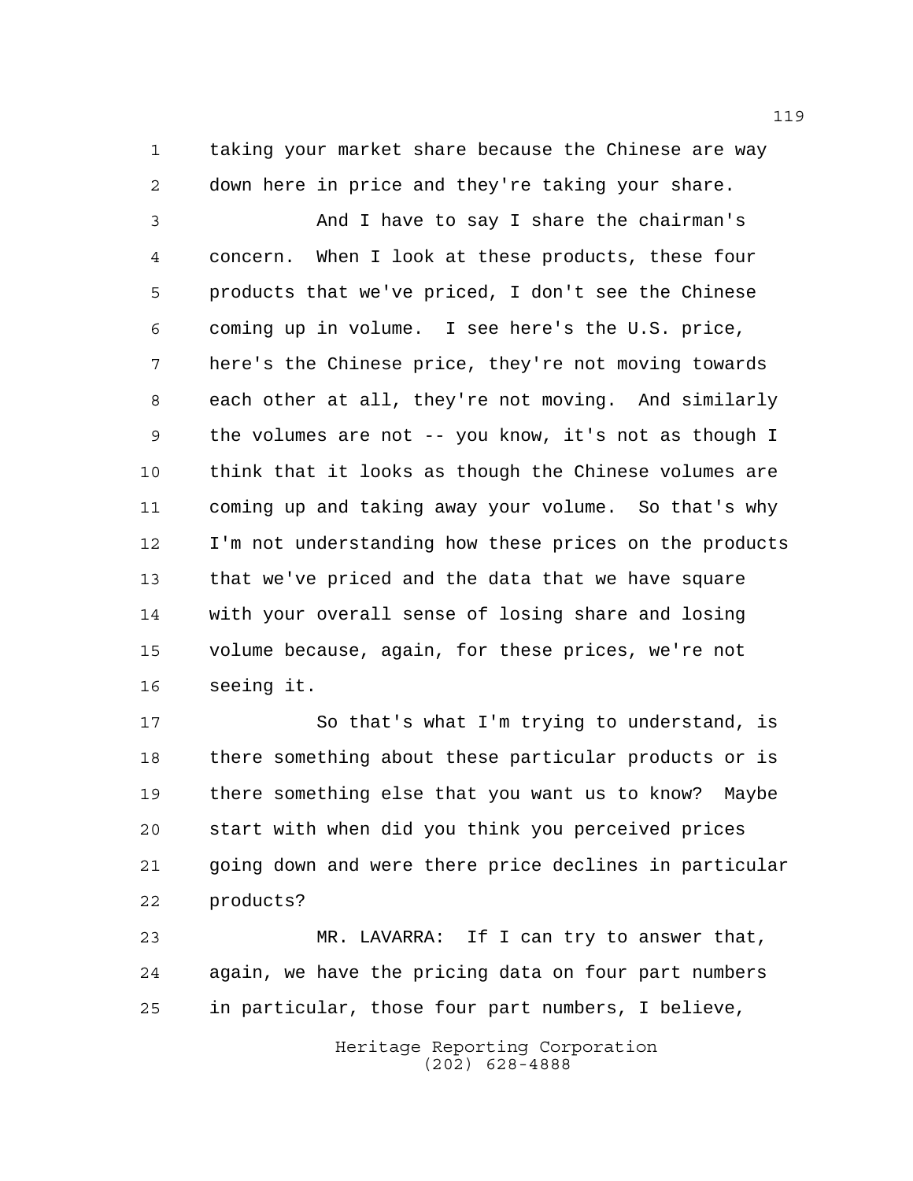taking your market share because the Chinese are way down here in price and they're taking your share.

And I have to say I share the chairman's concern. When I look at these products, these four products that we've priced, I don't see the Chinese coming up in volume. I see here's the U.S. price, here's the Chinese price, they're not moving towards each other at all, they're not moving. And similarly the volumes are not -- you know, it's not as though I think that it looks as though the Chinese volumes are coming up and taking away your volume. So that's why I'm not understanding how these prices on the products that we've priced and the data that we have square with your overall sense of losing share and losing volume because, again, for these prices, we're not seeing it.

So that's what I'm trying to understand, is there something about these particular products or is there something else that you want us to know? Maybe start with when did you think you perceived prices going down and were there price declines in particular products?

MR. LAVARRA: If I can try to answer that, again, we have the pricing data on four part numbers in particular, those four part numbers, I believe,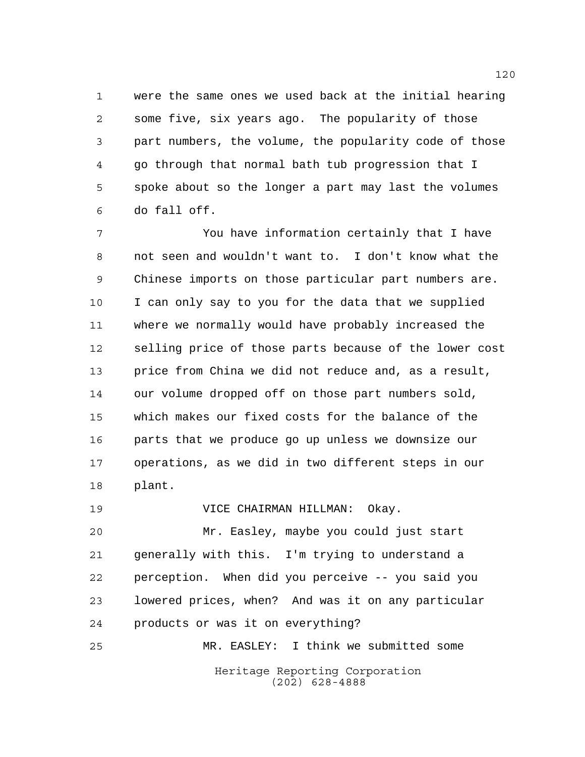were the same ones we used back at the initial hearing some five, six years ago. The popularity of those part numbers, the volume, the popularity code of those go through that normal bath tub progression that I spoke about so the longer a part may last the volumes do fall off.

You have information certainly that I have not seen and wouldn't want to. I don't know what the Chinese imports on those particular part numbers are. I can only say to you for the data that we supplied where we normally would have probably increased the selling price of those parts because of the lower cost price from China we did not reduce and, as a result, our volume dropped off on those part numbers sold, which makes our fixed costs for the balance of the parts that we produce go up unless we downsize our operations, as we did in two different steps in our plant.

VICE CHAIRMAN HILLMAN: Okay.

Mr. Easley, maybe you could just start generally with this. I'm trying to understand a perception. When did you perceive -- you said you lowered prices, when? And was it on any particular products or was it on everything?

MR. EASLEY: I think we submitted some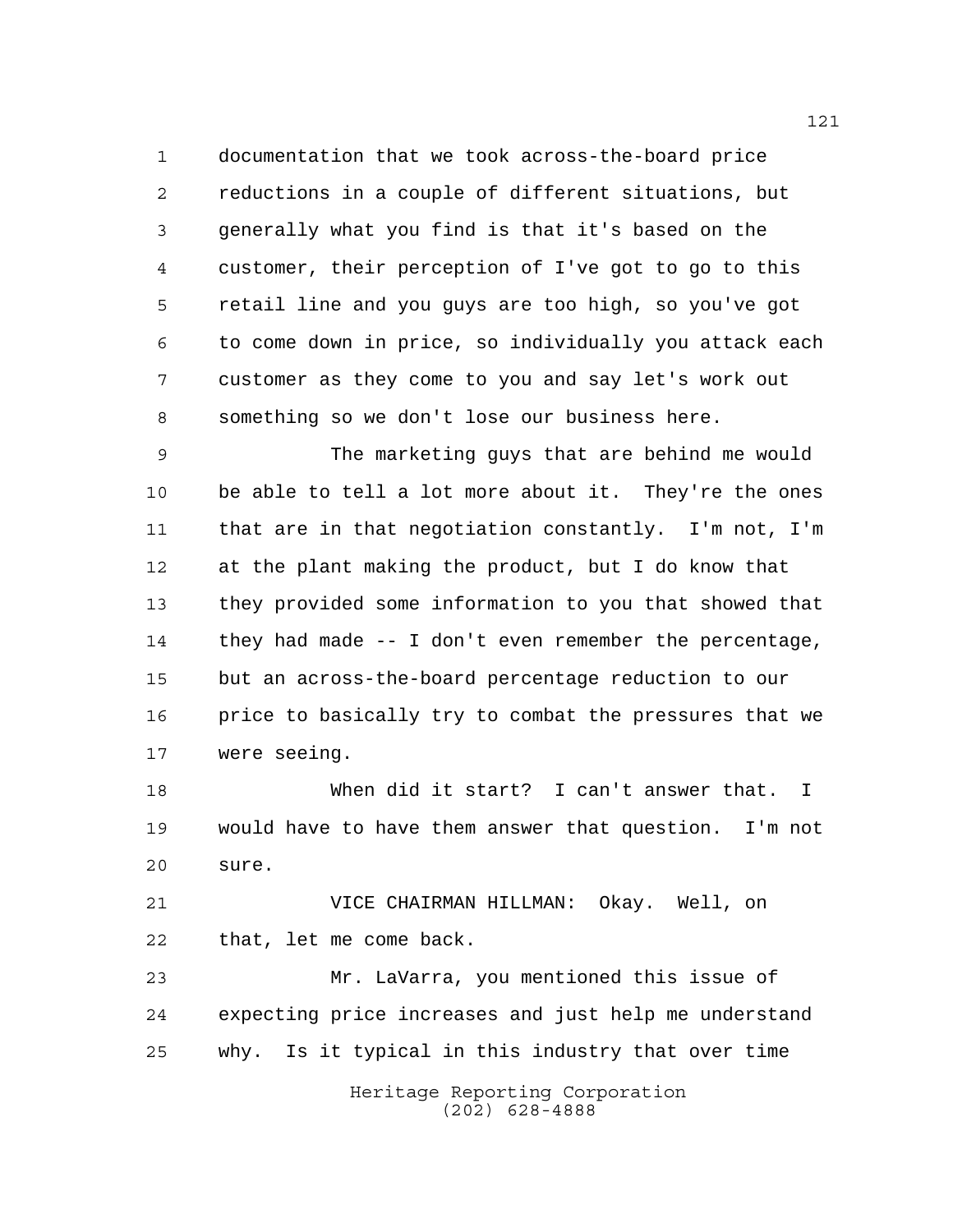documentation that we took across-the-board price reductions in a couple of different situations, but generally what you find is that it's based on the customer, their perception of I've got to go to this retail line and you guys are too high, so you've got to come down in price, so individually you attack each customer as they come to you and say let's work out something so we don't lose our business here.

The marketing guys that are behind me would be able to tell a lot more about it. They're the ones that are in that negotiation constantly. I'm not, I'm at the plant making the product, but I do know that they provided some information to you that showed that they had made -- I don't even remember the percentage, but an across-the-board percentage reduction to our price to basically try to combat the pressures that we were seeing.

When did it start? I can't answer that. I would have to have them answer that question. I'm not sure.

VICE CHAIRMAN HILLMAN: Okay. Well, on that, let me come back.

Mr. LaVarra, you mentioned this issue of expecting price increases and just help me understand why. Is it typical in this industry that over time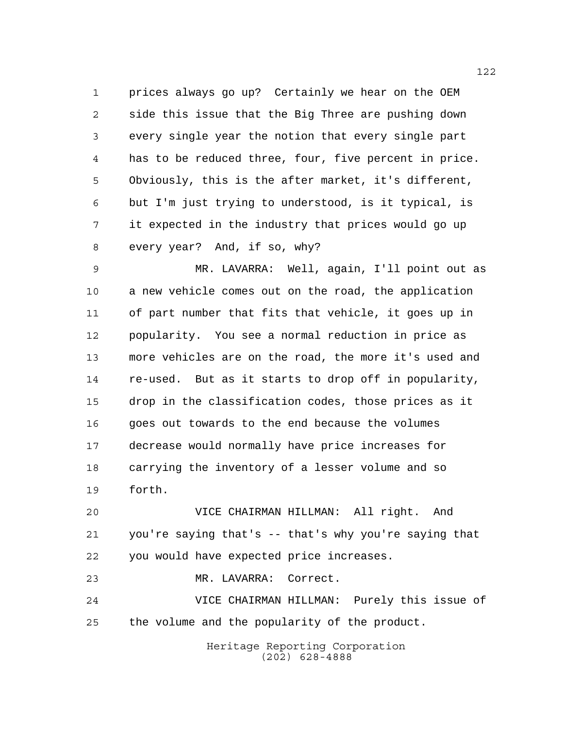prices always go up? Certainly we hear on the OEM side this issue that the Big Three are pushing down every single year the notion that every single part has to be reduced three, four, five percent in price. Obviously, this is the after market, it's different, but I'm just trying to understood, is it typical, is it expected in the industry that prices would go up every year? And, if so, why?

MR. LAVARRA: Well, again, I'll point out as a new vehicle comes out on the road, the application of part number that fits that vehicle, it goes up in popularity. You see a normal reduction in price as more vehicles are on the road, the more it's used and re-used. But as it starts to drop off in popularity, drop in the classification codes, those prices as it goes out towards to the end because the volumes decrease would normally have price increases for carrying the inventory of a lesser volume and so forth.

VICE CHAIRMAN HILLMAN: All right. And you're saying that's -- that's why you're saying that you would have expected price increases.

MR. LAVARRA: Correct.

VICE CHAIRMAN HILLMAN: Purely this issue of the volume and the popularity of the product.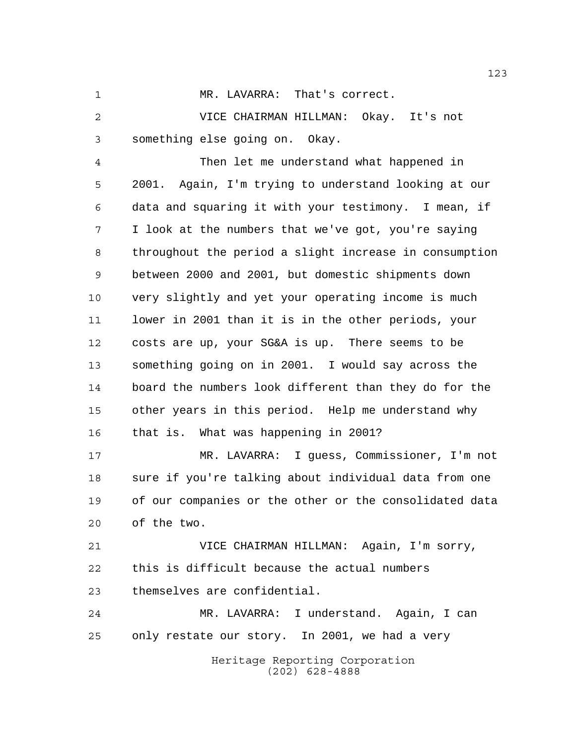MR. LAVARRA: That's correct.

VICE CHAIRMAN HILLMAN: Okay. It's not something else going on. Okay.

Then let me understand what happened in 2001. Again, I'm trying to understand looking at our data and squaring it with your testimony. I mean, if I look at the numbers that we've got, you're saying throughout the period a slight increase in consumption between 2000 and 2001, but domestic shipments down very slightly and yet your operating income is much lower in 2001 than it is in the other periods, your costs are up, your SG&A is up. There seems to be something going on in 2001. I would say across the board the numbers look different than they do for the other years in this period. Help me understand why that is. What was happening in 2001?

MR. LAVARRA: I guess, Commissioner, I'm not sure if you're talking about individual data from one of our companies or the other or the consolidated data of the two.

VICE CHAIRMAN HILLMAN: Again, I'm sorry, this is difficult because the actual numbers themselves are confidential.

MR. LAVARRA: I understand. Again, I can only restate our story. In 2001, we had a very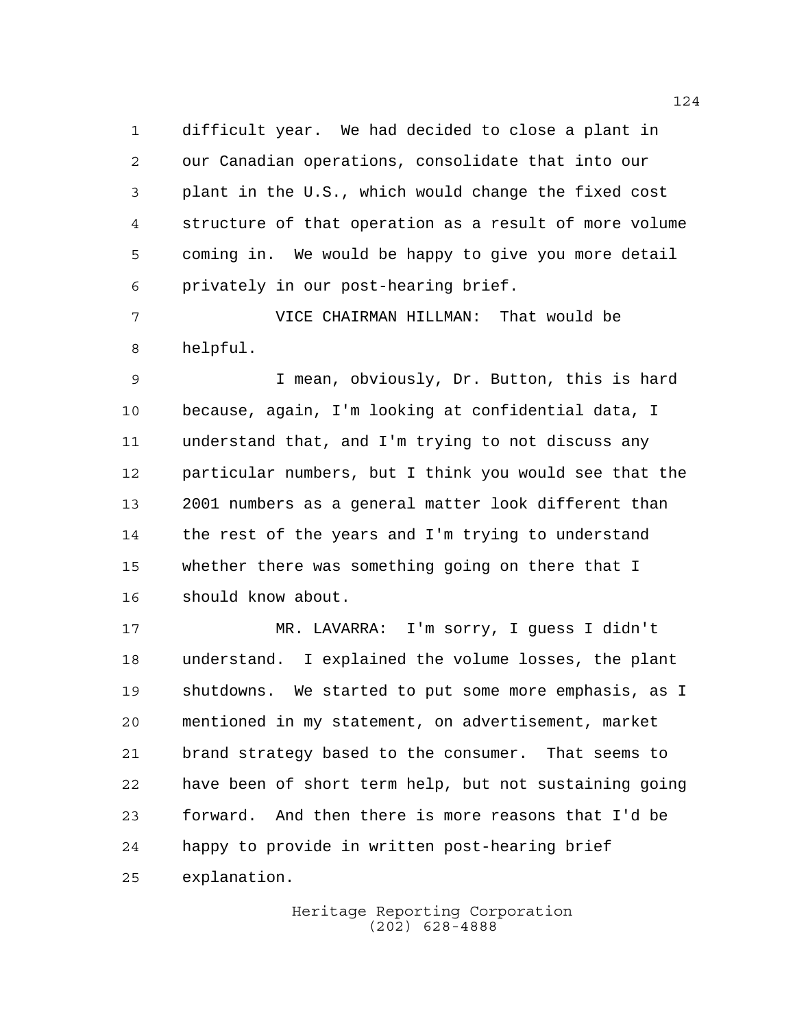difficult year. We had decided to close a plant in our Canadian operations, consolidate that into our plant in the U.S., which would change the fixed cost structure of that operation as a result of more volume coming in. We would be happy to give you more detail privately in our post-hearing brief.

VICE CHAIRMAN HILLMAN: That would be helpful.

I mean, obviously, Dr. Button, this is hard because, again, I'm looking at confidential data, I understand that, and I'm trying to not discuss any particular numbers, but I think you would see that the 2001 numbers as a general matter look different than the rest of the years and I'm trying to understand whether there was something going on there that I should know about.

MR. LAVARRA: I'm sorry, I guess I didn't understand. I explained the volume losses, the plant shutdowns. We started to put some more emphasis, as I mentioned in my statement, on advertisement, market brand strategy based to the consumer. That seems to have been of short term help, but not sustaining going forward. And then there is more reasons that I'd be happy to provide in written post-hearing brief explanation.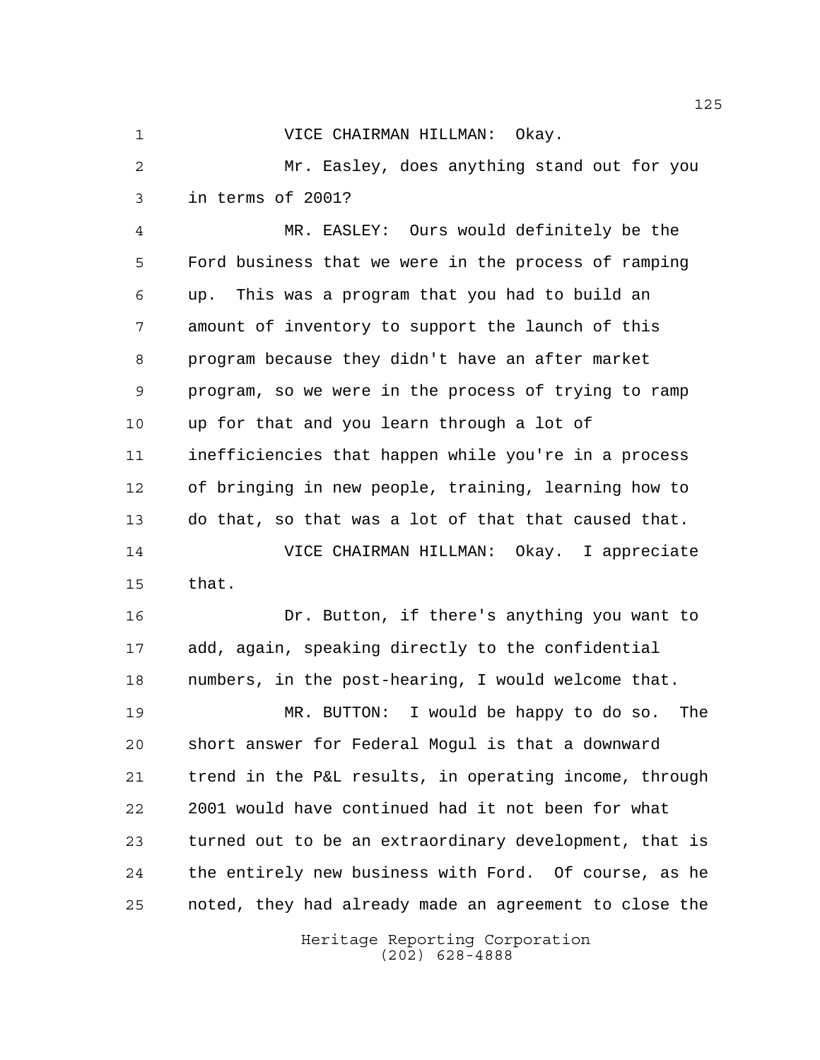VICE CHAIRMAN HILLMAN: Okay.

Mr. Easley, does anything stand out for you in terms of 2001?

MR. EASLEY: Ours would definitely be the Ford business that we were in the process of ramping up. This was a program that you had to build an amount of inventory to support the launch of this program because they didn't have an after market program, so we were in the process of trying to ramp up for that and you learn through a lot of inefficiencies that happen while you're in a process of bringing in new people, training, learning how to do that, so that was a lot of that that caused that.

VICE CHAIRMAN HILLMAN: Okay. I appreciate that.

Dr. Button, if there's anything you want to add, again, speaking directly to the confidential numbers, in the post-hearing, I would welcome that.

MR. BUTTON: I would be happy to do so. The short answer for Federal Mogul is that a downward trend in the P&L results, in operating income, through 2001 would have continued had it not been for what turned out to be an extraordinary development, that is the entirely new business with Ford. Of course, as he noted, they had already made an agreement to close the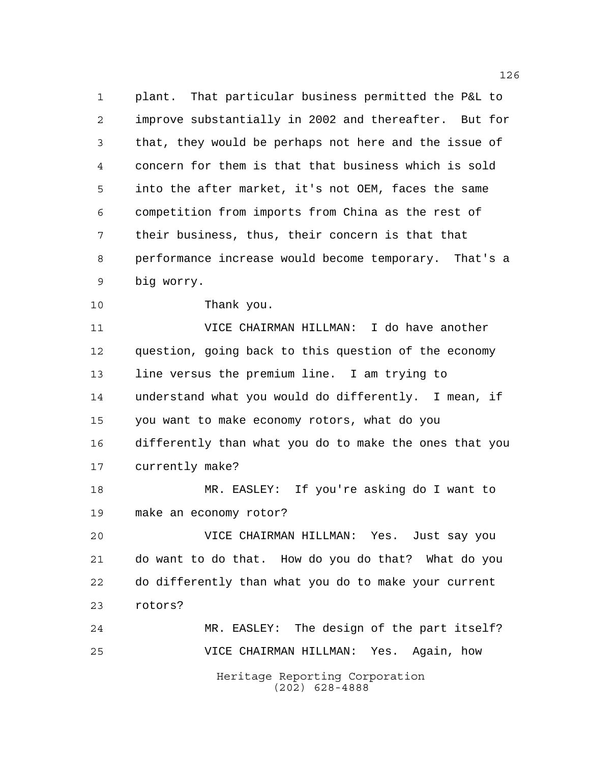plant. That particular business permitted the P&L to improve substantially in 2002 and thereafter. But for that, they would be perhaps not here and the issue of concern for them is that that business which is sold into the after market, it's not OEM, faces the same competition from imports from China as the rest of their business, thus, their concern is that that performance increase would become temporary. That's a big worry.

Thank you.

VICE CHAIRMAN HILLMAN: I do have another question, going back to this question of the economy line versus the premium line. I am trying to understand what you would do differently. I mean, if you want to make economy rotors, what do you differently than what you do to make the ones that you currently make?

MR. EASLEY: If you're asking do I want to make an economy rotor?

VICE CHAIRMAN HILLMAN: Yes. Just say you do want to do that. How do you do that? What do you do differently than what you do to make your current rotors?

MR. EASLEY: The design of the part itself?

VICE CHAIRMAN HILLMAN: Yes. Again, how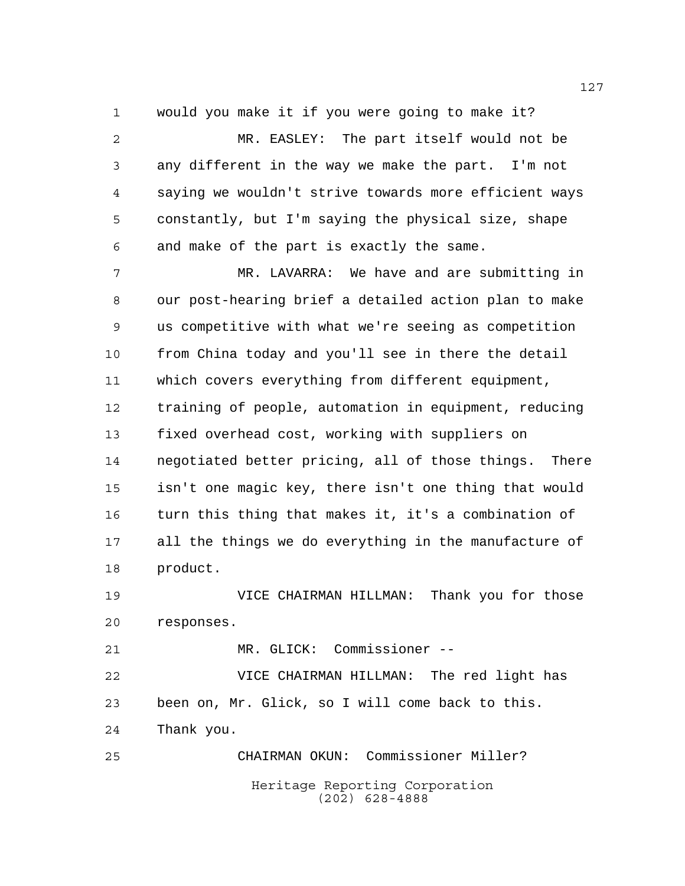would you make it if you were going to make it?

MR. EASLEY: The part itself would not be any different in the way we make the part. I'm not saying we wouldn't strive towards more efficient ways constantly, but I'm saying the physical size, shape and make of the part is exactly the same.

MR. LAVARRA: We have and are submitting in our post-hearing brief a detailed action plan to make us competitive with what we're seeing as competition from China today and you'll see in there the detail which covers everything from different equipment, training of people, automation in equipment, reducing fixed overhead cost, working with suppliers on negotiated better pricing, all of those things. There isn't one magic key, there isn't one thing that would turn this thing that makes it, it's a combination of all the things we do everything in the manufacture of product.

VICE CHAIRMAN HILLMAN: Thank you for those responses.

MR. GLICK: Commissioner --

VICE CHAIRMAN HILLMAN: The red light has been on, Mr. Glick, so I will come back to this. Thank you.

CHAIRMAN OKUN: Commissioner Miller?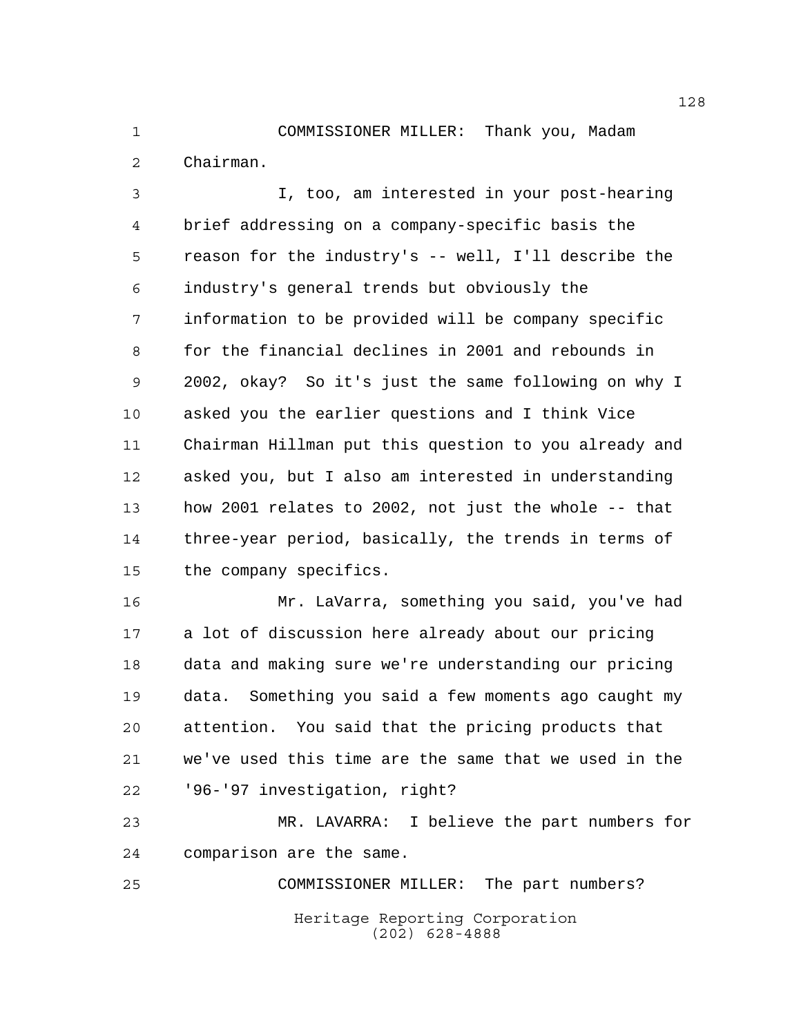COMMISSIONER MILLER: Thank you, Madam Chairman.

I, too, am interested in your post-hearing brief addressing on a company-specific basis the reason for the industry's -- well, I'll describe the industry's general trends but obviously the information to be provided will be company specific for the financial declines in 2001 and rebounds in 2002, okay? So it's just the same following on why I asked you the earlier questions and I think Vice Chairman Hillman put this question to you already and asked you, but I also am interested in understanding how 2001 relates to 2002, not just the whole -- that three-year period, basically, the trends in terms of the company specifics.

Mr. LaVarra, something you said, you've had a lot of discussion here already about our pricing data and making sure we're understanding our pricing data. Something you said a few moments ago caught my attention. You said that the pricing products that we've used this time are the same that we used in the '96-'97 investigation, right?

MR. LAVARRA: I believe the part numbers for comparison are the same.

COMMISSIONER MILLER: The part numbers?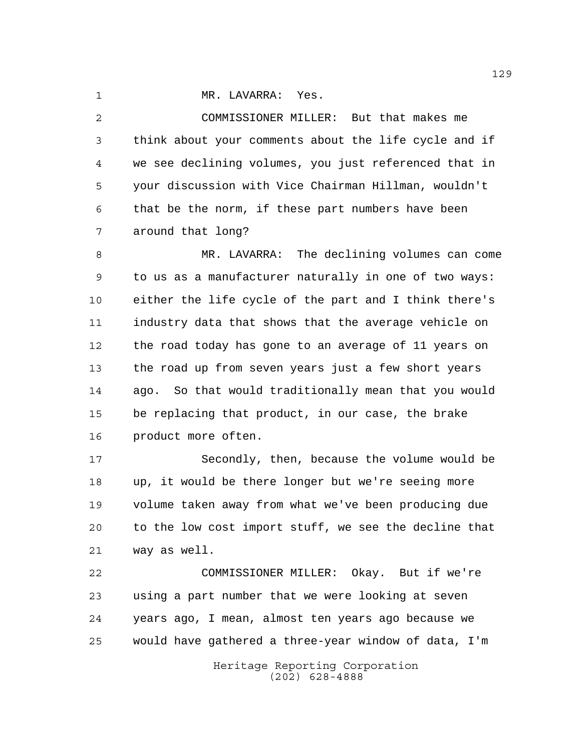MR. LAVARRA: Yes.

COMMISSIONER MILLER: But that makes me think about your comments about the life cycle and if we see declining volumes, you just referenced that in your discussion with Vice Chairman Hillman, wouldn't that be the norm, if these part numbers have been around that long?

MR. LAVARRA: The declining volumes can come to us as a manufacturer naturally in one of two ways: either the life cycle of the part and I think there's industry data that shows that the average vehicle on the road today has gone to an average of 11 years on the road up from seven years just a few short years ago. So that would traditionally mean that you would be replacing that product, in our case, the brake product more often.

Secondly, then, because the volume would be up, it would be there longer but we're seeing more volume taken away from what we've been producing due to the low cost import stuff, we see the decline that way as well.

COMMISSIONER MILLER: Okay. But if we're using a part number that we were looking at seven years ago, I mean, almost ten years ago because we would have gathered a three-year window of data, I'm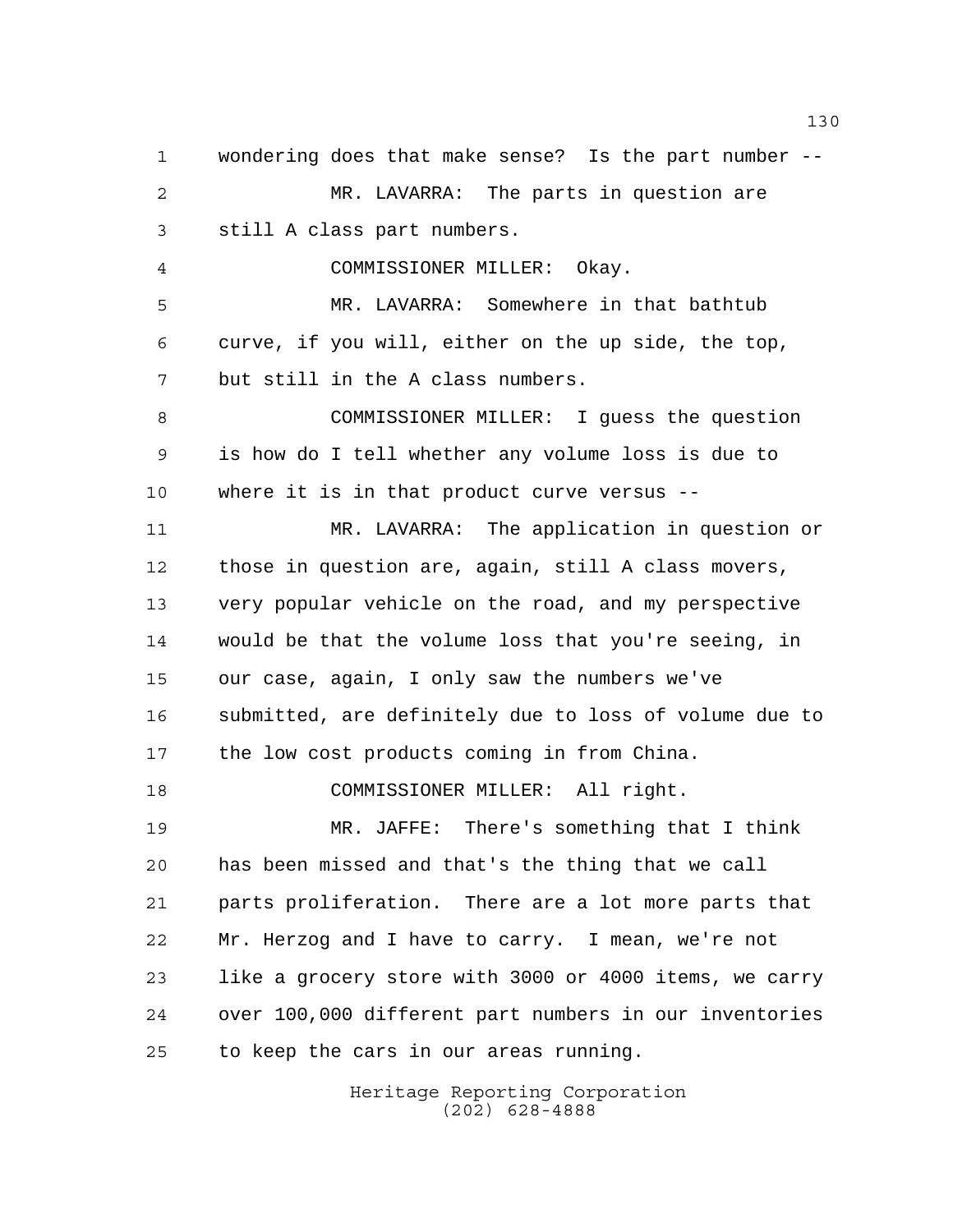wondering does that make sense? Is the part number --

MR. LAVARRA: The parts in question are still A class part numbers.

COMMISSIONER MILLER: Okay.

MR. LAVARRA: Somewhere in that bathtub curve, if you will, either on the up side, the top, but still in the A class numbers.

COMMISSIONER MILLER: I guess the question is how do I tell whether any volume loss is due to where it is in that product curve versus --

MR. LAVARRA: The application in question or those in question are, again, still A class movers, very popular vehicle on the road, and my perspective would be that the volume loss that you're seeing, in our case, again, I only saw the numbers we've submitted, are definitely due to loss of volume due to the low cost products coming in from China.

COMMISSIONER MILLER: All right.

MR. JAFFE: There's something that I think has been missed and that's the thing that we call parts proliferation. There are a lot more parts that Mr. Herzog and I have to carry. I mean, we're not like a grocery store with 3000 or 4000 items, we carry over 100,000 different part numbers in our inventories to keep the cars in our areas running.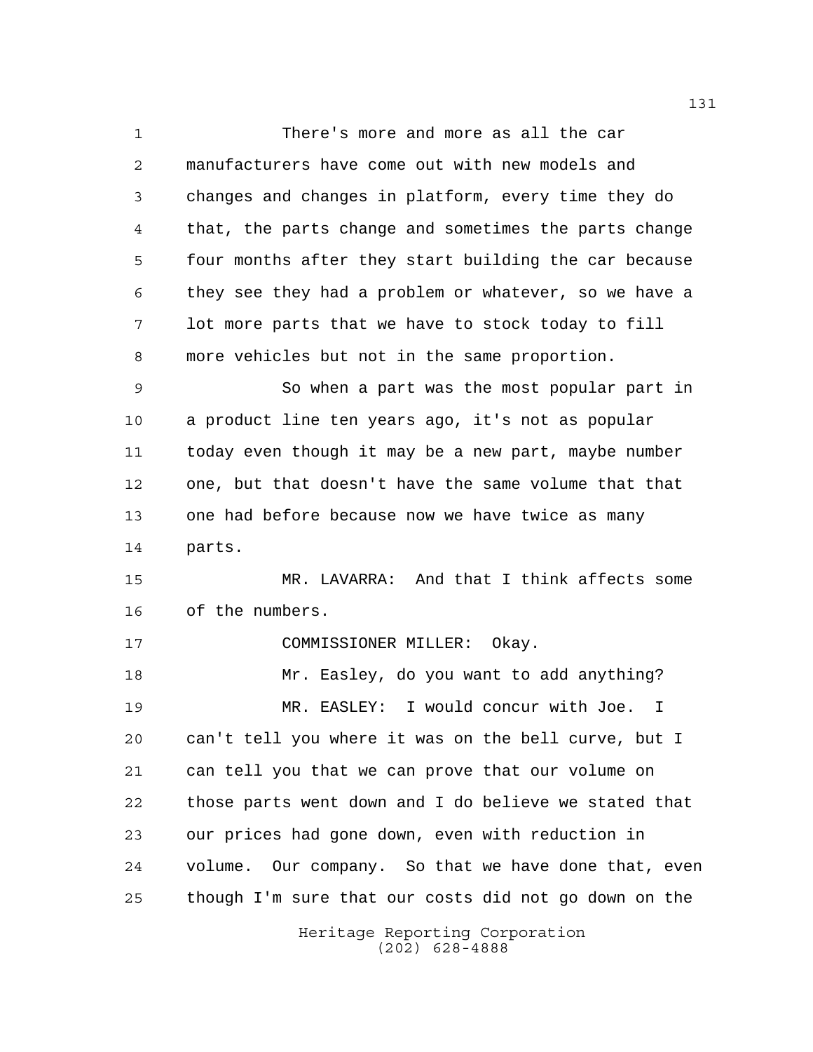There's more and more as all the car manufacturers have come out with new models and changes and changes in platform, every time they do that, the parts change and sometimes the parts change four months after they start building the car because they see they had a problem or whatever, so we have a lot more parts that we have to stock today to fill more vehicles but not in the same proportion.

So when a part was the most popular part in a product line ten years ago, it's not as popular today even though it may be a new part, maybe number one, but that doesn't have the same volume that that one had before because now we have twice as many parts.

MR. LAVARRA: And that I think affects some of the numbers.

COMMISSIONER MILLER: Okay.

Mr. Easley, do you want to add anything?

MR. EASLEY: I would concur with Joe. I can't tell you where it was on the bell curve, but I can tell you that we can prove that our volume on those parts went down and I do believe we stated that our prices had gone down, even with reduction in volume. Our company. So that we have done that, even though I'm sure that our costs did not go down on the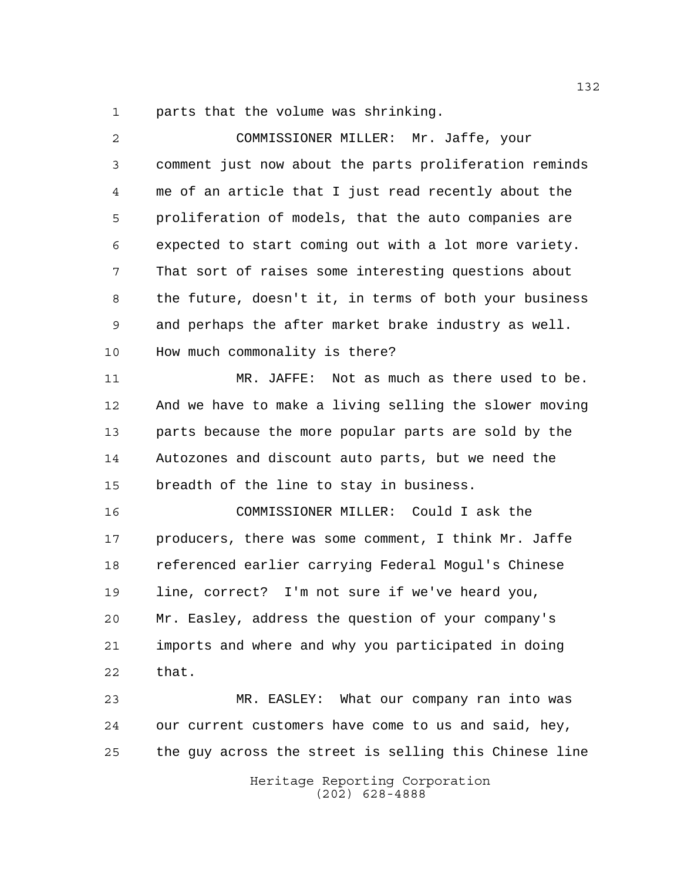parts that the volume was shrinking.

COMMISSIONER MILLER: Mr. Jaffe, your comment just now about the parts proliferation reminds me of an article that I just read recently about the proliferation of models, that the auto companies are expected to start coming out with a lot more variety. That sort of raises some interesting questions about the future, doesn't it, in terms of both your business and perhaps the after market brake industry as well. How much commonality is there?

MR. JAFFE: Not as much as there used to be. And we have to make a living selling the slower moving parts because the more popular parts are sold by the Autozones and discount auto parts, but we need the breadth of the line to stay in business.

COMMISSIONER MILLER: Could I ask the producers, there was some comment, I think Mr. Jaffe referenced earlier carrying Federal Mogul's Chinese line, correct? I'm not sure if we've heard you, Mr. Easley, address the question of your company's imports and where and why you participated in doing that.

MR. EASLEY: What our company ran into was our current customers have come to us and said, hey, the guy across the street is selling this Chinese line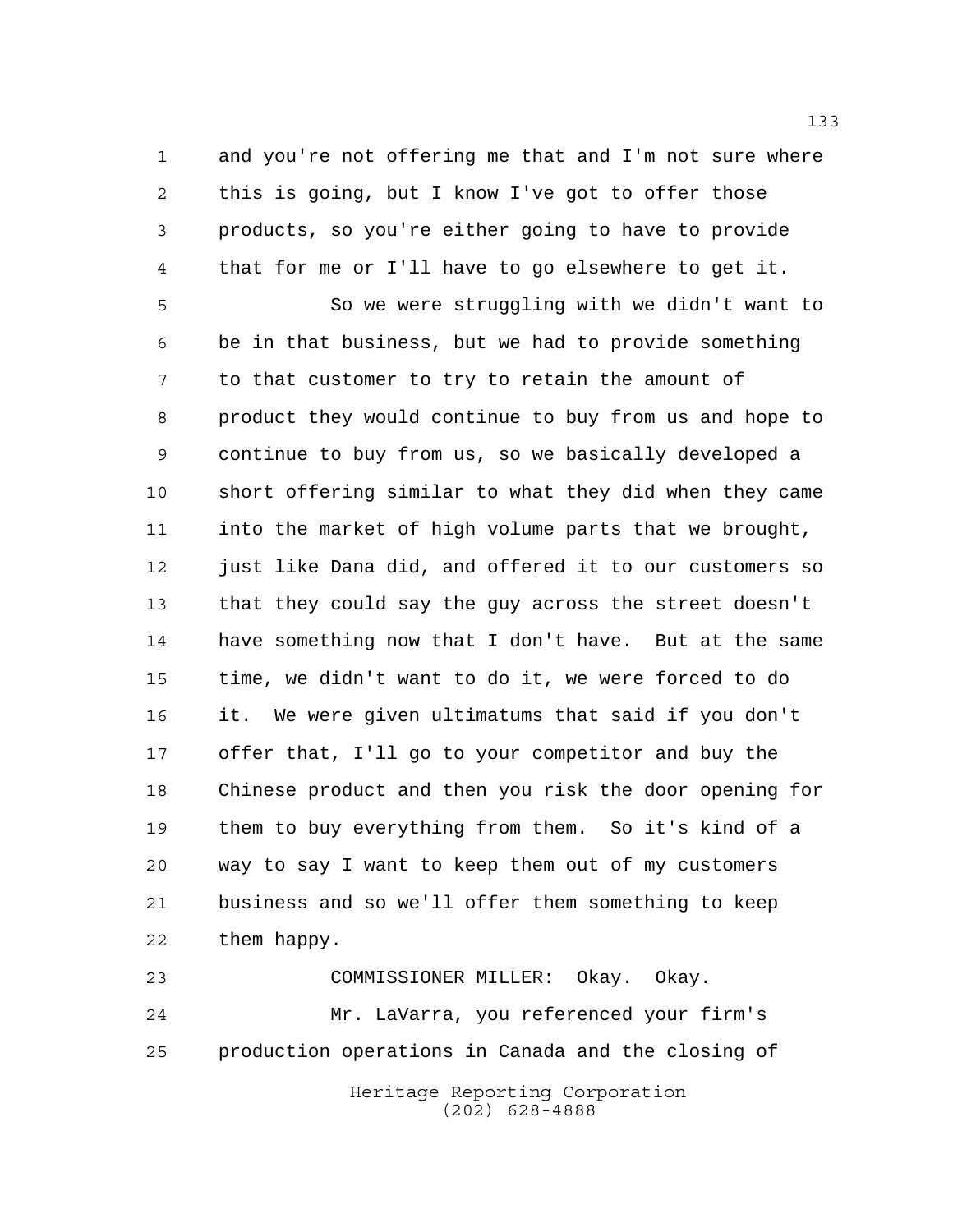and you're not offering me that and I'm not sure where this is going, but I know I've got to offer those products, so you're either going to have to provide that for me or I'll have to go elsewhere to get it.

So we were struggling with we didn't want to be in that business, but we had to provide something to that customer to try to retain the amount of product they would continue to buy from us and hope to continue to buy from us, so we basically developed a short offering similar to what they did when they came into the market of high volume parts that we brought, just like Dana did, and offered it to our customers so that they could say the guy across the street doesn't have something now that I don't have. But at the same time, we didn't want to do it, we were forced to do it. We were given ultimatums that said if you don't offer that, I'll go to your competitor and buy the Chinese product and then you risk the door opening for them to buy everything from them. So it's kind of a way to say I want to keep them out of my customers business and so we'll offer them something to keep them happy.

COMMISSIONER MILLER: Okay. Okay.

Mr. LaVarra, you referenced your firm's production operations in Canada and the closing of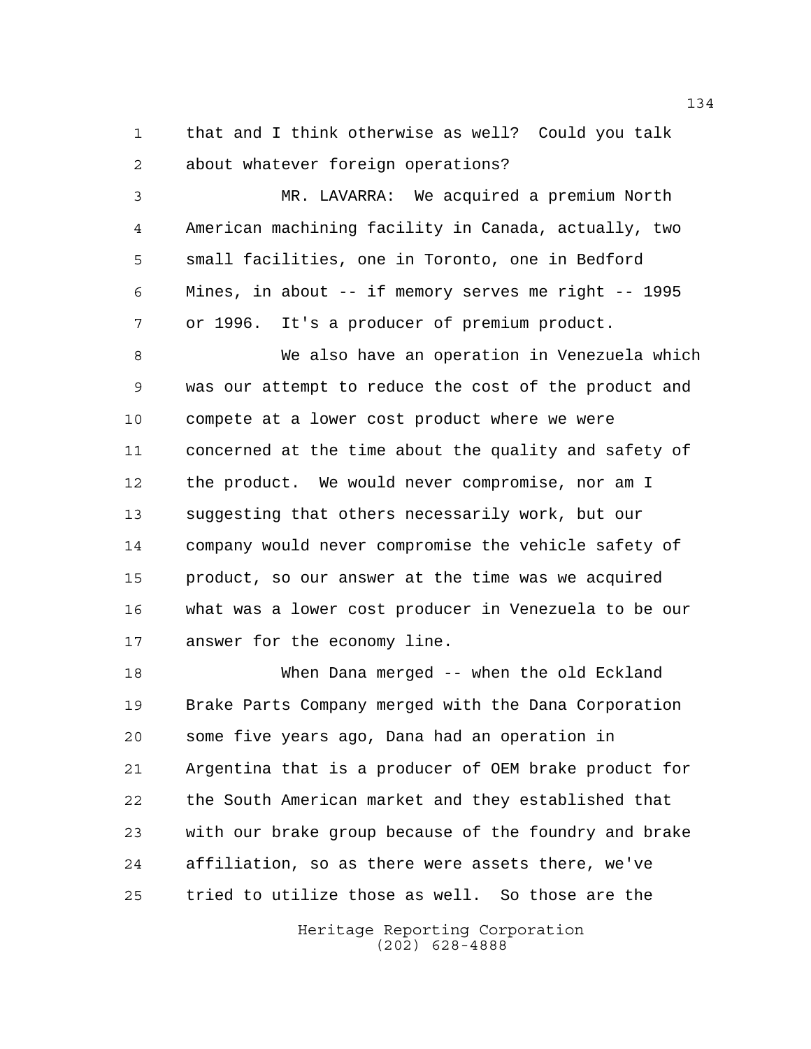that and I think otherwise as well? Could you talk about whatever foreign operations?

MR. LAVARRA: We acquired a premium North American machining facility in Canada, actually, two small facilities, one in Toronto, one in Bedford Mines, in about -- if memory serves me right -- 1995 or 1996. It's a producer of premium product.

We also have an operation in Venezuela which was our attempt to reduce the cost of the product and compete at a lower cost product where we were concerned at the time about the quality and safety of the product. We would never compromise, nor am I suggesting that others necessarily work, but our company would never compromise the vehicle safety of product, so our answer at the time was we acquired what was a lower cost producer in Venezuela to be our answer for the economy line.

When Dana merged -- when the old Eckland Brake Parts Company merged with the Dana Corporation some five years ago, Dana had an operation in Argentina that is a producer of OEM brake product for the South American market and they established that with our brake group because of the foundry and brake affiliation, so as there were assets there, we've tried to utilize those as well. So those are the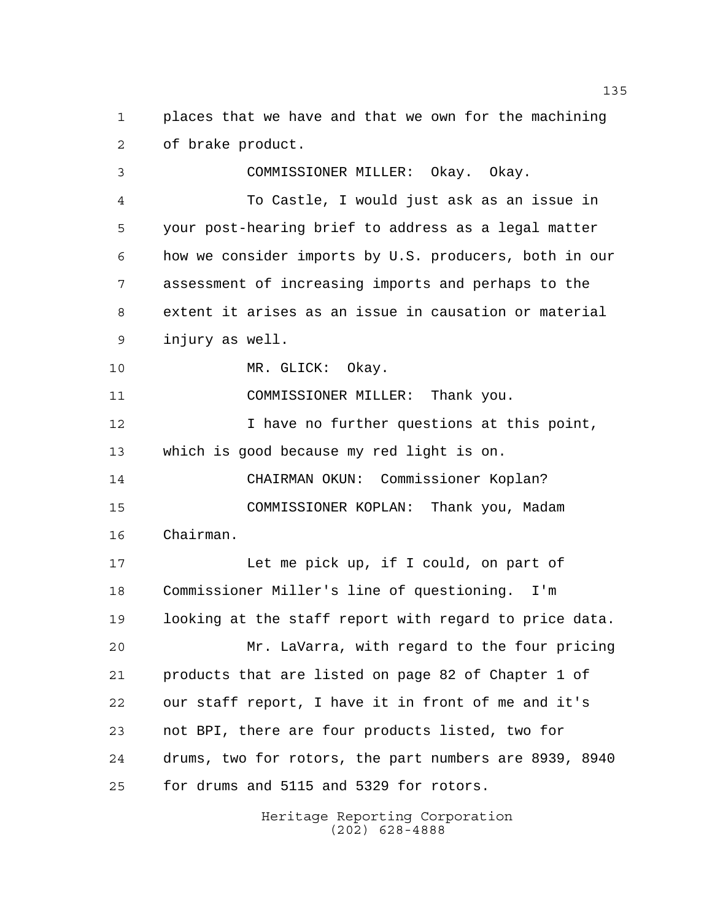places that we have and that we own for the machining of brake product.

COMMISSIONER MILLER: Okay. Okay.

To Castle, I would just ask as an issue in your post-hearing brief to address as a legal matter how we consider imports by U.S. producers, both in our assessment of increasing imports and perhaps to the extent it arises as an issue in causation or material injury as well.

MR. GLICK: Okay.

COMMISSIONER MILLER: Thank you.

I have no further questions at this point, which is good because my red light is on.

CHAIRMAN OKUN: Commissioner Koplan?

COMMISSIONER KOPLAN: Thank you, Madam Chairman.

Let me pick up, if I could, on part of Commissioner Miller's line of questioning. I'm looking at the staff report with regard to price data.

Mr. LaVarra, with regard to the four pricing products that are listed on page 82 of Chapter 1 of our staff report, I have it in front of me and it's not BPI, there are four products listed, two for drums, two for rotors, the part numbers are 8939, 8940 for drums and 5115 and 5329 for rotors.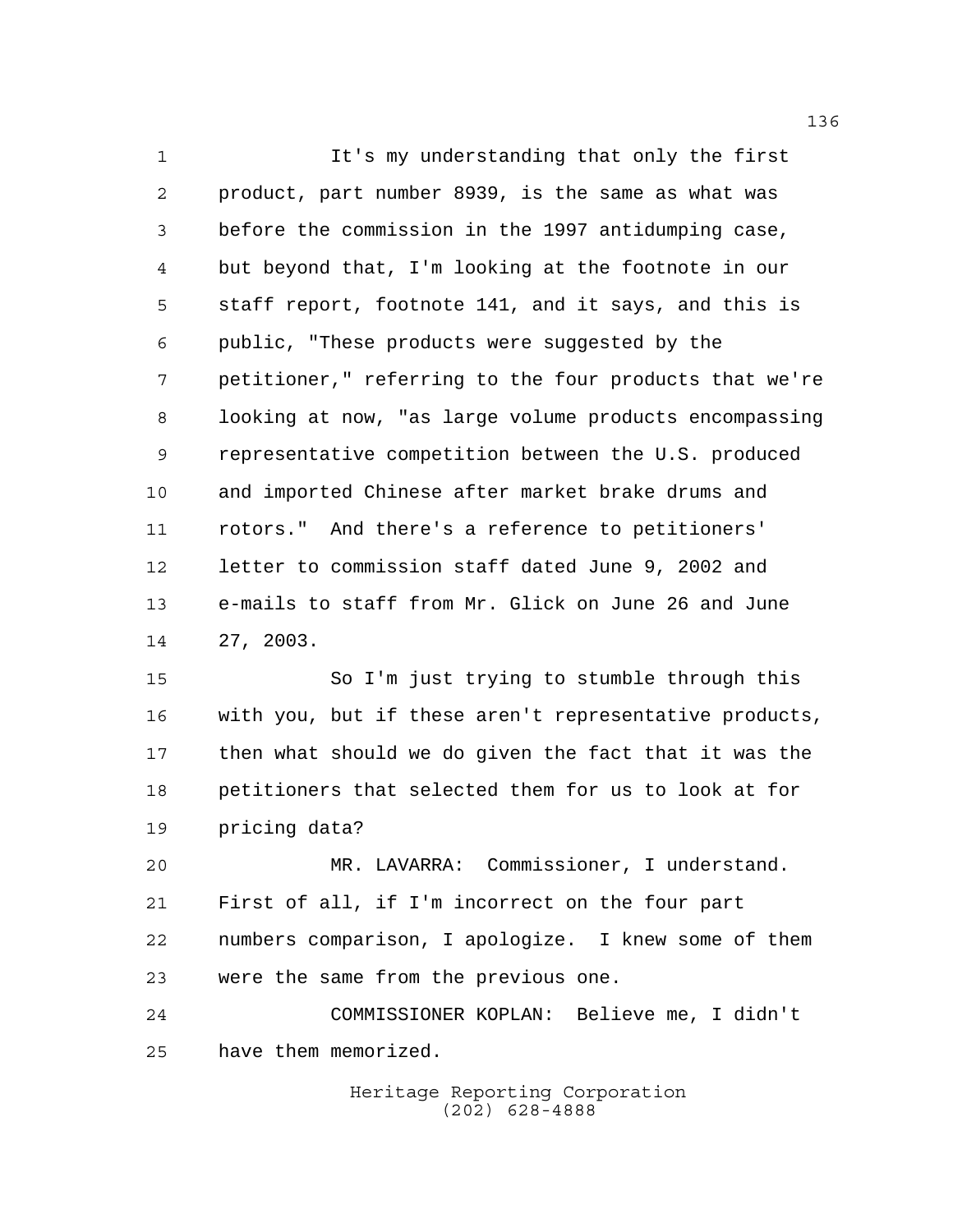It's my understanding that only the first product, part number 8939, is the same as what was before the commission in the 1997 antidumping case, but beyond that, I'm looking at the footnote in our staff report, footnote 141, and it says, and this is public, "These products were suggested by the petitioner," referring to the four products that we're looking at now, "as large volume products encompassing representative competition between the U.S. produced and imported Chinese after market brake drums and rotors." And there's a reference to petitioners' letter to commission staff dated June 9, 2002 and e-mails to staff from Mr. Glick on June 26 and June 27, 2003.

So I'm just trying to stumble through this with you, but if these aren't representative products, then what should we do given the fact that it was the petitioners that selected them for us to look at for pricing data?

MR. LAVARRA: Commissioner, I understand. First of all, if I'm incorrect on the four part numbers comparison, I apologize. I knew some of them were the same from the previous one.

COMMISSIONER KOPLAN: Believe me, I didn't have them memorized.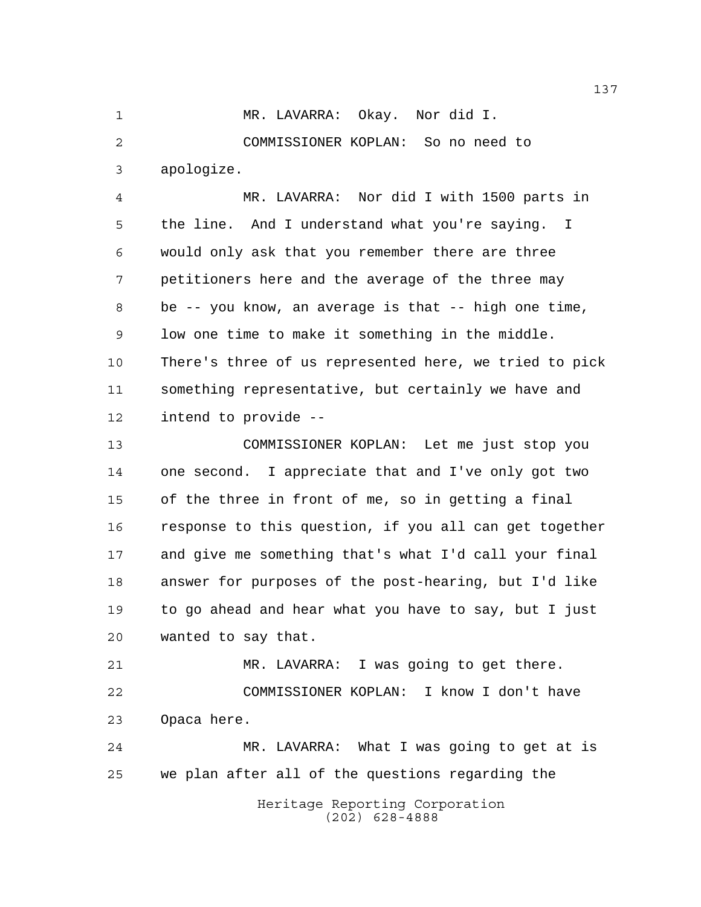MR. LAVARRA: Okay. Nor did I.

COMMISSIONER KOPLAN: So no need to apologize.

MR. LAVARRA: Nor did I with 1500 parts in the line. And I understand what you're saying. I would only ask that you remember there are three petitioners here and the average of the three may be -- you know, an average is that -- high one time, low one time to make it something in the middle. There's three of us represented here, we tried to pick something representative, but certainly we have and intend to provide --

COMMISSIONER KOPLAN: Let me just stop you one second. I appreciate that and I've only got two of the three in front of me, so in getting a final response to this question, if you all can get together and give me something that's what I'd call your final answer for purposes of the post-hearing, but I'd like to go ahead and hear what you have to say, but I just wanted to say that.

MR. LAVARRA: I was going to get there.

COMMISSIONER KOPLAN: I know I don't have Opaca here.

MR. LAVARRA: What I was going to get at is we plan after all of the questions regarding the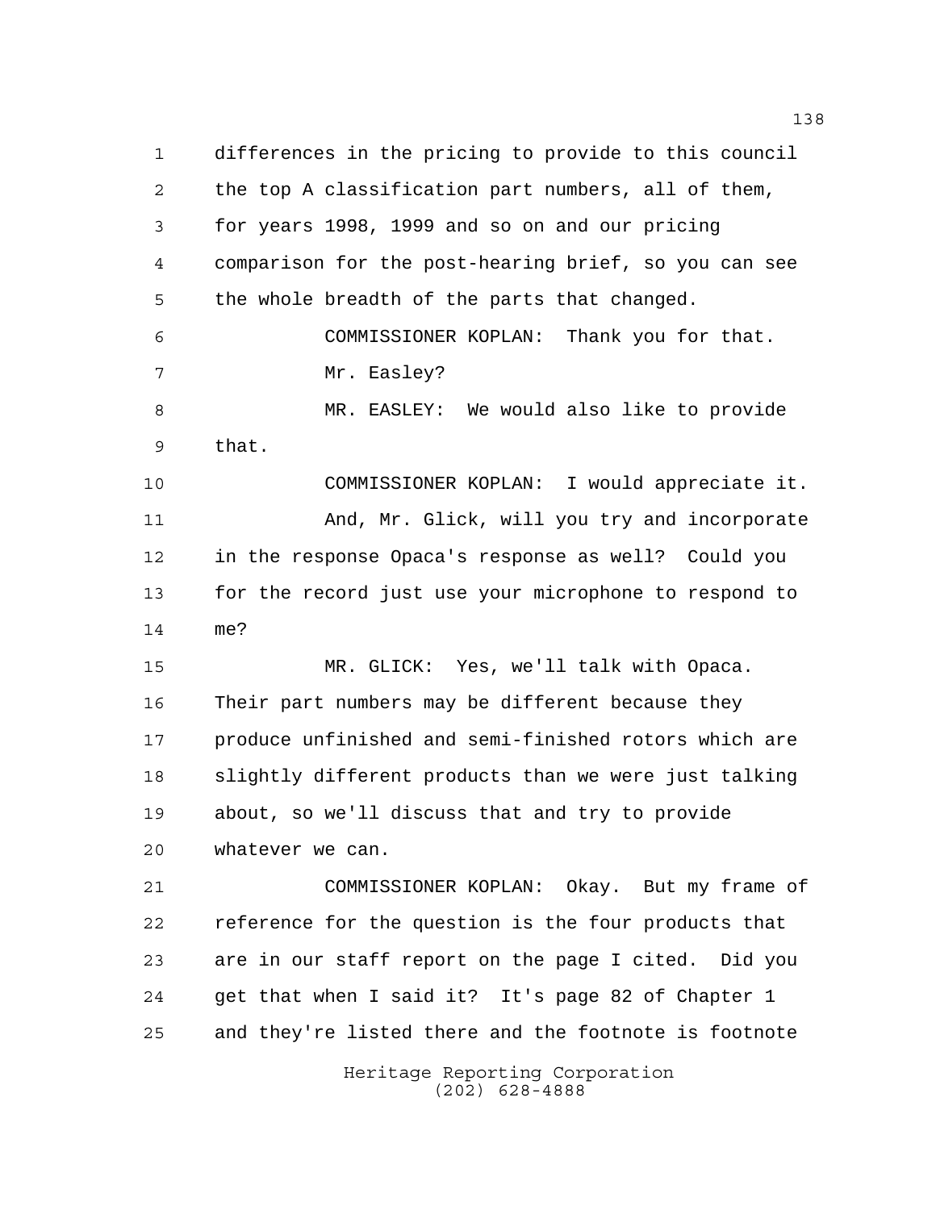differences in the pricing to provide to this council the top A classification part numbers, all of them, for years 1998, 1999 and so on and our pricing comparison for the post-hearing brief, so you can see the whole breadth of the parts that changed.

COMMISSIONER KOPLAN: Thank you for that.

Mr. Easley?

MR. EASLEY: We would also like to provide that.

COMMISSIONER KOPLAN: I would appreciate it.

And, Mr. Glick, will you try and incorporate in the response Opaca's response as well? Could you for the record just use your microphone to respond to me?

MR. GLICK: Yes, we'll talk with Opaca. Their part numbers may be different because they produce unfinished and semi-finished rotors which are slightly different products than we were just talking about, so we'll discuss that and try to provide whatever we can.

COMMISSIONER KOPLAN: Okay. But my frame of reference for the question is the four products that are in our staff report on the page I cited. Did you get that when I said it? It's page 82 of Chapter 1 and they're listed there and the footnote is footnote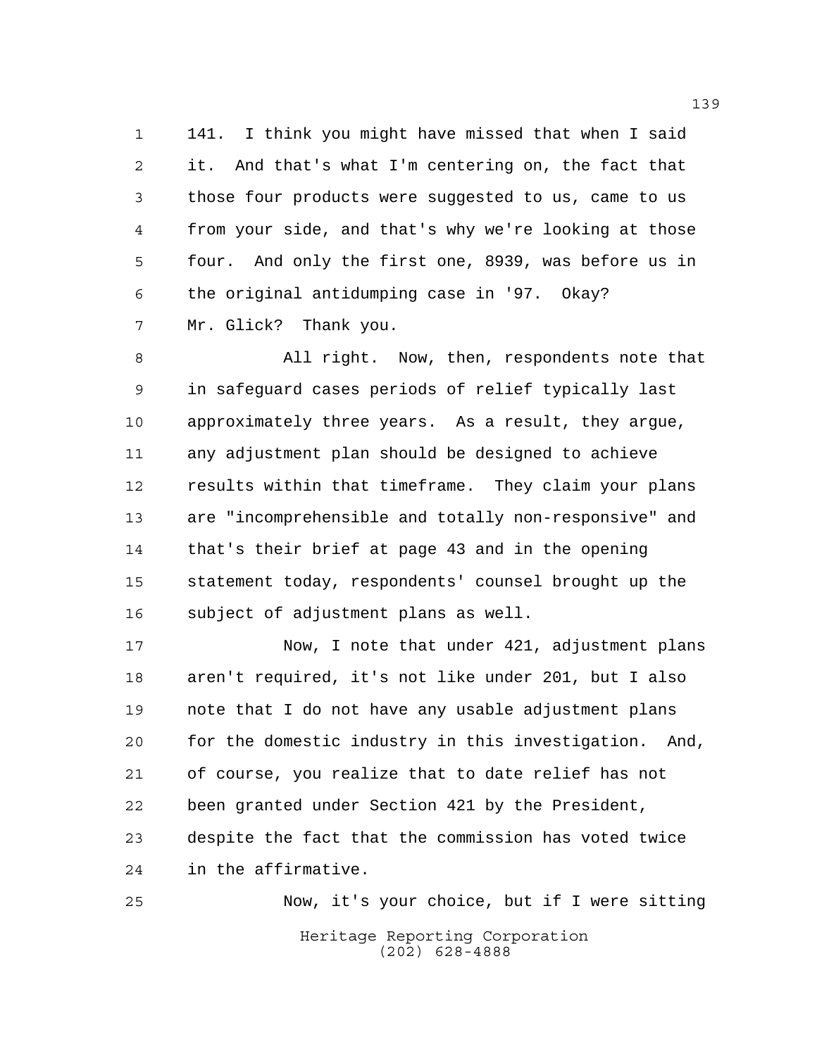141. I think you might have missed that when I said it. And that's what I'm centering on, the fact that those four products were suggested to us, came to us from your side, and that's why we're looking at those four. And only the first one, 8939, was before us in the original antidumping case in '97. Okay? Mr. Glick? Thank you.

All right. Now, then, respondents note that in safeguard cases periods of relief typically last approximately three years. As a result, they argue, any adjustment plan should be designed to achieve results within that timeframe. They claim your plans are "incomprehensible and totally non-responsive" and that's their brief at page 43 and in the opening statement today, respondents' counsel brought up the subject of adjustment plans as well.

Now, I note that under 421, adjustment plans aren't required, it's not like under 201, but I also note that I do not have any usable adjustment plans for the domestic industry in this investigation. And, of course, you realize that to date relief has not been granted under Section 421 by the President, despite the fact that the commission has voted twice in the affirmative.

Now, it's your choice, but if I were sitting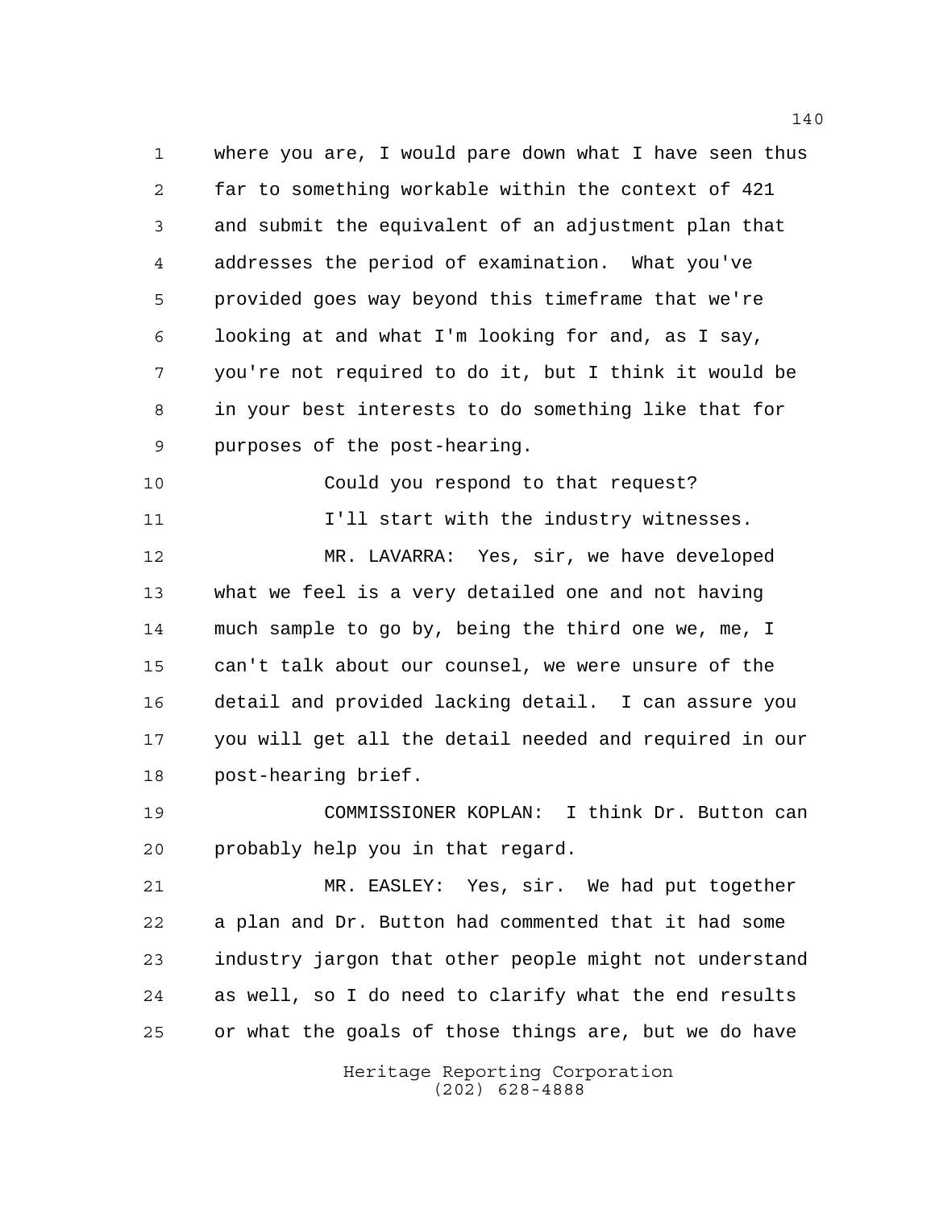where you are, I would pare down what I have seen thus far to something workable within the context of 421 and submit the equivalent of an adjustment plan that addresses the period of examination. What you've provided goes way beyond this timeframe that we're looking at and what I'm looking for and, as I say, you're not required to do it, but I think it would be in your best interests to do something like that for purposes of the post-hearing.

Could you respond to that request?

I'll start with the industry witnesses.

MR. LAVARRA: Yes, sir, we have developed what we feel is a very detailed one and not having much sample to go by, being the third one we, me, I can't talk about our counsel, we were unsure of the detail and provided lacking detail. I can assure you you will get all the detail needed and required in our post-hearing brief.

COMMISSIONER KOPLAN: I think Dr. Button can probably help you in that regard.

MR. EASLEY: Yes, sir. We had put together a plan and Dr. Button had commented that it had some industry jargon that other people might not understand as well, so I do need to clarify what the end results or what the goals of those things are, but we do have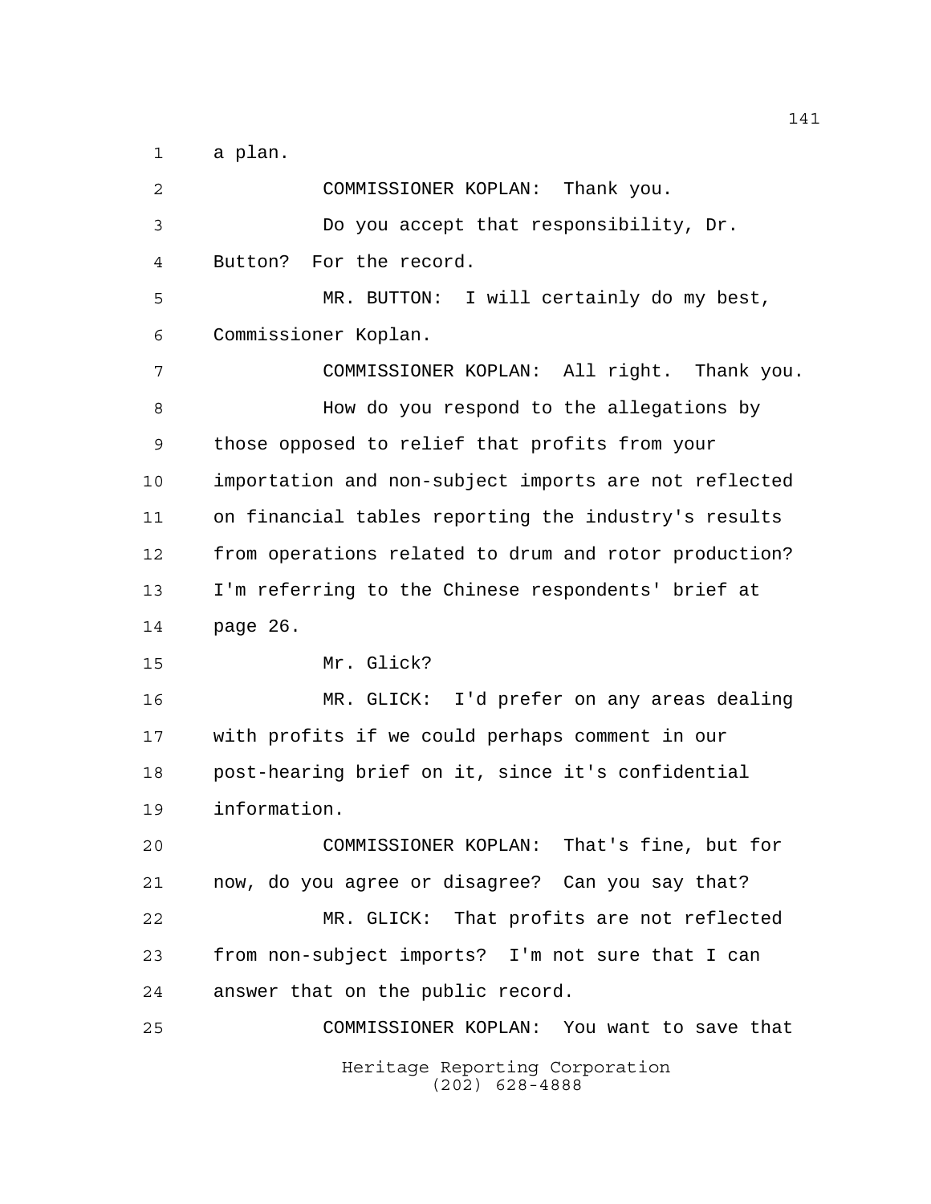a plan.

COMMISSIONER KOPLAN: Thank you.

Do you accept that responsibility, Dr. Button? For the record.

MR. BUTTON: I will certainly do my best, Commissioner Koplan.

COMMISSIONER KOPLAN: All right. Thank you.

How do you respond to the allegations by those opposed to relief that profits from your importation and non-subject imports are not reflected on financial tables reporting the industry's results from operations related to drum and rotor production? I'm referring to the Chinese respondents' brief at page 26.

Mr. Glick?

MR. GLICK: I'd prefer on any areas dealing with profits if we could perhaps comment in our post-hearing brief on it, since it's confidential information.

COMMISSIONER KOPLAN: That's fine, but for now, do you agree or disagree? Can you say that?

MR. GLICK: That profits are not reflected from non-subject imports? I'm not sure that I can answer that on the public record.

COMMISSIONER KOPLAN: You want to save that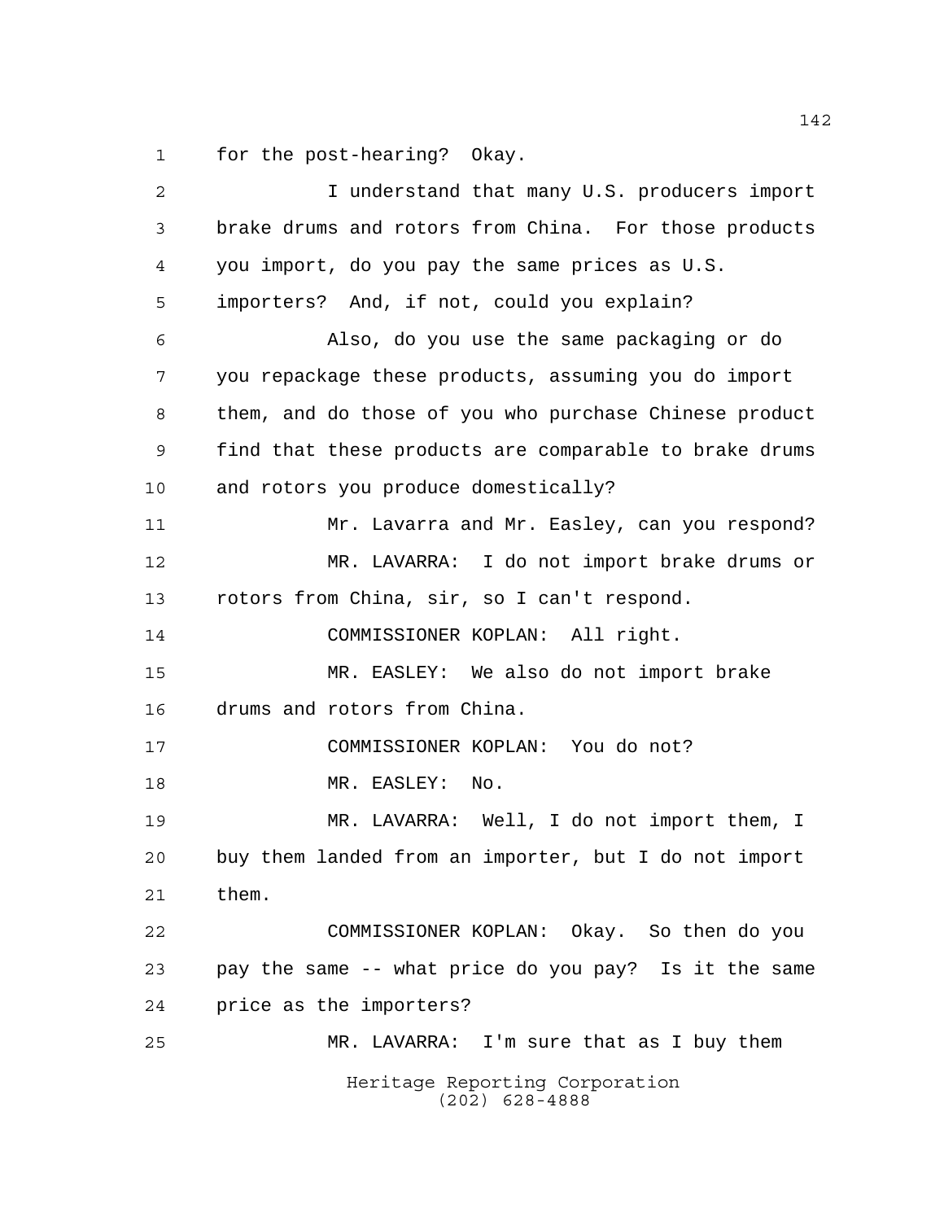for the post-hearing? Okay.

I understand that many U.S. producers import brake drums and rotors from China. For those products you import, do you pay the same prices as U.S. importers? And, if not, could you explain?

Also, do you use the same packaging or do you repackage these products, assuming you do import them, and do those of you who purchase Chinese product find that these products are comparable to brake drums and rotors you produce domestically?

Mr. Lavarra and Mr. Easley, can you respond?

MR. LAVARRA: I do not import brake drums or rotors from China, sir, so I can't respond.

COMMISSIONER KOPLAN: All right.

MR. EASLEY: We also do not import brake drums and rotors from China.

COMMISSIONER KOPLAN: You do not?

MR. EASLEY: No.

MR. LAVARRA: Well, I do not import them, I buy them landed from an importer, but I do not import them.

COMMISSIONER KOPLAN: Okay. So then do you pay the same -- what price do you pay? Is it the same price as the importers?

MR. LAVARRA: I'm sure that as I buy them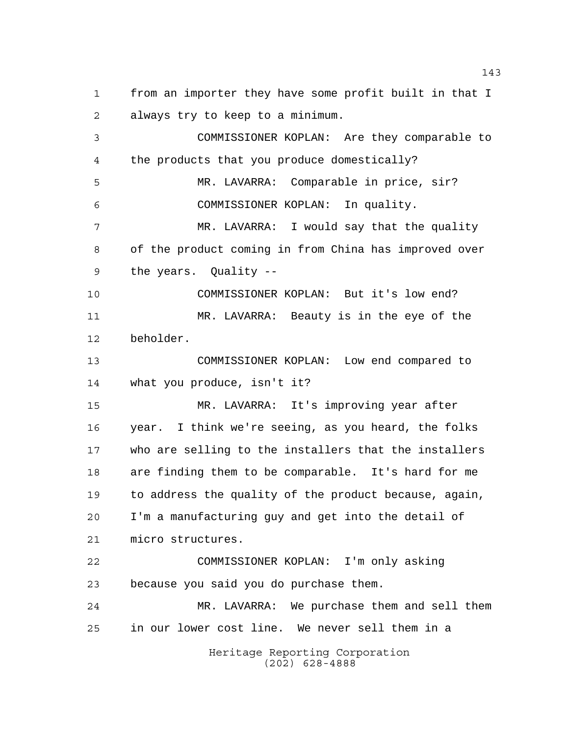from an importer they have some profit built in that I always try to keep to a minimum.

COMMISSIONER KOPLAN: Are they comparable to the products that you produce domestically?

MR. LAVARRA: Comparable in price, sir?

COMMISSIONER KOPLAN: In quality.

MR. LAVARRA: I would say that the quality of the product coming in from China has improved over the years. Quality --

COMMISSIONER KOPLAN: But it's low end?

MR. LAVARRA: Beauty is in the eye of the beholder.

COMMISSIONER KOPLAN: Low end compared to what you produce, isn't it?

MR. LAVARRA: It's improving year after year. I think we're seeing, as you heard, the folks who are selling to the installers that the installers are finding them to be comparable. It's hard for me to address the quality of the product because, again, I'm a manufacturing guy and get into the detail of micro structures.

COMMISSIONER KOPLAN: I'm only asking because you said you do purchase them.

MR. LAVARRA: We purchase them and sell them in our lower cost line. We never sell them in a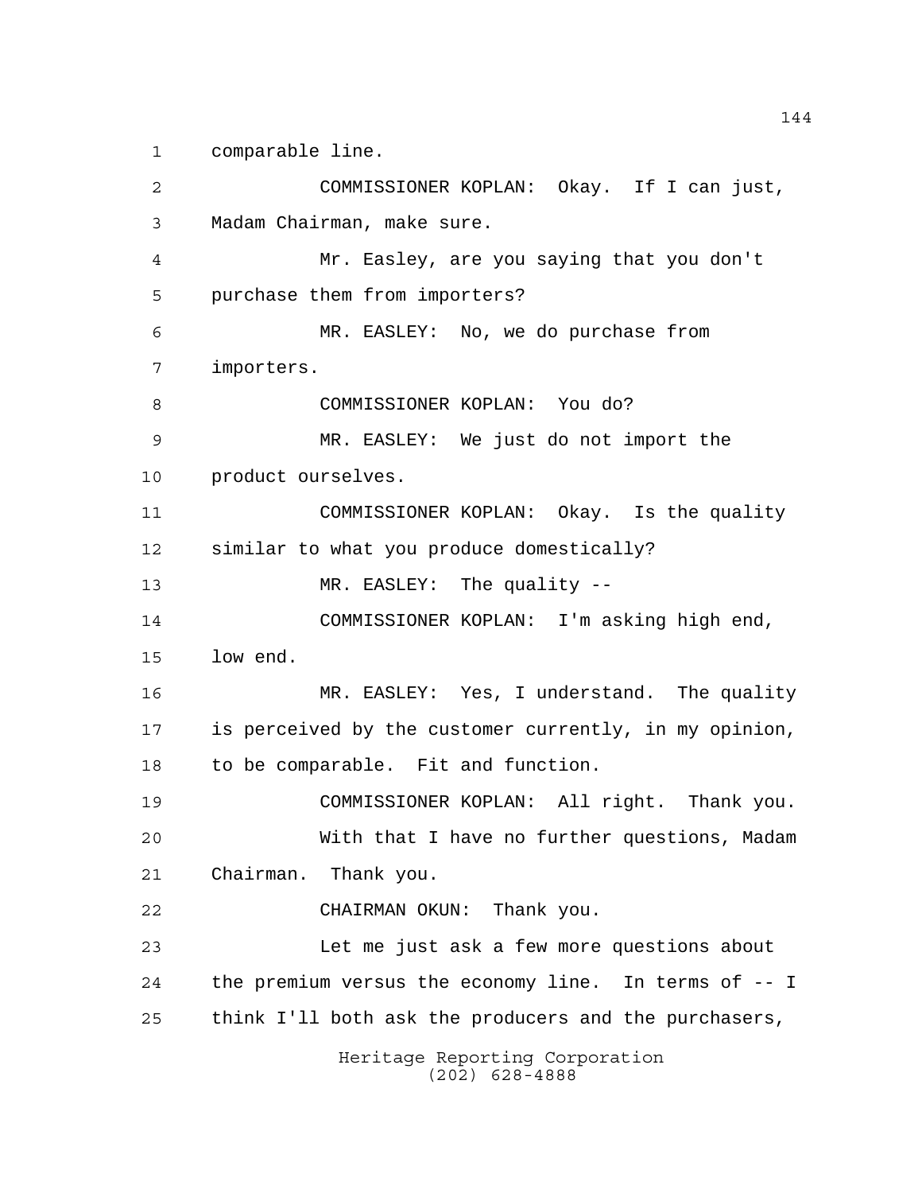comparable line.

COMMISSIONER KOPLAN: Okay. If I can just, Madam Chairman, make sure.

Mr. Easley, are you saying that you don't purchase them from importers?

MR. EASLEY: No, we do purchase from importers.

COMMISSIONER KOPLAN: You do?

MR. EASLEY: We just do not import the product ourselves.

COMMISSIONER KOPLAN: Okay. Is the quality similar to what you produce domestically?

MR. EASLEY: The quality --

COMMISSIONER KOPLAN: I'm asking high end, low end.

MR. EASLEY: Yes, I understand. The quality is perceived by the customer currently, in my opinion, to be comparable. Fit and function.

COMMISSIONER KOPLAN: All right. Thank you.

With that I have no further questions, Madam Chairman. Thank you.

CHAIRMAN OKUN: Thank you.

Let me just ask a few more questions about the premium versus the economy line. In terms of -- I think I'll both ask the producers and the purchasers,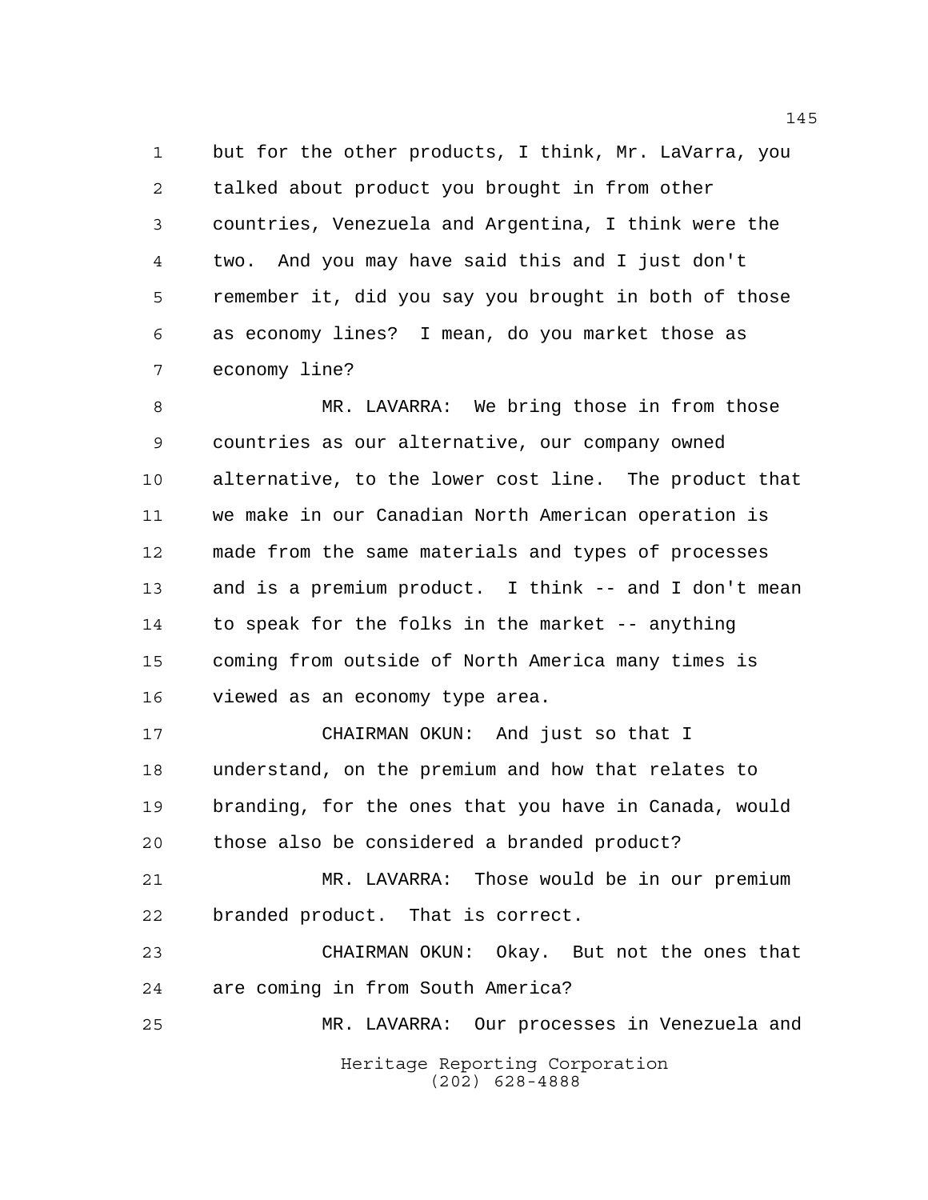but for the other products, I think, Mr. LaVarra, you talked about product you brought in from other countries, Venezuela and Argentina, I think were the two. And you may have said this and I just don't remember it, did you say you brought in both of those as economy lines? I mean, do you market those as economy line?

MR. LAVARRA: We bring those in from those countries as our alternative, our company owned alternative, to the lower cost line. The product that we make in our Canadian North American operation is made from the same materials and types of processes and is a premium product. I think -- and I don't mean to speak for the folks in the market -- anything coming from outside of North America many times is viewed as an economy type area.

CHAIRMAN OKUN: And just so that I understand, on the premium and how that relates to branding, for the ones that you have in Canada, would those also be considered a branded product?

MR. LAVARRA: Those would be in our premium branded product. That is correct.

CHAIRMAN OKUN: Okay. But not the ones that are coming in from South America?

MR. LAVARRA: Our processes in Venezuela and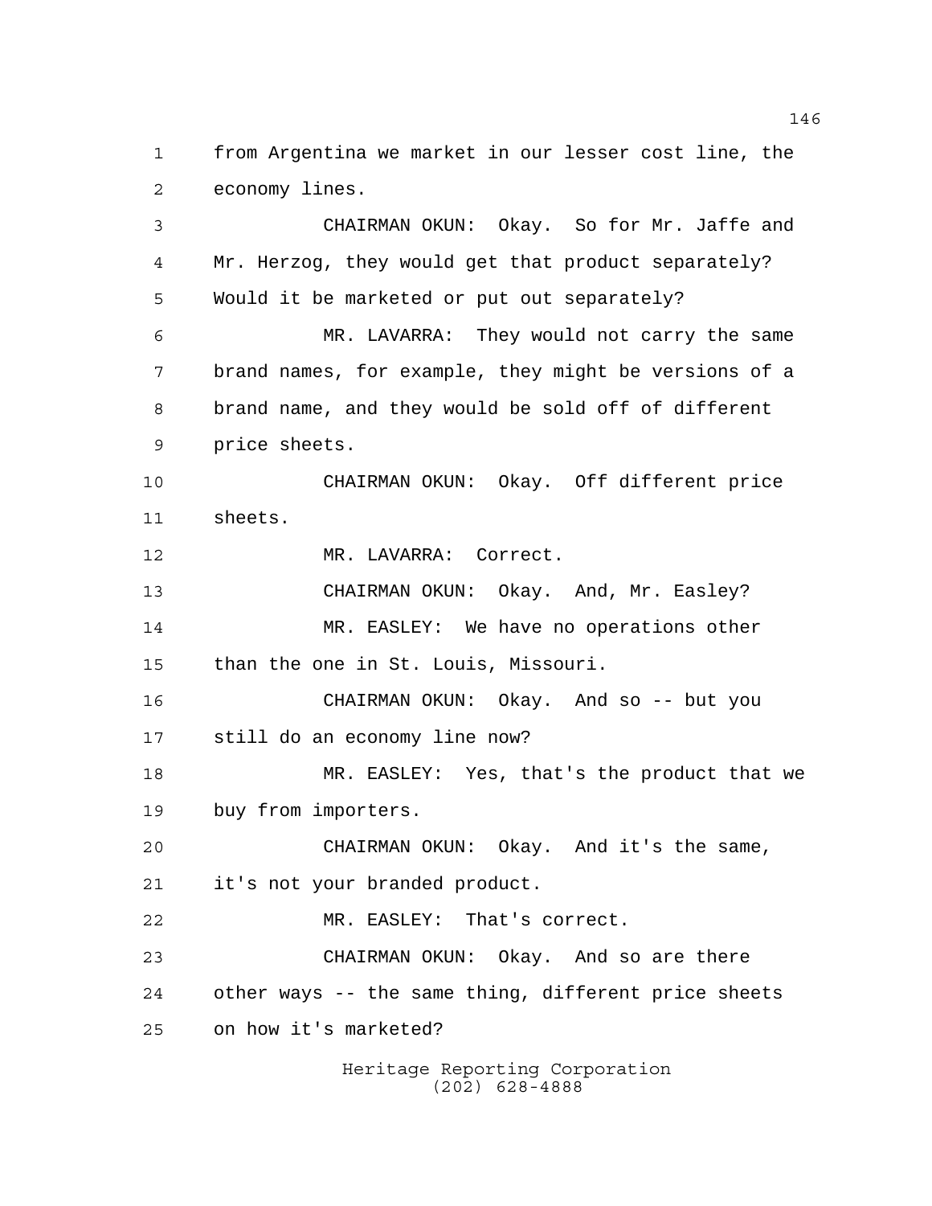from Argentina we market in our lesser cost line, the economy lines.

CHAIRMAN OKUN: Okay. So for Mr. Jaffe and Mr. Herzog, they would get that product separately? Would it be marketed or put out separately?

MR. LAVARRA: They would not carry the same brand names, for example, they might be versions of a brand name, and they would be sold off of different price sheets.

CHAIRMAN OKUN: Okay. Off different price sheets.

MR. LAVARRA: Correct.

CHAIRMAN OKUN: Okay. And, Mr. Easley?

MR. EASLEY: We have no operations other than the one in St. Louis, Missouri.

CHAIRMAN OKUN: Okay. And so -- but you still do an economy line now?

MR. EASLEY: Yes, that's the product that we buy from importers.

CHAIRMAN OKUN: Okay. And it's the same, it's not your branded product.

MR. EASLEY: That's correct.

CHAIRMAN OKUN: Okay. And so are there other ways -- the same thing, different price sheets on how it's marketed?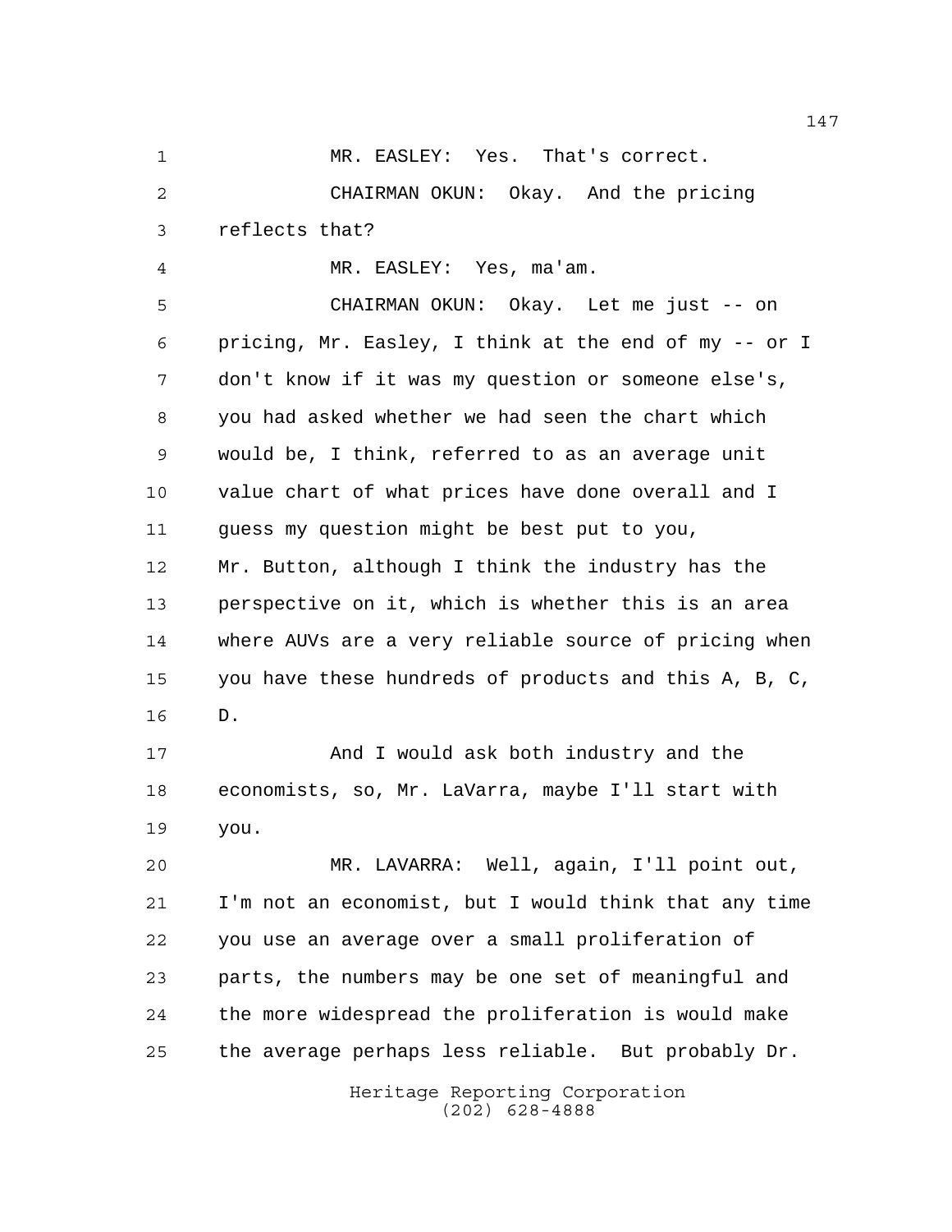MR. EASLEY: Yes. That's correct.

CHAIRMAN OKUN: Okay. And the pricing reflects that?

MR. EASLEY: Yes, ma'am.

CHAIRMAN OKUN: Okay. Let me just -- on pricing, Mr. Easley, I think at the end of my -- or I don't know if it was my question or someone else's, you had asked whether we had seen the chart which would be, I think, referred to as an average unit value chart of what prices have done overall and I guess my question might be best put to you, Mr. Button, although I think the industry has the perspective on it, which is whether this is an area where AUVs are a very reliable source of pricing when you have these hundreds of products and this A, B, C, D.

And I would ask both industry and the economists, so, Mr. LaVarra, maybe I'll start with you.

MR. LAVARRA: Well, again, I'll point out, I'm not an economist, but I would think that any time you use an average over a small proliferation of parts, the numbers may be one set of meaningful and the more widespread the proliferation is would make the average perhaps less reliable. But probably Dr.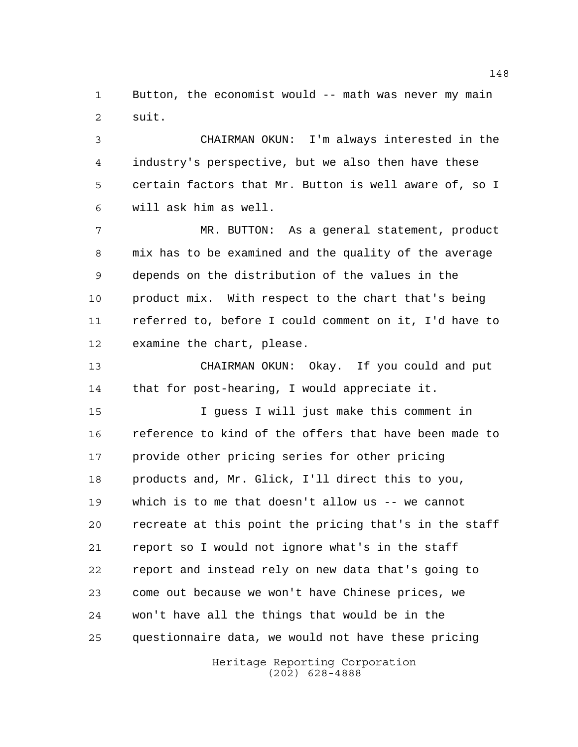Button, the economist would -- math was never my main suit.

CHAIRMAN OKUN: I'm always interested in the industry's perspective, but we also then have these certain factors that Mr. Button is well aware of, so I will ask him as well.

MR. BUTTON: As a general statement, product mix has to be examined and the quality of the average depends on the distribution of the values in the product mix. With respect to the chart that's being referred to, before I could comment on it, I'd have to examine the chart, please.

CHAIRMAN OKUN: Okay. If you could and put that for post-hearing, I would appreciate it.

I guess I will just make this comment in reference to kind of the offers that have been made to provide other pricing series for other pricing products and, Mr. Glick, I'll direct this to you, which is to me that doesn't allow us -- we cannot recreate at this point the pricing that's in the staff report so I would not ignore what's in the staff report and instead rely on new data that's going to come out because we won't have Chinese prices, we won't have all the things that would be in the questionnaire data, we would not have these pricing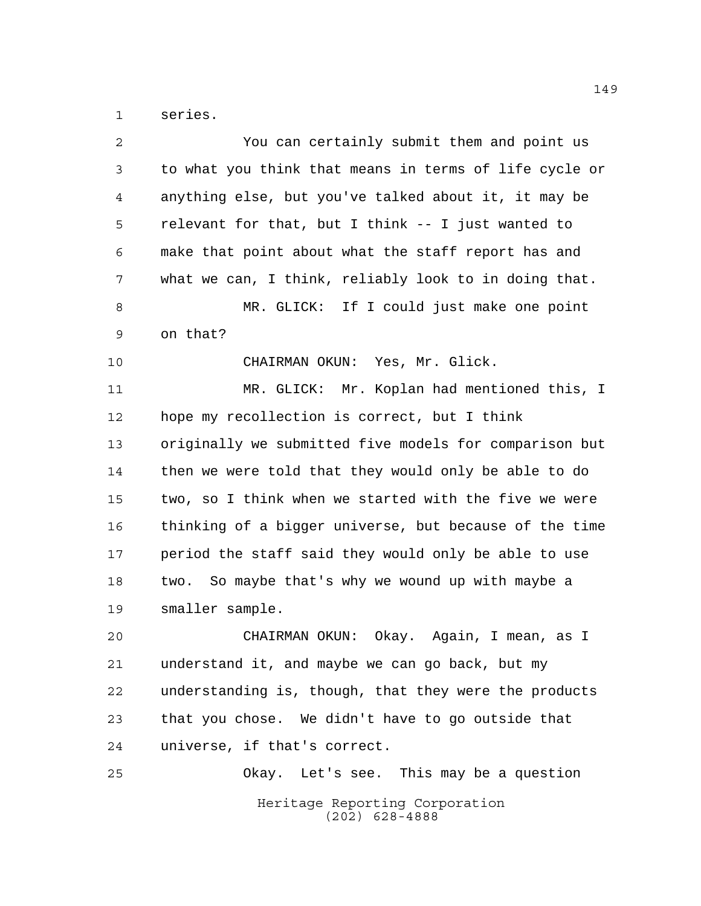series.

You can certainly submit them and point us to what you think that means in terms of life cycle or anything else, but you've talked about it, it may be relevant for that, but I think -- I just wanted to make that point about what the staff report has and what we can, I think, reliably look to in doing that.

MR. GLICK: If I could just make one point on that?

CHAIRMAN OKUN: Yes, Mr. Glick.

MR. GLICK: Mr. Koplan had mentioned this, I hope my recollection is correct, but I think originally we submitted five models for comparison but then we were told that they would only be able to do two, so I think when we started with the five we were thinking of a bigger universe, but because of the time period the staff said they would only be able to use two. So maybe that's why we wound up with maybe a smaller sample.

CHAIRMAN OKUN: Okay. Again, I mean, as I understand it, and maybe we can go back, but my understanding is, though, that they were the products that you chose. We didn't have to go outside that universe, if that's correct.

Okay. Let's see. This may be a question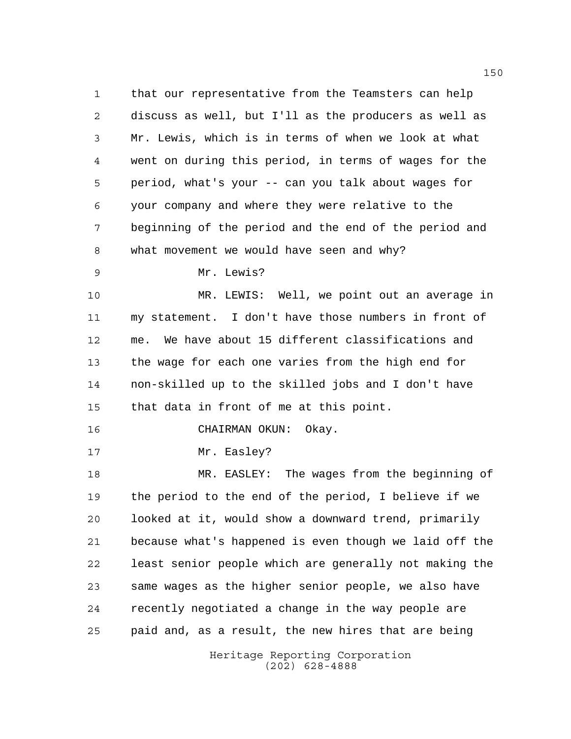that our representative from the Teamsters can help discuss as well, but I'll as the producers as well as Mr. Lewis, which is in terms of when we look at what went on during this period, in terms of wages for the period, what's your -- can you talk about wages for your company and where they were relative to the beginning of the period and the end of the period and what movement we would have seen and why?

Mr. Lewis?

MR. LEWIS: Well, we point out an average in my statement. I don't have those numbers in front of me. We have about 15 different classifications and the wage for each one varies from the high end for non-skilled up to the skilled jobs and I don't have that data in front of me at this point.

CHAIRMAN OKUN: Okay.

Mr. Easley?

MR. EASLEY: The wages from the beginning of the period to the end of the period, I believe if we looked at it, would show a downward trend, primarily because what's happened is even though we laid off the least senior people which are generally not making the same wages as the higher senior people, we also have recently negotiated a change in the way people are paid and, as a result, the new hires that are being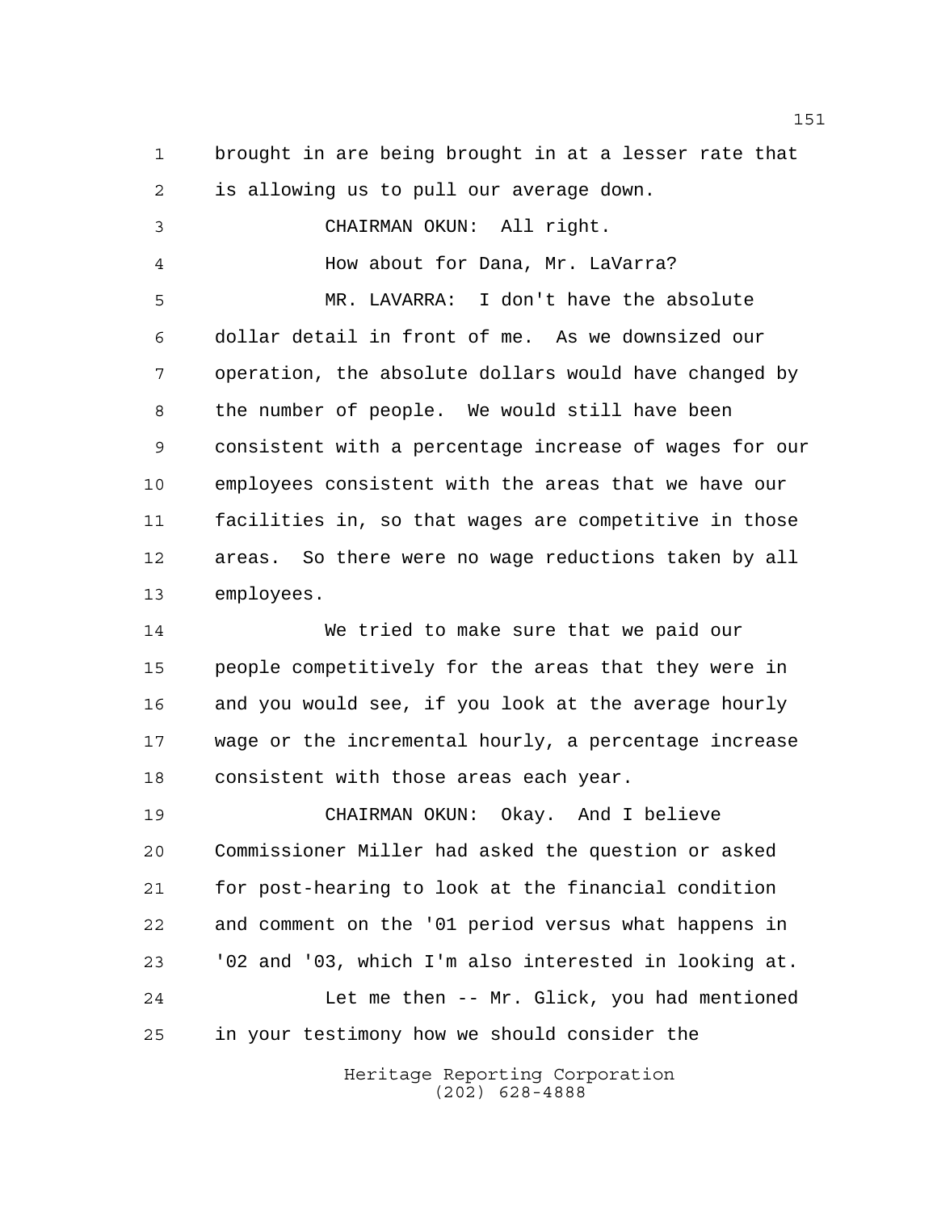brought in are being brought in at a lesser rate that is allowing us to pull our average down.

CHAIRMAN OKUN: All right.

How about for Dana, Mr. LaVarra?

MR. LAVARRA: I don't have the absolute dollar detail in front of me. As we downsized our operation, the absolute dollars would have changed by the number of people. We would still have been consistent with a percentage increase of wages for our employees consistent with the areas that we have our facilities in, so that wages are competitive in those areas. So there were no wage reductions taken by all employees.

We tried to make sure that we paid our people competitively for the areas that they were in and you would see, if you look at the average hourly wage or the incremental hourly, a percentage increase consistent with those areas each year.

CHAIRMAN OKUN: Okay. And I believe Commissioner Miller had asked the question or asked for post-hearing to look at the financial condition and comment on the '01 period versus what happens in '02 and '03, which I'm also interested in looking at.

Let me then -- Mr. Glick, you had mentioned in your testimony how we should consider the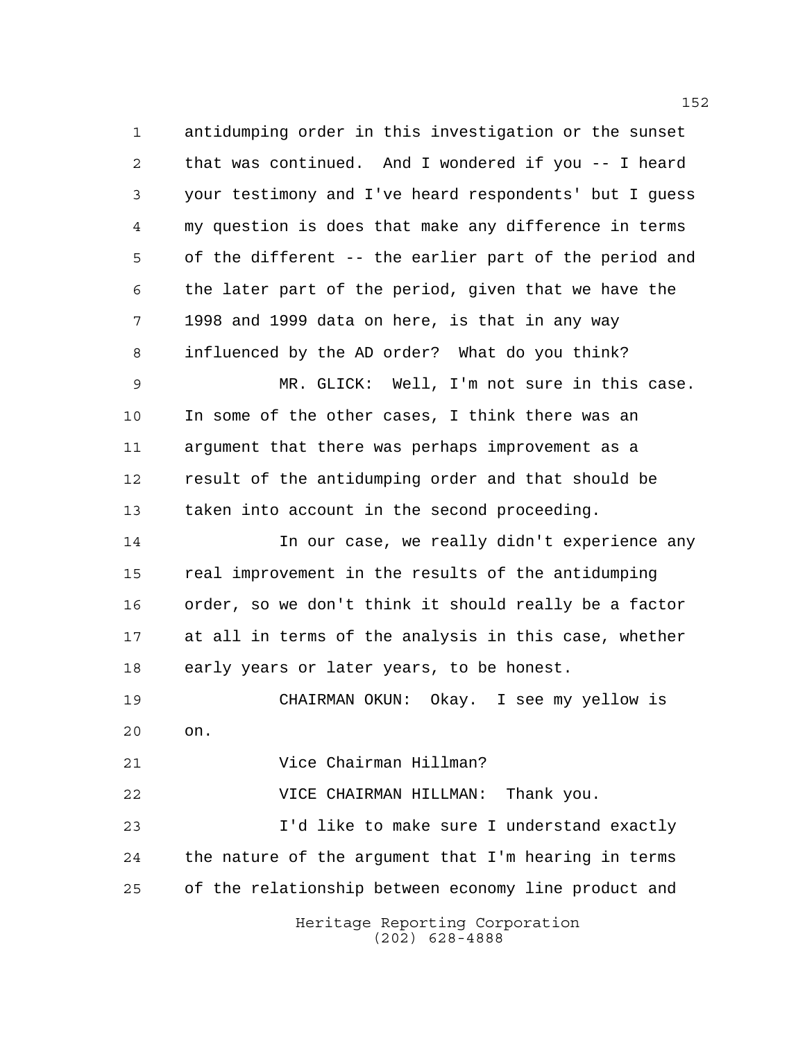antidumping order in this investigation or the sunset that was continued. And I wondered if you -- I heard your testimony and I've heard respondents' but I guess my question is does that make any difference in terms of the different -- the earlier part of the period and the later part of the period, given that we have the 1998 and 1999 data on here, is that in any way influenced by the AD order? What do you think?

MR. GLICK: Well, I'm not sure in this case. In some of the other cases, I think there was an argument that there was perhaps improvement as a result of the antidumping order and that should be taken into account in the second proceeding.

In our case, we really didn't experience any real improvement in the results of the antidumping order, so we don't think it should really be a factor at all in terms of the analysis in this case, whether early years or later years, to be honest.

CHAIRMAN OKUN: Okay. I see my yellow is on.

Vice Chairman Hillman?

VICE CHAIRMAN HILLMAN: Thank you.

I'd like to make sure I understand exactly the nature of the argument that I'm hearing in terms of the relationship between economy line product and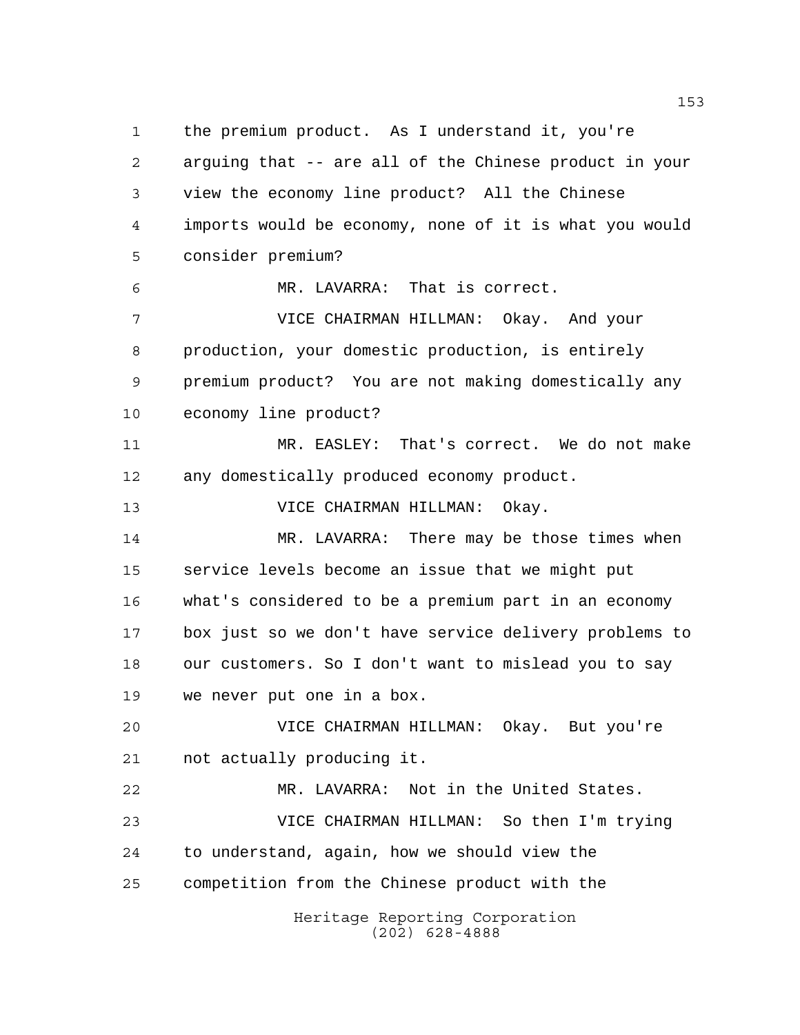the premium product. As I understand it, you're arguing that -- are all of the Chinese product in your view the economy line product? All the Chinese imports would be economy, none of it is what you would consider premium?

MR. LAVARRA: That is correct.

VICE CHAIRMAN HILLMAN: Okay. And your production, your domestic production, is entirely premium product? You are not making domestically any economy line product?

MR. EASLEY: That's correct. We do not make any domestically produced economy product.

VICE CHAIRMAN HILLMAN: Okay.

MR. LAVARRA: There may be those times when service levels become an issue that we might put what's considered to be a premium part in an economy box just so we don't have service delivery problems to our customers. So I don't want to mislead you to say we never put one in a box.

VICE CHAIRMAN HILLMAN: Okay. But you're not actually producing it.

MR. LAVARRA: Not in the United States.

VICE CHAIRMAN HILLMAN: So then I'm trying to understand, again, how we should view the competition from the Chinese product with the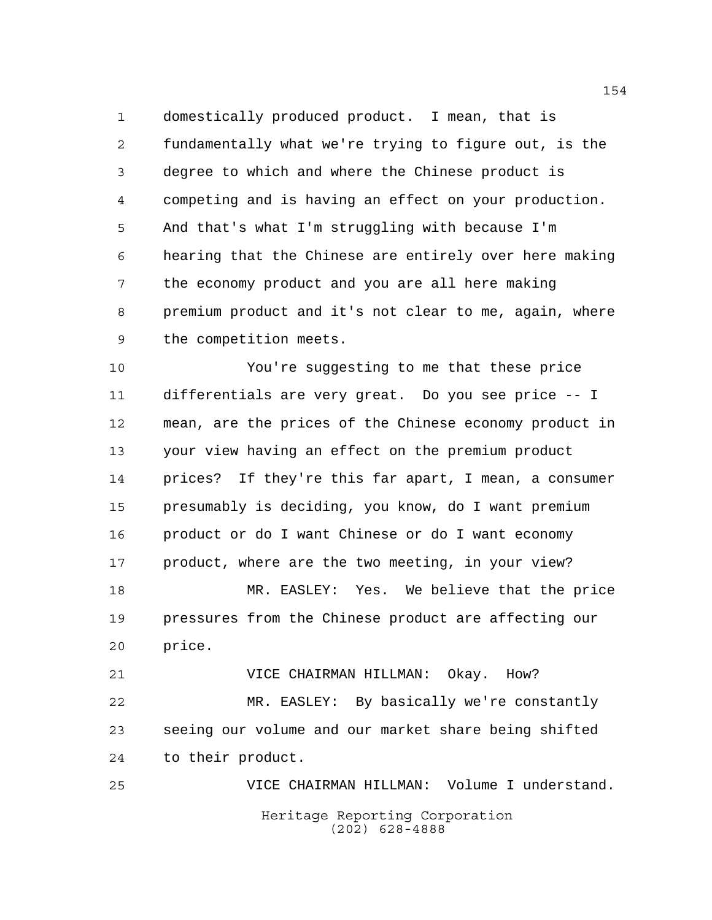domestically produced product. I mean, that is fundamentally what we're trying to figure out, is the degree to which and where the Chinese product is competing and is having an effect on your production. And that's what I'm struggling with because I'm hearing that the Chinese are entirely over here making the economy product and you are all here making premium product and it's not clear to me, again, where the competition meets.

You're suggesting to me that these price differentials are very great. Do you see price -- I mean, are the prices of the Chinese economy product in your view having an effect on the premium product prices? If they're this far apart, I mean, a consumer presumably is deciding, you know, do I want premium product or do I want Chinese or do I want economy product, where are the two meeting, in your view?

MR. EASLEY: Yes. We believe that the price pressures from the Chinese product are affecting our price.

VICE CHAIRMAN HILLMAN: Okay. How?

MR. EASLEY: By basically we're constantly seeing our volume and our market share being shifted to their product.

VICE CHAIRMAN HILLMAN: Volume I understand.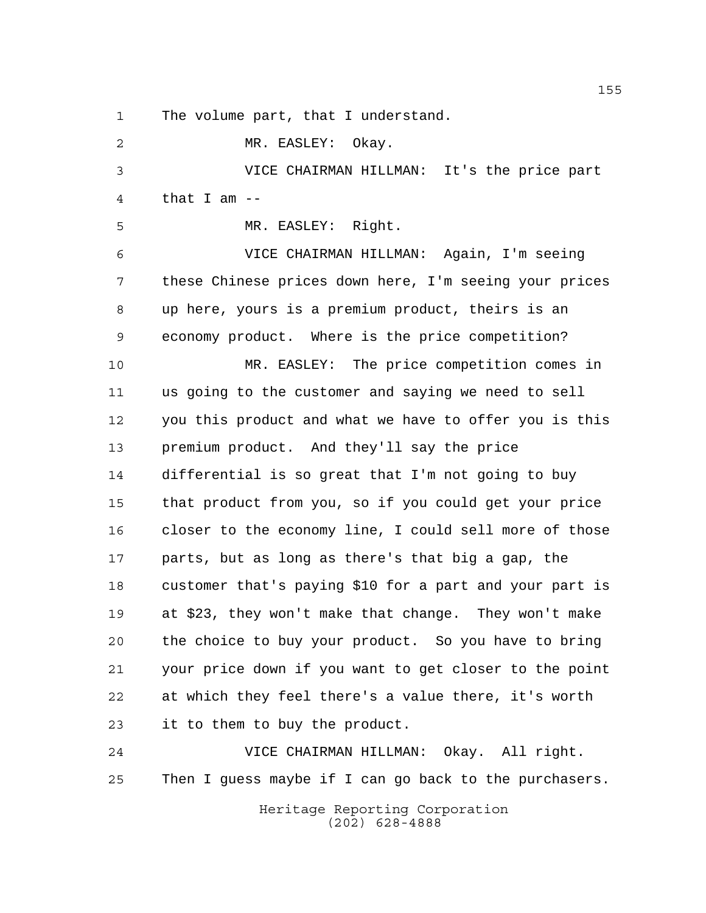The volume part, that I understand.

MR. EASLEY: Okay.

VICE CHAIRMAN HILLMAN: It's the price part that I am --

MR. EASLEY: Right.

VICE CHAIRMAN HILLMAN: Again, I'm seeing these Chinese prices down here, I'm seeing your prices up here, yours is a premium product, theirs is an economy product. Where is the price competition?

MR. EASLEY: The price competition comes in us going to the customer and saying we need to sell you this product and what we have to offer you is this premium product. And they'll say the price differential is so great that I'm not going to buy that product from you, so if you could get your price closer to the economy line, I could sell more of those parts, but as long as there's that big a gap, the customer that's paying $10 for a part and your part is at $23, they won't make that change. They won't make the choice to buy your product. So you have to bring your price down if you want to get closer to the point at which they feel there's a value there, it's worth it to them to buy the product.

VICE CHAIRMAN HILLMAN: Okay. All right. Then I guess maybe if I can go back to the purchasers.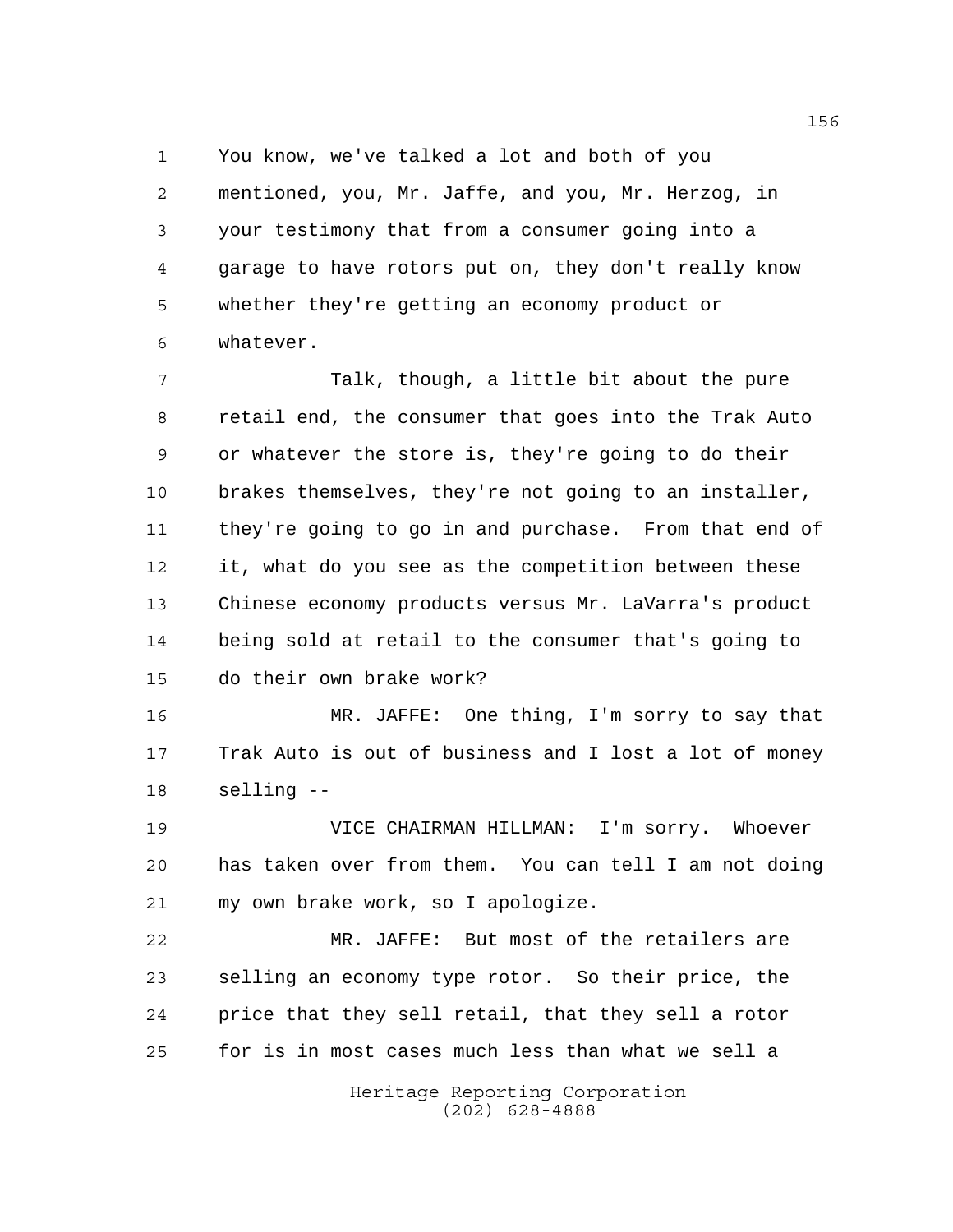You know, we've talked a lot and both of you mentioned, you, Mr. Jaffe, and you, Mr. Herzog, in your testimony that from a consumer going into a garage to have rotors put on, they don't really know whether they're getting an economy product or whatever.

Talk, though, a little bit about the pure retail end, the consumer that goes into the Trak Auto or whatever the store is, they're going to do their brakes themselves, they're not going to an installer, they're going to go in and purchase. From that end of it, what do you see as the competition between these Chinese economy products versus Mr. LaVarra's product being sold at retail to the consumer that's going to do their own brake work?

MR. JAFFE: One thing, I'm sorry to say that Trak Auto is out of business and I lost a lot of money selling --

VICE CHAIRMAN HILLMAN: I'm sorry. Whoever has taken over from them. You can tell I am not doing my own brake work, so I apologize.

MR. JAFFE: But most of the retailers are selling an economy type rotor. So their price, the price that they sell retail, that they sell a rotor for is in most cases much less than what we sell a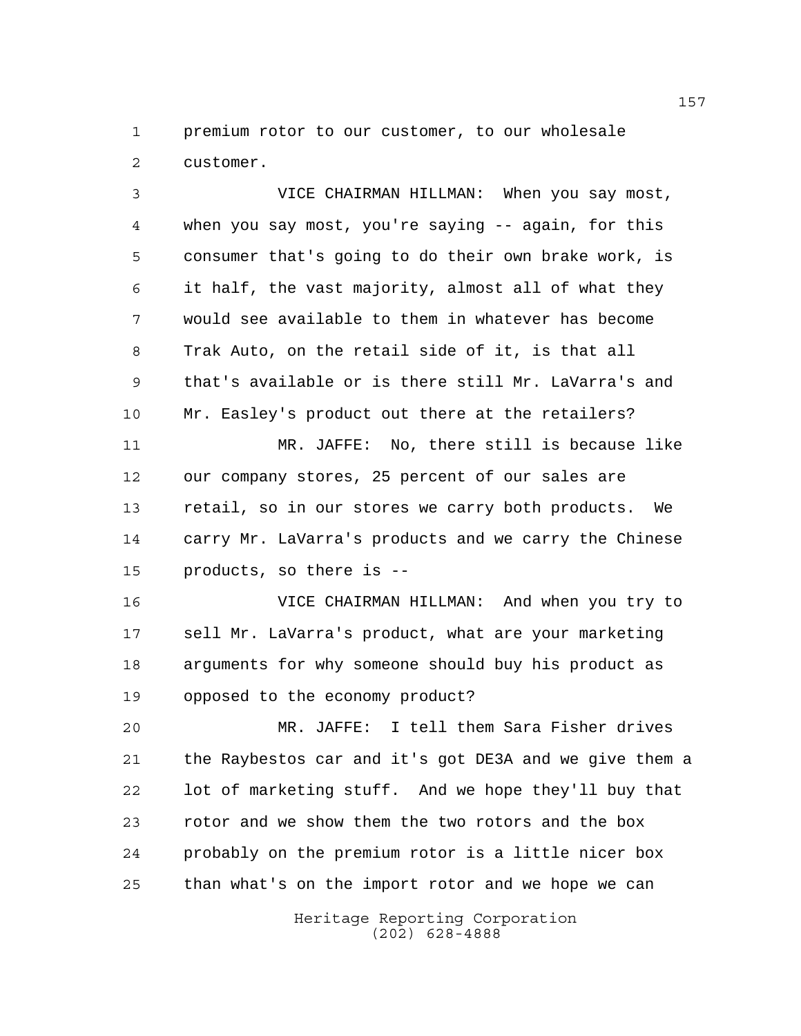premium rotor to our customer, to our wholesale customer.

VICE CHAIRMAN HILLMAN: When you say most, when you say most, you're saying -- again, for this consumer that's going to do their own brake work, is it half, the vast majority, almost all of what they would see available to them in whatever has become Trak Auto, on the retail side of it, is that all that's available or is there still Mr. LaVarra's and Mr. Easley's product out there at the retailers?

MR. JAFFE: No, there still is because like our company stores, 25 percent of our sales are retail, so in our stores we carry both products. We carry Mr. LaVarra's products and we carry the Chinese products, so there is --

VICE CHAIRMAN HILLMAN: And when you try to sell Mr. LaVarra's product, what are your marketing arguments for why someone should buy his product as opposed to the economy product?

MR. JAFFE: I tell them Sara Fisher drives the Raybestos car and it's got DE3A and we give them a lot of marketing stuff. And we hope they'll buy that rotor and we show them the two rotors and the box probably on the premium rotor is a little nicer box than what's on the import rotor and we hope we can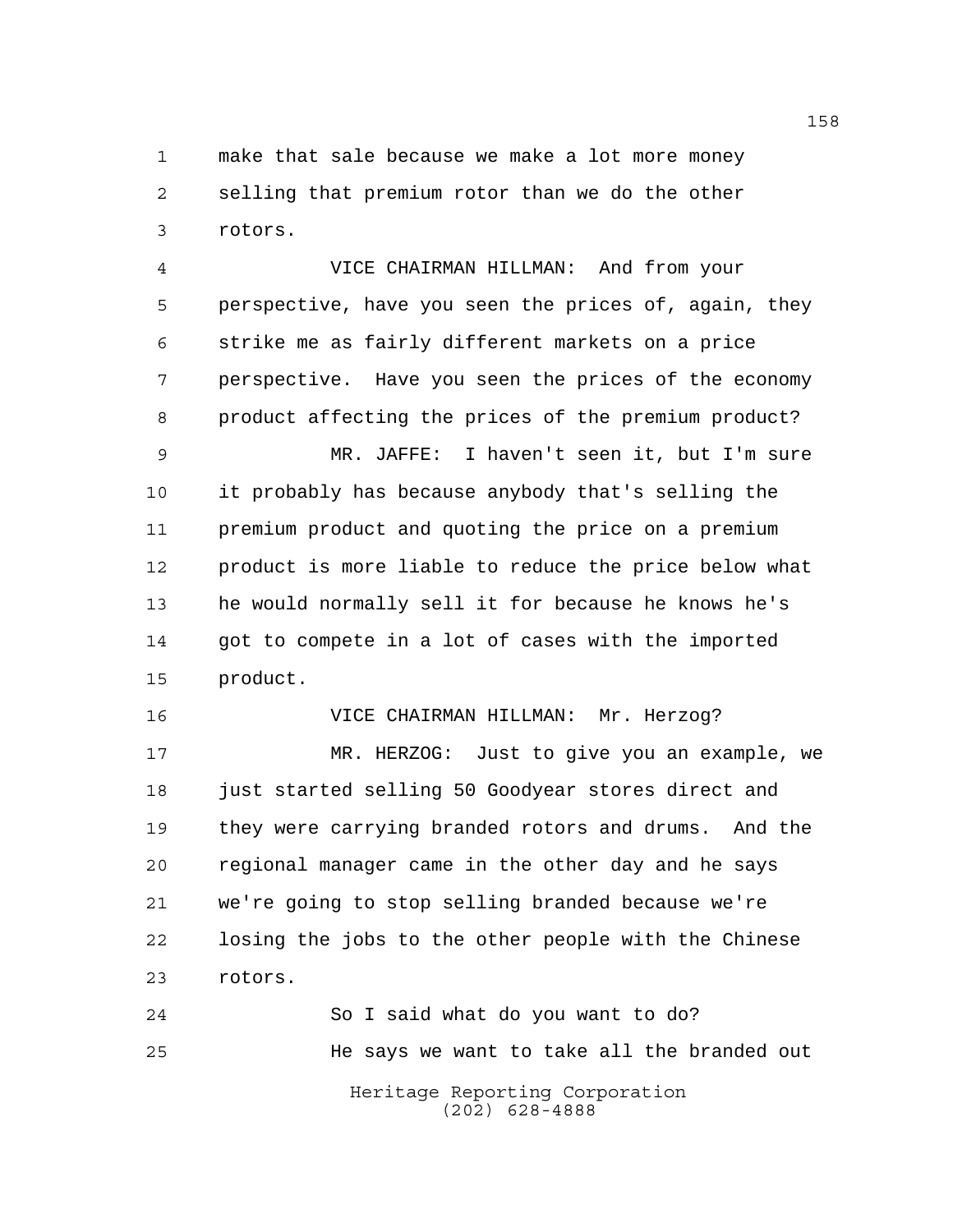make that sale because we make a lot more money selling that premium rotor than we do the other rotors.

VICE CHAIRMAN HILLMAN: And from your perspective, have you seen the prices of, again, they strike me as fairly different markets on a price perspective. Have you seen the prices of the economy product affecting the prices of the premium product?

MR. JAFFE: I haven't seen it, but I'm sure it probably has because anybody that's selling the premium product and quoting the price on a premium product is more liable to reduce the price below what he would normally sell it for because he knows he's got to compete in a lot of cases with the imported product.

VICE CHAIRMAN HILLMAN: Mr. Herzog?

MR. HERZOG: Just to give you an example, we just started selling 50 Goodyear stores direct and they were carrying branded rotors and drums. And the regional manager came in the other day and he says we're going to stop selling branded because we're losing the jobs to the other people with the Chinese rotors.

So I said what do you want to do?

He says we want to take all the branded out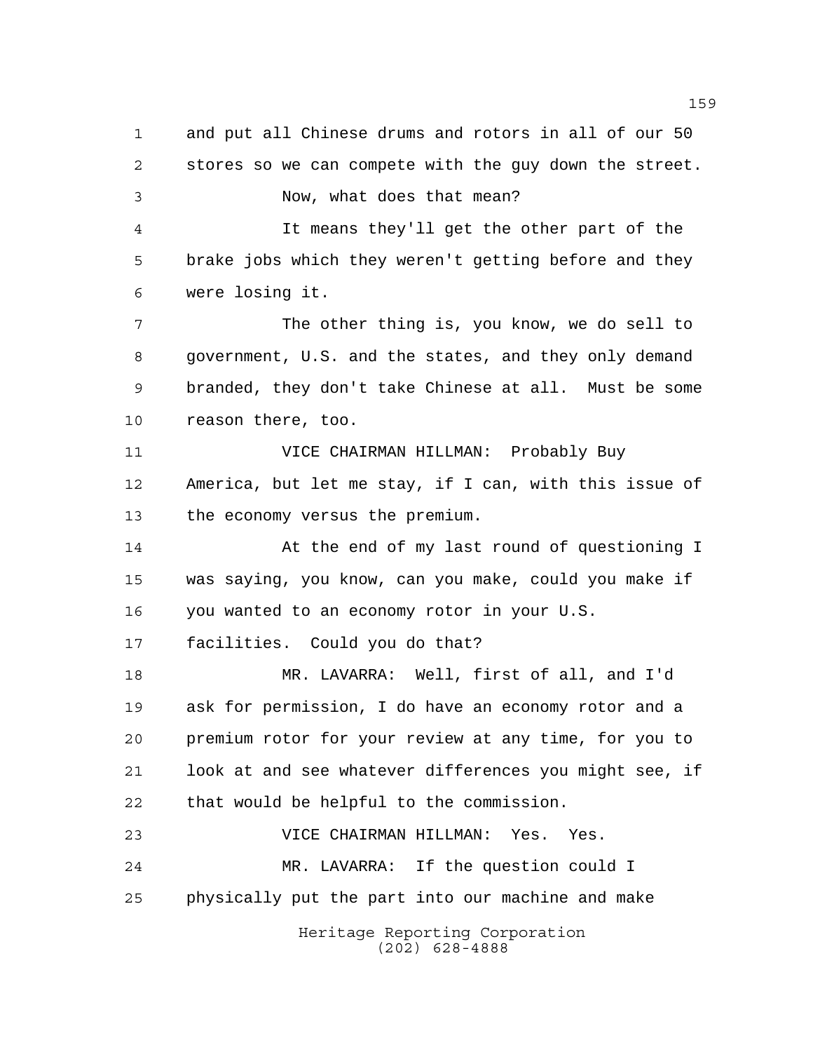and put all Chinese drums and rotors in all of our 50 stores so we can compete with the guy down the street.

Now, what does that mean?

It means they'll get the other part of the brake jobs which they weren't getting before and they were losing it.

The other thing is, you know, we do sell to government, U.S. and the states, and they only demand branded, they don't take Chinese at all. Must be some reason there, too.

VICE CHAIRMAN HILLMAN: Probably Buy America, but let me stay, if I can, with this issue of the economy versus the premium.

At the end of my last round of questioning I was saying, you know, can you make, could you make if you wanted to an economy rotor in your U.S. facilities. Could you do that?

MR. LAVARRA: Well, first of all, and I'd ask for permission, I do have an economy rotor and a premium rotor for your review at any time, for you to look at and see whatever differences you might see, if that would be helpful to the commission.

VICE CHAIRMAN HILLMAN: Yes. Yes.

MR. LAVARRA: If the question could I physically put the part into our machine and make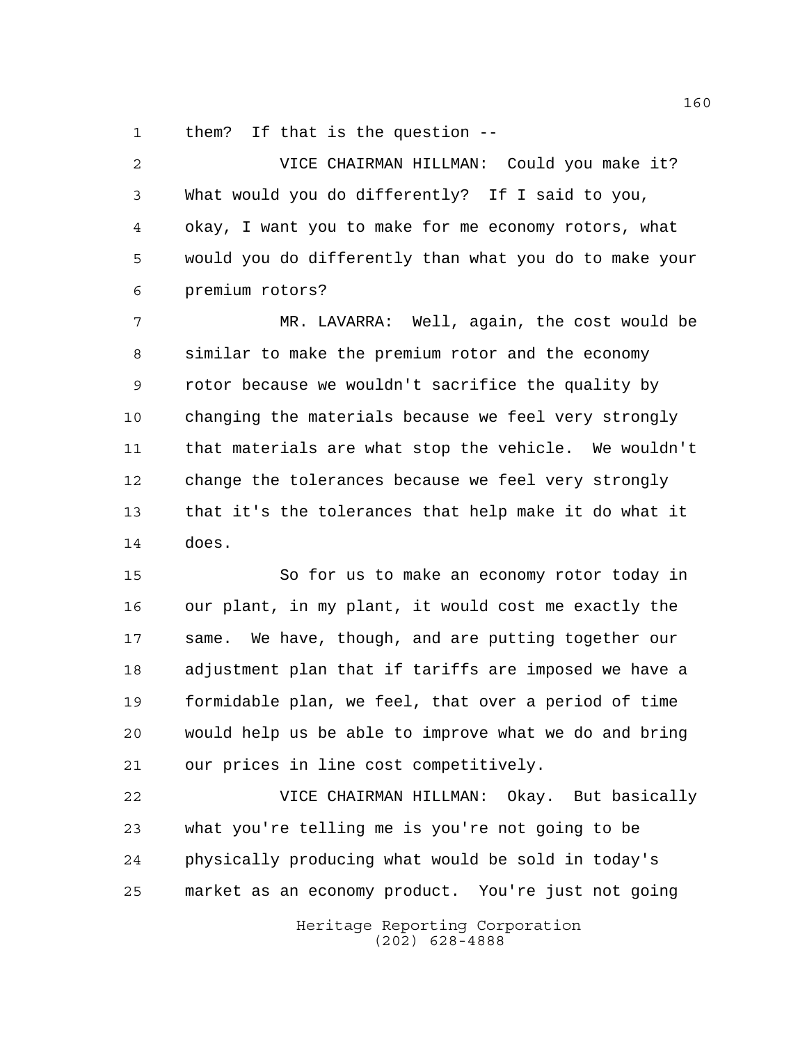them? If that is the question --

VICE CHAIRMAN HILLMAN: Could you make it? What would you do differently? If I said to you, okay, I want you to make for me economy rotors, what would you do differently than what you do to make your premium rotors?

MR. LAVARRA: Well, again, the cost would be similar to make the premium rotor and the economy rotor because we wouldn't sacrifice the quality by changing the materials because we feel very strongly that materials are what stop the vehicle. We wouldn't change the tolerances because we feel very strongly that it's the tolerances that help make it do what it does.

So for us to make an economy rotor today in our plant, in my plant, it would cost me exactly the same. We have, though, and are putting together our adjustment plan that if tariffs are imposed we have a formidable plan, we feel, that over a period of time would help us be able to improve what we do and bring our prices in line cost competitively.

VICE CHAIRMAN HILLMAN: Okay. But basically what you're telling me is you're not going to be physically producing what would be sold in today's market as an economy product. You're just not going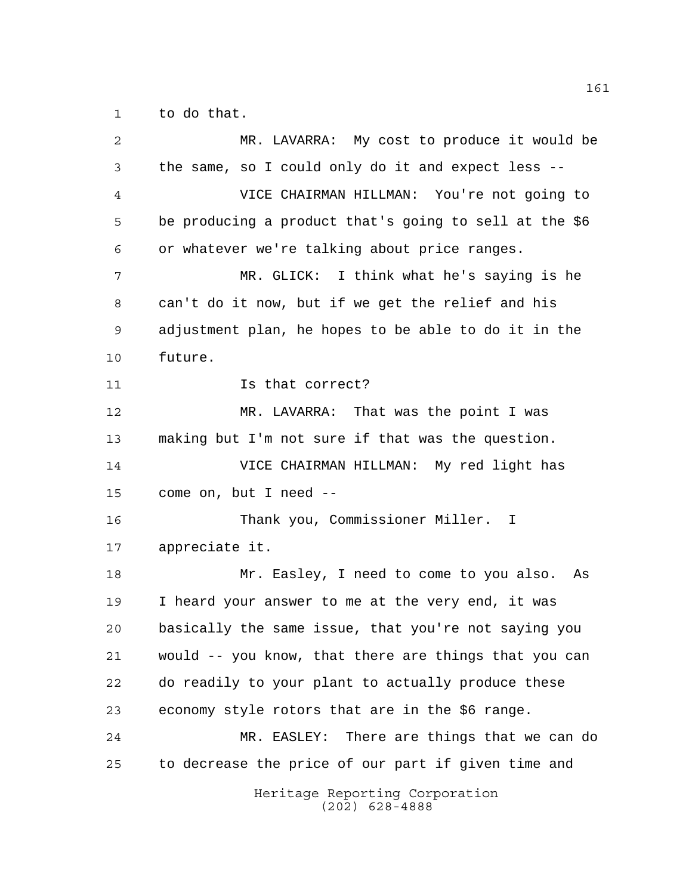to do that.

MR. LAVARRA: My cost to produce it would be the same, so I could only do it and expect less --

VICE CHAIRMAN HILLMAN: You're not going to be producing a product that's going to sell at the $6 or whatever we're talking about price ranges.

MR. GLICK: I think what he's saying is he can't do it now, but if we get the relief and his adjustment plan, he hopes to be able to do it in the future.

Is that correct?

MR. LAVARRA: That was the point I was making but I'm not sure if that was the question.

VICE CHAIRMAN HILLMAN: My red light has come on, but I need --

Thank you, Commissioner Miller. I appreciate it.

Mr. Easley, I need to come to you also. As I heard your answer to me at the very end, it was basically the same issue, that you're not saying you would -- you know, that there are things that you can do readily to your plant to actually produce these economy style rotors that are in the $6 range.

MR. EASLEY: There are things that we can do to decrease the price of our part if given time and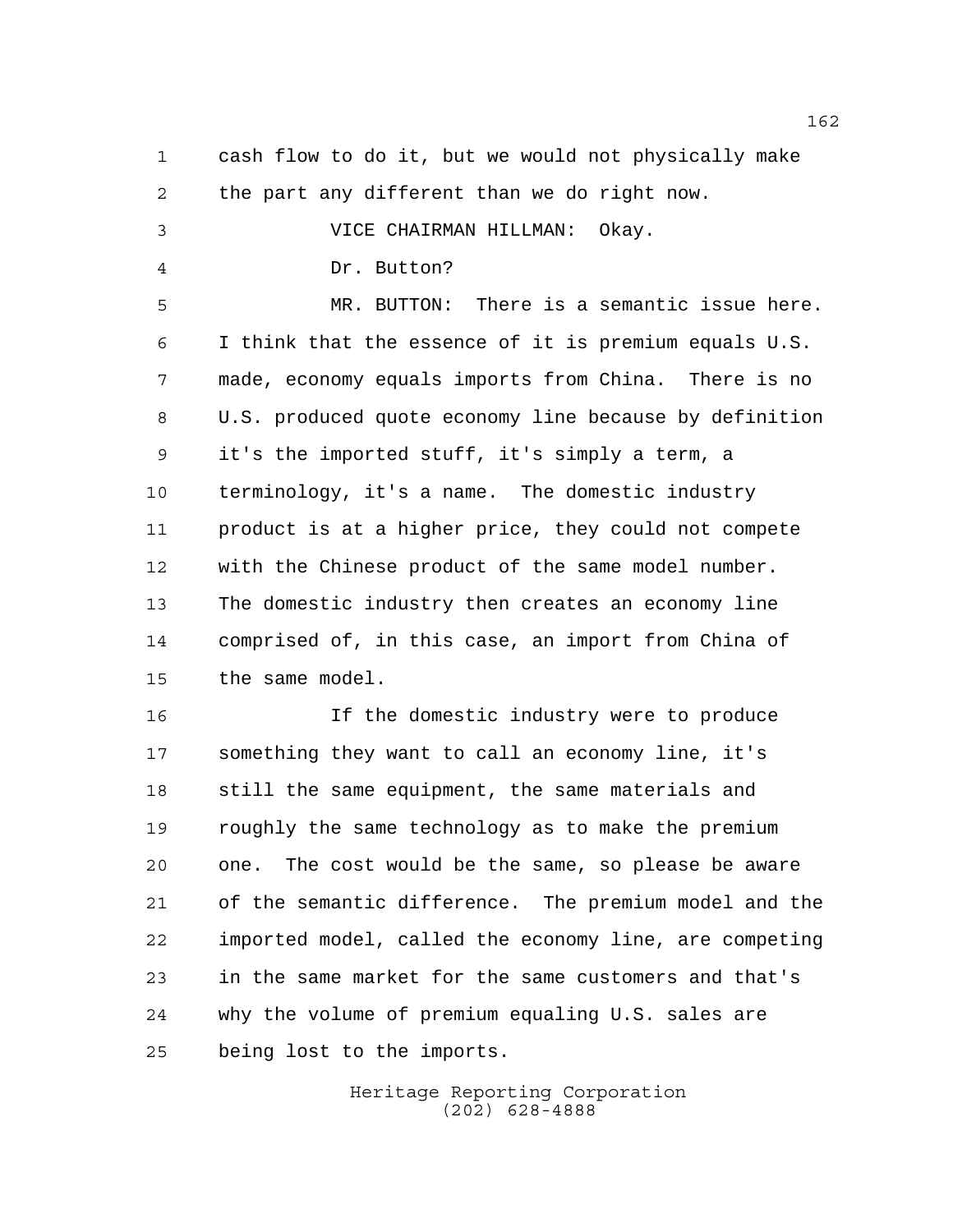cash flow to do it, but we would not physically make the part any different than we do right now.

VICE CHAIRMAN HILLMAN: Okay.

Dr. Button?

MR. BUTTON: There is a semantic issue here. I think that the essence of it is premium equals U.S. made, economy equals imports from China. There is no U.S. produced quote economy line because by definition it's the imported stuff, it's simply a term, a terminology, it's a name. The domestic industry product is at a higher price, they could not compete with the Chinese product of the same model number. The domestic industry then creates an economy line comprised of, in this case, an import from China of the same model.

If the domestic industry were to produce something they want to call an economy line, it's still the same equipment, the same materials and roughly the same technology as to make the premium one. The cost would be the same, so please be aware of the semantic difference. The premium model and the imported model, called the economy line, are competing in the same market for the same customers and that's why the volume of premium equaling U.S. sales are being lost to the imports.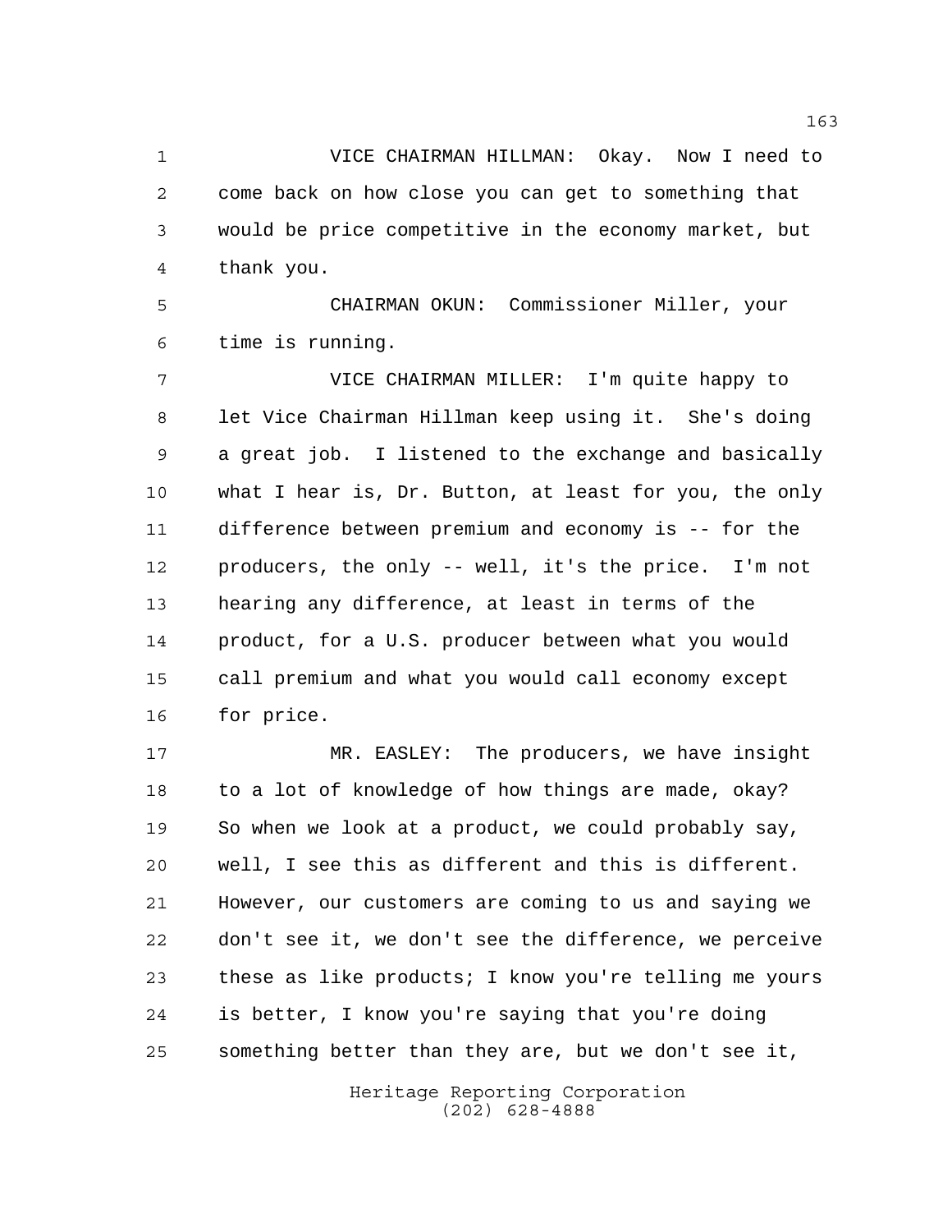VICE CHAIRMAN HILLMAN: Okay. Now I need to come back on how close you can get to something that would be price competitive in the economy market, but thank you.

CHAIRMAN OKUN: Commissioner Miller, your time is running.

VICE CHAIRMAN MILLER: I'm quite happy to let Vice Chairman Hillman keep using it. She's doing a great job. I listened to the exchange and basically what I hear is, Dr. Button, at least for you, the only difference between premium and economy is -- for the producers, the only -- well, it's the price. I'm not hearing any difference, at least in terms of the product, for a U.S. producer between what you would call premium and what you would call economy except for price.

MR. EASLEY: The producers, we have insight to a lot of knowledge of how things are made, okay? So when we look at a product, we could probably say, well, I see this as different and this is different. However, our customers are coming to us and saying we don't see it, we don't see the difference, we perceive these as like products; I know you're telling me yours is better, I know you're saying that you're doing something better than they are, but we don't see it,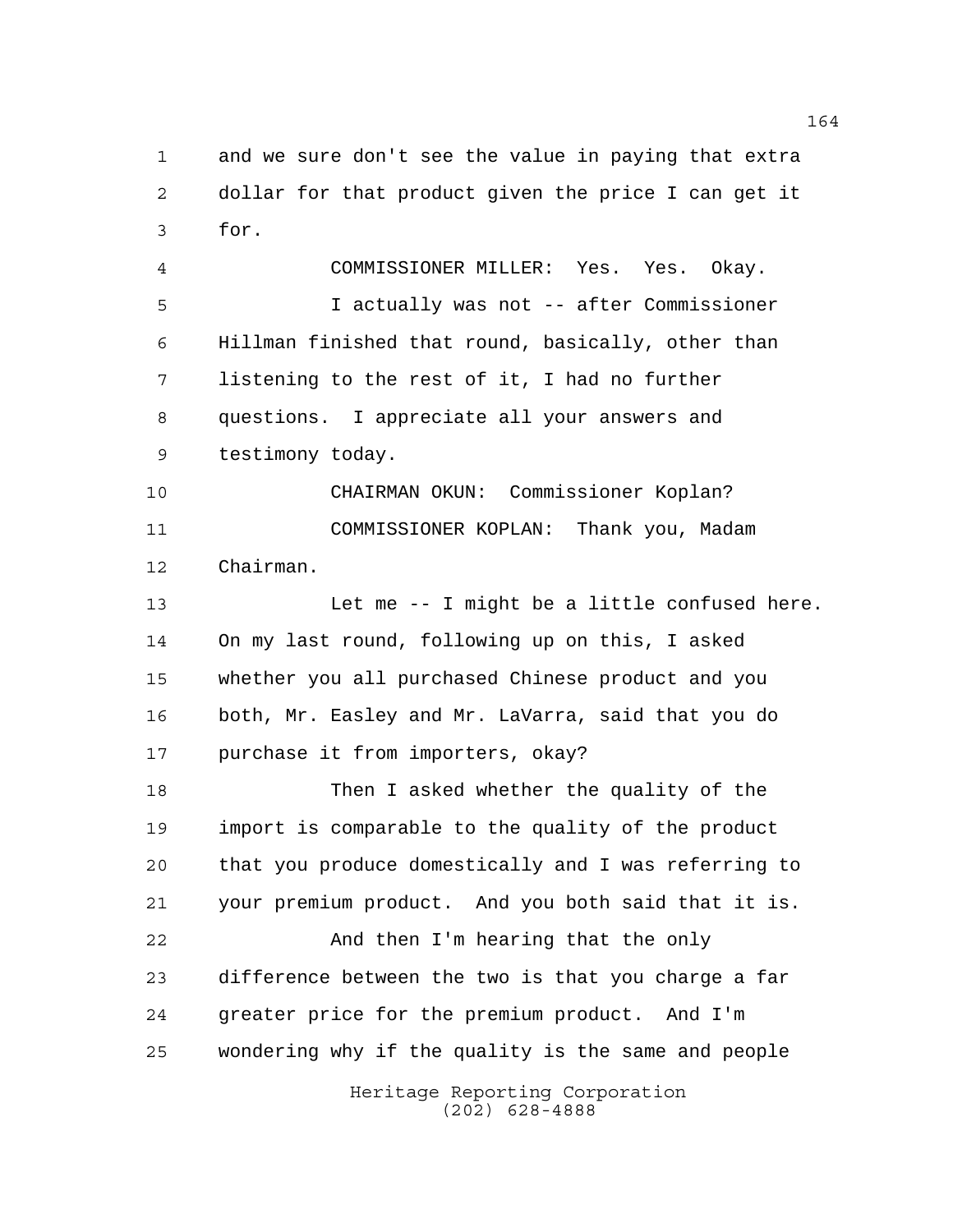and we sure don't see the value in paying that extra dollar for that product given the price I can get it for.

COMMISSIONER MILLER: Yes. Yes. Okay.

I actually was not -- after Commissioner Hillman finished that round, basically, other than listening to the rest of it, I had no further questions. I appreciate all your answers and testimony today.

CHAIRMAN OKUN: Commissioner Koplan?

COMMISSIONER KOPLAN: Thank you, Madam Chairman.

Let me -- I might be a little confused here. On my last round, following up on this, I asked whether you all purchased Chinese product and you both, Mr. Easley and Mr. LaVarra, said that you do purchase it from importers, okay?

Then I asked whether the quality of the import is comparable to the quality of the product that you produce domestically and I was referring to your premium product. And you both said that it is.

And then I'm hearing that the only difference between the two is that you charge a far greater price for the premium product. And I'm wondering why if the quality is the same and people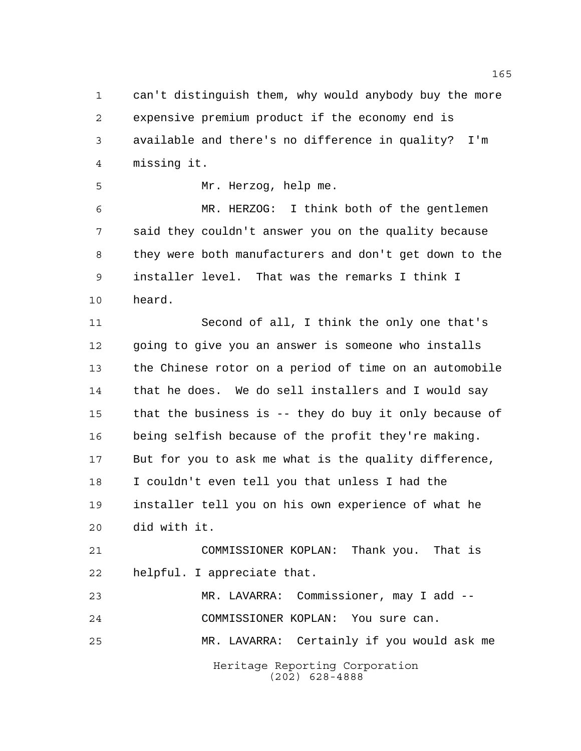can't distinguish them, why would anybody buy the more expensive premium product if the economy end is available and there's no difference in quality? I'm missing it.

Mr. Herzog, help me.

MR. HERZOG: I think both of the gentlemen said they couldn't answer you on the quality because they were both manufacturers and don't get down to the installer level. That was the remarks I think I heard.

Second of all, I think the only one that's going to give you an answer is someone who installs the Chinese rotor on a period of time on an automobile that he does. We do sell installers and I would say that the business is -- they do buy it only because of being selfish because of the profit they're making. But for you to ask me what is the quality difference, I couldn't even tell you that unless I had the installer tell you on his own experience of what he did with it.

COMMISSIONER KOPLAN: Thank you. That is helpful. I appreciate that.

MR. LAVARRA: Commissioner, may I add --

COMMISSIONER KOPLAN: You sure can.

MR. LAVARRA: Certainly if you would ask me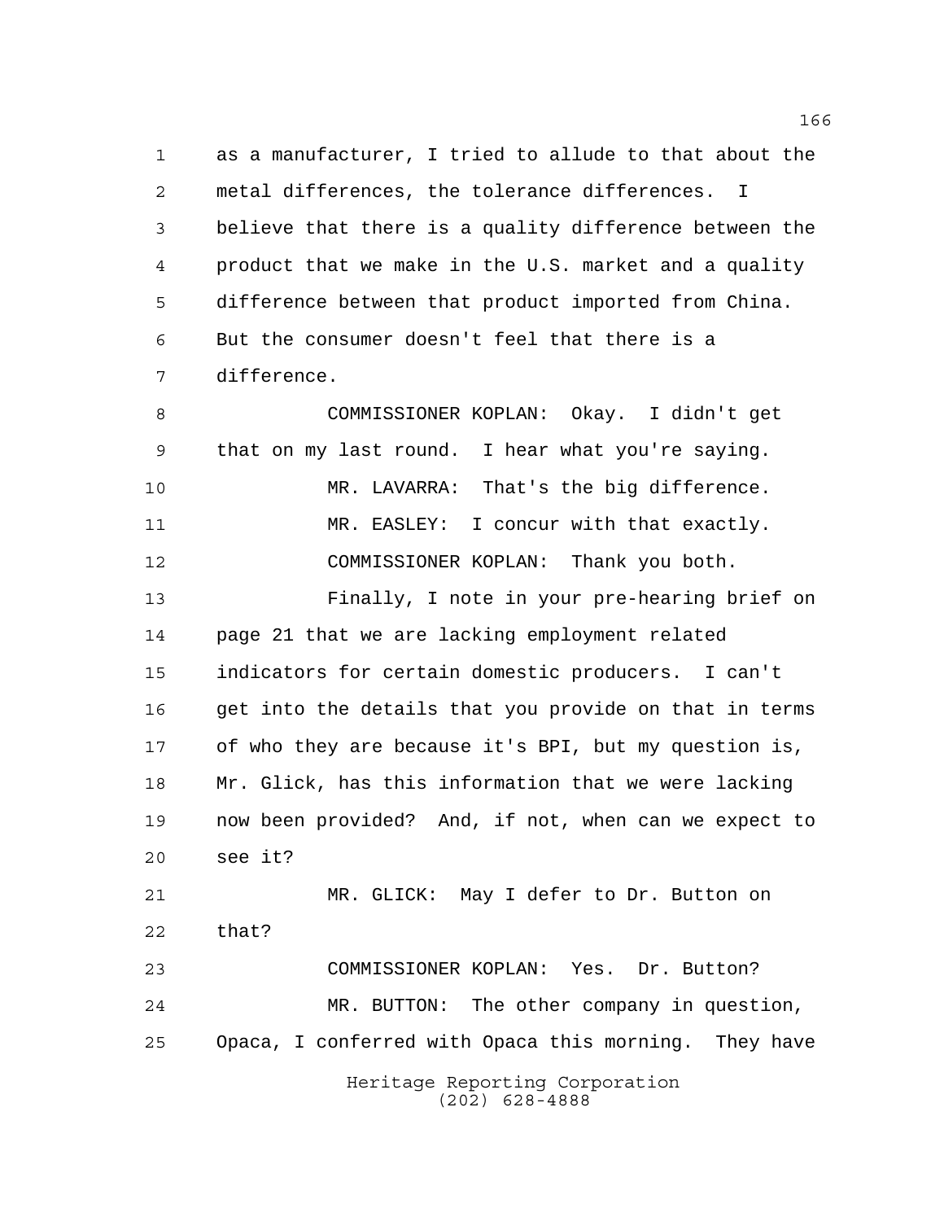as a manufacturer, I tried to allude to that about the metal differences, the tolerance differences. I believe that there is a quality difference between the product that we make in the U.S. market and a quality difference between that product imported from China. But the consumer doesn't feel that there is a difference.

COMMISSIONER KOPLAN: Okay. I didn't get that on my last round. I hear what you're saying.

MR. LAVARRA: That's the big difference.

MR. EASLEY: I concur with that exactly.

COMMISSIONER KOPLAN: Thank you both.

Finally, I note in your pre-hearing brief on page 21 that we are lacking employment related indicators for certain domestic producers. I can't get into the details that you provide on that in terms of who they are because it's BPI, but my question is, Mr. Glick, has this information that we were lacking now been provided? And, if not, when can we expect to see it?

MR. GLICK: May I defer to Dr. Button on that?

COMMISSIONER KOPLAN: Yes. Dr. Button?

MR. BUTTON: The other company in question, Opaca, I conferred with Opaca this morning. They have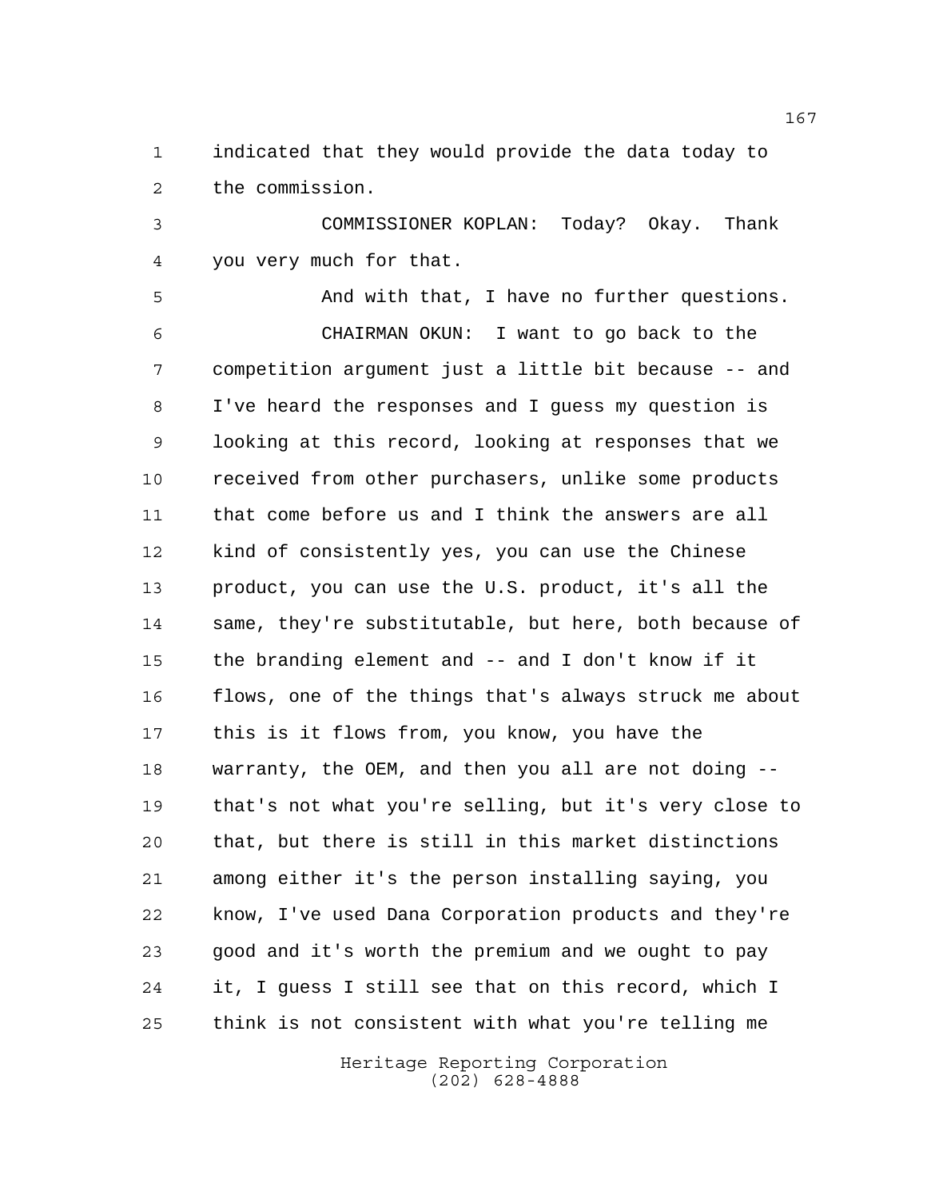indicated that they would provide the data today to the commission.

COMMISSIONER KOPLAN: Today? Okay. Thank you very much for that.

And with that, I have no further questions.

CHAIRMAN OKUN: I want to go back to the competition argument just a little bit because -- and I've heard the responses and I guess my question is looking at this record, looking at responses that we received from other purchasers, unlike some products that come before us and I think the answers are all kind of consistently yes, you can use the Chinese product, you can use the U.S. product, it's all the same, they're substitutable, but here, both because of the branding element and -- and I don't know if it flows, one of the things that's always struck me about this is it flows from, you know, you have the warranty, the OEM, and then you all are not doing -- that's not what you're selling, but it's very close to that, but there is still in this market distinctions among either it's the person installing saying, you know, I've used Dana Corporation products and they're good and it's worth the premium and we ought to pay it, I guess I still see that on this record, which I think is not consistent with what you're telling me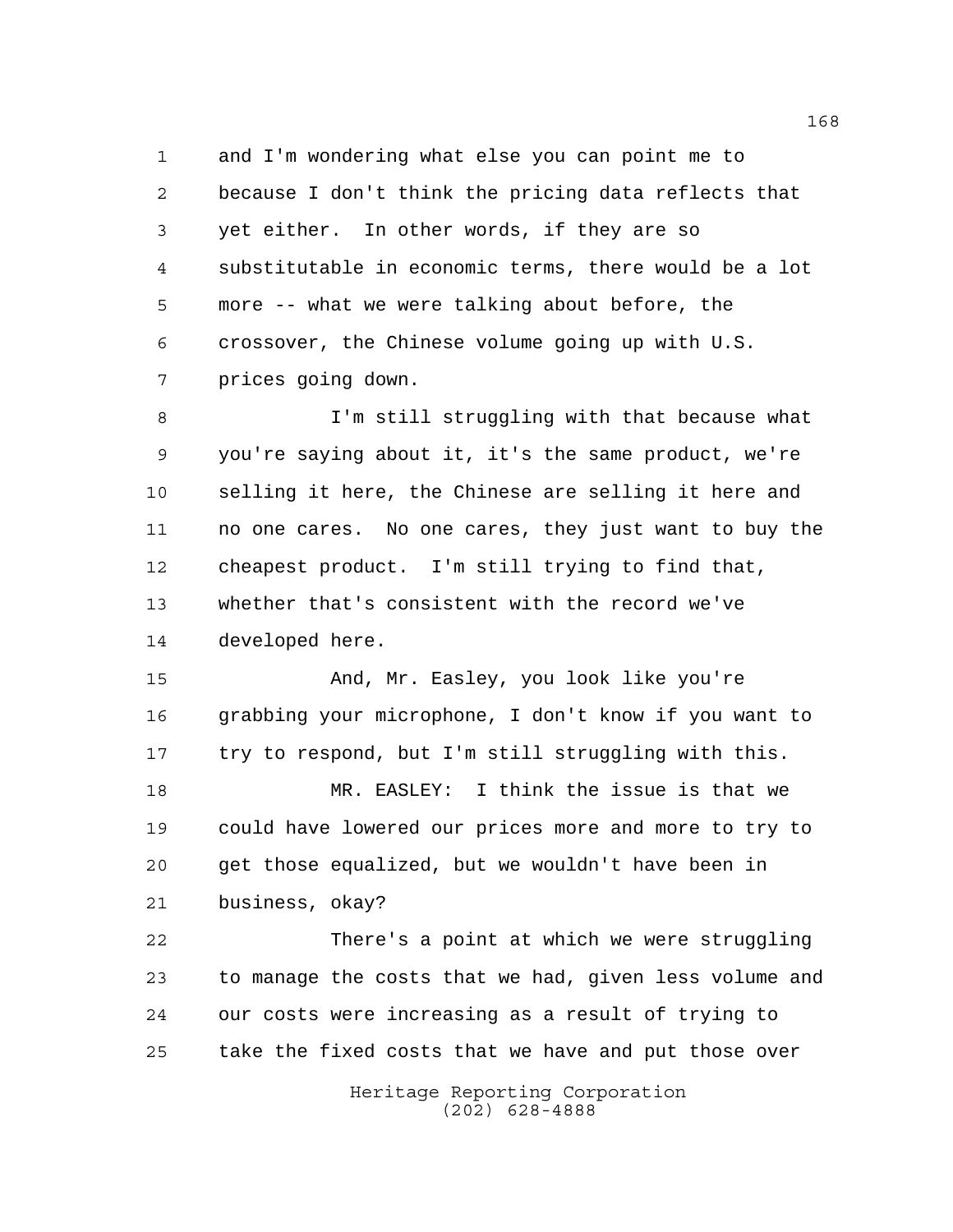and I'm wondering what else you can point me to because I don't think the pricing data reflects that yet either. In other words, if they are so substitutable in economic terms, there would be a lot more -- what we were talking about before, the crossover, the Chinese volume going up with U.S. prices going down.

I'm still struggling with that because what you're saying about it, it's the same product, we're selling it here, the Chinese are selling it here and no one cares. No one cares, they just want to buy the cheapest product. I'm still trying to find that, whether that's consistent with the record we've developed here.

And, Mr. Easley, you look like you're grabbing your microphone, I don't know if you want to try to respond, but I'm still struggling with this.

MR. EASLEY: I think the issue is that we could have lowered our prices more and more to try to get those equalized, but we wouldn't have been in business, okay?

There's a point at which we were struggling to manage the costs that we had, given less volume and our costs were increasing as a result of trying to take the fixed costs that we have and put those over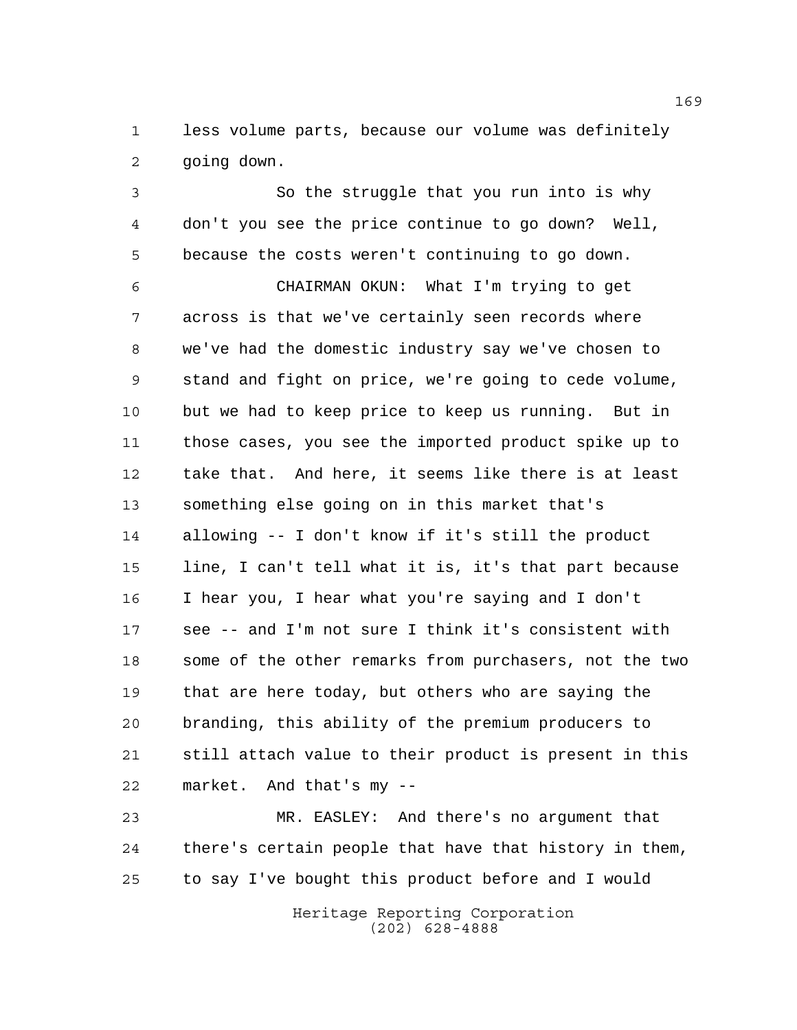less volume parts, because our volume was definitely going down.

So the struggle that you run into is why don't you see the price continue to go down? Well, because the costs weren't continuing to go down.

CHAIRMAN OKUN: What I'm trying to get across is that we've certainly seen records where we've had the domestic industry say we've chosen to stand and fight on price, we're going to cede volume, but we had to keep price to keep us running. But in those cases, you see the imported product spike up to take that. And here, it seems like there is at least something else going on in this market that's allowing -- I don't know if it's still the product line, I can't tell what it is, it's that part because I hear you, I hear what you're saying and I don't see -- and I'm not sure I think it's consistent with some of the other remarks from purchasers, not the two that are here today, but others who are saying the branding, this ability of the premium producers to still attach value to their product is present in this market. And that's my --

MR. EASLEY: And there's no argument that there's certain people that have that history in them, to say I've bought this product before and I would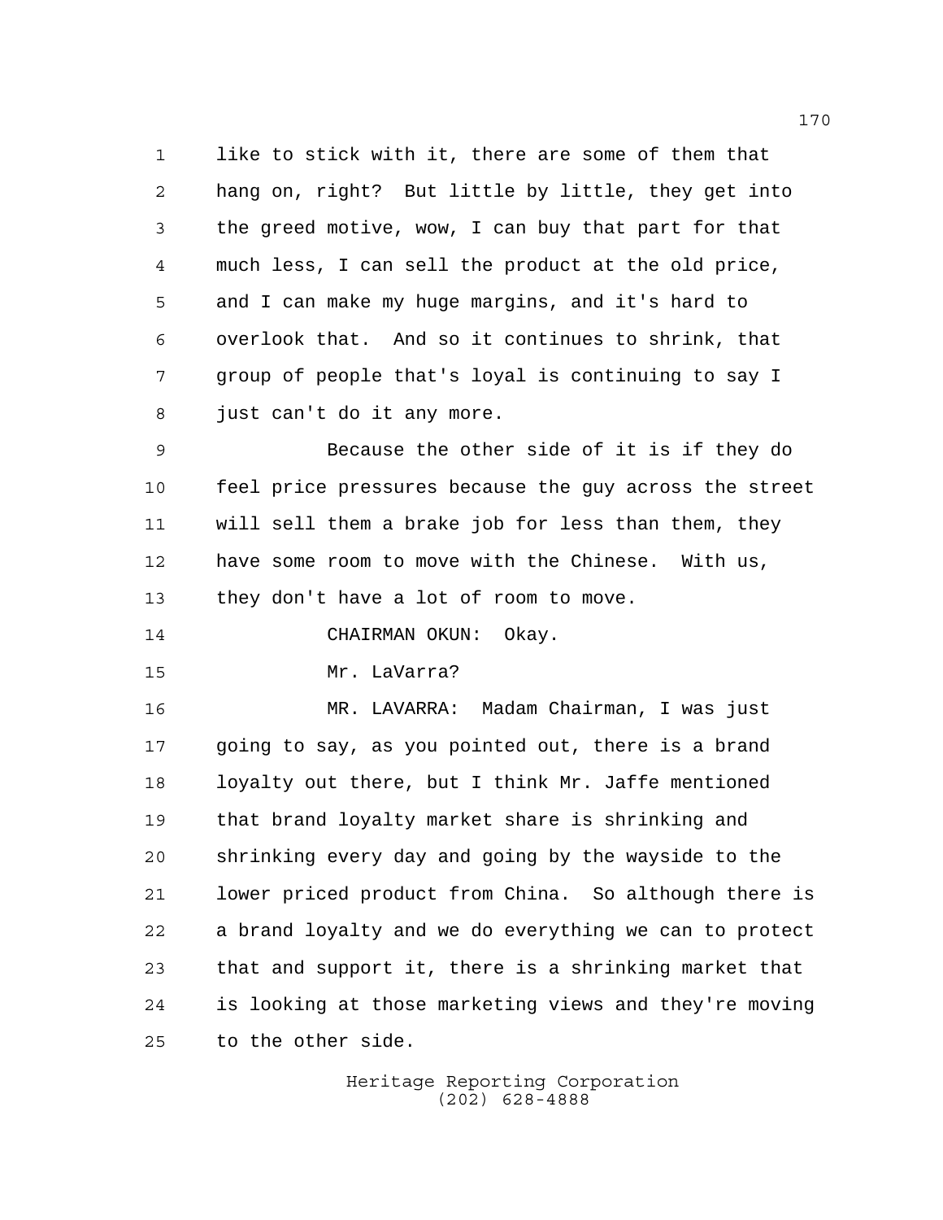like to stick with it, there are some of them that hang on, right? But little by little, they get into the greed motive, wow, I can buy that part for that much less, I can sell the product at the old price, and I can make my huge margins, and it's hard to overlook that. And so it continues to shrink, that group of people that's loyal is continuing to say I just can't do it any more.

Because the other side of it is if they do feel price pressures because the guy across the street will sell them a brake job for less than them, they have some room to move with the Chinese. With us, they don't have a lot of room to move.

CHAIRMAN OKUN: Okay.

Mr. LaVarra?

MR. LAVARRA: Madam Chairman, I was just going to say, as you pointed out, there is a brand loyalty out there, but I think Mr. Jaffe mentioned that brand loyalty market share is shrinking and shrinking every day and going by the wayside to the lower priced product from China. So although there is a brand loyalty and we do everything we can to protect that and support it, there is a shrinking market that is looking at those marketing views and they're moving to the other side.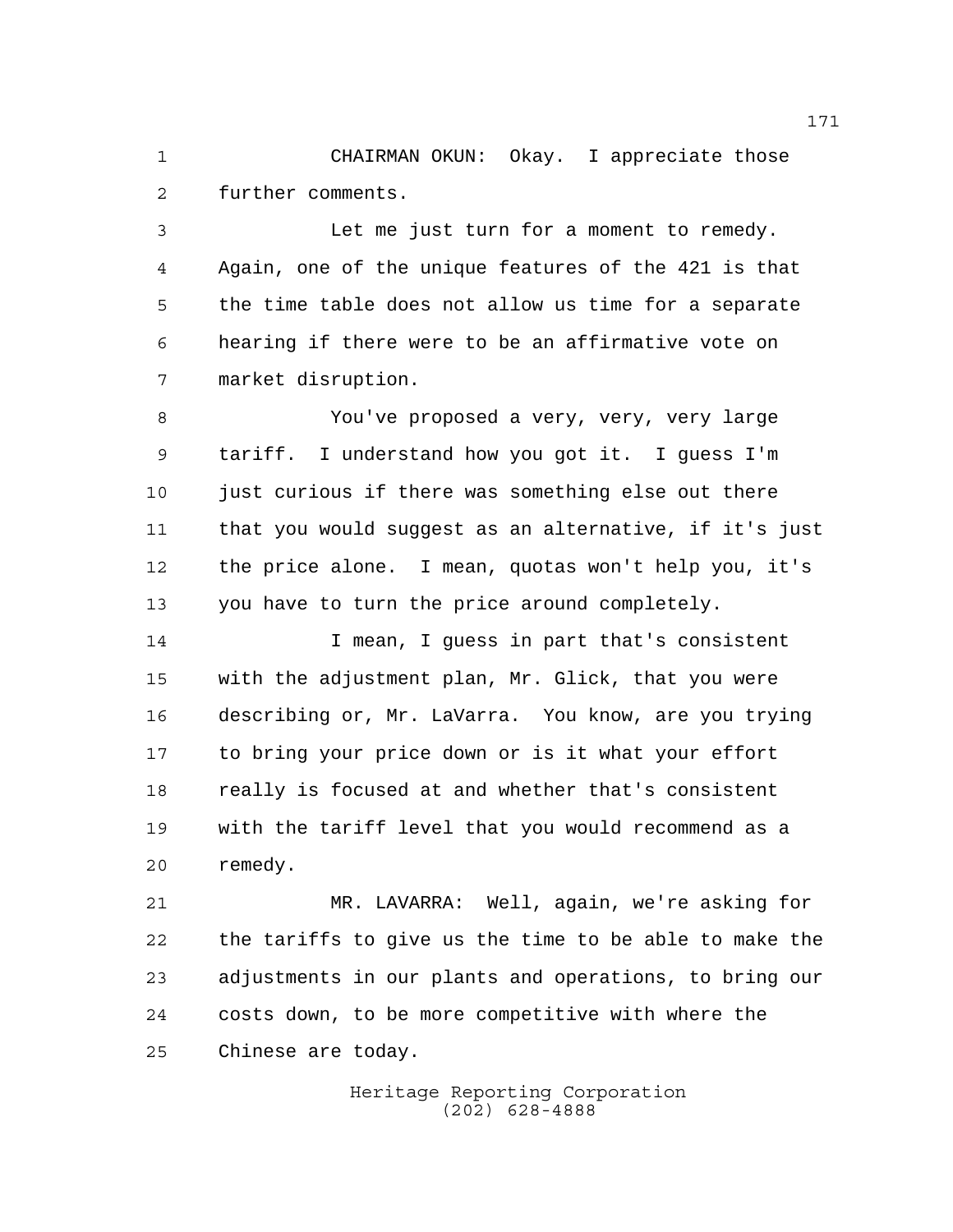CHAIRMAN OKUN: Okay. I appreciate those further comments.

Let me just turn for a moment to remedy. Again, one of the unique features of the 421 is that the time table does not allow us time for a separate hearing if there were to be an affirmative vote on market disruption.

You've proposed a very, very, very large tariff. I understand how you got it. I guess I'm just curious if there was something else out there that you would suggest as an alternative, if it's just the price alone. I mean, quotas won't help you, it's you have to turn the price around completely.

I mean, I guess in part that's consistent with the adjustment plan, Mr. Glick, that you were describing or, Mr. LaVarra. You know, are you trying to bring your price down or is it what your effort really is focused at and whether that's consistent with the tariff level that you would recommend as a remedy.

MR. LAVARRA: Well, again, we're asking for the tariffs to give us the time to be able to make the adjustments in our plants and operations, to bring our costs down, to be more competitive with where the Chinese are today.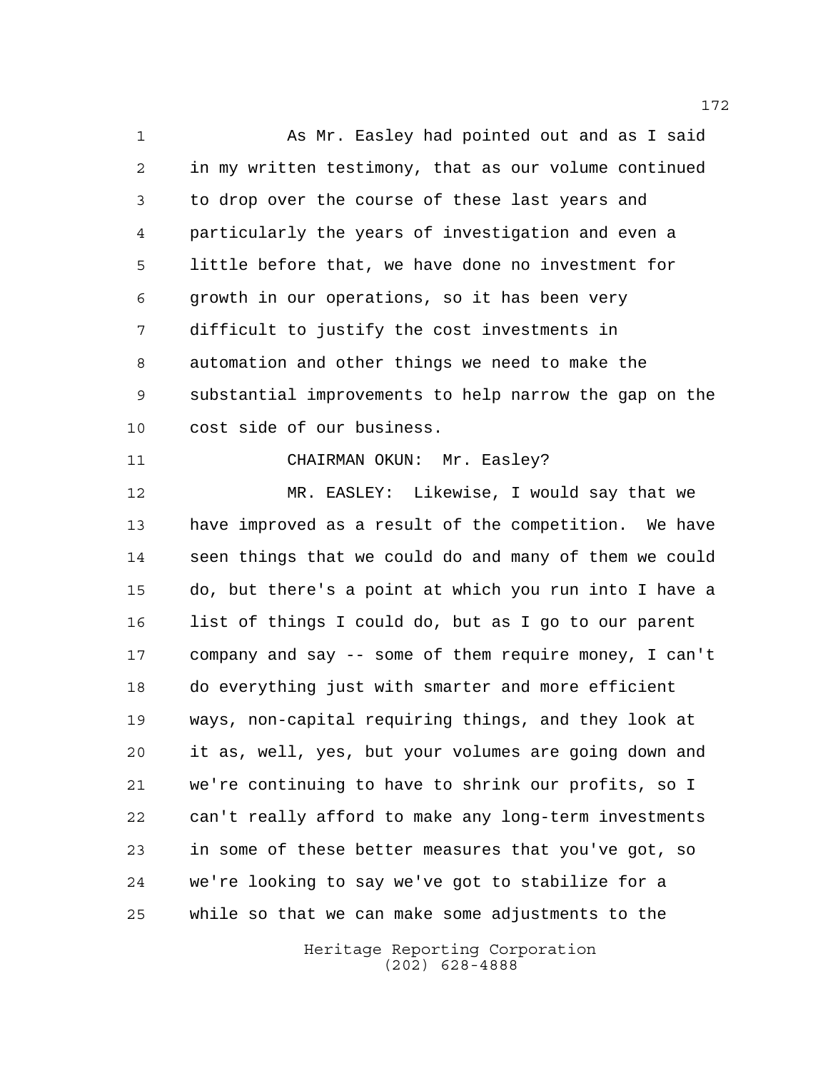As Mr. Easley had pointed out and as I said in my written testimony, that as our volume continued to drop over the course of these last years and particularly the years of investigation and even a little before that, we have done no investment for growth in our operations, so it has been very difficult to justify the cost investments in automation and other things we need to make the substantial improvements to help narrow the gap on the cost side of our business.

CHAIRMAN OKUN: Mr. Easley?

MR. EASLEY: Likewise, I would say that we have improved as a result of the competition. We have seen things that we could do and many of them we could do, but there's a point at which you run into I have a list of things I could do, but as I go to our parent company and say -- some of them require money, I can't do everything just with smarter and more efficient ways, non-capital requiring things, and they look at it as, well, yes, but your volumes are going down and we're continuing to have to shrink our profits, so I can't really afford to make any long-term investments in some of these better measures that you've got, so we're looking to say we've got to stabilize for a while so that we can make some adjustments to the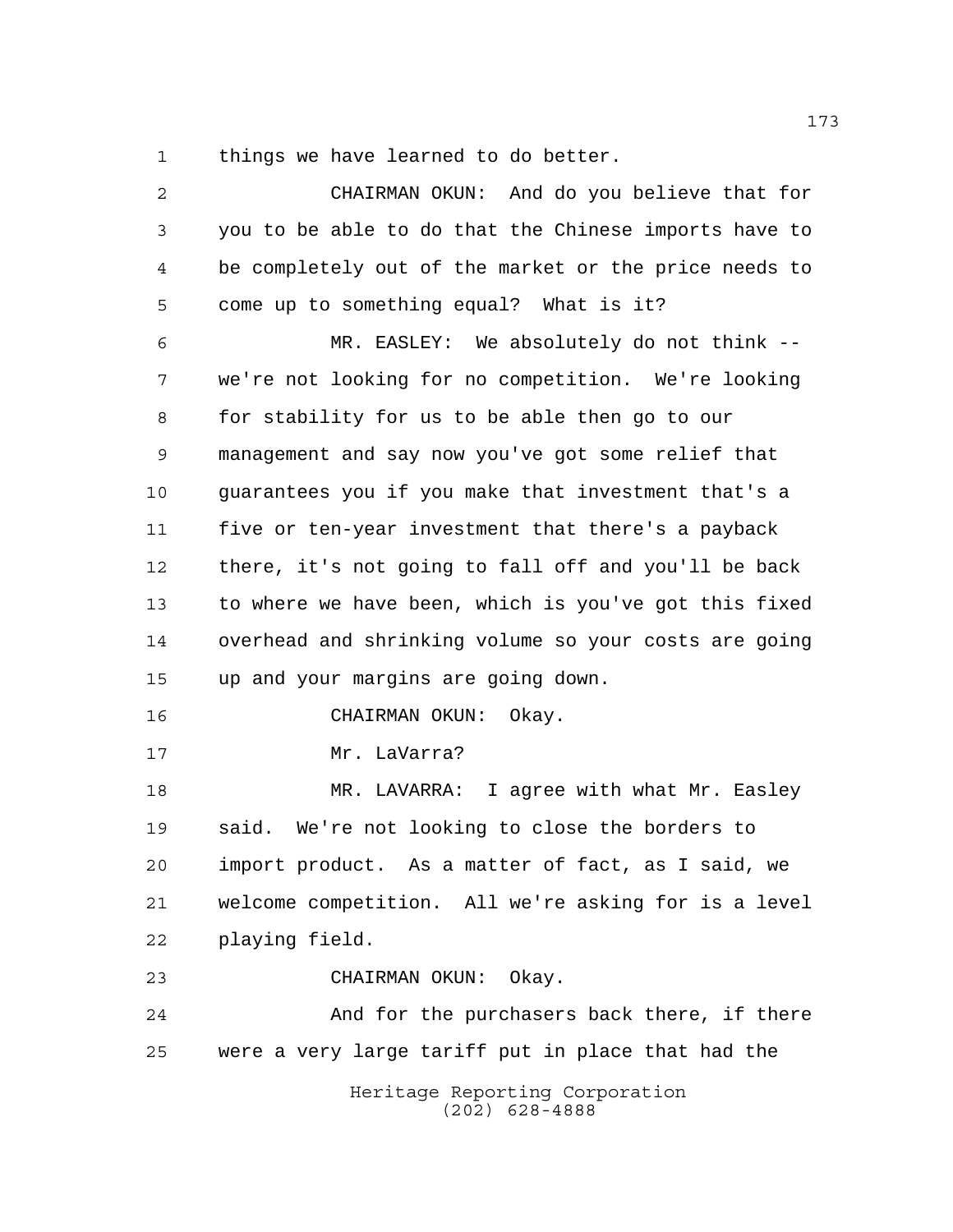things we have learned to do better.

CHAIRMAN OKUN: And do you believe that for you to be able to do that the Chinese imports have to be completely out of the market or the price needs to come up to something equal? What is it?

MR. EASLEY: We absolutely do not think -- we're not looking for no competition. We're looking for stability for us to be able then go to our management and say now you've got some relief that guarantees you if you make that investment that's a five or ten-year investment that there's a payback there, it's not going to fall off and you'll be back to where we have been, which is you've got this fixed overhead and shrinking volume so your costs are going up and your margins are going down.

CHAIRMAN OKUN: Okay.

Mr. LaVarra?

MR. LAVARRA: I agree with what Mr. Easley said. We're not looking to close the borders to import product. As a matter of fact, as I said, we welcome competition. All we're asking for is a level playing field.

CHAIRMAN OKUN: Okay.

And for the purchasers back there, if there were a very large tariff put in place that had the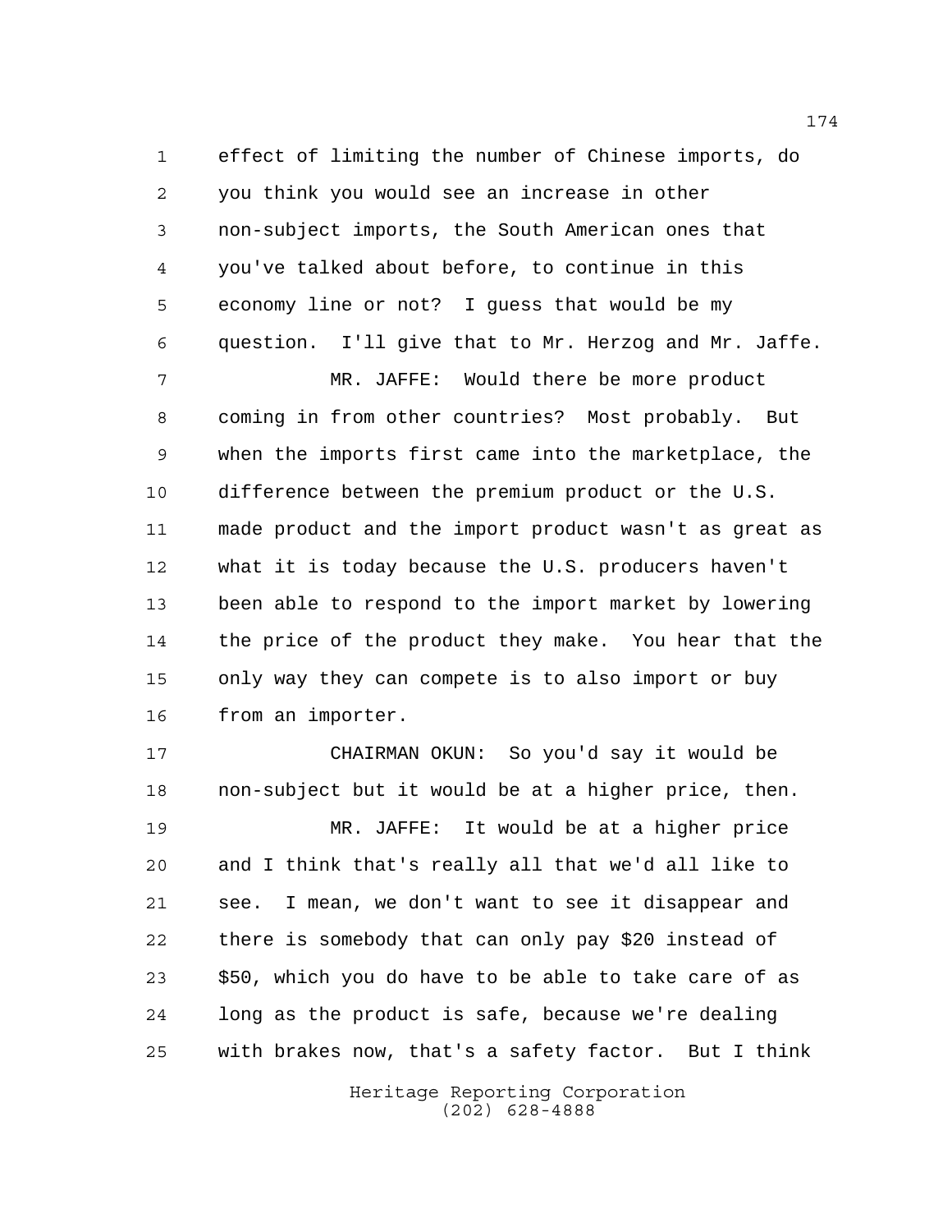effect of limiting the number of Chinese imports, do you think you would see an increase in other non-subject imports, the South American ones that you've talked about before, to continue in this economy line or not? I guess that would be my question. I'll give that to Mr. Herzog and Mr. Jaffe.

MR. JAFFE: Would there be more product coming in from other countries? Most probably. But when the imports first came into the marketplace, the difference between the premium product or the U.S. made product and the import product wasn't as great as what it is today because the U.S. producers haven't been able to respond to the import market by lowering the price of the product they make. You hear that the only way they can compete is to also import or buy from an importer.

CHAIRMAN OKUN: So you'd say it would be non-subject but it would be at a higher price, then.

MR. JAFFE: It would be at a higher price and I think that's really all that we'd all like to see. I mean, we don't want to see it disappear and there is somebody that can only pay $20 instead of $50, which you do have to be able to take care of as long as the product is safe, because we're dealing with brakes now, that's a safety factor. But I think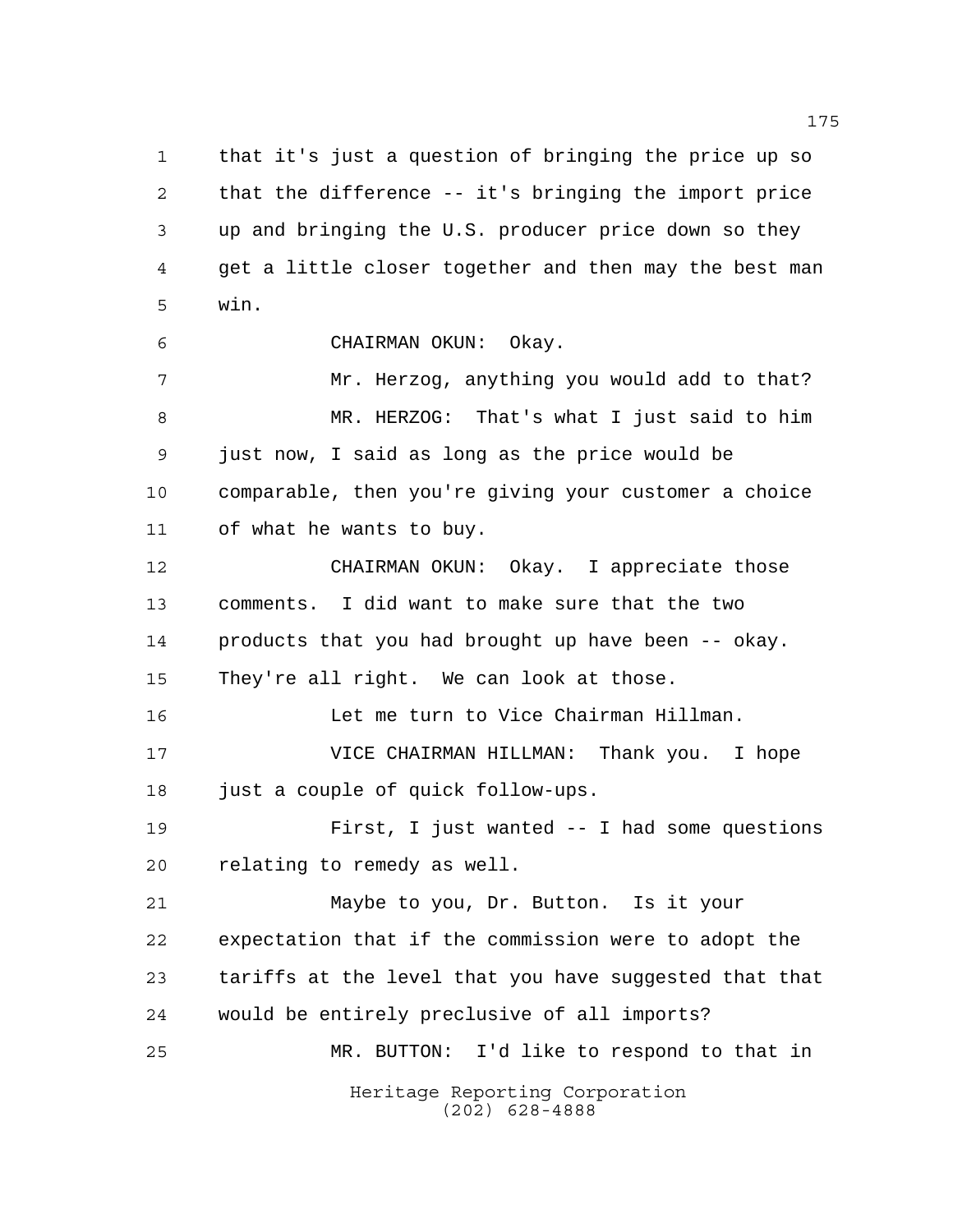that it's just a question of bringing the price up so that the difference -- it's bringing the import price up and bringing the U.S. producer price down so they get a little closer together and then may the best man win.

CHAIRMAN OKUN: Okay.

Mr. Herzog, anything you would add to that?

MR. HERZOG: That's what I just said to him just now, I said as long as the price would be comparable, then you're giving your customer a choice of what he wants to buy.

CHAIRMAN OKUN: Okay. I appreciate those comments. I did want to make sure that the two products that you had brought up have been -- okay. They're all right. We can look at those.

Let me turn to Vice Chairman Hillman.

VICE CHAIRMAN HILLMAN: Thank you. I hope just a couple of quick follow-ups.

First, I just wanted -- I had some questions relating to remedy as well.

Maybe to you, Dr. Button. Is it your expectation that if the commission were to adopt the tariffs at the level that you have suggested that that would be entirely preclusive of all imports?

MR. BUTTON: I'd like to respond to that in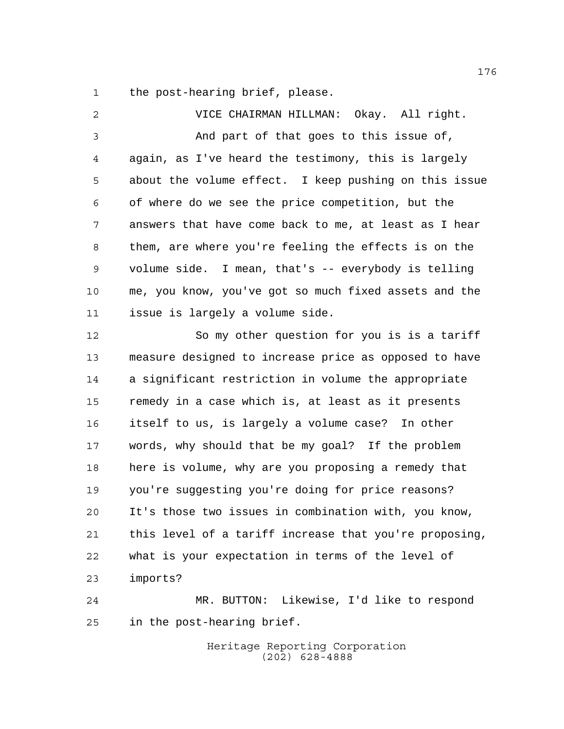the post-hearing brief, please.

VICE CHAIRMAN HILLMAN: Okay. All right.

And part of that goes to this issue of, again, as I've heard the testimony, this is largely about the volume effect. I keep pushing on this issue of where do we see the price competition, but the answers that have come back to me, at least as I hear them, are where you're feeling the effects is on the volume side. I mean, that's -- everybody is telling me, you know, you've got so much fixed assets and the issue is largely a volume side.

So my other question for you is is a tariff measure designed to increase price as opposed to have a significant restriction in volume the appropriate remedy in a case which is, at least as it presents itself to us, is largely a volume case? In other words, why should that be my goal? If the problem here is volume, why are you proposing a remedy that you're suggesting you're doing for price reasons? It's those two issues in combination with, you know, this level of a tariff increase that you're proposing, what is your expectation in terms of the level of imports?

MR. BUTTON: Likewise, I'd like to respond in the post-hearing brief.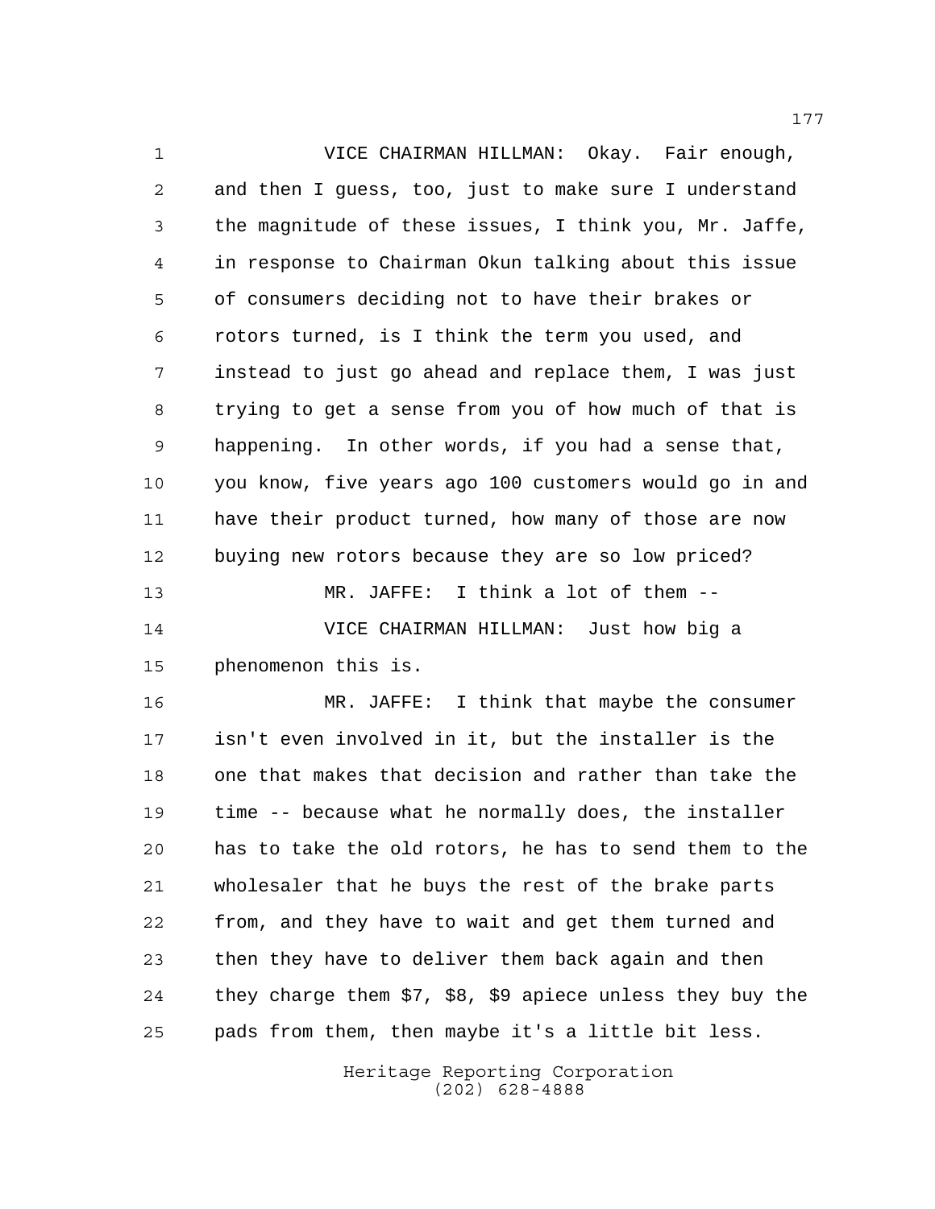VICE CHAIRMAN HILLMAN: Okay. Fair enough, and then I guess, too, just to make sure I understand the magnitude of these issues, I think you, Mr. Jaffe, in response to Chairman Okun talking about this issue of consumers deciding not to have their brakes or rotors turned, is I think the term you used, and instead to just go ahead and replace them, I was just trying to get a sense from you of how much of that is happening. In other words, if you had a sense that, you know, five years ago 100 customers would go in and have their product turned, how many of those are now buying new rotors because they are so low priced?

MR. JAFFE: I think a lot of them --

VICE CHAIRMAN HILLMAN: Just how big a phenomenon this is.

MR. JAFFE: I think that maybe the consumer isn't even involved in it, but the installer is the one that makes that decision and rather than take the time -- because what he normally does, the installer has to take the old rotors, he has to send them to the wholesaler that he buys the rest of the brake parts from, and they have to wait and get them turned and then they have to deliver them back again and then they charge them $7, $8, $9 apiece unless they buy the pads from them, then maybe it's a little bit less.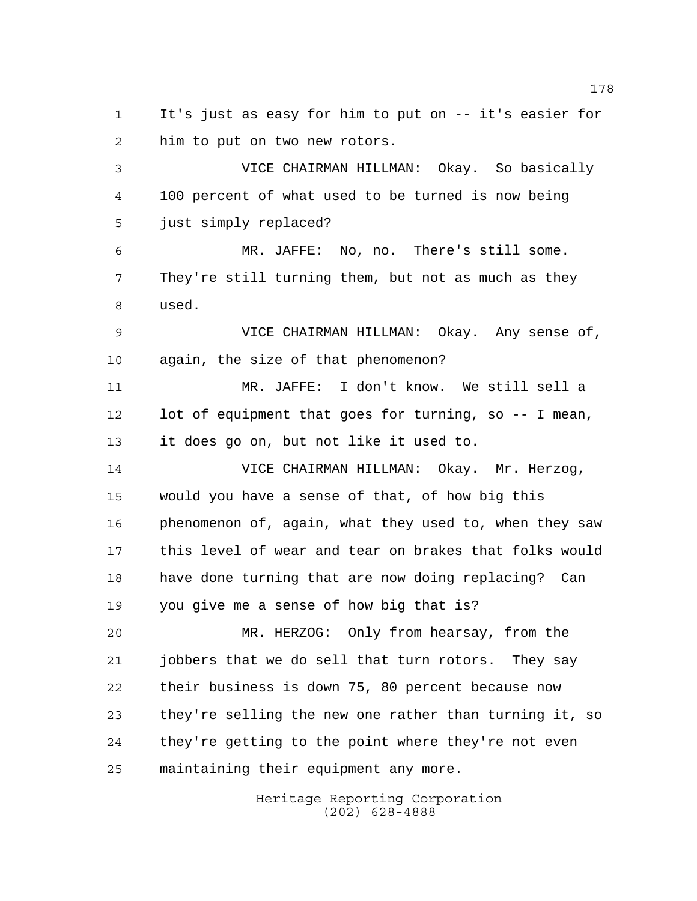It's just as easy for him to put on -- it's easier for him to put on two new rotors.

VICE CHAIRMAN HILLMAN: Okay. So basically 100 percent of what used to be turned is now being just simply replaced?

MR. JAFFE: No, no. There's still some. They're still turning them, but not as much as they used.

VICE CHAIRMAN HILLMAN: Okay. Any sense of, again, the size of that phenomenon?

MR. JAFFE: I don't know. We still sell a lot of equipment that goes for turning, so -- I mean, it does go on, but not like it used to.

VICE CHAIRMAN HILLMAN: Okay. Mr. Herzog, would you have a sense of that, of how big this phenomenon of, again, what they used to, when they saw this level of wear and tear on brakes that folks would have done turning that are now doing replacing? Can you give me a sense of how big that is?

MR. HERZOG: Only from hearsay, from the jobbers that we do sell that turn rotors. They say their business is down 75, 80 percent because now they're selling the new one rather than turning it, so they're getting to the point where they're not even maintaining their equipment any more.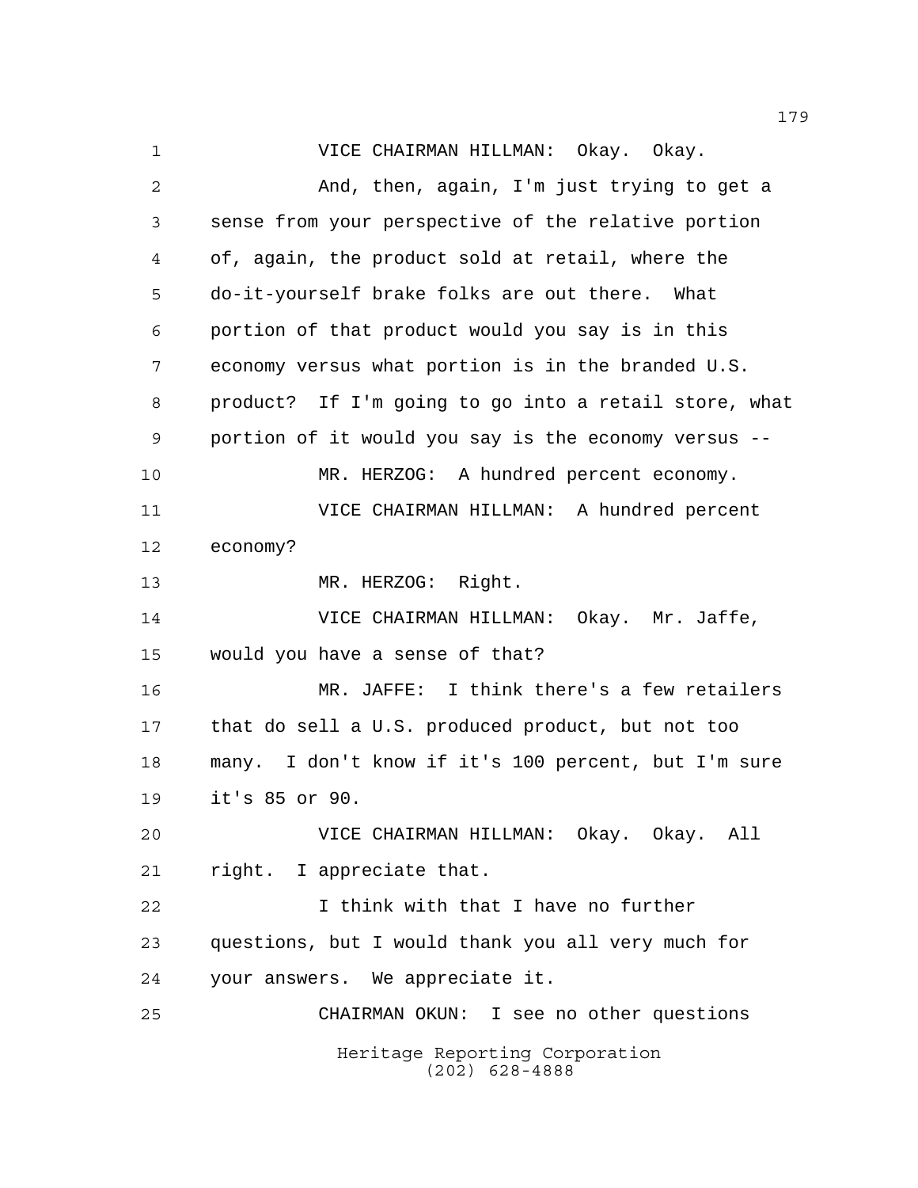VICE CHAIRMAN HILLMAN: Okay. Okay.

And, then, again, I'm just trying to get a sense from your perspective of the relative portion of, again, the product sold at retail, where the do-it-yourself brake folks are out there. What portion of that product would you say is in this economy versus what portion is in the branded U.S. product? If I'm going to go into a retail store, what portion of it would you say is the economy versus --

MR. HERZOG: A hundred percent economy.

VICE CHAIRMAN HILLMAN: A hundred percent economy?

MR. HERZOG: Right.

VICE CHAIRMAN HILLMAN: Okay. Mr. Jaffe, would you have a sense of that?

MR. JAFFE: I think there's a few retailers that do sell a U.S. produced product, but not too many. I don't know if it's 100 percent, but I'm sure it's 85 or 90.

VICE CHAIRMAN HILLMAN: Okay. Okay. All right. I appreciate that.

I think with that I have no further questions, but I would thank you all very much for your answers. We appreciate it.

CHAIRMAN OKUN: I see no other questions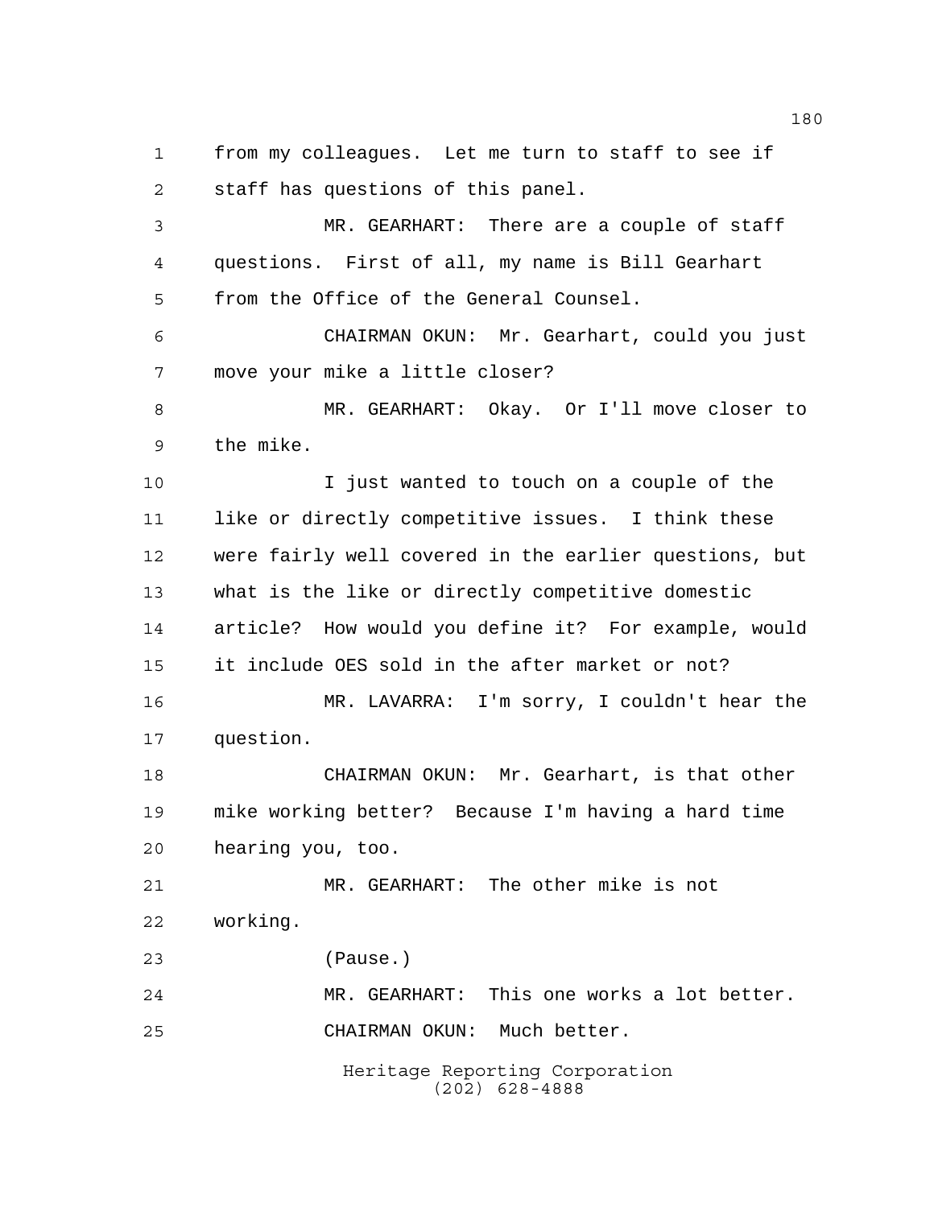from my colleagues. Let me turn to staff to see if staff has questions of this panel.

MR. GEARHART: There are a couple of staff questions. First of all, my name is Bill Gearhart from the Office of the General Counsel.

CHAIRMAN OKUN: Mr. Gearhart, could you just move your mike a little closer?

MR. GEARHART: Okay. Or I'll move closer to the mike.

I just wanted to touch on a couple of the like or directly competitive issues. I think these were fairly well covered in the earlier questions, but what is the like or directly competitive domestic article? How would you define it? For example, would it include OES sold in the after market or not?

MR. LAVARRA: I'm sorry, I couldn't hear the question.

CHAIRMAN OKUN: Mr. Gearhart, is that other mike working better? Because I'm having a hard time hearing you, too.

MR. GEARHART: The other mike is not working.

(Pause.)

MR. GEARHART: This one works a lot better.

CHAIRMAN OKUN: Much better.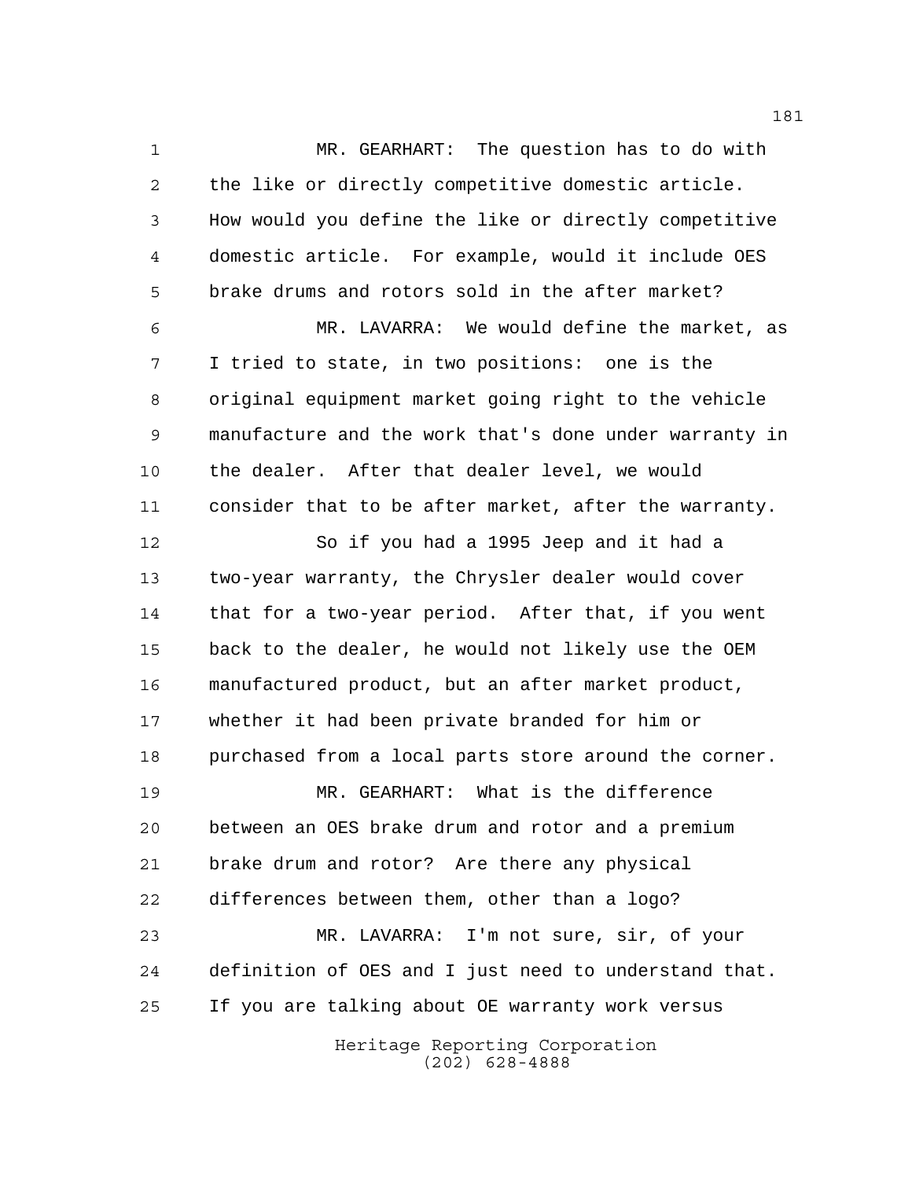MR. GEARHART: The question has to do with the like or directly competitive domestic article. How would you define the like or directly competitive domestic article. For example, would it include OES brake drums and rotors sold in the after market?

MR. LAVARRA: We would define the market, as I tried to state, in two positions: one is the original equipment market going right to the vehicle manufacture and the work that's done under warranty in the dealer. After that dealer level, we would consider that to be after market, after the warranty.

So if you had a 1995 Jeep and it had a two-year warranty, the Chrysler dealer would cover that for a two-year period. After that, if you went back to the dealer, he would not likely use the OEM manufactured product, but an after market product, whether it had been private branded for him or purchased from a local parts store around the corner.

MR. GEARHART: What is the difference between an OES brake drum and rotor and a premium brake drum and rotor? Are there any physical differences between them, other than a logo?

MR. LAVARRA: I'm not sure, sir, of your definition of OES and I just need to understand that. If you are talking about OE warranty work versus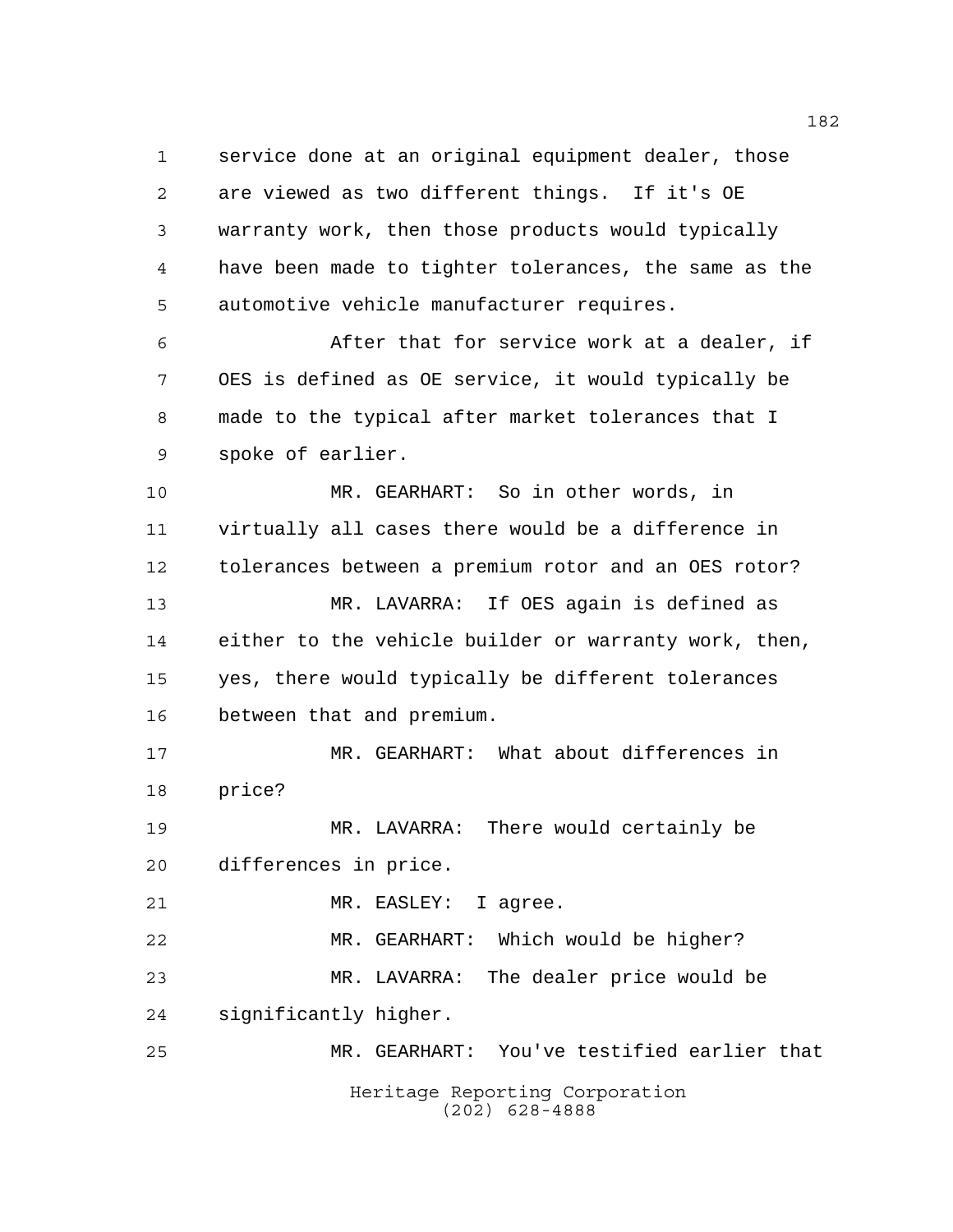service done at an original equipment dealer, those are viewed as two different things. If it's OE warranty work, then those products would typically have been made to tighter tolerances, the same as the automotive vehicle manufacturer requires.

After that for service work at a dealer, if OES is defined as OE service, it would typically be made to the typical after market tolerances that I spoke of earlier.

MR. GEARHART: So in other words, in virtually all cases there would be a difference in tolerances between a premium rotor and an OES rotor?

MR. LAVARRA: If OES again is defined as either to the vehicle builder or warranty work, then, yes, there would typically be different tolerances between that and premium.

MR. GEARHART: What about differences in price?

MR. LAVARRA: There would certainly be differences in price.

MR. EASLEY: I agree.

MR. GEARHART: Which would be higher?

MR. LAVARRA: The dealer price would be significantly higher.

MR. GEARHART: You've testified earlier that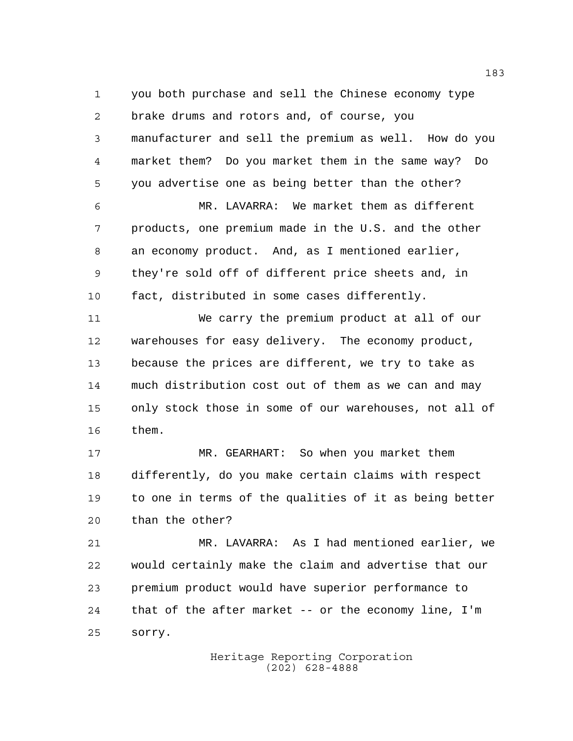you both purchase and sell the Chinese economy type brake drums and rotors and, of course, you manufacturer and sell the premium as well. How do you market them? Do you market them in the same way? Do you advertise one as being better than the other?

MR. LAVARRA: We market them as different products, one premium made in the U.S. and the other an economy product. And, as I mentioned earlier, they're sold off of different price sheets and, in fact, distributed in some cases differently.

We carry the premium product at all of our warehouses for easy delivery. The economy product, because the prices are different, we try to take as much distribution cost out of them as we can and may only stock those in some of our warehouses, not all of them.

MR. GEARHART: So when you market them differently, do you make certain claims with respect to one in terms of the qualities of it as being better than the other?

MR. LAVARRA: As I had mentioned earlier, we would certainly make the claim and advertise that our premium product would have superior performance to that of the after market -- or the economy line, I'm sorry.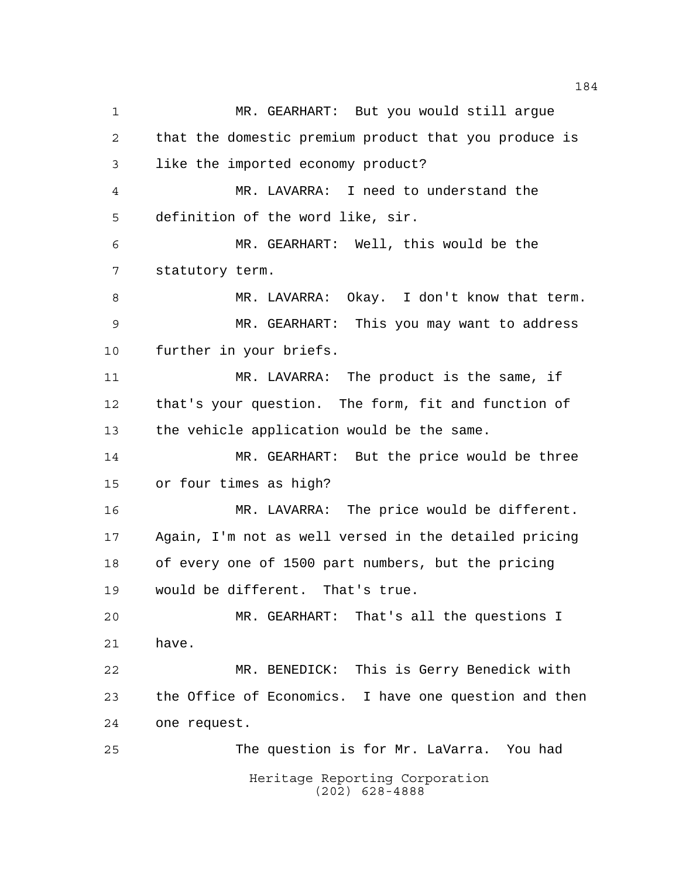MR. GEARHART: But you would still argue that the domestic premium product that you produce is like the imported economy product?

MR. LAVARRA: I need to understand the definition of the word like, sir.

MR. GEARHART: Well, this would be the statutory term.

MR. LAVARRA: Okay. I don't know that term.

MR. GEARHART: This you may want to address further in your briefs.

MR. LAVARRA: The product is the same, if that's your question. The form, fit and function of the vehicle application would be the same.

MR. GEARHART: But the price would be three or four times as high?

MR. LAVARRA: The price would be different. Again, I'm not as well versed in the detailed pricing of every one of 1500 part numbers, but the pricing would be different. That's true.

MR. GEARHART: That's all the questions I have.

MR. BENEDICK: This is Gerry Benedick with the Office of Economics. I have one question and then one request.

The question is for Mr. LaVarra. You had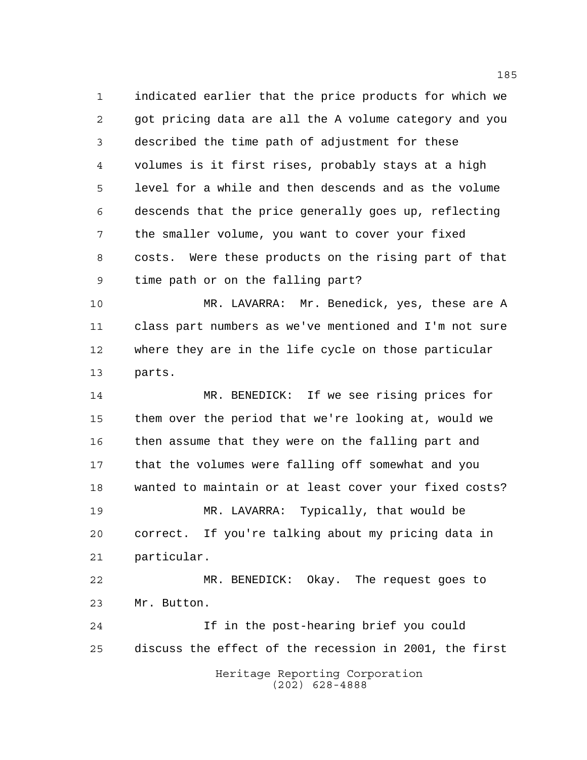indicated earlier that the price products for which we got pricing data are all the A volume category and you described the time path of adjustment for these volumes is it first rises, probably stays at a high level for a while and then descends and as the volume descends that the price generally goes up, reflecting the smaller volume, you want to cover your fixed costs. Were these products on the rising part of that time path or on the falling part?

MR. LAVARRA: Mr. Benedick, yes, these are A class part numbers as we've mentioned and I'm not sure where they are in the life cycle on those particular parts.

MR. BENEDICK: If we see rising prices for them over the period that we're looking at, would we then assume that they were on the falling part and that the volumes were falling off somewhat and you wanted to maintain or at least cover your fixed costs?

MR. LAVARRA: Typically, that would be correct. If you're talking about my pricing data in particular.

MR. BENEDICK: Okay. The request goes to Mr. Button.

If in the post-hearing brief you could discuss the effect of the recession in 2001, the first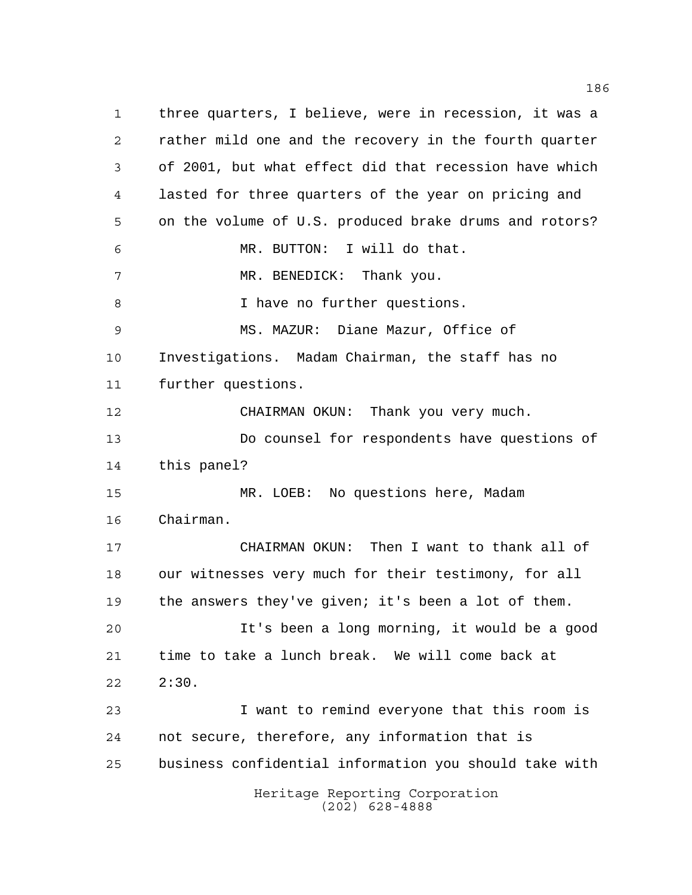three quarters, I believe, were in recession, it was a rather mild one and the recovery in the fourth quarter of 2001, but what effect did that recession have which lasted for three quarters of the year on pricing and on the volume of U.S. produced brake drums and rotors?

MR. BUTTON: I will do that.

MR. BENEDICK: Thank you.

I have no further questions.

MS. MAZUR: Diane Mazur, Office of Investigations. Madam Chairman, the staff has no further questions.

CHAIRMAN OKUN: Thank you very much.

Do counsel for respondents have questions of this panel?

MR. LOEB: No questions here, Madam Chairman.

CHAIRMAN OKUN: Then I want to thank all of our witnesses very much for their testimony, for all the answers they've given; it's been a lot of them.

It's been a long morning, it would be a good time to take a lunch break. We will come back at 2:30.

I want to remind everyone that this room is not secure, therefore, any information that is business confidential information you should take with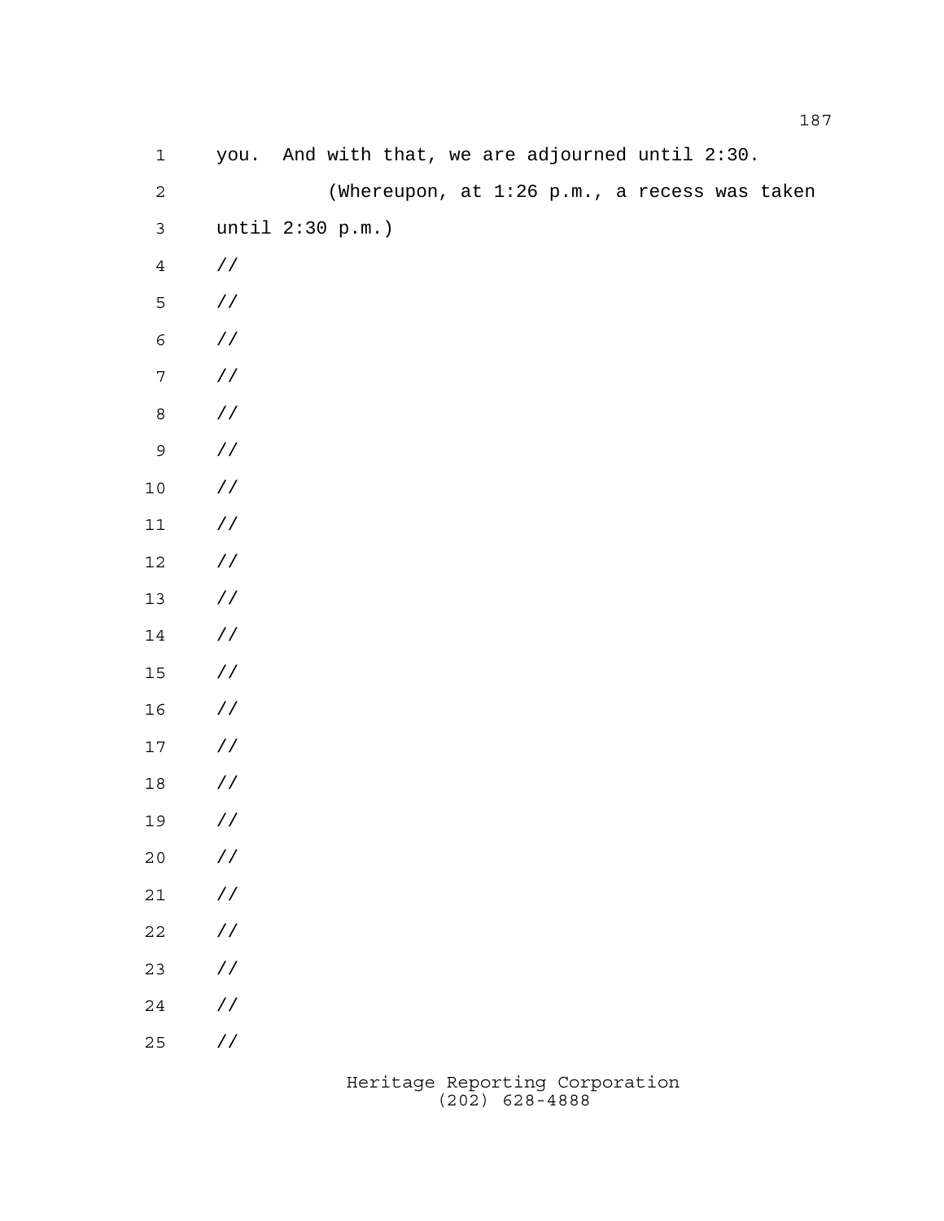you. And with that, we are adjourned until 2:30.

(Whereupon, at 1:26 p.m., a recess was taken until 2:30 p.m.)

//

//

//

//

//

//

//

//

//

//

//

//

//

//

//

//

//

//

//

//

//

//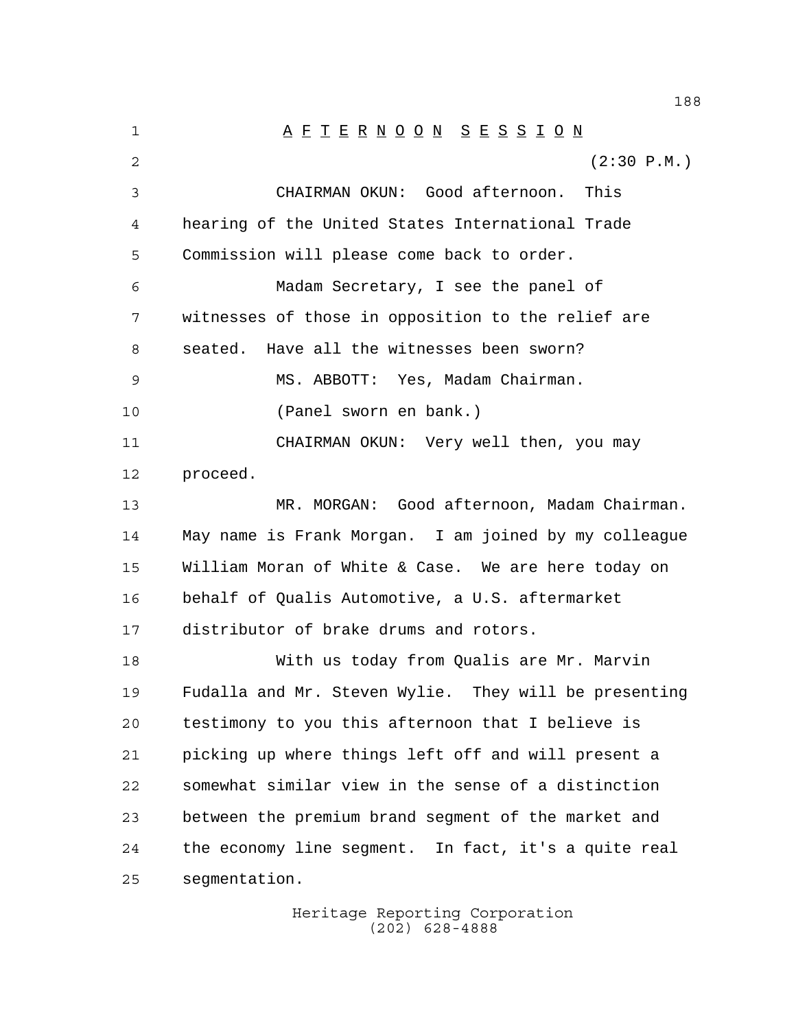A F T E R N O O N  S E S S I O N

(2:30 P.M.)

CHAIRMAN OKUN: Good afternoon. This hearing of the United States International Trade Commission will please come back to order.

Madam Secretary, I see the panel of witnesses of those in opposition to the relief are seated. Have all the witnesses been sworn?

MS. ABBOTT: Yes, Madam Chairman.

(Panel sworn en bank.)

CHAIRMAN OKUN: Very well then, you may proceed.

MR. MORGAN: Good afternoon, Madam Chairman. May name is Frank Morgan. I am joined by my colleague William Moran of White & Case. We are here today on behalf of Qualis Automotive, a U.S. aftermarket distributor of brake drums and rotors.

With us today from Qualis are Mr. Marvin Fudalla and Mr. Steven Wylie. They will be presenting testimony to you this afternoon that I believe is picking up where things left off and will present a somewhat similar view in the sense of a distinction between the premium brand segment of the market and the economy line segment. In fact, it's a quite real segmentation.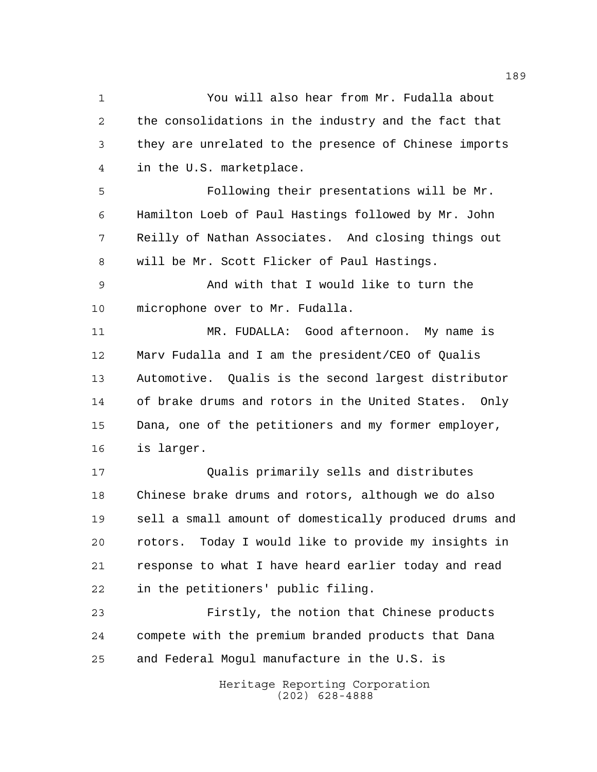You will also hear from Mr. Fudalla about the consolidations in the industry and the fact that they are unrelated to the presence of Chinese imports in the U.S. marketplace.

Following their presentations will be Mr. Hamilton Loeb of Paul Hastings followed by Mr. John Reilly of Nathan Associates. And closing things out will be Mr. Scott Flicker of Paul Hastings.

And with that I would like to turn the microphone over to Mr. Fudalla.

MR. FUDALLA: Good afternoon. My name is Marv Fudalla and I am the president/CEO of Qualis Automotive. Qualis is the second largest distributor of brake drums and rotors in the United States. Only Dana, one of the petitioners and my former employer, is larger.

Qualis primarily sells and distributes Chinese brake drums and rotors, although we do also sell a small amount of domestically produced drums and rotors. Today I would like to provide my insights in response to what I have heard earlier today and read in the petitioners' public filing.

Firstly, the notion that Chinese products compete with the premium branded products that Dana and Federal Mogul manufacture in the U.S. is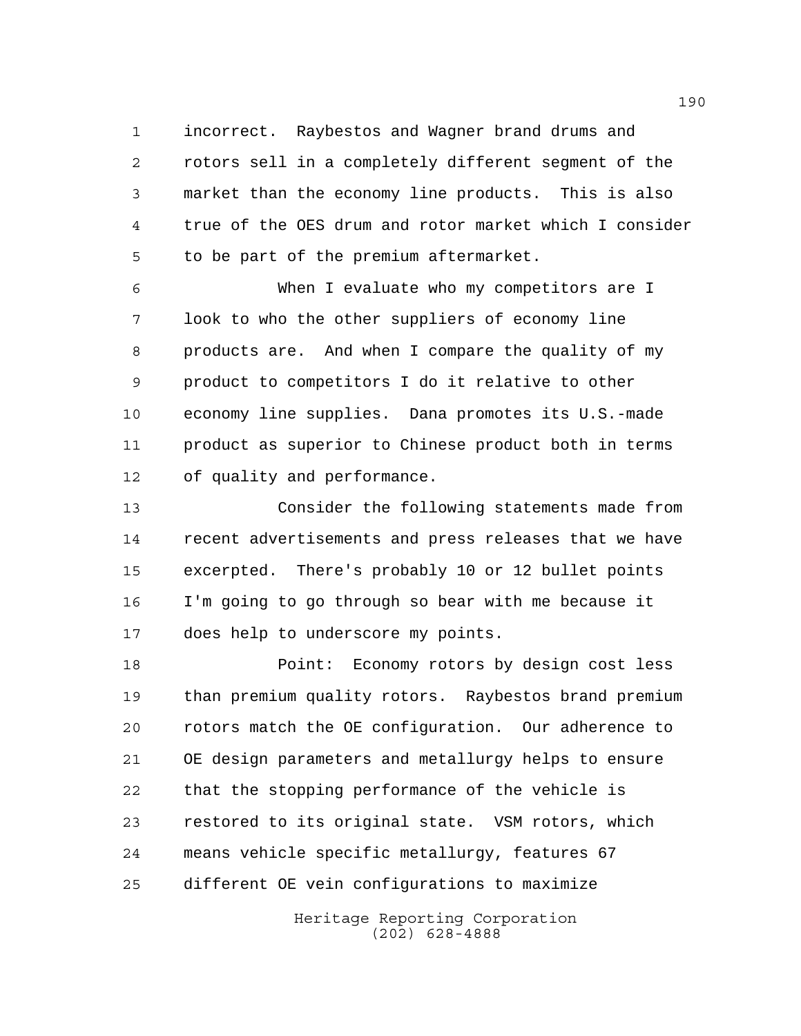incorrect. Raybestos and Wagner brand drums and rotors sell in a completely different segment of the market than the economy line products. This is also true of the OES drum and rotor market which I consider to be part of the premium aftermarket.

When I evaluate who my competitors are I look to who the other suppliers of economy line products are. And when I compare the quality of my product to competitors I do it relative to other economy line supplies. Dana promotes its U.S.-made product as superior to Chinese product both in terms of quality and performance.

Consider the following statements made from recent advertisements and press releases that we have excerpted. There's probably 10 or 12 bullet points I'm going to go through so bear with me because it does help to underscore my points.

Point: Economy rotors by design cost less than premium quality rotors. Raybestos brand premium rotors match the OE configuration. Our adherence to OE design parameters and metallurgy helps to ensure that the stopping performance of the vehicle is restored to its original state. VSM rotors, which means vehicle specific metallurgy, features 67 different OE vein configurations to maximize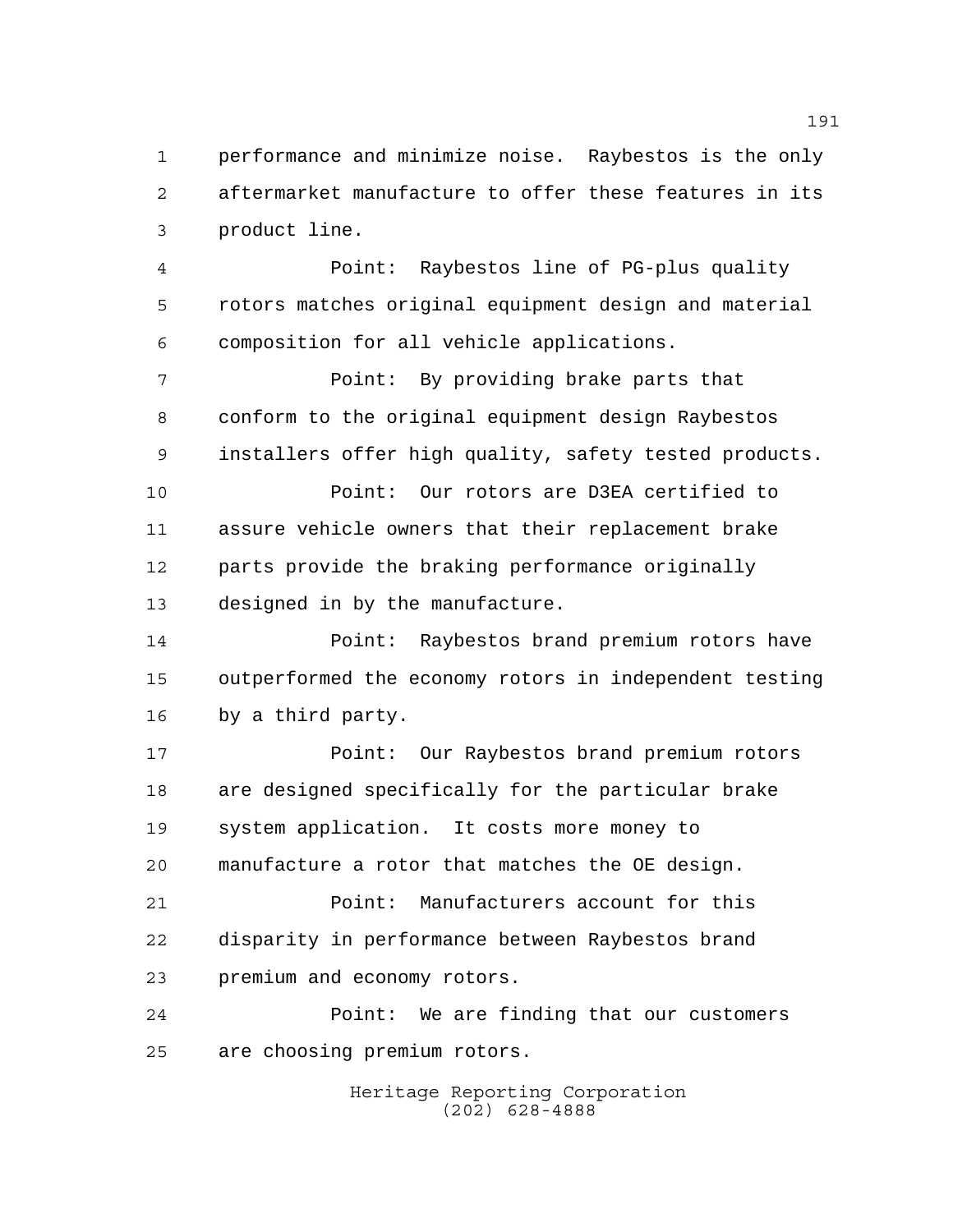performance and minimize noise. Raybestos is the only aftermarket manufacture to offer these features in its product line.

Point: Raybestos line of PG-plus quality rotors matches original equipment design and material composition for all vehicle applications.

Point: By providing brake parts that conform to the original equipment design Raybestos installers offer high quality, safety tested products.

Point: Our rotors are D3EA certified to assure vehicle owners that their replacement brake parts provide the braking performance originally designed in by the manufacture.

Point: Raybestos brand premium rotors have outperformed the economy rotors in independent testing by a third party.

Point: Our Raybestos brand premium rotors are designed specifically for the particular brake system application. It costs more money to manufacture a rotor that matches the OE design.

Point: Manufacturers account for this disparity in performance between Raybestos brand premium and economy rotors.

Point: We are finding that our customers are choosing premium rotors.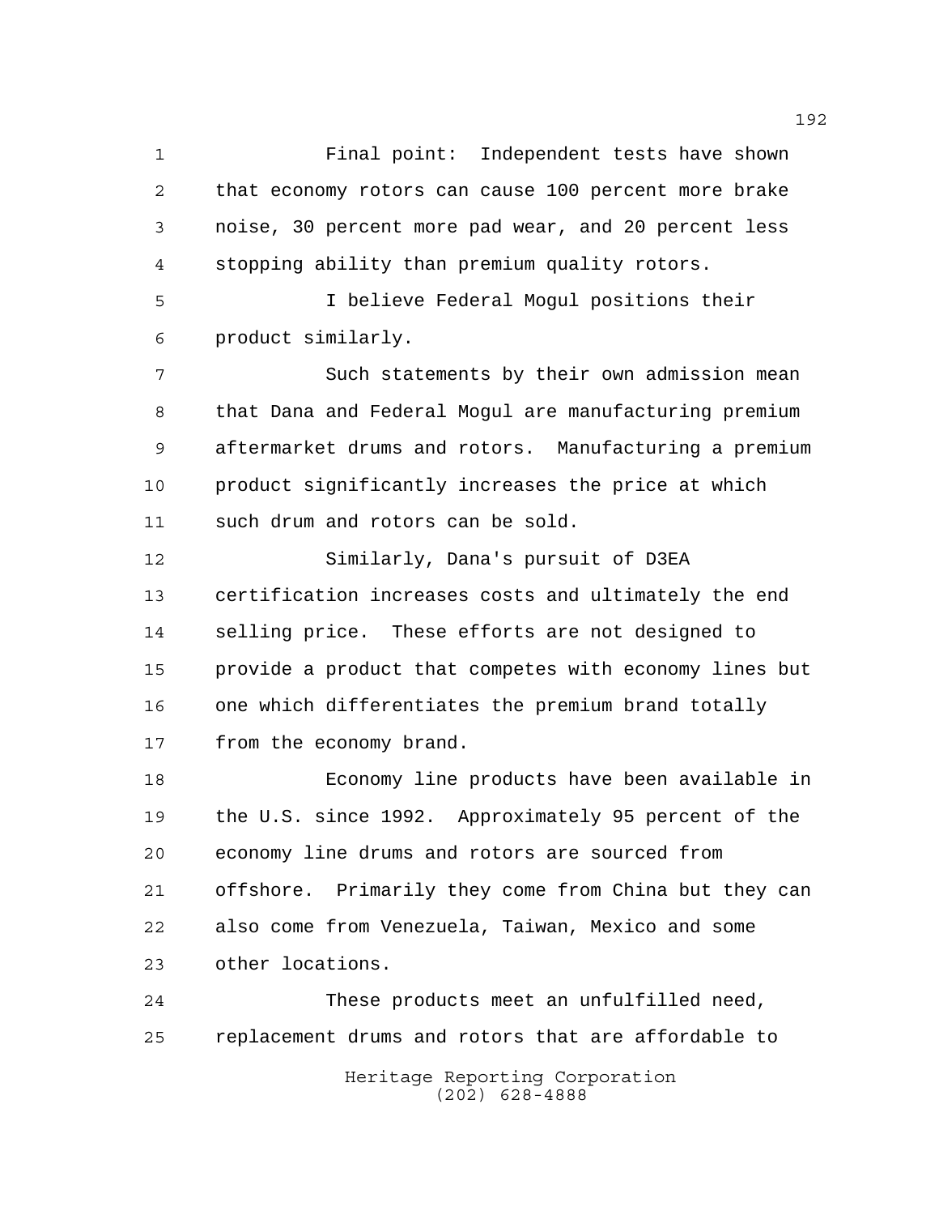Final point: Independent tests have shown that economy rotors can cause 100 percent more brake noise, 30 percent more pad wear, and 20 percent less stopping ability than premium quality rotors.

I believe Federal Mogul positions their product similarly.

Such statements by their own admission mean that Dana and Federal Mogul are manufacturing premium aftermarket drums and rotors. Manufacturing a premium product significantly increases the price at which such drum and rotors can be sold.

Similarly, Dana's pursuit of D3EA certification increases costs and ultimately the end selling price. These efforts are not designed to provide a product that competes with economy lines but one which differentiates the premium brand totally from the economy brand.

Economy line products have been available in the U.S. since 1992. Approximately 95 percent of the economy line drums and rotors are sourced from offshore. Primarily they come from China but they can also come from Venezuela, Taiwan, Mexico and some other locations.

These products meet an unfulfilled need, replacement drums and rotors that are affordable to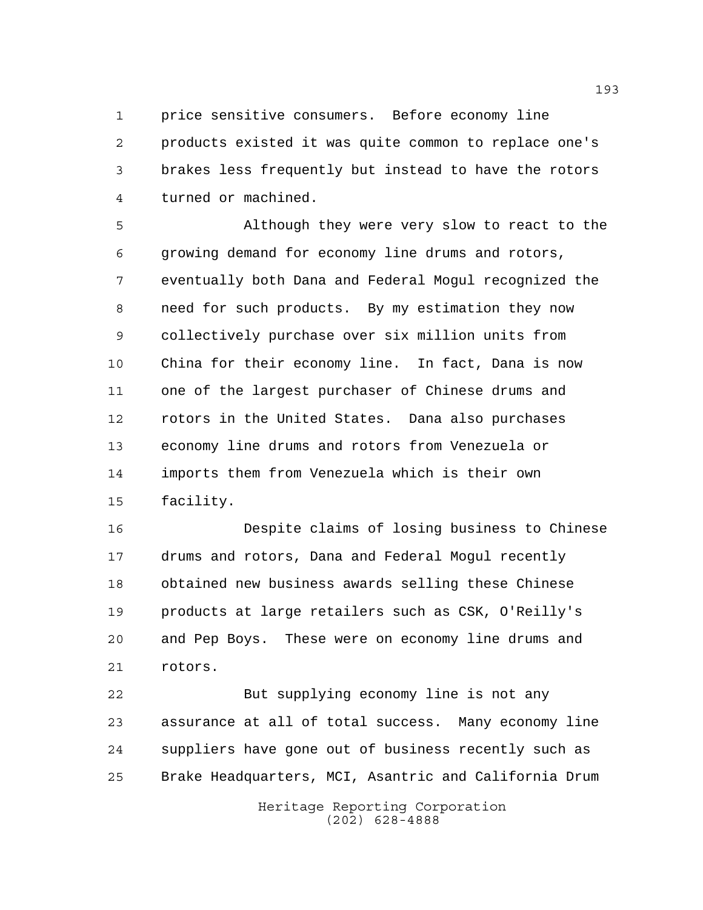price sensitive consumers. Before economy line products existed it was quite common to replace one's brakes less frequently but instead to have the rotors turned or machined.

Although they were very slow to react to the growing demand for economy line drums and rotors, eventually both Dana and Federal Mogul recognized the need for such products. By my estimation they now collectively purchase over six million units from China for their economy line. In fact, Dana is now one of the largest purchaser of Chinese drums and rotors in the United States. Dana also purchases economy line drums and rotors from Venezuela or imports them from Venezuela which is their own facility.

Despite claims of losing business to Chinese drums and rotors, Dana and Federal Mogul recently obtained new business awards selling these Chinese products at large retailers such as CSK, O'Reilly's and Pep Boys. These were on economy line drums and rotors.

But supplying economy line is not any assurance at all of total success. Many economy line suppliers have gone out of business recently such as Brake Headquarters, MCI, Asantric and California Drum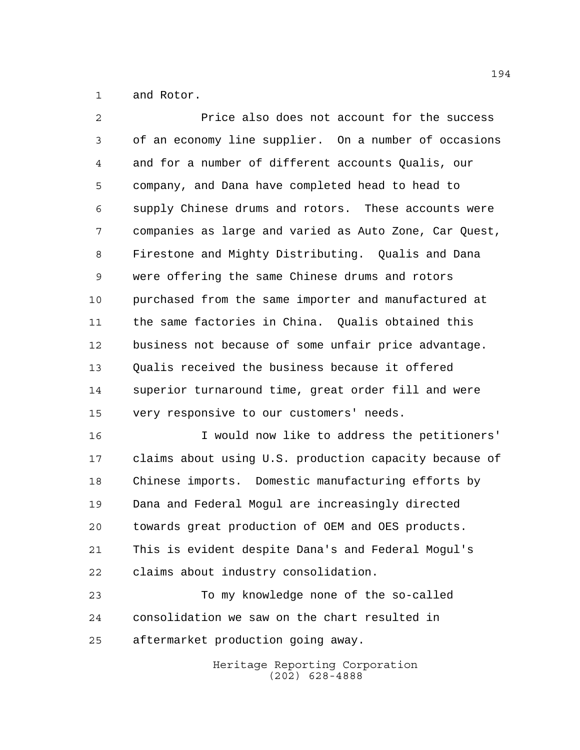and Rotor.

Price also does not account for the success of an economy line supplier. On a number of occasions and for a number of different accounts Qualis, our company, and Dana have completed head to head to supply Chinese drums and rotors. These accounts were companies as large and varied as Auto Zone, Car Quest, Firestone and Mighty Distributing. Qualis and Dana were offering the same Chinese drums and rotors purchased from the same importer and manufactured at the same factories in China. Qualis obtained this business not because of some unfair price advantage. Qualis received the business because it offered superior turnaround time, great order fill and were very responsive to our customers' needs.

I would now like to address the petitioners' claims about using U.S. production capacity because of Chinese imports. Domestic manufacturing efforts by Dana and Federal Mogul are increasingly directed towards great production of OEM and OES products. This is evident despite Dana's and Federal Mogul's claims about industry consolidation.

To my knowledge none of the so-called consolidation we saw on the chart resulted in aftermarket production going away.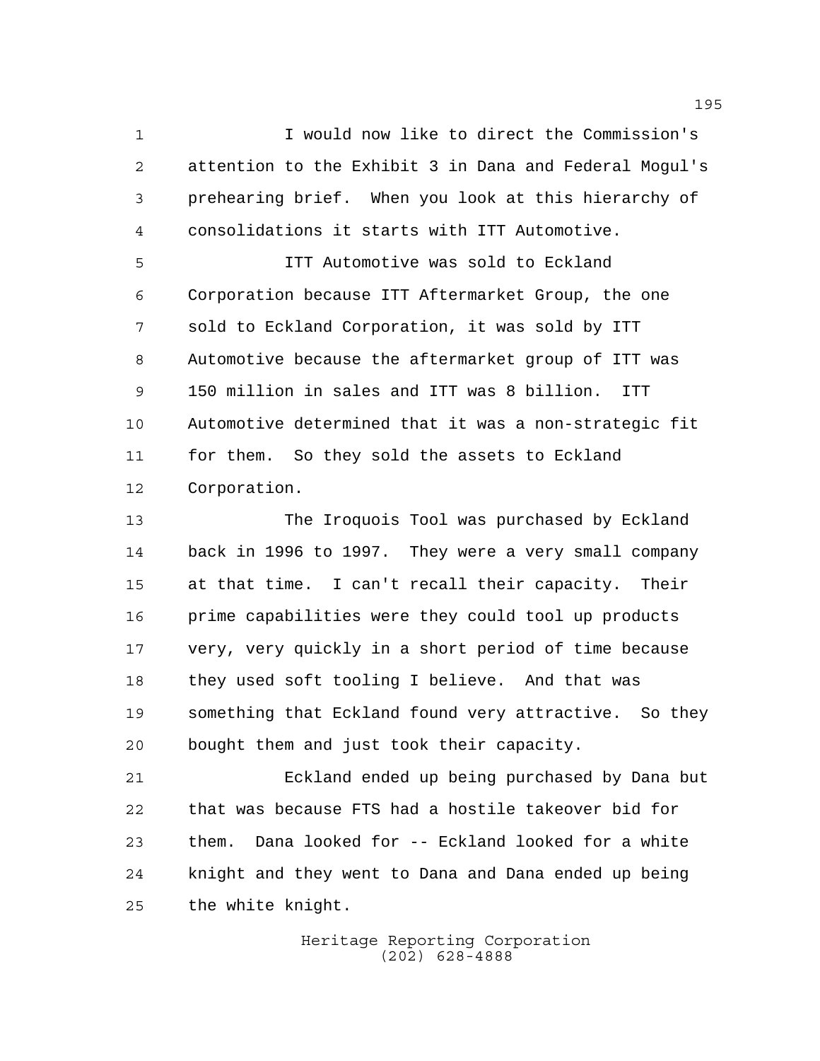I would now like to direct the Commission's attention to the Exhibit 3 in Dana and Federal Mogul's prehearing brief. When you look at this hierarchy of consolidations it starts with ITT Automotive.

ITT Automotive was sold to Eckland Corporation because ITT Aftermarket Group, the one sold to Eckland Corporation, it was sold by ITT Automotive because the aftermarket group of ITT was 150 million in sales and ITT was 8 billion. ITT Automotive determined that it was a non-strategic fit for them. So they sold the assets to Eckland Corporation.

The Iroquois Tool was purchased by Eckland back in 1996 to 1997. They were a very small company at that time. I can't recall their capacity. Their prime capabilities were they could tool up products very, very quickly in a short period of time because they used soft tooling I believe. And that was something that Eckland found very attractive. So they bought them and just took their capacity.

Eckland ended up being purchased by Dana but that was because FTS had a hostile takeover bid for them. Dana looked for -- Eckland looked for a white knight and they went to Dana and Dana ended up being the white knight.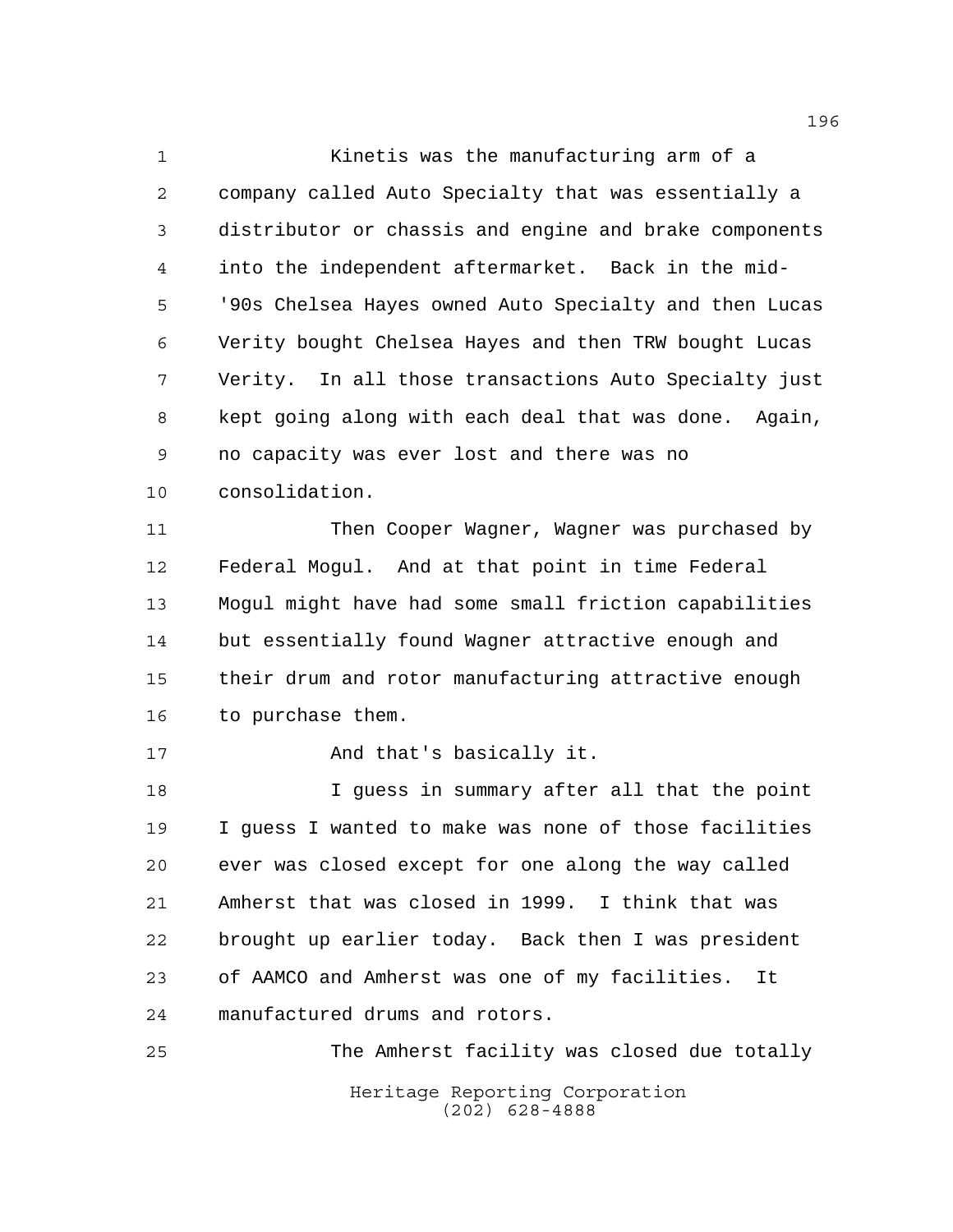Kinetis was the manufacturing arm of a company called Auto Specialty that was essentially a distributor or chassis and engine and brake components into the independent aftermarket. Back in the mid-'90s Chelsea Hayes owned Auto Specialty and then Lucas Verity bought Chelsea Hayes and then TRW bought Lucas Verity. In all those transactions Auto Specialty just kept going along with each deal that was done. Again, no capacity was ever lost and there was no consolidation.

Then Cooper Wagner, Wagner was purchased by Federal Mogul. And at that point in time Federal Mogul might have had some small friction capabilities but essentially found Wagner attractive enough and their drum and rotor manufacturing attractive enough to purchase them.

And that's basically it.

I guess in summary after all that the point I guess I wanted to make was none of those facilities ever was closed except for one along the way called Amherst that was closed in 1999. I think that was brought up earlier today. Back then I was president of AAMCO and Amherst was one of my facilities. It manufactured drums and rotors.

The Amherst facility was closed due totally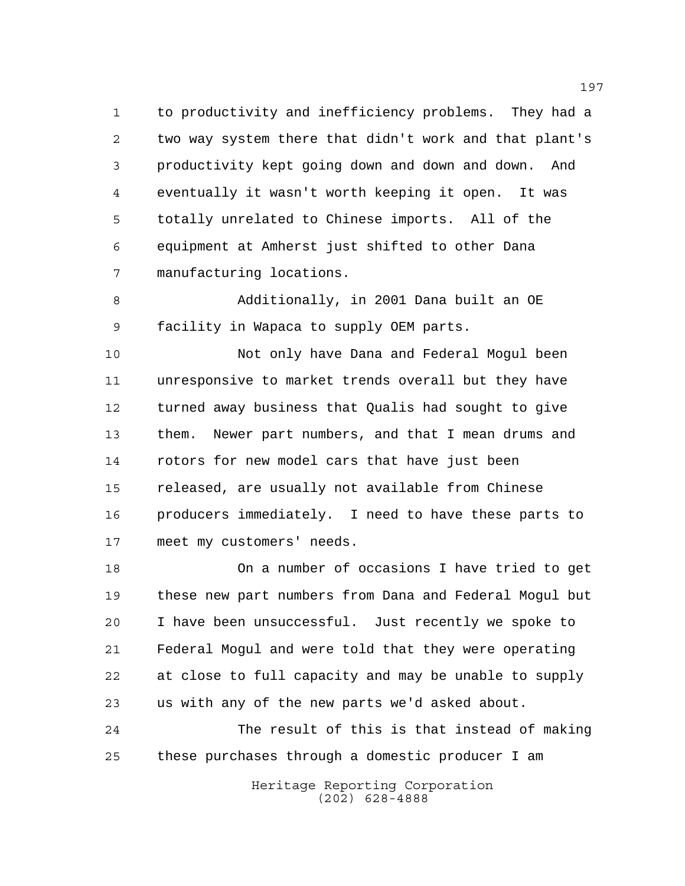to productivity and inefficiency problems. They had a two way system there that didn't work and that plant's productivity kept going down and down and down. And eventually it wasn't worth keeping it open. It was totally unrelated to Chinese imports. All of the equipment at Amherst just shifted to other Dana manufacturing locations.

Additionally, in 2001 Dana built an OE facility in Wapaca to supply OEM parts.

Not only have Dana and Federal Mogul been unresponsive to market trends overall but they have turned away business that Qualis had sought to give them. Newer part numbers, and that I mean drums and rotors for new model cars that have just been released, are usually not available from Chinese producers immediately. I need to have these parts to meet my customers' needs.

On a number of occasions I have tried to get these new part numbers from Dana and Federal Mogul but I have been unsuccessful. Just recently we spoke to Federal Mogul and were told that they were operating at close to full capacity and may be unable to supply us with any of the new parts we'd asked about.

The result of this is that instead of making these purchases through a domestic producer I am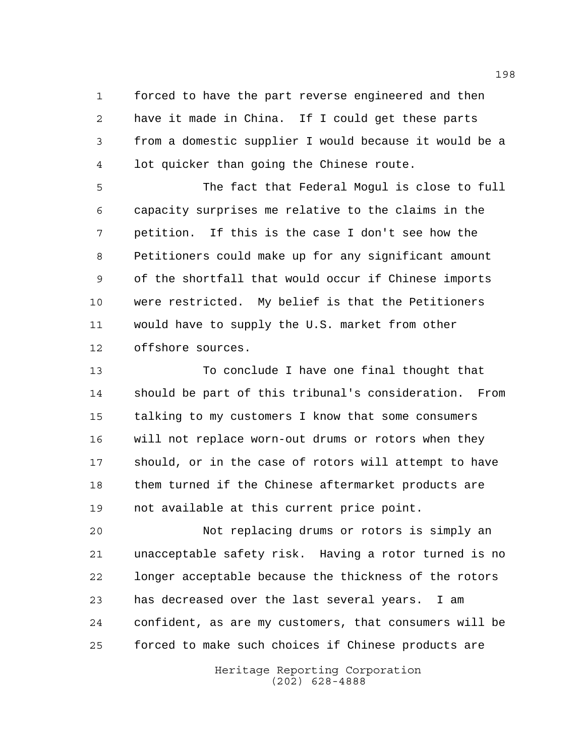forced to have the part reverse engineered and then have it made in China. If I could get these parts from a domestic supplier I would because it would be a lot quicker than going the Chinese route.

The fact that Federal Mogul is close to full capacity surprises me relative to the claims in the petition. If this is the case I don't see how the Petitioners could make up for any significant amount of the shortfall that would occur if Chinese imports were restricted. My belief is that the Petitioners would have to supply the U.S. market from other offshore sources.

To conclude I have one final thought that should be part of this tribunal's consideration. From talking to my customers I know that some consumers will not replace worn-out drums or rotors when they should, or in the case of rotors will attempt to have them turned if the Chinese aftermarket products are not available at this current price point.

Not replacing drums or rotors is simply an unacceptable safety risk. Having a rotor turned is no longer acceptable because the thickness of the rotors has decreased over the last several years. I am confident, as are my customers, that consumers will be forced to make such choices if Chinese products are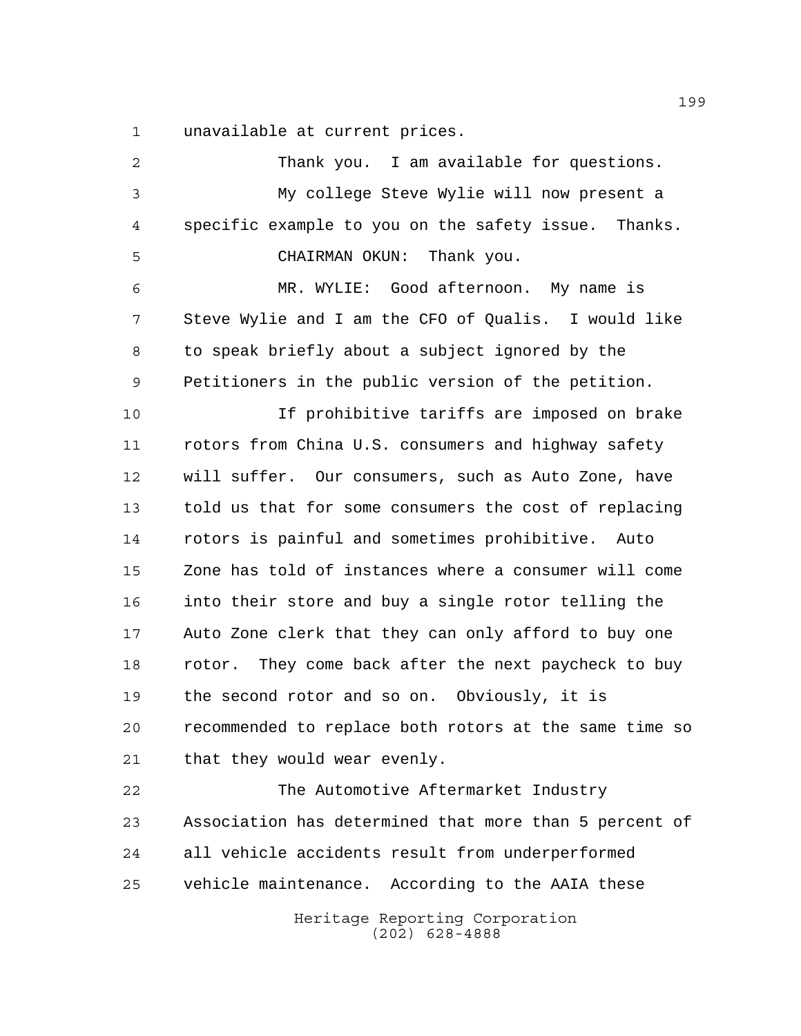unavailable at current prices.

Thank you. I am available for questions.

My college Steve Wylie will now present a specific example to you on the safety issue. Thanks.

CHAIRMAN OKUN: Thank you.

MR. WYLIE: Good afternoon. My name is Steve Wylie and I am the CFO of Qualis. I would like to speak briefly about a subject ignored by the Petitioners in the public version of the petition.

If prohibitive tariffs are imposed on brake rotors from China U.S. consumers and highway safety will suffer. Our consumers, such as Auto Zone, have told us that for some consumers the cost of replacing rotors is painful and sometimes prohibitive. Auto Zone has told of instances where a consumer will come into their store and buy a single rotor telling the Auto Zone clerk that they can only afford to buy one rotor. They come back after the next paycheck to buy the second rotor and so on. Obviously, it is recommended to replace both rotors at the same time so that they would wear evenly.

The Automotive Aftermarket Industry Association has determined that more than 5 percent of all vehicle accidents result from underperformed vehicle maintenance. According to the AAIA these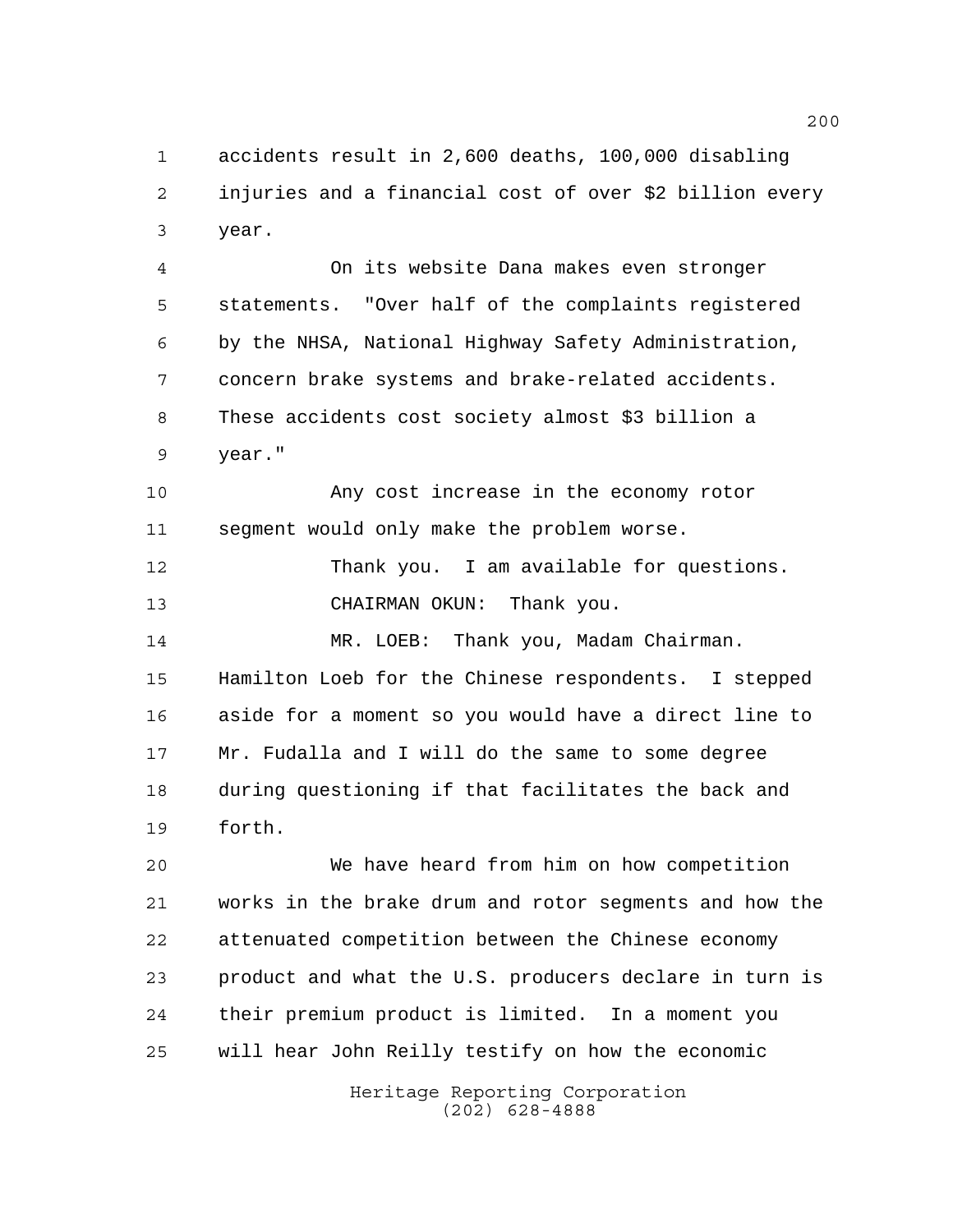accidents result in 2,600 deaths, 100,000 disabling injuries and a financial cost of over $2 billion every year.

On its website Dana makes even stronger statements. "Over half of the complaints registered by the NHSA, National Highway Safety Administration, concern brake systems and brake-related accidents. These accidents cost society almost $3 billion a year."

Any cost increase in the economy rotor segment would only make the problem worse.

Thank you. I am available for questions.

CHAIRMAN OKUN: Thank you.

MR. LOEB: Thank you, Madam Chairman. Hamilton Loeb for the Chinese respondents. I stepped aside for a moment so you would have a direct line to Mr. Fudalla and I will do the same to some degree during questioning if that facilitates the back and forth.

We have heard from him on how competition works in the brake drum and rotor segments and how the attenuated competition between the Chinese economy product and what the U.S. producers declare in turn is their premium product is limited. In a moment you will hear John Reilly testify on how the economic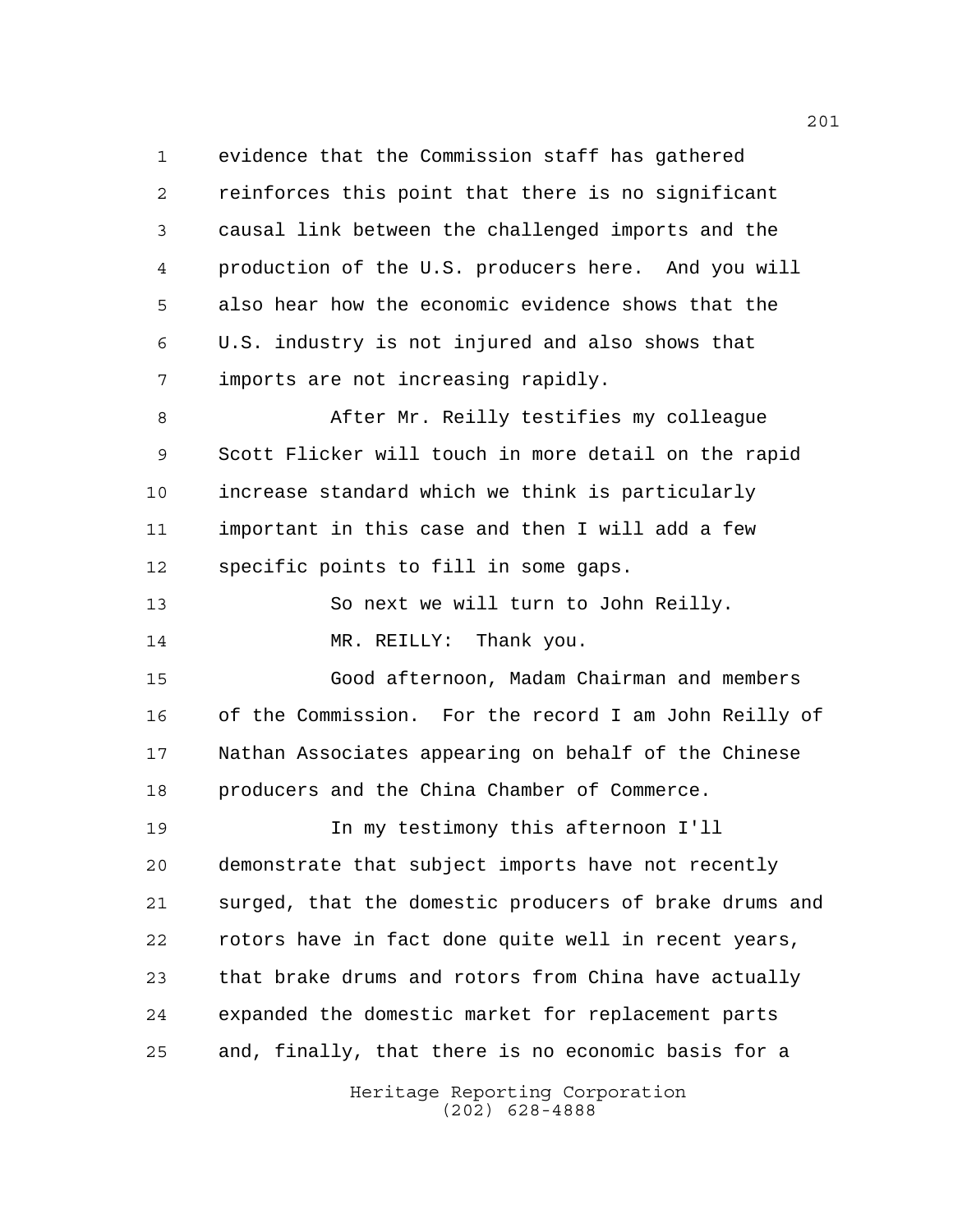evidence that the Commission staff has gathered reinforces this point that there is no significant causal link between the challenged imports and the production of the U.S. producers here. And you will also hear how the economic evidence shows that the U.S. industry is not injured and also shows that imports are not increasing rapidly.

After Mr. Reilly testifies my colleague Scott Flicker will touch in more detail on the rapid increase standard which we think is particularly important in this case and then I will add a few specific points to fill in some gaps.

So next we will turn to John Reilly.

MR. REILLY: Thank you.

Good afternoon, Madam Chairman and members of the Commission. For the record I am John Reilly of Nathan Associates appearing on behalf of the Chinese producers and the China Chamber of Commerce.

In my testimony this afternoon I'll demonstrate that subject imports have not recently surged, that the domestic producers of brake drums and rotors have in fact done quite well in recent years, that brake drums and rotors from China have actually expanded the domestic market for replacement parts and, finally, that there is no economic basis for a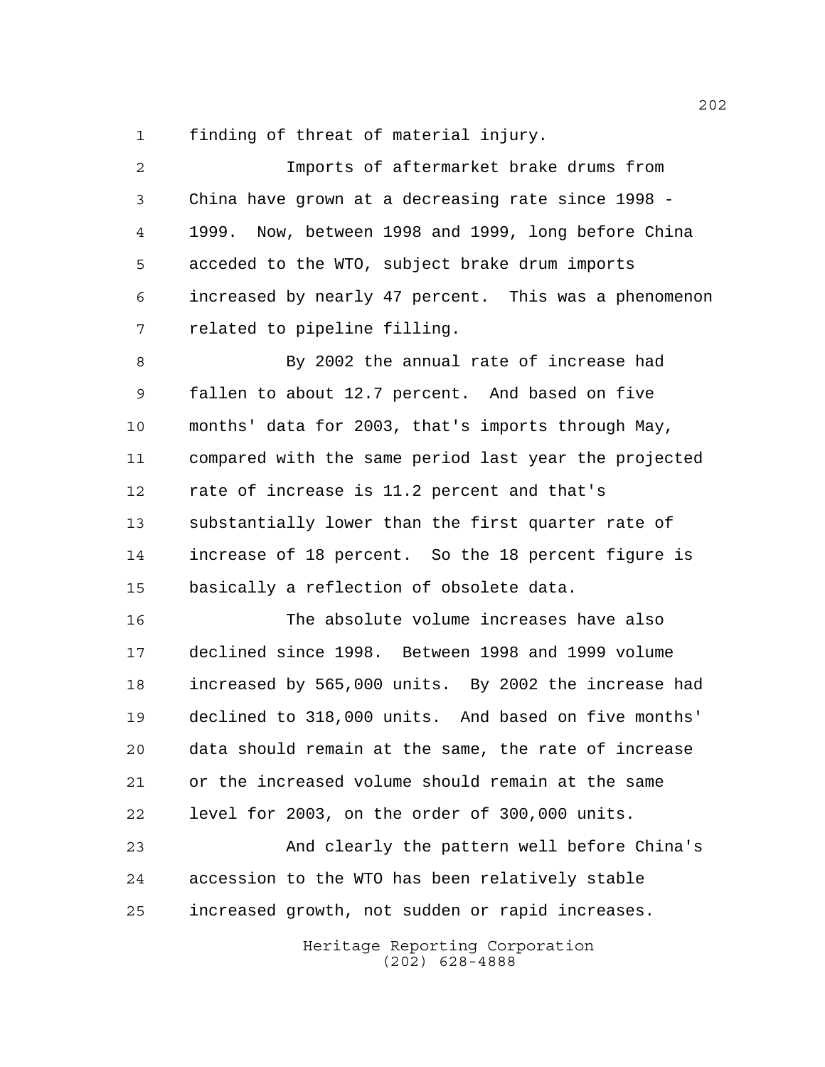finding of threat of material injury.

Imports of aftermarket brake drums from China have grown at a decreasing rate since 1998 - 1999. Now, between 1998 and 1999, long before China acceded to the WTO, subject brake drum imports increased by nearly 47 percent. This was a phenomenon related to pipeline filling.

By 2002 the annual rate of increase had fallen to about 12.7 percent. And based on five months' data for 2003, that's imports through May, compared with the same period last year the projected rate of increase is 11.2 percent and that's substantially lower than the first quarter rate of increase of 18 percent. So the 18 percent figure is basically a reflection of obsolete data.

The absolute volume increases have also declined since 1998. Between 1998 and 1999 volume increased by 565,000 units. By 2002 the increase had declined to 318,000 units. And based on five months' data should remain at the same, the rate of increase or the increased volume should remain at the same level for 2003, on the order of 300,000 units.

And clearly the pattern well before China's accession to the WTO has been relatively stable increased growth, not sudden or rapid increases.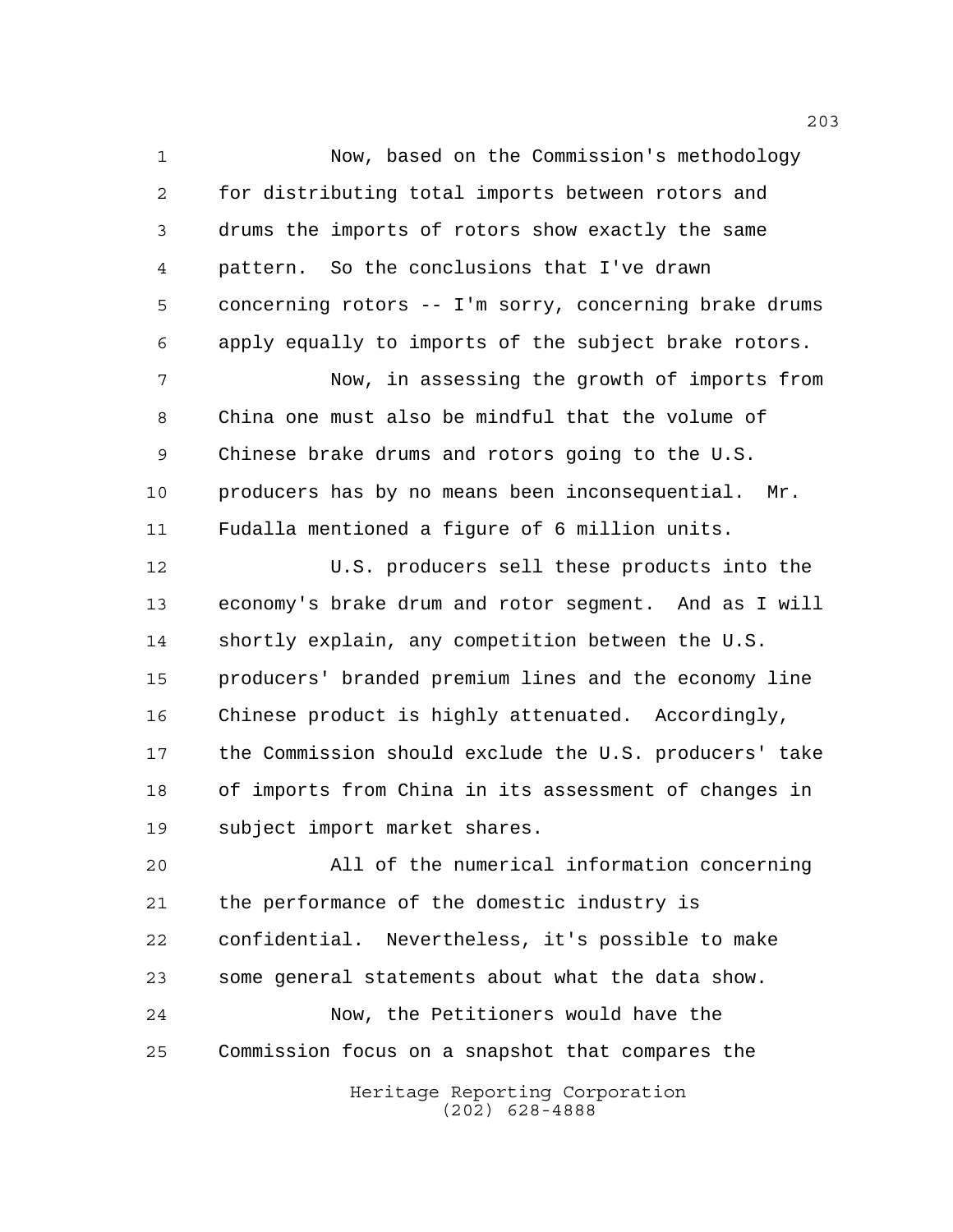Now, based on the Commission's methodology for distributing total imports between rotors and drums the imports of rotors show exactly the same pattern. So the conclusions that I've drawn concerning rotors -- I'm sorry, concerning brake drums apply equally to imports of the subject brake rotors.

Now, in assessing the growth of imports from China one must also be mindful that the volume of Chinese brake drums and rotors going to the U.S. producers has by no means been inconsequential. Mr. Fudalla mentioned a figure of 6 million units.

U.S. producers sell these products into the economy's brake drum and rotor segment. And as I will shortly explain, any competition between the U.S. producers' branded premium lines and the economy line Chinese product is highly attenuated. Accordingly, the Commission should exclude the U.S. producers' take of imports from China in its assessment of changes in subject import market shares.

All of the numerical information concerning the performance of the domestic industry is confidential. Nevertheless, it's possible to make some general statements about what the data show.

Now, the Petitioners would have the Commission focus on a snapshot that compares the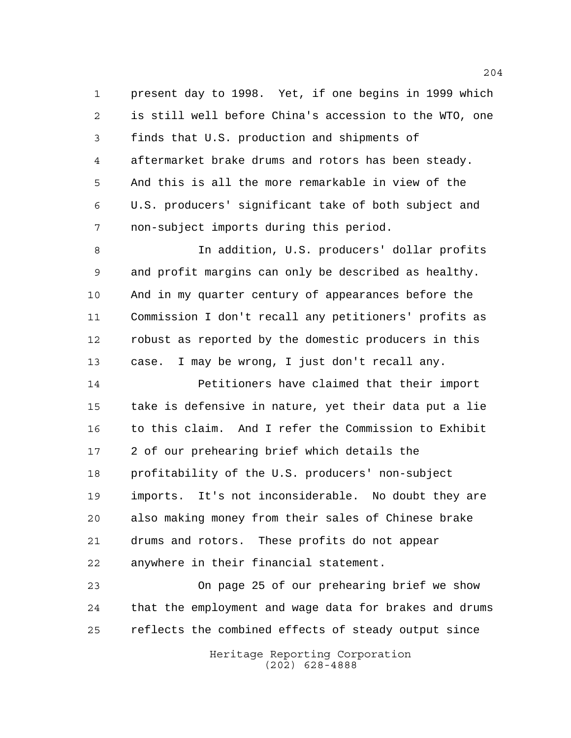present day to 1998. Yet, if one begins in 1999 which is still well before China's accession to the WTO, one finds that U.S. production and shipments of aftermarket brake drums and rotors has been steady. And this is all the more remarkable in view of the U.S. producers' significant take of both subject and non-subject imports during this period.

In addition, U.S. producers' dollar profits and profit margins can only be described as healthy. And in my quarter century of appearances before the Commission I don't recall any petitioners' profits as robust as reported by the domestic producers in this case. I may be wrong, I just don't recall any.

Petitioners have claimed that their import take is defensive in nature, yet their data put a lie to this claim. And I refer the Commission to Exhibit 2 of our prehearing brief which details the profitability of the U.S. producers' non-subject imports. It's not inconsiderable. No doubt they are also making money from their sales of Chinese brake drums and rotors. These profits do not appear anywhere in their financial statement.

On page 25 of our prehearing brief we show that the employment and wage data for brakes and drums reflects the combined effects of steady output since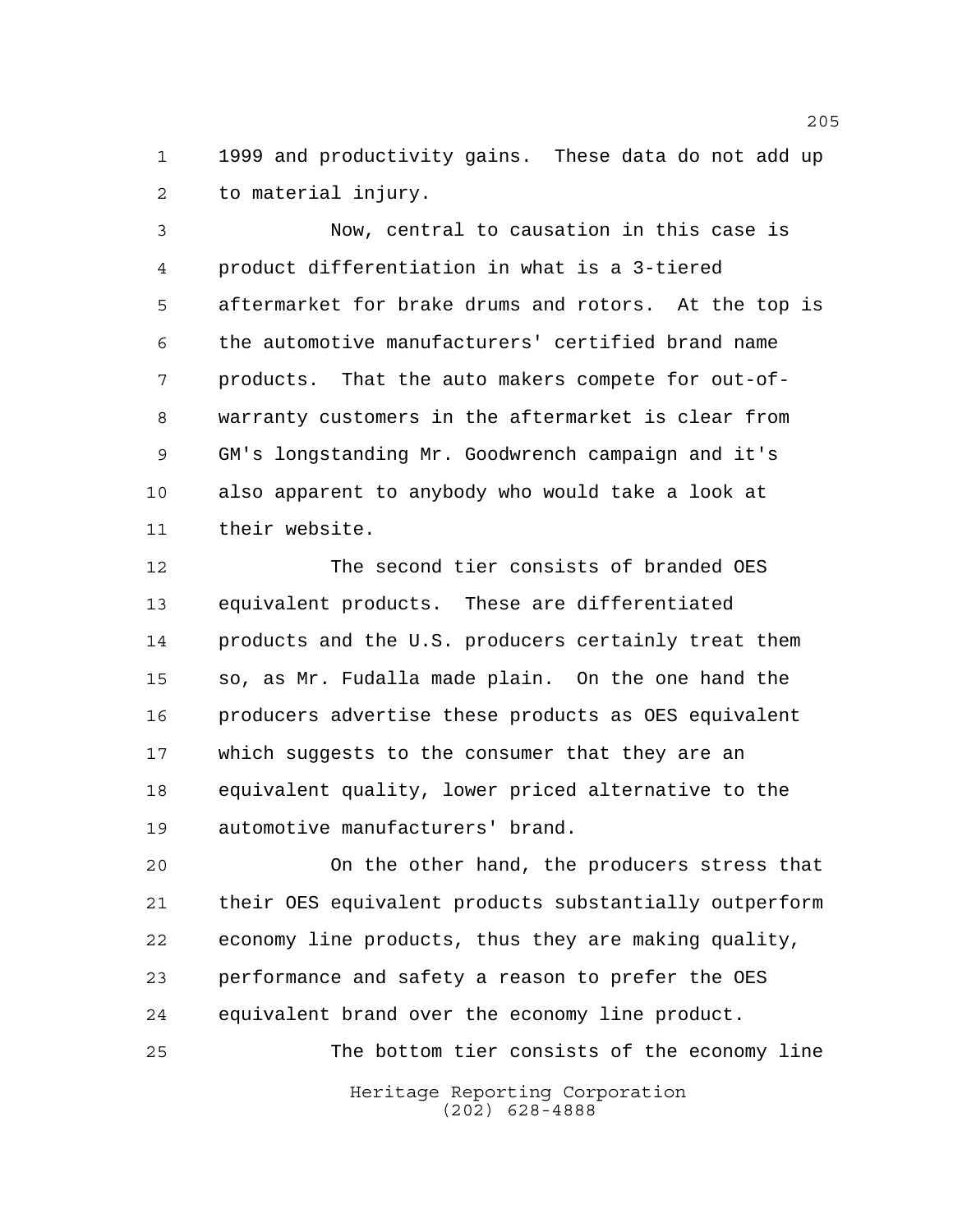1999 and productivity gains. These data do not add up to material injury.

Now, central to causation in this case is product differentiation in what is a 3-tiered aftermarket for brake drums and rotors. At the top is the automotive manufacturers' certified brand name products. That the auto makers compete for out-of-warranty customers in the aftermarket is clear from GM's longstanding Mr. Goodwrench campaign and it's also apparent to anybody who would take a look at their website.

The second tier consists of branded OES equivalent products. These are differentiated products and the U.S. producers certainly treat them so, as Mr. Fudalla made plain. On the one hand the producers advertise these products as OES equivalent which suggests to the consumer that they are an equivalent quality, lower priced alternative to the automotive manufacturers' brand.

On the other hand, the producers stress that their OES equivalent products substantially outperform economy line products, thus they are making quality, performance and safety a reason to prefer the OES equivalent brand over the economy line product.

The bottom tier consists of the economy line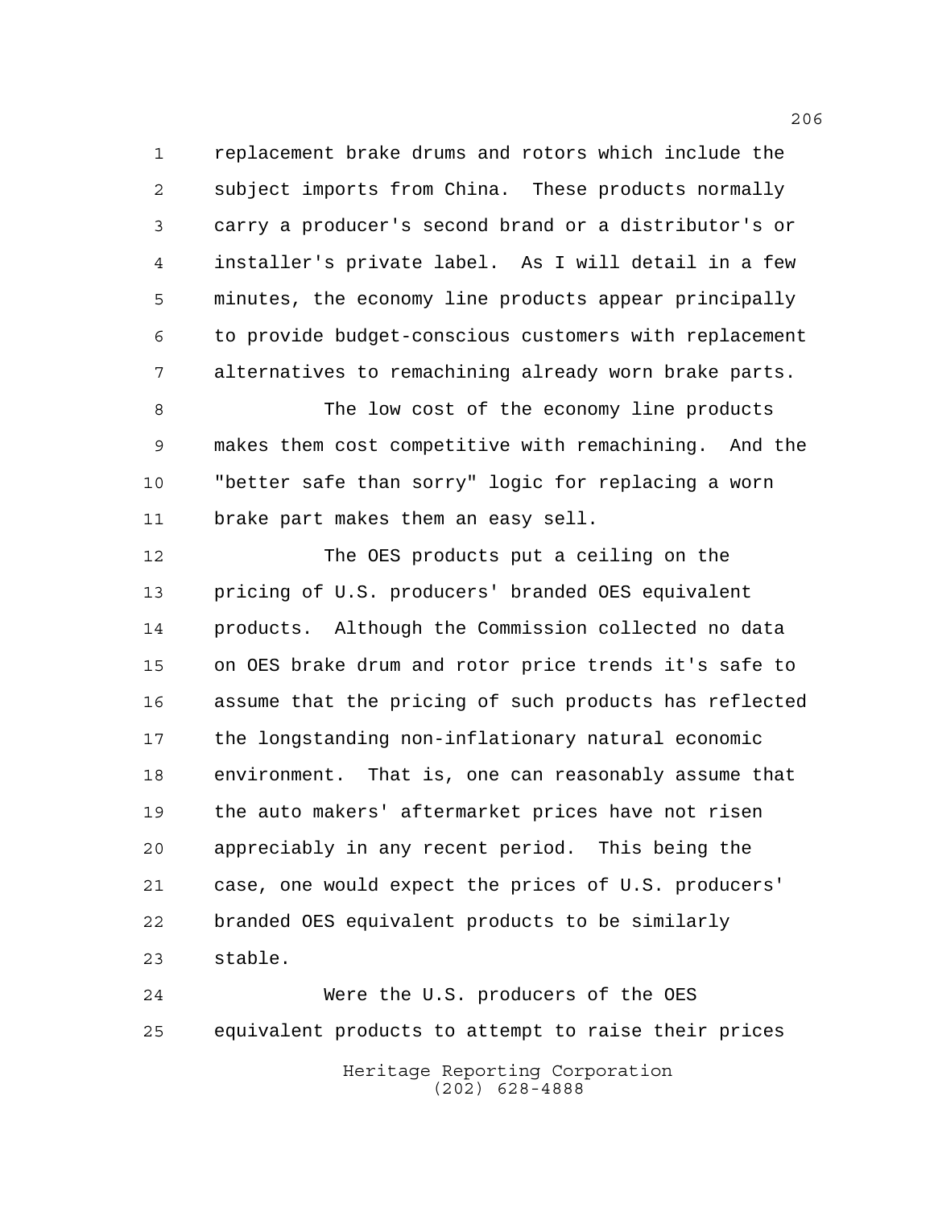replacement brake drums and rotors which include the subject imports from China. These products normally carry a producer's second brand or a distributor's or installer's private label. As I will detail in a few minutes, the economy line products appear principally to provide budget-conscious customers with replacement alternatives to remachining already worn brake parts.

The low cost of the economy line products makes them cost competitive with remachining. And the "better safe than sorry" logic for replacing a worn brake part makes them an easy sell.

The OES products put a ceiling on the pricing of U.S. producers' branded OES equivalent products. Although the Commission collected no data on OES brake drum and rotor price trends it's safe to assume that the pricing of such products has reflected the longstanding non-inflationary natural economic environment. That is, one can reasonably assume that the auto makers' aftermarket prices have not risen appreciably in any recent period. This being the case, one would expect the prices of U.S. producers' branded OES equivalent products to be similarly stable.

Were the U.S. producers of the OES equivalent products to attempt to raise their prices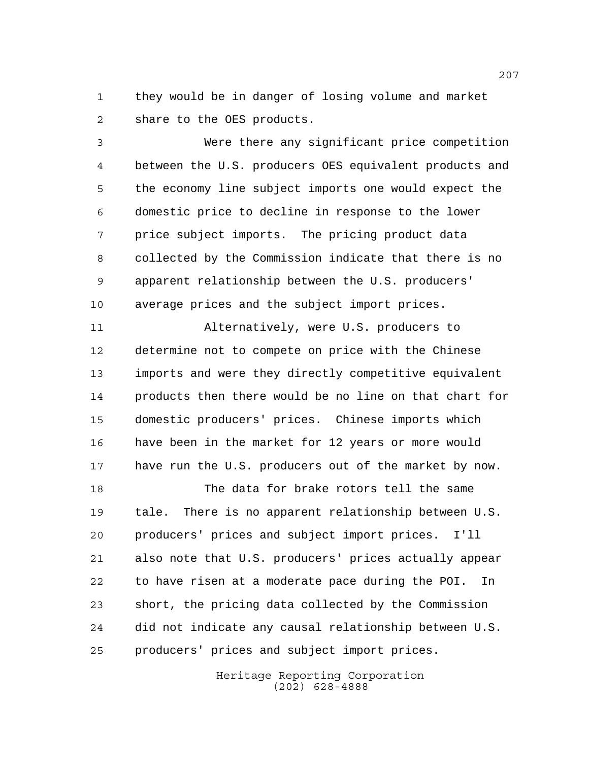they would be in danger of losing volume and market share to the OES products.

Were there any significant price competition between the U.S. producers OES equivalent products and the economy line subject imports one would expect the domestic price to decline in response to the lower price subject imports. The pricing product data collected by the Commission indicate that there is no apparent relationship between the U.S. producers' average prices and the subject import prices.

Alternatively, were U.S. producers to determine not to compete on price with the Chinese imports and were they directly competitive equivalent products then there would be no line on that chart for domestic producers' prices. Chinese imports which have been in the market for 12 years or more would have run the U.S. producers out of the market by now.

The data for brake rotors tell the same tale. There is no apparent relationship between U.S. producers' prices and subject import prices. I'll also note that U.S. producers' prices actually appear to have risen at a moderate pace during the POI. In short, the pricing data collected by the Commission did not indicate any causal relationship between U.S. producers' prices and subject import prices.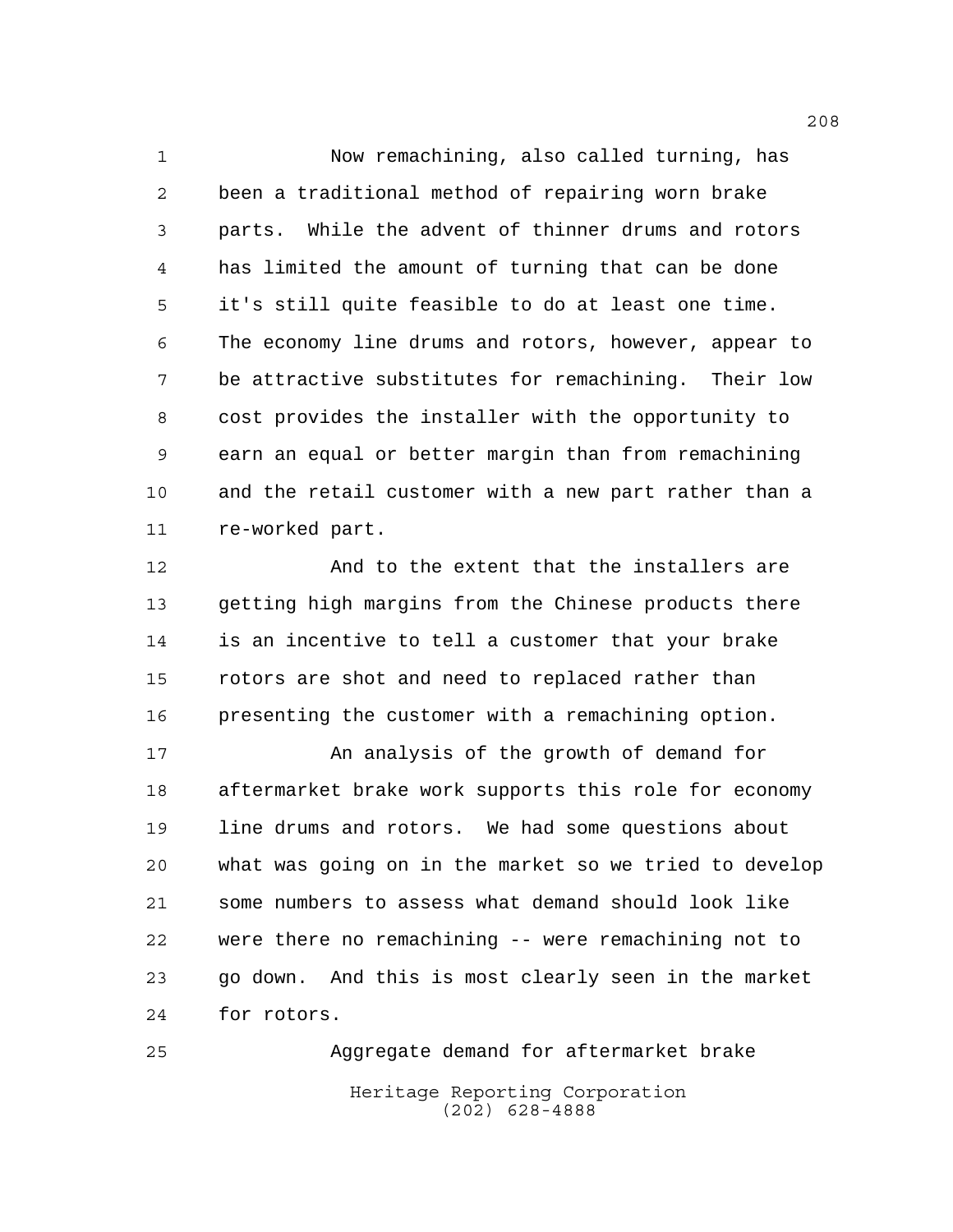Now remachining, also called turning, has been a traditional method of repairing worn brake parts. While the advent of thinner drums and rotors has limited the amount of turning that can be done it's still quite feasible to do at least one time. The economy line drums and rotors, however, appear to be attractive substitutes for remachining. Their low cost provides the installer with the opportunity to earn an equal or better margin than from remachining and the retail customer with a new part rather than a re-worked part.

And to the extent that the installers are getting high margins from the Chinese products there is an incentive to tell a customer that your brake rotors are shot and need to replaced rather than presenting the customer with a remachining option.

An analysis of the growth of demand for aftermarket brake work supports this role for economy line drums and rotors. We had some questions about what was going on in the market so we tried to develop some numbers to assess what demand should look like were there no remachining -- were remachining not to go down. And this is most clearly seen in the market for rotors.

Aggregate demand for aftermarket brake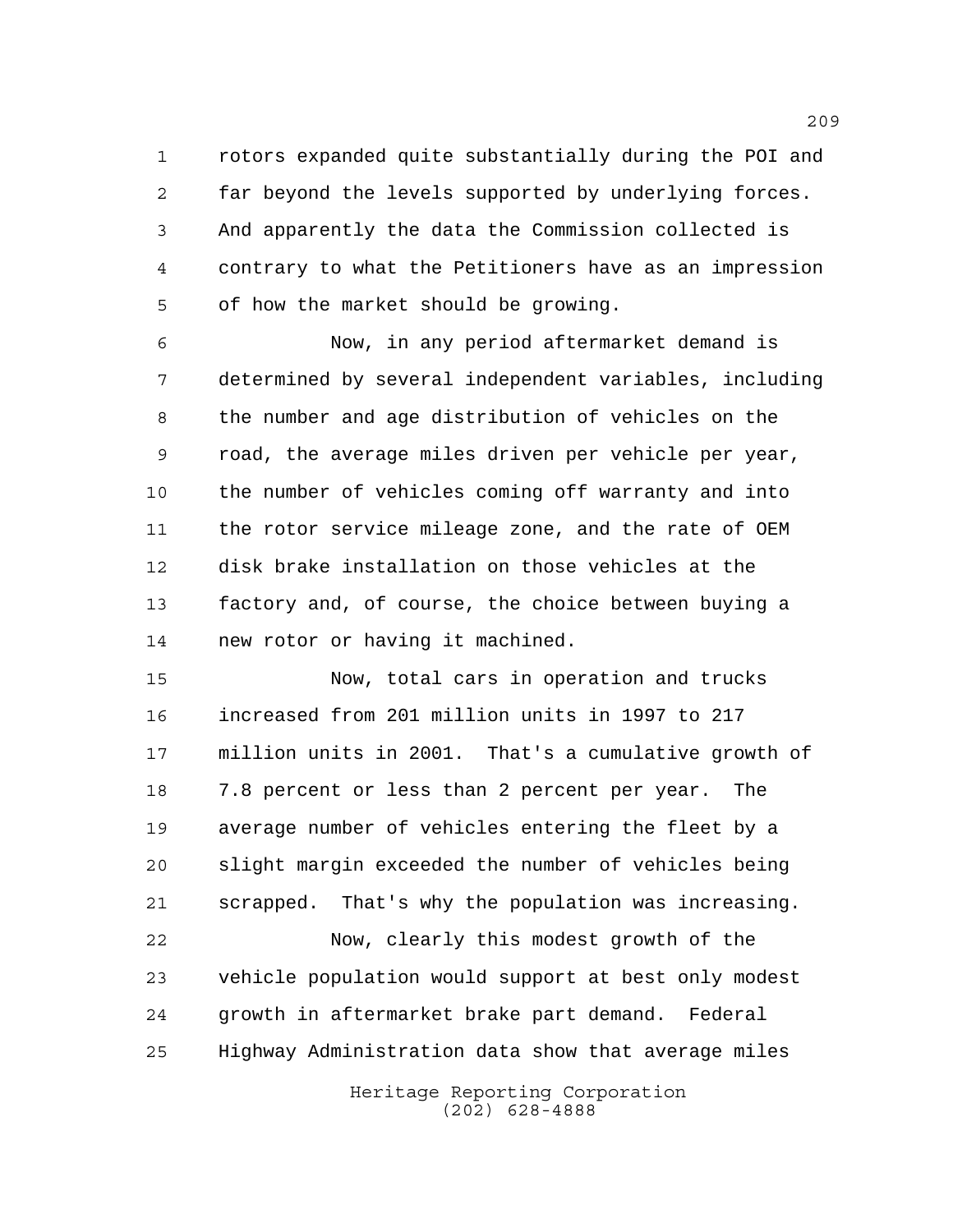rotors expanded quite substantially during the POI and far beyond the levels supported by underlying forces. And apparently the data the Commission collected is contrary to what the Petitioners have as an impression of how the market should be growing.

Now, in any period aftermarket demand is determined by several independent variables, including the number and age distribution of vehicles on the road, the average miles driven per vehicle per year, the number of vehicles coming off warranty and into the rotor service mileage zone, and the rate of OEM disk brake installation on those vehicles at the factory and, of course, the choice between buying a new rotor or having it machined.

Now, total cars in operation and trucks increased from 201 million units in 1997 to 217 million units in 2001. That's a cumulative growth of 7.8 percent or less than 2 percent per year. The average number of vehicles entering the fleet by a slight margin exceeded the number of vehicles being scrapped. That's why the population was increasing.

Now, clearly this modest growth of the vehicle population would support at best only modest growth in aftermarket brake part demand. Federal Highway Administration data show that average miles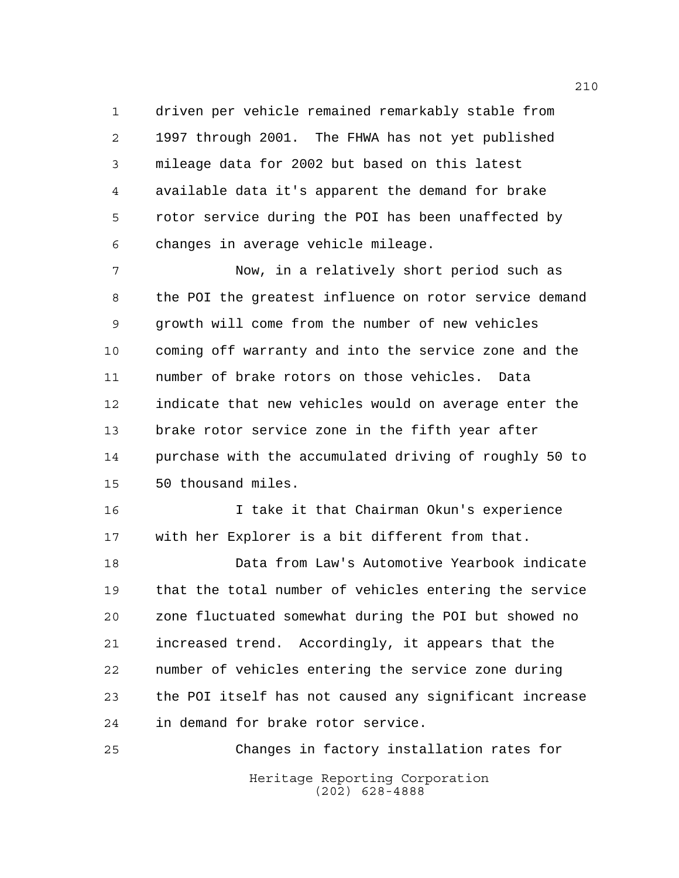driven per vehicle remained remarkably stable from 1997 through 2001. The FHWA has not yet published mileage data for 2002 but based on this latest available data it's apparent the demand for brake rotor service during the POI has been unaffected by changes in average vehicle mileage.

Now, in a relatively short period such as the POI the greatest influence on rotor service demand growth will come from the number of new vehicles coming off warranty and into the service zone and the number of brake rotors on those vehicles. Data indicate that new vehicles would on average enter the brake rotor service zone in the fifth year after purchase with the accumulated driving of roughly 50 to 50 thousand miles.

I take it that Chairman Okun's experience with her Explorer is a bit different from that.

Data from Law's Automotive Yearbook indicate that the total number of vehicles entering the service zone fluctuated somewhat during the POI but showed no increased trend. Accordingly, it appears that the number of vehicles entering the service zone during the POI itself has not caused any significant increase in demand for brake rotor service.

Changes in factory installation rates for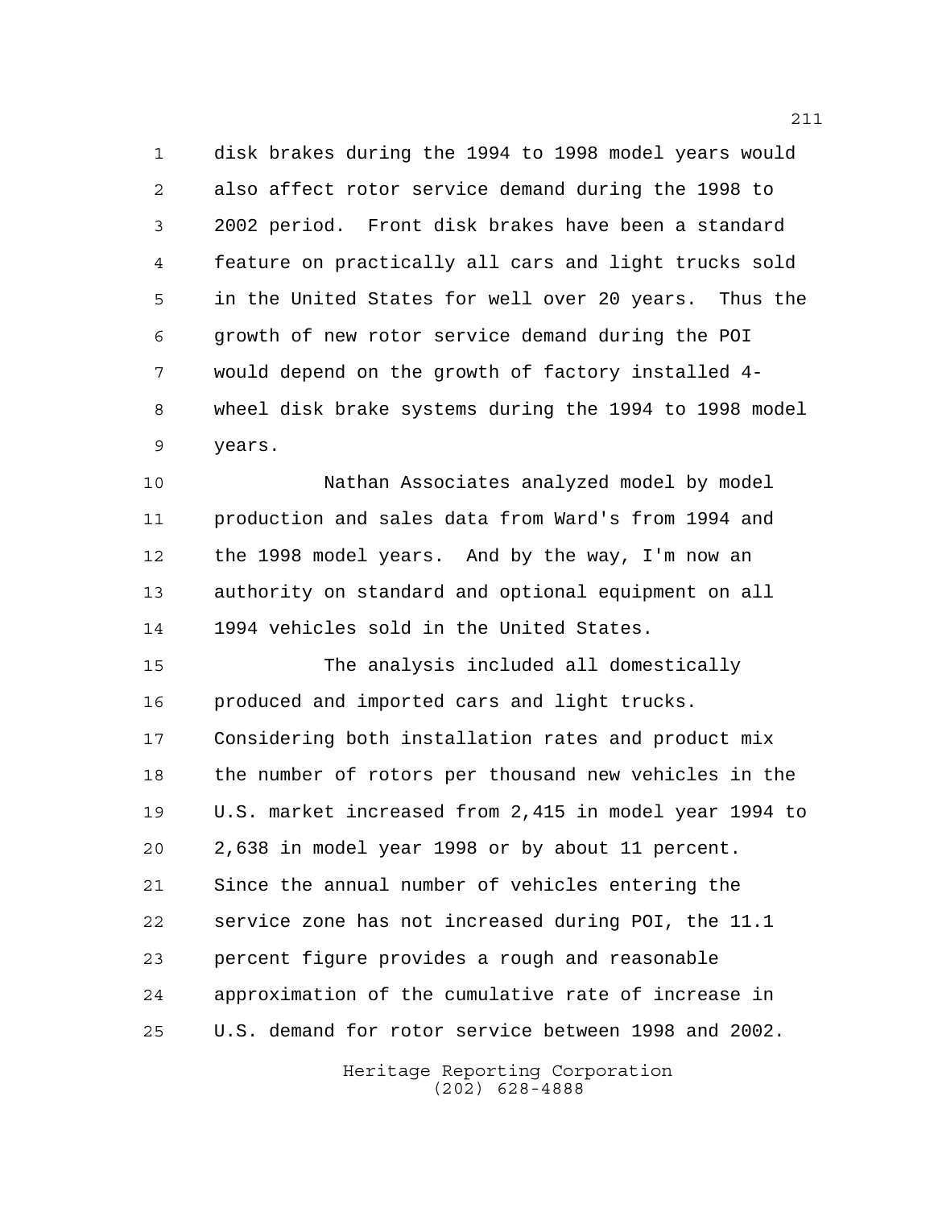disk brakes during the 1994 to 1998 model years would also affect rotor service demand during the 1998 to 2002 period. Front disk brakes have been a standard feature on practically all cars and light trucks sold in the United States for well over 20 years. Thus the growth of new rotor service demand during the POI would depend on the growth of factory installed 4-wheel disk brake systems during the 1994 to 1998 model years.

Nathan Associates analyzed model by model production and sales data from Ward's from 1994 and the 1998 model years. And by the way, I'm now an authority on standard and optional equipment on all 1994 vehicles sold in the United States.

The analysis included all domestically produced and imported cars and light trucks. Considering both installation rates and product mix the number of rotors per thousand new vehicles in the U.S. market increased from 2,415 in model year 1994 to 2,638 in model year 1998 or by about 11 percent. Since the annual number of vehicles entering the service zone has not increased during POI, the 11.1 percent figure provides a rough and reasonable approximation of the cumulative rate of increase in U.S. demand for rotor service between 1998 and 2002.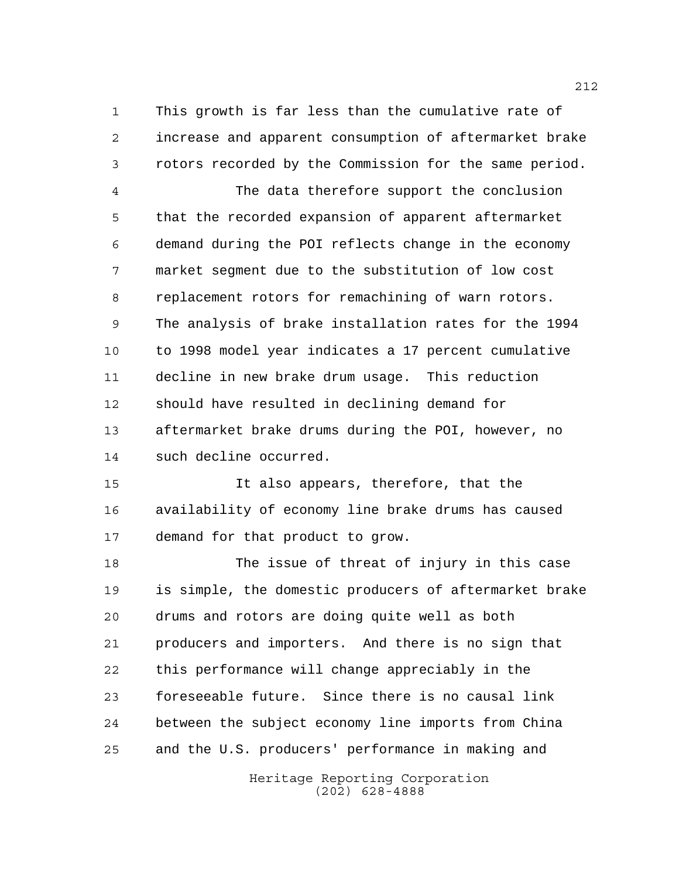This growth is far less than the cumulative rate of increase and apparent consumption of aftermarket brake rotors recorded by the Commission for the same period.

The data therefore support the conclusion that the recorded expansion of apparent aftermarket demand during the POI reflects change in the economy market segment due to the substitution of low cost replacement rotors for remachining of warn rotors. The analysis of brake installation rates for the 1994 to 1998 model year indicates a 17 percent cumulative decline in new brake drum usage. This reduction should have resulted in declining demand for aftermarket brake drums during the POI, however, no such decline occurred.

It also appears, therefore, that the availability of economy line brake drums has caused demand for that product to grow.

The issue of threat of injury in this case is simple, the domestic producers of aftermarket brake drums and rotors are doing quite well as both producers and importers. And there is no sign that this performance will change appreciably in the foreseeable future. Since there is no causal link between the subject economy line imports from China and the U.S. producers' performance in making and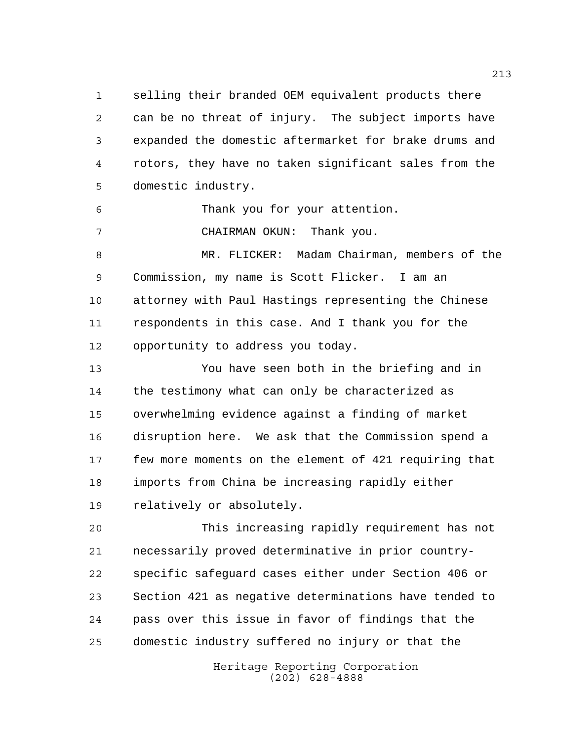selling their branded OEM equivalent products there can be no threat of injury. The subject imports have expanded the domestic aftermarket for brake drums and rotors, they have no taken significant sales from the domestic industry.

Thank you for your attention.

CHAIRMAN OKUN: Thank you.

MR. FLICKER: Madam Chairman, members of the Commission, my name is Scott Flicker. I am an attorney with Paul Hastings representing the Chinese respondents in this case. And I thank you for the opportunity to address you today.

You have seen both in the briefing and in the testimony what can only be characterized as overwhelming evidence against a finding of market disruption here. We ask that the Commission spend a few more moments on the element of 421 requiring that imports from China be increasing rapidly either relatively or absolutely.

This increasing rapidly requirement has not necessarily proved determinative in prior country-specific safeguard cases either under Section 406 or Section 421 as negative determinations have tended to pass over this issue in favor of findings that the domestic industry suffered no injury or that the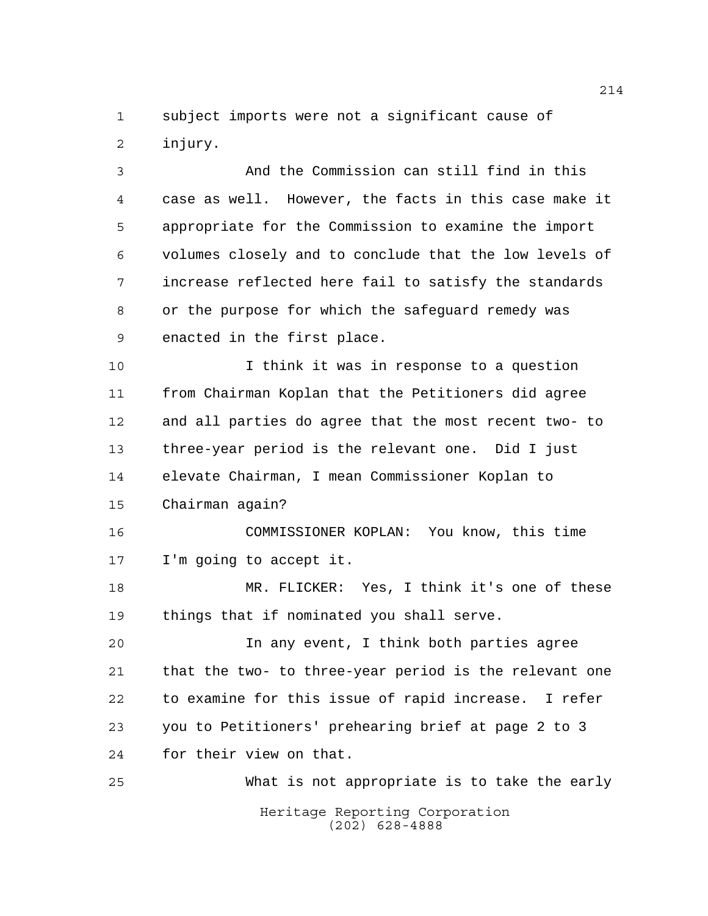subject imports were not a significant cause of injury.

And the Commission can still find in this case as well. However, the facts in this case make it appropriate for the Commission to examine the import volumes closely and to conclude that the low levels of increase reflected here fail to satisfy the standards or the purpose for which the safeguard remedy was enacted in the first place.

I think it was in response to a question from Chairman Koplan that the Petitioners did agree and all parties do agree that the most recent two- to three-year period is the relevant one. Did I just elevate Chairman, I mean Commissioner Koplan to Chairman again?

COMMISSIONER KOPLAN: You know, this time I'm going to accept it.

MR. FLICKER: Yes, I think it's one of these things that if nominated you shall serve.

In any event, I think both parties agree that the two- to three-year period is the relevant one to examine for this issue of rapid increase. I refer you to Petitioners' prehearing brief at page 2 to 3 for their view on that.

What is not appropriate is to take the early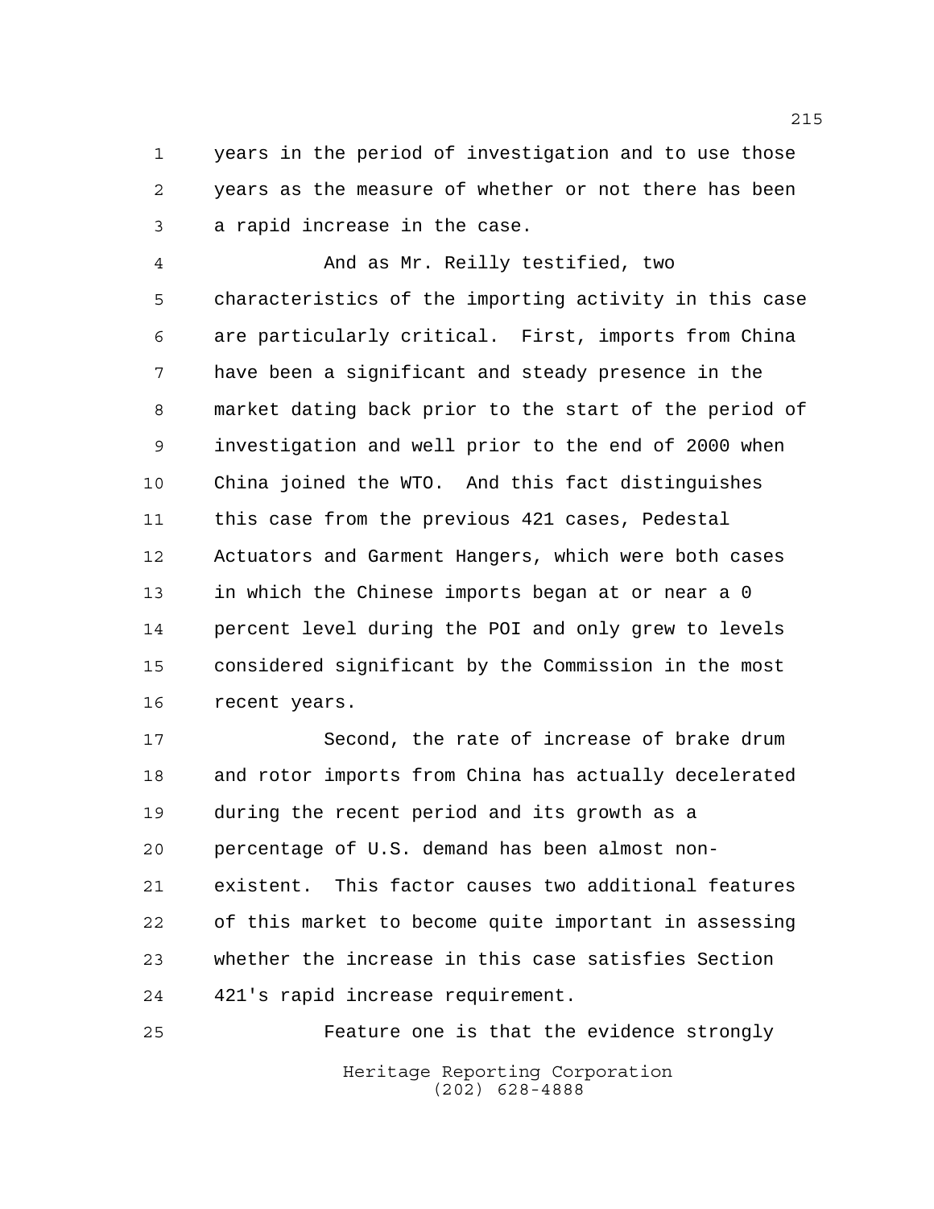years in the period of investigation and to use those years as the measure of whether or not there has been a rapid increase in the case.

And as Mr. Reilly testified, two characteristics of the importing activity in this case are particularly critical. First, imports from China have been a significant and steady presence in the market dating back prior to the start of the period of investigation and well prior to the end of 2000 when China joined the WTO. And this fact distinguishes this case from the previous 421 cases, Pedestal Actuators and Garment Hangers, which were both cases in which the Chinese imports began at or near a 0 percent level during the POI and only grew to levels considered significant by the Commission in the most recent years.

Second, the rate of increase of brake drum and rotor imports from China has actually decelerated during the recent period and its growth as a percentage of U.S. demand has been almost non-existent. This factor causes two additional features of this market to become quite important in assessing whether the increase in this case satisfies Section 421's rapid increase requirement.

Feature one is that the evidence strongly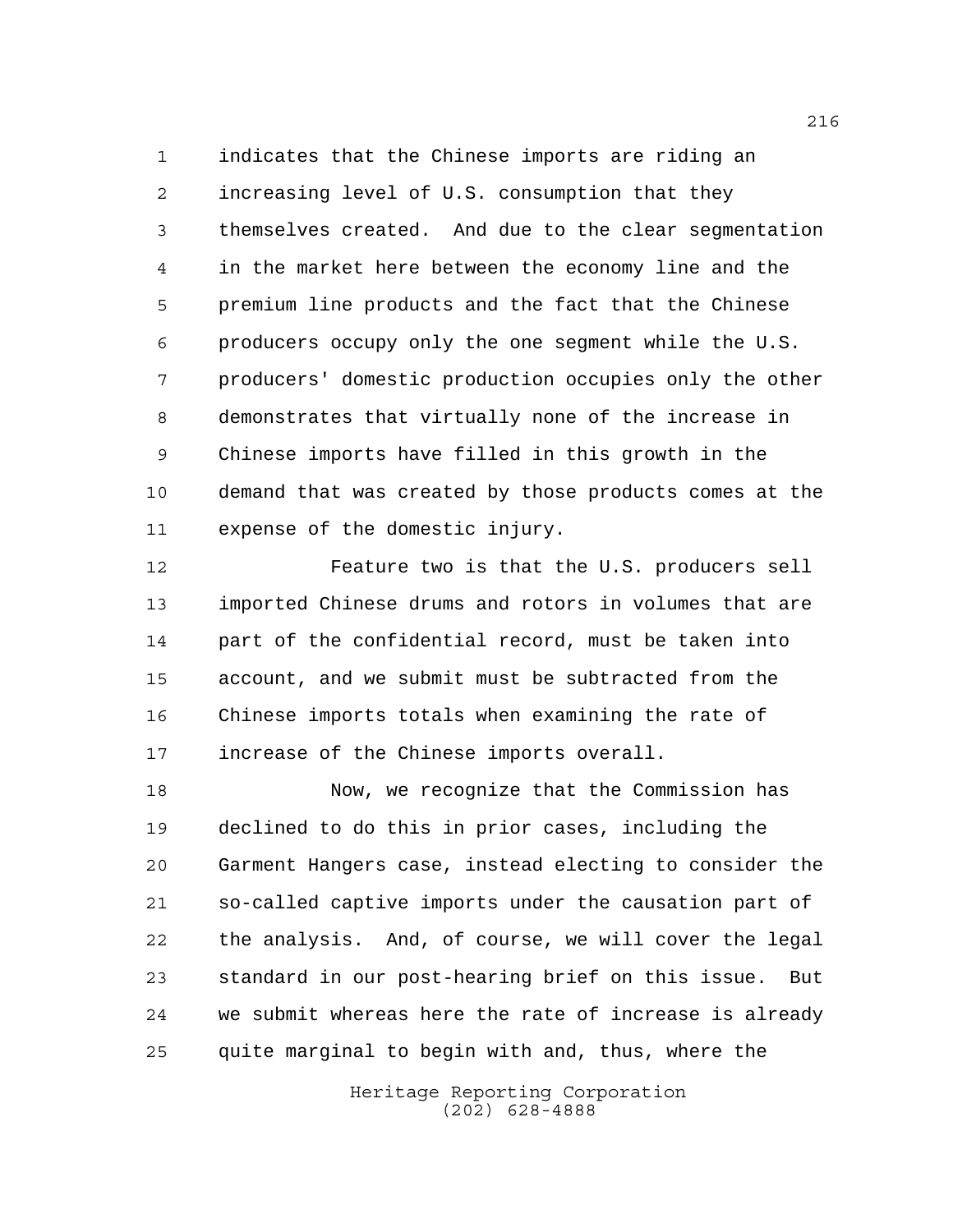indicates that the Chinese imports are riding an increasing level of U.S. consumption that they themselves created. And due to the clear segmentation in the market here between the economy line and the premium line products and the fact that the Chinese producers occupy only the one segment while the U.S. producers' domestic production occupies only the other demonstrates that virtually none of the increase in Chinese imports have filled in this growth in the demand that was created by those products comes at the expense of the domestic injury.

Feature two is that the U.S. producers sell imported Chinese drums and rotors in volumes that are part of the confidential record, must be taken into account, and we submit must be subtracted from the Chinese imports totals when examining the rate of increase of the Chinese imports overall.

Now, we recognize that the Commission has declined to do this in prior cases, including the Garment Hangers case, instead electing to consider the so-called captive imports under the causation part of the analysis. And, of course, we will cover the legal standard in our post-hearing brief on this issue. But we submit whereas here the rate of increase is already quite marginal to begin with and, thus, where the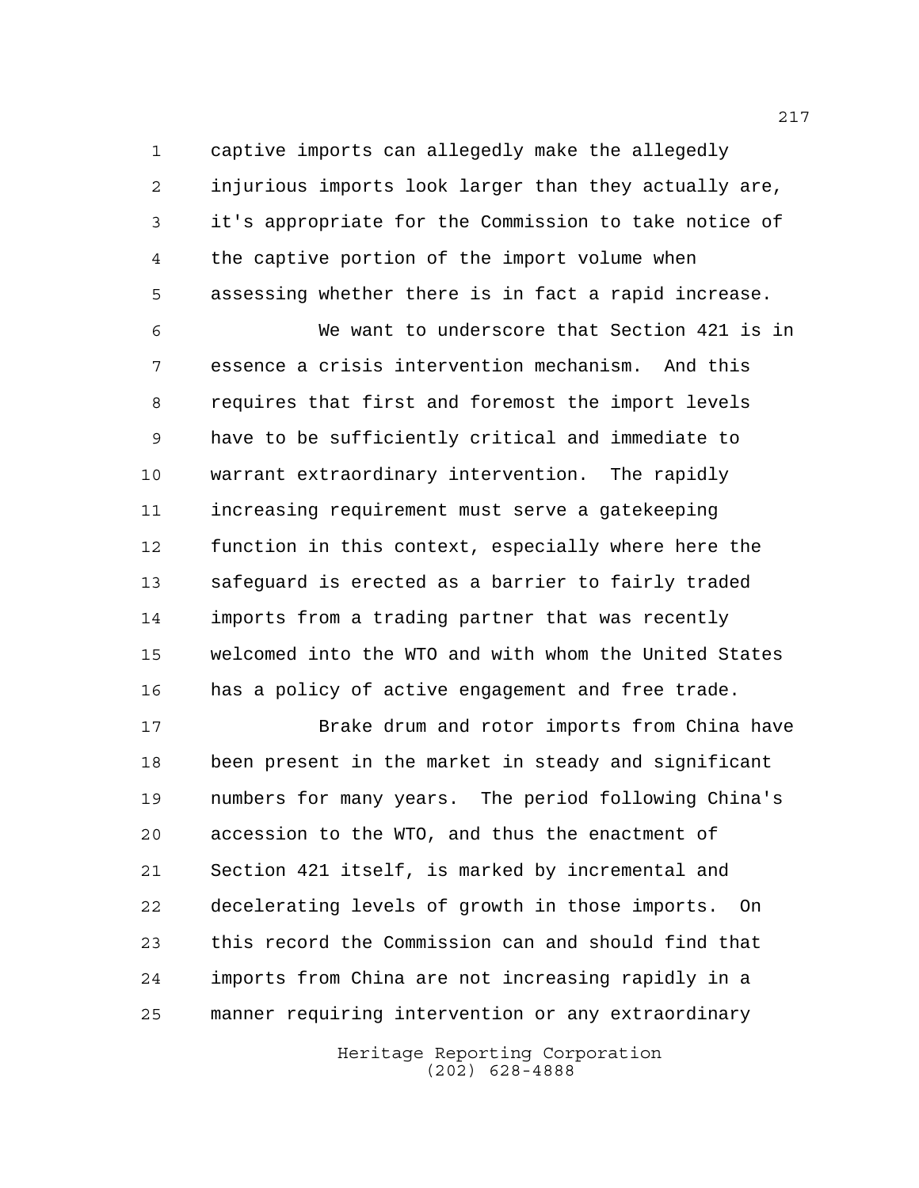captive imports can allegedly make the allegedly injurious imports look larger than they actually are, it's appropriate for the Commission to take notice of the captive portion of the import volume when assessing whether there is in fact a rapid increase.

We want to underscore that Section 421 is in essence a crisis intervention mechanism. And this requires that first and foremost the import levels have to be sufficiently critical and immediate to warrant extraordinary intervention. The rapidly increasing requirement must serve a gatekeeping function in this context, especially where here the safeguard is erected as a barrier to fairly traded imports from a trading partner that was recently welcomed into the WTO and with whom the United States has a policy of active engagement and free trade.

Brake drum and rotor imports from China have been present in the market in steady and significant numbers for many years. The period following China's accession to the WTO, and thus the enactment of Section 421 itself, is marked by incremental and decelerating levels of growth in those imports. On this record the Commission can and should find that imports from China are not increasing rapidly in a manner requiring intervention or any extraordinary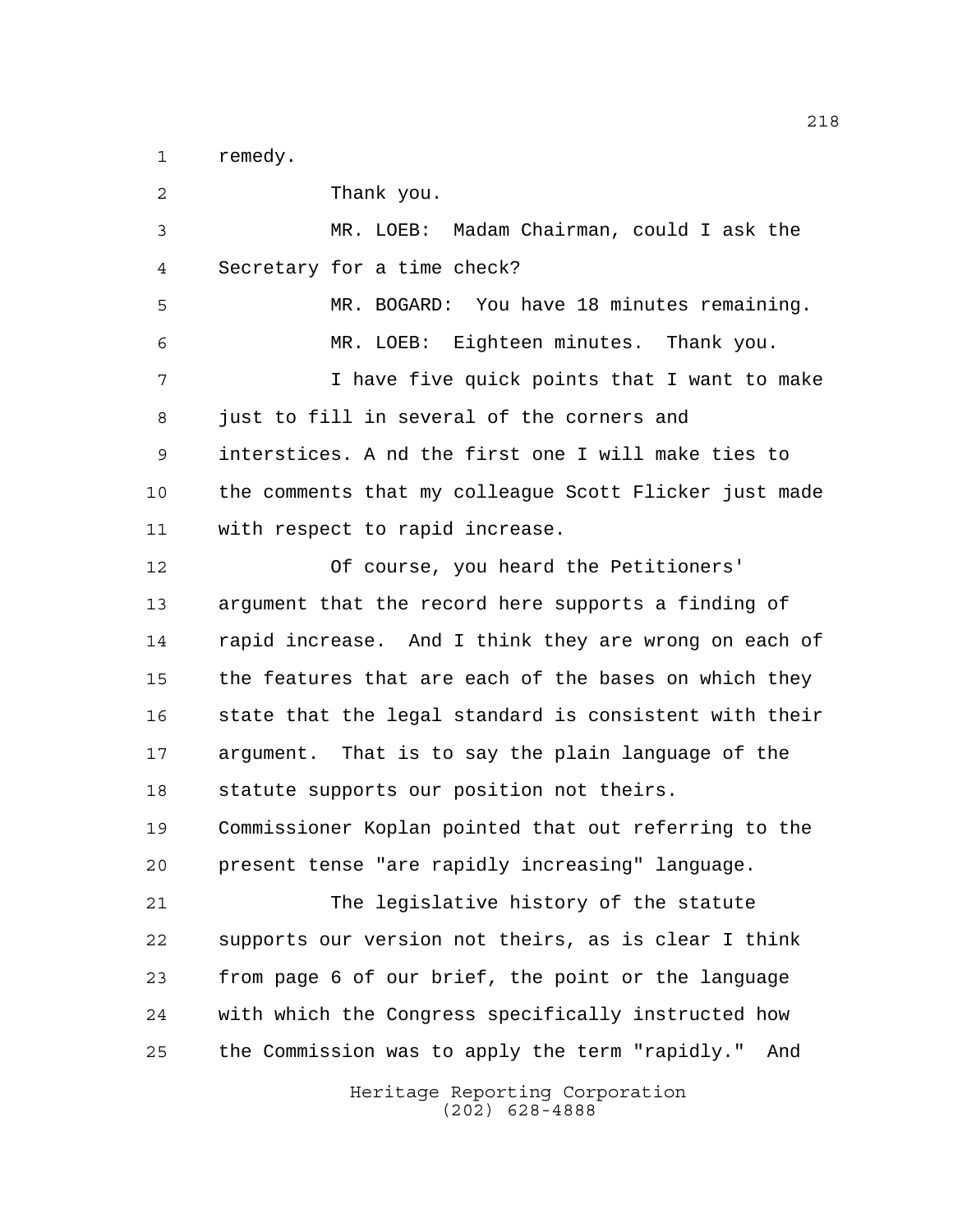remedy.

Thank you.

MR. LOEB: Madam Chairman, could I ask the Secretary for a time check?

MR. BOGARD: You have 18 minutes remaining.

MR. LOEB: Eighteen minutes. Thank you.

I have five quick points that I want to make just to fill in several of the corners and interstices. A nd the first one I will make ties to the comments that my colleague Scott Flicker just made with respect to rapid increase.

Of course, you heard the Petitioners' argument that the record here supports a finding of rapid increase. And I think they are wrong on each of the features that are each of the bases on which they state that the legal standard is consistent with their argument. That is to say the plain language of the statute supports our position not theirs. Commissioner Koplan pointed that out referring to the present tense "are rapidly increasing" language.

The legislative history of the statute supports our version not theirs, as is clear I think from page 6 of our brief, the point or the language with which the Congress specifically instructed how the Commission was to apply the term "rapidly." And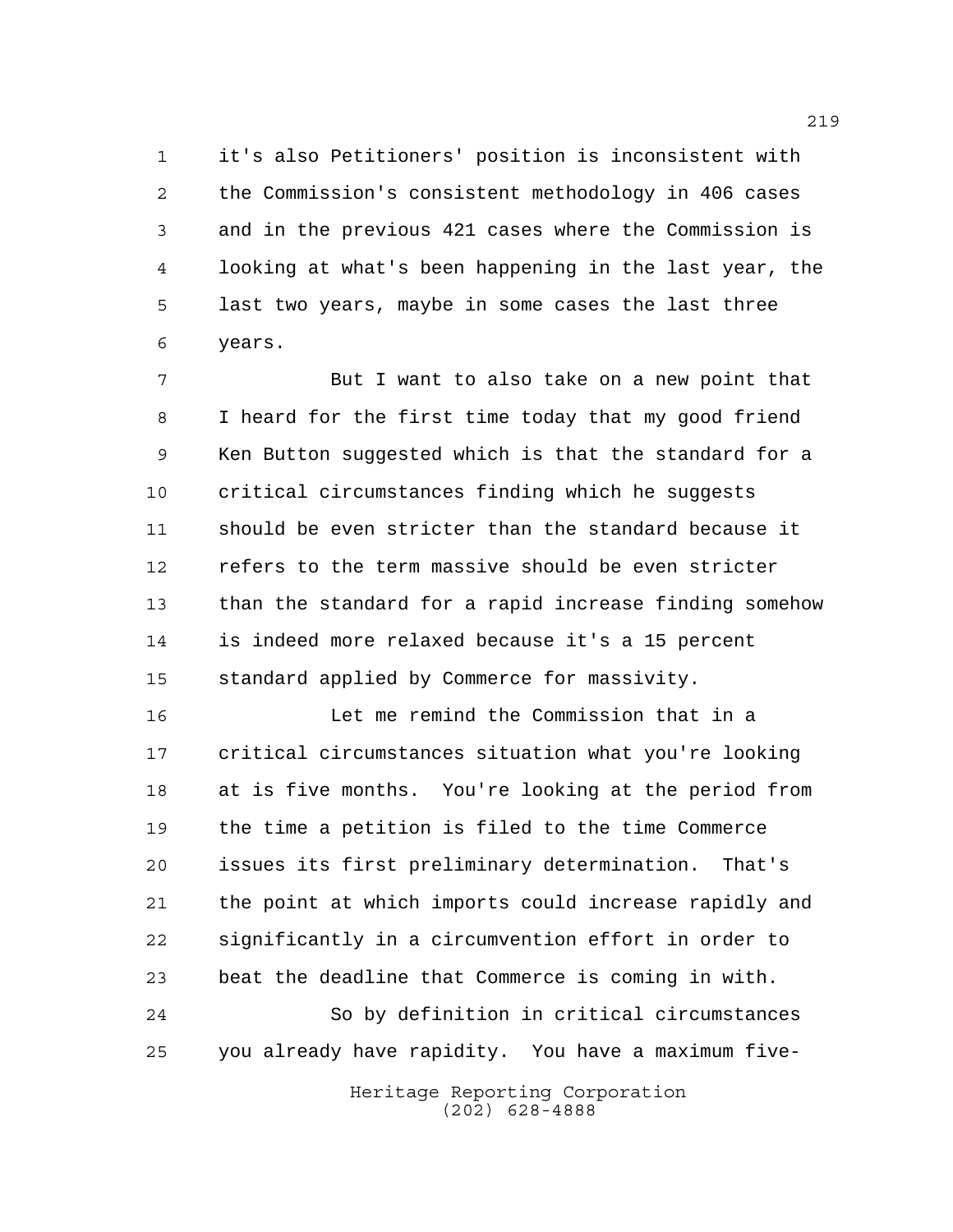it's also Petitioners' position is inconsistent with the Commission's consistent methodology in 406 cases and in the previous 421 cases where the Commission is looking at what's been happening in the last year, the last two years, maybe in some cases the last three years.

But I want to also take on a new point that I heard for the first time today that my good friend Ken Button suggested which is that the standard for a critical circumstances finding which he suggests should be even stricter than the standard because it refers to the term massive should be even stricter than the standard for a rapid increase finding somehow is indeed more relaxed because it's a 15 percent standard applied by Commerce for massivity.

Let me remind the Commission that in a critical circumstances situation what you're looking at is five months. You're looking at the period from the time a petition is filed to the time Commerce issues its first preliminary determination. That's the point at which imports could increase rapidly and significantly in a circumvention effort in order to beat the deadline that Commerce is coming in with.

So by definition in critical circumstances you already have rapidity. You have a maximum five-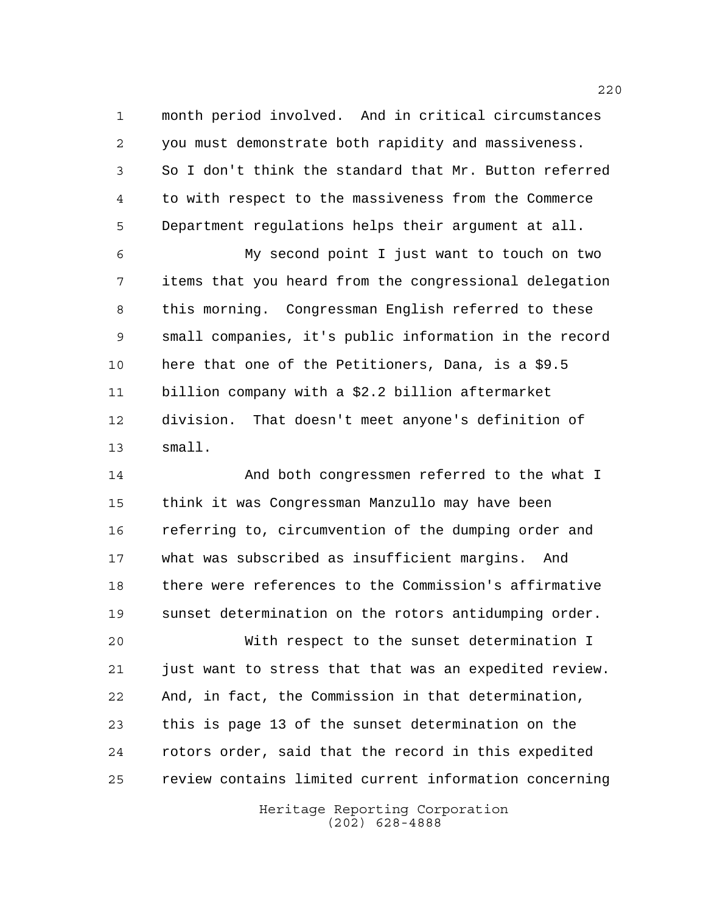month period involved. And in critical circumstances you must demonstrate both rapidity and massiveness. So I don't think the standard that Mr. Button referred to with respect to the massiveness from the Commerce Department regulations helps their argument at all.

My second point I just want to touch on two items that you heard from the congressional delegation this morning. Congressman English referred to these small companies, it's public information in the record here that one of the Petitioners, Dana, is a $9.5 billion company with a $2.2 billion aftermarket division. That doesn't meet anyone's definition of small.

And both congressmen referred to the what I think it was Congressman Manzullo may have been referring to, circumvention of the dumping order and what was subscribed as insufficient margins. And there were references to the Commission's affirmative sunset determination on the rotors antidumping order.

With respect to the sunset determination I just want to stress that that was an expedited review. And, in fact, the Commission in that determination, this is page 13 of the sunset determination on the rotors order, said that the record in this expedited review contains limited current information concerning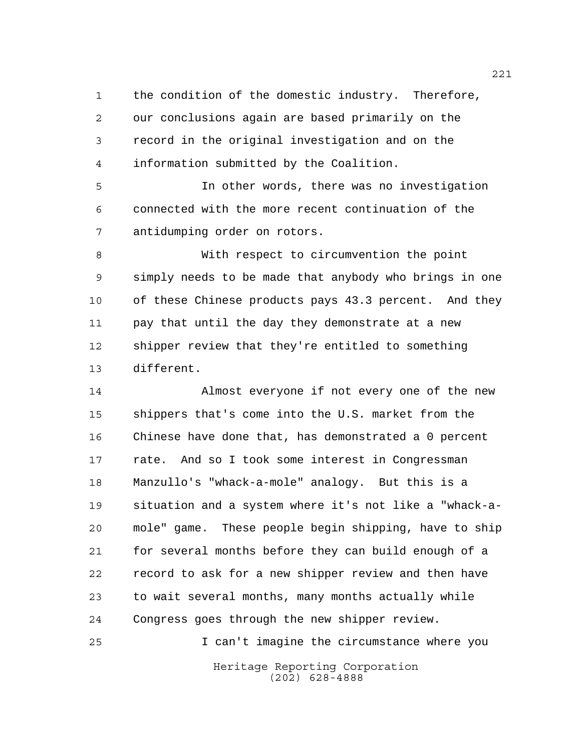the condition of the domestic industry. Therefore, our conclusions again are based primarily on the record in the original investigation and on the information submitted by the Coalition.

In other words, there was no investigation connected with the more recent continuation of the antidumping order on rotors.

With respect to circumvention the point simply needs to be made that anybody who brings in one of these Chinese products pays 43.3 percent. And they pay that until the day they demonstrate at a new shipper review that they're entitled to something different.

Almost everyone if not every one of the new shippers that's come into the U.S. market from the Chinese have done that, has demonstrated a 0 percent rate. And so I took some interest in Congressman Manzullo's "whack-a-mole" analogy. But this is a situation and a system where it's not like a "whack-a-mole" game. These people begin shipping, have to ship for several months before they can build enough of a record to ask for a new shipper review and then have to wait several months, many months actually while Congress goes through the new shipper review.

I can't imagine the circumstance where you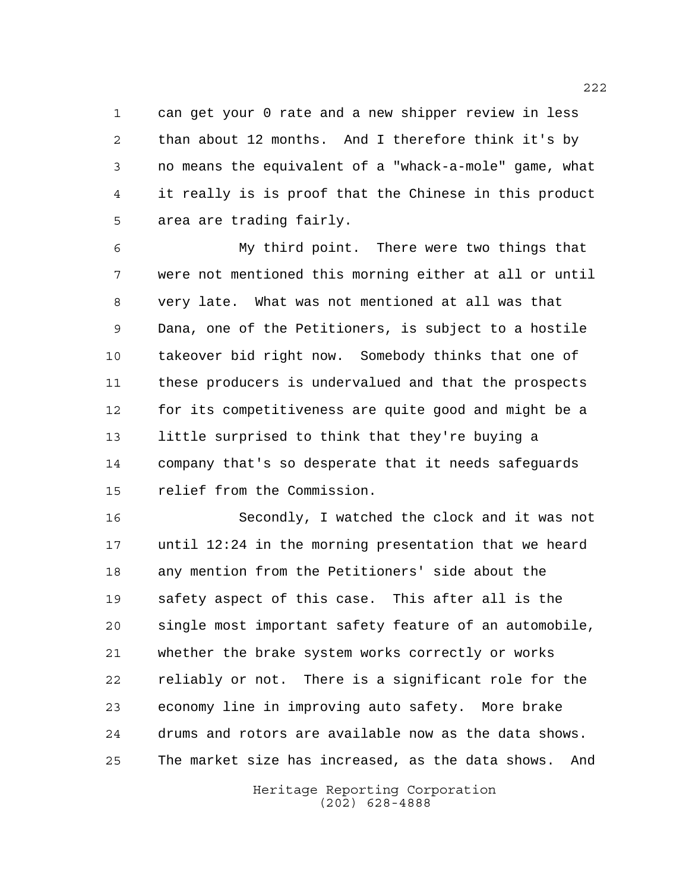can get your 0 rate and a new shipper review in less than about 12 months. And I therefore think it's by no means the equivalent of a "whack-a-mole" game, what it really is is proof that the Chinese in this product area are trading fairly.

My third point. There were two things that were not mentioned this morning either at all or until very late. What was not mentioned at all was that Dana, one of the Petitioners, is subject to a hostile takeover bid right now. Somebody thinks that one of these producers is undervalued and that the prospects for its competitiveness are quite good and might be a little surprised to think that they're buying a company that's so desperate that it needs safeguards relief from the Commission.

Secondly, I watched the clock and it was not until 12:24 in the morning presentation that we heard any mention from the Petitioners' side about the safety aspect of this case. This after all is the single most important safety feature of an automobile, whether the brake system works correctly or works reliably or not. There is a significant role for the economy line in improving auto safety. More brake drums and rotors are available now as the data shows. The market size has increased, as the data shows. And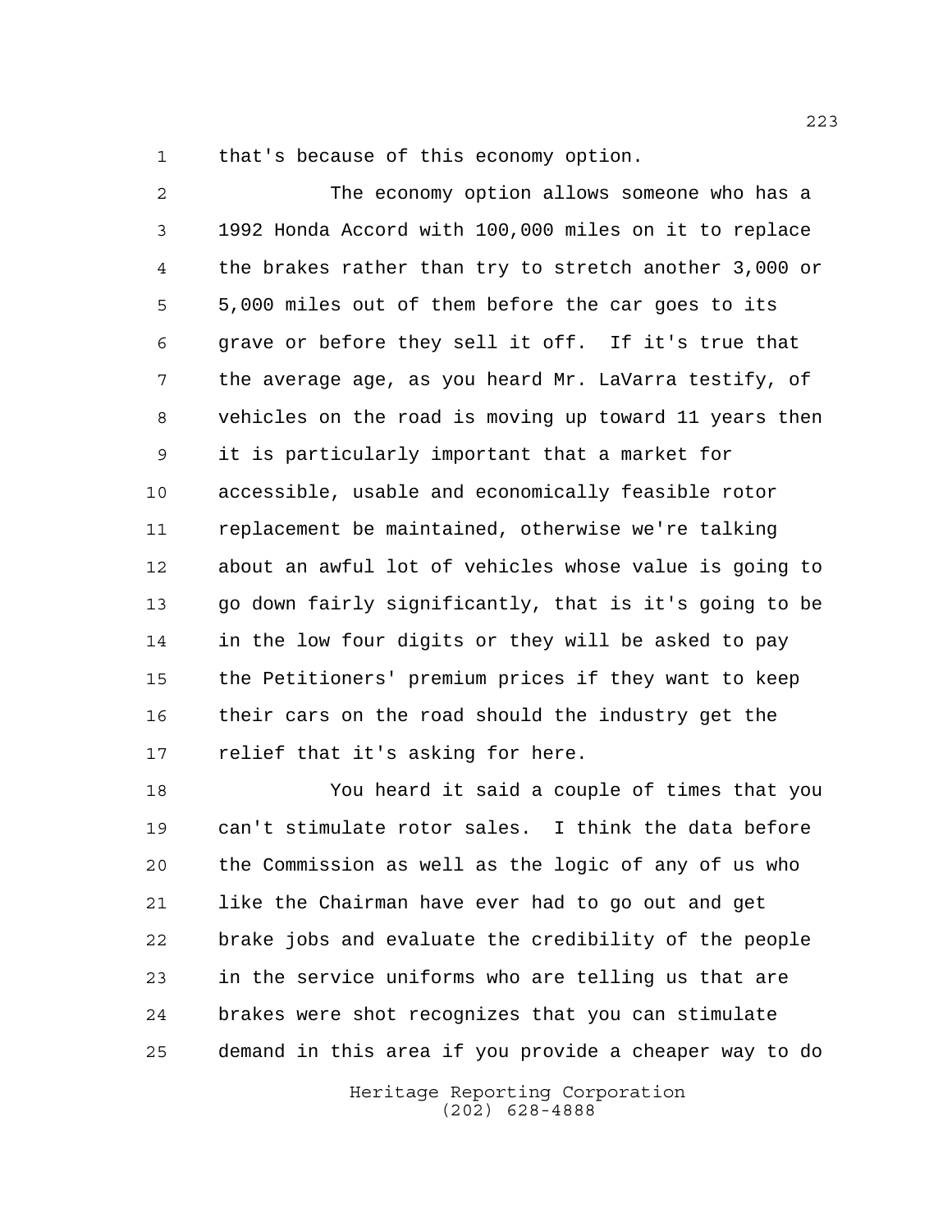that's because of this economy option.

The economy option allows someone who has a 1992 Honda Accord with 100,000 miles on it to replace the brakes rather than try to stretch another 3,000 or 5,000 miles out of them before the car goes to its grave or before they sell it off. If it's true that the average age, as you heard Mr. LaVarra testify, of vehicles on the road is moving up toward 11 years then it is particularly important that a market for accessible, usable and economically feasible rotor replacement be maintained, otherwise we're talking about an awful lot of vehicles whose value is going to go down fairly significantly, that is it's going to be in the low four digits or they will be asked to pay the Petitioners' premium prices if they want to keep their cars on the road should the industry get the relief that it's asking for here.

You heard it said a couple of times that you can't stimulate rotor sales. I think the data before the Commission as well as the logic of any of us who like the Chairman have ever had to go out and get brake jobs and evaluate the credibility of the people in the service uniforms who are telling us that are brakes were shot recognizes that you can stimulate demand in this area if you provide a cheaper way to do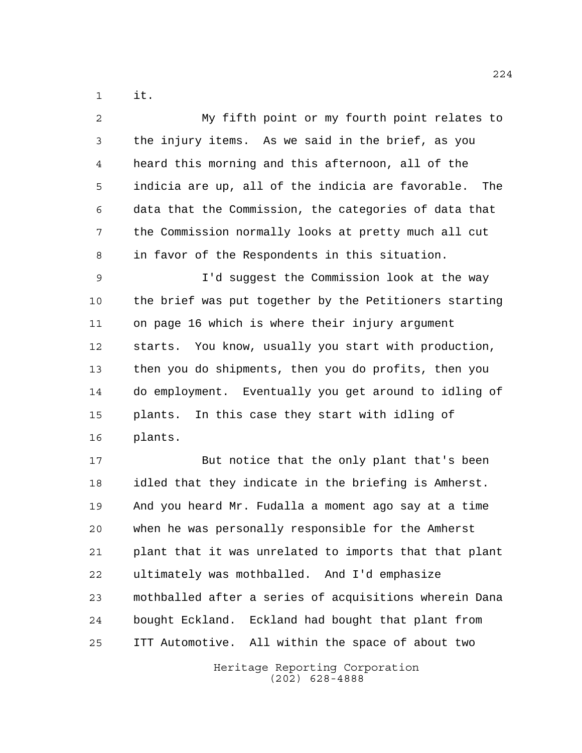it.

My fifth point or my fourth point relates to the injury items. As we said in the brief, as you heard this morning and this afternoon, all of the indicia are up, all of the indicia are favorable. The data that the Commission, the categories of data that the Commission normally looks at pretty much all cut in favor of the Respondents in this situation.

I'd suggest the Commission look at the way the brief was put together by the Petitioners starting on page 16 which is where their injury argument starts. You know, usually you start with production, then you do shipments, then you do profits, then you do employment. Eventually you get around to idling of plants. In this case they start with idling of plants.

But notice that the only plant that's been idled that they indicate in the briefing is Amherst. And you heard Mr. Fudalla a moment ago say at a time when he was personally responsible for the Amherst plant that it was unrelated to imports that that plant ultimately was mothballed. And I'd emphasize mothballed after a series of acquisitions wherein Dana bought Eckland. Eckland had bought that plant from ITT Automotive. All within the space of about two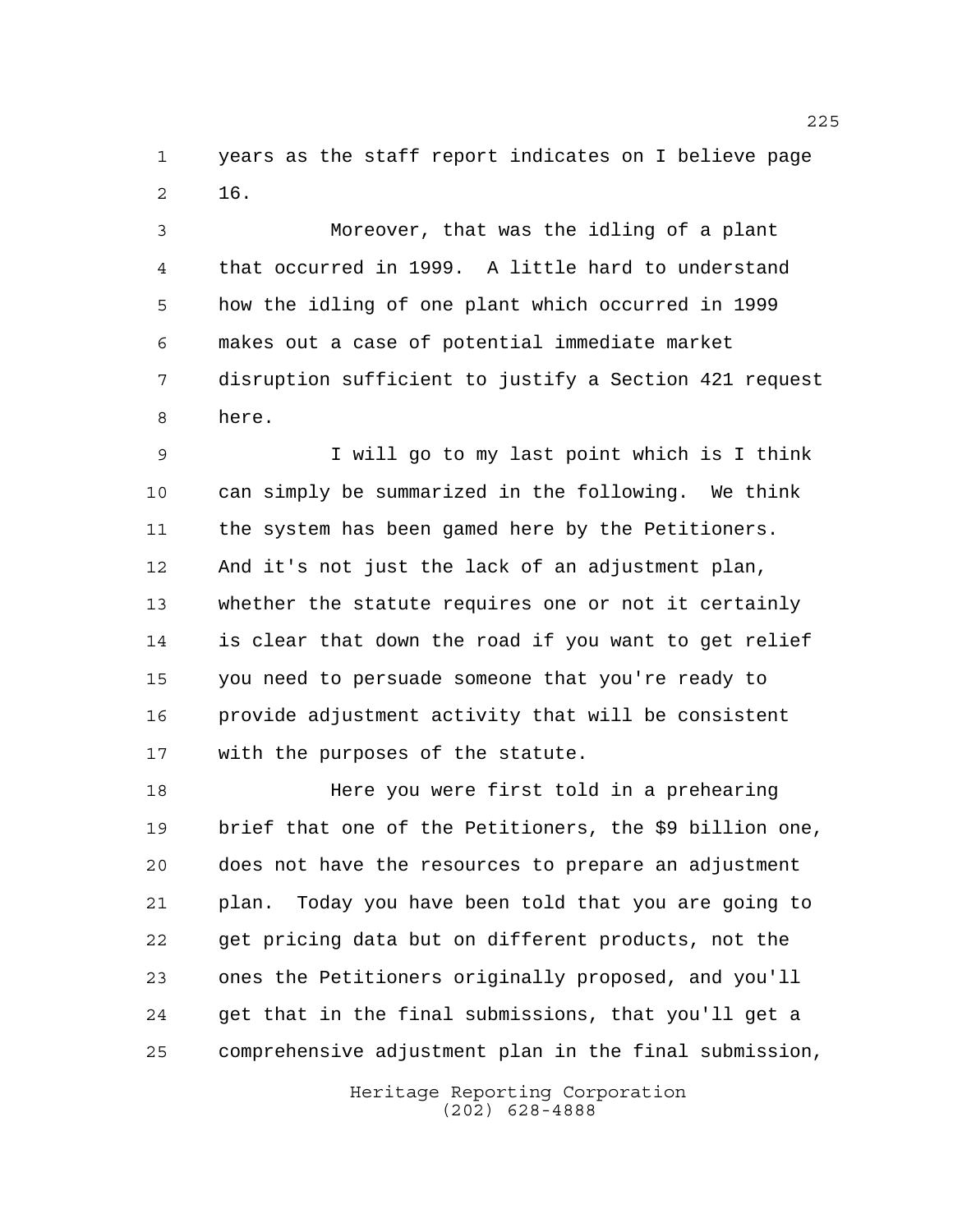years as the staff report indicates on I believe page 16.

Moreover, that was the idling of a plant that occurred in 1999. A little hard to understand how the idling of one plant which occurred in 1999 makes out a case of potential immediate market disruption sufficient to justify a Section 421 request here.

I will go to my last point which is I think can simply be summarized in the following. We think the system has been gamed here by the Petitioners. And it's not just the lack of an adjustment plan, whether the statute requires one or not it certainly is clear that down the road if you want to get relief you need to persuade someone that you're ready to provide adjustment activity that will be consistent with the purposes of the statute.

Here you were first told in a prehearing brief that one of the Petitioners, the $9 billion one, does not have the resources to prepare an adjustment plan. Today you have been told that you are going to get pricing data but on different products, not the ones the Petitioners originally proposed, and you'll get that in the final submissions, that you'll get a comprehensive adjustment plan in the final submission,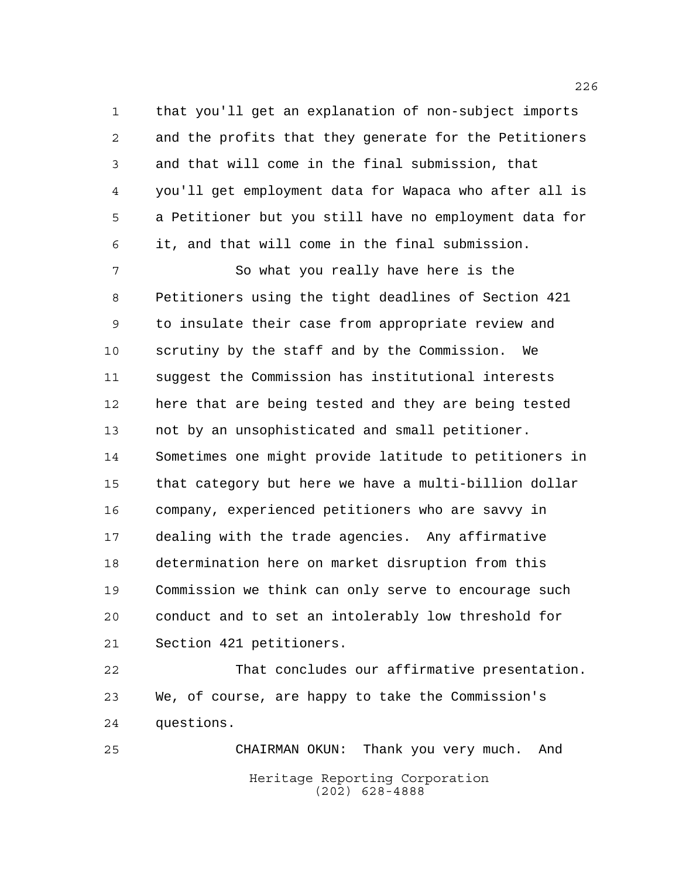that you'll get an explanation of non-subject imports and the profits that they generate for the Petitioners and that will come in the final submission, that you'll get employment data for Wapaca who after all is a Petitioner but you still have no employment data for it, and that will come in the final submission.

So what you really have here is the Petitioners using the tight deadlines of Section 421 to insulate their case from appropriate review and scrutiny by the staff and by the Commission. We suggest the Commission has institutional interests here that are being tested and they are being tested not by an unsophisticated and small petitioner. Sometimes one might provide latitude to petitioners in that category but here we have a multi-billion dollar company, experienced petitioners who are savvy in dealing with the trade agencies. Any affirmative determination here on market disruption from this Commission we think can only serve to encourage such conduct and to set an intolerably low threshold for Section 421 petitioners.

That concludes our affirmative presentation. We, of course, are happy to take the Commission's questions.

CHAIRMAN OKUN: Thank you very much. And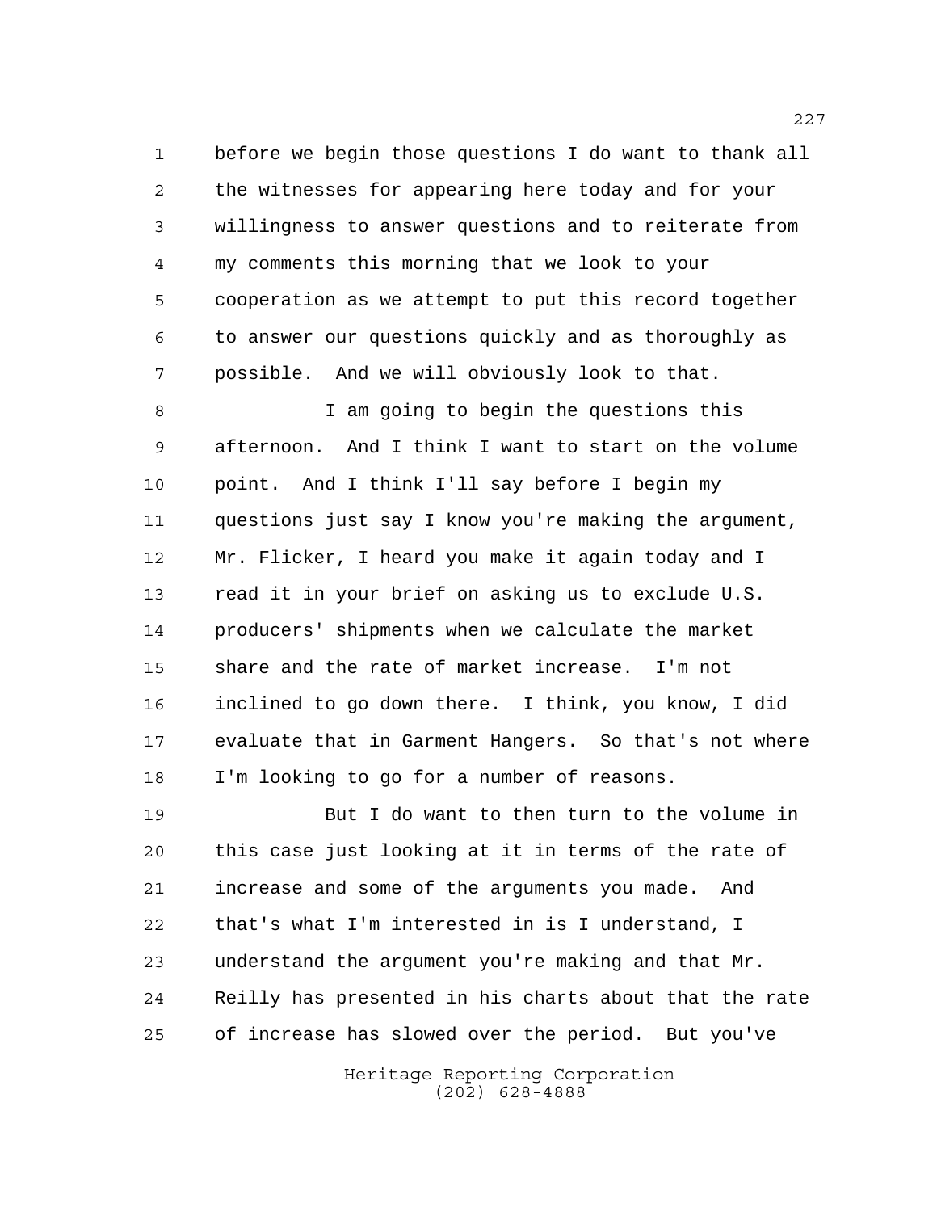before we begin those questions I do want to thank all the witnesses for appearing here today and for your willingness to answer questions and to reiterate from my comments this morning that we look to your cooperation as we attempt to put this record together to answer our questions quickly and as thoroughly as possible. And we will obviously look to that.

I am going to begin the questions this afternoon. And I think I want to start on the volume point. And I think I'll say before I begin my questions just say I know you're making the argument, Mr. Flicker, I heard you make it again today and I read it in your brief on asking us to exclude U.S. producers' shipments when we calculate the market share and the rate of market increase. I'm not inclined to go down there. I think, you know, I did evaluate that in Garment Hangers. So that's not where I'm looking to go for a number of reasons.

But I do want to then turn to the volume in this case just looking at it in terms of the rate of increase and some of the arguments you made. And that's what I'm interested in is I understand, I understand the argument you're making and that Mr. Reilly has presented in his charts about that the rate of increase has slowed over the period. But you've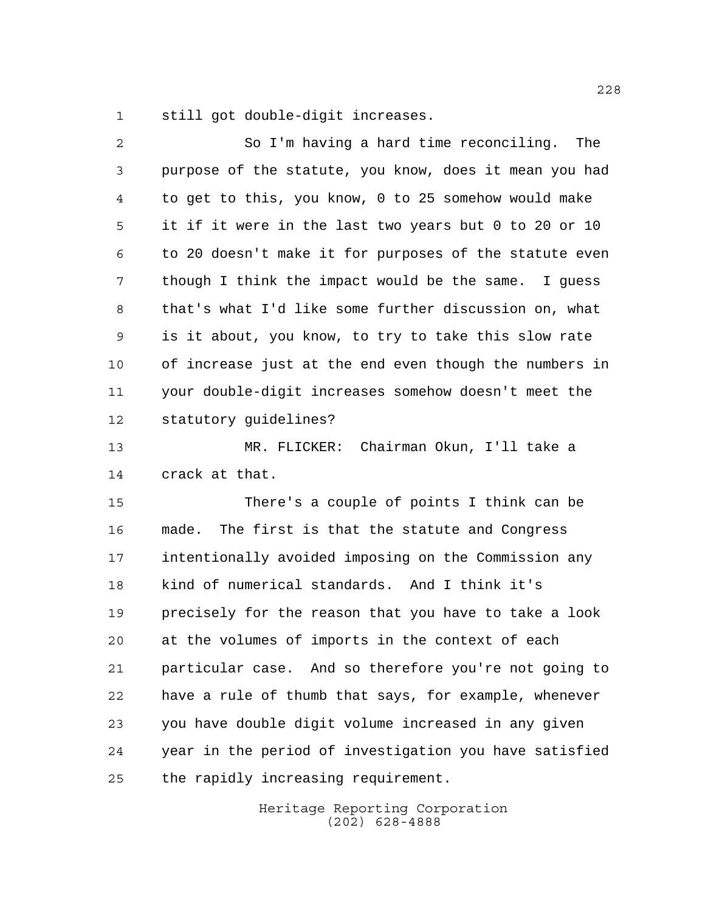still got double-digit increases.

So I'm having a hard time reconciling. The purpose of the statute, you know, does it mean you had to get to this, you know, 0 to 25 somehow would make it if it were in the last two years but 0 to 20 or 10 to 20 doesn't make it for purposes of the statute even though I think the impact would be the same. I guess that's what I'd like some further discussion on, what is it about, you know, to try to take this slow rate of increase just at the end even though the numbers in your double-digit increases somehow doesn't meet the statutory guidelines?

MR. FLICKER: Chairman Okun, I'll take a crack at that.

There's a couple of points I think can be made. The first is that the statute and Congress intentionally avoided imposing on the Commission any kind of numerical standards. And I think it's precisely for the reason that you have to take a look at the volumes of imports in the context of each particular case. And so therefore you're not going to have a rule of thumb that says, for example, whenever you have double digit volume increased in any given year in the period of investigation you have satisfied the rapidly increasing requirement.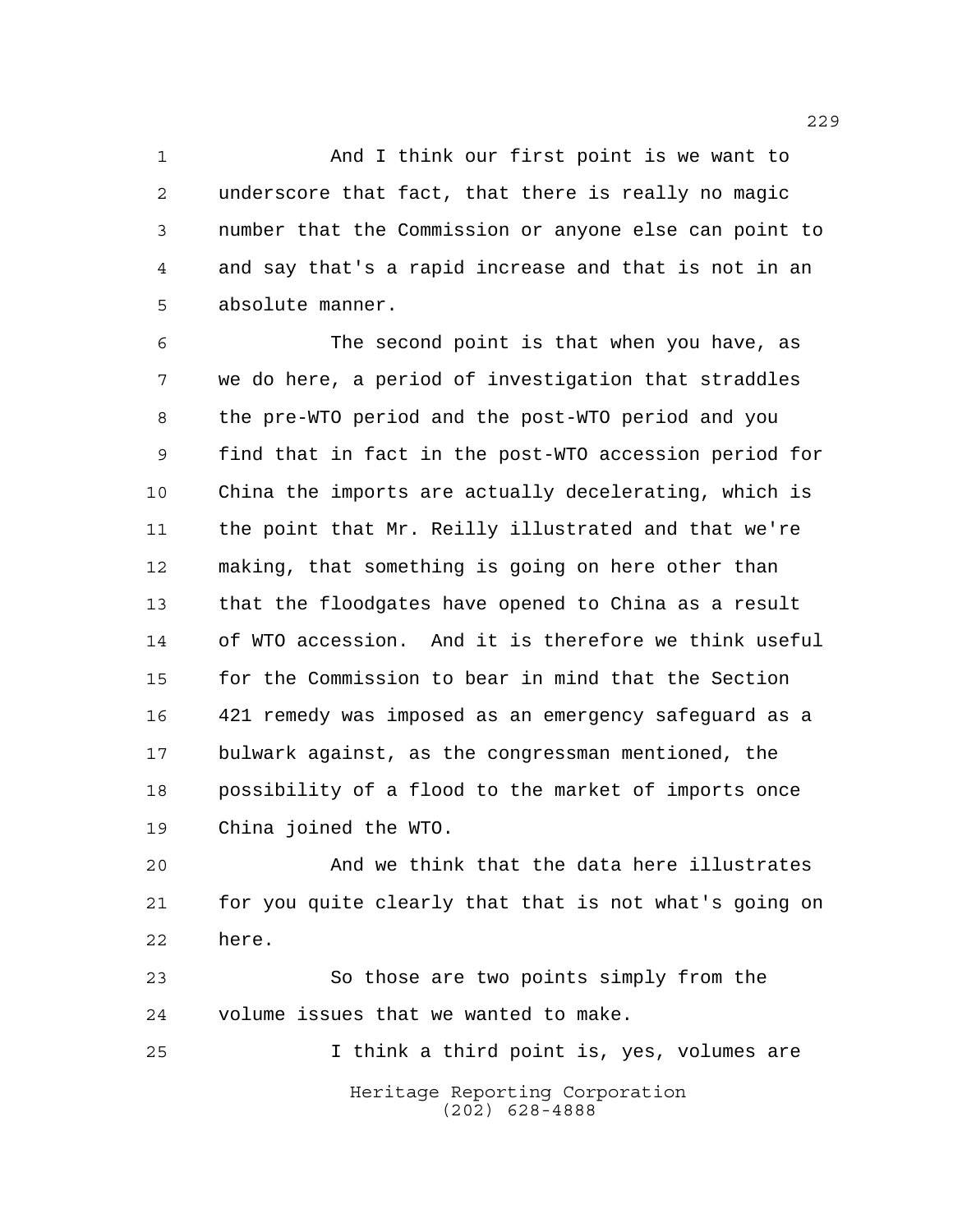And I think our first point is we want to underscore that fact, that there is really no magic number that the Commission or anyone else can point to and say that's a rapid increase and that is not in an absolute manner.

The second point is that when you have, as we do here, a period of investigation that straddles the pre-WTO period and the post-WTO period and you find that in fact in the post-WTO accession period for China the imports are actually decelerating, which is the point that Mr. Reilly illustrated and that we're making, that something is going on here other than that the floodgates have opened to China as a result of WTO accession. And it is therefore we think useful for the Commission to bear in mind that the Section 421 remedy was imposed as an emergency safeguard as a bulwark against, as the congressman mentioned, the possibility of a flood to the market of imports once China joined the WTO.

And we think that the data here illustrates for you quite clearly that that is not what's going on here.

So those are two points simply from the volume issues that we wanted to make.

I think a third point is, yes, volumes are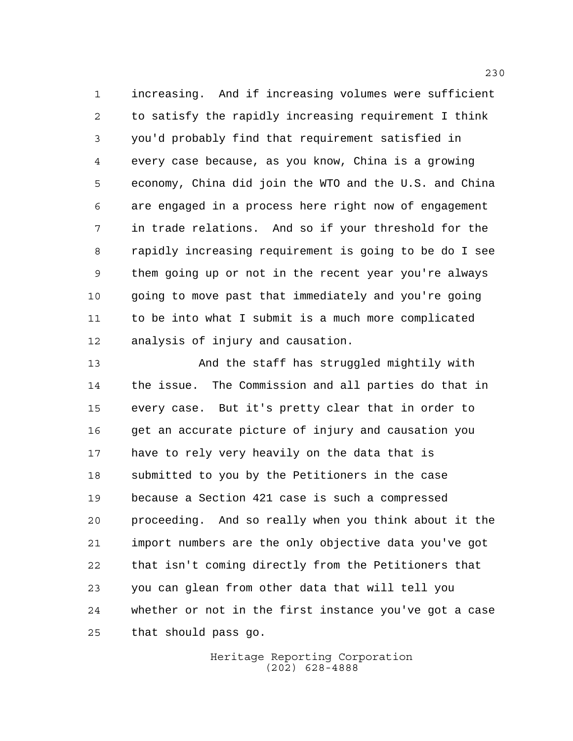increasing. And if increasing volumes were sufficient to satisfy the rapidly increasing requirement I think you'd probably find that requirement satisfied in every case because, as you know, China is a growing economy, China did join the WTO and the U.S. and China are engaged in a process here right now of engagement in trade relations. And so if your threshold for the rapidly increasing requirement is going to be do I see them going up or not in the recent year you're always going to move past that immediately and you're going to be into what I submit is a much more complicated analysis of injury and causation.

And the staff has struggled mightily with the issue. The Commission and all parties do that in every case. But it's pretty clear that in order to get an accurate picture of injury and causation you have to rely very heavily on the data that is submitted to you by the Petitioners in the case because a Section 421 case is such a compressed proceeding. And so really when you think about it the import numbers are the only objective data you've got that isn't coming directly from the Petitioners that you can glean from other data that will tell you whether or not in the first instance you've got a case that should pass go.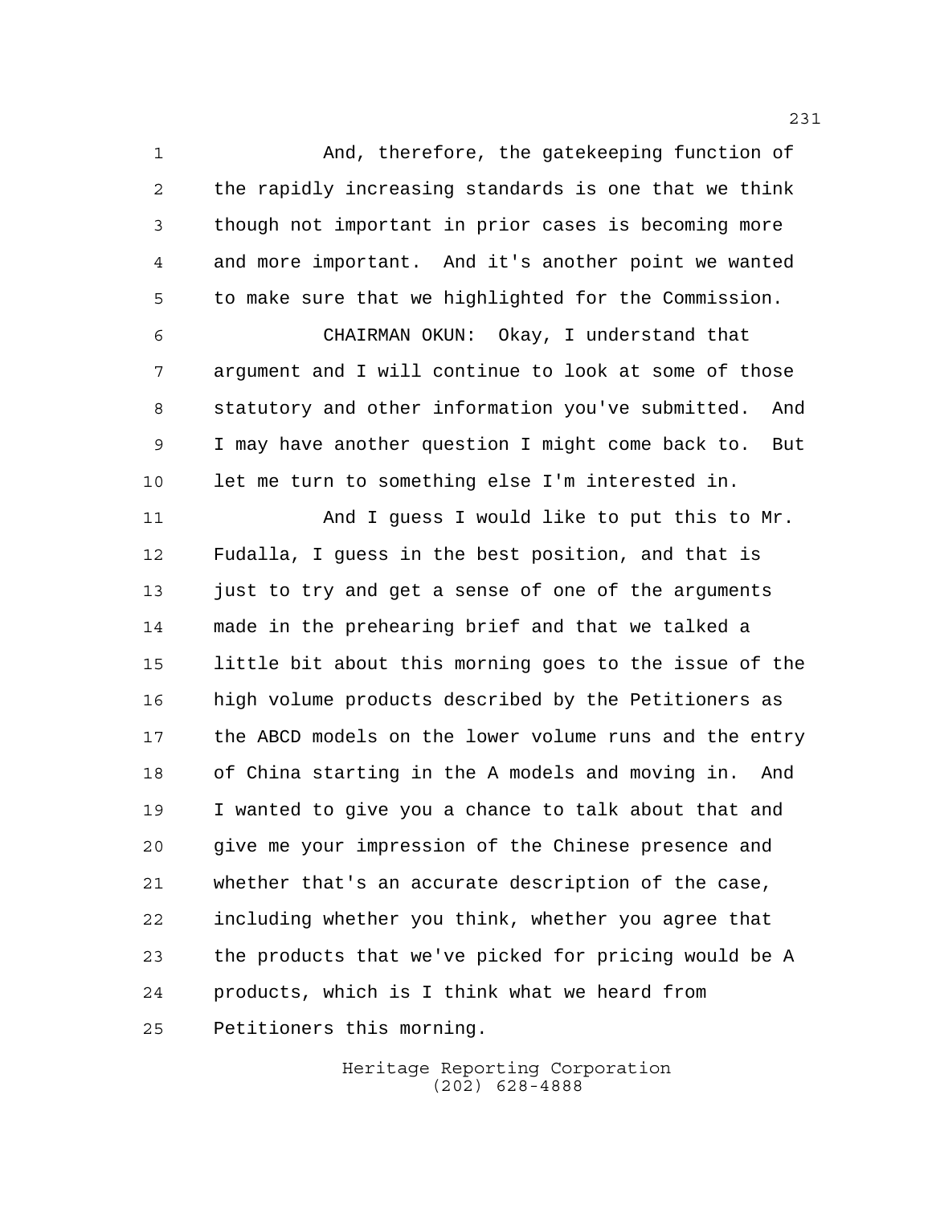And, therefore, the gatekeeping function of the rapidly increasing standards is one that we think though not important in prior cases is becoming more and more important. And it's another point we wanted to make sure that we highlighted for the Commission.

CHAIRMAN OKUN: Okay, I understand that argument and I will continue to look at some of those statutory and other information you've submitted. And I may have another question I might come back to. But let me turn to something else I'm interested in.

And I guess I would like to put this to Mr. Fudalla, I guess in the best position, and that is just to try and get a sense of one of the arguments made in the prehearing brief and that we talked a little bit about this morning goes to the issue of the high volume products described by the Petitioners as the ABCD models on the lower volume runs and the entry of China starting in the A models and moving in. And I wanted to give you a chance to talk about that and give me your impression of the Chinese presence and whether that's an accurate description of the case, including whether you think, whether you agree that the products that we've picked for pricing would be A products, which is I think what we heard from Petitioners this morning.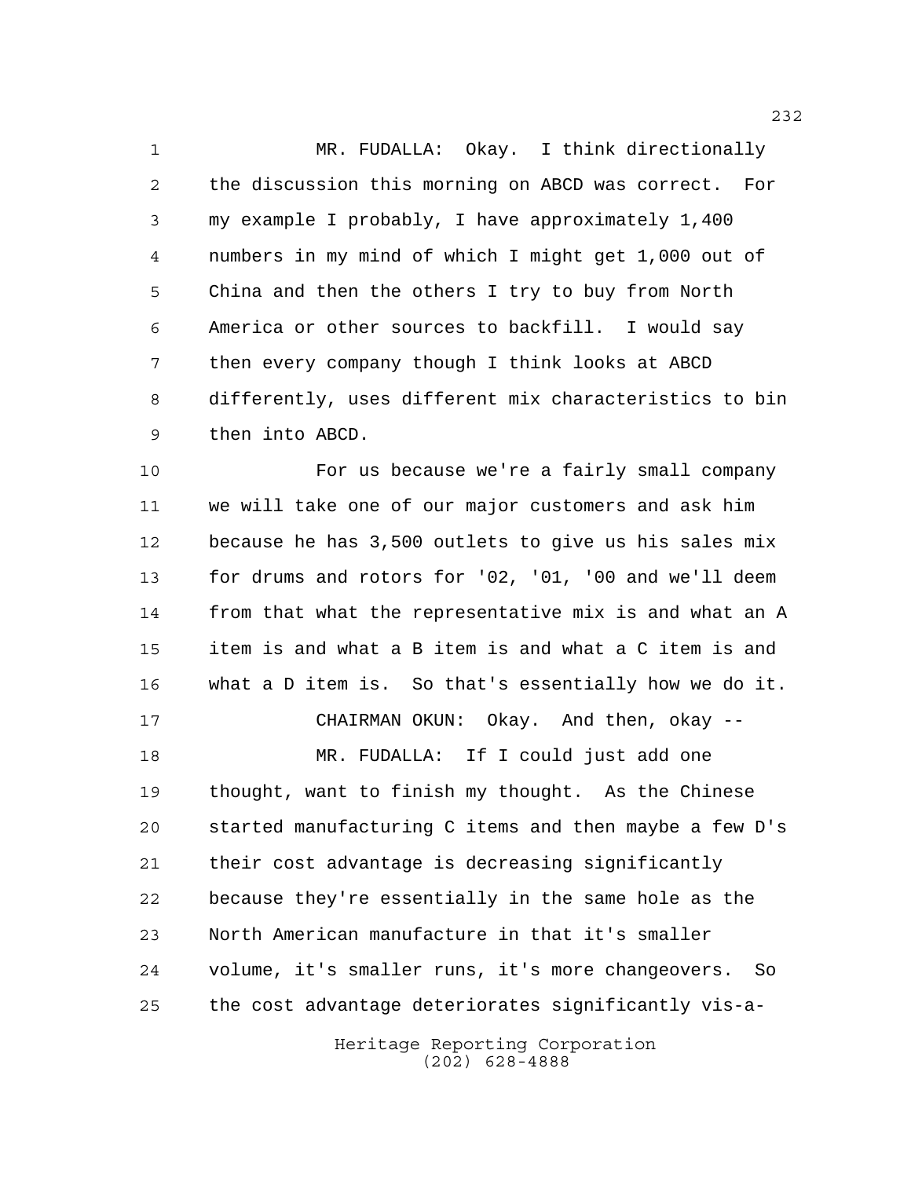MR. FUDALLA: Okay. I think directionally the discussion this morning on ABCD was correct. For my example I probably, I have approximately 1,400 numbers in my mind of which I might get 1,000 out of China and then the others I try to buy from North America or other sources to backfill. I would say then every company though I think looks at ABCD differently, uses different mix characteristics to bin then into ABCD.

For us because we're a fairly small company we will take one of our major customers and ask him because he has 3,500 outlets to give us his sales mix for drums and rotors for '02, '01, '00 and we'll deem from that what the representative mix is and what an A item is and what a B item is and what a C item is and what a D item is. So that's essentially how we do it.

CHAIRMAN OKUN: Okay. And then, okay --

MR. FUDALLA: If I could just add one thought, want to finish my thought. As the Chinese started manufacturing C items and then maybe a few D's their cost advantage is decreasing significantly because they're essentially in the same hole as the North American manufacture in that it's smaller volume, it's smaller runs, it's more changeovers. So the cost advantage deteriorates significantly vis-a-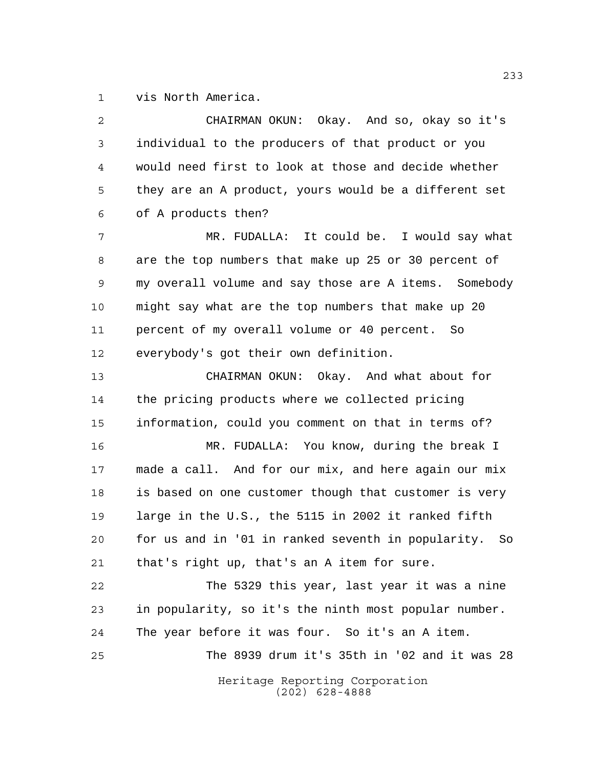vis North America.

CHAIRMAN OKUN: Okay. And so, okay so it's individual to the producers of that product or you would need first to look at those and decide whether they are an A product, yours would be a different set of A products then?

MR. FUDALLA: It could be. I would say what are the top numbers that make up 25 or 30 percent of my overall volume and say those are A items. Somebody might say what are the top numbers that make up 20 percent of my overall volume or 40 percent. So everybody's got their own definition.

CHAIRMAN OKUN: Okay. And what about for the pricing products where we collected pricing information, could you comment on that in terms of?

MR. FUDALLA: You know, during the break I made a call. And for our mix, and here again our mix is based on one customer though that customer is very large in the U.S., the 5115 in 2002 it ranked fifth for us and in '01 in ranked seventh in popularity. So that's right up, that's an A item for sure.

The 5329 this year, last year it was a nine in popularity, so it's the ninth most popular number. The year before it was four. So it's an A item.

The 8939 drum it's 35th in '02 and it was 28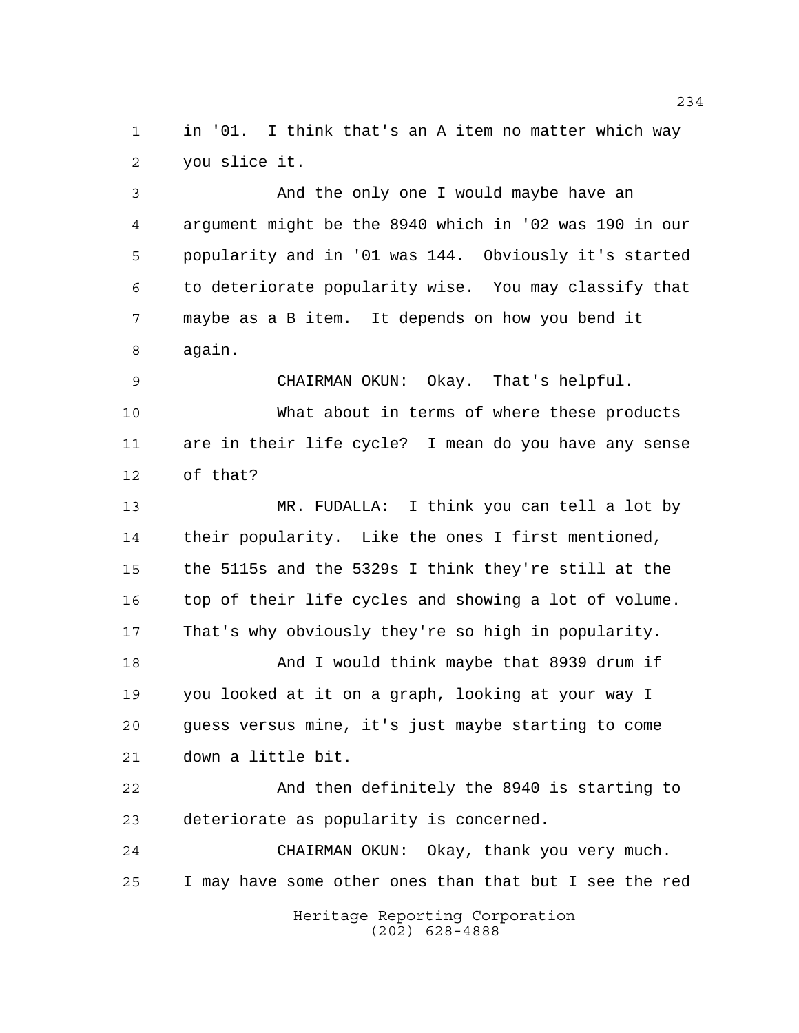in '01. I think that's an A item no matter which way you slice it.

And the only one I would maybe have an argument might be the 8940 which in '02 was 190 in our popularity and in '01 was 144. Obviously it's started to deteriorate popularity wise. You may classify that maybe as a B item. It depends on how you bend it again.

CHAIRMAN OKUN: Okay. That's helpful.

What about in terms of where these products are in their life cycle? I mean do you have any sense of that?

MR. FUDALLA: I think you can tell a lot by their popularity. Like the ones I first mentioned, the 5115s and the 5329s I think they're still at the top of their life cycles and showing a lot of volume. That's why obviously they're so high in popularity.

And I would think maybe that 8939 drum if you looked at it on a graph, looking at your way I guess versus mine, it's just maybe starting to come down a little bit.

And then definitely the 8940 is starting to deteriorate as popularity is concerned.

CHAIRMAN OKUN: Okay, thank you very much. I may have some other ones than that but I see the red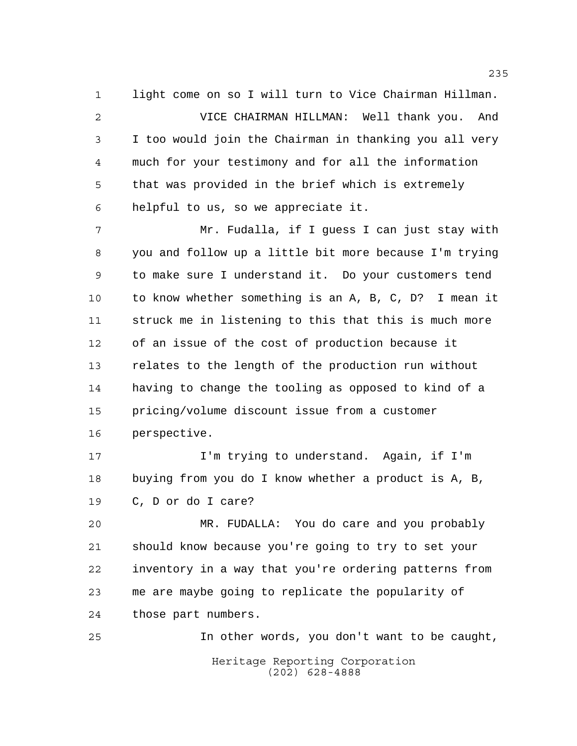light come on so I will turn to Vice Chairman Hillman.

VICE CHAIRMAN HILLMAN: Well thank you. And I too would join the Chairman in thanking you all very much for your testimony and for all the information that was provided in the brief which is extremely helpful to us, so we appreciate it.

Mr. Fudalla, if I guess I can just stay with you and follow up a little bit more because I'm trying to make sure I understand it. Do your customers tend to know whether something is an A, B, C, D? I mean it struck me in listening to this that this is much more of an issue of the cost of production because it relates to the length of the production run without having to change the tooling as opposed to kind of a pricing/volume discount issue from a customer perspective.

I'm trying to understand. Again, if I'm buying from you do I know whether a product is A, B, C, D or do I care?

MR. FUDALLA: You do care and you probably should know because you're going to try to set your inventory in a way that you're ordering patterns from me are maybe going to replicate the popularity of those part numbers.

In other words, you don't want to be caught,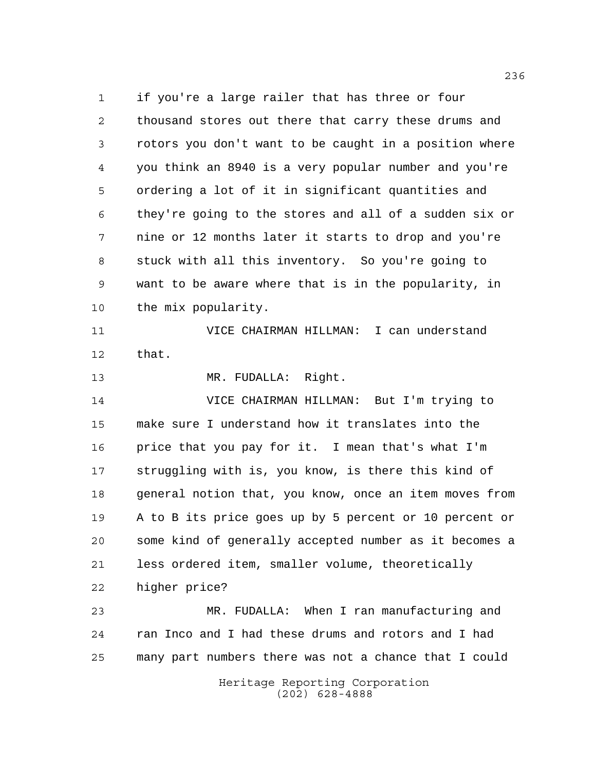if you're a large railer that has three or four thousand stores out there that carry these drums and rotors you don't want to be caught in a position where you think an 8940 is a very popular number and you're ordering a lot of it in significant quantities and they're going to the stores and all of a sudden six or nine or 12 months later it starts to drop and you're stuck with all this inventory. So you're going to want to be aware where that is in the popularity, in the mix popularity.

VICE CHAIRMAN HILLMAN: I can understand that.

MR. FUDALLA: Right.

VICE CHAIRMAN HILLMAN: But I'm trying to make sure I understand how it translates into the price that you pay for it. I mean that's what I'm struggling with is, you know, is there this kind of general notion that, you know, once an item moves from A to B its price goes up by 5 percent or 10 percent or some kind of generally accepted number as it becomes a less ordered item, smaller volume, theoretically higher price?

MR. FUDALLA: When I ran manufacturing and ran Inco and I had these drums and rotors and I had many part numbers there was not a chance that I could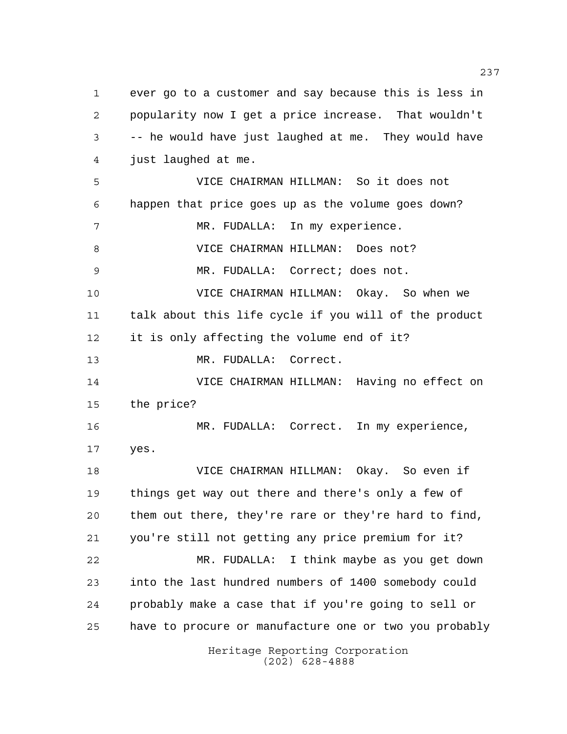ever go to a customer and say because this is less in popularity now I get a price increase. That wouldn't -- he would have just laughed at me. They would have just laughed at me.

VICE CHAIRMAN HILLMAN: So it does not happen that price goes up as the volume goes down?

MR. FUDALLA: In my experience.

VICE CHAIRMAN HILLMAN: Does not?

MR. FUDALLA: Correct; does not.

VICE CHAIRMAN HILLMAN: Okay. So when we talk about this life cycle if you will of the product it is only affecting the volume end of it?

MR. FUDALLA: Correct.

VICE CHAIRMAN HILLMAN: Having no effect on the price?

MR. FUDALLA: Correct. In my experience, yes.

VICE CHAIRMAN HILLMAN: Okay. So even if things get way out there and there's only a few of them out there, they're rare or they're hard to find, you're still not getting any price premium for it?

MR. FUDALLA: I think maybe as you get down into the last hundred numbers of 1400 somebody could probably make a case that if you're going to sell or have to procure or manufacture one or two you probably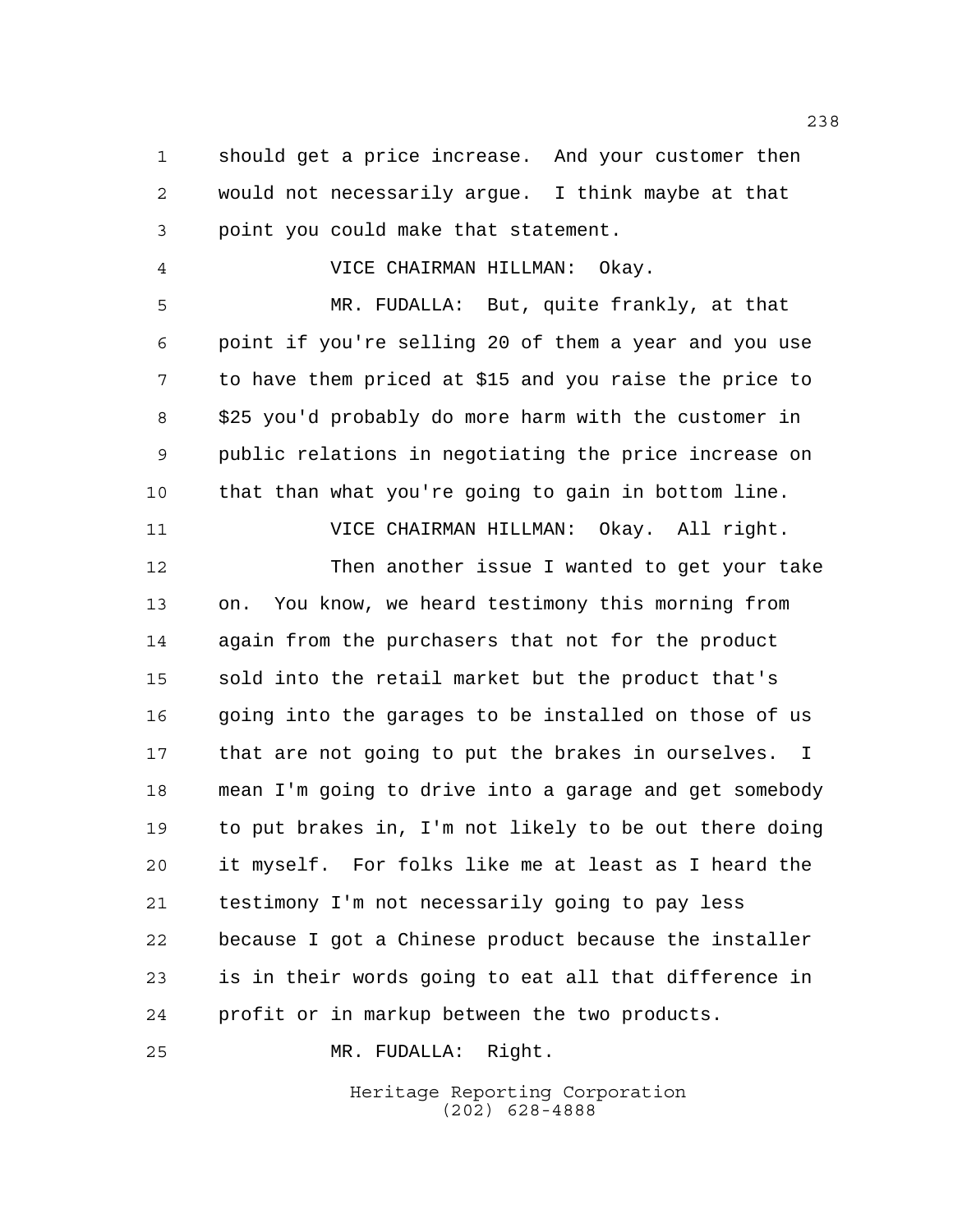should get a price increase. And your customer then would not necessarily argue. I think maybe at that point you could make that statement.

VICE CHAIRMAN HILLMAN: Okay.

MR. FUDALLA: But, quite frankly, at that point if you're selling 20 of them a year and you use to have them priced at $15 and you raise the price to $25 you'd probably do more harm with the customer in public relations in negotiating the price increase on that than what you're going to gain in bottom line.

VICE CHAIRMAN HILLMAN: Okay. All right.

Then another issue I wanted to get your take on. You know, we heard testimony this morning from again from the purchasers that not for the product sold into the retail market but the product that's going into the garages to be installed on those of us that are not going to put the brakes in ourselves. I mean I'm going to drive into a garage and get somebody to put brakes in, I'm not likely to be out there doing it myself. For folks like me at least as I heard the testimony I'm not necessarily going to pay less because I got a Chinese product because the installer is in their words going to eat all that difference in profit or in markup between the two products.

MR. FUDALLA: Right.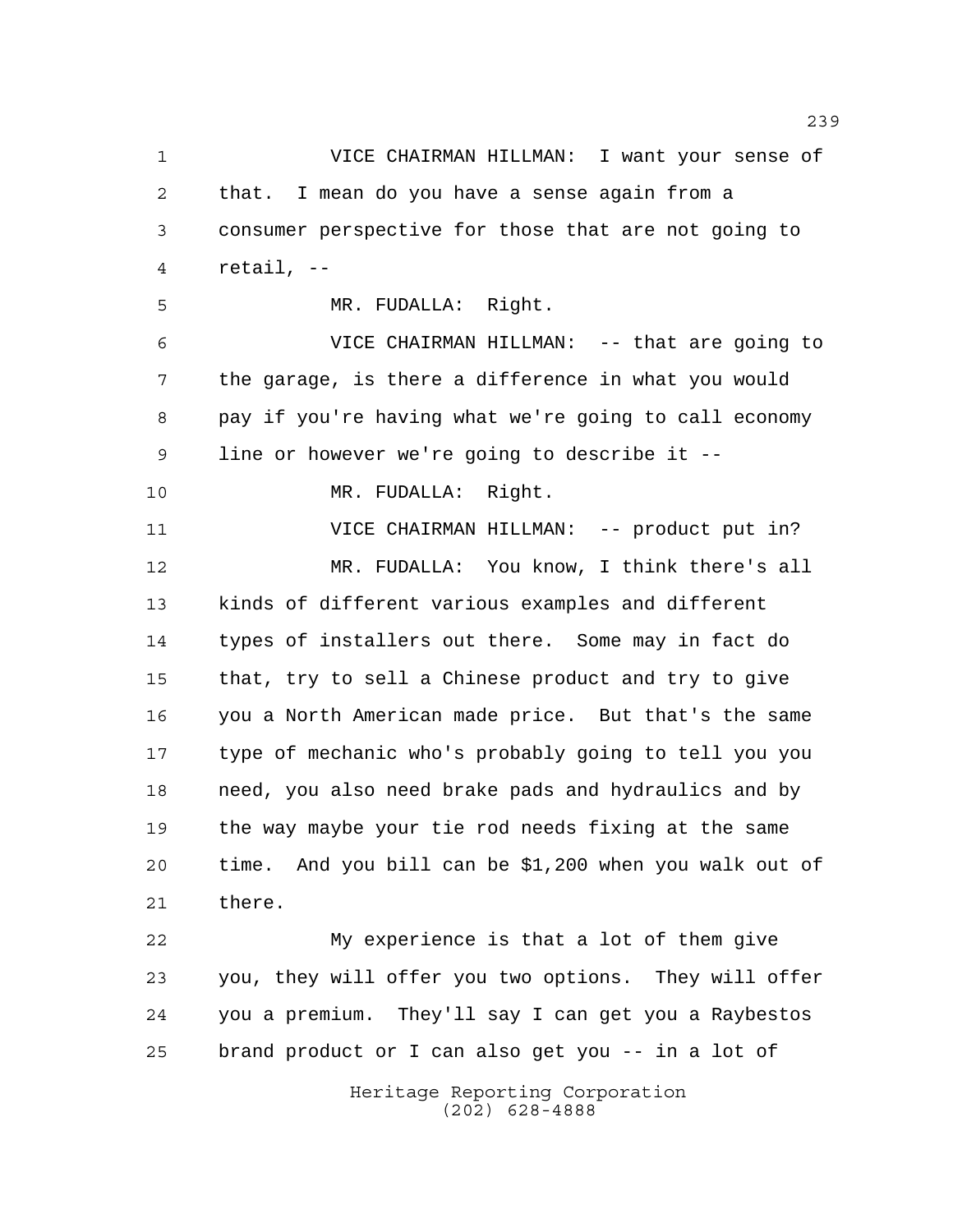VICE CHAIRMAN HILLMAN: I want your sense of that. I mean do you have a sense again from a consumer perspective for those that are not going to retail, --

MR. FUDALLA: Right.

VICE CHAIRMAN HILLMAN: -- that are going to the garage, is there a difference in what you would pay if you're having what we're going to call economy line or however we're going to describe it --

MR. FUDALLA: Right.

VICE CHAIRMAN HILLMAN: -- product put in?

MR. FUDALLA: You know, I think there's all kinds of different various examples and different types of installers out there. Some may in fact do that, try to sell a Chinese product and try to give you a North American made price. But that's the same type of mechanic who's probably going to tell you you need, you also need brake pads and hydraulics and by the way maybe your tie rod needs fixing at the same time. And you bill can be $1,200 when you walk out of there.

My experience is that a lot of them give you, they will offer you two options. They will offer you a premium. They'll say I can get you a Raybestos brand product or I can also get you -- in a lot of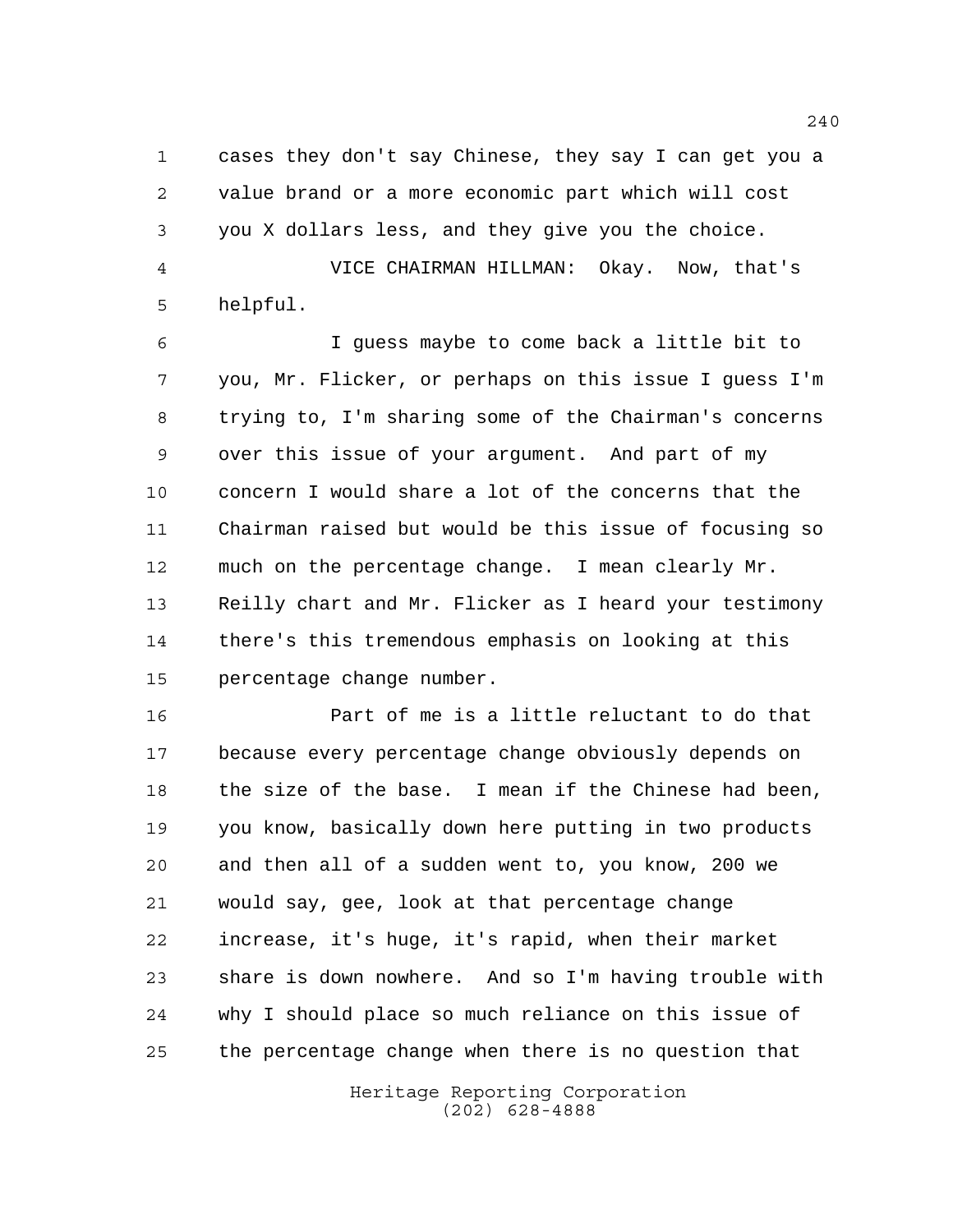cases they don't say Chinese, they say I can get you a value brand or a more economic part which will cost you X dollars less, and they give you the choice.

VICE CHAIRMAN HILLMAN: Okay. Now, that's helpful.

I guess maybe to come back a little bit to you, Mr. Flicker, or perhaps on this issue I guess I'm trying to, I'm sharing some of the Chairman's concerns over this issue of your argument. And part of my concern I would share a lot of the concerns that the Chairman raised but would be this issue of focusing so much on the percentage change. I mean clearly Mr. Reilly chart and Mr. Flicker as I heard your testimony there's this tremendous emphasis on looking at this percentage change number.

Part of me is a little reluctant to do that because every percentage change obviously depends on the size of the base. I mean if the Chinese had been, you know, basically down here putting in two products and then all of a sudden went to, you know, 200 we would say, gee, look at that percentage change increase, it's huge, it's rapid, when their market share is down nowhere. And so I'm having trouble with why I should place so much reliance on this issue of the percentage change when there is no question that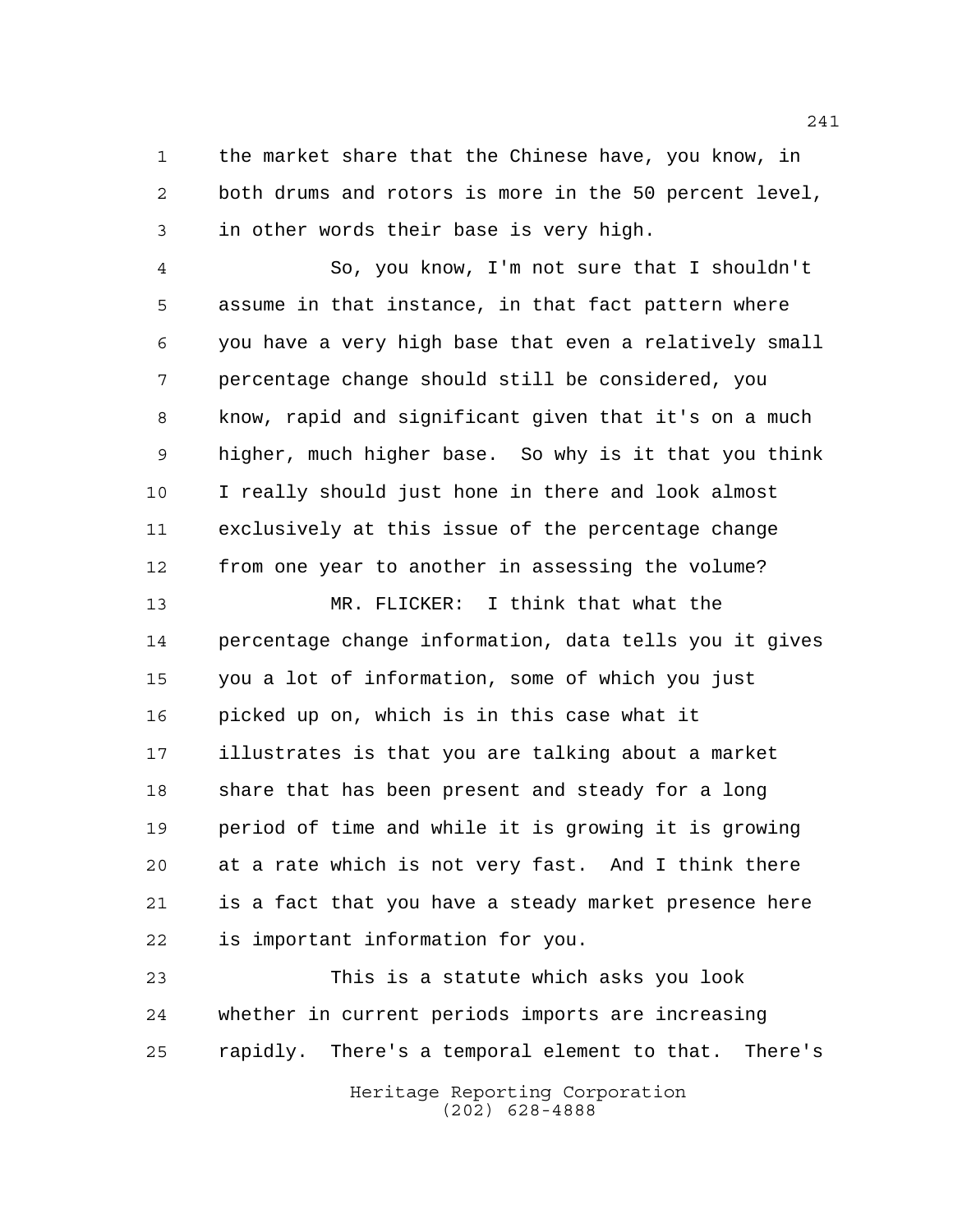the market share that the Chinese have, you know, in both drums and rotors is more in the 50 percent level, in other words their base is very high.

So, you know, I'm not sure that I shouldn't assume in that instance, in that fact pattern where you have a very high base that even a relatively small percentage change should still be considered, you know, rapid and significant given that it's on a much higher, much higher base. So why is it that you think I really should just hone in there and look almost exclusively at this issue of the percentage change from one year to another in assessing the volume?

MR. FLICKER: I think that what the percentage change information, data tells you it gives you a lot of information, some of which you just picked up on, which is in this case what it illustrates is that you are talking about a market share that has been present and steady for a long period of time and while it is growing it is growing at a rate which is not very fast. And I think there is a fact that you have a steady market presence here is important information for you.

This is a statute which asks you look whether in current periods imports are increasing rapidly. There's a temporal element to that. There's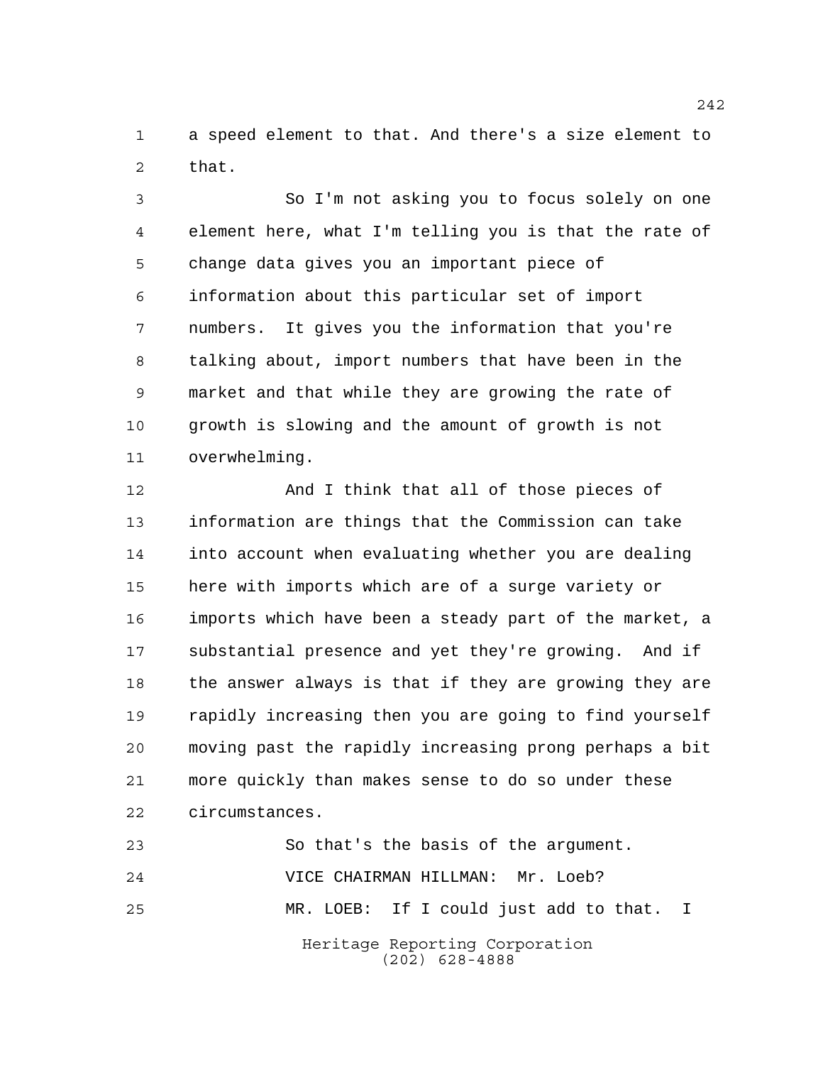a speed element to that. And there's a size element to that.

So I'm not asking you to focus solely on one element here, what I'm telling you is that the rate of change data gives you an important piece of information about this particular set of import numbers. It gives you the information that you're talking about, import numbers that have been in the market and that while they are growing the rate of growth is slowing and the amount of growth is not overwhelming.

And I think that all of those pieces of information are things that the Commission can take into account when evaluating whether you are dealing here with imports which are of a surge variety or imports which have been a steady part of the market, a substantial presence and yet they're growing. And if the answer always is that if they are growing they are rapidly increasing then you are going to find yourself moving past the rapidly increasing prong perhaps a bit more quickly than makes sense to do so under these circumstances.

So that's the basis of the argument.

VICE CHAIRMAN HILLMAN: Mr. Loeb?

MR. LOEB: If I could just add to that. I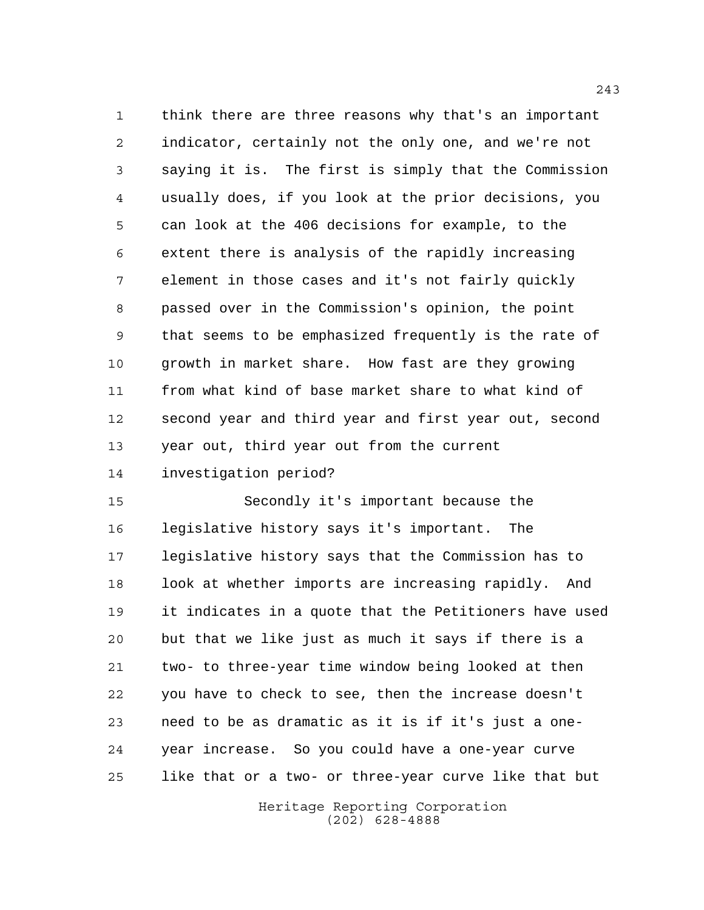think there are three reasons why that's an important indicator, certainly not the only one, and we're not saying it is. The first is simply that the Commission usually does, if you look at the prior decisions, you can look at the 406 decisions for example, to the extent there is analysis of the rapidly increasing element in those cases and it's not fairly quickly passed over in the Commission's opinion, the point that seems to be emphasized frequently is the rate of growth in market share. How fast are they growing from what kind of base market share to what kind of second year and third year and first year out, second year out, third year out from the current investigation period?

Secondly it's important because the legislative history says it's important. The legislative history says that the Commission has to look at whether imports are increasing rapidly. And it indicates in a quote that the Petitioners have used but that we like just as much it says if there is a two- to three-year time window being looked at then you have to check to see, then the increase doesn't need to be as dramatic as it is if it's just a one-year increase. So you could have a one-year curve like that or a two- or three-year curve like that but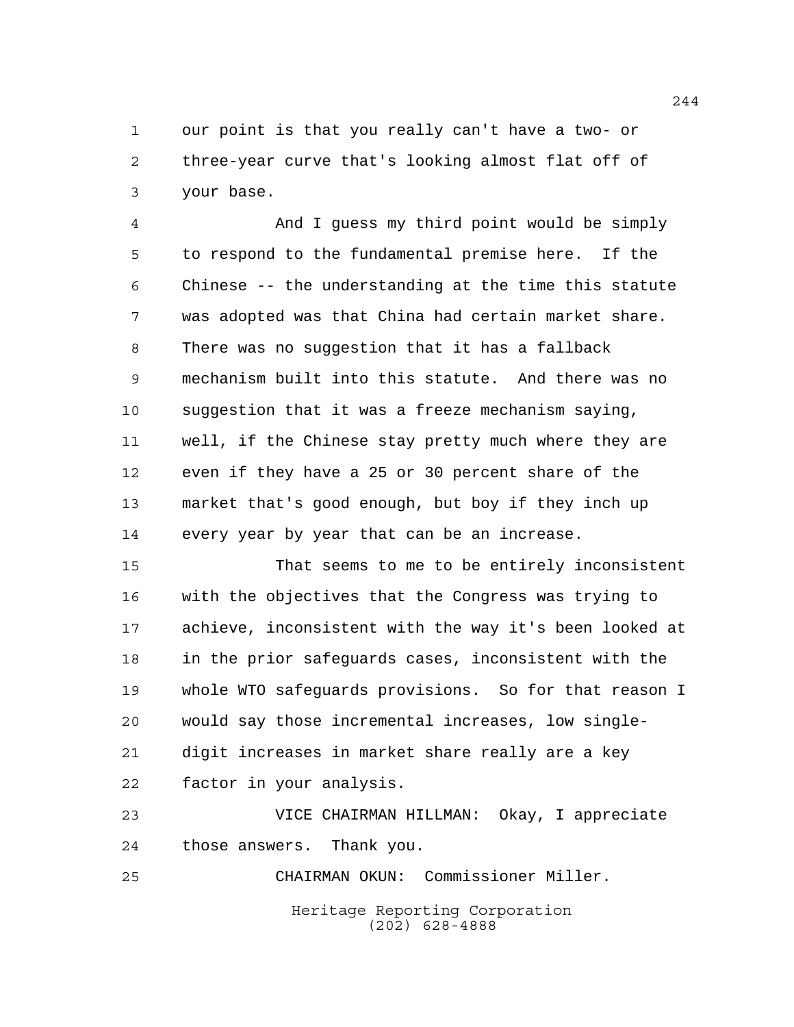our point is that you really can't have a two- or three-year curve that's looking almost flat off of your base.

And I guess my third point would be simply to respond to the fundamental premise here. If the Chinese -- the understanding at the time this statute was adopted was that China had certain market share. There was no suggestion that it has a fallback mechanism built into this statute. And there was no suggestion that it was a freeze mechanism saying, well, if the Chinese stay pretty much where they are even if they have a 25 or 30 percent share of the market that's good enough, but boy if they inch up every year by year that can be an increase.

That seems to me to be entirely inconsistent with the objectives that the Congress was trying to achieve, inconsistent with the way it's been looked at in the prior safeguards cases, inconsistent with the whole WTO safeguards provisions. So for that reason I would say those incremental increases, low single-digit increases in market share really are a key factor in your analysis.

VICE CHAIRMAN HILLMAN: Okay, I appreciate those answers. Thank you.

CHAIRMAN OKUN: Commissioner Miller.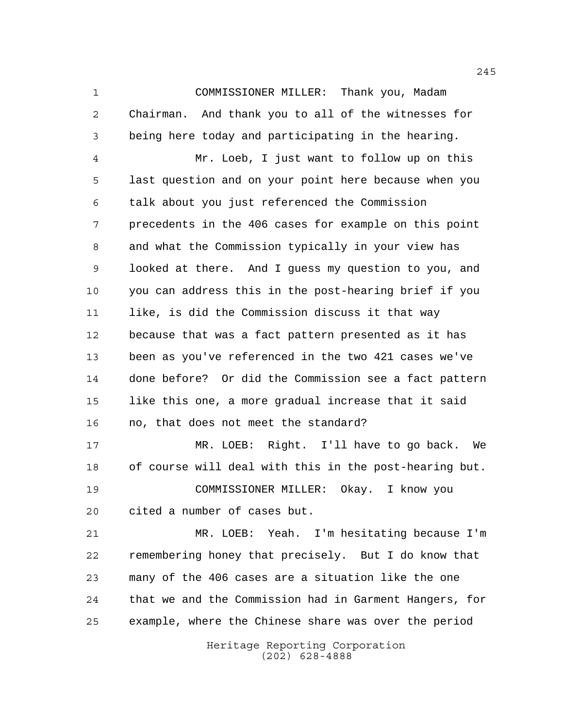COMMISSIONER MILLER: Thank you, Madam Chairman. And thank you to all of the witnesses for being here today and participating in the hearing.

Mr. Loeb, I just want to follow up on this last question and on your point here because when you talk about you just referenced the Commission precedents in the 406 cases for example on this point and what the Commission typically in your view has looked at there. And I guess my question to you, and you can address this in the post-hearing brief if you like, is did the Commission discuss it that way because that was a fact pattern presented as it has been as you've referenced in the two 421 cases we've done before? Or did the Commission see a fact pattern like this one, a more gradual increase that it said no, that does not meet the standard?

MR. LOEB: Right. I'll have to go back. We of course will deal with this in the post-hearing but.

COMMISSIONER MILLER: Okay. I know you cited a number of cases but.

MR. LOEB: Yeah. I'm hesitating because I'm remembering honey that precisely. But I do know that many of the 406 cases are a situation like the one that we and the Commission had in Garment Hangers, for example, where the Chinese share was over the period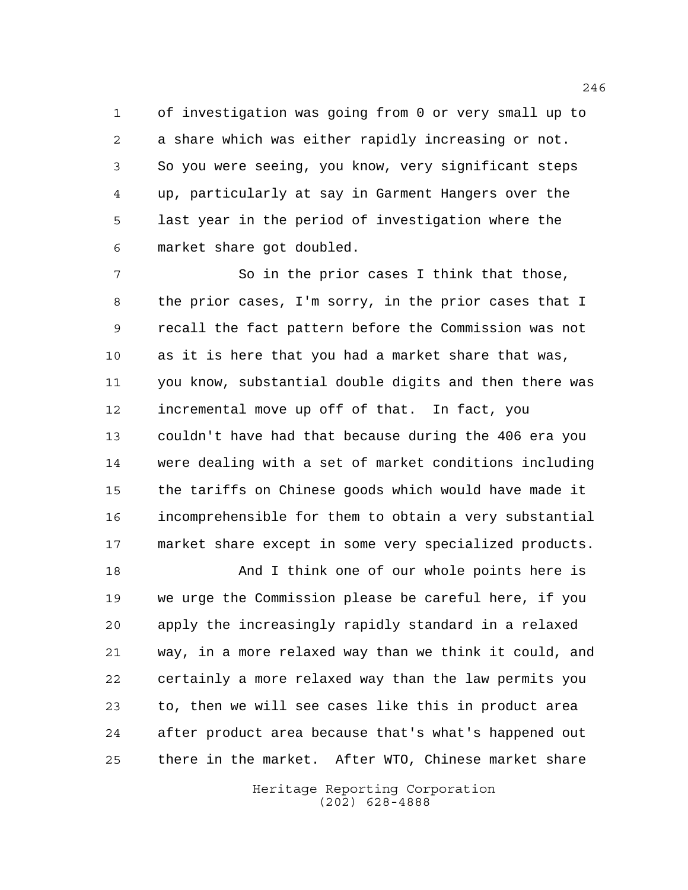of investigation was going from 0 or very small up to a share which was either rapidly increasing or not. So you were seeing, you know, very significant steps up, particularly at say in Garment Hangers over the last year in the period of investigation where the market share got doubled.

So in the prior cases I think that those, the prior cases, I'm sorry, in the prior cases that I recall the fact pattern before the Commission was not as it is here that you had a market share that was, you know, substantial double digits and then there was incremental move up off of that. In fact, you couldn't have had that because during the 406 era you were dealing with a set of market conditions including the tariffs on Chinese goods which would have made it incomprehensible for them to obtain a very substantial market share except in some very specialized products.

And I think one of our whole points here is we urge the Commission please be careful here, if you apply the increasingly rapidly standard in a relaxed way, in a more relaxed way than we think it could, and certainly a more relaxed way than the law permits you to, then we will see cases like this in product area after product area because that's what's happened out there in the market. After WTO, Chinese market share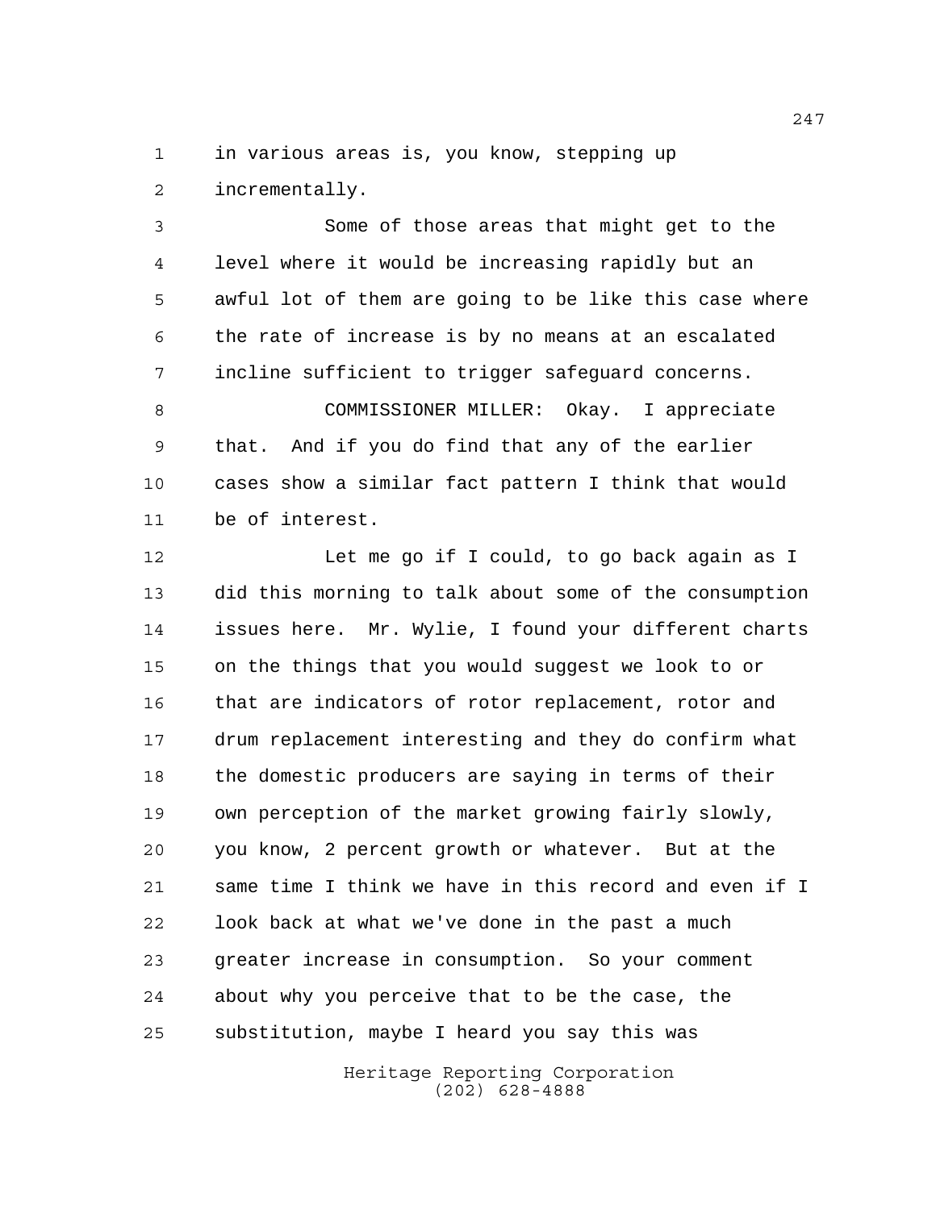in various areas is, you know, stepping up incrementally.

Some of those areas that might get to the level where it would be increasing rapidly but an awful lot of them are going to be like this case where the rate of increase is by no means at an escalated incline sufficient to trigger safeguard concerns.

COMMISSIONER MILLER: Okay. I appreciate that. And if you do find that any of the earlier cases show a similar fact pattern I think that would be of interest.

Let me go if I could, to go back again as I did this morning to talk about some of the consumption issues here. Mr. Wylie, I found your different charts on the things that you would suggest we look to or that are indicators of rotor replacement, rotor and drum replacement interesting and they do confirm what the domestic producers are saying in terms of their own perception of the market growing fairly slowly, you know, 2 percent growth or whatever. But at the same time I think we have in this record and even if I look back at what we've done in the past a much greater increase in consumption. So your comment about why you perceive that to be the case, the substitution, maybe I heard you say this was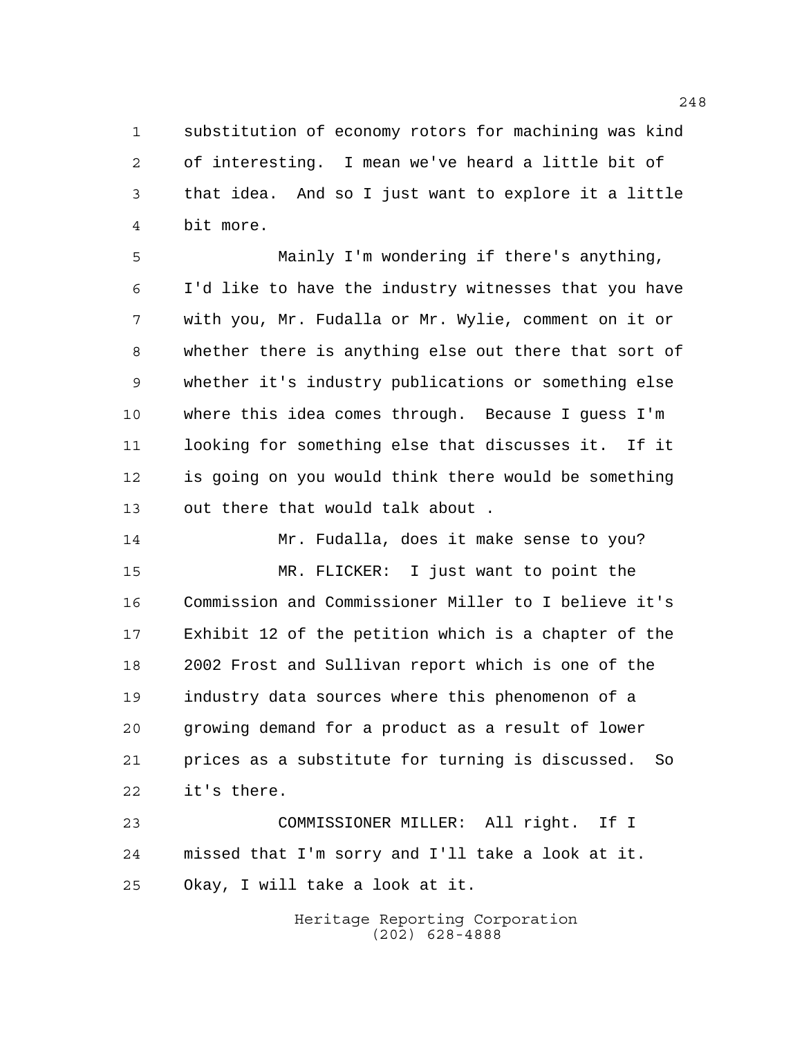substitution of economy rotors for machining was kind of interesting. I mean we've heard a little bit of that idea. And so I just want to explore it a little bit more.

Mainly I'm wondering if there's anything, I'd like to have the industry witnesses that you have with you, Mr. Fudalla or Mr. Wylie, comment on it or whether there is anything else out there that sort of whether it's industry publications or something else where this idea comes through. Because I guess I'm looking for something else that discusses it. If it is going on you would think there would be something out there that would talk about .

Mr. Fudalla, does it make sense to you?

MR. FLICKER: I just want to point the Commission and Commissioner Miller to I believe it's Exhibit 12 of the petition which is a chapter of the 2002 Frost and Sullivan report which is one of the industry data sources where this phenomenon of a growing demand for a product as a result of lower prices as a substitute for turning is discussed. So it's there.

COMMISSIONER MILLER: All right. If I missed that I'm sorry and I'll take a look at it. Okay, I will take a look at it.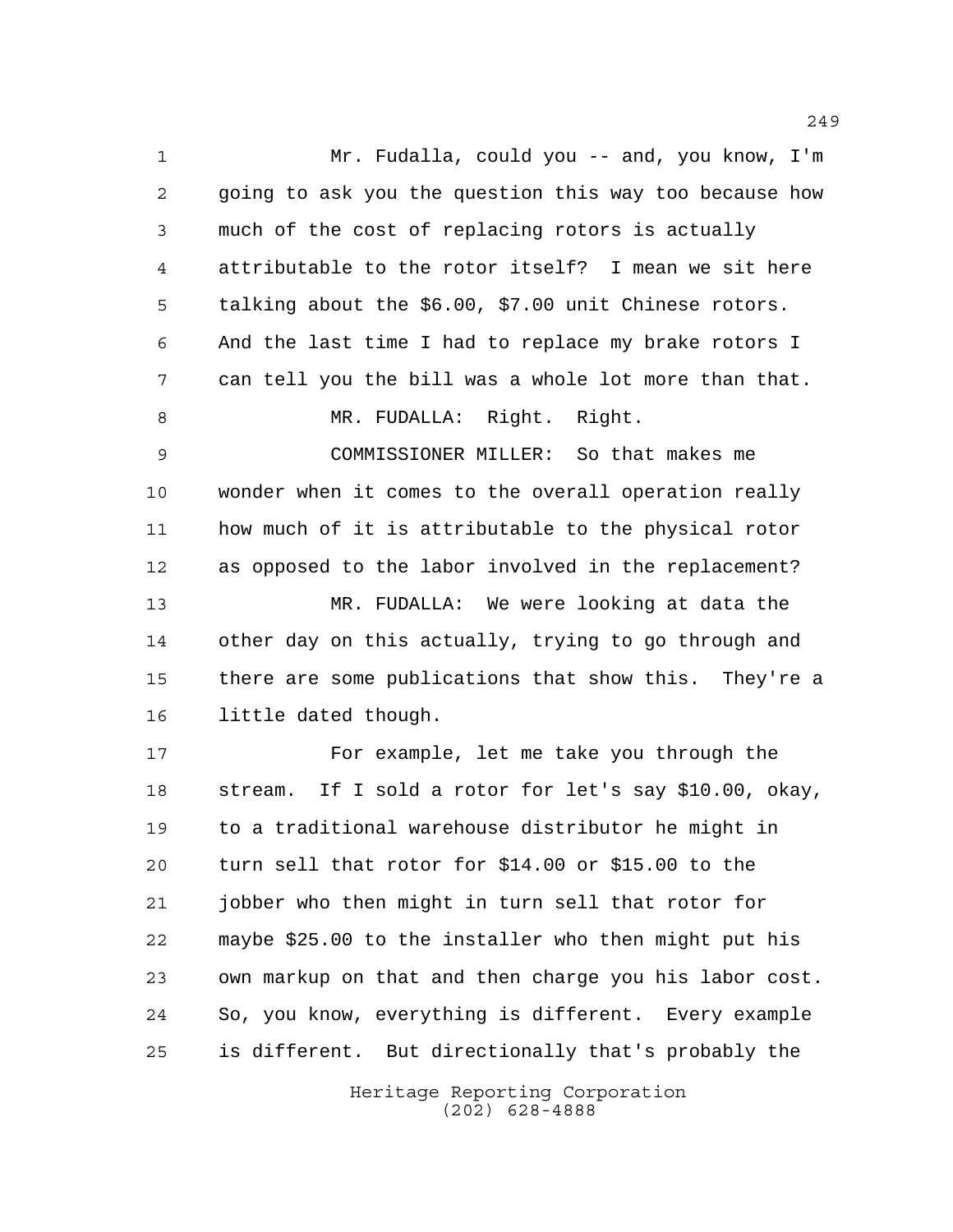Mr. Fudalla, could you -- and, you know, I'm going to ask you the question this way too because how much of the cost of replacing rotors is actually attributable to the rotor itself? I mean we sit here talking about the $6.00, $7.00 unit Chinese rotors. And the last time I had to replace my brake rotors I can tell you the bill was a whole lot more than that.

MR. FUDALLA: Right. Right.

COMMISSIONER MILLER: So that makes me wonder when it comes to the overall operation really how much of it is attributable to the physical rotor as opposed to the labor involved in the replacement?

MR. FUDALLA: We were looking at data the other day on this actually, trying to go through and there are some publications that show this. They're a little dated though.

For example, let me take you through the stream. If I sold a rotor for let's say $10.00, okay, to a traditional warehouse distributor he might in turn sell that rotor for $14.00 or $15.00 to the jobber who then might in turn sell that rotor for maybe $25.00 to the installer who then might put his own markup on that and then charge you his labor cost. So, you know, everything is different. Every example is different. But directionally that's probably the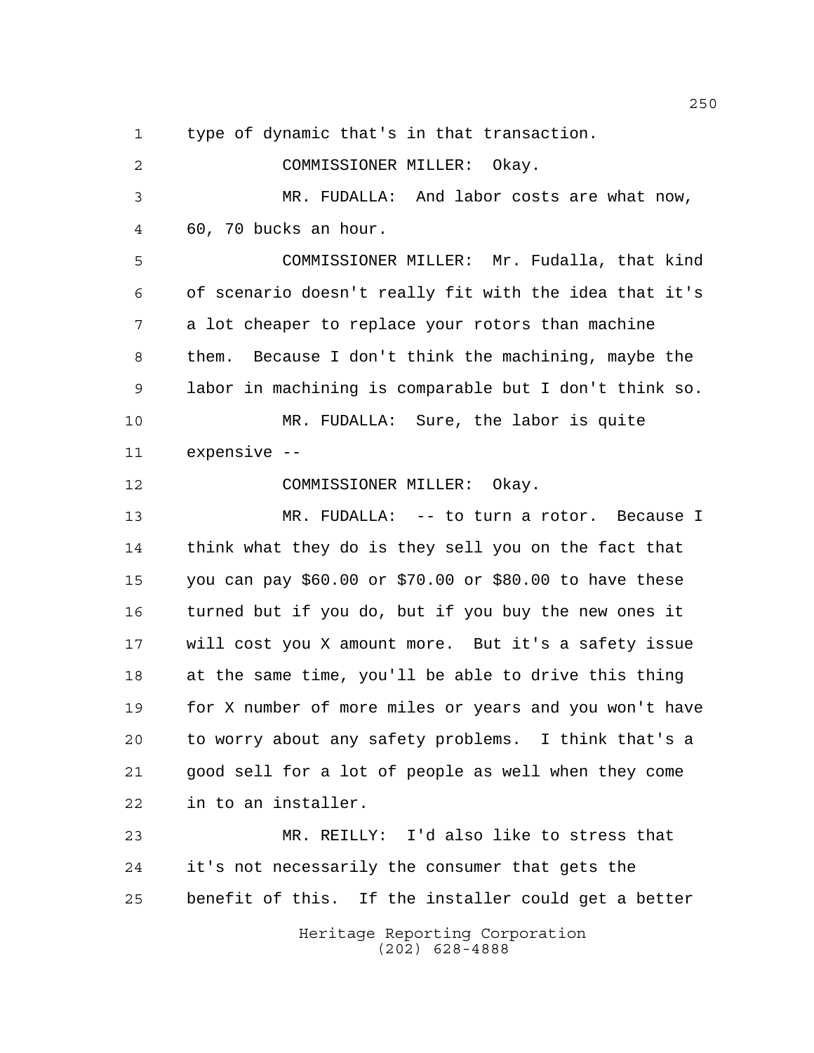type of dynamic that's in that transaction.

COMMISSIONER MILLER: Okay.

MR. FUDALLA: And labor costs are what now, 60, 70 bucks an hour.

COMMISSIONER MILLER: Mr. Fudalla, that kind of scenario doesn't really fit with the idea that it's a lot cheaper to replace your rotors than machine them. Because I don't think the machining, maybe the labor in machining is comparable but I don't think so.

MR. FUDALLA: Sure, the labor is quite expensive --

COMMISSIONER MILLER: Okay.

MR. FUDALLA: -- to turn a rotor. Because I think what they do is they sell you on the fact that you can pay $60.00 or $70.00 or $80.00 to have these turned but if you do, but if you buy the new ones it will cost you X amount more. But it's a safety issue at the same time, you'll be able to drive this thing for X number of more miles or years and you won't have to worry about any safety problems. I think that's a good sell for a lot of people as well when they come in to an installer.

MR. REILLY: I'd also like to stress that it's not necessarily the consumer that gets the benefit of this. If the installer could get a better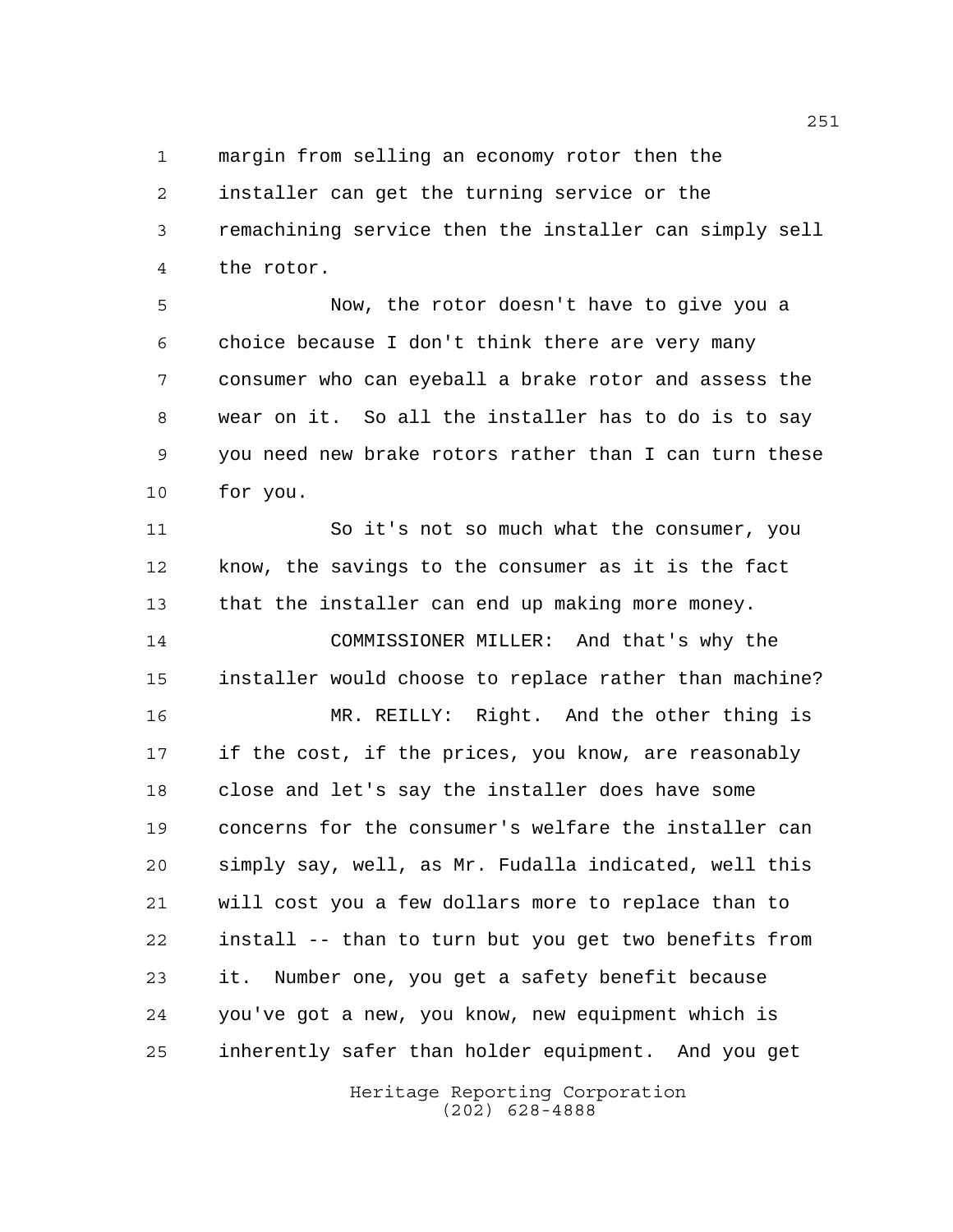margin from selling an economy rotor then the installer can get the turning service or the remachining service then the installer can simply sell the rotor.

Now, the rotor doesn't have to give you a choice because I don't think there are very many consumer who can eyeball a brake rotor and assess the wear on it. So all the installer has to do is to say you need new brake rotors rather than I can turn these for you.

So it's not so much what the consumer, you know, the savings to the consumer as it is the fact that the installer can end up making more money.

COMMISSIONER MILLER: And that's why the installer would choose to replace rather than machine?

MR. REILLY: Right. And the other thing is if the cost, if the prices, you know, are reasonably close and let's say the installer does have some concerns for the consumer's welfare the installer can simply say, well, as Mr. Fudalla indicated, well this will cost you a few dollars more to replace than to install -- than to turn but you get two benefits from it. Number one, you get a safety benefit because you've got a new, you know, new equipment which is inherently safer than holder equipment. And you get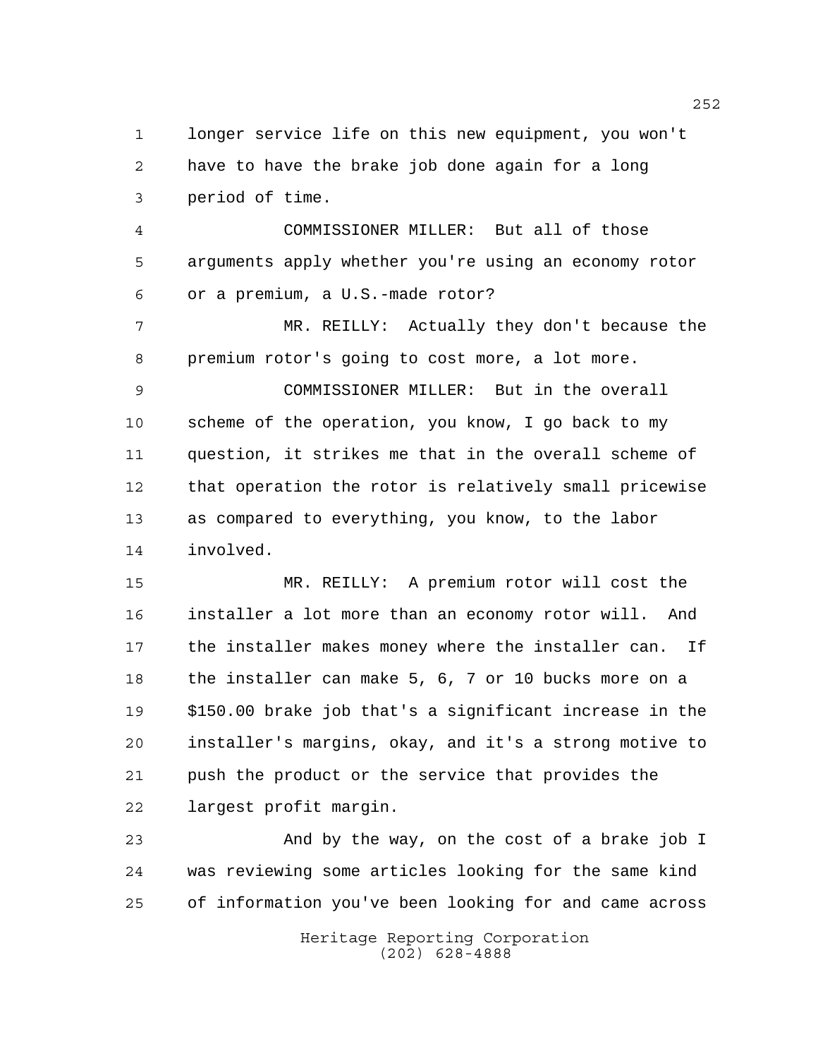longer service life on this new equipment, you won't have to have the brake job done again for a long period of time.

COMMISSIONER MILLER: But all of those arguments apply whether you're using an economy rotor or a premium, a U.S.-made rotor?

MR. REILLY: Actually they don't because the premium rotor's going to cost more, a lot more.

COMMISSIONER MILLER: But in the overall scheme of the operation, you know, I go back to my question, it strikes me that in the overall scheme of that operation the rotor is relatively small pricewise as compared to everything, you know, to the labor involved.

MR. REILLY: A premium rotor will cost the installer a lot more than an economy rotor will. And the installer makes money where the installer can. If the installer can make 5, 6, 7 or 10 bucks more on a $150.00 brake job that's a significant increase in the installer's margins, okay, and it's a strong motive to push the product or the service that provides the largest profit margin.

And by the way, on the cost of a brake job I was reviewing some articles looking for the same kind of information you've been looking for and came across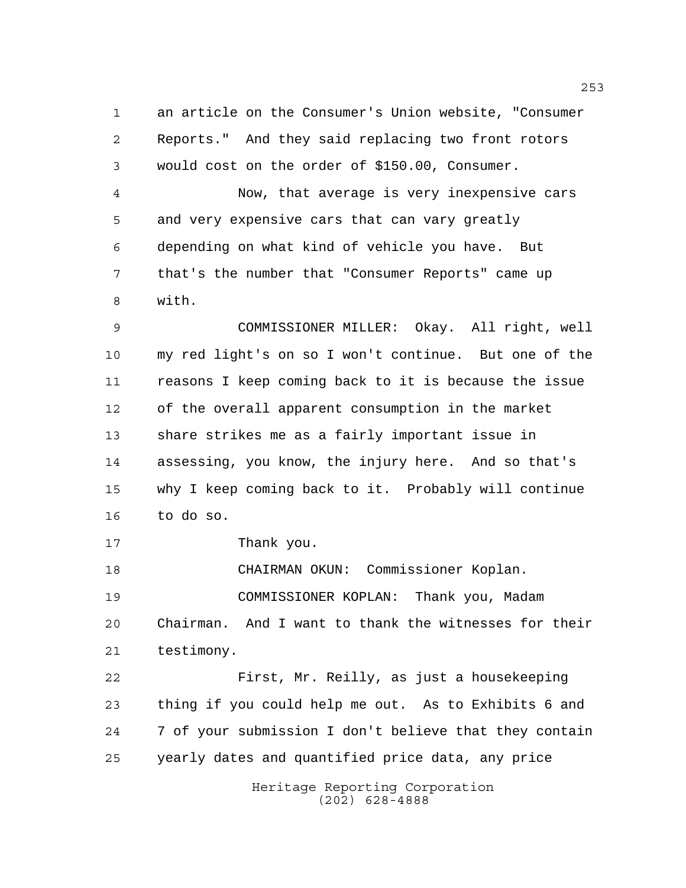an article on the Consumer's Union website, "Consumer Reports." And they said replacing two front rotors would cost on the order of $150.00, Consumer.

Now, that average is very inexpensive cars and very expensive cars that can vary greatly depending on what kind of vehicle you have. But that's the number that "Consumer Reports" came up with.

COMMISSIONER MILLER: Okay. All right, well my red light's on so I won't continue. But one of the reasons I keep coming back to it is because the issue of the overall apparent consumption in the market share strikes me as a fairly important issue in assessing, you know, the injury here. And so that's why I keep coming back to it. Probably will continue to do so.

Thank you.

CHAIRMAN OKUN: Commissioner Koplan.

COMMISSIONER KOPLAN: Thank you, Madam Chairman. And I want to thank the witnesses for their testimony.

First, Mr. Reilly, as just a housekeeping thing if you could help me out. As to Exhibits 6 and 7 of your submission I don't believe that they contain yearly dates and quantified price data, any price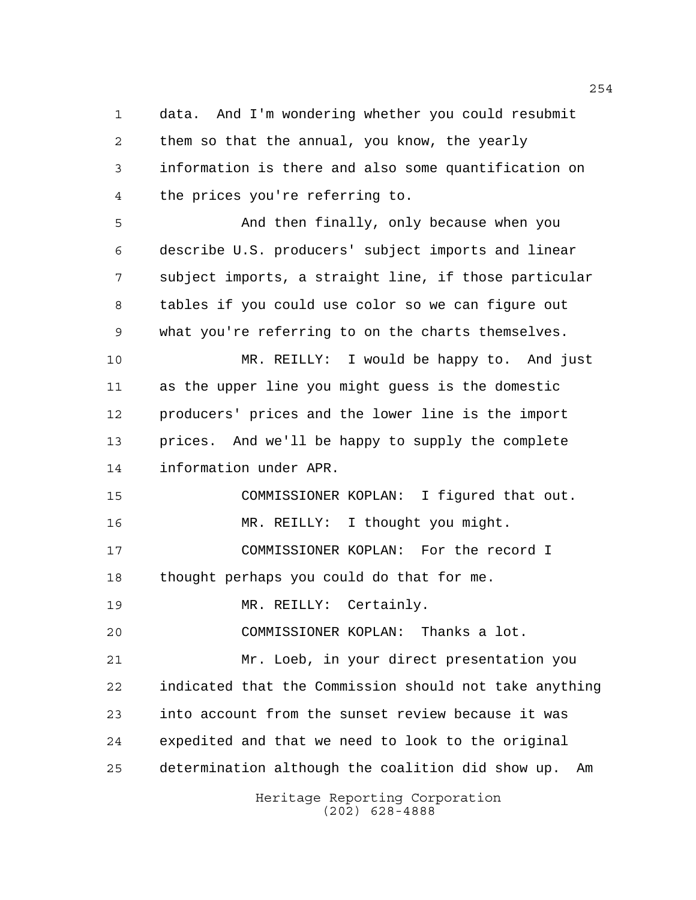data. And I'm wondering whether you could resubmit them so that the annual, you know, the yearly information is there and also some quantification on the prices you're referring to.

And then finally, only because when you describe U.S. producers' subject imports and linear subject imports, a straight line, if those particular tables if you could use color so we can figure out what you're referring to on the charts themselves.

MR. REILLY: I would be happy to. And just as the upper line you might guess is the domestic producers' prices and the lower line is the import prices. And we'll be happy to supply the complete information under APR.

COMMISSIONER KOPLAN: I figured that out.

MR. REILLY: I thought you might.

COMMISSIONER KOPLAN: For the record I thought perhaps you could do that for me.

MR. REILLY: Certainly.

COMMISSIONER KOPLAN: Thanks a lot.

Mr. Loeb, in your direct presentation you indicated that the Commission should not take anything into account from the sunset review because it was expedited and that we need to look to the original determination although the coalition did show up. Am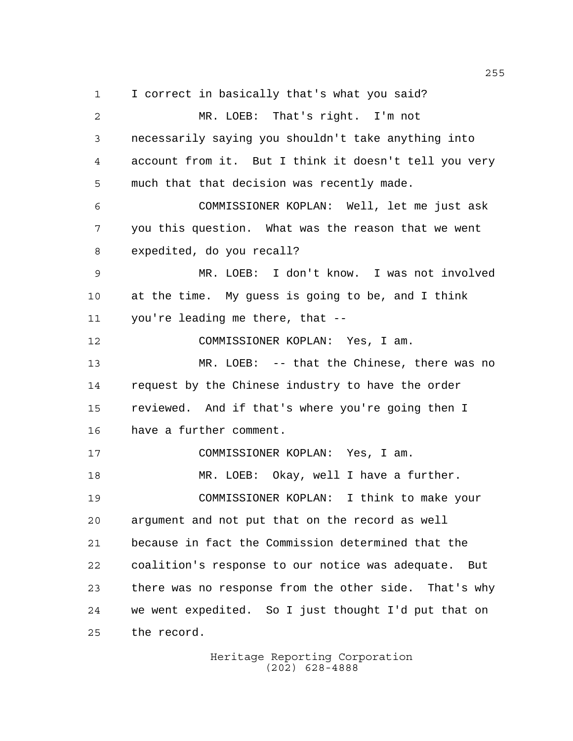I correct in basically that's what you said?

MR. LOEB: That's right. I'm not necessarily saying you shouldn't take anything into account from it. But I think it doesn't tell you very much that that decision was recently made.

COMMISSIONER KOPLAN: Well, let me just ask you this question. What was the reason that we went expedited, do you recall?

MR. LOEB: I don't know. I was not involved at the time. My guess is going to be, and I think you're leading me there, that --

COMMISSIONER KOPLAN: Yes, I am.

MR. LOEB: -- that the Chinese, there was no request by the Chinese industry to have the order reviewed. And if that's where you're going then I have a further comment.

COMMISSIONER KOPLAN: Yes, I am.

MR. LOEB: Okay, well I have a further.

COMMISSIONER KOPLAN: I think to make your argument and not put that on the record as well because in fact the Commission determined that the coalition's response to our notice was adequate. But there was no response from the other side. That's why we went expedited. So I just thought I'd put that on the record.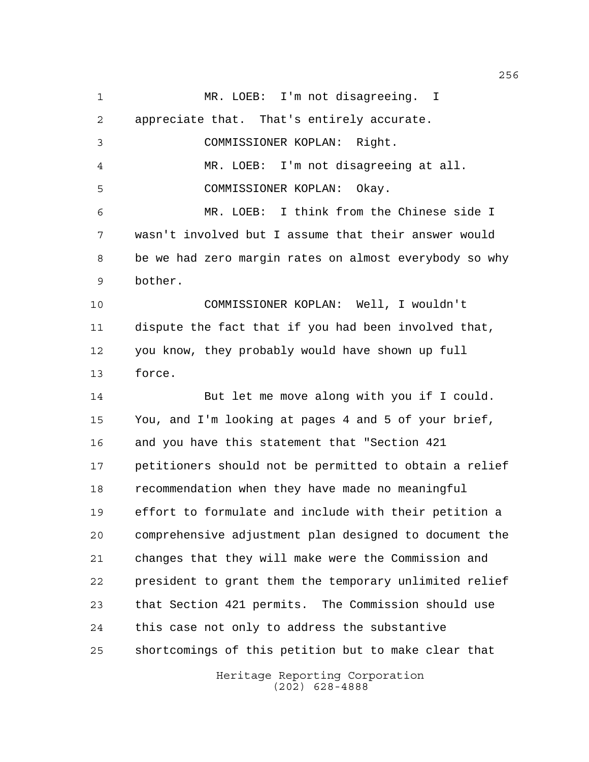MR. LOEB: I'm not disagreeing. I appreciate that. That's entirely accurate.

COMMISSIONER KOPLAN: Right.

MR. LOEB: I'm not disagreeing at all.

COMMISSIONER KOPLAN: Okay.

MR. LOEB: I think from the Chinese side I wasn't involved but I assume that their answer would be we had zero margin rates on almost everybody so why bother.

COMMISSIONER KOPLAN: Well, I wouldn't dispute the fact that if you had been involved that, you know, they probably would have shown up full force.

But let me move along with you if I could. You, and I'm looking at pages 4 and 5 of your brief, and you have this statement that "Section 421 petitioners should not be permitted to obtain a relief recommendation when they have made no meaningful effort to formulate and include with their petition a comprehensive adjustment plan designed to document the changes that they will make were the Commission and president to grant them the temporary unlimited relief that Section 421 permits. The Commission should use this case not only to address the substantive shortcomings of this petition but to make clear that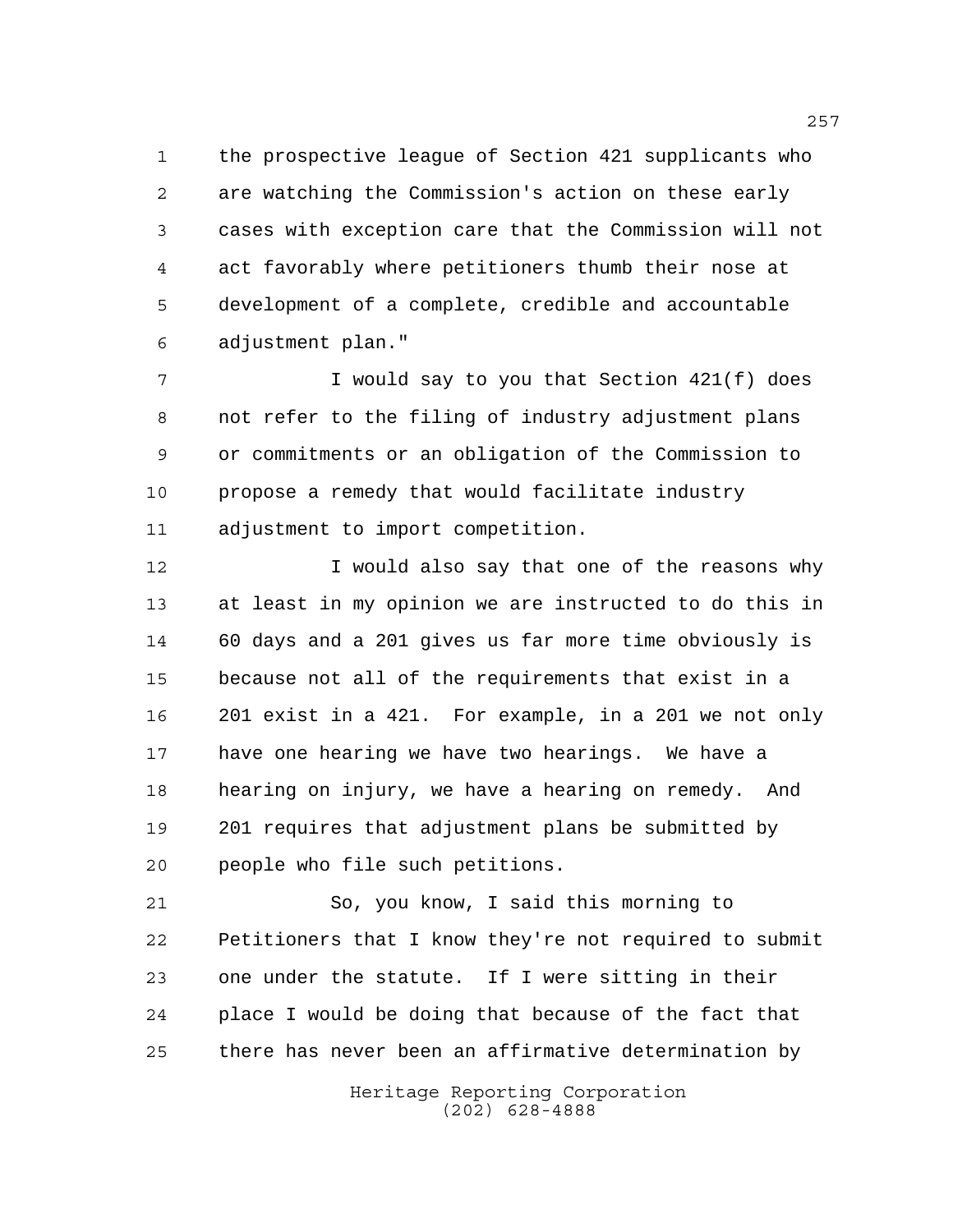the prospective league of Section 421 supplicants who are watching the Commission's action on these early cases with exception care that the Commission will not act favorably where petitioners thumb their nose at development of a complete, credible and accountable adjustment plan."

I would say to you that Section 421(f) does not refer to the filing of industry adjustment plans or commitments or an obligation of the Commission to propose a remedy that would facilitate industry adjustment to import competition.

I would also say that one of the reasons why at least in my opinion we are instructed to do this in 60 days and a 201 gives us far more time obviously is because not all of the requirements that exist in a 201 exist in a 421. For example, in a 201 we not only have one hearing we have two hearings. We have a hearing on injury, we have a hearing on remedy. And 201 requires that adjustment plans be submitted by people who file such petitions.

So, you know, I said this morning to Petitioners that I know they're not required to submit one under the statute. If I were sitting in their place I would be doing that because of the fact that there has never been an affirmative determination by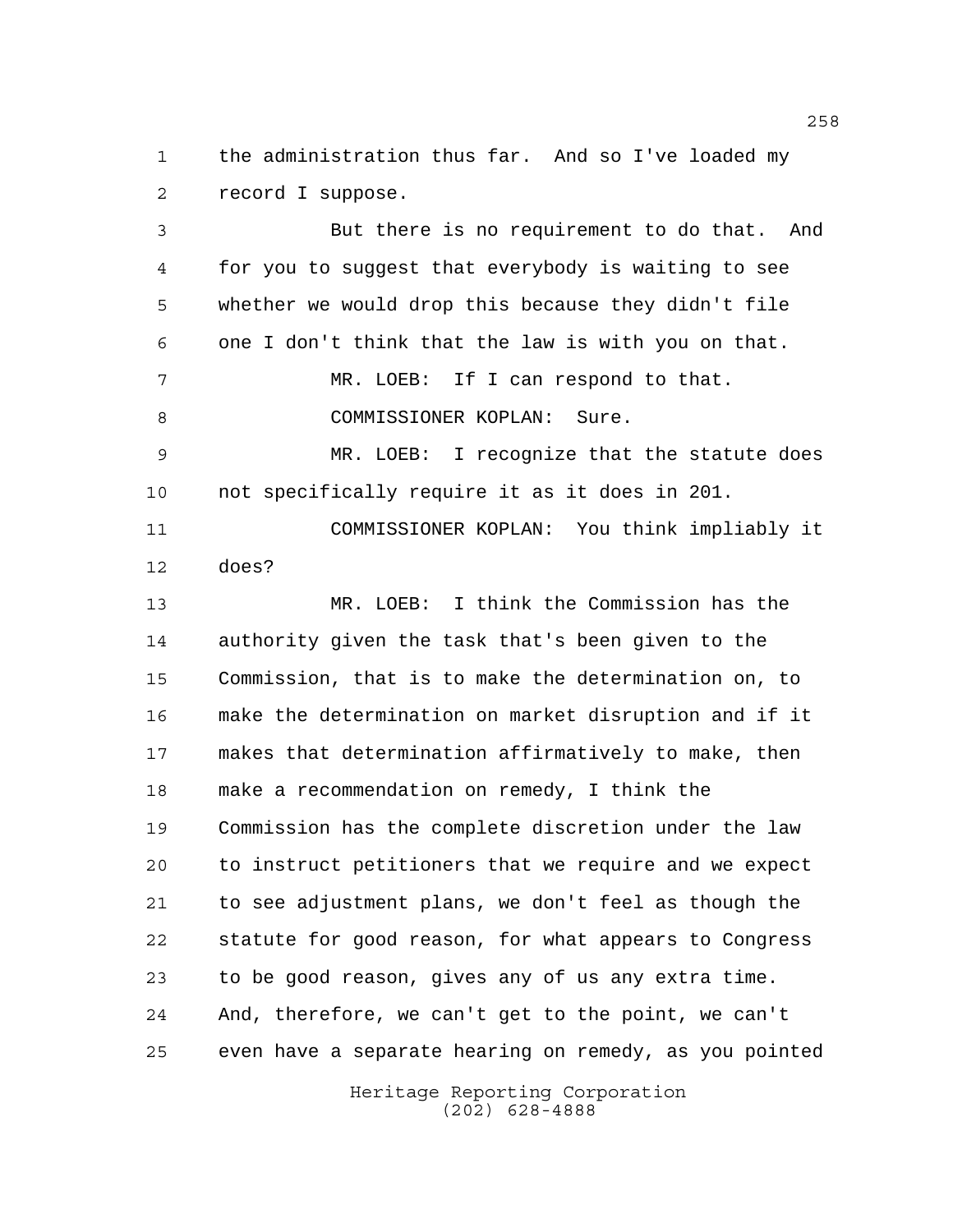the administration thus far. And so I've loaded my record I suppose.

But there is no requirement to do that. And for you to suggest that everybody is waiting to see whether we would drop this because they didn't file one I don't think that the law is with you on that.

MR. LOEB: If I can respond to that.

COMMISSIONER KOPLAN: Sure.

MR. LOEB: I recognize that the statute does not specifically require it as it does in 201.

COMMISSIONER KOPLAN: You think impliably it does?

MR. LOEB: I think the Commission has the authority given the task that's been given to the Commission, that is to make the determination on, to make the determination on market disruption and if it makes that determination affirmatively to make, then make a recommendation on remedy, I think the Commission has the complete discretion under the law to instruct petitioners that we require and we expect to see adjustment plans, we don't feel as though the statute for good reason, for what appears to Congress to be good reason, gives any of us any extra time. And, therefore, we can't get to the point, we can't even have a separate hearing on remedy, as you pointed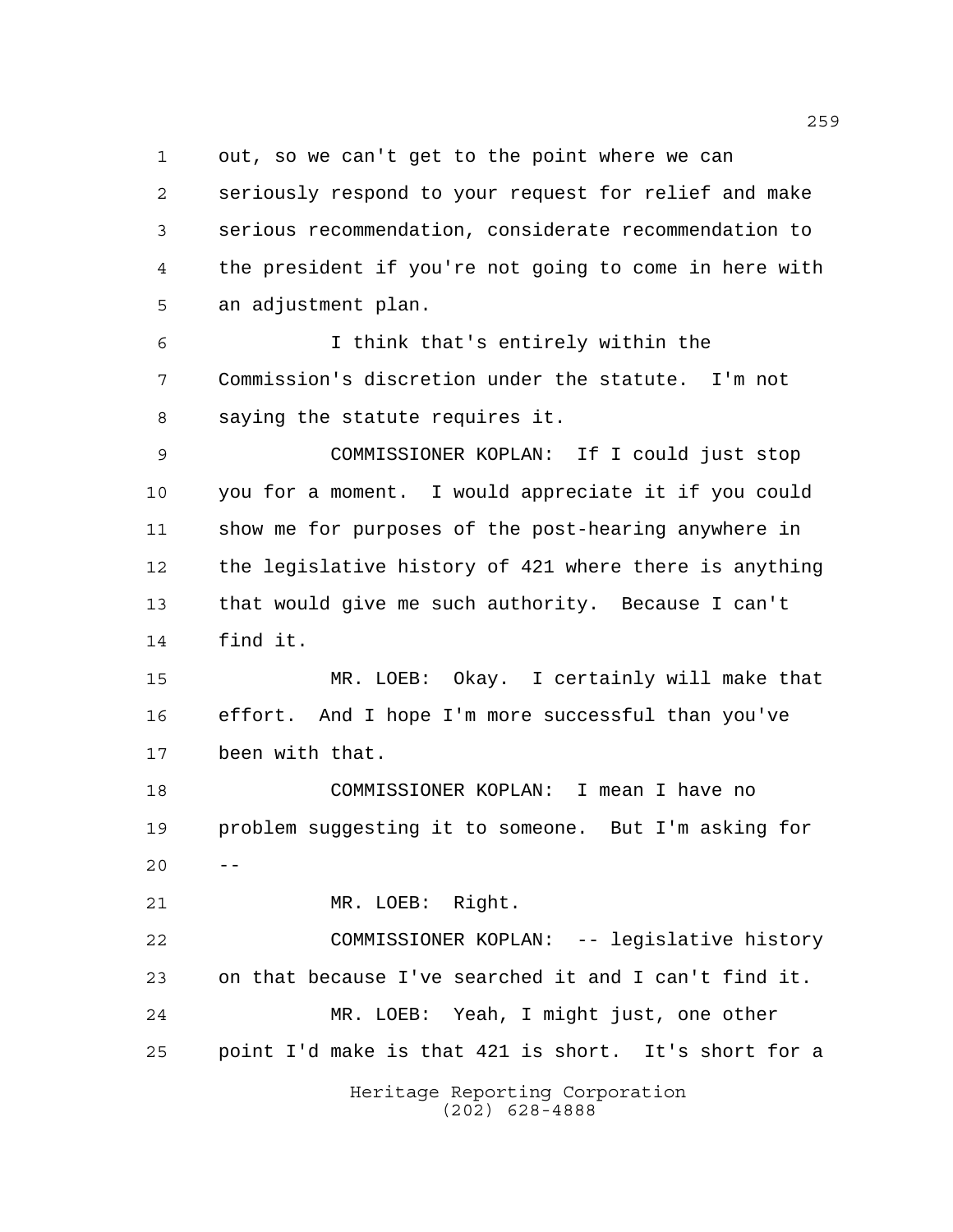out, so we can't get to the point where we can seriously respond to your request for relief and make serious recommendation, considerate recommendation to the president if you're not going to come in here with an adjustment plan.

I think that's entirely within the Commission's discretion under the statute. I'm not saying the statute requires it.

COMMISSIONER KOPLAN: If I could just stop you for a moment. I would appreciate it if you could show me for purposes of the post-hearing anywhere in the legislative history of 421 where there is anything that would give me such authority. Because I can't find it.

MR. LOEB: Okay. I certainly will make that effort. And I hope I'm more successful than you've been with that.

COMMISSIONER KOPLAN: I mean I have no problem suggesting it to someone. But I'm asking for --

MR. LOEB: Right.

COMMISSIONER KOPLAN: -- legislative history on that because I've searched it and I can't find it.

MR. LOEB: Yeah, I might just, one other point I'd make is that 421 is short. It's short for a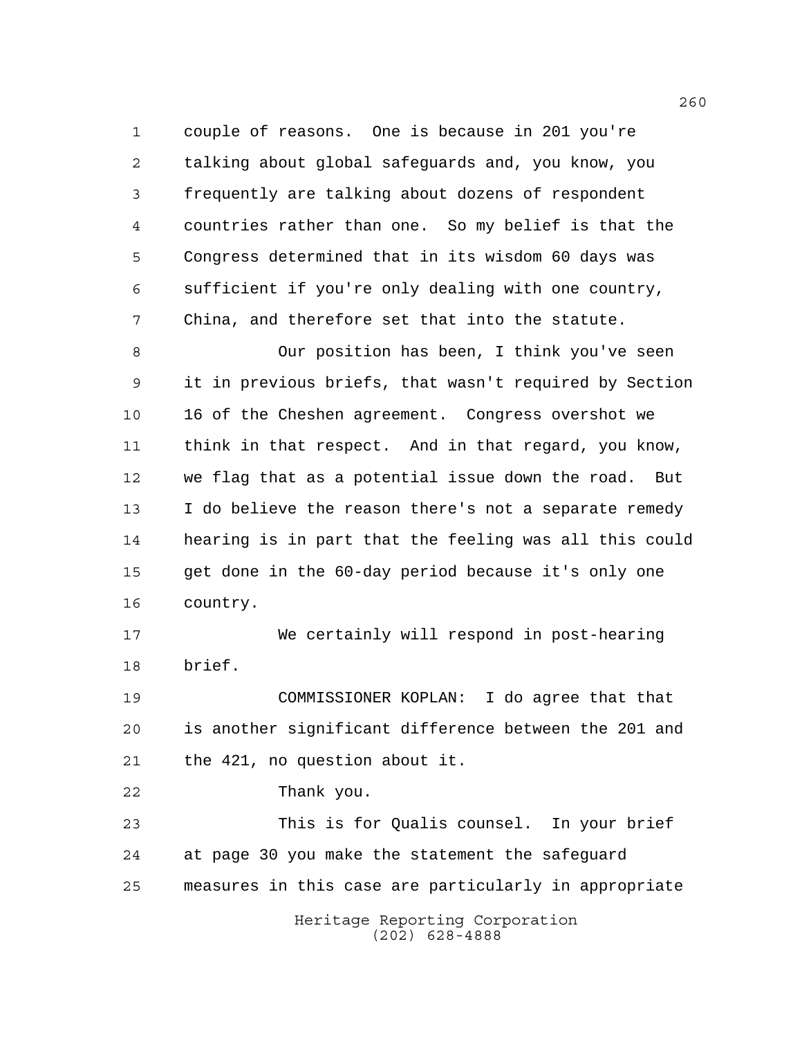couple of reasons. One is because in 201 you're talking about global safeguards and, you know, you frequently are talking about dozens of respondent countries rather than one. So my belief is that the Congress determined that in its wisdom 60 days was sufficient if you're only dealing with one country, China, and therefore set that into the statute.

Our position has been, I think you've seen it in previous briefs, that wasn't required by Section 16 of the Cheshen agreement. Congress overshot we think in that respect. And in that regard, you know, we flag that as a potential issue down the road. But I do believe the reason there's not a separate remedy hearing is in part that the feeling was all this could get done in the 60-day period because it's only one country.

We certainly will respond in post-hearing brief.

COMMISSIONER KOPLAN: I do agree that that is another significant difference between the 201 and the 421, no question about it.

Thank you.

This is for Qualis counsel. In your brief at page 30 you make the statement the safeguard measures in this case are particularly in appropriate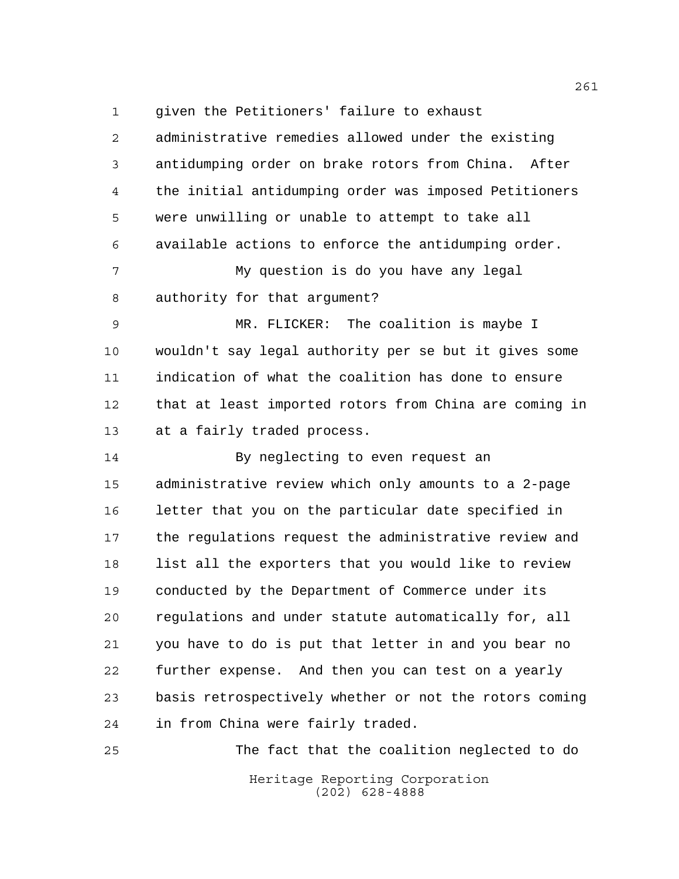given the Petitioners' failure to exhaust administrative remedies allowed under the existing antidumping order on brake rotors from China. After the initial antidumping order was imposed Petitioners were unwilling or unable to attempt to take all available actions to enforce the antidumping order.

My question is do you have any legal authority for that argument?

MR. FLICKER: The coalition is maybe I wouldn't say legal authority per se but it gives some indication of what the coalition has done to ensure that at least imported rotors from China are coming in at a fairly traded process.

By neglecting to even request an administrative review which only amounts to a 2-page letter that you on the particular date specified in the regulations request the administrative review and list all the exporters that you would like to review conducted by the Department of Commerce under its regulations and under statute automatically for, all you have to do is put that letter in and you bear no further expense. And then you can test on a yearly basis retrospectively whether or not the rotors coming in from China were fairly traded.

The fact that the coalition neglected to do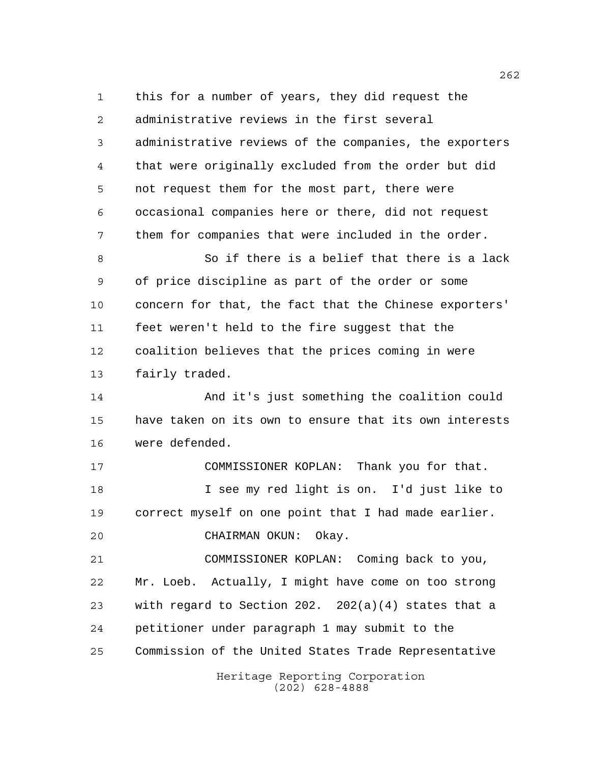this for a number of years, they did request the administrative reviews in the first several administrative reviews of the companies, the exporters that were originally excluded from the order but did not request them for the most part, there were occasional companies here or there, did not request them for companies that were included in the order.

So if there is a belief that there is a lack of price discipline as part of the order or some concern for that, the fact that the Chinese exporters' feet weren't held to the fire suggest that the coalition believes that the prices coming in were fairly traded.

And it's just something the coalition could have taken on its own to ensure that its own interests were defended.

COMMISSIONER KOPLAN: Thank you for that.

I see my red light is on. I'd just like to correct myself on one point that I had made earlier.

CHAIRMAN OKUN: Okay.

COMMISSIONER KOPLAN: Coming back to you, Mr. Loeb. Actually, I might have come on too strong with regard to Section 202. 202(a)(4) states that a petitioner under paragraph 1 may submit to the Commission of the United States Trade Representative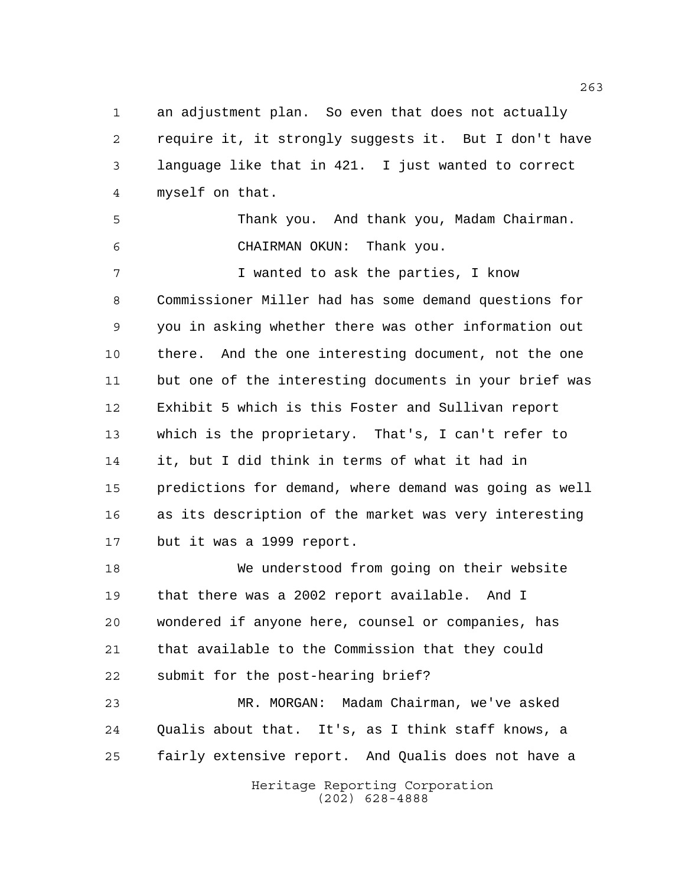an adjustment plan. So even that does not actually require it, it strongly suggests it. But I don't have language like that in 421. I just wanted to correct myself on that.

Thank you. And thank you, Madam Chairman.

CHAIRMAN OKUN: Thank you.

I wanted to ask the parties, I know Commissioner Miller had has some demand questions for you in asking whether there was other information out there. And the one interesting document, not the one but one of the interesting documents in your brief was Exhibit 5 which is this Foster and Sullivan report which is the proprietary. That's, I can't refer to it, but I did think in terms of what it had in predictions for demand, where demand was going as well as its description of the market was very interesting but it was a 1999 report.

We understood from going on their website that there was a 2002 report available. And I wondered if anyone here, counsel or companies, has that available to the Commission that they could submit for the post-hearing brief?

MR. MORGAN: Madam Chairman, we've asked Qualis about that. It's, as I think staff knows, a fairly extensive report. And Qualis does not have a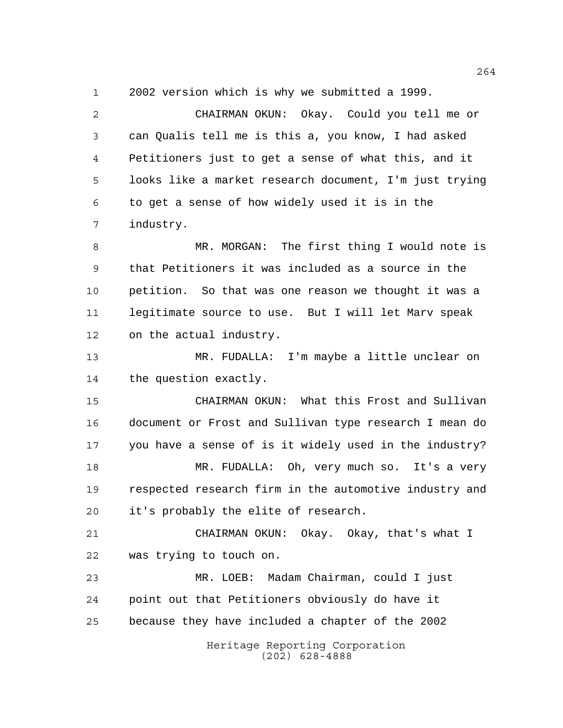2002 version which is why we submitted a 1999.

CHAIRMAN OKUN: Okay. Could you tell me or can Qualis tell me is this a, you know, I had asked Petitioners just to get a sense of what this, and it looks like a market research document, I'm just trying to get a sense of how widely used it is in the industry.

MR. MORGAN: The first thing I would note is that Petitioners it was included as a source in the petition. So that was one reason we thought it was a legitimate source to use. But I will let Marv speak on the actual industry.

MR. FUDALLA: I'm maybe a little unclear on the question exactly.

CHAIRMAN OKUN: What this Frost and Sullivan document or Frost and Sullivan type research I mean do you have a sense of is it widely used in the industry?

MR. FUDALLA: Oh, very much so. It's a very respected research firm in the automotive industry and it's probably the elite of research.

CHAIRMAN OKUN: Okay. Okay, that's what I was trying to touch on.

MR. LOEB: Madam Chairman, could I just point out that Petitioners obviously do have it because they have included a chapter of the 2002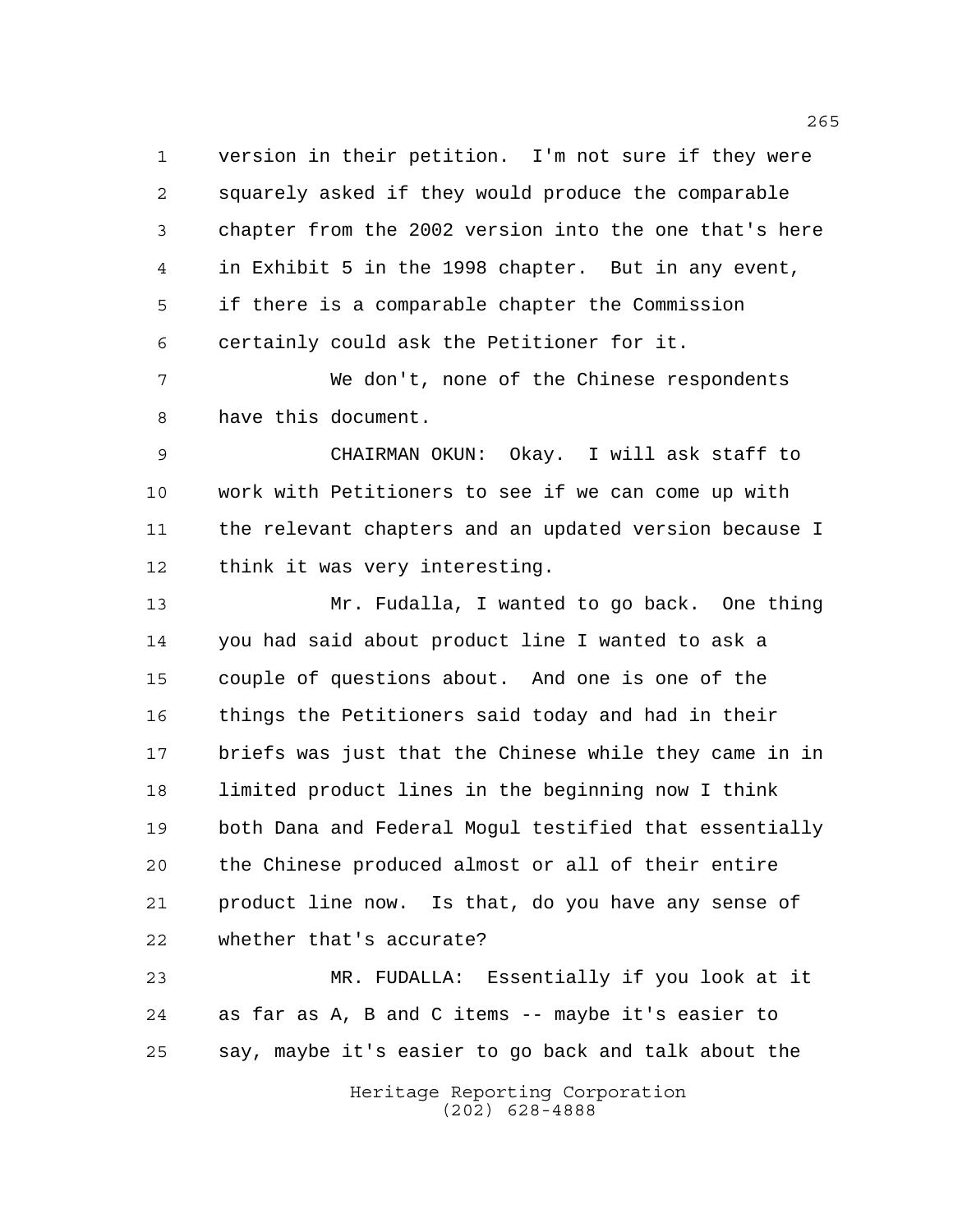version in their petition. I'm not sure if they were squarely asked if they would produce the comparable chapter from the 2002 version into the one that's here in Exhibit 5 in the 1998 chapter. But in any event, if there is a comparable chapter the Commission certainly could ask the Petitioner for it.

We don't, none of the Chinese respondents have this document.

CHAIRMAN OKUN: Okay. I will ask staff to work with Petitioners to see if we can come up with the relevant chapters and an updated version because I think it was very interesting.

Mr. Fudalla, I wanted to go back. One thing you had said about product line I wanted to ask a couple of questions about. And one is one of the things the Petitioners said today and had in their briefs was just that the Chinese while they came in in limited product lines in the beginning now I think both Dana and Federal Mogul testified that essentially the Chinese produced almost or all of their entire product line now. Is that, do you have any sense of whether that's accurate?

MR. FUDALLA: Essentially if you look at it as far as A, B and C items -- maybe it's easier to say, maybe it's easier to go back and talk about the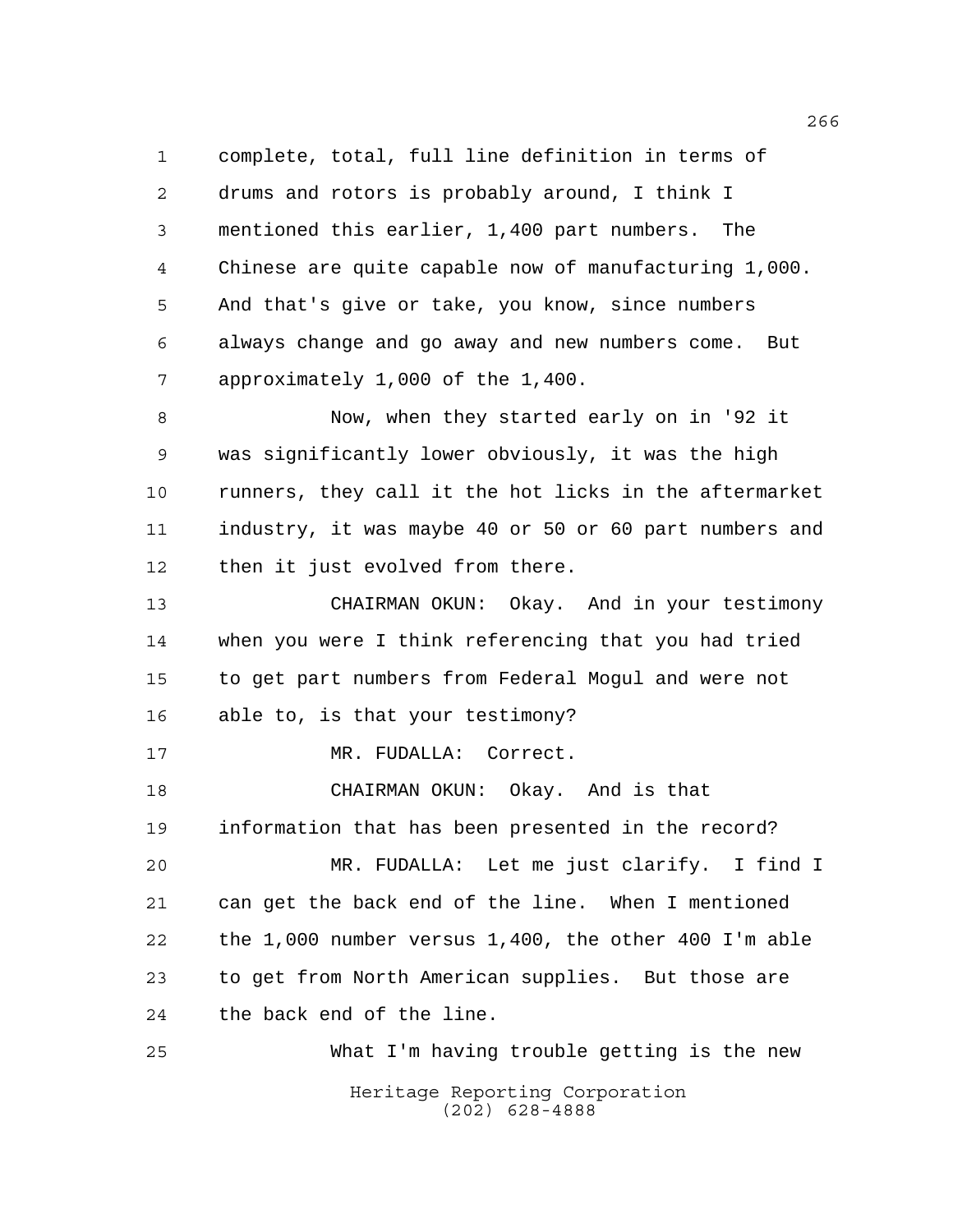complete, total, full line definition in terms of drums and rotors is probably around, I think I mentioned this earlier, 1,400 part numbers. The Chinese are quite capable now of manufacturing 1,000. And that's give or take, you know, since numbers always change and go away and new numbers come. But approximately 1,000 of the 1,400.

Now, when they started early on in '92 it was significantly lower obviously, it was the high runners, they call it the hot licks in the aftermarket industry, it was maybe 40 or 50 or 60 part numbers and then it just evolved from there.

CHAIRMAN OKUN: Okay. And in your testimony when you were I think referencing that you had tried to get part numbers from Federal Mogul and were not able to, is that your testimony?

MR. FUDALLA: Correct.

CHAIRMAN OKUN: Okay. And is that information that has been presented in the record?

MR. FUDALLA: Let me just clarify. I find I can get the back end of the line. When I mentioned the 1,000 number versus 1,400, the other 400 I'm able to get from North American supplies. But those are the back end of the line.

What I'm having trouble getting is the new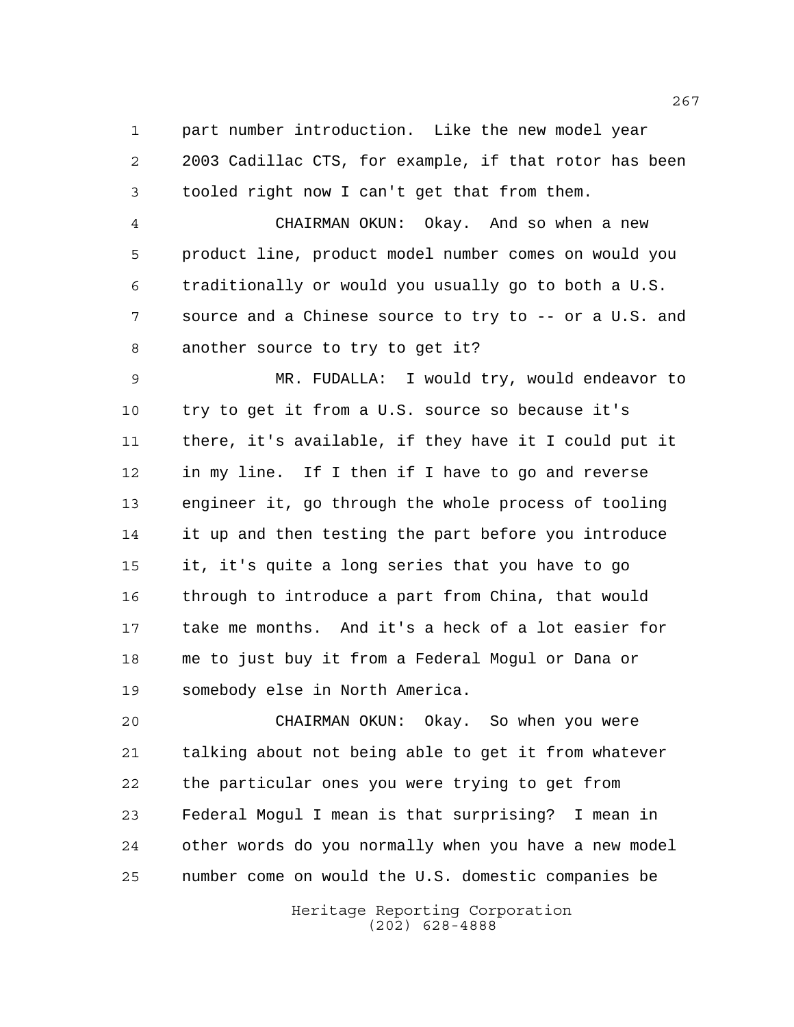part number introduction. Like the new model year 2003 Cadillac CTS, for example, if that rotor has been tooled right now I can't get that from them.

CHAIRMAN OKUN: Okay. And so when a new product line, product model number comes on would you traditionally or would you usually go to both a U.S. source and a Chinese source to try to -- or a U.S. and another source to try to get it?

MR. FUDALLA: I would try, would endeavor to try to get it from a U.S. source so because it's there, it's available, if they have it I could put it in my line. If I then if I have to go and reverse engineer it, go through the whole process of tooling it up and then testing the part before you introduce it, it's quite a long series that you have to go through to introduce a part from China, that would take me months. And it's a heck of a lot easier for me to just buy it from a Federal Mogul or Dana or somebody else in North America.

CHAIRMAN OKUN: Okay. So when you were talking about not being able to get it from whatever the particular ones you were trying to get from Federal Mogul I mean is that surprising? I mean in other words do you normally when you have a new model number come on would the U.S. domestic companies be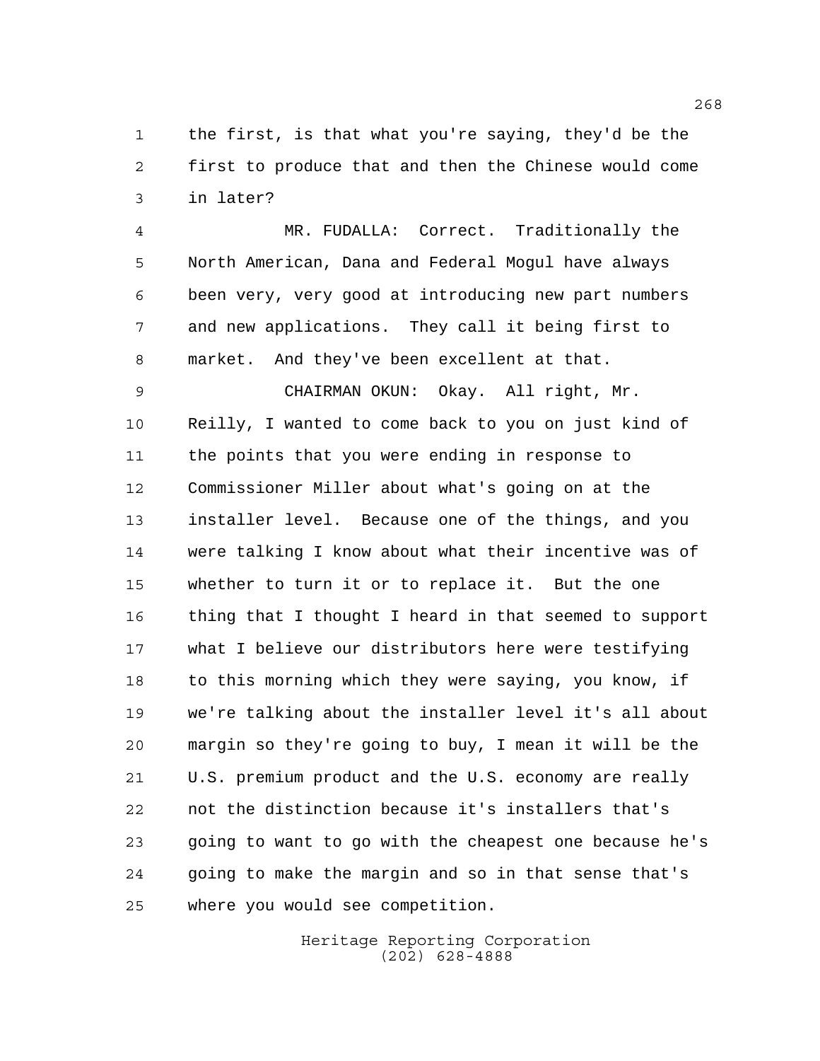the first, is that what you're saying, they'd be the first to produce that and then the Chinese would come in later?

MR. FUDALLA: Correct. Traditionally the North American, Dana and Federal Mogul have always been very, very good at introducing new part numbers and new applications. They call it being first to market. And they've been excellent at that.

CHAIRMAN OKUN: Okay. All right, Mr. Reilly, I wanted to come back to you on just kind of the points that you were ending in response to Commissioner Miller about what's going on at the installer level. Because one of the things, and you were talking I know about what their incentive was of whether to turn it or to replace it. But the one thing that I thought I heard in that seemed to support what I believe our distributors here were testifying to this morning which they were saying, you know, if we're talking about the installer level it's all about margin so they're going to buy, I mean it will be the U.S. premium product and the U.S. economy are really not the distinction because it's installers that's going to want to go with the cheapest one because he's going to make the margin and so in that sense that's where you would see competition.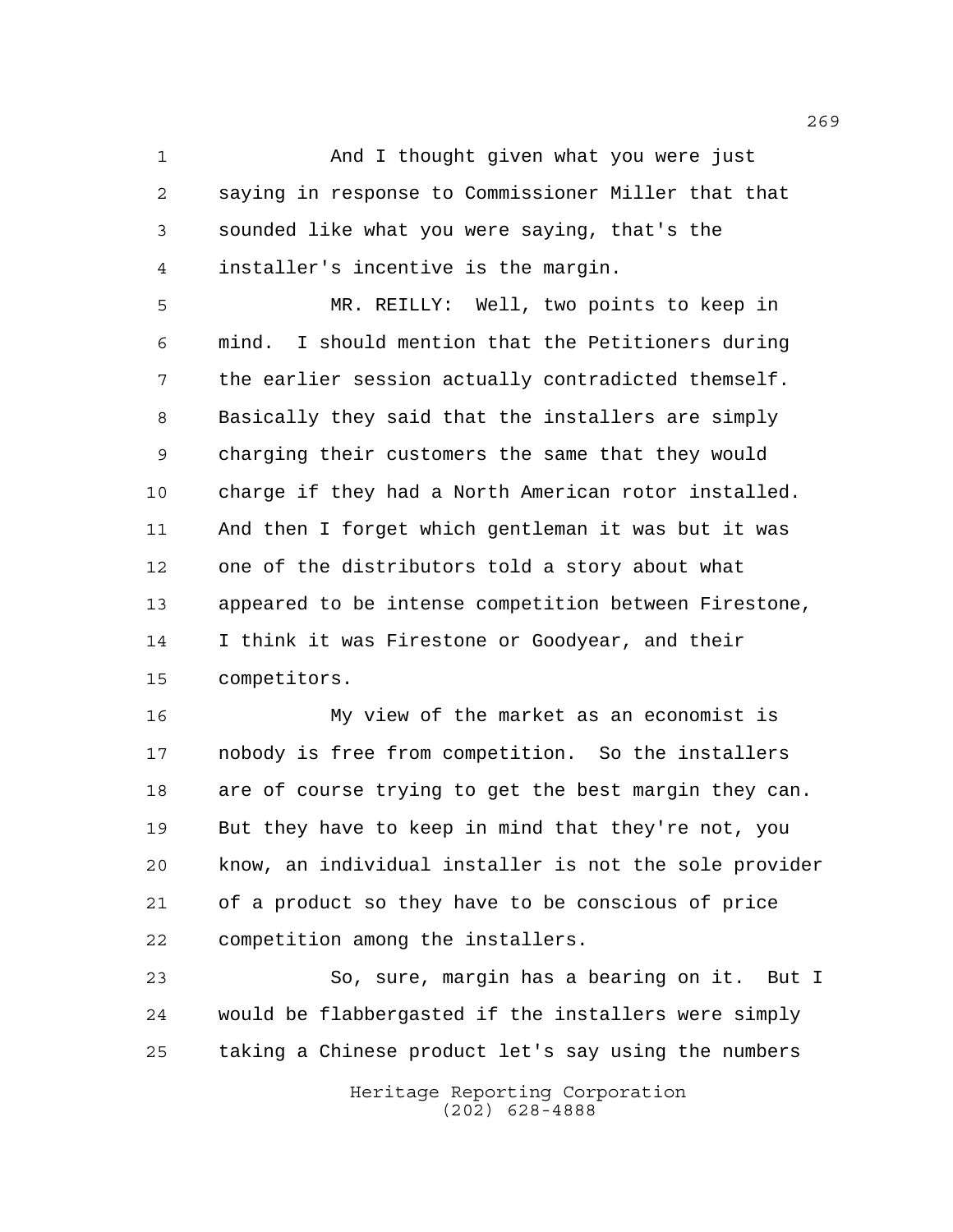And I thought given what you were just saying in response to Commissioner Miller that that sounded like what you were saying, that's the installer's incentive is the margin.

MR. REILLY: Well, two points to keep in mind. I should mention that the Petitioners during the earlier session actually contradicted themself. Basically they said that the installers are simply charging their customers the same that they would charge if they had a North American rotor installed. And then I forget which gentleman it was but it was one of the distributors told a story about what appeared to be intense competition between Firestone, I think it was Firestone or Goodyear, and their competitors.

My view of the market as an economist is nobody is free from competition. So the installers are of course trying to get the best margin they can. But they have to keep in mind that they're not, you know, an individual installer is not the sole provider of a product so they have to be conscious of price competition among the installers.

So, sure, margin has a bearing on it. But I would be flabbergasted if the installers were simply taking a Chinese product let's say using the numbers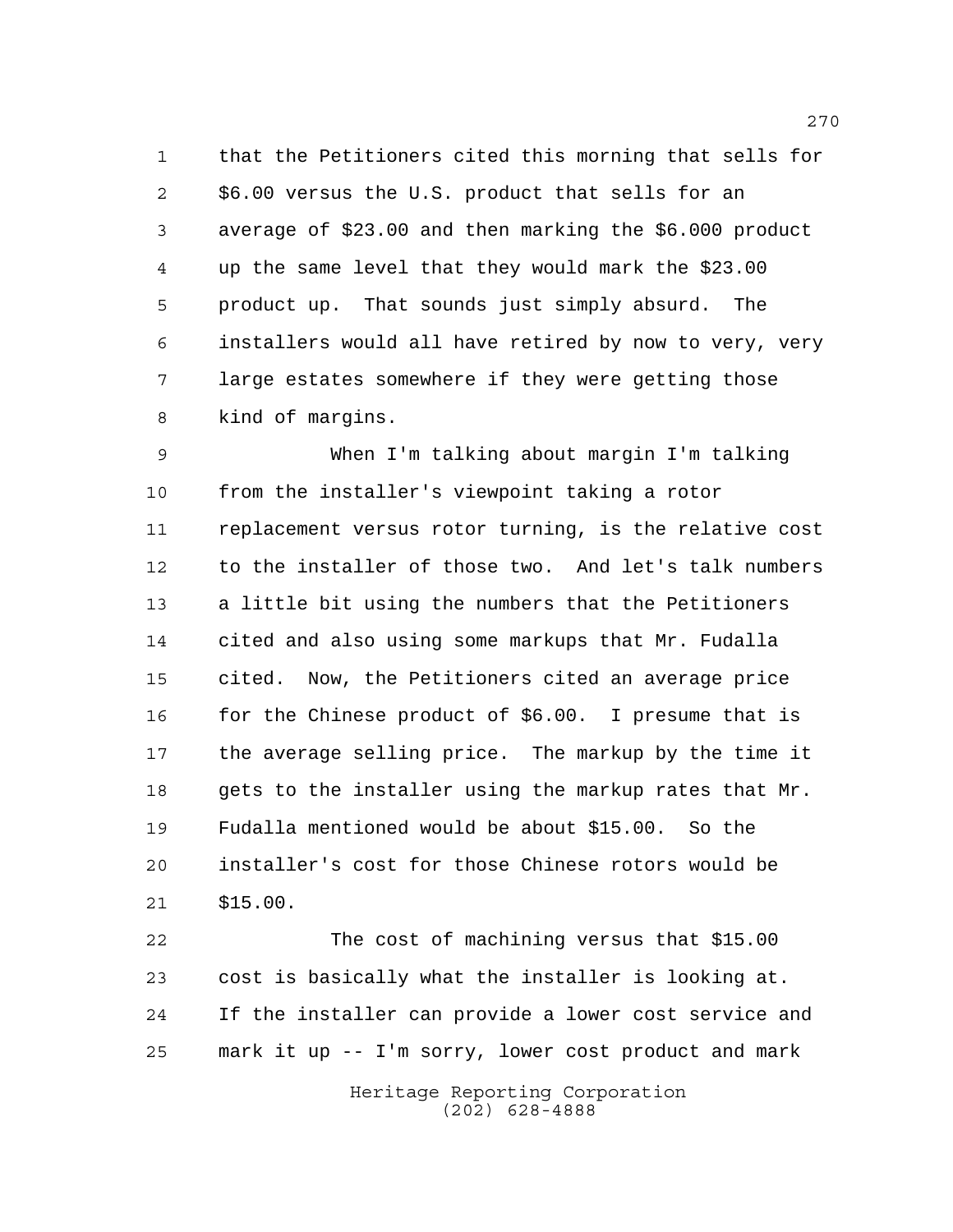that the Petitioners cited this morning that sells for $6.00 versus the U.S. product that sells for an average of $23.00 and then marking the $6.000 product up the same level that they would mark the $23.00 product up. That sounds just simply absurd. The installers would all have retired by now to very, very large estates somewhere if they were getting those kind of margins.

When I'm talking about margin I'm talking from the installer's viewpoint taking a rotor replacement versus rotor turning, is the relative cost to the installer of those two. And let's talk numbers a little bit using the numbers that the Petitioners cited and also using some markups that Mr. Fudalla cited. Now, the Petitioners cited an average price for the Chinese product of $6.00. I presume that is the average selling price. The markup by the time it gets to the installer using the markup rates that Mr. Fudalla mentioned would be about $15.00. So the installer's cost for those Chinese rotors would be $15.00.

The cost of machining versus that $15.00 cost is basically what the installer is looking at. If the installer can provide a lower cost service and mark it up -- I'm sorry, lower cost product and mark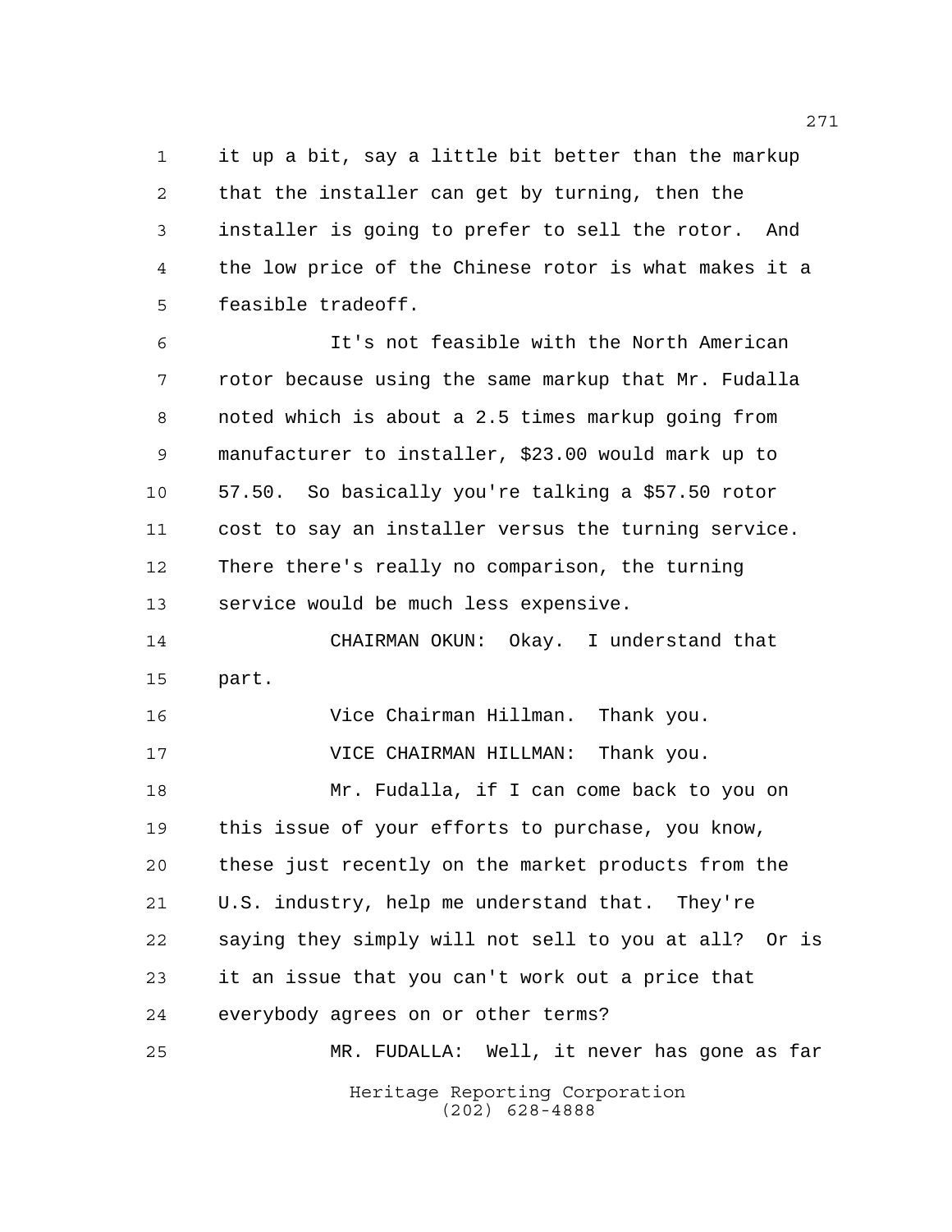it up a bit, say a little bit better than the markup that the installer can get by turning, then the installer is going to prefer to sell the rotor. And the low price of the Chinese rotor is what makes it a feasible tradeoff.

It's not feasible with the North American rotor because using the same markup that Mr. Fudalla noted which is about a 2.5 times markup going from manufacturer to installer, $23.00 would mark up to 57.50. So basically you're talking a $57.50 rotor cost to say an installer versus the turning service. There there's really no comparison, the turning service would be much less expensive.

CHAIRMAN OKUN: Okay. I understand that part.

Vice Chairman Hillman. Thank you.

VICE CHAIRMAN HILLMAN: Thank you.

Mr. Fudalla, if I can come back to you on this issue of your efforts to purchase, you know, these just recently on the market products from the U.S. industry, help me understand that. They're saying they simply will not sell to you at all? Or is it an issue that you can't work out a price that everybody agrees on or other terms?

MR. FUDALLA: Well, it never has gone as far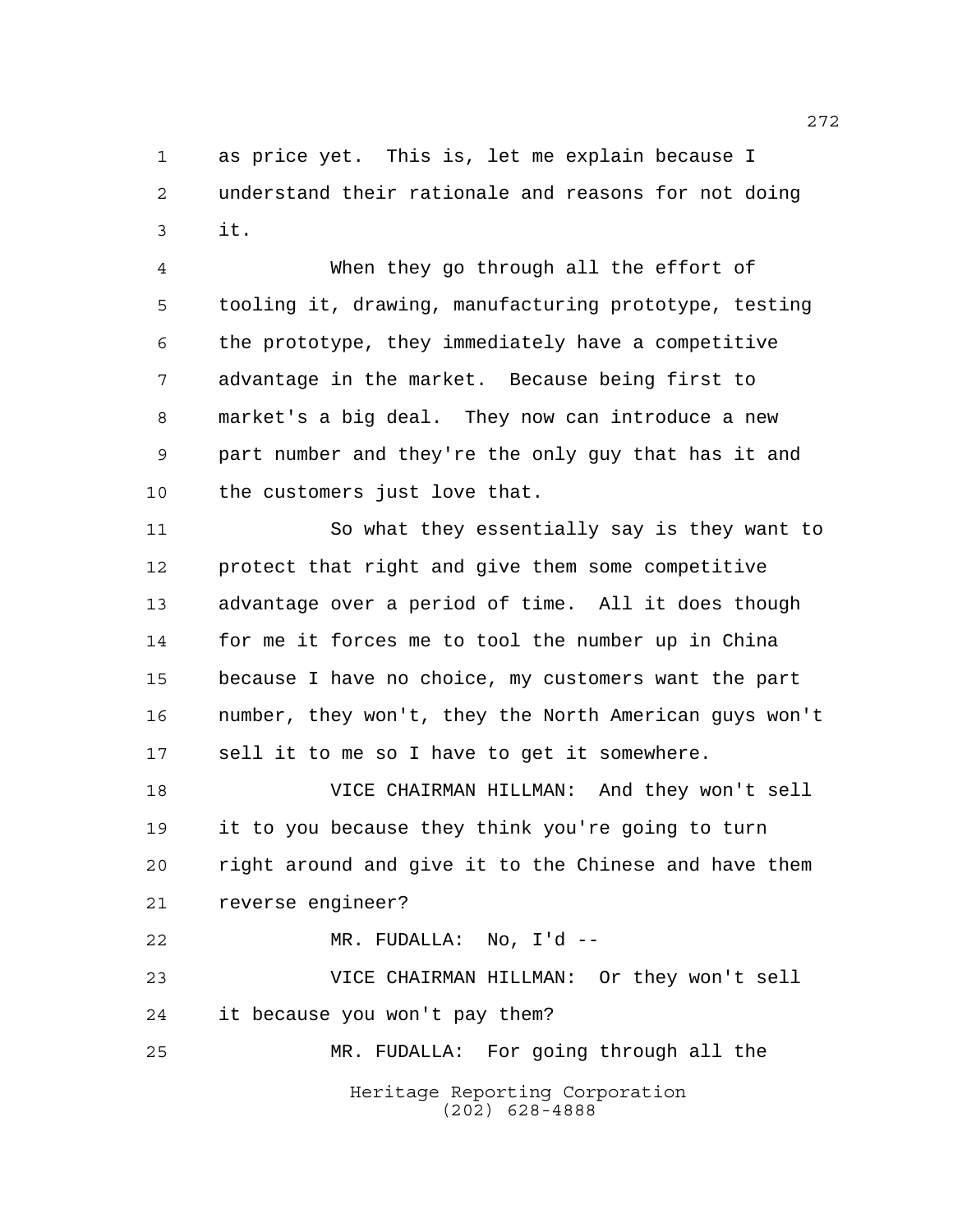as price yet. This is, let me explain because I understand their rationale and reasons for not doing it.

When they go through all the effort of tooling it, drawing, manufacturing prototype, testing the prototype, they immediately have a competitive advantage in the market. Because being first to market's a big deal. They now can introduce a new part number and they're the only guy that has it and the customers just love that.

So what they essentially say is they want to protect that right and give them some competitive advantage over a period of time. All it does though for me it forces me to tool the number up in China because I have no choice, my customers want the part number, they won't, they the North American guys won't sell it to me so I have to get it somewhere.

VICE CHAIRMAN HILLMAN: And they won't sell it to you because they think you're going to turn right around and give it to the Chinese and have them reverse engineer?

MR. FUDALLA: No, I'd --

VICE CHAIRMAN HILLMAN: Or they won't sell it because you won't pay them?

MR. FUDALLA: For going through all the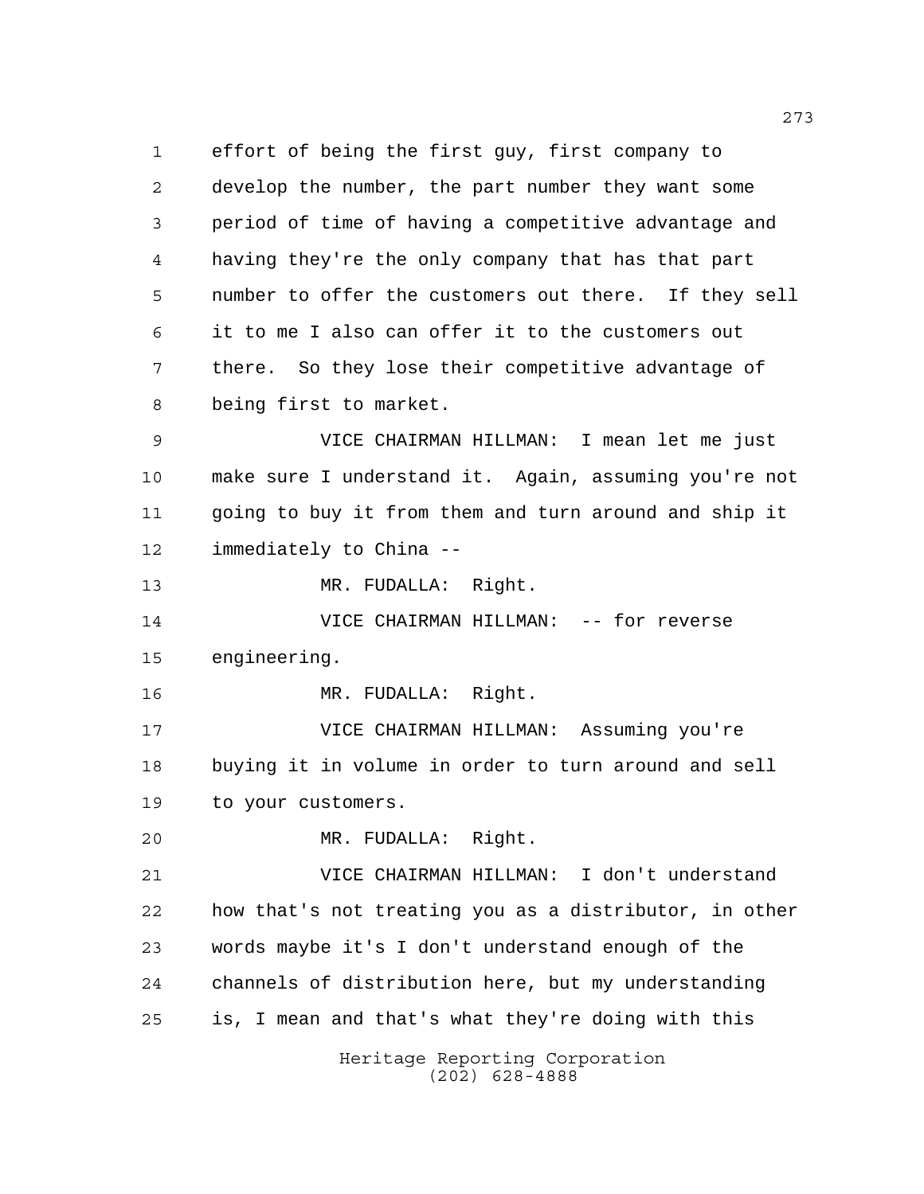effort of being the first guy, first company to develop the number, the part number they want some period of time of having a competitive advantage and having they're the only company that has that part number to offer the customers out there. If they sell it to me I also can offer it to the customers out there. So they lose their competitive advantage of being first to market.

VICE CHAIRMAN HILLMAN: I mean let me just make sure I understand it. Again, assuming you're not going to buy it from them and turn around and ship it immediately to China --

MR. FUDALLA: Right.

VICE CHAIRMAN HILLMAN: -- for reverse engineering.

MR. FUDALLA: Right.

VICE CHAIRMAN HILLMAN: Assuming you're buying it in volume in order to turn around and sell to your customers.

MR. FUDALLA: Right.

VICE CHAIRMAN HILLMAN: I don't understand how that's not treating you as a distributor, in other words maybe it's I don't understand enough of the channels of distribution here, but my understanding is, I mean and that's what they're doing with this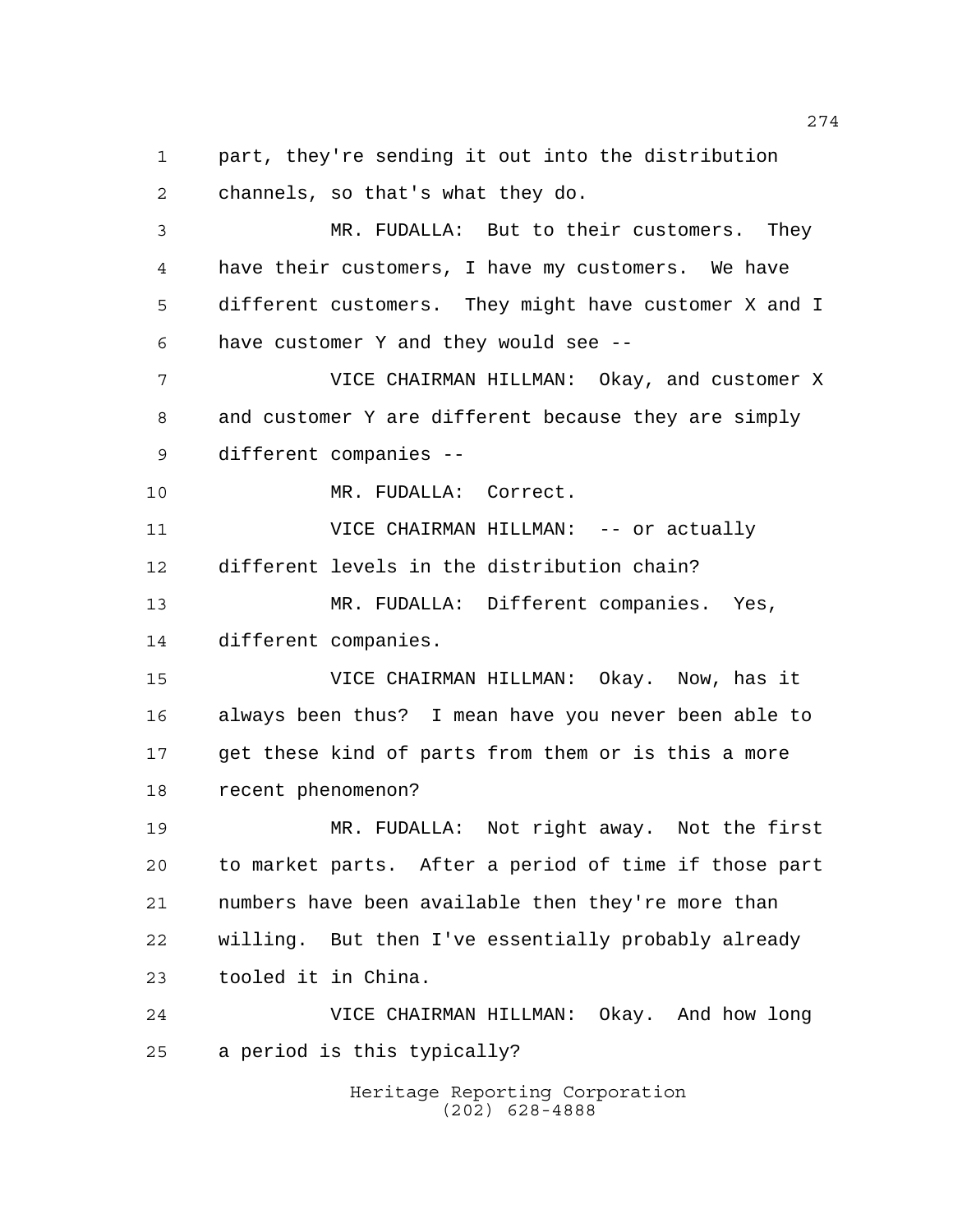part, they're sending it out into the distribution channels, so that's what they do.

MR. FUDALLA: But to their customers. They have their customers, I have my customers. We have different customers. They might have customer X and I have customer Y and they would see --

VICE CHAIRMAN HILLMAN: Okay, and customer X and customer Y are different because they are simply different companies --

MR. FUDALLA: Correct.

VICE CHAIRMAN HILLMAN: -- or actually different levels in the distribution chain?

MR. FUDALLA: Different companies. Yes, different companies.

VICE CHAIRMAN HILLMAN: Okay. Now, has it always been thus? I mean have you never been able to get these kind of parts from them or is this a more recent phenomenon?

MR. FUDALLA: Not right away. Not the first to market parts. After a period of time if those part numbers have been available then they're more than willing. But then I've essentially probably already tooled it in China.

VICE CHAIRMAN HILLMAN: Okay. And how long a period is this typically?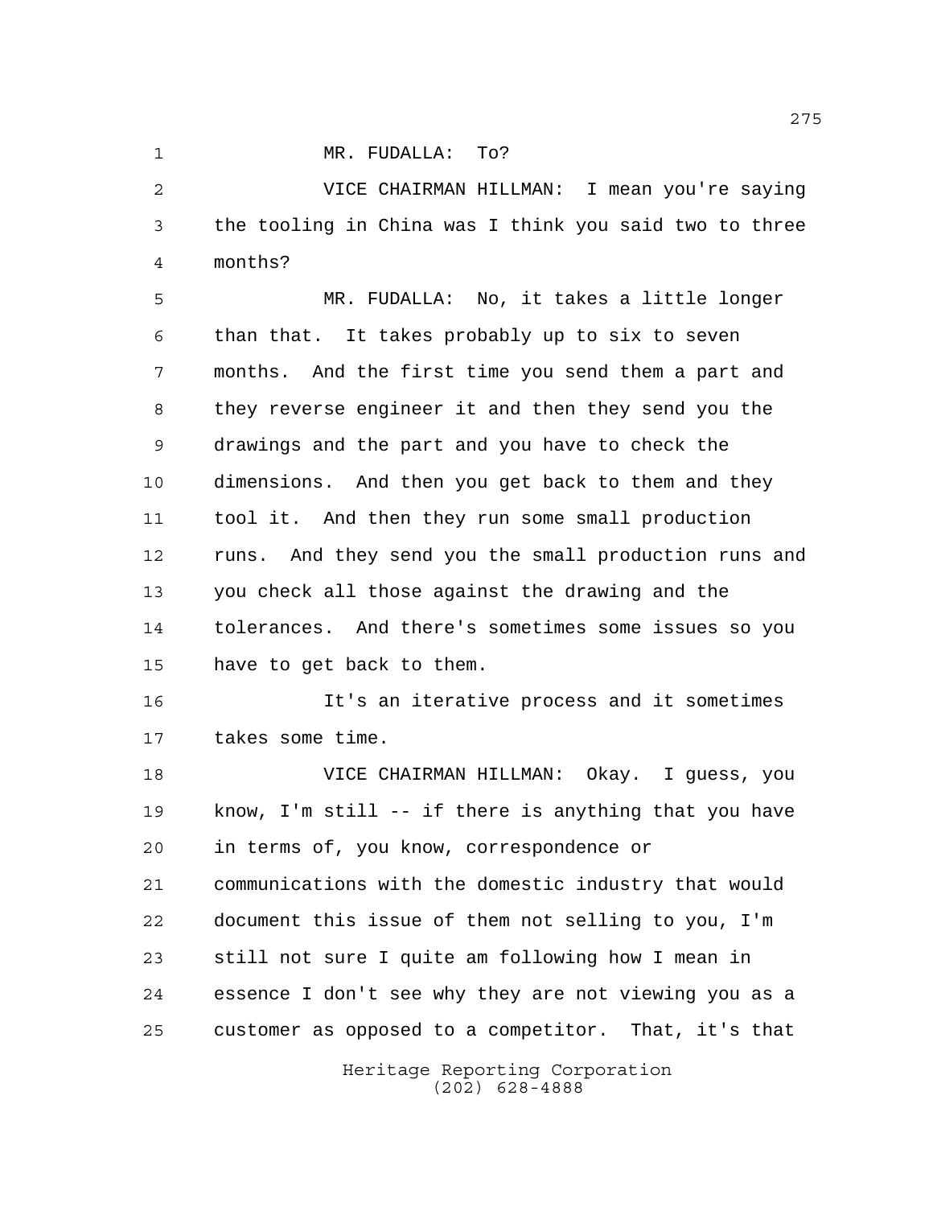MR. FUDALLA: To?

VICE CHAIRMAN HILLMAN: I mean you're saying the tooling in China was I think you said two to three months?

MR. FUDALLA: No, it takes a little longer than that. It takes probably up to six to seven months. And the first time you send them a part and they reverse engineer it and then they send you the drawings and the part and you have to check the dimensions. And then you get back to them and they tool it. And then they run some small production runs. And they send you the small production runs and you check all those against the drawing and the tolerances. And there's sometimes some issues so you have to get back to them.

It's an iterative process and it sometimes takes some time.

VICE CHAIRMAN HILLMAN: Okay. I guess, you know, I'm still -- if there is anything that you have in terms of, you know, correspondence or communications with the domestic industry that would document this issue of them not selling to you, I'm still not sure I quite am following how I mean in essence I don't see why they are not viewing you as a customer as opposed to a competitor. That, it's that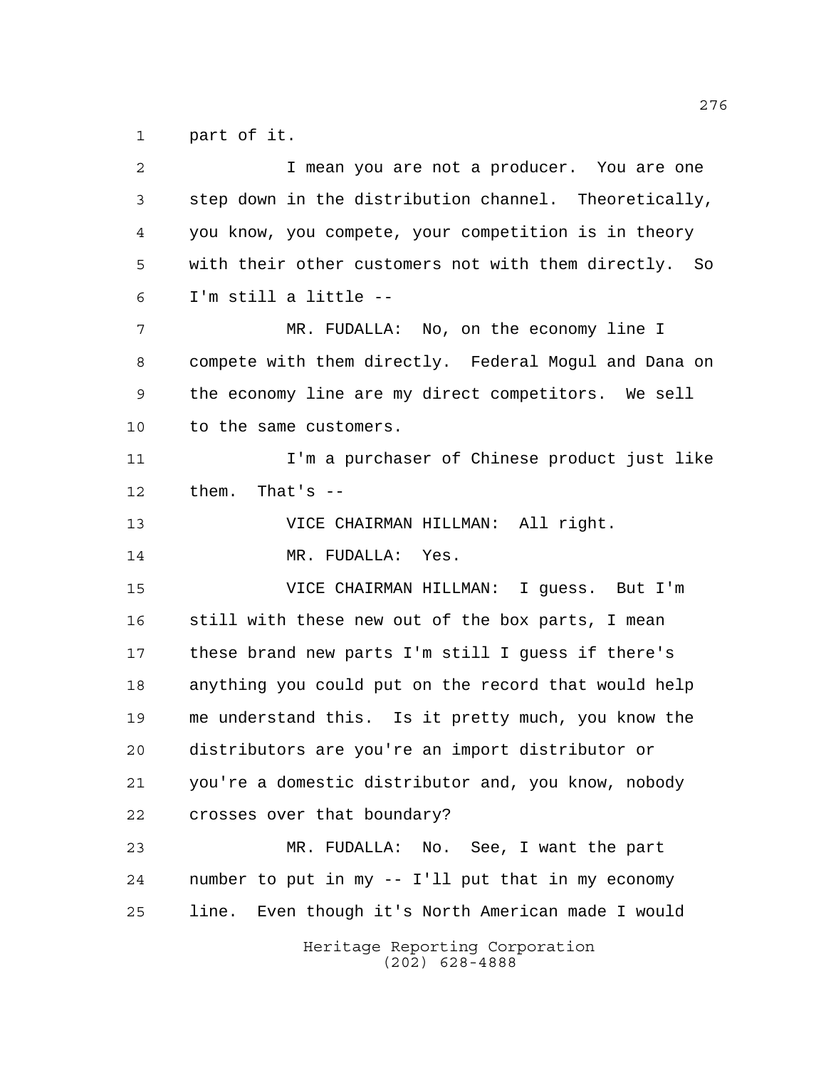part of it.

I mean you are not a producer. You are one step down in the distribution channel. Theoretically, you know, you compete, your competition is in theory with their other customers not with them directly. So I'm still a little --

MR. FUDALLA: No, on the economy line I compete with them directly. Federal Mogul and Dana on the economy line are my direct competitors. We sell to the same customers.

I'm a purchaser of Chinese product just like them. That's --

VICE CHAIRMAN HILLMAN: All right.

MR. FUDALLA: Yes.

VICE CHAIRMAN HILLMAN: I guess. But I'm still with these new out of the box parts, I mean these brand new parts I'm still I guess if there's anything you could put on the record that would help me understand this. Is it pretty much, you know the distributors are you're an import distributor or you're a domestic distributor and, you know, nobody crosses over that boundary?

MR. FUDALLA: No. See, I want the part number to put in my -- I'll put that in my economy line. Even though it's North American made I would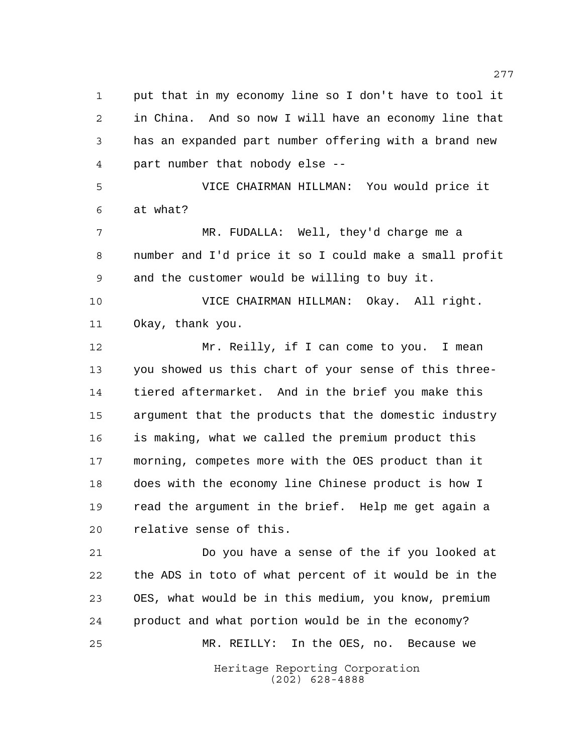put that in my economy line so I don't have to tool it in China. And so now I will have an economy line that has an expanded part number offering with a brand new part number that nobody else --

VICE CHAIRMAN HILLMAN: You would price it at what?

MR. FUDALLA: Well, they'd charge me a number and I'd price it so I could make a small profit and the customer would be willing to buy it.

VICE CHAIRMAN HILLMAN: Okay. All right. Okay, thank you.

Mr. Reilly, if I can come to you. I mean you showed us this chart of your sense of this three-tiered aftermarket. And in the brief you make this argument that the products that the domestic industry is making, what we called the premium product this morning, competes more with the OES product than it does with the economy line Chinese product is how I read the argument in the brief. Help me get again a relative sense of this.

Do you have a sense of the if you looked at the ADS in toto of what percent of it would be in the OES, what would be in this medium, you know, premium product and what portion would be in the economy?

MR. REILLY: In the OES, no. Because we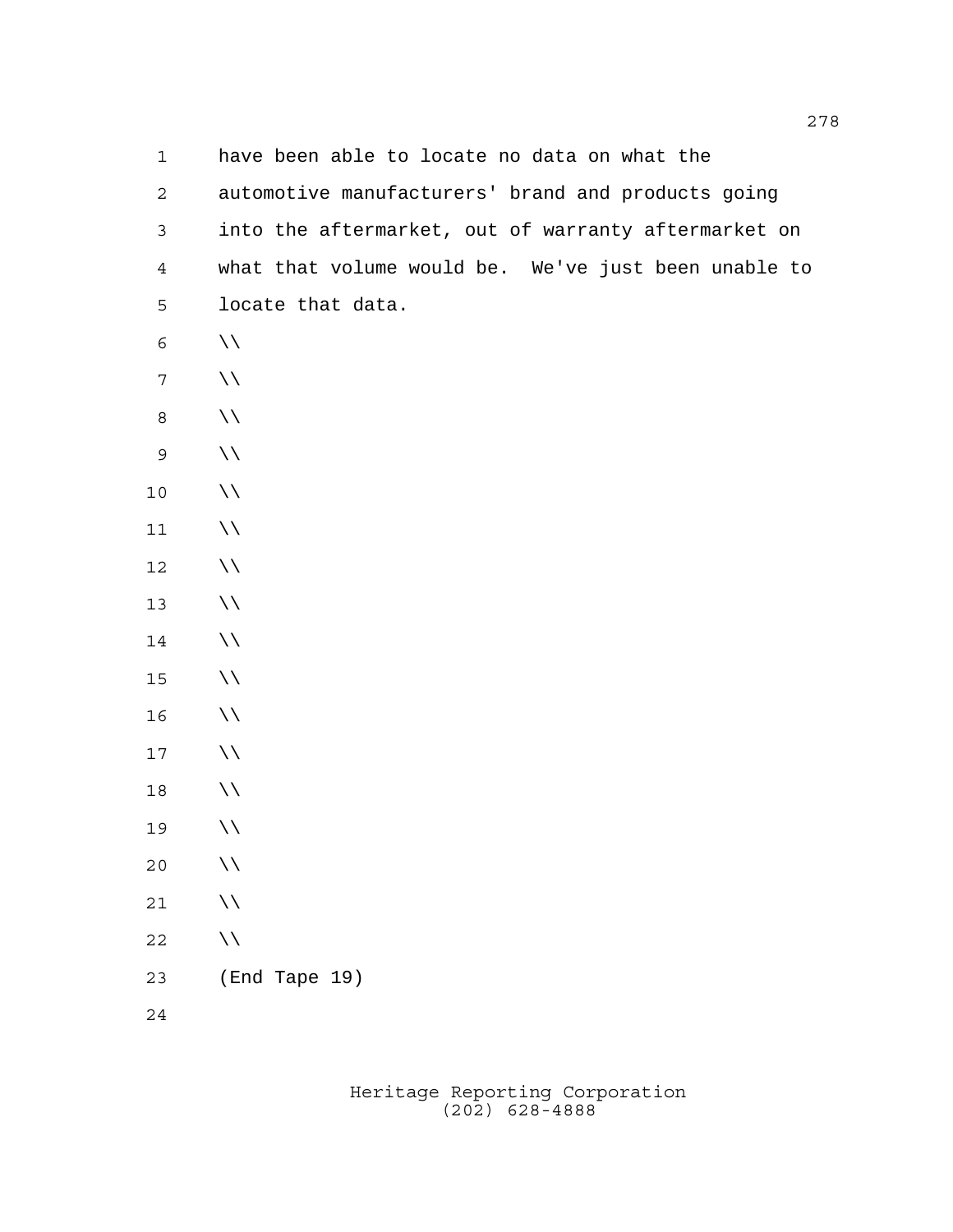have been able to locate no data on what the automotive manufacturers' brand and products going into the aftermarket, out of warranty aftermarket on what that volume would be. We've just been unable to locate that data.

\\

\\

\\

\\

\\

\\

\\

\\

\\

\\

\\

\\

\\

\\

\\

\\

\\

(End Tape 19)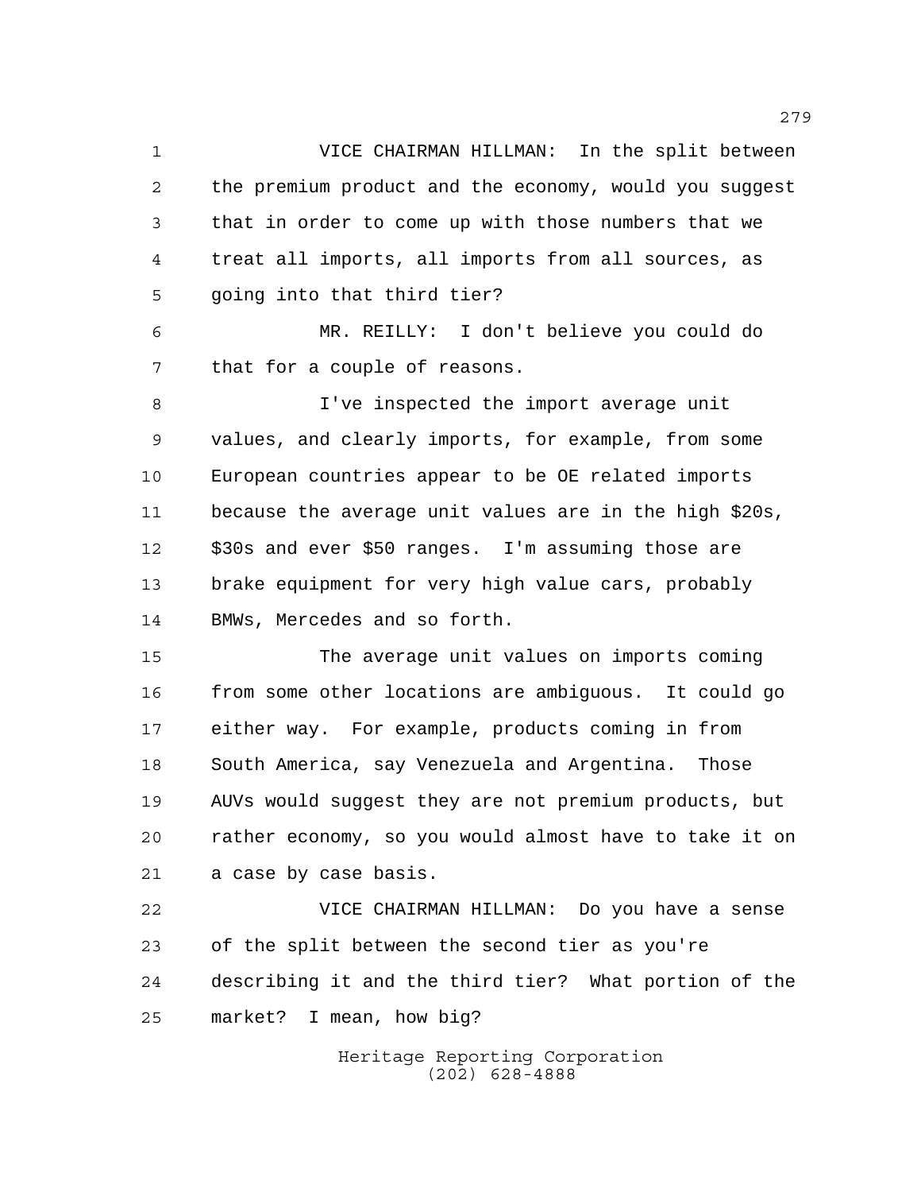VICE CHAIRMAN HILLMAN: In the split between the premium product and the economy, would you suggest that in order to come up with those numbers that we treat all imports, all imports from all sources, as going into that third tier?

MR. REILLY: I don't believe you could do that for a couple of reasons.

I've inspected the import average unit values, and clearly imports, for example, from some European countries appear to be OE related imports because the average unit values are in the high $20s, $30s and ever $50 ranges. I'm assuming those are brake equipment for very high value cars, probably BMWs, Mercedes and so forth.

The average unit values on imports coming from some other locations are ambiguous. It could go either way. For example, products coming in from South America, say Venezuela and Argentina. Those AUVs would suggest they are not premium products, but rather economy, so you would almost have to take it on a case by case basis.

VICE CHAIRMAN HILLMAN: Do you have a sense of the split between the second tier as you're describing it and the third tier? What portion of the market? I mean, how big?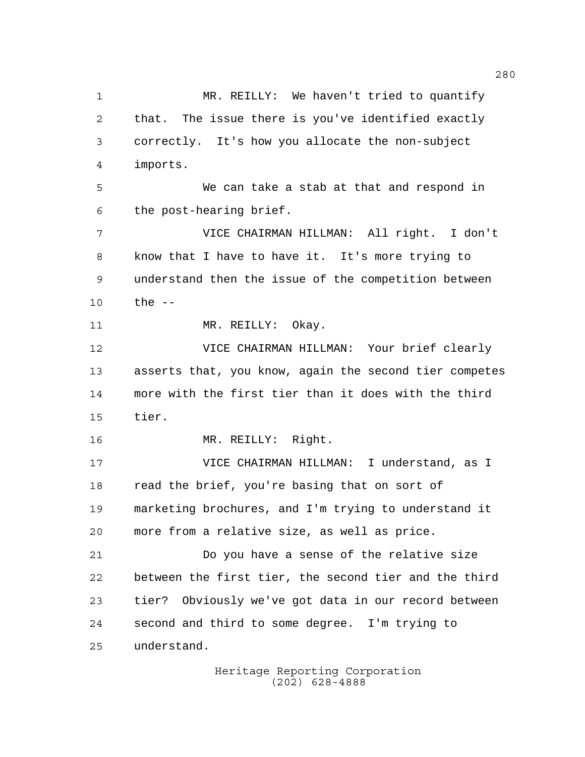MR. REILLY: We haven't tried to quantify that. The issue there is you've identified exactly correctly. It's how you allocate the non-subject imports.

We can take a stab at that and respond in the post-hearing brief.

VICE CHAIRMAN HILLMAN: All right. I don't know that I have to have it. It's more trying to understand then the issue of the competition between the --

MR. REILLY: Okay.

VICE CHAIRMAN HILLMAN: Your brief clearly asserts that, you know, again the second tier competes more with the first tier than it does with the third tier.

MR. REILLY: Right.

VICE CHAIRMAN HILLMAN: I understand, as I read the brief, you're basing that on sort of marketing brochures, and I'm trying to understand it more from a relative size, as well as price.

Do you have a sense of the relative size between the first tier, the second tier and the third tier? Obviously we've got data in our record between second and third to some degree. I'm trying to understand.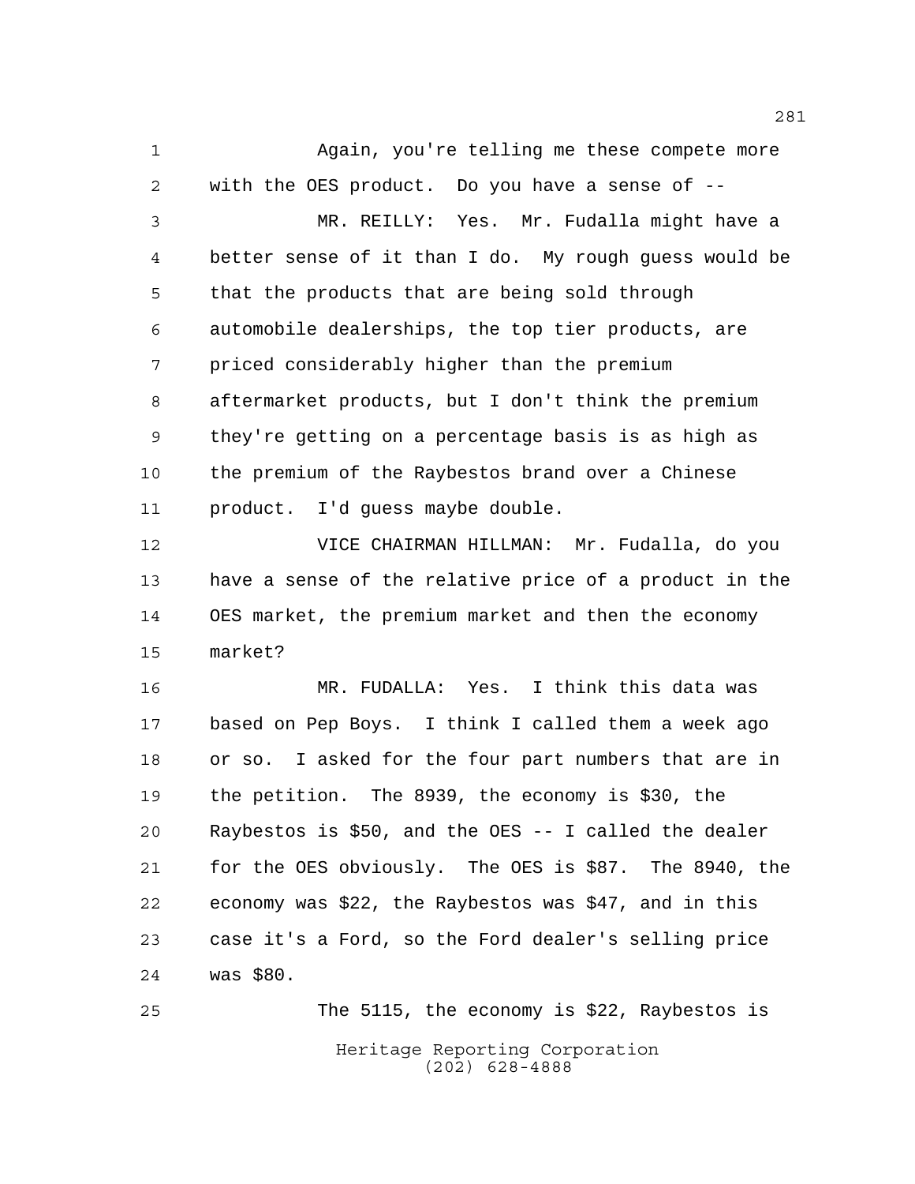Again, you're telling me these compete more with the OES product. Do you have a sense of --

MR. REILLY: Yes. Mr. Fudalla might have a better sense of it than I do. My rough guess would be that the products that are being sold through automobile dealerships, the top tier products, are priced considerably higher than the premium aftermarket products, but I don't think the premium they're getting on a percentage basis is as high as the premium of the Raybestos brand over a Chinese product. I'd guess maybe double.

VICE CHAIRMAN HILLMAN: Mr. Fudalla, do you have a sense of the relative price of a product in the OES market, the premium market and then the economy market?

MR. FUDALLA: Yes. I think this data was based on Pep Boys. I think I called them a week ago or so. I asked for the four part numbers that are in the petition. The 8939, the economy is $30, the Raybestos is $50, and the OES -- I called the dealer for the OES obviously. The OES is $87. The 8940, the economy was $22, the Raybestos was $47, and in this case it's a Ford, so the Ford dealer's selling price was $80.

The 5115, the economy is $22, Raybestos is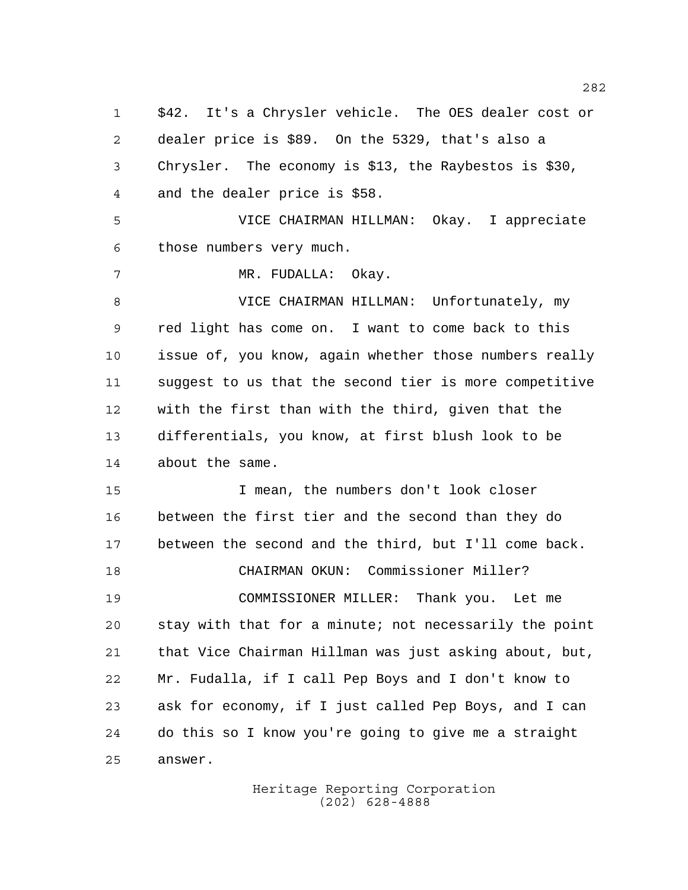$42. It's a Chrysler vehicle. The OES dealer cost or dealer price is $89. On the 5329, that's also a Chrysler. The economy is $13, the Raybestos is $30, and the dealer price is $58.

VICE CHAIRMAN HILLMAN: Okay. I appreciate those numbers very much.

MR. FUDALLA: Okay.

VICE CHAIRMAN HILLMAN: Unfortunately, my red light has come on. I want to come back to this issue of, you know, again whether those numbers really suggest to us that the second tier is more competitive with the first than with the third, given that the differentials, you know, at first blush look to be about the same.

I mean, the numbers don't look closer between the first tier and the second than they do between the second and the third, but I'll come back.

CHAIRMAN OKUN: Commissioner Miller?

COMMISSIONER MILLER: Thank you. Let me stay with that for a minute; not necessarily the point that Vice Chairman Hillman was just asking about, but, Mr. Fudalla, if I call Pep Boys and I don't know to ask for economy, if I just called Pep Boys, and I can do this so I know you're going to give me a straight answer.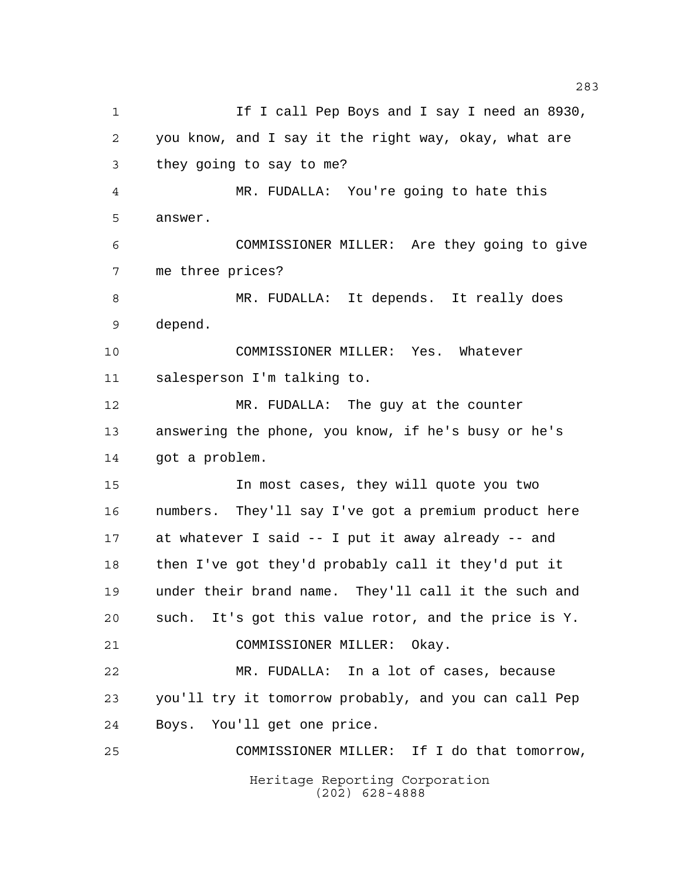If I call Pep Boys and I say I need an 8930, you know, and I say it the right way, okay, what are they going to say to me?

MR. FUDALLA: You're going to hate this answer.

COMMISSIONER MILLER: Are they going to give me three prices?

MR. FUDALLA: It depends. It really does depend.

COMMISSIONER MILLER: Yes. Whatever salesperson I'm talking to.

MR. FUDALLA: The guy at the counter answering the phone, you know, if he's busy or he's got a problem.

In most cases, they will quote you two numbers. They'll say I've got a premium product here at whatever I said -- I put it away already -- and then I've got they'd probably call it they'd put it under their brand name. They'll call it the such and such. It's got this value rotor, and the price is Y.

COMMISSIONER MILLER: Okay.

MR. FUDALLA: In a lot of cases, because you'll try it tomorrow probably, and you can call Pep Boys. You'll get one price.

COMMISSIONER MILLER: If I do that tomorrow,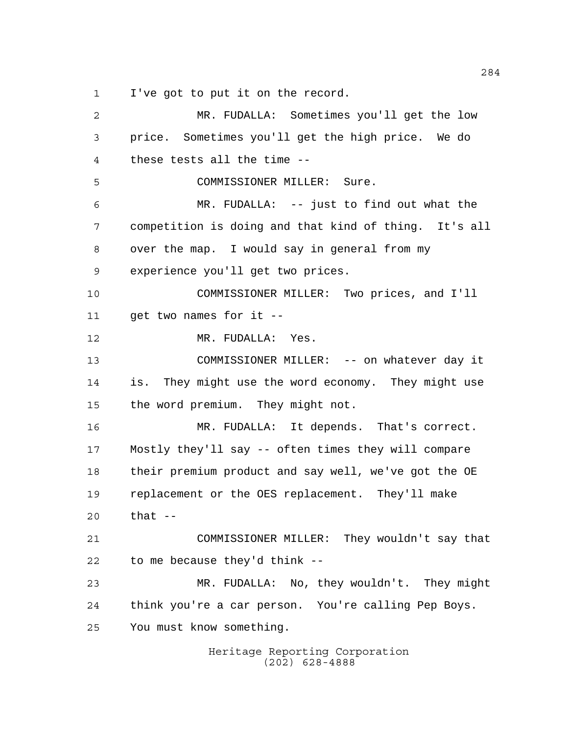I've got to put it on the record.

MR. FUDALLA: Sometimes you'll get the low price. Sometimes you'll get the high price. We do these tests all the time --

COMMISSIONER MILLER: Sure.

MR. FUDALLA: -- just to find out what the competition is doing and that kind of thing. It's all over the map. I would say in general from my experience you'll get two prices.

COMMISSIONER MILLER: Two prices, and I'll get two names for it --

MR. FUDALLA: Yes.

COMMISSIONER MILLER: -- on whatever day it is. They might use the word economy. They might use the word premium. They might not.

MR. FUDALLA: It depends. That's correct. Mostly they'll say -- often times they will compare their premium product and say well, we've got the OE replacement or the OES replacement. They'll make that --

COMMISSIONER MILLER: They wouldn't say that to me because they'd think --

MR. FUDALLA: No, they wouldn't. They might think you're a car person. You're calling Pep Boys. You must know something.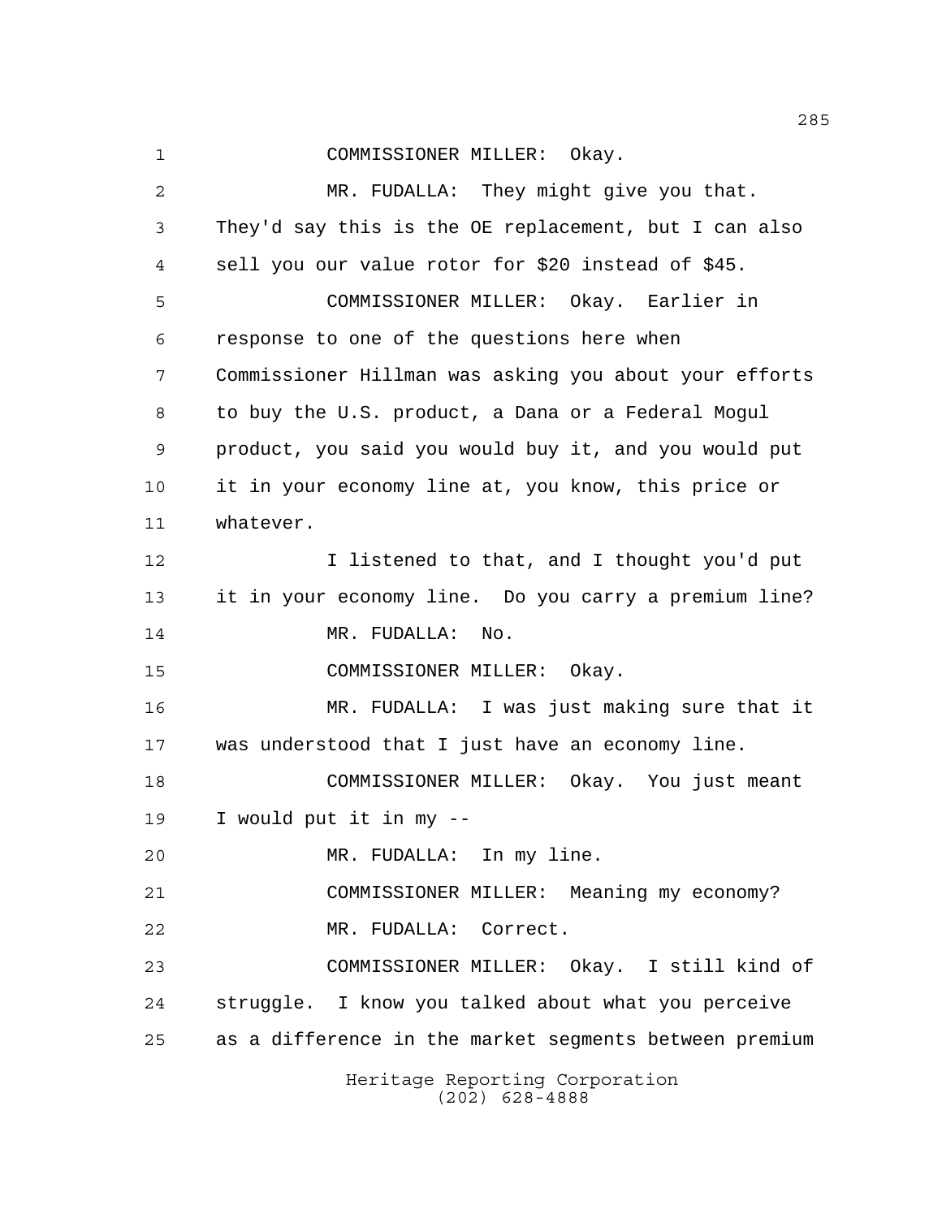COMMISSIONER MILLER: Okay.

MR. FUDALLA: They might give you that. They'd say this is the OE replacement, but I can also sell you our value rotor for $20 instead of $45.

COMMISSIONER MILLER: Okay. Earlier in response to one of the questions here when Commissioner Hillman was asking you about your efforts to buy the U.S. product, a Dana or a Federal Mogul product, you said you would buy it, and you would put it in your economy line at, you know, this price or whatever.

I listened to that, and I thought you'd put it in your economy line. Do you carry a premium line?

MR. FUDALLA: No.

COMMISSIONER MILLER: Okay.

MR. FUDALLA: I was just making sure that it was understood that I just have an economy line.

COMMISSIONER MILLER: Okay. You just meant I would put it in my --

MR. FUDALLA: In my line.

COMMISSIONER MILLER: Meaning my economy?

MR. FUDALLA: Correct.

COMMISSIONER MILLER: Okay. I still kind of struggle. I know you talked about what you perceive as a difference in the market segments between premium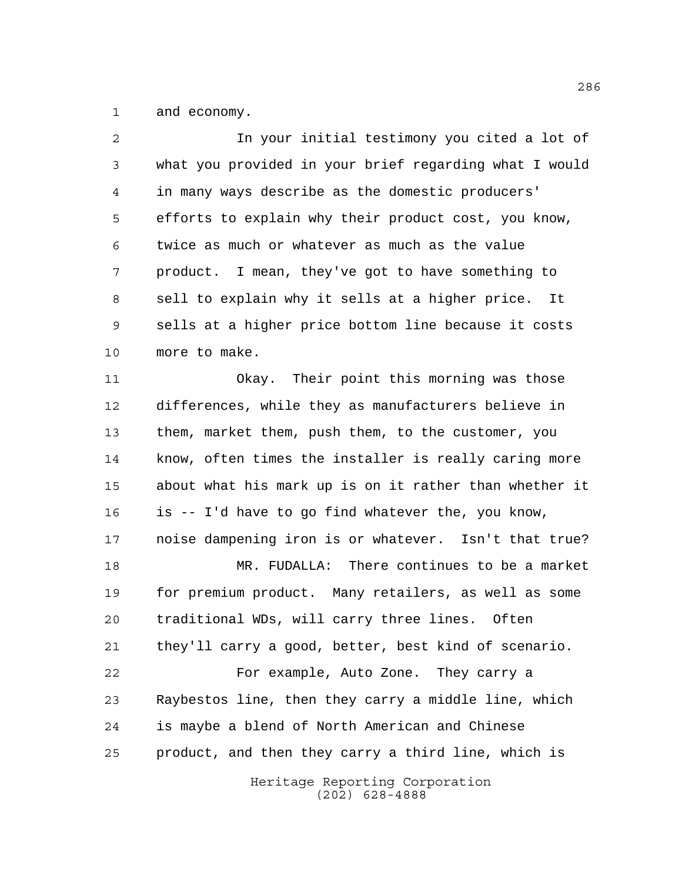and economy.

In your initial testimony you cited a lot of what you provided in your brief regarding what I would in many ways describe as the domestic producers' efforts to explain why their product cost, you know, twice as much or whatever as much as the value product. I mean, they've got to have something to sell to explain why it sells at a higher price. It sells at a higher price bottom line because it costs more to make.

Okay. Their point this morning was those differences, while they as manufacturers believe in them, market them, push them, to the customer, you know, often times the installer is really caring more about what his mark up is on it rather than whether it is -- I'd have to go find whatever the, you know, noise dampening iron is or whatever. Isn't that true?

MR. FUDALLA: There continues to be a market for premium product. Many retailers, as well as some traditional WDs, will carry three lines. Often they'll carry a good, better, best kind of scenario.

For example, Auto Zone. They carry a Raybestos line, then they carry a middle line, which is maybe a blend of North American and Chinese product, and then they carry a third line, which is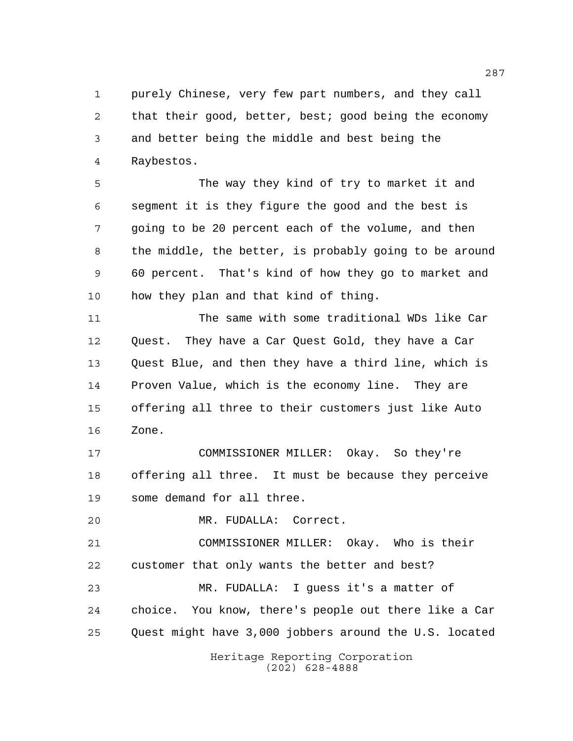purely Chinese, very few part numbers, and they call that their good, better, best; good being the economy and better being the middle and best being the Raybestos.

The way they kind of try to market it and segment it is they figure the good and the best is going to be 20 percent each of the volume, and then the middle, the better, is probably going to be around 60 percent. That's kind of how they go to market and how they plan and that kind of thing.

The same with some traditional WDs like Car Quest. They have a Car Quest Gold, they have a Car Quest Blue, and then they have a third line, which is Proven Value, which is the economy line. They are offering all three to their customers just like Auto Zone.

COMMISSIONER MILLER: Okay. So they're offering all three. It must be because they perceive some demand for all three.

MR. FUDALLA: Correct.

COMMISSIONER MILLER: Okay. Who is their customer that only wants the better and best?

MR. FUDALLA: I guess it's a matter of choice. You know, there's people out there like a Car Quest might have 3,000 jobbers around the U.S. located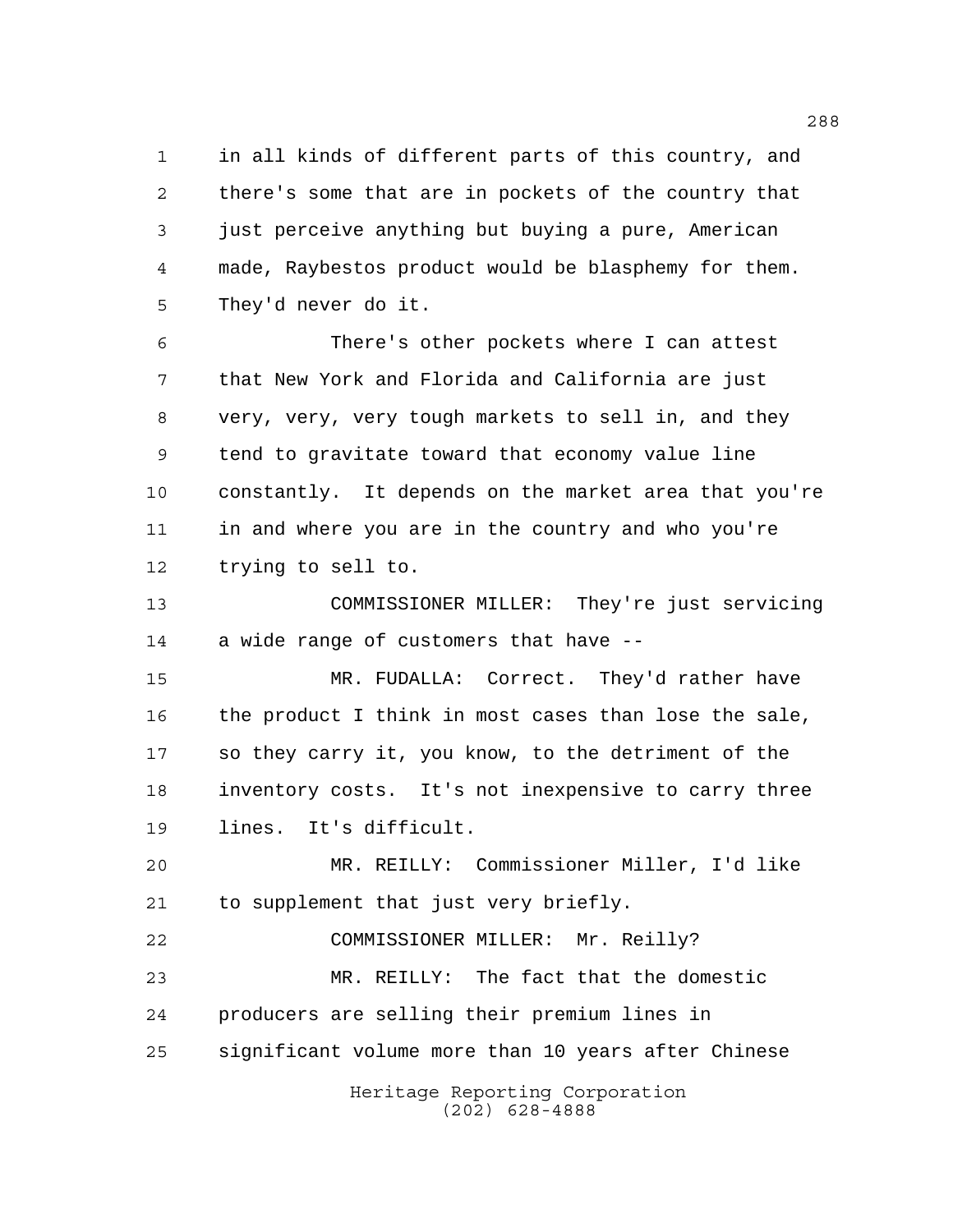in all kinds of different parts of this country, and there's some that are in pockets of the country that just perceive anything but buying a pure, American made, Raybestos product would be blasphemy for them. They'd never do it.

There's other pockets where I can attest that New York and Florida and California are just very, very, very tough markets to sell in, and they tend to gravitate toward that economy value line constantly. It depends on the market area that you're in and where you are in the country and who you're trying to sell to.

COMMISSIONER MILLER: They're just servicing a wide range of customers that have --

MR. FUDALLA: Correct. They'd rather have the product I think in most cases than lose the sale, so they carry it, you know, to the detriment of the inventory costs. It's not inexpensive to carry three lines. It's difficult.

MR. REILLY: Commissioner Miller, I'd like to supplement that just very briefly.

COMMISSIONER MILLER: Mr. Reilly?

MR. REILLY: The fact that the domestic producers are selling their premium lines in significant volume more than 10 years after Chinese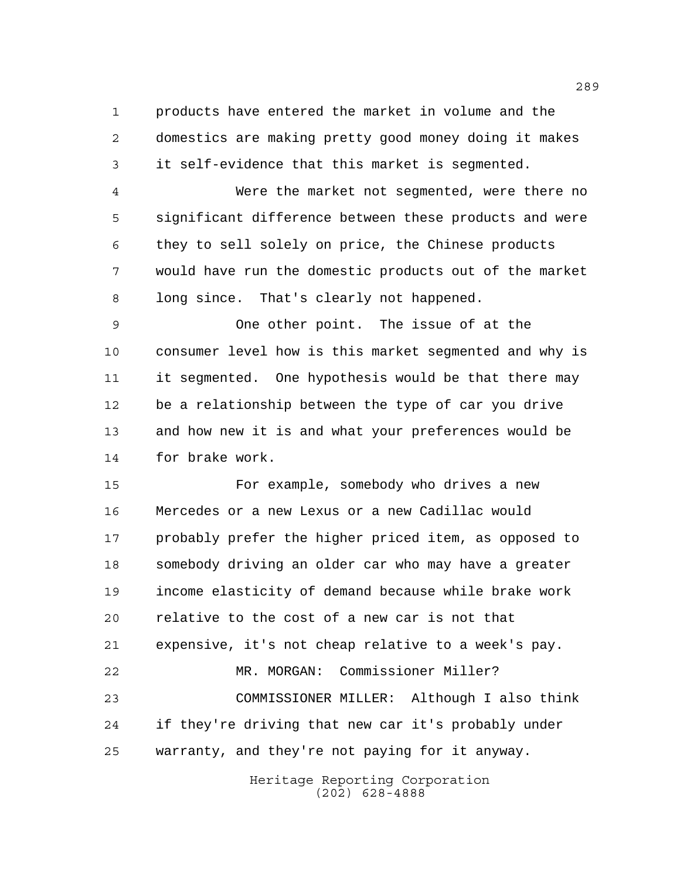products have entered the market in volume and the domestics are making pretty good money doing it makes it self-evidence that this market is segmented.

Were the market not segmented, were there no significant difference between these products and were they to sell solely on price, the Chinese products would have run the domestic products out of the market long since. That's clearly not happened.

One other point. The issue of at the consumer level how is this market segmented and why is it segmented. One hypothesis would be that there may be a relationship between the type of car you drive and how new it is and what your preferences would be for brake work.

For example, somebody who drives a new Mercedes or a new Lexus or a new Cadillac would probably prefer the higher priced item, as opposed to somebody driving an older car who may have a greater income elasticity of demand because while brake work relative to the cost of a new car is not that expensive, it's not cheap relative to a week's pay.

MR. MORGAN: Commissioner Miller?

COMMISSIONER MILLER: Although I also think if they're driving that new car it's probably under warranty, and they're not paying for it anyway.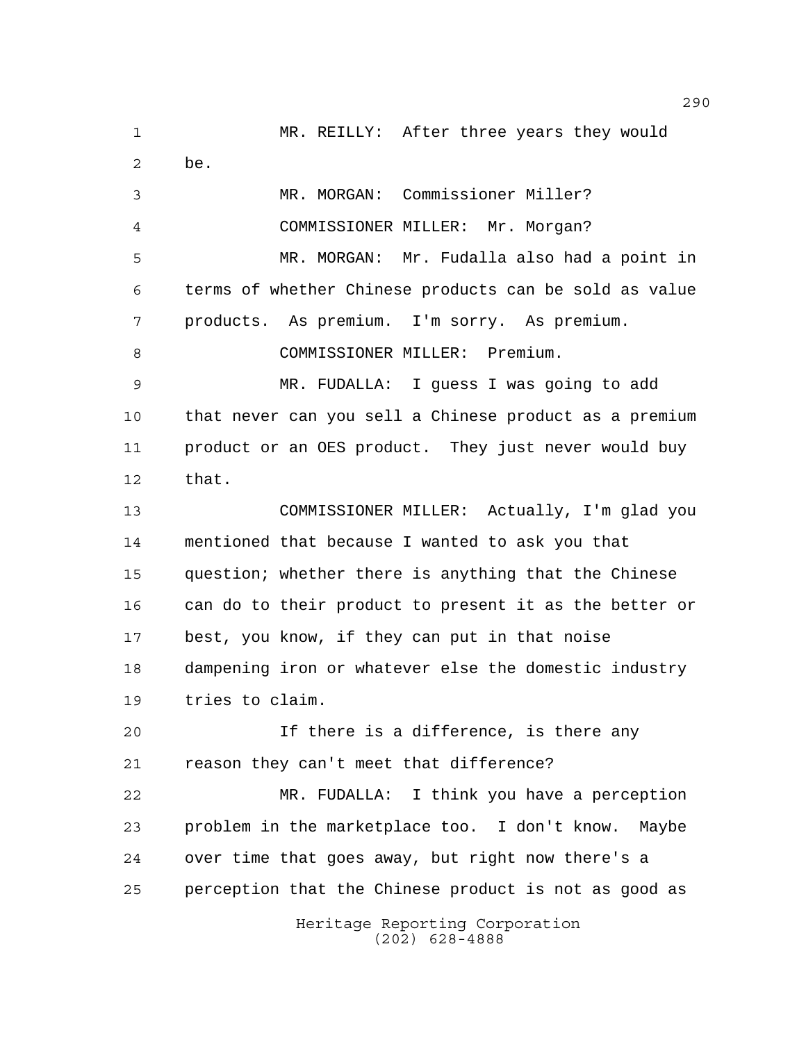MR. REILLY: After three years they would be.

MR. MORGAN: Commissioner Miller?

COMMISSIONER MILLER: Mr. Morgan?

MR. MORGAN: Mr. Fudalla also had a point in terms of whether Chinese products can be sold as value products. As premium. I'm sorry. As premium.

COMMISSIONER MILLER: Premium.

MR. FUDALLA: I guess I was going to add that never can you sell a Chinese product as a premium product or an OES product. They just never would buy that.

COMMISSIONER MILLER: Actually, I'm glad you mentioned that because I wanted to ask you that question; whether there is anything that the Chinese can do to their product to present it as the better or best, you know, if they can put in that noise dampening iron or whatever else the domestic industry tries to claim.

If there is a difference, is there any reason they can't meet that difference?

MR. FUDALLA: I think you have a perception problem in the marketplace too. I don't know. Maybe over time that goes away, but right now there's a perception that the Chinese product is not as good as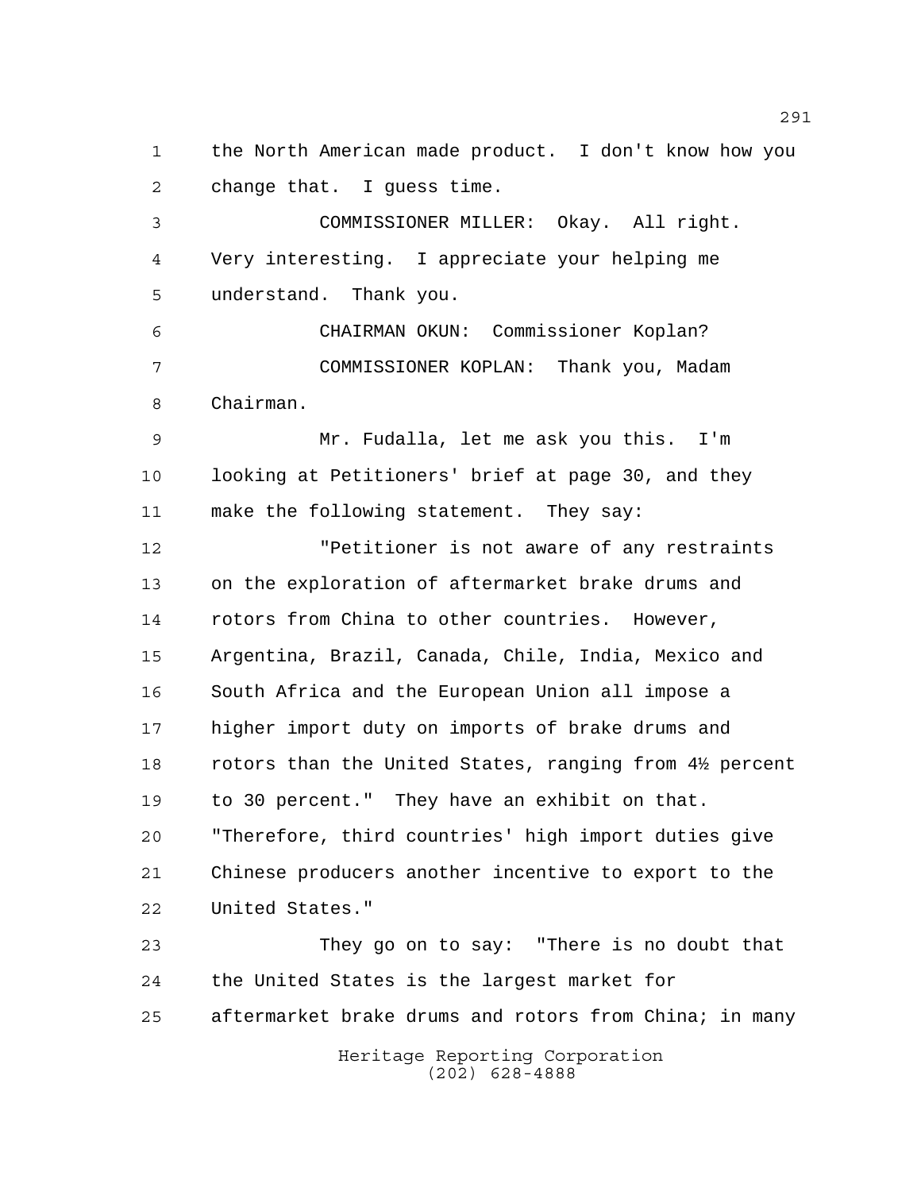the North American made product. I don't know how you change that. I guess time.

COMMISSIONER MILLER: Okay. All right. Very interesting. I appreciate your helping me understand. Thank you.

CHAIRMAN OKUN: Commissioner Koplan?

COMMISSIONER KOPLAN: Thank you, Madam Chairman.

Mr. Fudalla, let me ask you this. I'm looking at Petitioners' brief at page 30, and they make the following statement. They say:

"Petitioner is not aware of any restraints on the exploration of aftermarket brake drums and rotors from China to other countries. However, Argentina, Brazil, Canada, Chile, India, Mexico and South Africa and the European Union all impose a higher import duty on imports of brake drums and rotors than the United States, ranging from 4½ percent to 30 percent." They have an exhibit on that. "Therefore, third countries' high import duties give Chinese producers another incentive to export to the United States."

They go on to say: "There is no doubt that the United States is the largest market for aftermarket brake drums and rotors from China; in many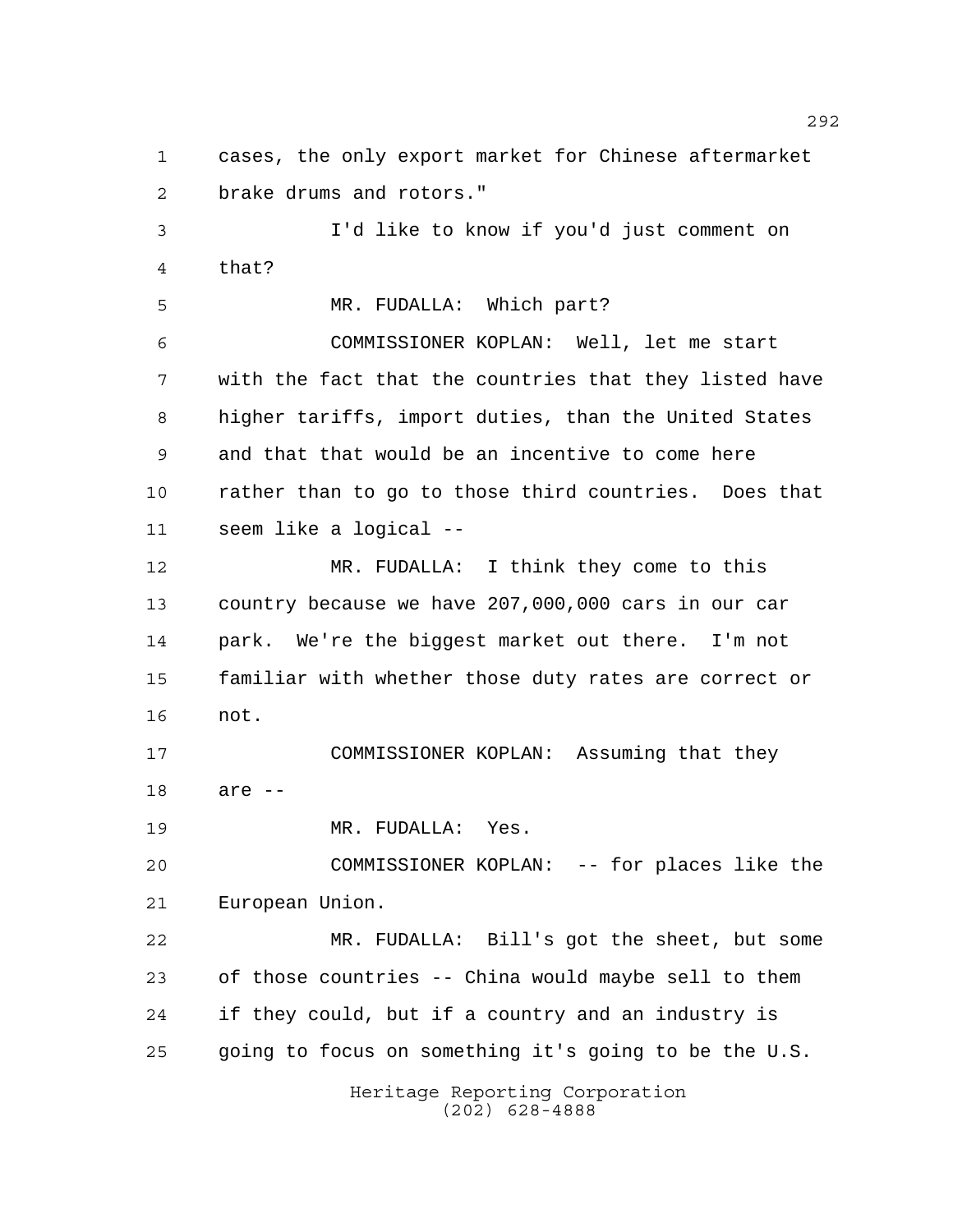cases, the only export market for Chinese aftermarket brake drums and rotors."

I'd like to know if you'd just comment on that?

MR. FUDALLA: Which part?

COMMISSIONER KOPLAN: Well, let me start with the fact that the countries that they listed have higher tariffs, import duties, than the United States and that that would be an incentive to come here rather than to go to those third countries. Does that seem like a logical --

MR. FUDALLA: I think they come to this country because we have 207,000,000 cars in our car park. We're the biggest market out there. I'm not familiar with whether those duty rates are correct or not.

COMMISSIONER KOPLAN: Assuming that they are --

MR. FUDALLA: Yes.

COMMISSIONER KOPLAN: -- for places like the European Union.

MR. FUDALLA: Bill's got the sheet, but some of those countries -- China would maybe sell to them if they could, but if a country and an industry is going to focus on something it's going to be the U.S.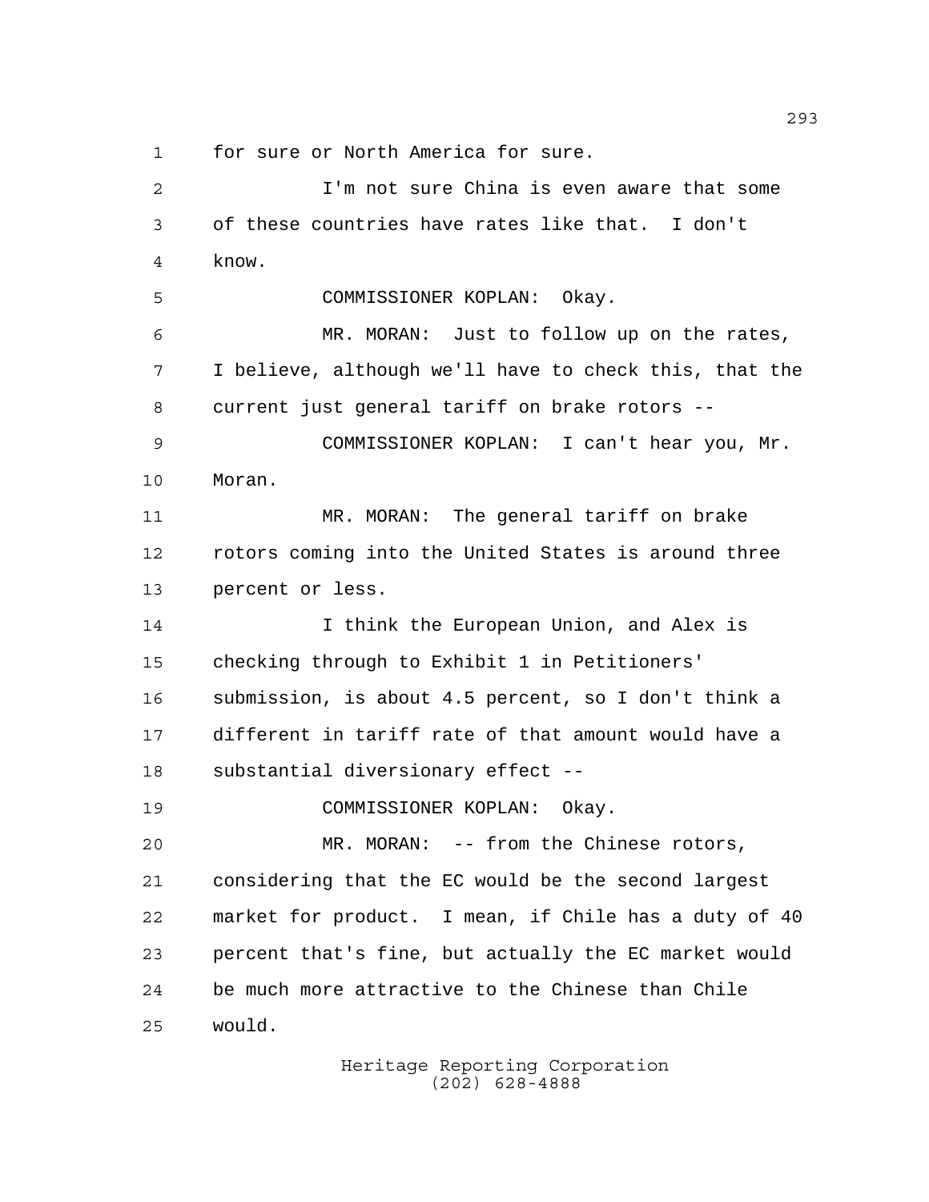for sure or North America for sure.

I'm not sure China is even aware that some of these countries have rates like that. I don't know.

COMMISSIONER KOPLAN: Okay.

MR. MORAN: Just to follow up on the rates, I believe, although we'll have to check this, that the current just general tariff on brake rotors --

COMMISSIONER KOPLAN: I can't hear you, Mr. Moran.

MR. MORAN: The general tariff on brake rotors coming into the United States is around three percent or less.

I think the European Union, and Alex is checking through to Exhibit 1 in Petitioners' submission, is about 4.5 percent, so I don't think a different in tariff rate of that amount would have a substantial diversionary effect --

COMMISSIONER KOPLAN: Okay.

MR. MORAN: -- from the Chinese rotors, considering that the EC would be the second largest market for product. I mean, if Chile has a duty of 40 percent that's fine, but actually the EC market would be much more attractive to the Chinese than Chile would.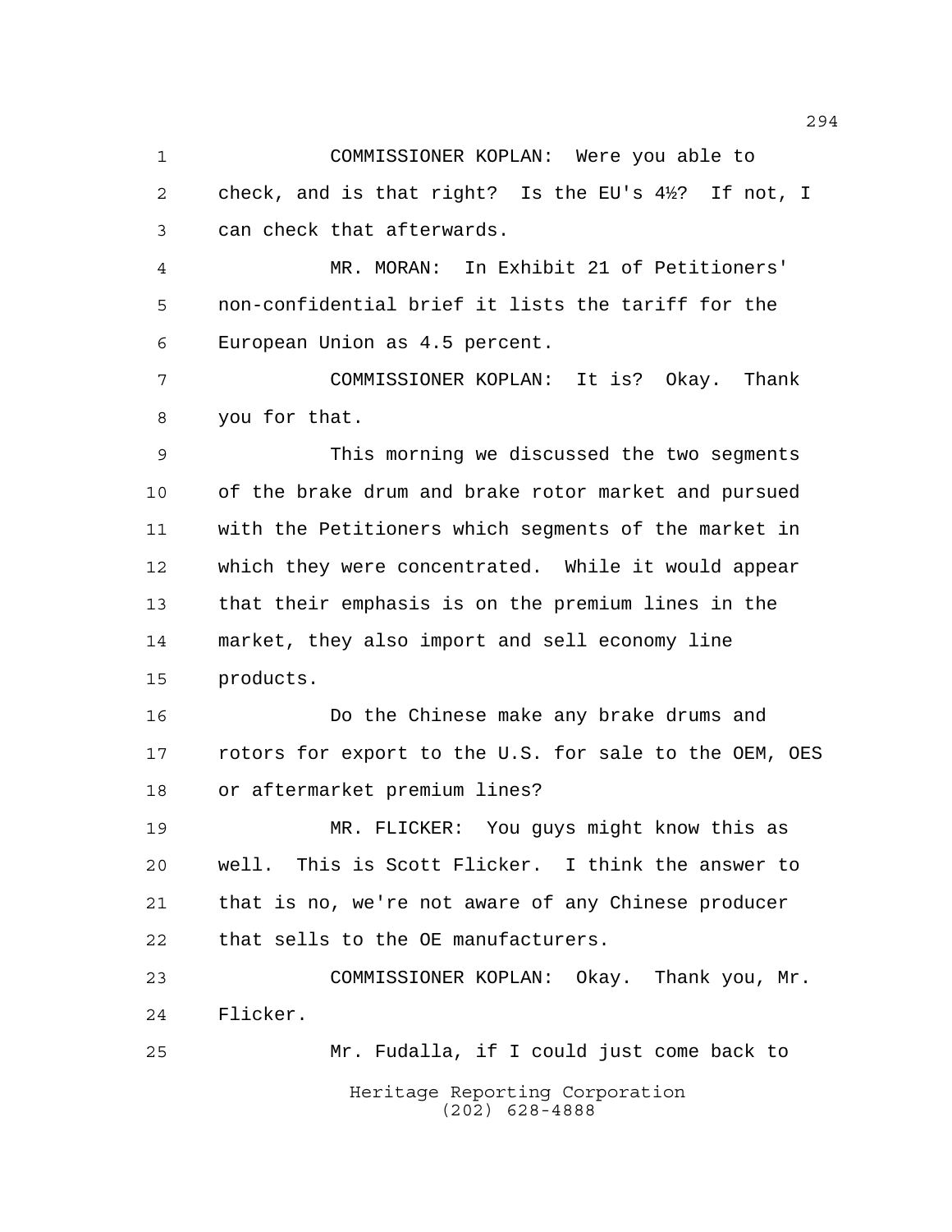COMMISSIONER KOPLAN: Were you able to check, and is that right? Is the EU's 4½? If not, I can check that afterwards.

MR. MORAN: In Exhibit 21 of Petitioners' non-confidential brief it lists the tariff for the European Union as 4.5 percent.

COMMISSIONER KOPLAN: It is? Okay. Thank you for that.

This morning we discussed the two segments of the brake drum and brake rotor market and pursued with the Petitioners which segments of the market in which they were concentrated. While it would appear that their emphasis is on the premium lines in the market, they also import and sell economy line products.

Do the Chinese make any brake drums and rotors for export to the U.S. for sale to the OEM, OES or aftermarket premium lines?

MR. FLICKER: You guys might know this as well. This is Scott Flicker. I think the answer to that is no, we're not aware of any Chinese producer that sells to the OE manufacturers.

COMMISSIONER KOPLAN: Okay. Thank you, Mr. Flicker.

Mr. Fudalla, if I could just come back to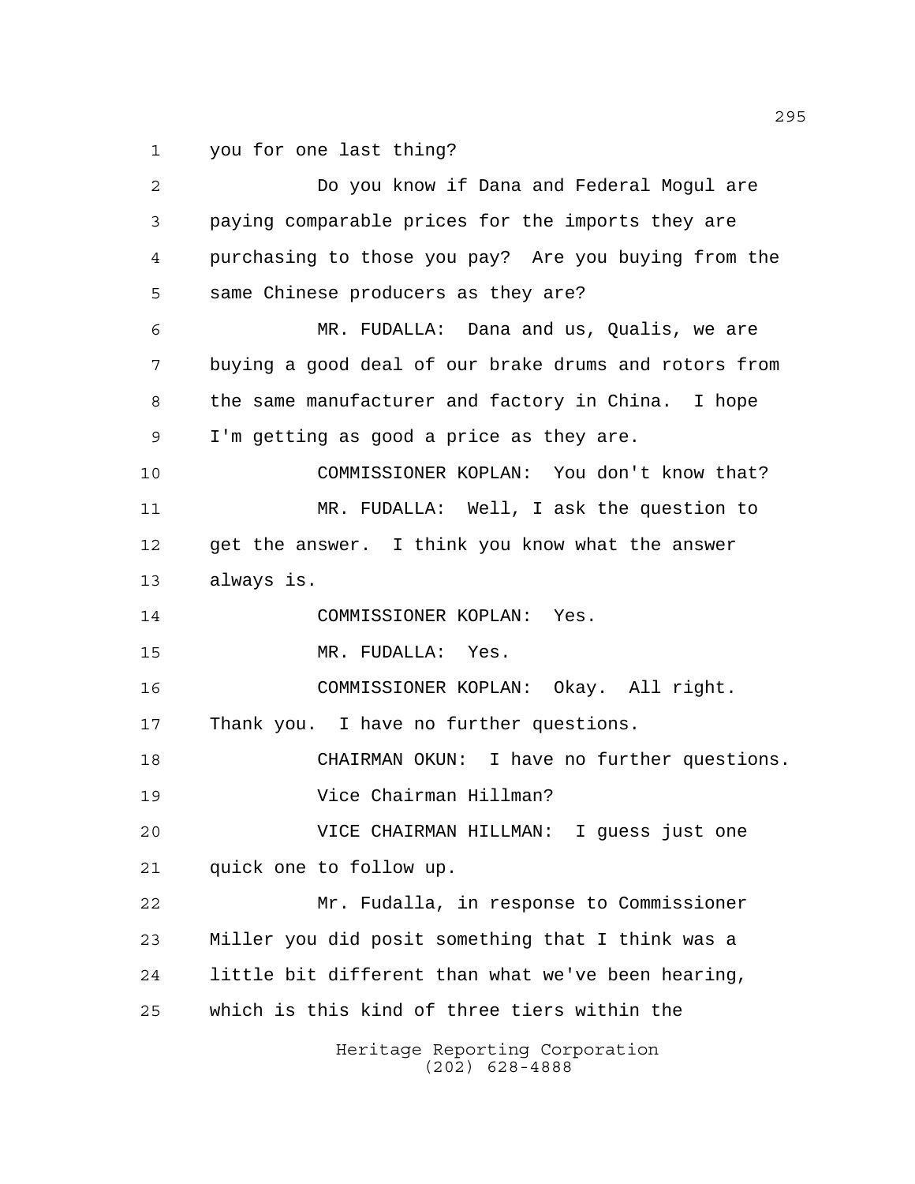you for one last thing?

Do you know if Dana and Federal Mogul are paying comparable prices for the imports they are purchasing to those you pay? Are you buying from the same Chinese producers as they are?

MR. FUDALLA: Dana and us, Qualis, we are buying a good deal of our brake drums and rotors from the same manufacturer and factory in China. I hope I'm getting as good a price as they are.

COMMISSIONER KOPLAN: You don't know that?

MR. FUDALLA: Well, I ask the question to get the answer. I think you know what the answer always is.

COMMISSIONER KOPLAN: Yes.

MR. FUDALLA: Yes.

COMMISSIONER KOPLAN: Okay. All right. Thank you. I have no further questions.

CHAIRMAN OKUN: I have no further questions.

Vice Chairman Hillman?

VICE CHAIRMAN HILLMAN: I guess just one quick one to follow up.

Mr. Fudalla, in response to Commissioner Miller you did posit something that I think was a little bit different than what we've been hearing, which is this kind of three tiers within the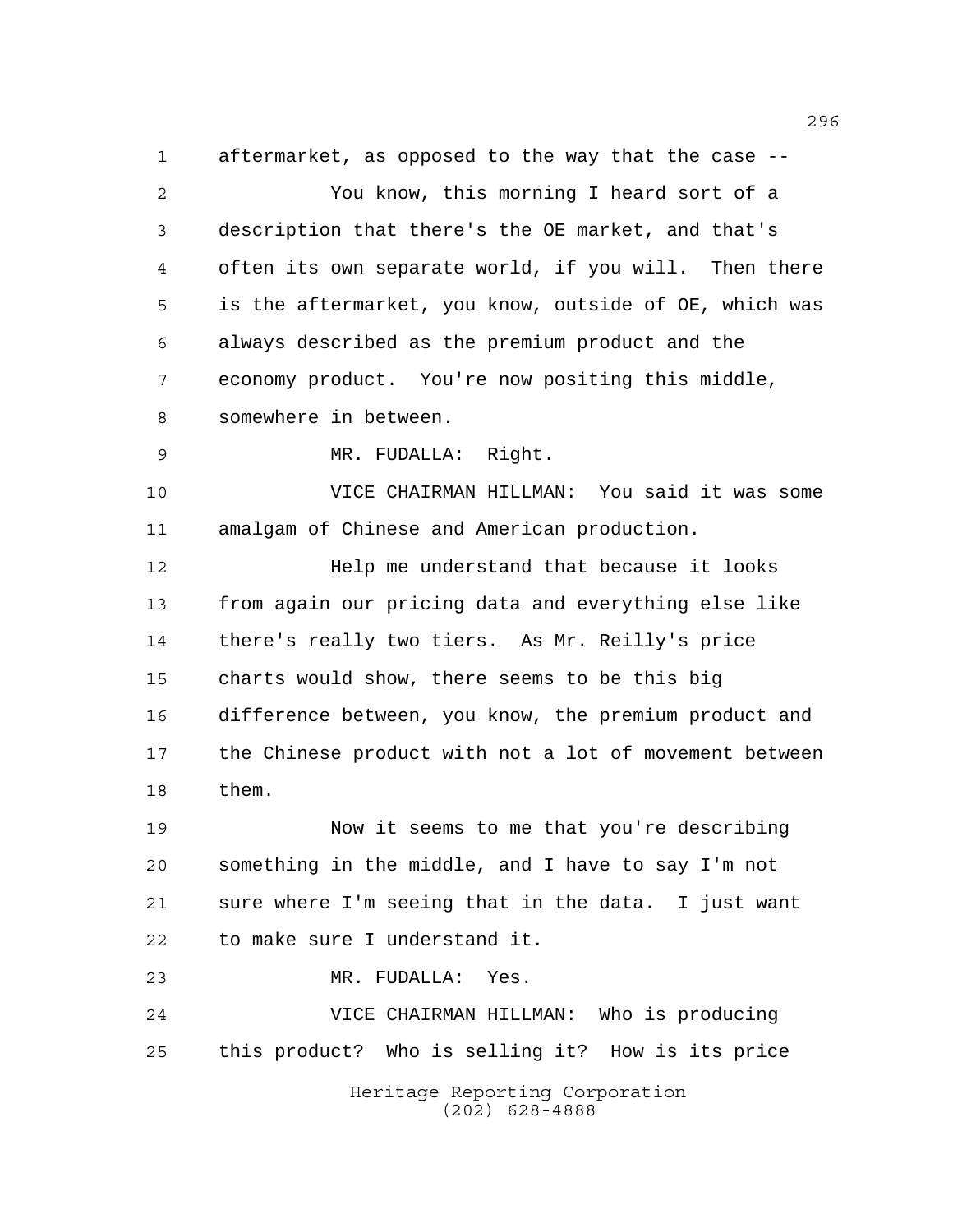aftermarket, as opposed to the way that the case --

You know, this morning I heard sort of a description that there's the OE market, and that's often its own separate world, if you will. Then there is the aftermarket, you know, outside of OE, which was always described as the premium product and the economy product. You're now positing this middle, somewhere in between.

MR. FUDALLA: Right.

VICE CHAIRMAN HILLMAN: You said it was some amalgam of Chinese and American production.

Help me understand that because it looks from again our pricing data and everything else like there's really two tiers. As Mr. Reilly's price charts would show, there seems to be this big difference between, you know, the premium product and the Chinese product with not a lot of movement between them.

Now it seems to me that you're describing something in the middle, and I have to say I'm not sure where I'm seeing that in the data. I just want to make sure I understand it.

MR. FUDALLA: Yes.

VICE CHAIRMAN HILLMAN: Who is producing this product? Who is selling it? How is its price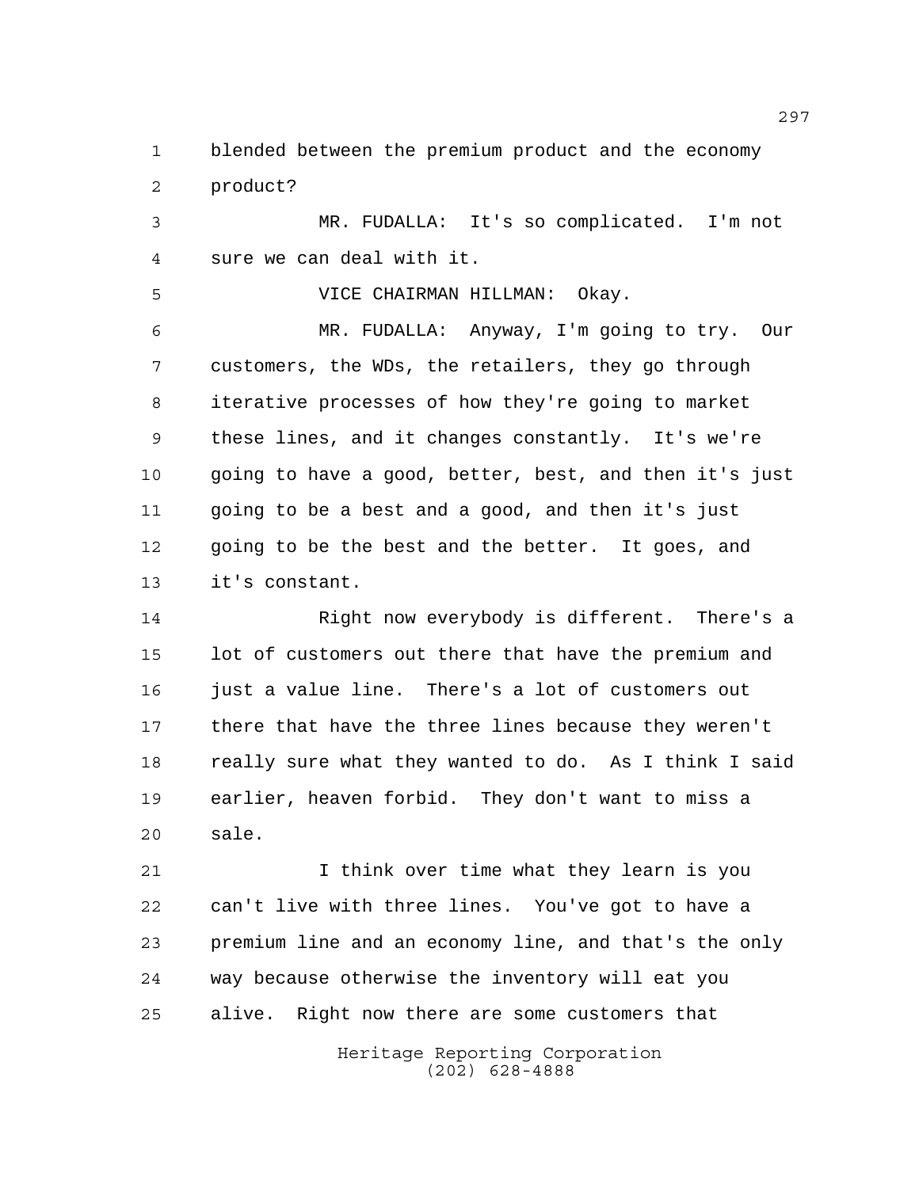blended between the premium product and the economy product?

MR. FUDALLA: It's so complicated. I'm not sure we can deal with it.

VICE CHAIRMAN HILLMAN: Okay.

MR. FUDALLA: Anyway, I'm going to try. Our customers, the WDs, the retailers, they go through iterative processes of how they're going to market these lines, and it changes constantly. It's we're going to have a good, better, best, and then it's just going to be a best and a good, and then it's just going to be the best and the better. It goes, and it's constant.

Right now everybody is different. There's a lot of customers out there that have the premium and just a value line. There's a lot of customers out there that have the three lines because they weren't really sure what they wanted to do. As I think I said earlier, heaven forbid. They don't want to miss a sale.

I think over time what they learn is you can't live with three lines. You've got to have a premium line and an economy line, and that's the only way because otherwise the inventory will eat you alive. Right now there are some customers that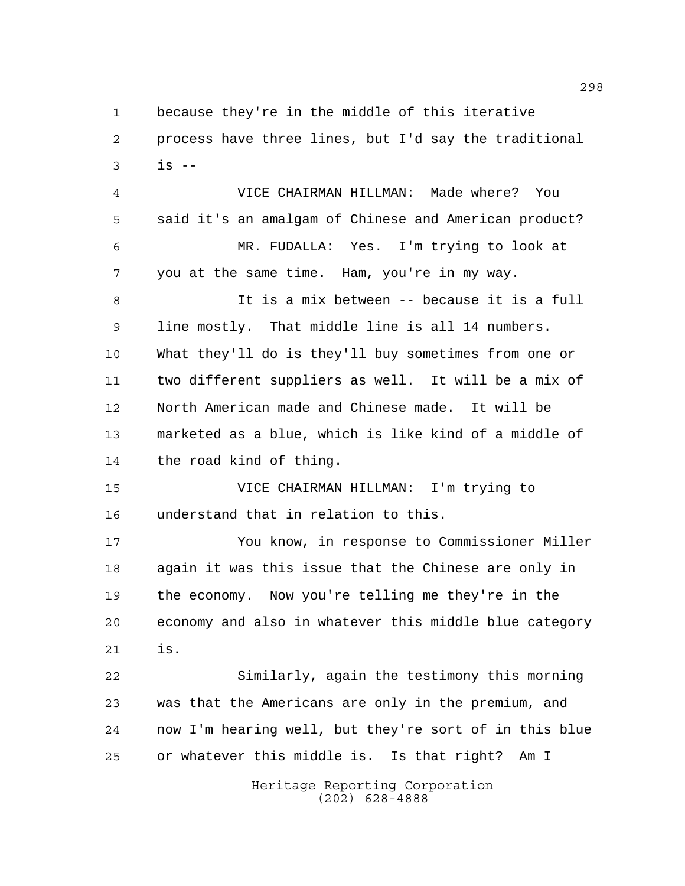because they're in the middle of this iterative process have three lines, but I'd say the traditional is --

VICE CHAIRMAN HILLMAN: Made where? You said it's an amalgam of Chinese and American product?

MR. FUDALLA: Yes. I'm trying to look at you at the same time. Ham, you're in my way.

It is a mix between -- because it is a full line mostly. That middle line is all 14 numbers. What they'll do is they'll buy sometimes from one or two different suppliers as well. It will be a mix of North American made and Chinese made. It will be marketed as a blue, which is like kind of a middle of the road kind of thing.

VICE CHAIRMAN HILLMAN: I'm trying to understand that in relation to this.

You know, in response to Commissioner Miller again it was this issue that the Chinese are only in the economy. Now you're telling me they're in the economy and also in whatever this middle blue category is.

Similarly, again the testimony this morning was that the Americans are only in the premium, and now I'm hearing well, but they're sort of in this blue or whatever this middle is. Is that right? Am I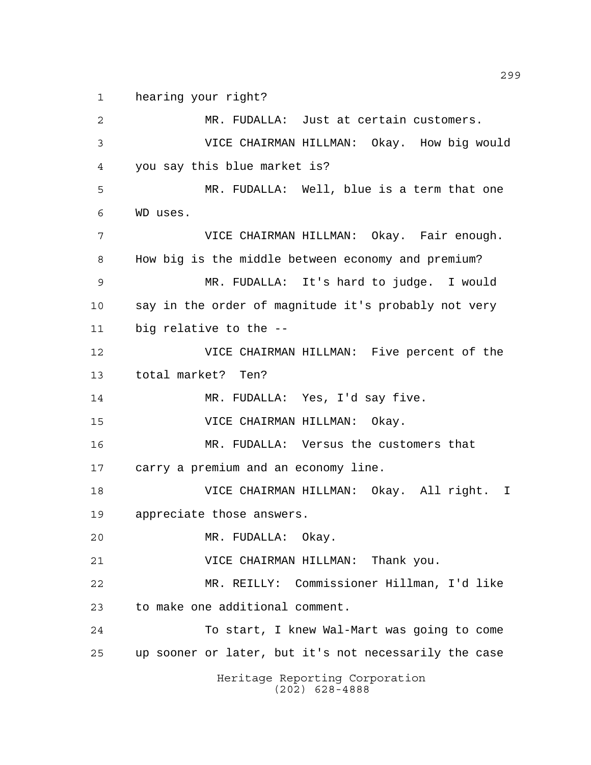hearing your right?

MR. FUDALLA: Just at certain customers.

VICE CHAIRMAN HILLMAN: Okay. How big would you say this blue market is?

MR. FUDALLA: Well, blue is a term that one WD uses.

VICE CHAIRMAN HILLMAN: Okay. Fair enough. How big is the middle between economy and premium?

MR. FUDALLA: It's hard to judge. I would say in the order of magnitude it's probably not very big relative to the --

VICE CHAIRMAN HILLMAN: Five percent of the total market? Ten?

MR. FUDALLA: Yes, I'd say five.

VICE CHAIRMAN HILLMAN: Okay.

MR. FUDALLA: Versus the customers that carry a premium and an economy line.

VICE CHAIRMAN HILLMAN: Okay. All right. I appreciate those answers.

MR. FUDALLA: Okay.

VICE CHAIRMAN HILLMAN: Thank you.

MR. REILLY: Commissioner Hillman, I'd like to make one additional comment.

To start, I knew Wal-Mart was going to come up sooner or later, but it's not necessarily the case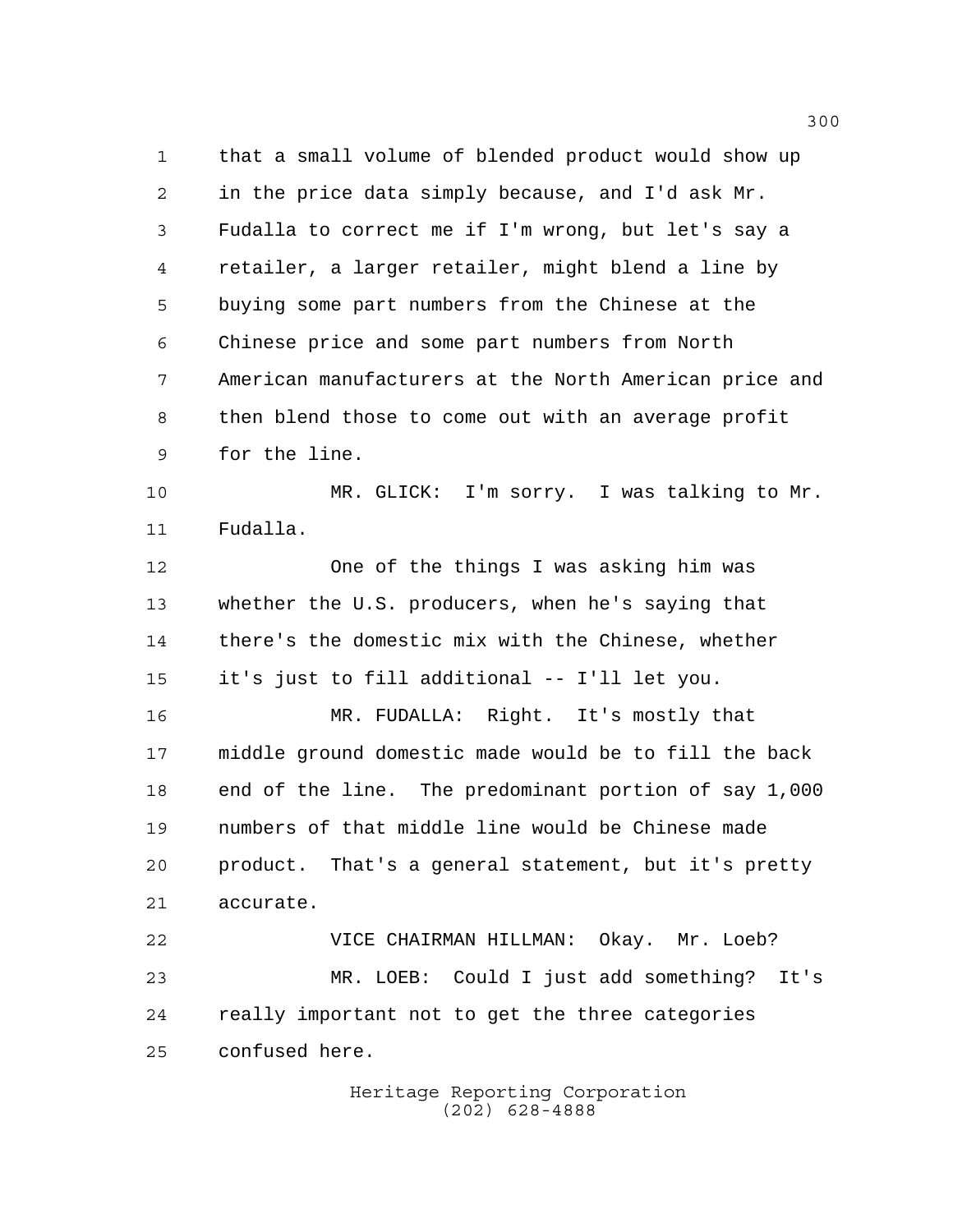that a small volume of blended product would show up in the price data simply because, and I'd ask Mr. Fudalla to correct me if I'm wrong, but let's say a retailer, a larger retailer, might blend a line by buying some part numbers from the Chinese at the Chinese price and some part numbers from North American manufacturers at the North American price and then blend those to come out with an average profit for the line.

MR. GLICK: I'm sorry. I was talking to Mr. Fudalla.

One of the things I was asking him was whether the U.S. producers, when he's saying that there's the domestic mix with the Chinese, whether it's just to fill additional -- I'll let you.

MR. FUDALLA: Right. It's mostly that middle ground domestic made would be to fill the back end of the line. The predominant portion of say 1,000 numbers of that middle line would be Chinese made product. That's a general statement, but it's pretty accurate.

VICE CHAIRMAN HILLMAN: Okay. Mr. Loeb?

MR. LOEB: Could I just add something? It's really important not to get the three categories confused here.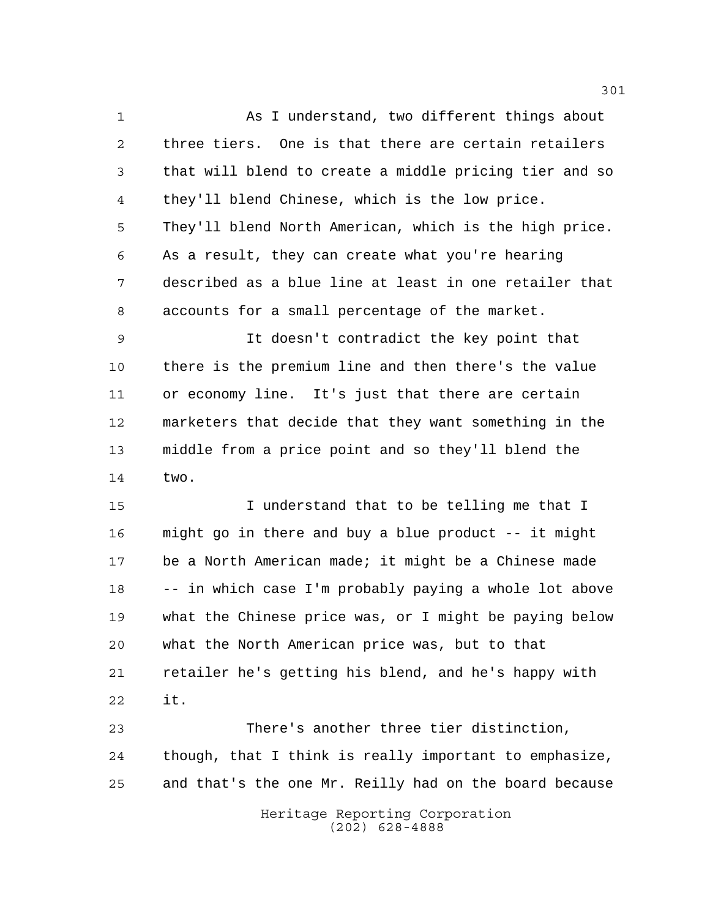As I understand, two different things about three tiers. One is that there are certain retailers that will blend to create a middle pricing tier and so they'll blend Chinese, which is the low price. They'll blend North American, which is the high price. As a result, they can create what you're hearing described as a blue line at least in one retailer that accounts for a small percentage of the market.

It doesn't contradict the key point that there is the premium line and then there's the value or economy line. It's just that there are certain marketers that decide that they want something in the middle from a price point and so they'll blend the two.

I understand that to be telling me that I might go in there and buy a blue product -- it might be a North American made; it might be a Chinese made -- in which case I'm probably paying a whole lot above what the Chinese price was, or I might be paying below what the North American price was, but to that retailer he's getting his blend, and he's happy with it.

There's another three tier distinction, though, that I think is really important to emphasize, and that's the one Mr. Reilly had on the board because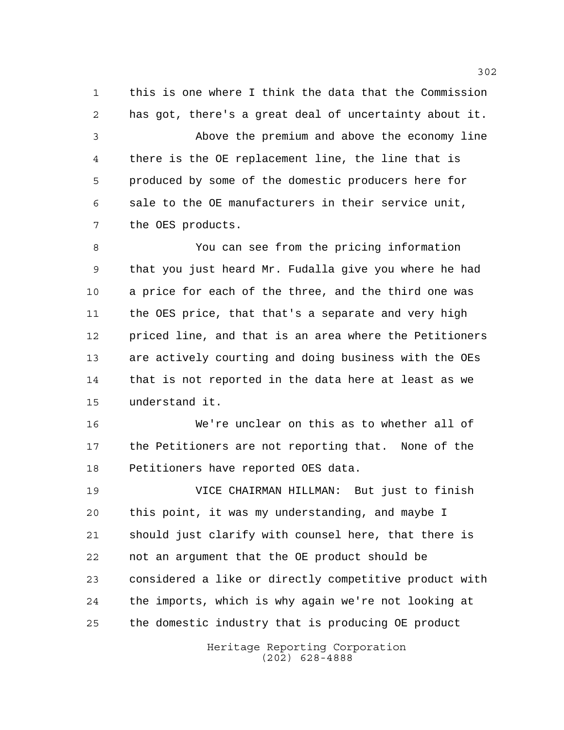this is one where I think the data that the Commission has got, there's a great deal of uncertainty about it.

Above the premium and above the economy line there is the OE replacement line, the line that is produced by some of the domestic producers here for sale to the OE manufacturers in their service unit, the OES products.

You can see from the pricing information that you just heard Mr. Fudalla give you where he had a price for each of the three, and the third one was the OES price, that that's a separate and very high priced line, and that is an area where the Petitioners are actively courting and doing business with the OEs that is not reported in the data here at least as we understand it.

We're unclear on this as to whether all of the Petitioners are not reporting that. None of the Petitioners have reported OES data.

VICE CHAIRMAN HILLMAN: But just to finish this point, it was my understanding, and maybe I should just clarify with counsel here, that there is not an argument that the OE product should be considered a like or directly competitive product with the imports, which is why again we're not looking at the domestic industry that is producing OE product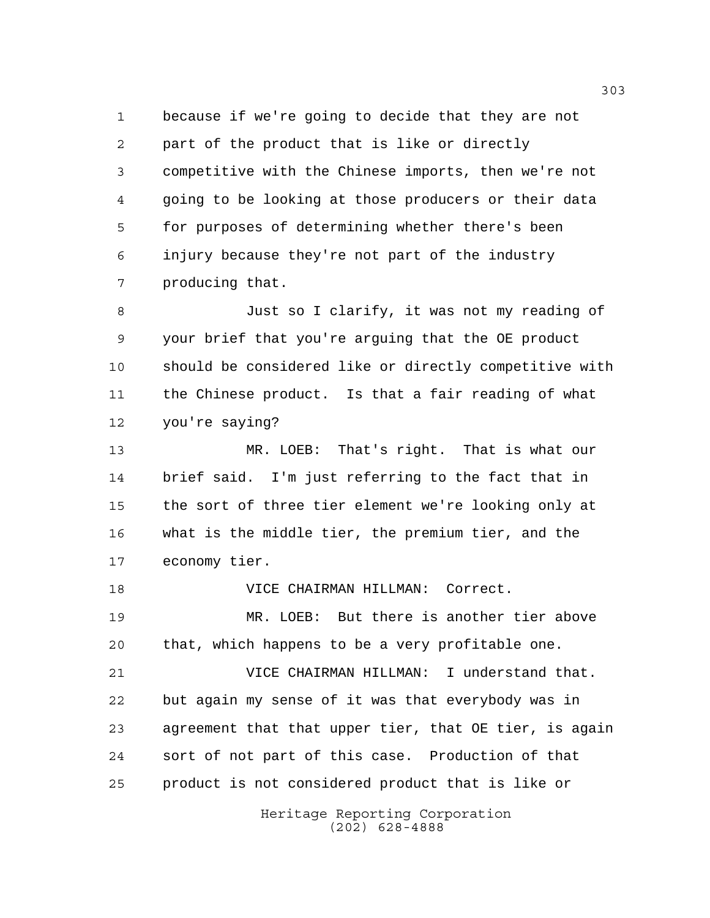because if we're going to decide that they are not part of the product that is like or directly competitive with the Chinese imports, then we're not going to be looking at those producers or their data for purposes of determining whether there's been injury because they're not part of the industry producing that.

Just so I clarify, it was not my reading of your brief that you're arguing that the OE product should be considered like or directly competitive with the Chinese product. Is that a fair reading of what you're saying?

MR. LOEB: That's right. That is what our brief said. I'm just referring to the fact that in the sort of three tier element we're looking only at what is the middle tier, the premium tier, and the economy tier.

VICE CHAIRMAN HILLMAN: Correct.

MR. LOEB: But there is another tier above that, which happens to be a very profitable one.

VICE CHAIRMAN HILLMAN: I understand that. but again my sense of it was that everybody was in agreement that that upper tier, that OE tier, is again sort of not part of this case. Production of that product is not considered product that is like or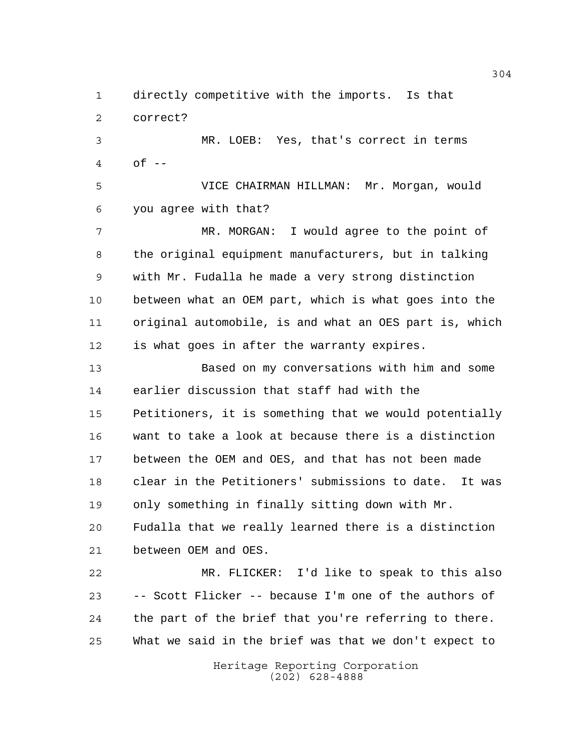directly competitive with the imports. Is that correct?

MR. LOEB: Yes, that's correct in terms of --

VICE CHAIRMAN HILLMAN: Mr. Morgan, would you agree with that?

MR. MORGAN: I would agree to the point of the original equipment manufacturers, but in talking with Mr. Fudalla he made a very strong distinction between what an OEM part, which is what goes into the original automobile, is and what an OES part is, which is what goes in after the warranty expires.

Based on my conversations with him and some earlier discussion that staff had with the Petitioners, it is something that we would potentially want to take a look at because there is a distinction between the OEM and OES, and that has not been made clear in the Petitioners' submissions to date. It was only something in finally sitting down with Mr. Fudalla that we really learned there is a distinction between OEM and OES.

MR. FLICKER: I'd like to speak to this also -- Scott Flicker -- because I'm one of the authors of the part of the brief that you're referring to there. What we said in the brief was that we don't expect to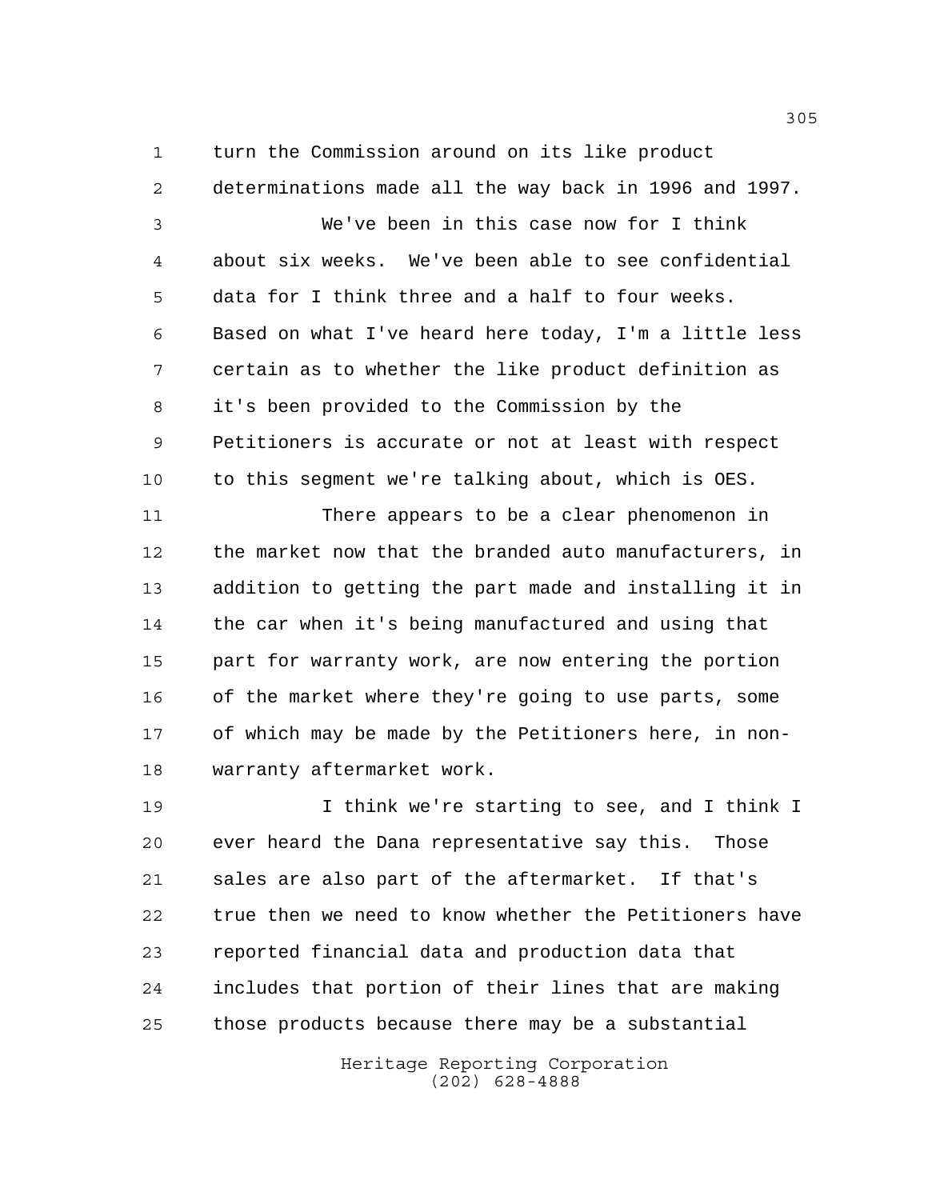turn the Commission around on its like product determinations made all the way back in 1996 and 1997.

We've been in this case now for I think about six weeks. We've been able to see confidential data for I think three and a half to four weeks. Based on what I've heard here today, I'm a little less certain as to whether the like product definition as it's been provided to the Commission by the Petitioners is accurate or not at least with respect to this segment we're talking about, which is OES.

There appears to be a clear phenomenon in the market now that the branded auto manufacturers, in addition to getting the part made and installing it in the car when it's being manufactured and using that part for warranty work, are now entering the portion of the market where they're going to use parts, some of which may be made by the Petitioners here, in non-warranty aftermarket work.

I think we're starting to see, and I think I ever heard the Dana representative say this. Those sales are also part of the aftermarket. If that's true then we need to know whether the Petitioners have reported financial data and production data that includes that portion of their lines that are making those products because there may be a substantial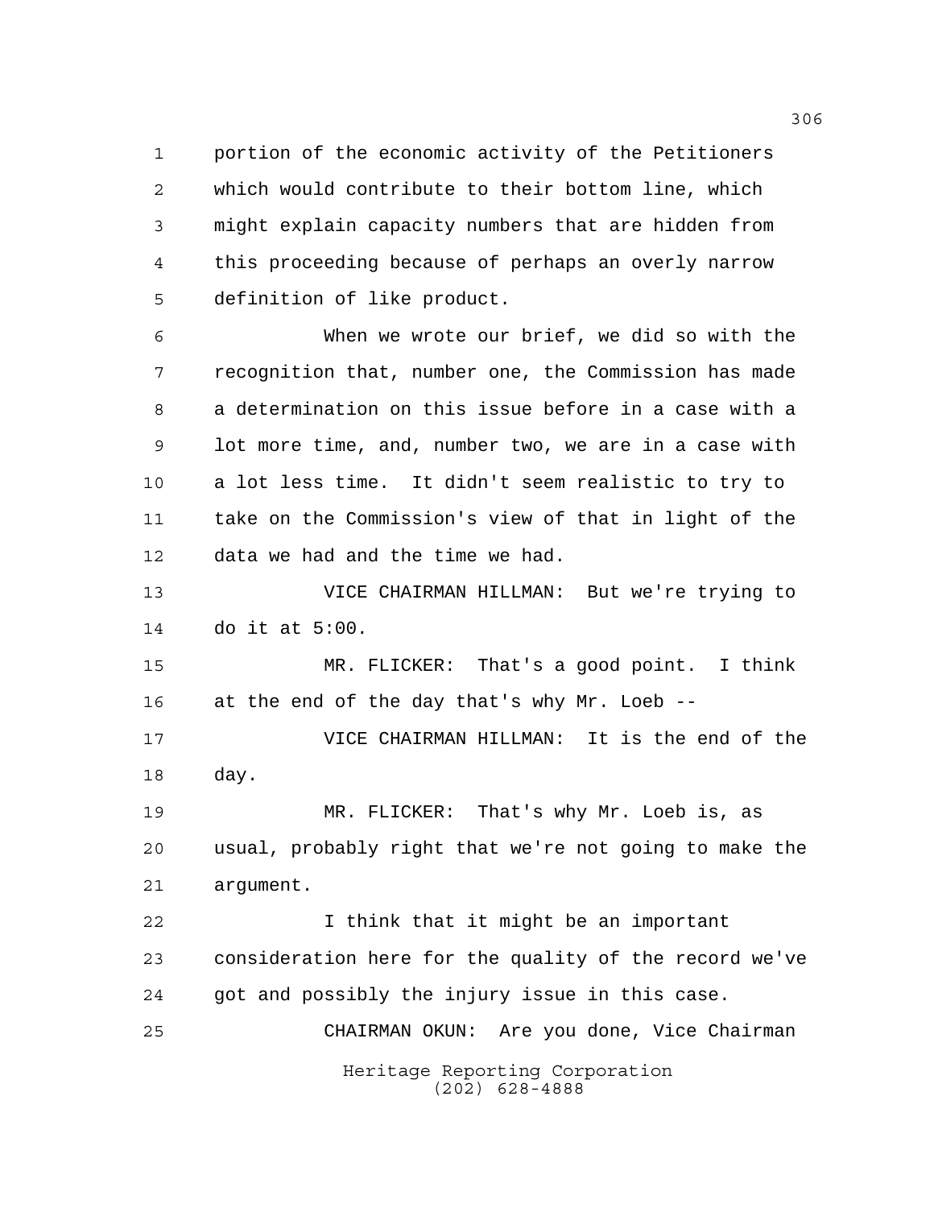portion of the economic activity of the Petitioners which would contribute to their bottom line, which might explain capacity numbers that are hidden from this proceeding because of perhaps an overly narrow definition of like product.

When we wrote our brief, we did so with the recognition that, number one, the Commission has made a determination on this issue before in a case with a lot more time, and, number two, we are in a case with a lot less time. It didn't seem realistic to try to take on the Commission's view of that in light of the data we had and the time we had.

VICE CHAIRMAN HILLMAN: But we're trying to do it at 5:00.

MR. FLICKER: That's a good point. I think at the end of the day that's why Mr. Loeb --

VICE CHAIRMAN HILLMAN: It is the end of the day.

MR. FLICKER: That's why Mr. Loeb is, as usual, probably right that we're not going to make the argument.

I think that it might be an important consideration here for the quality of the record we've got and possibly the injury issue in this case.

CHAIRMAN OKUN: Are you done, Vice Chairman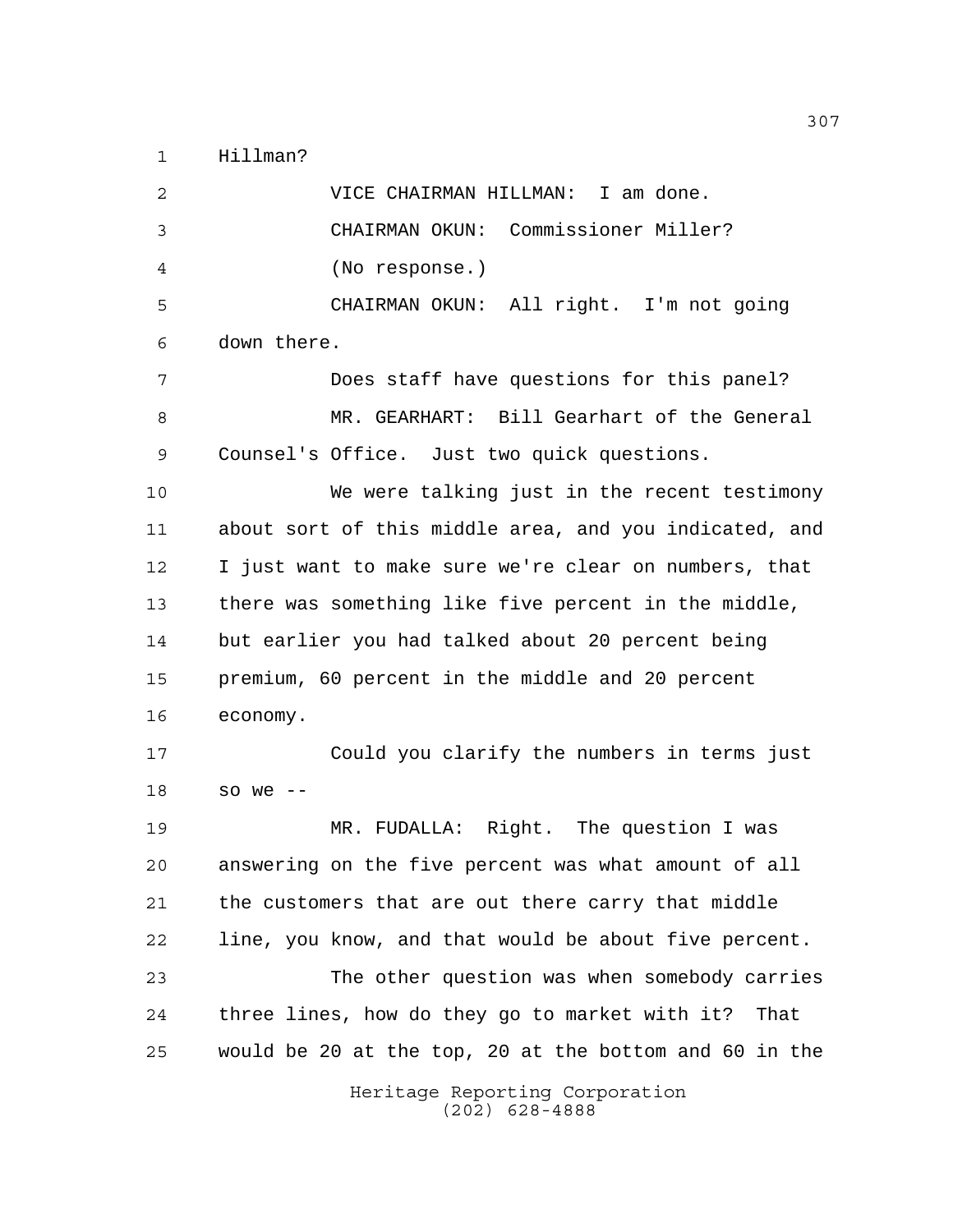Hillman?

VICE CHAIRMAN HILLMAN: I am done.

CHAIRMAN OKUN: Commissioner Miller?

(No response.)

CHAIRMAN OKUN: All right. I'm not going down there.

Does staff have questions for this panel?

MR. GEARHART: Bill Gearhart of the General Counsel's Office. Just two quick questions.

We were talking just in the recent testimony about sort of this middle area, and you indicated, and I just want to make sure we're clear on numbers, that there was something like five percent in the middle, but earlier you had talked about 20 percent being premium, 60 percent in the middle and 20 percent economy.

Could you clarify the numbers in terms just so we --

MR. FUDALLA: Right. The question I was answering on the five percent was what amount of all the customers that are out there carry that middle line, you know, and that would be about five percent.

The other question was when somebody carries three lines, how do they go to market with it? That would be 20 at the top, 20 at the bottom and 60 in the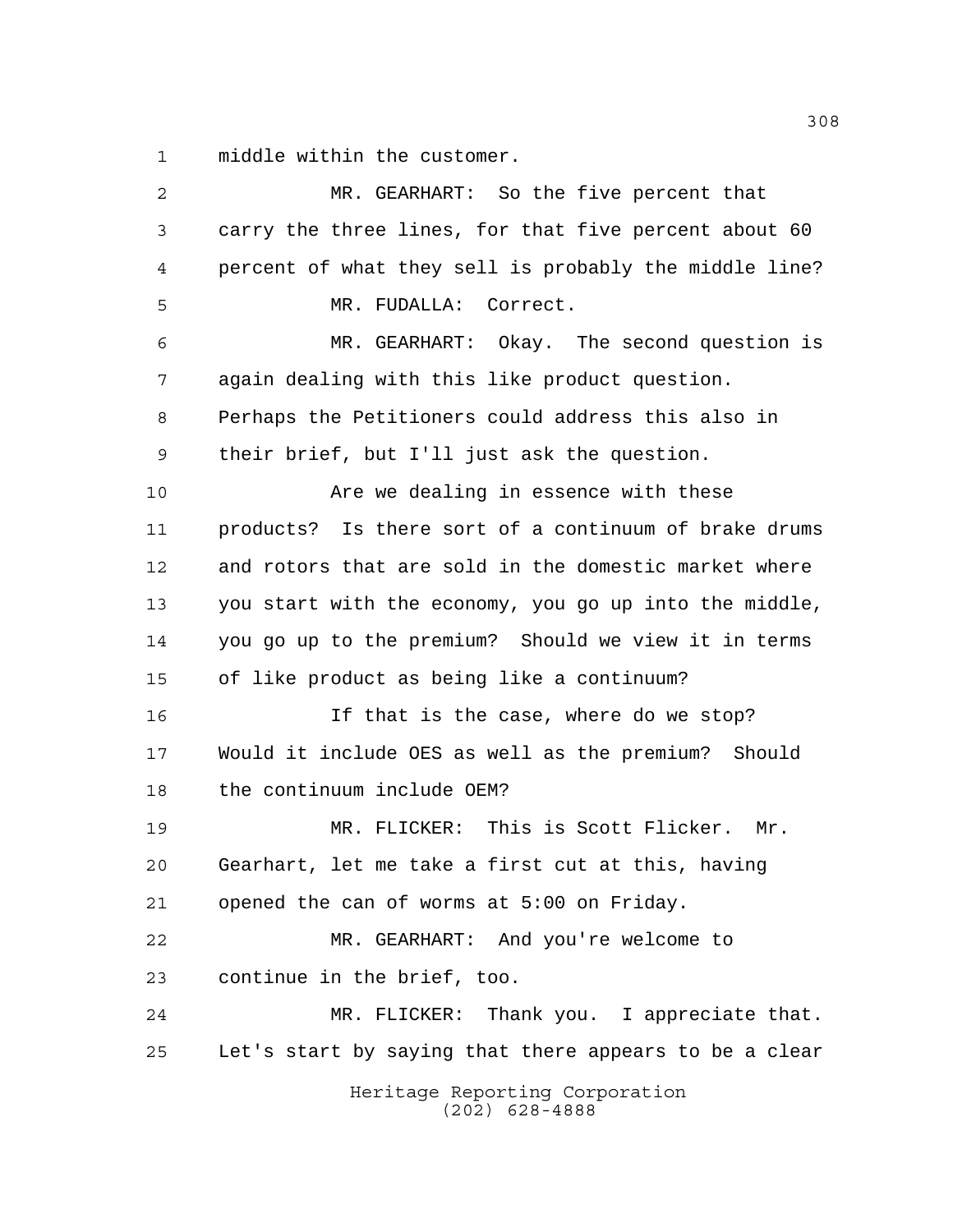middle within the customer.

MR. GEARHART: So the five percent that carry the three lines, for that five percent about 60 percent of what they sell is probably the middle line?

MR. FUDALLA: Correct.

MR. GEARHART: Okay. The second question is again dealing with this like product question. Perhaps the Petitioners could address this also in their brief, but I'll just ask the question.

Are we dealing in essence with these products? Is there sort of a continuum of brake drums and rotors that are sold in the domestic market where you start with the economy, you go up into the middle, you go up to the premium? Should we view it in terms of like product as being like a continuum?

If that is the case, where do we stop? Would it include OES as well as the premium? Should the continuum include OEM?

MR. FLICKER: This is Scott Flicker. Mr. Gearhart, let me take a first cut at this, having opened the can of worms at 5:00 on Friday.

MR. GEARHART: And you're welcome to continue in the brief, too.

MR. FLICKER: Thank you. I appreciate that. Let's start by saying that there appears to be a clear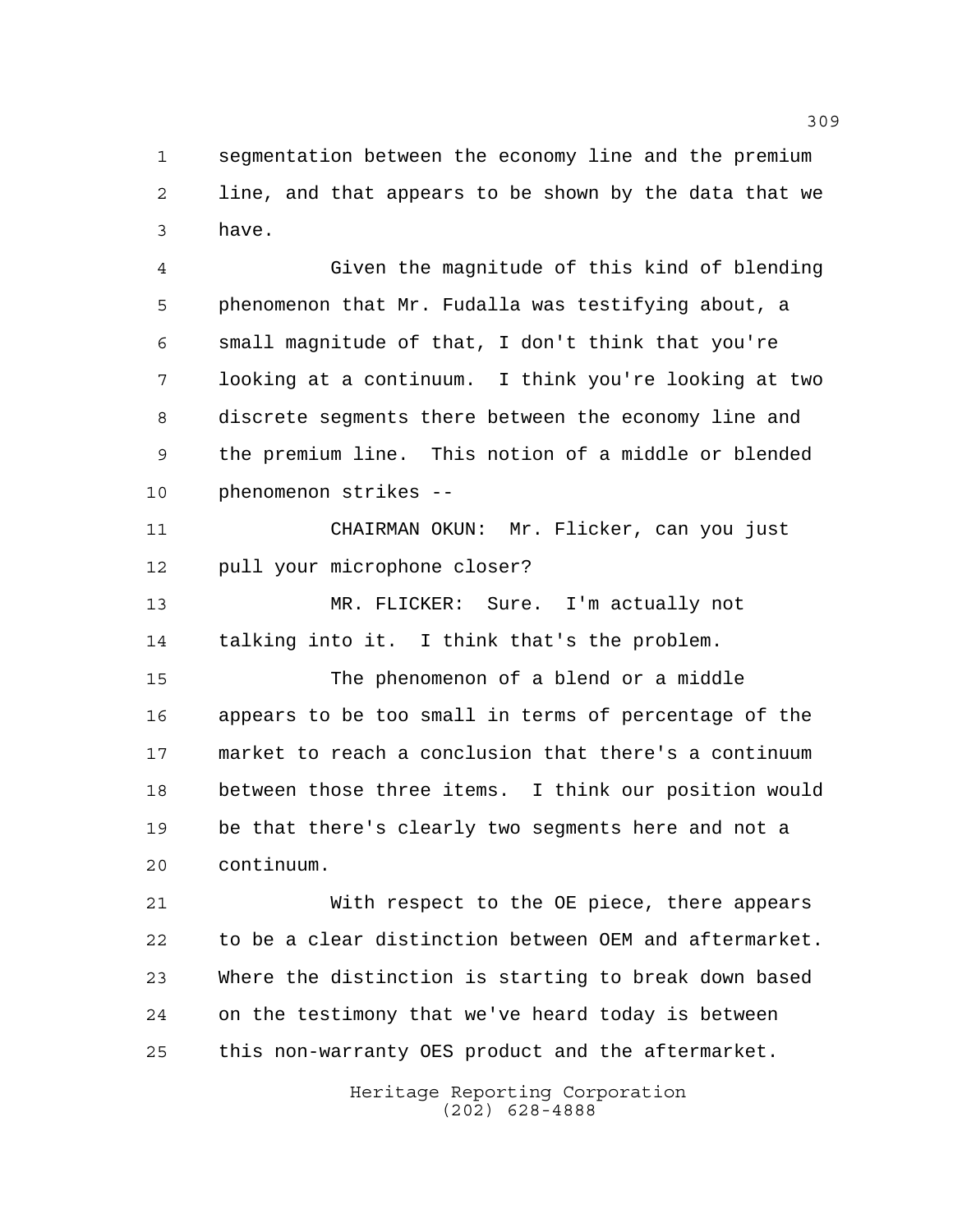segmentation between the economy line and the premium line, and that appears to be shown by the data that we have.

Given the magnitude of this kind of blending phenomenon that Mr. Fudalla was testifying about, a small magnitude of that, I don't think that you're looking at a continuum. I think you're looking at two discrete segments there between the economy line and the premium line. This notion of a middle or blended phenomenon strikes --

CHAIRMAN OKUN: Mr. Flicker, can you just pull your microphone closer?

MR. FLICKER: Sure. I'm actually not talking into it. I think that's the problem.

The phenomenon of a blend or a middle appears to be too small in terms of percentage of the market to reach a conclusion that there's a continuum between those three items. I think our position would be that there's clearly two segments here and not a continuum.

With respect to the OE piece, there appears to be a clear distinction between OEM and aftermarket. Where the distinction is starting to break down based on the testimony that we've heard today is between this non-warranty OES product and the aftermarket.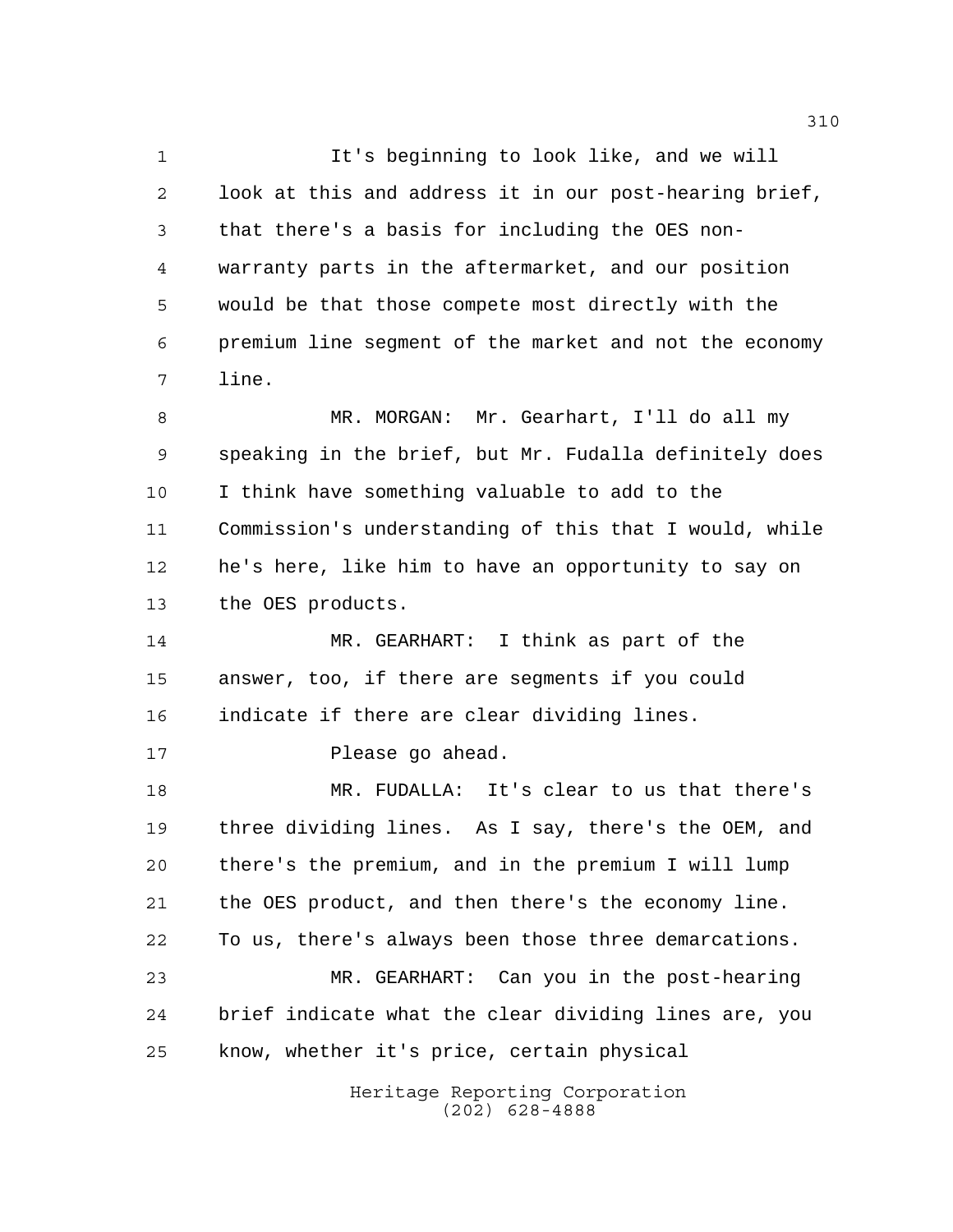It's beginning to look like, and we will look at this and address it in our post-hearing brief, that there's a basis for including the OES non-warranty parts in the aftermarket, and our position would be that those compete most directly with the premium line segment of the market and not the economy line.

MR. MORGAN: Mr. Gearhart, I'll do all my speaking in the brief, but Mr. Fudalla definitely does I think have something valuable to add to the Commission's understanding of this that I would, while he's here, like him to have an opportunity to say on the OES products.

MR. GEARHART: I think as part of the answer, too, if there are segments if you could indicate if there are clear dividing lines.

Please go ahead.

MR. FUDALLA: It's clear to us that there's three dividing lines. As I say, there's the OEM, and there's the premium, and in the premium I will lump the OES product, and then there's the economy line. To us, there's always been those three demarcations.

MR. GEARHART: Can you in the post-hearing brief indicate what the clear dividing lines are, you know, whether it's price, certain physical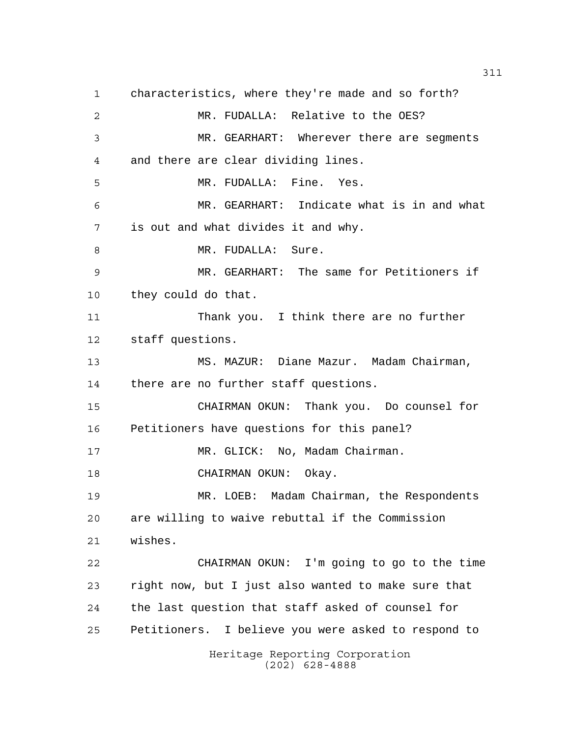characteristics, where they're made and so forth?

MR. FUDALLA: Relative to the OES?

MR. GEARHART: Wherever there are segments and there are clear dividing lines.

MR. FUDALLA: Fine. Yes.

MR. GEARHART: Indicate what is in and what is out and what divides it and why.

MR. FUDALLA: Sure.

MR. GEARHART: The same for Petitioners if they could do that.

Thank you. I think there are no further staff questions.

MS. MAZUR: Diane Mazur. Madam Chairman, there are no further staff questions.

CHAIRMAN OKUN: Thank you. Do counsel for Petitioners have questions for this panel?

MR. GLICK: No, Madam Chairman.

CHAIRMAN OKUN: Okay.

MR. LOEB: Madam Chairman, the Respondents are willing to waive rebuttal if the Commission wishes.

CHAIRMAN OKUN: I'm going to go to the time right now, but I just also wanted to make sure that the last question that staff asked of counsel for Petitioners. I believe you were asked to respond to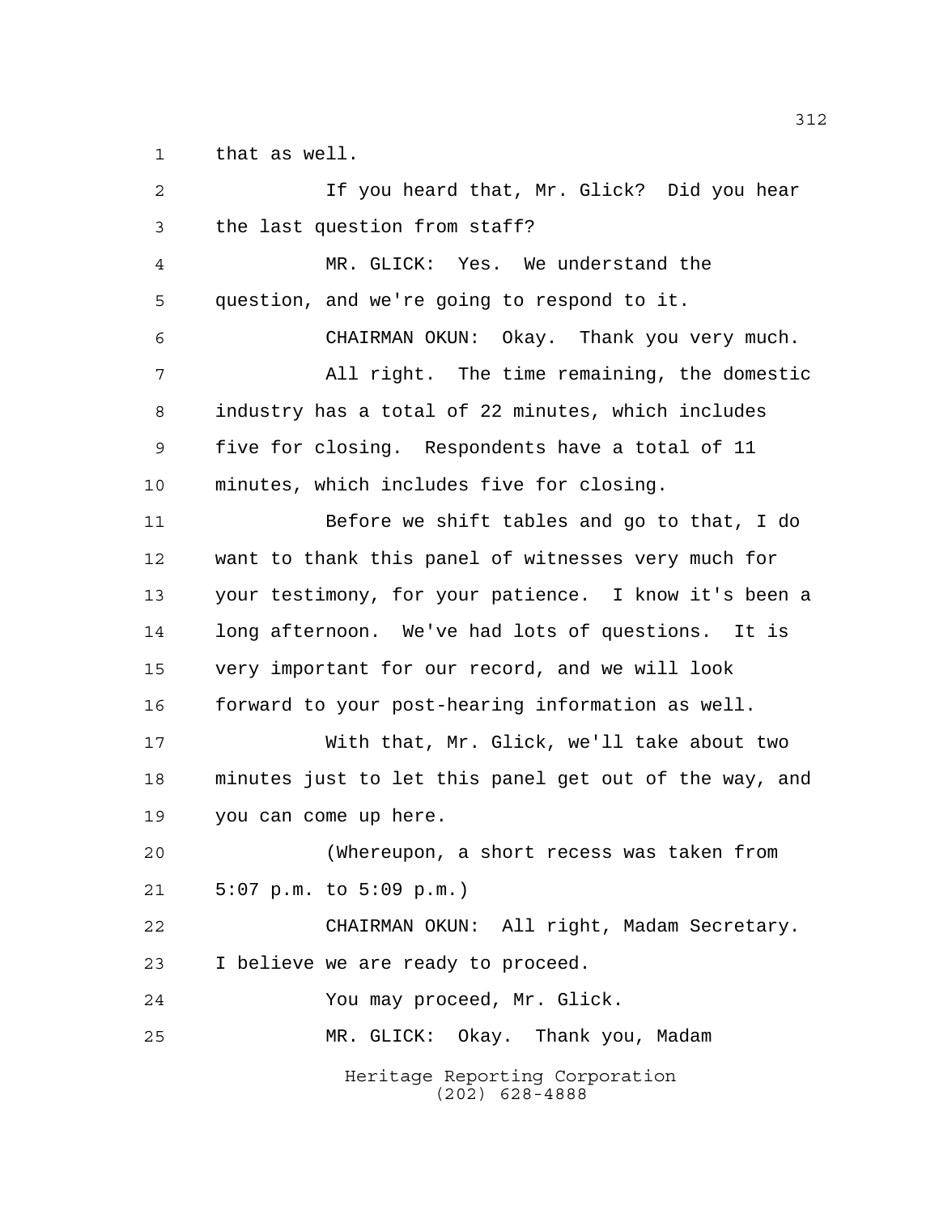that as well.

If you heard that, Mr. Glick? Did you hear the last question from staff?

MR. GLICK: Yes. We understand the question, and we're going to respond to it.

CHAIRMAN OKUN: Okay. Thank you very much.

All right. The time remaining, the domestic industry has a total of 22 minutes, which includes five for closing. Respondents have a total of 11 minutes, which includes five for closing.

Before we shift tables and go to that, I do want to thank this panel of witnesses very much for your testimony, for your patience. I know it's been a long afternoon. We've had lots of questions. It is very important for our record, and we will look forward to your post-hearing information as well.

With that, Mr. Glick, we'll take about two minutes just to let this panel get out of the way, and you can come up here.

(Whereupon, a short recess was taken from 5:07 p.m. to 5:09 p.m.)

CHAIRMAN OKUN: All right, Madam Secretary. I believe we are ready to proceed.

You may proceed, Mr. Glick.

MR. GLICK: Okay. Thank you, Madam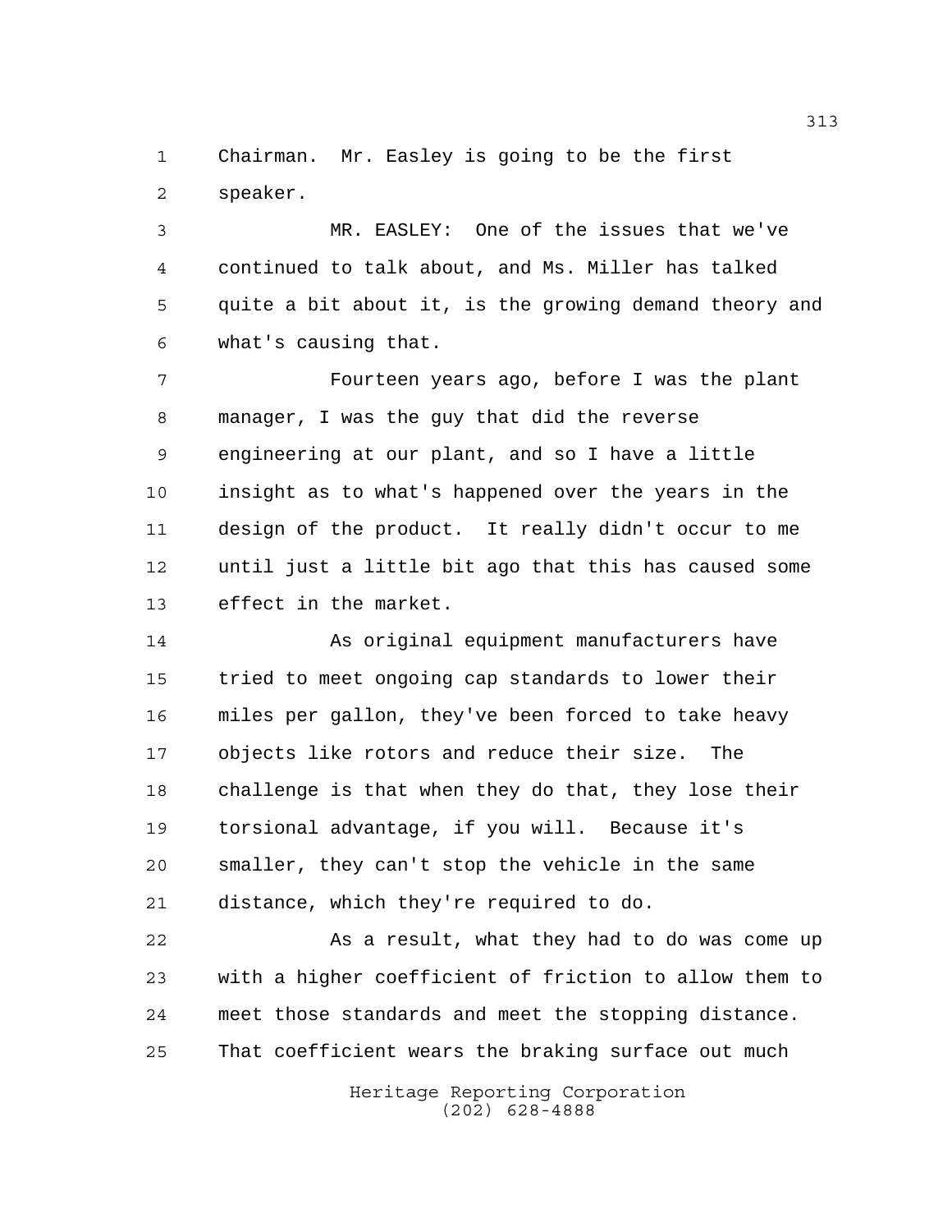Chairman. Mr. Easley is going to be the first speaker.

MR. EASLEY: One of the issues that we've continued to talk about, and Ms. Miller has talked quite a bit about it, is the growing demand theory and what's causing that.

Fourteen years ago, before I was the plant manager, I was the guy that did the reverse engineering at our plant, and so I have a little insight as to what's happened over the years in the design of the product. It really didn't occur to me until just a little bit ago that this has caused some effect in the market.

As original equipment manufacturers have tried to meet ongoing cap standards to lower their miles per gallon, they've been forced to take heavy objects like rotors and reduce their size. The challenge is that when they do that, they lose their torsional advantage, if you will. Because it's smaller, they can't stop the vehicle in the same distance, which they're required to do.

As a result, what they had to do was come up with a higher coefficient of friction to allow them to meet those standards and meet the stopping distance. That coefficient wears the braking surface out much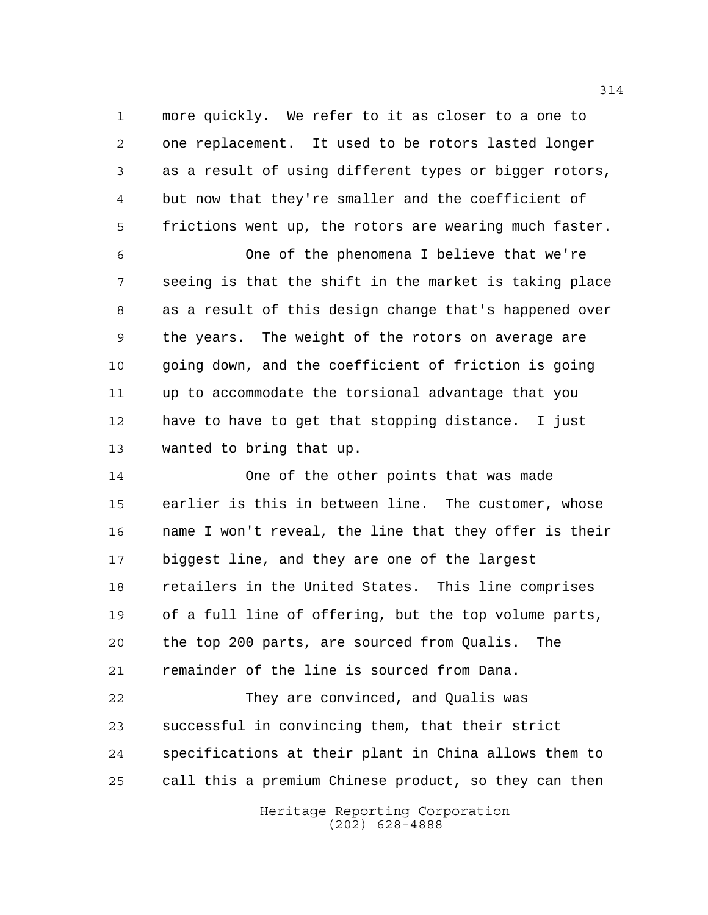more quickly. We refer to it as closer to a one to one replacement. It used to be rotors lasted longer as a result of using different types or bigger rotors, but now that they're smaller and the coefficient of frictions went up, the rotors are wearing much faster.

One of the phenomena I believe that we're seeing is that the shift in the market is taking place as a result of this design change that's happened over the years. The weight of the rotors on average are going down, and the coefficient of friction is going up to accommodate the torsional advantage that you have to have to get that stopping distance. I just wanted to bring that up.

One of the other points that was made earlier is this in between line. The customer, whose name I won't reveal, the line that they offer is their biggest line, and they are one of the largest retailers in the United States. This line comprises of a full line of offering, but the top volume parts, the top 200 parts, are sourced from Qualis. The remainder of the line is sourced from Dana.

They are convinced, and Qualis was successful in convincing them, that their strict specifications at their plant in China allows them to call this a premium Chinese product, so they can then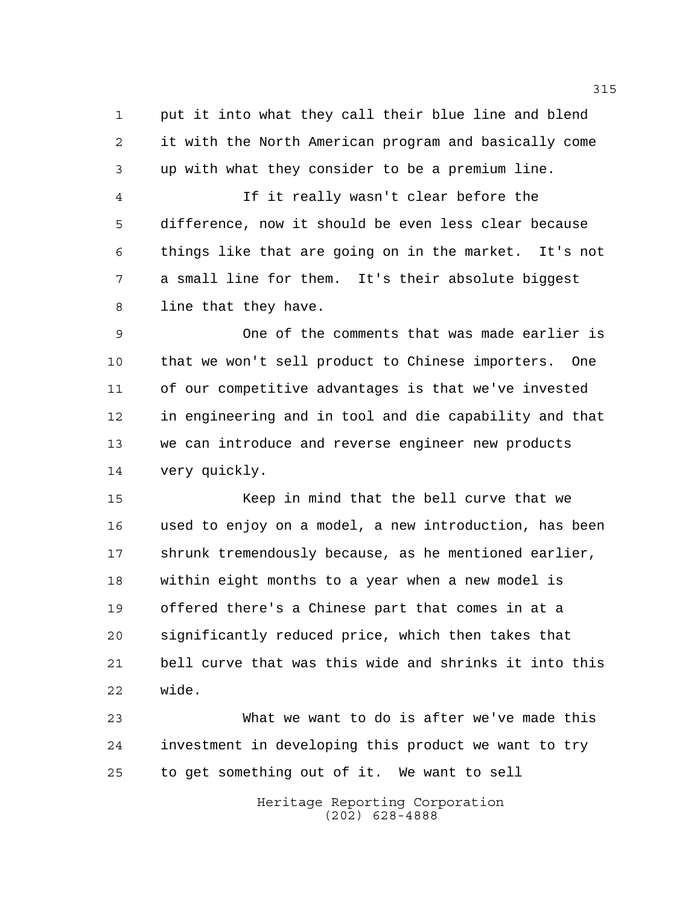put it into what they call their blue line and blend it with the North American program and basically come up with what they consider to be a premium line.

If it really wasn't clear before the difference, now it should be even less clear because things like that are going on in the market. It's not a small line for them. It's their absolute biggest line that they have.

One of the comments that was made earlier is that we won't sell product to Chinese importers. One of our competitive advantages is that we've invested in engineering and in tool and die capability and that we can introduce and reverse engineer new products very quickly.

Keep in mind that the bell curve that we used to enjoy on a model, a new introduction, has been shrunk tremendously because, as he mentioned earlier, within eight months to a year when a new model is offered there's a Chinese part that comes in at a significantly reduced price, which then takes that bell curve that was this wide and shrinks it into this wide.

What we want to do is after we've made this investment in developing this product we want to try to get something out of it. We want to sell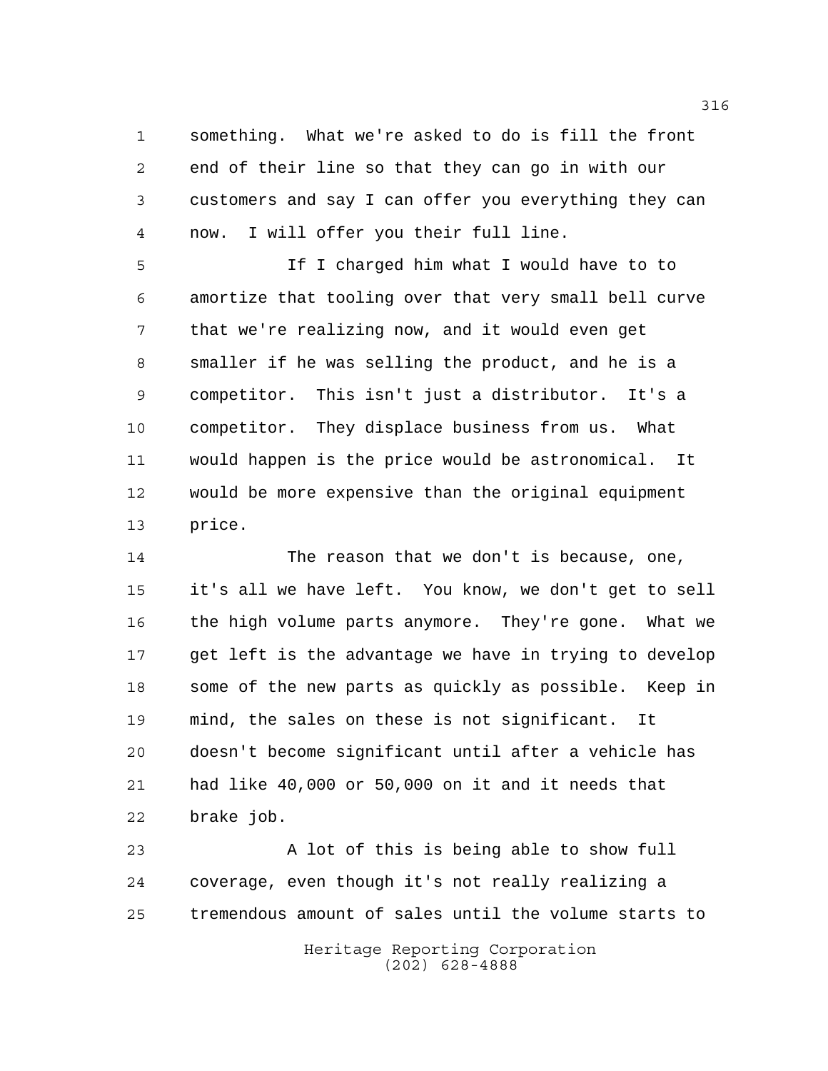something. What we're asked to do is fill the front end of their line so that they can go in with our customers and say I can offer you everything they can now. I will offer you their full line.

If I charged him what I would have to to amortize that tooling over that very small bell curve that we're realizing now, and it would even get smaller if he was selling the product, and he is a competitor. This isn't just a distributor. It's a competitor. They displace business from us. What would happen is the price would be astronomical. It would be more expensive than the original equipment price.

The reason that we don't is because, one, it's all we have left. You know, we don't get to sell the high volume parts anymore. They're gone. What we get left is the advantage we have in trying to develop some of the new parts as quickly as possible. Keep in mind, the sales on these is not significant. It doesn't become significant until after a vehicle has had like 40,000 or 50,000 on it and it needs that brake job.

A lot of this is being able to show full coverage, even though it's not really realizing a tremendous amount of sales until the volume starts to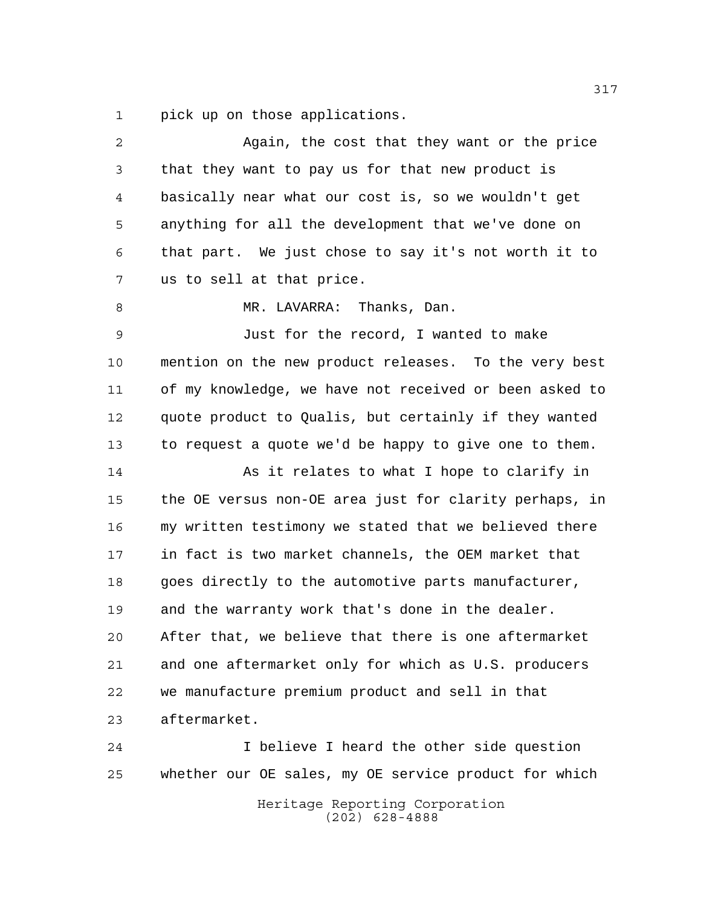pick up on those applications.

Again, the cost that they want or the price that they want to pay us for that new product is basically near what our cost is, so we wouldn't get anything for all the development that we've done on that part. We just chose to say it's not worth it to us to sell at that price.

MR. LAVARRA: Thanks, Dan.

Just for the record, I wanted to make mention on the new product releases. To the very best of my knowledge, we have not received or been asked to quote product to Qualis, but certainly if they wanted to request a quote we'd be happy to give one to them.

As it relates to what I hope to clarify in the OE versus non-OE area just for clarity perhaps, in my written testimony we stated that we believed there in fact is two market channels, the OEM market that goes directly to the automotive parts manufacturer, and the warranty work that's done in the dealer. After that, we believe that there is one aftermarket and one aftermarket only for which as U.S. producers we manufacture premium product and sell in that aftermarket.

I believe I heard the other side question whether our OE sales, my OE service product for which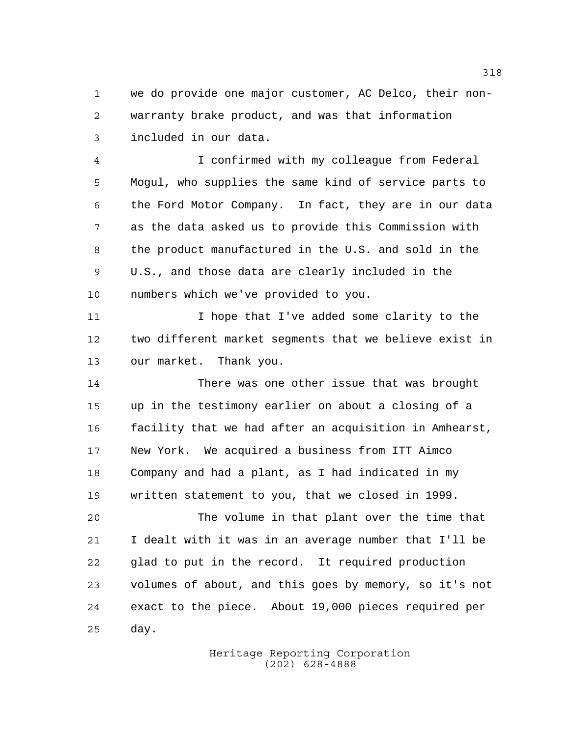we do provide one major customer, AC Delco, their non-warranty brake product, and was that information included in our data.

I confirmed with my colleague from Federal Mogul, who supplies the same kind of service parts to the Ford Motor Company. In fact, they are in our data as the data asked us to provide this Commission with the product manufactured in the U.S. and sold in the U.S., and those data are clearly included in the numbers which we've provided to you.

I hope that I've added some clarity to the two different market segments that we believe exist in our market. Thank you.

There was one other issue that was brought up in the testimony earlier on about a closing of a facility that we had after an acquisition in Amhearst, New York. We acquired a business from ITT Aimco Company and had a plant, as I had indicated in my written statement to you, that we closed in 1999.

The volume in that plant over the time that I dealt with it was in an average number that I'll be glad to put in the record. It required production volumes of about, and this goes by memory, so it's not exact to the piece. About 19,000 pieces required per day.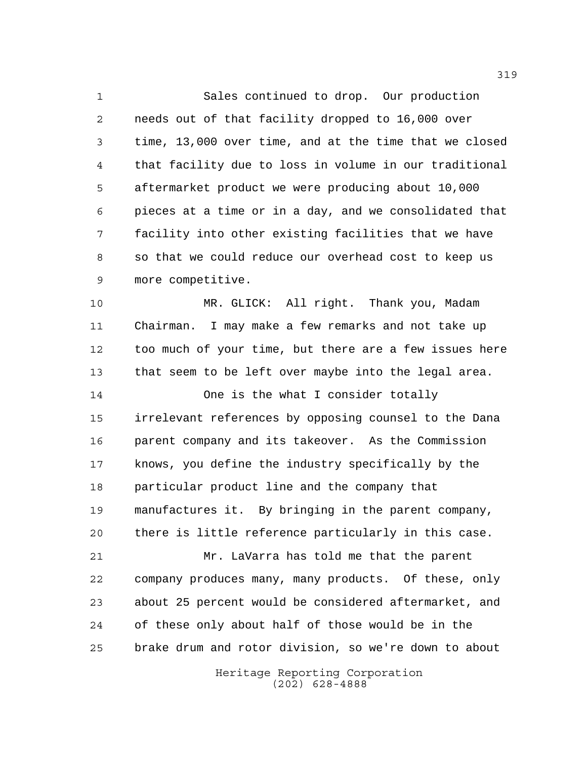Sales continued to drop. Our production needs out of that facility dropped to 16,000 over time, 13,000 over time, and at the time that we closed that facility due to loss in volume in our traditional aftermarket product we were producing about 10,000 pieces at a time or in a day, and we consolidated that facility into other existing facilities that we have so that we could reduce our overhead cost to keep us more competitive.

MR. GLICK: All right. Thank you, Madam Chairman. I may make a few remarks and not take up too much of your time, but there are a few issues here that seem to be left over maybe into the legal area.

One is the what I consider totally irrelevant references by opposing counsel to the Dana parent company and its takeover. As the Commission knows, you define the industry specifically by the particular product line and the company that manufactures it. By bringing in the parent company, there is little reference particularly in this case.

Mr. LaVarra has told me that the parent company produces many, many products. Of these, only about 25 percent would be considered aftermarket, and of these only about half of those would be in the brake drum and rotor division, so we're down to about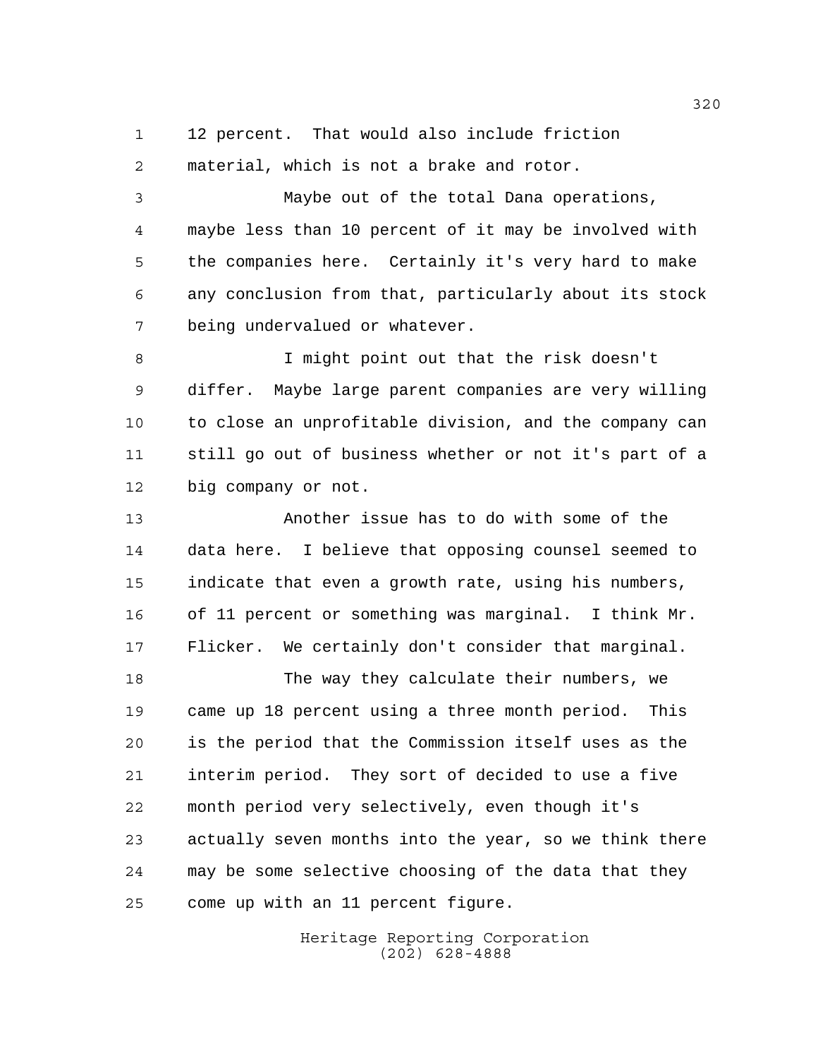12 percent. That would also include friction material, which is not a brake and rotor.

Maybe out of the total Dana operations, maybe less than 10 percent of it may be involved with the companies here. Certainly it's very hard to make any conclusion from that, particularly about its stock being undervalued or whatever.

I might point out that the risk doesn't differ. Maybe large parent companies are very willing to close an unprofitable division, and the company can still go out of business whether or not it's part of a big company or not.

Another issue has to do with some of the data here. I believe that opposing counsel seemed to indicate that even a growth rate, using his numbers, of 11 percent or something was marginal. I think Mr. Flicker. We certainly don't consider that marginal.

The way they calculate their numbers, we came up 18 percent using a three month period. This is the period that the Commission itself uses as the interim period. They sort of decided to use a five month period very selectively, even though it's actually seven months into the year, so we think there may be some selective choosing of the data that they come up with an 11 percent figure.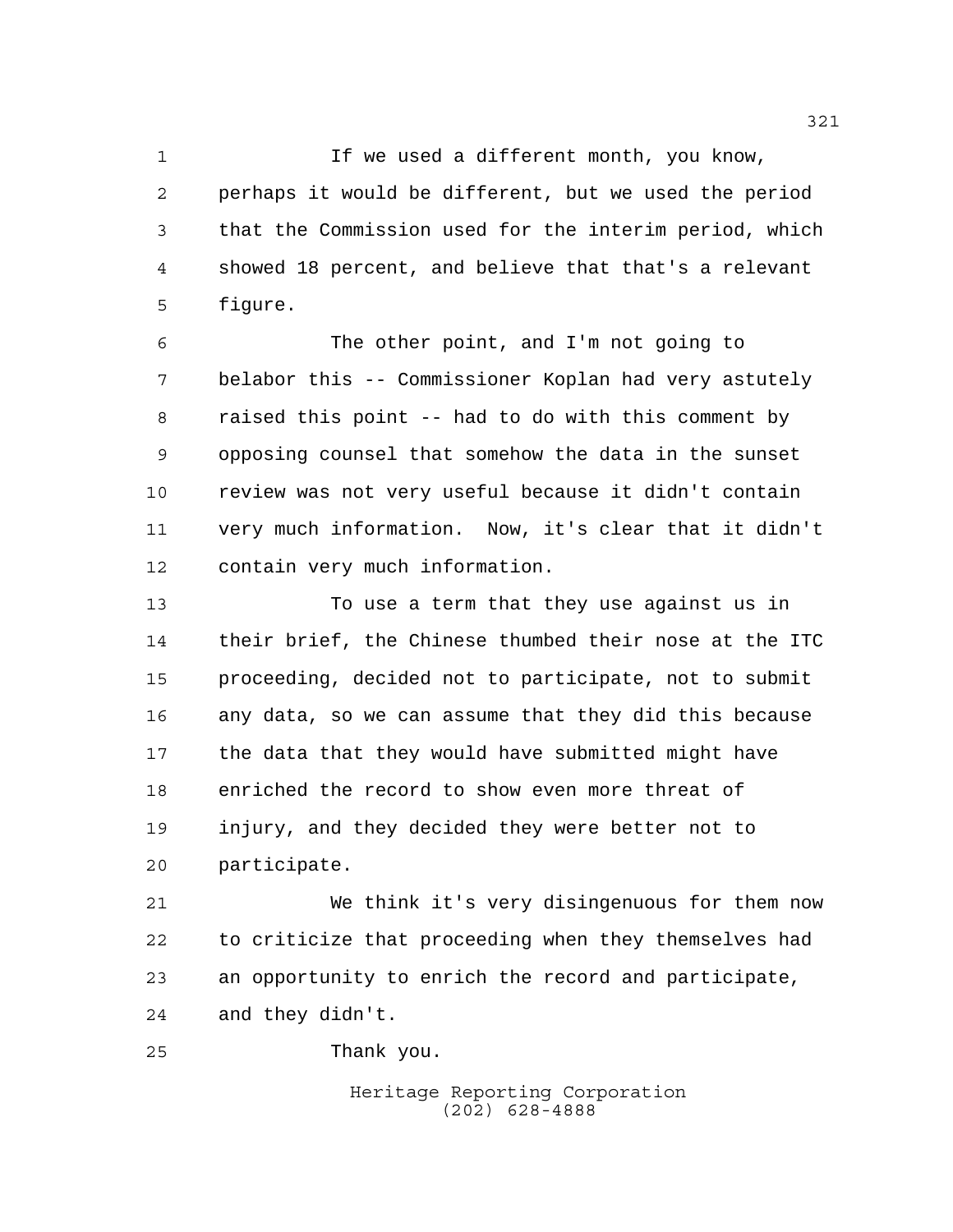If we used a different month, you know, perhaps it would be different, but we used the period that the Commission used for the interim period, which showed 18 percent, and believe that that's a relevant figure.

The other point, and I'm not going to belabor this -- Commissioner Koplan had very astutely raised this point -- had to do with this comment by opposing counsel that somehow the data in the sunset review was not very useful because it didn't contain very much information. Now, it's clear that it didn't contain very much information.

To use a term that they use against us in their brief, the Chinese thumbed their nose at the ITC proceeding, decided not to participate, not to submit any data, so we can assume that they did this because the data that they would have submitted might have enriched the record to show even more threat of injury, and they decided they were better not to participate.

We think it's very disingenuous for them now to criticize that proceeding when they themselves had an opportunity to enrich the record and participate, and they didn't.

Thank you.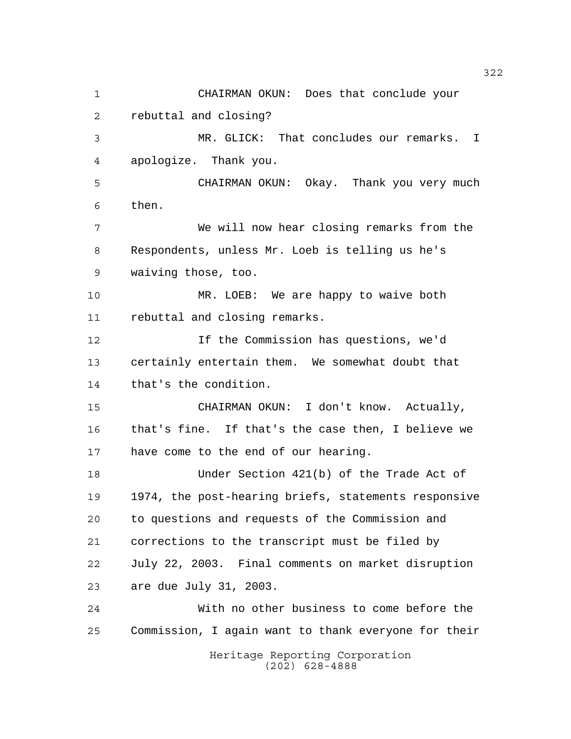CHAIRMAN OKUN: Does that conclude your rebuttal and closing?

MR. GLICK: That concludes our remarks. I apologize. Thank you.

CHAIRMAN OKUN: Okay. Thank you very much then.

We will now hear closing remarks from the Respondents, unless Mr. Loeb is telling us he's waiving those, too.

MR. LOEB: We are happy to waive both rebuttal and closing remarks.

If the Commission has questions, we'd certainly entertain them. We somewhat doubt that that's the condition.

CHAIRMAN OKUN: I don't know. Actually, that's fine. If that's the case then, I believe we have come to the end of our hearing.

Under Section 421(b) of the Trade Act of 1974, the post-hearing briefs, statements responsive to questions and requests of the Commission and corrections to the transcript must be filed by July 22, 2003. Final comments on market disruption are due July 31, 2003.

With no other business to come before the Commission, I again want to thank everyone for their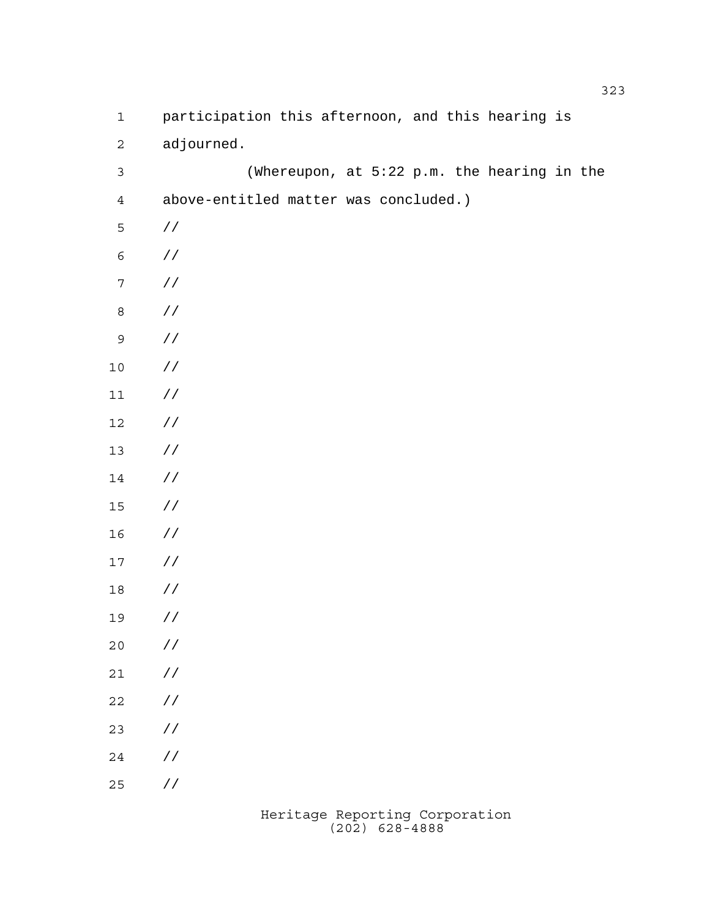participation this afternoon, and this hearing is adjourned.

(Whereupon, at 5:22 p.m. the hearing in the above-entitled matter was concluded.)

//

//

//

//

//

//

//

//

//

//

//

//

//

//

//

//

//

//

//

//

//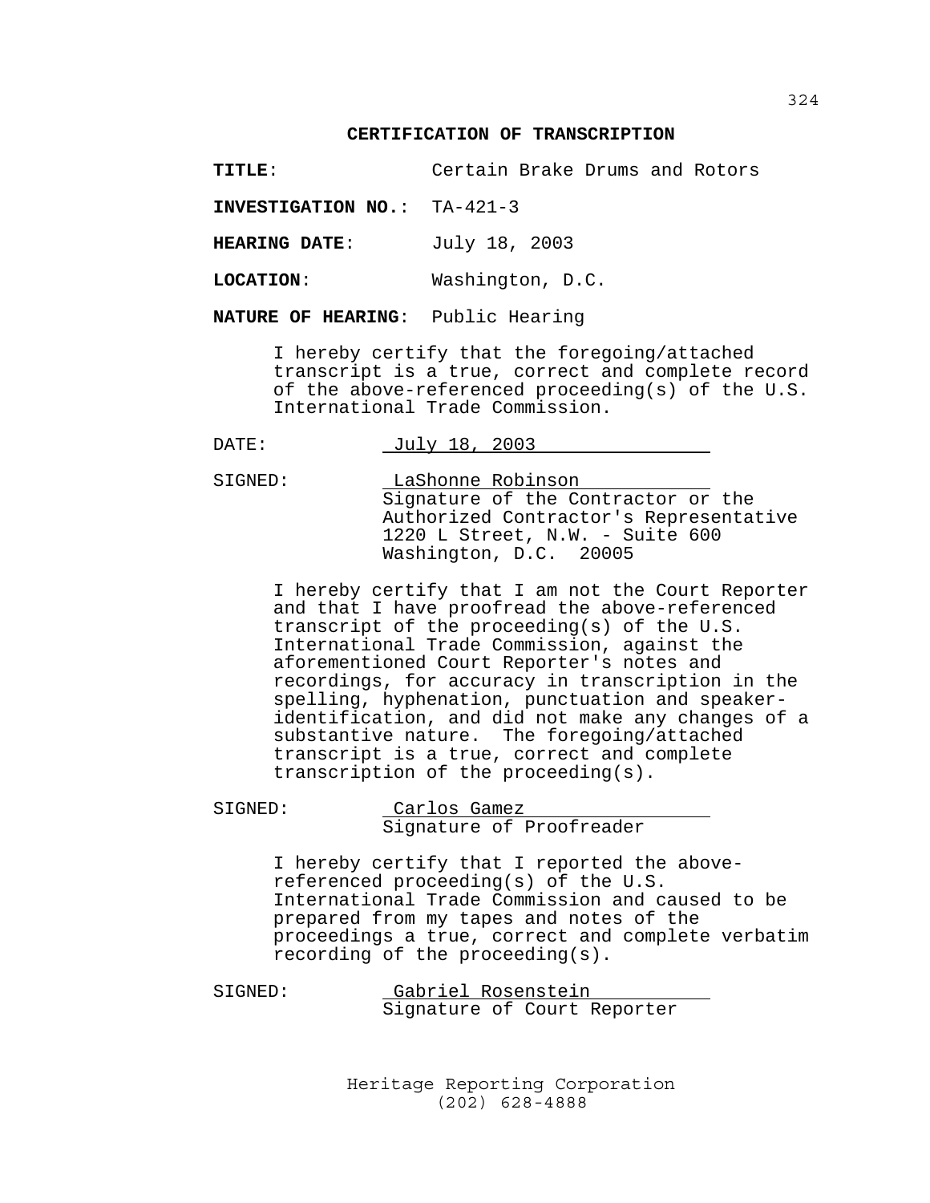## CERTIFICATION OF TRANSCRIPTION

**TITLE**: Certain Brake Drums and Rotors

**INVESTIGATION NO.**: TA-421-3

**HEARING DATE**: July 18, 2003

**LOCATION**: Washington, D.C.

**NATURE OF HEARING**: Public Hearing

I hereby certify that the foregoing/attached transcript is a true, correct and complete record of the above-referenced proceeding(s) of the U.S. International Trade Commission.

DATE: July 18, 2003

SIGNED: LaShonne Robinson
Signature of the Contractor or the Authorized Contractor's Representative
1220 L Street, N.W. - Suite 600
Washington, D.C. 20005

I hereby certify that I am not the Court Reporter and that I have proofread the above-referenced transcript of the proceeding(s) of the U.S. International Trade Commission, against the aforementioned Court Reporter's notes and recordings, for accuracy in transcription in the spelling, hyphenation, punctuation and speaker-identification, and did not make any changes of a substantive nature. The foregoing/attached transcript is a true, correct and complete transcription of the proceeding(s).

SIGNED: Carlos Gamez
Signature of Proofreader

I hereby certify that I reported the above-referenced proceeding(s) of the U.S. International Trade Commission and caused to be prepared from my tapes and notes of the proceedings a true, correct and complete verbatim recording of the proceeding(s).

SIGNED: Gabriel Rosenstein
Signature of Court Reporter

Heritage Reporting Corporation
(202) 628-4888